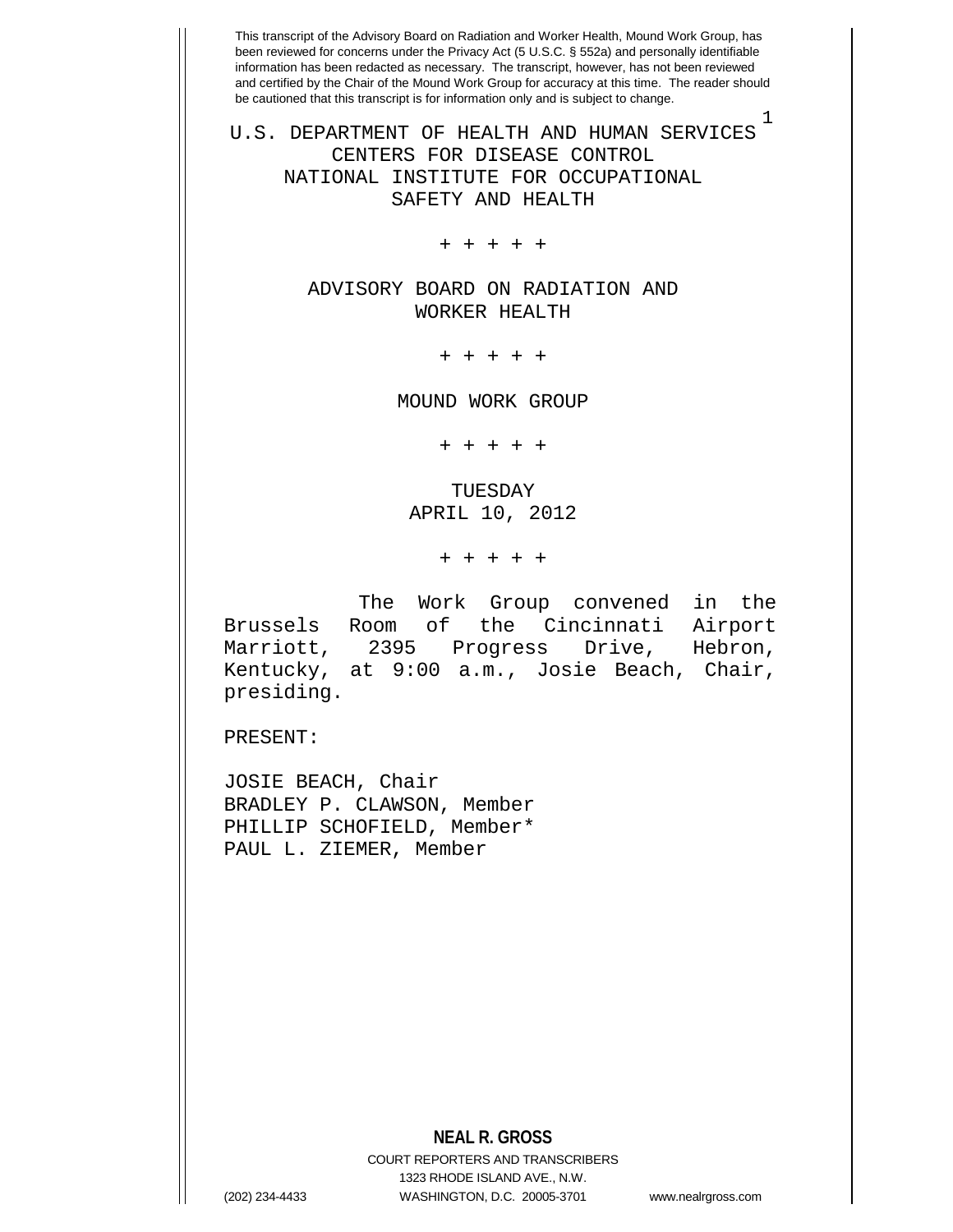This transcript of the Advisory Board on Radiation and Worker Health, Mound Work Group, has been reviewed for concerns under the Privacy Act (5 U.S.C. § 552a) and personally identifiable information has been redacted as necessary. The transcript, however, has not been reviewed and certified by the Chair of the Mound Work Group for accuracy at this time. The reader should be cautioned that this transcript is for information only and is subject to change.

U.S. DEPARTMENT OF HEALTH AND HUMAN SERVICES
CENTERS FOR DISEASE CONTROL
NATIONAL INSTITUTE FOR OCCUPATIONAL
SAFETY AND HEALTH

+ + + + +

ADVISORY BOARD ON RADIATION AND
WORKER HEALTH

+ + + + +

MOUND WORK GROUP

+ + + + +

TUESDAY
APRIL 10, 2012

+ + + + +

The Work Group convened in the Brussels Room of the Cincinnati Airport Marriott, 2395 Progress Drive, Hebron, Kentucky, at 9:00 a.m., Josie Beach, Chair, presiding.

PRESENT:

JOSIE BEACH, Chair
BRADLEY P. CLAWSON, Member
PHILLIP SCHOFIELD, Member*
PAUL L. ZIEMER, Member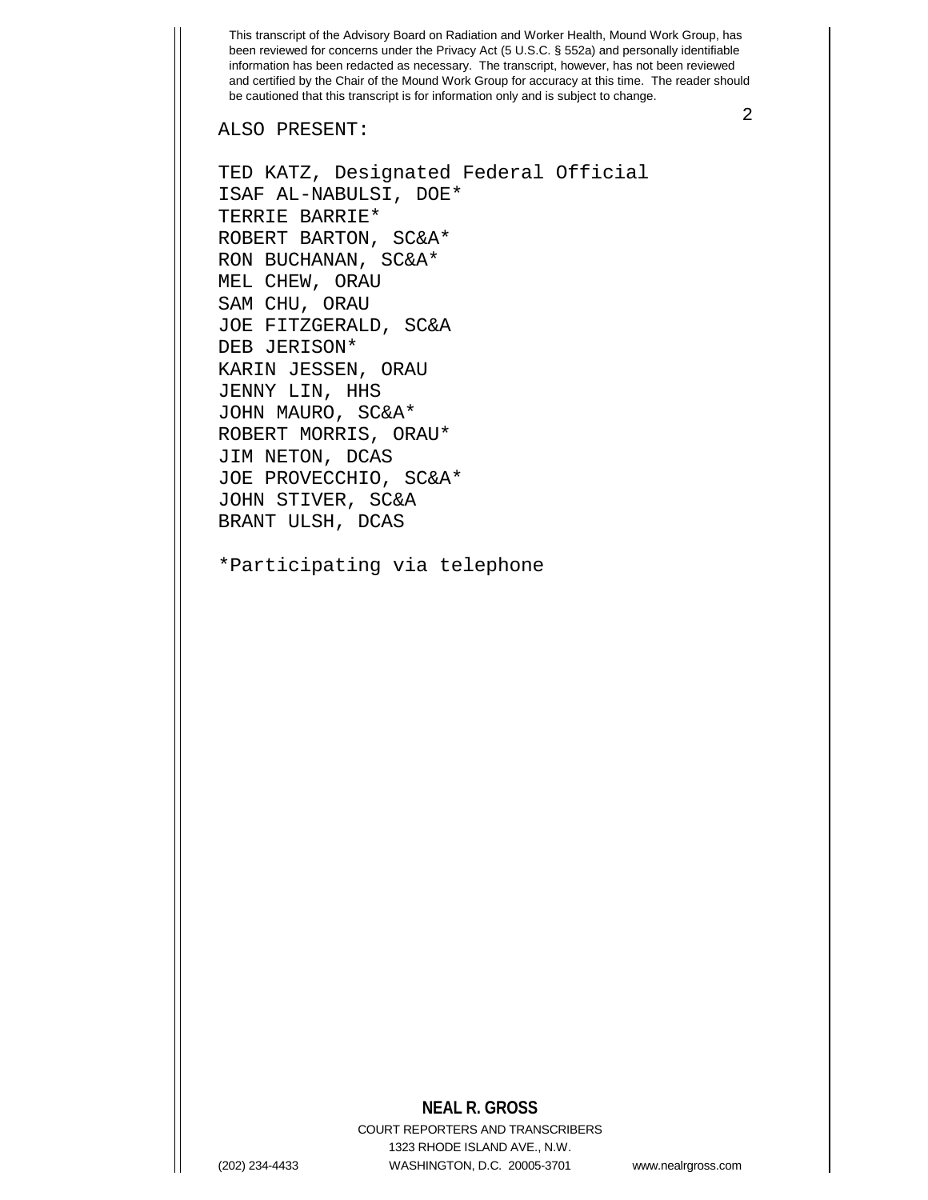ALSO PRESENT:

TED KATZ, Designated Federal Official

ISAF AL-NABULSI, DOE*

TERRIE BARRIE*

ROBERT BARTON, SC&A*

RON BUCHANAN, SC&A*

MEL CHEW, ORAU

SAM CHU, ORAU

JOE FITZGERALD, SC&A

DEB JERISON*

KARIN JESSEN, ORAU

JENNY LIN, HHS

JOHN MAURO, SC&A*

ROBERT MORRIS, ORAU*

JIM NETON, DCAS

JOE PROVECCHIO, SC&A*

JOHN STIVER, SC&A

BRANT ULSH, DCAS

*Participating via telephone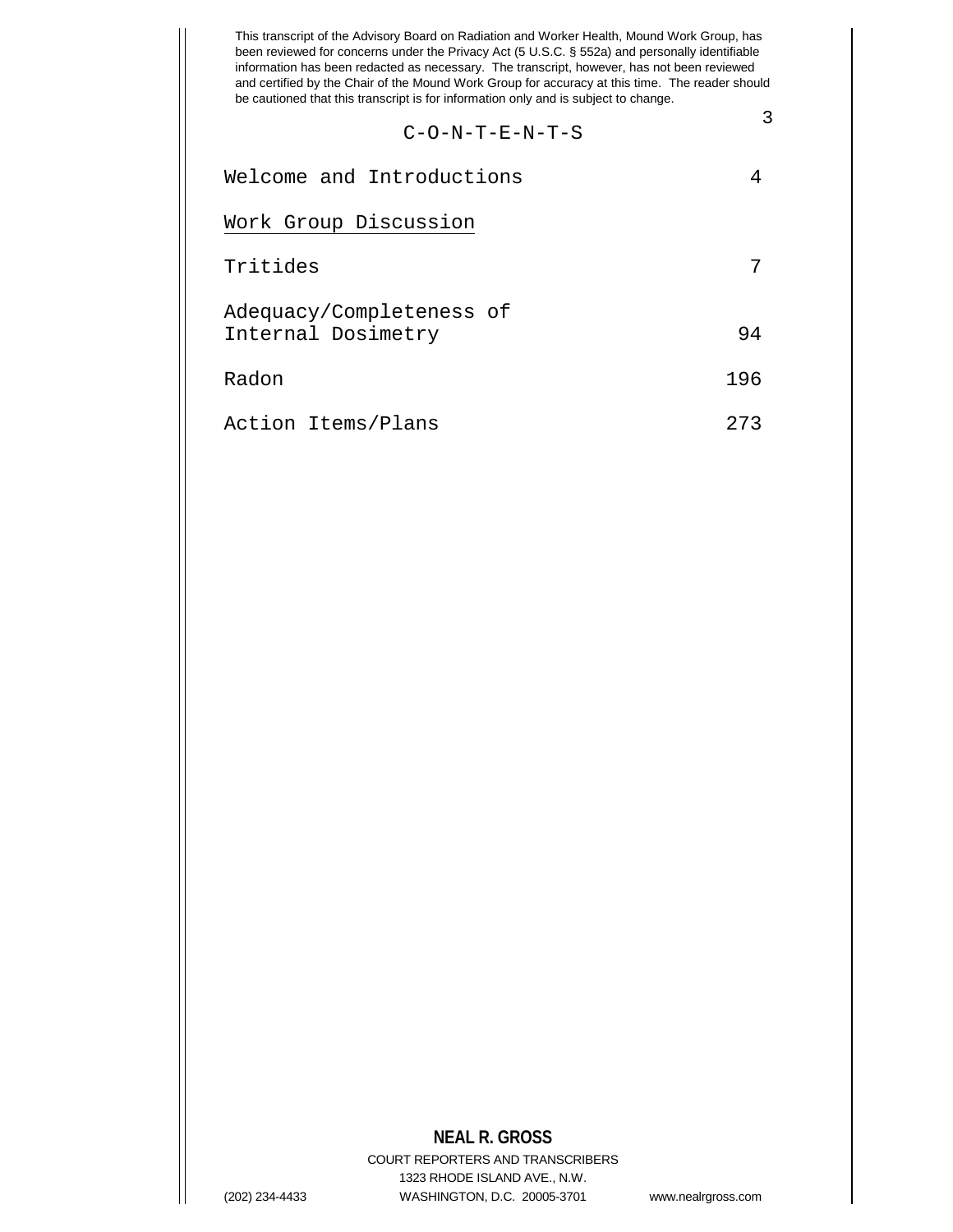This transcript of the Advisory Board on Radiation and Worker Health, Mound Work Group, has been reviewed for concerns under the Privacy Act (5 U.S.C. § 552a) and personally identifiable information has been redacted as necessary. The transcript, however, has not been reviewed and certified by the Chair of the Mound Work Group for accuracy at this time. The reader should be cautioned that this transcript is for information only and is subject to change.

## C-O-N-T-E-N-T-S

| | |
|---|---|
| Welcome and Introductions | 4 |
| <u>Work Group Discussion</u> | |
| Tritides | 7 |
| Adequacy/Completeness of Internal Dosimetry | 94 |
| Radon | 196 |
| Action Items/Plans | 273 |

**NEAL R. GROSS**
COURT REPORTERS AND TRANSCRIBERS
1323 RHODE ISLAND AVE., N.W.
(202) 234-4433 WASHINGTON, D.C. 20005-3701 www.nealrgross.com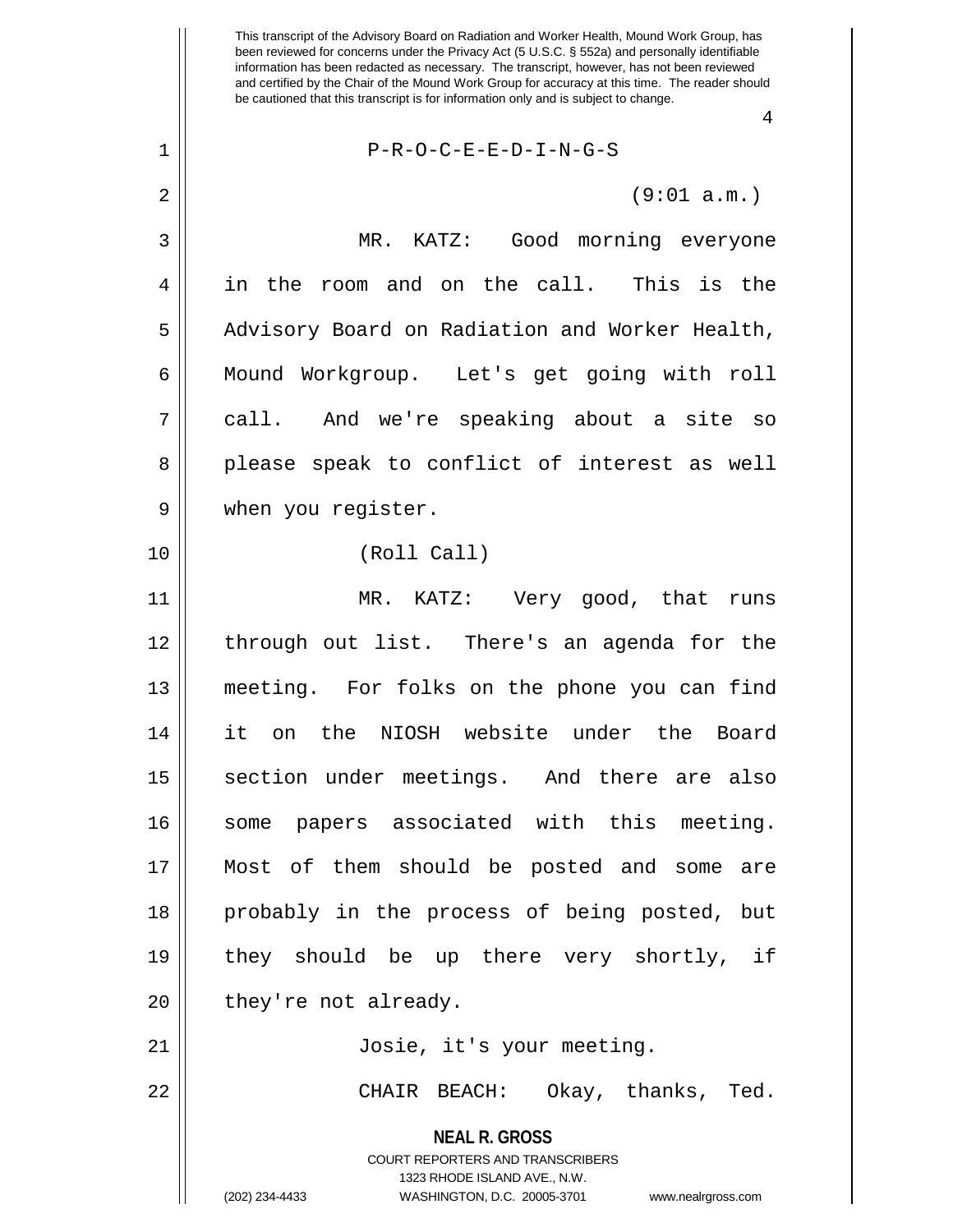P-R-O-C-E-E-D-I-N-G-S

(9:01 a.m.)

MR. KATZ: Good morning everyone in the room and on the call. This is the Advisory Board on Radiation and Worker Health, Mound Workgroup. Let's get going with roll call. And we're speaking about a site so please speak to conflict of interest as well when you register.

(Roll Call)

MR. KATZ: Very good, that runs through out list. There's an agenda for the meeting. For folks on the phone you can find it on the NIOSH website under the Board section under meetings. And there are also some papers associated with this meeting. Most of them should be posted and some are probably in the process of being posted, but they should be up there very shortly, if they're not already.

Josie, it's your meeting.

CHAIR BEACH: Okay, thanks, Ted.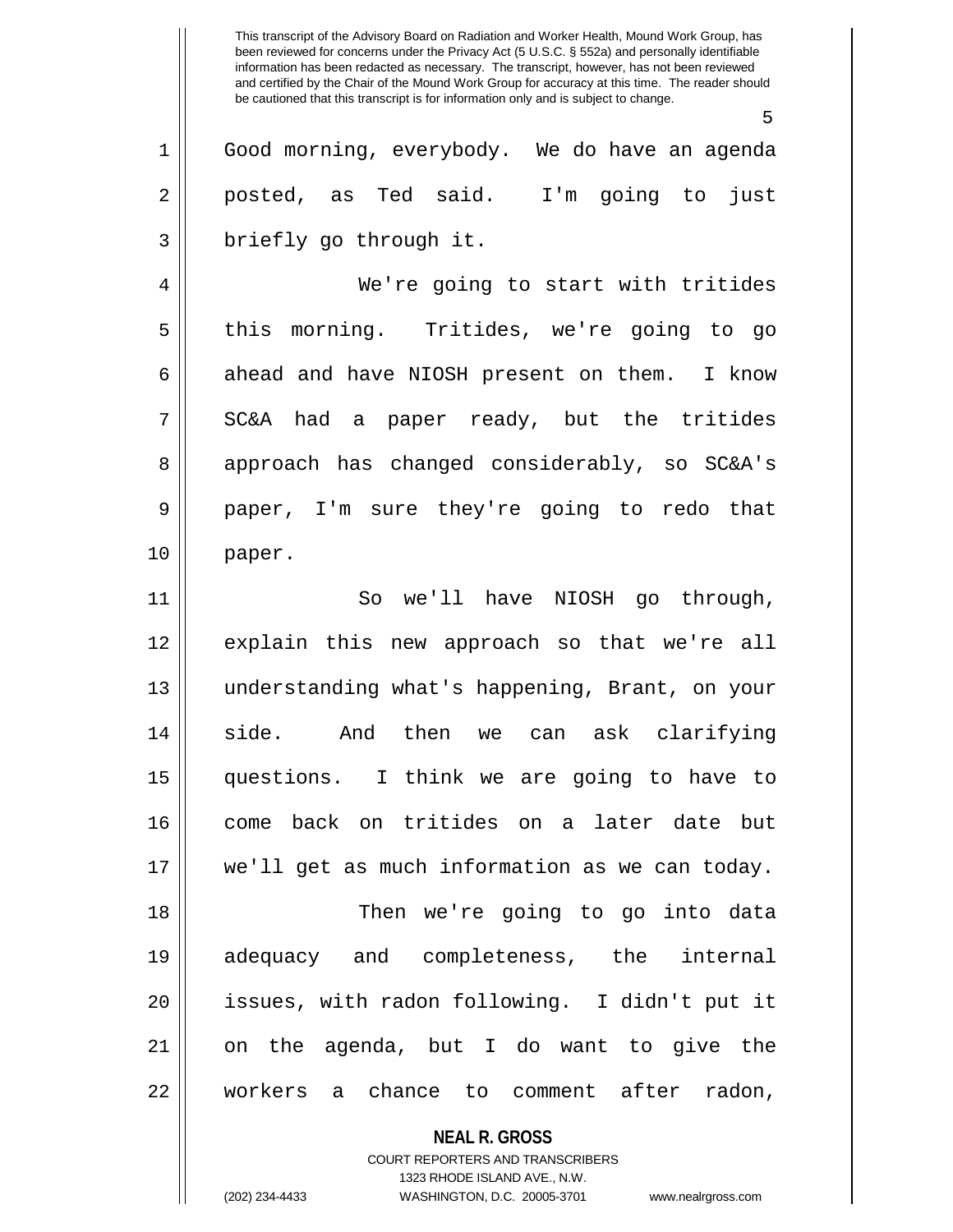Good morning, everybody. We do have an agenda posted, as Ted said. I'm going to just briefly go through it.

We're going to start with tritides this morning. Tritides, we're going to go ahead and have NIOSH present on them. I know SC&A had a paper ready, but the tritides approach has changed considerably, so SC&A's paper, I'm sure they're going to redo that paper.

So we'll have NIOSH go through, explain this new approach so that we're all understanding what's happening, Brant, on your side. And then we can ask clarifying questions. I think we are going to have to come back on tritides on a later date but we'll get as much information as we can today.

Then we're going to go into data adequacy and completeness, the internal issues, with radon following. I didn't put it on the agenda, but I do want to give the workers a chance to comment after radon,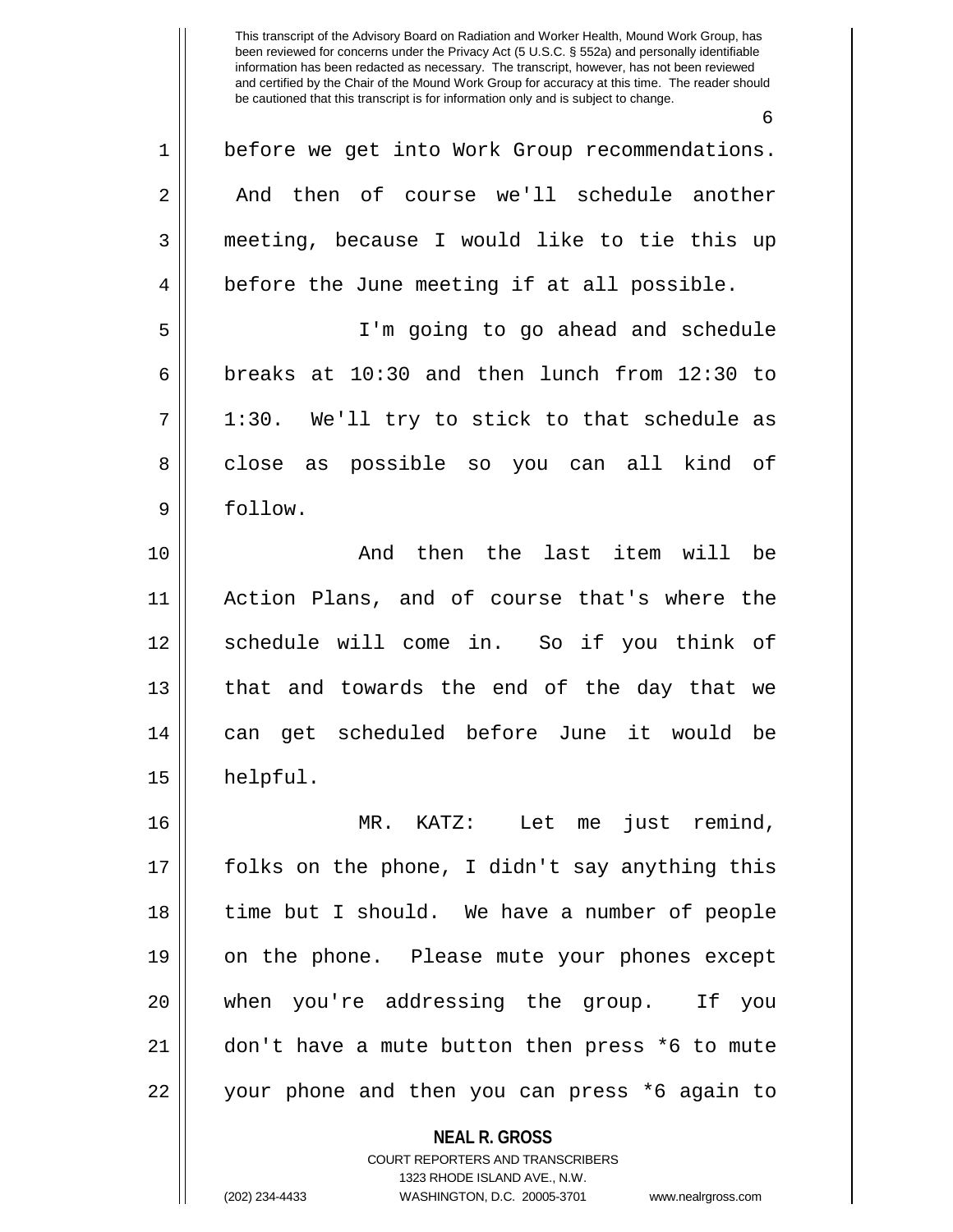before we get into Work Group recommendations. And then of course we'll schedule another meeting, because I would like to tie this up before the June meeting if at all possible.

I'm going to go ahead and schedule breaks at 10:30 and then lunch from 12:30 to 1:30. We'll try to stick to that schedule as close as possible so you can all kind of follow.

And then the last item will be Action Plans, and of course that's where the schedule will come in. So if you think of that and towards the end of the day that we can get scheduled before June it would be helpful.

MR. KATZ: Let me just remind, folks on the phone, I didn't say anything this time but I should. We have a number of people on the phone. Please mute your phones except when you're addressing the group. If you don't have a mute button then press *6 to mute your phone and then you can press *6 again to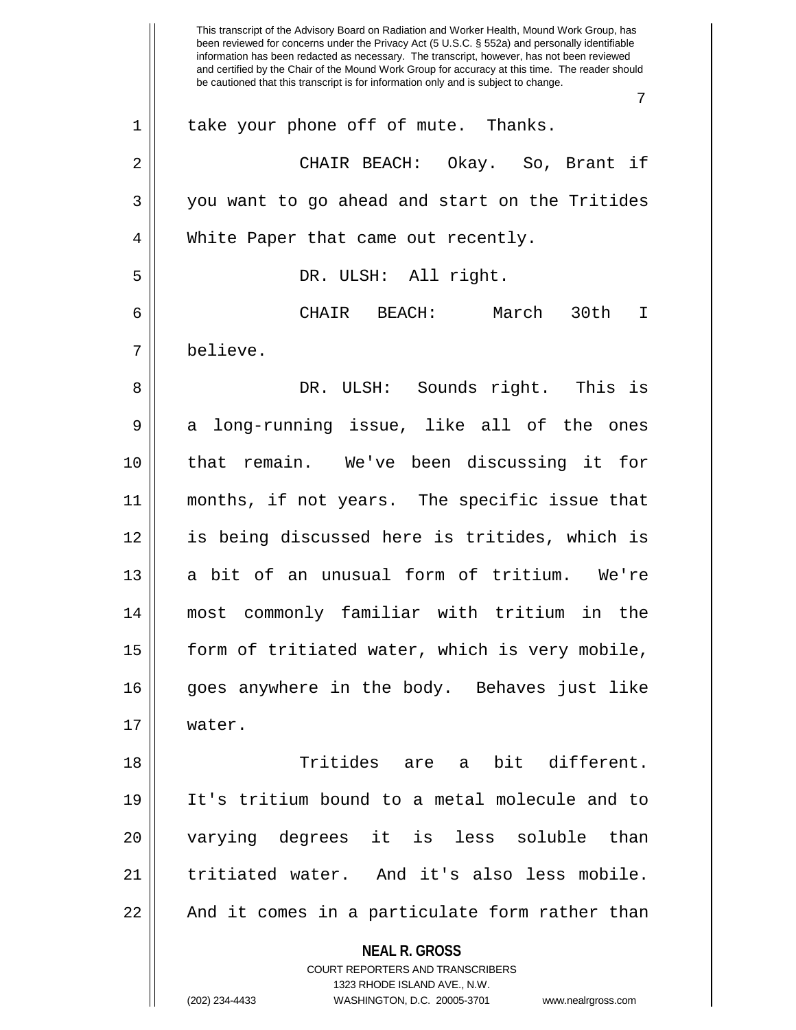take your phone off of mute. Thanks.

CHAIR BEACH: Okay. So, Brant if you want to go ahead and start on the Tritides White Paper that came out recently.

DR. ULSH: All right.

CHAIR BEACH: March 30th I believe.

DR. ULSH: Sounds right. This is a long-running issue, like all of the ones that remain. We've been discussing it for months, if not years. The specific issue that is being discussed here is tritides, which is a bit of an unusual form of tritium. We're most commonly familiar with tritium in the form of tritiated water, which is very mobile, goes anywhere in the body. Behaves just like water.

Tritides are a bit different. It's tritium bound to a metal molecule and to varying degrees it is less soluble than tritiated water. And it's also less mobile. And it comes in a particulate form rather than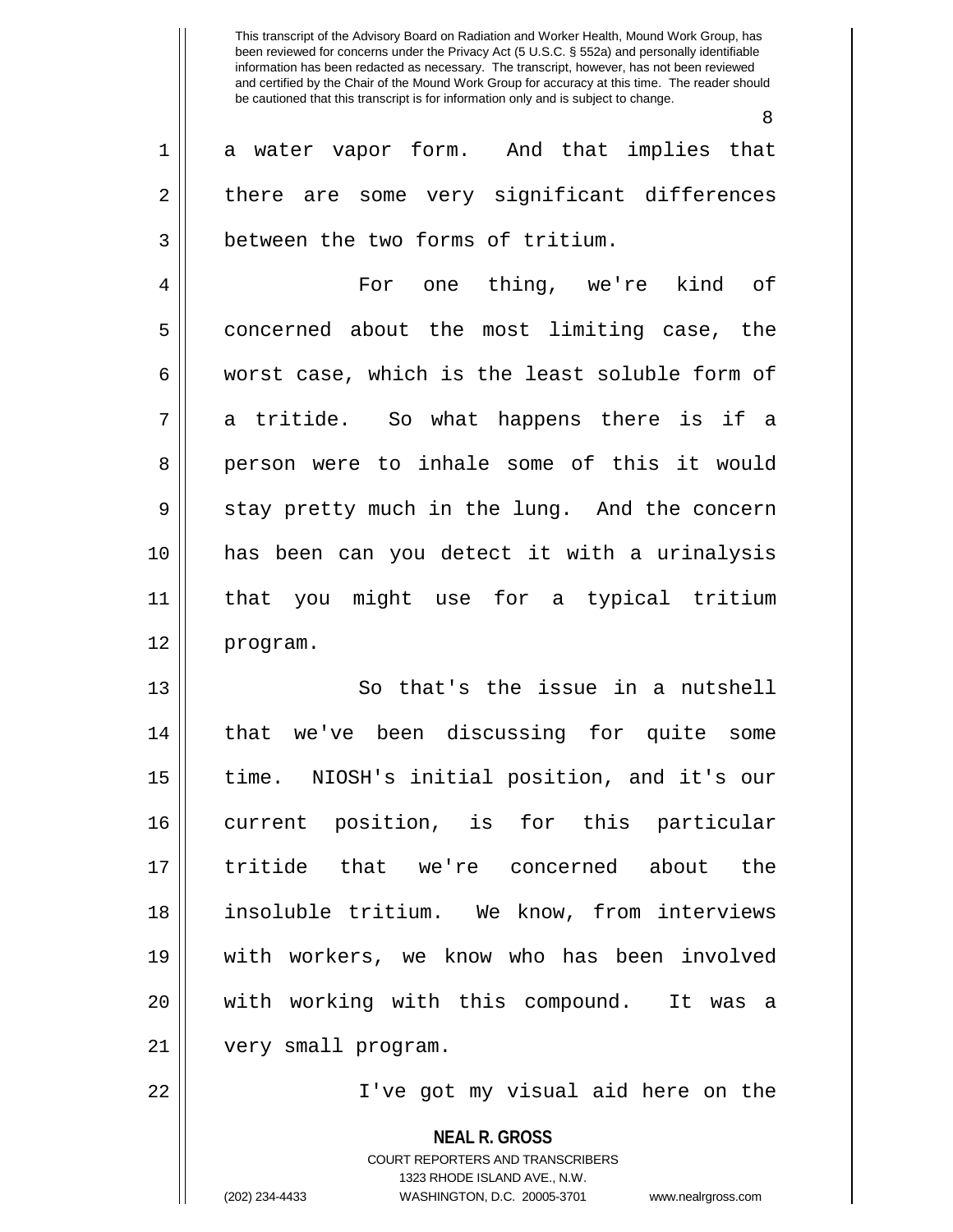a water vapor form. And that implies that there are some very significant differences between the two forms of tritium.

For one thing, we're kind of concerned about the most limiting case, the worst case, which is the least soluble form of a tritide. So what happens there is if a person were to inhale some of this it would stay pretty much in the lung. And the concern has been can you detect it with a urinalysis that you might use for a typical tritium program.

So that's the issue in a nutshell that we've been discussing for quite some time. NIOSH's initial position, and it's our current position, is for this particular tritide that we're concerned about the insoluble tritium. We know, from interviews with workers, we know who has been involved with working with this compound. It was a very small program.

I've got my visual aid here on the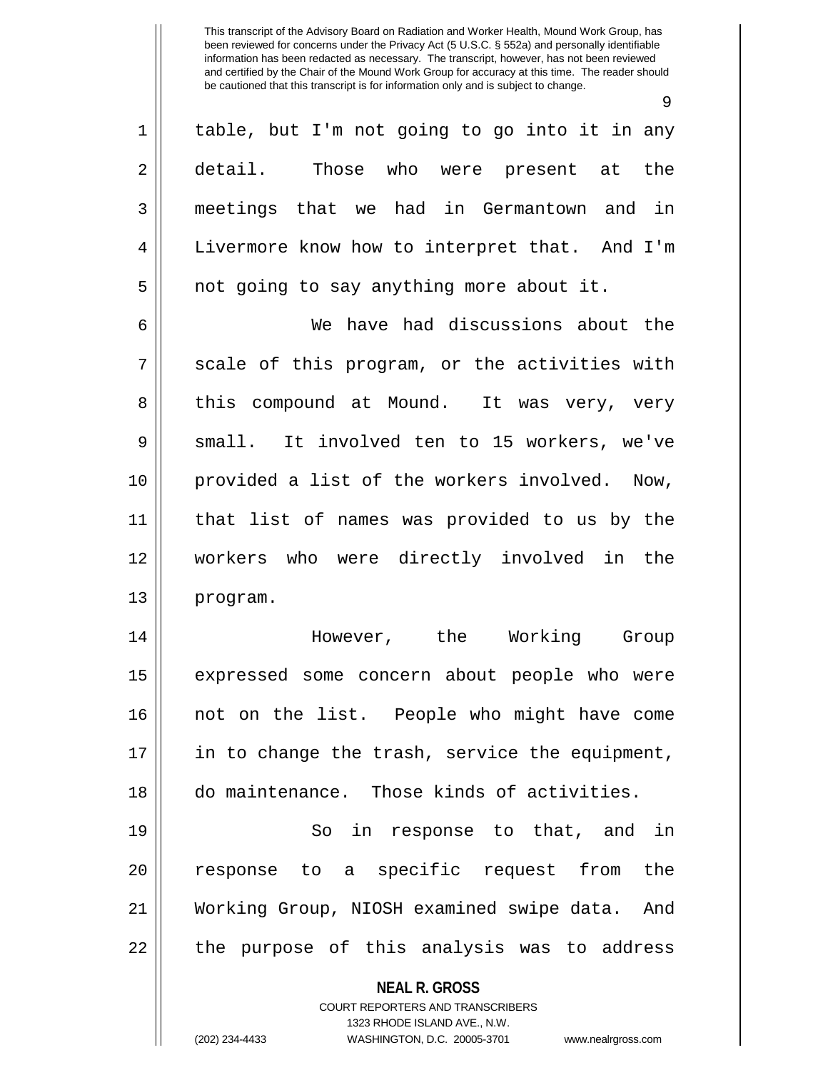table, but I'm not going to go into it in any detail. Those who were present at the meetings that we had in Germantown and in Livermore know how to interpret that. And I'm not going to say anything more about it.

We have had discussions about the scale of this program, or the activities with this compound at Mound. It was very, very small. It involved ten to 15 workers, we've provided a list of the workers involved. Now, that list of names was provided to us by the workers who were directly involved in the program.

However, the Working Group expressed some concern about people who were not on the list. People who might have come in to change the trash, service the equipment, do maintenance. Those kinds of activities.

So in response to that, and in response to a specific request from the Working Group, NIOSH examined swipe data. And the purpose of this analysis was to address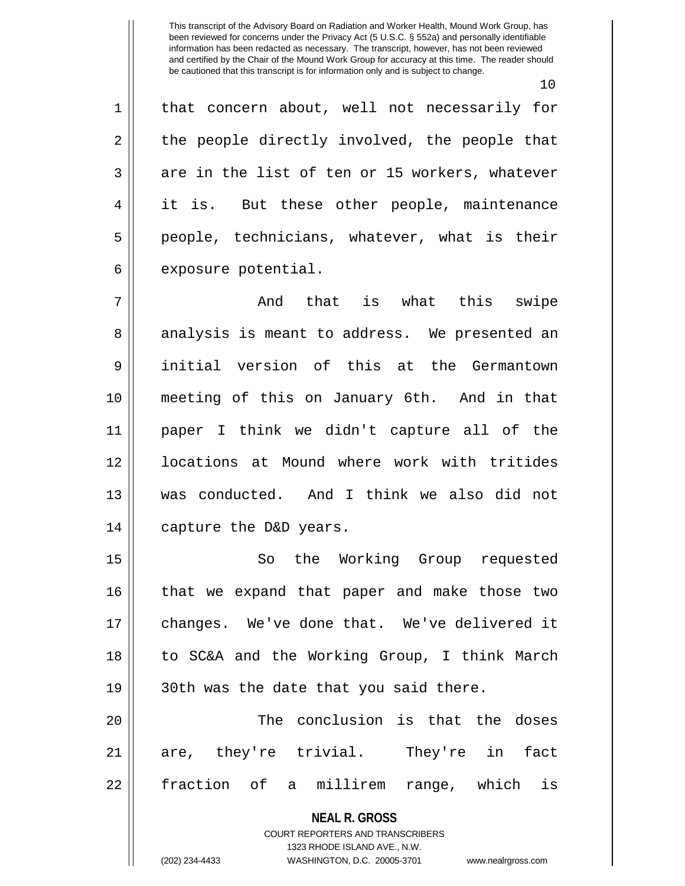that concern about, well not necessarily for the people directly involved, the people that are in the list of ten or 15 workers, whatever it is. But these other people, maintenance people, technicians, whatever, what is their exposure potential.

And that is what this swipe analysis is meant to address. We presented an initial version of this at the Germantown meeting of this on January 6th. And in that paper I think we didn't capture all of the locations at Mound where work with tritides was conducted. And I think we also did not capture the D&D years.

So the Working Group requested that we expand that paper and make those two changes. We've done that. We've delivered it to SC&A and the Working Group, I think March 30th was the date that you said there.

The conclusion is that the doses are, they're trivial. They're in fact fraction of a millirem range, which is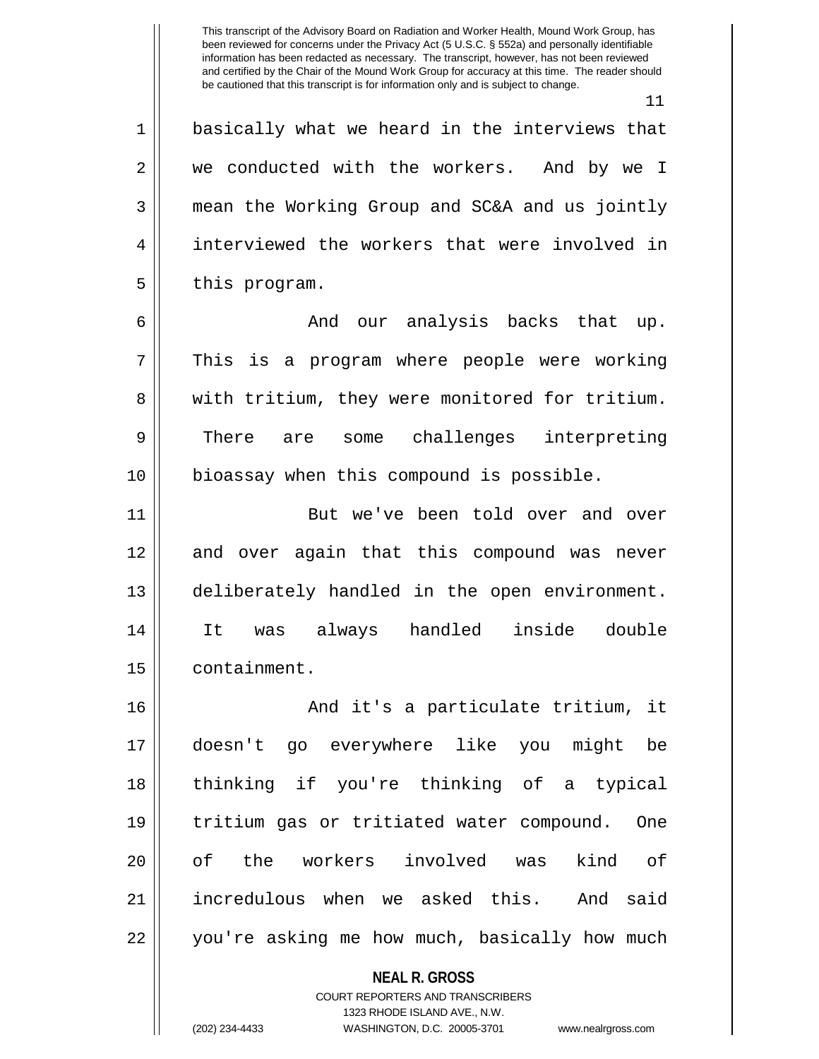basically what we heard in the interviews that we conducted with the workers. And by we I mean the Working Group and SC&A and us jointly interviewed the workers that were involved in this program.

And our analysis backs that up. This is a program where people were working with tritium, they were monitored for tritium. There are some challenges interpreting bioassay when this compound is possible.

But we've been told over and over and over again that this compound was never deliberately handled in the open environment. It was always handled inside double containment.

And it's a particulate tritium, it doesn't go everywhere like you might be thinking if you're thinking of a typical tritium gas or tritiated water compound. One of the workers involved was kind of incredulous when we asked this. And said you're asking me how much, basically how much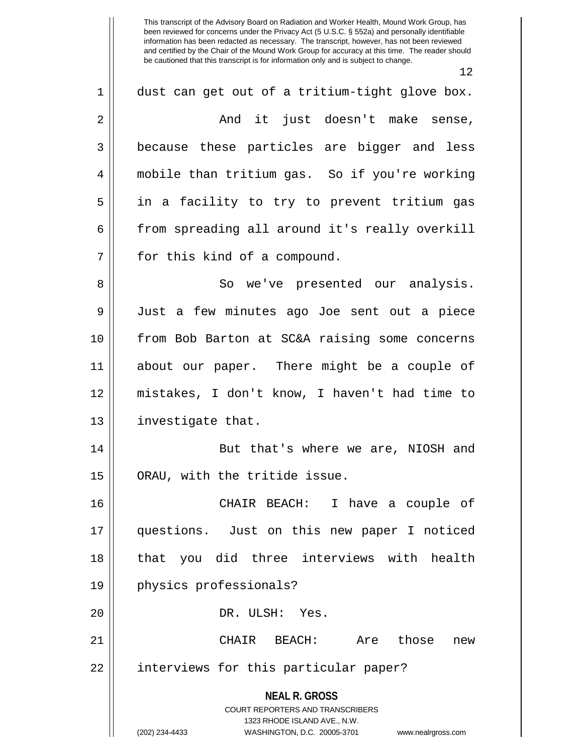dust can get out of a tritium-tight glove box.

And it just doesn't make sense, because these particles are bigger and less mobile than tritium gas. So if you're working in a facility to try to prevent tritium gas from spreading all around it's really overkill for this kind of a compound.

So we've presented our analysis. Just a few minutes ago Joe sent out a piece from Bob Barton at SC&A raising some concerns about our paper. There might be a couple of mistakes, I don't know, I haven't had time to investigate that.

But that's where we are, NIOSH and ORAU, with the tritide issue.

CHAIR BEACH: I have a couple of questions. Just on this new paper I noticed that you did three interviews with health physics professionals?

DR. ULSH: Yes.

CHAIR BEACH: Are those new interviews for this particular paper?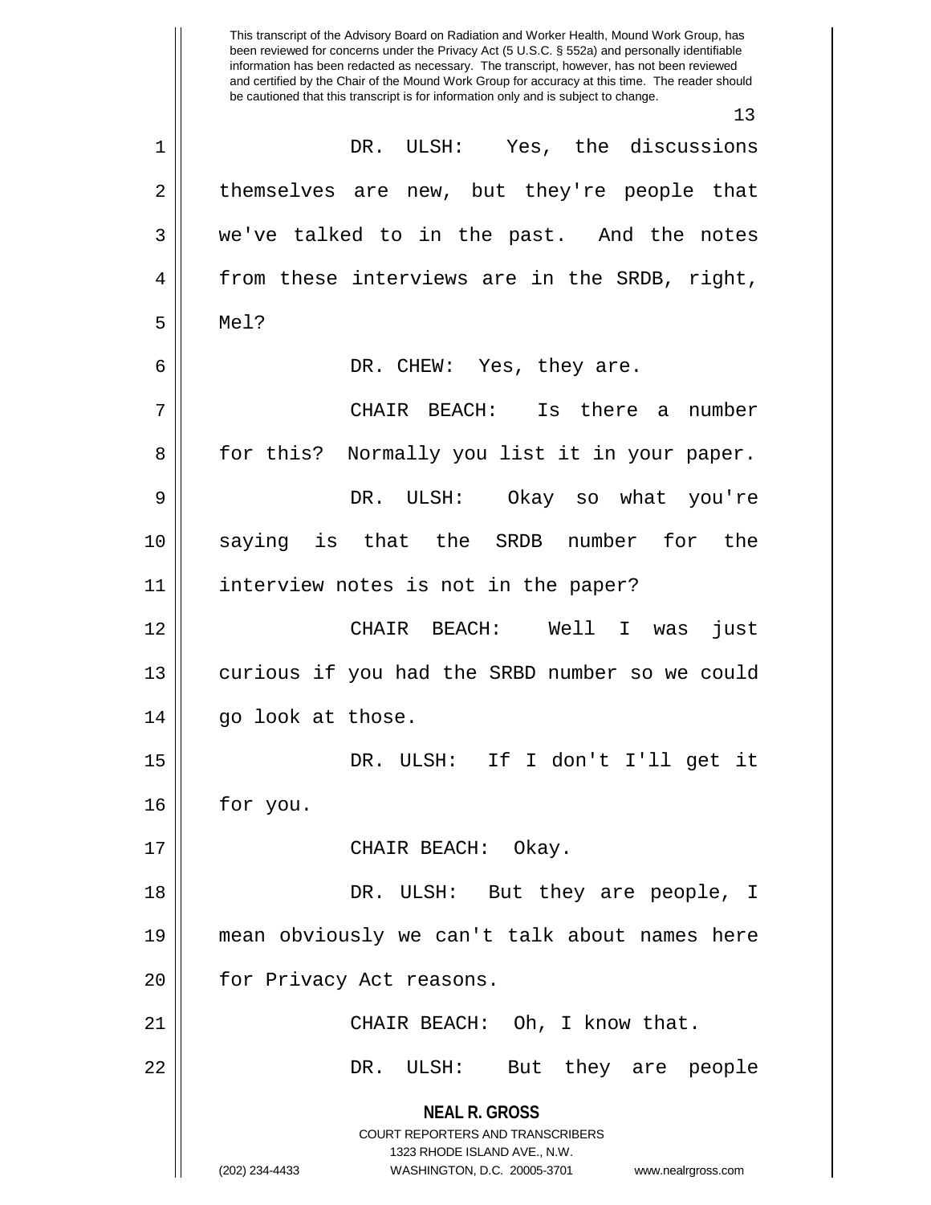DR. ULSH: Yes, the discussions themselves are new, but they're people that we've talked to in the past. And the notes from these interviews are in the SRDB, right, Mel?

DR. CHEW: Yes, they are.

CHAIR BEACH: Is there a number for this? Normally you list it in your paper.

DR. ULSH: Okay so what you're saying is that the SRDB number for the interview notes is not in the paper?

CHAIR BEACH: Well I was just curious if you had the SRBD number so we could go look at those.

DR. ULSH: If I don't I'll get it for you.

CHAIR BEACH: Okay.

DR. ULSH: But they are people, I mean obviously we can't talk about names here for Privacy Act reasons.

CHAIR BEACH: Oh, I know that.

DR. ULSH: But they are people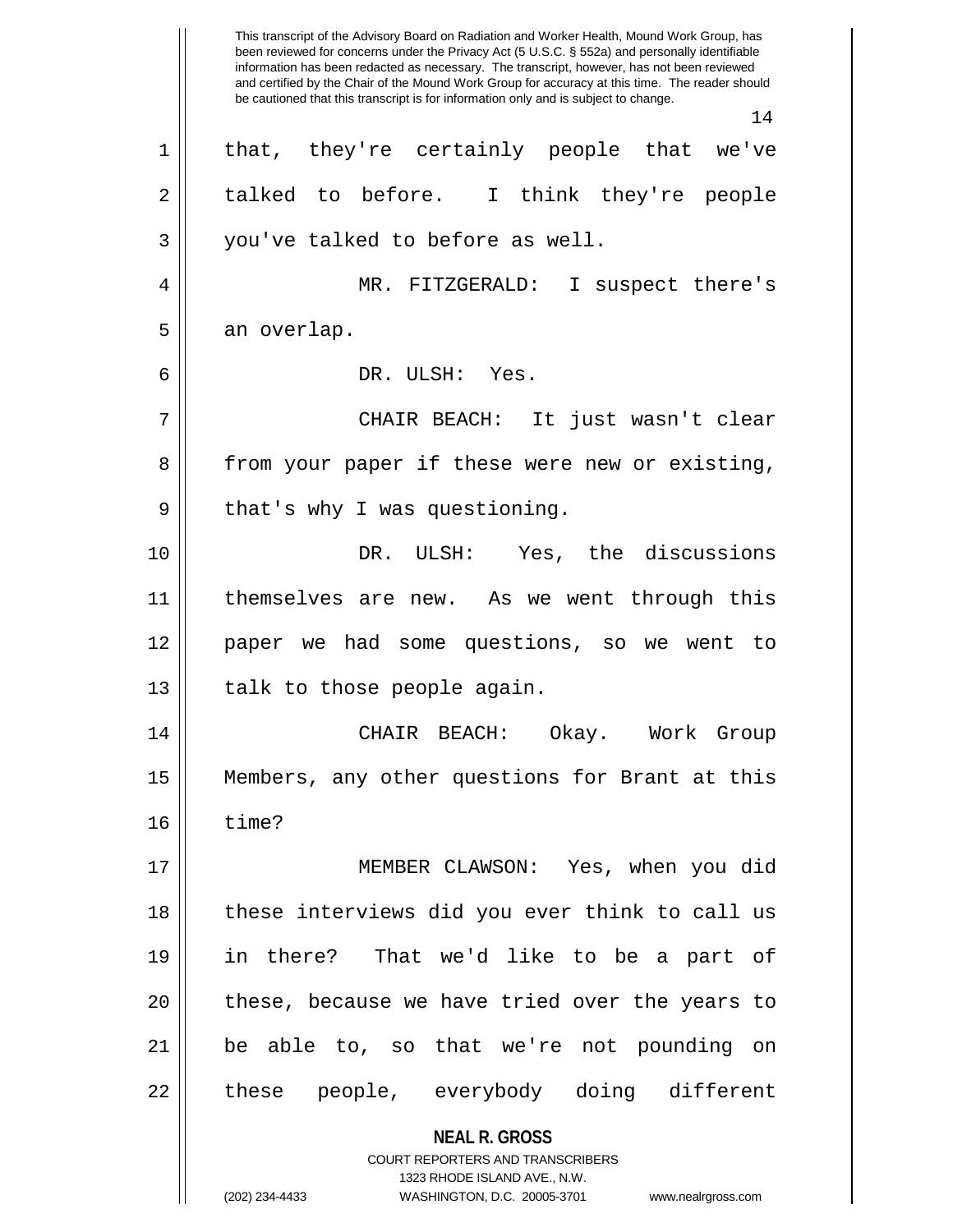that, they're certainly people that we've talked to before. I think they're people you've talked to before as well.

MR. FITZGERALD: I suspect there's an overlap.

DR. ULSH: Yes.

CHAIR BEACH: It just wasn't clear from your paper if these were new or existing, that's why I was questioning.

DR. ULSH: Yes, the discussions themselves are new. As we went through this paper we had some questions, so we went to talk to those people again.

CHAIR BEACH: Okay. Work Group Members, any other questions for Brant at this time?

MEMBER CLAWSON: Yes, when you did these interviews did you ever think to call us in there? That we'd like to be a part of these, because we have tried over the years to be able to, so that we're not pounding on these people, everybody doing different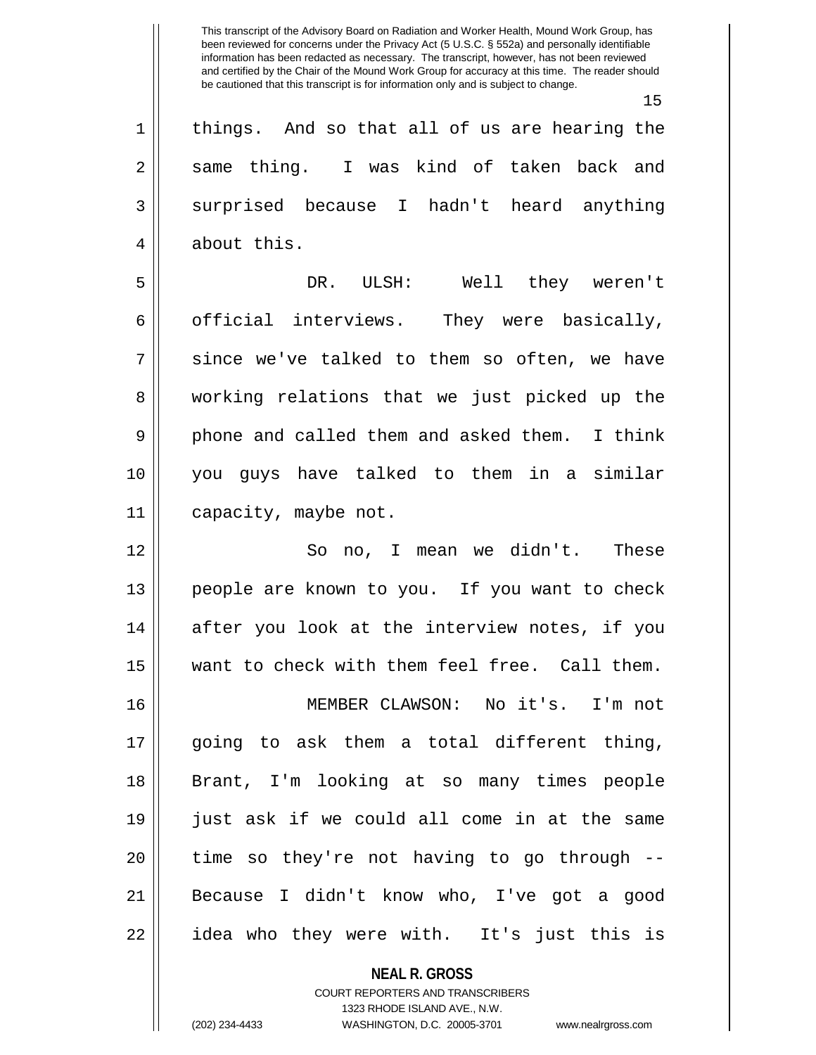things. And so that all of us are hearing the same thing. I was kind of taken back and surprised because I hadn't heard anything about this.

DR. ULSH: Well they weren't official interviews. They were basically, since we've talked to them so often, we have working relations that we just picked up the phone and called them and asked them. I think you guys have talked to them in a similar capacity, maybe not.

So no, I mean we didn't. These people are known to you. If you want to check after you look at the interview notes, if you want to check with them feel free. Call them.

MEMBER CLAWSON: No it's. I'm not going to ask them a total different thing, Brant, I'm looking at so many times people just ask if we could all come in at the same time so they're not having to go through -- Because I didn't know who, I've got a good idea who they were with. It's just this is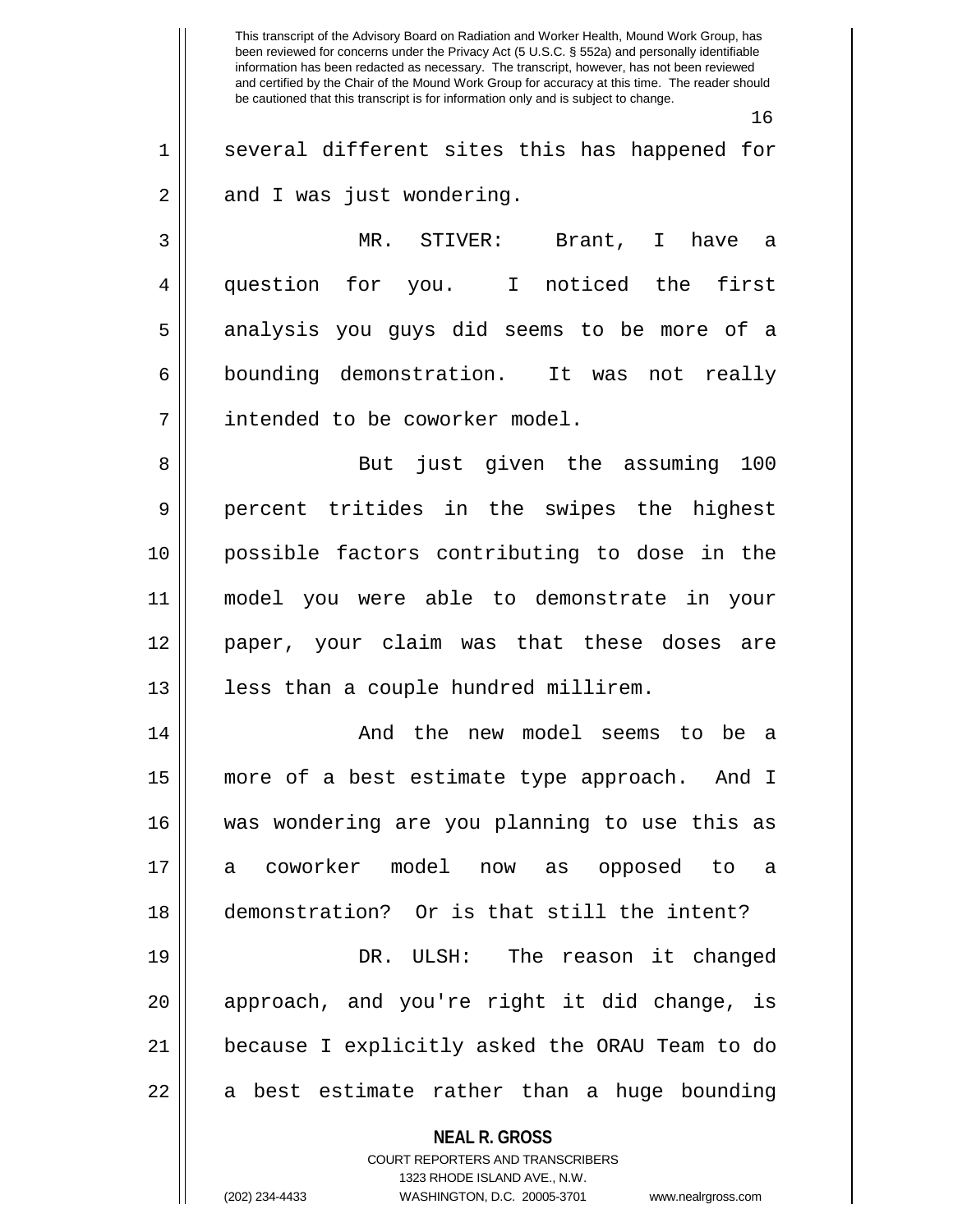several different sites this has happened for and I was just wondering.

MR. STIVER: Brant, I have a question for you. I noticed the first analysis you guys did seems to be more of a bounding demonstration. It was not really intended to be coworker model.

But just given the assuming 100 percent tritides in the swipes the highest possible factors contributing to dose in the model you were able to demonstrate in your paper, your claim was that these doses are less than a couple hundred millirem.

And the new model seems to be a more of a best estimate type approach. And I was wondering are you planning to use this as a coworker model now as opposed to a demonstration? Or is that still the intent?

DR. ULSH: The reason it changed approach, and you're right it did change, is because I explicitly asked the ORAU Team to do a best estimate rather than a huge bounding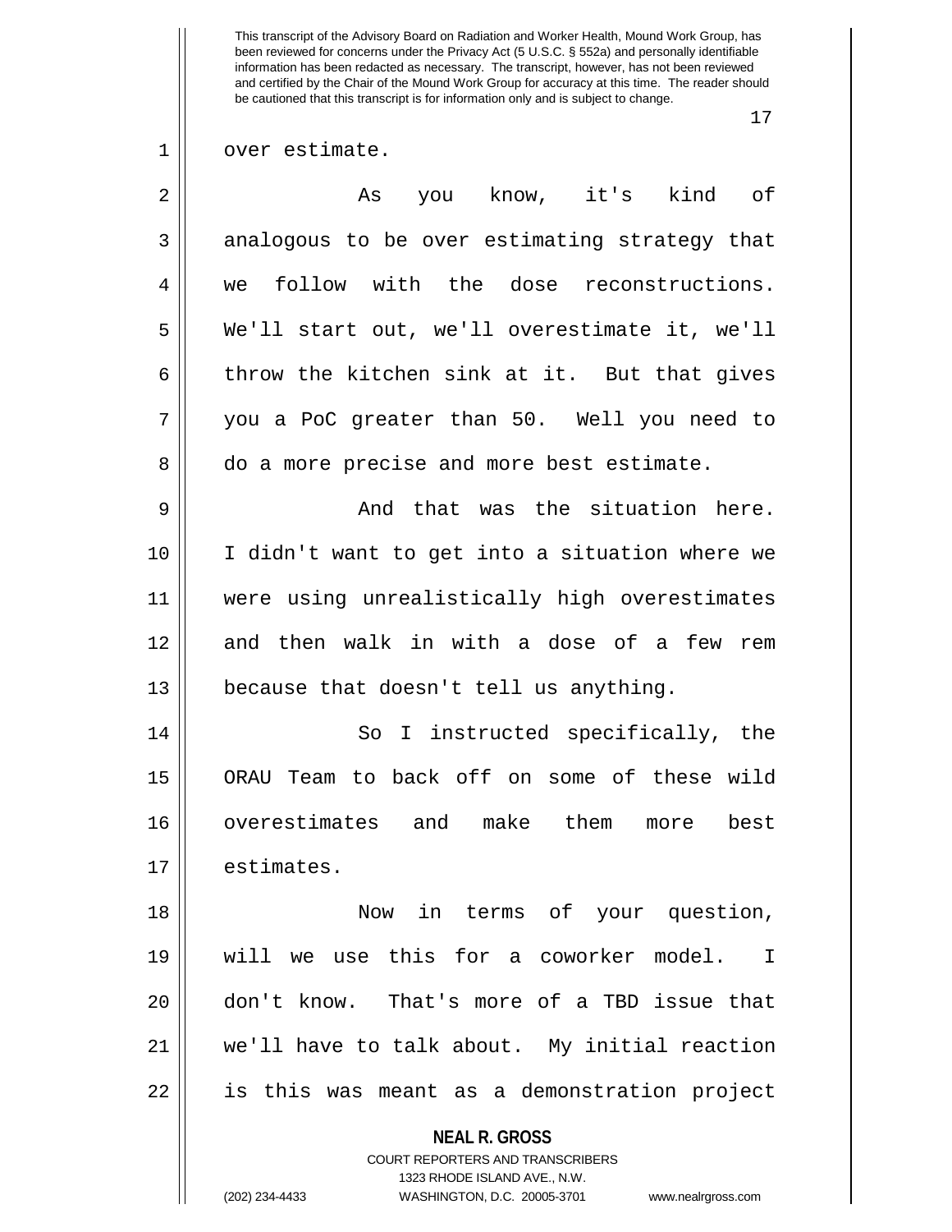over estimate.

As you know, it's kind of analogous to be over estimating strategy that we follow with the dose reconstructions. We'll start out, we'll overestimate it, we'll throw the kitchen sink at it. But that gives you a PoC greater than 50. Well you need to do a more precise and more best estimate.

And that was the situation here. I didn't want to get into a situation where we were using unrealistically high overestimates and then walk in with a dose of a few rem because that doesn't tell us anything.

So I instructed specifically, the ORAU Team to back off on some of these wild overestimates and make them more best estimates.

Now in terms of your question, will we use this for a coworker model. I don't know. That's more of a TBD issue that we'll have to talk about. My initial reaction is this was meant as a demonstration project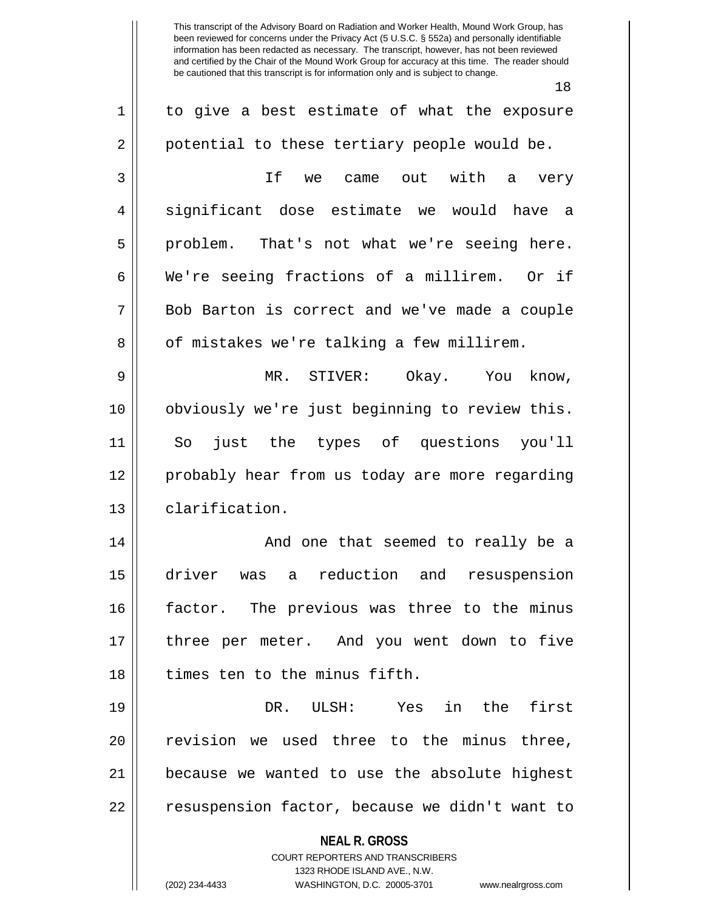to give a best estimate of what the exposure potential to these tertiary people would be.

If we came out with a very significant dose estimate we would have a problem. That's not what we're seeing here. We're seeing fractions of a millirem. Or if Bob Barton is correct and we've made a couple of mistakes we're talking a few millirem.

MR. STIVER: Okay. You know, obviously we're just beginning to review this. So just the types of questions you'll probably hear from us today are more regarding clarification.

And one that seemed to really be a driver was a reduction and resuspension factor. The previous was three to the minus three per meter. And you went down to five times ten to the minus fifth.

DR. ULSH: Yes in the first revision we used three to the minus three, because we wanted to use the absolute highest resuspension factor, because we didn't want to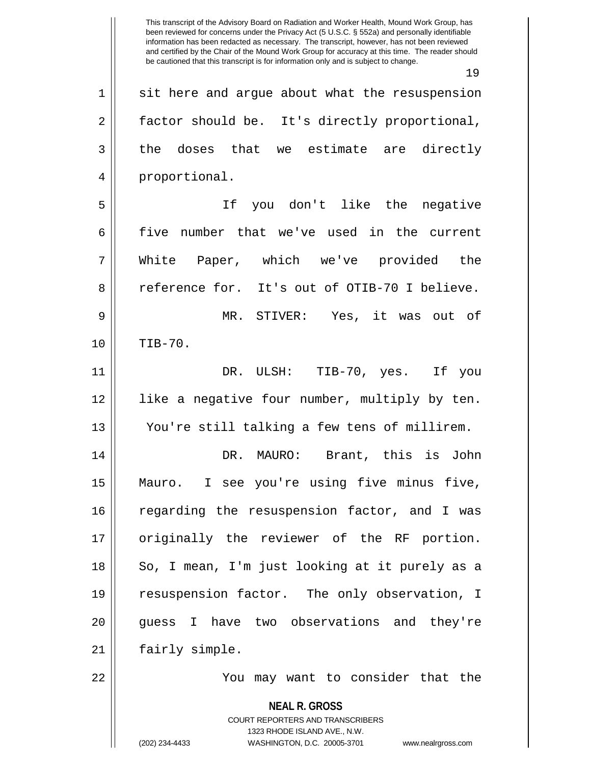sit here and argue about what the resuspension factor should be. It's directly proportional, the doses that we estimate are directly proportional.

If you don't like the negative five number that we've used in the current White Paper, which we've provided the reference for. It's out of OTIB-70 I believe.

MR. STIVER: Yes, it was out of TIB-70.

DR. ULSH: TIB-70, yes. If you like a negative four number, multiply by ten. You're still talking a few tens of millirem.

DR. MAURO: Brant, this is John Mauro. I see you're using five minus five, regarding the resuspension factor, and I was originally the reviewer of the RF portion. So, I mean, I'm just looking at it purely as a resuspension factor. The only observation, I guess I have two observations and they're fairly simple.

You may want to consider that the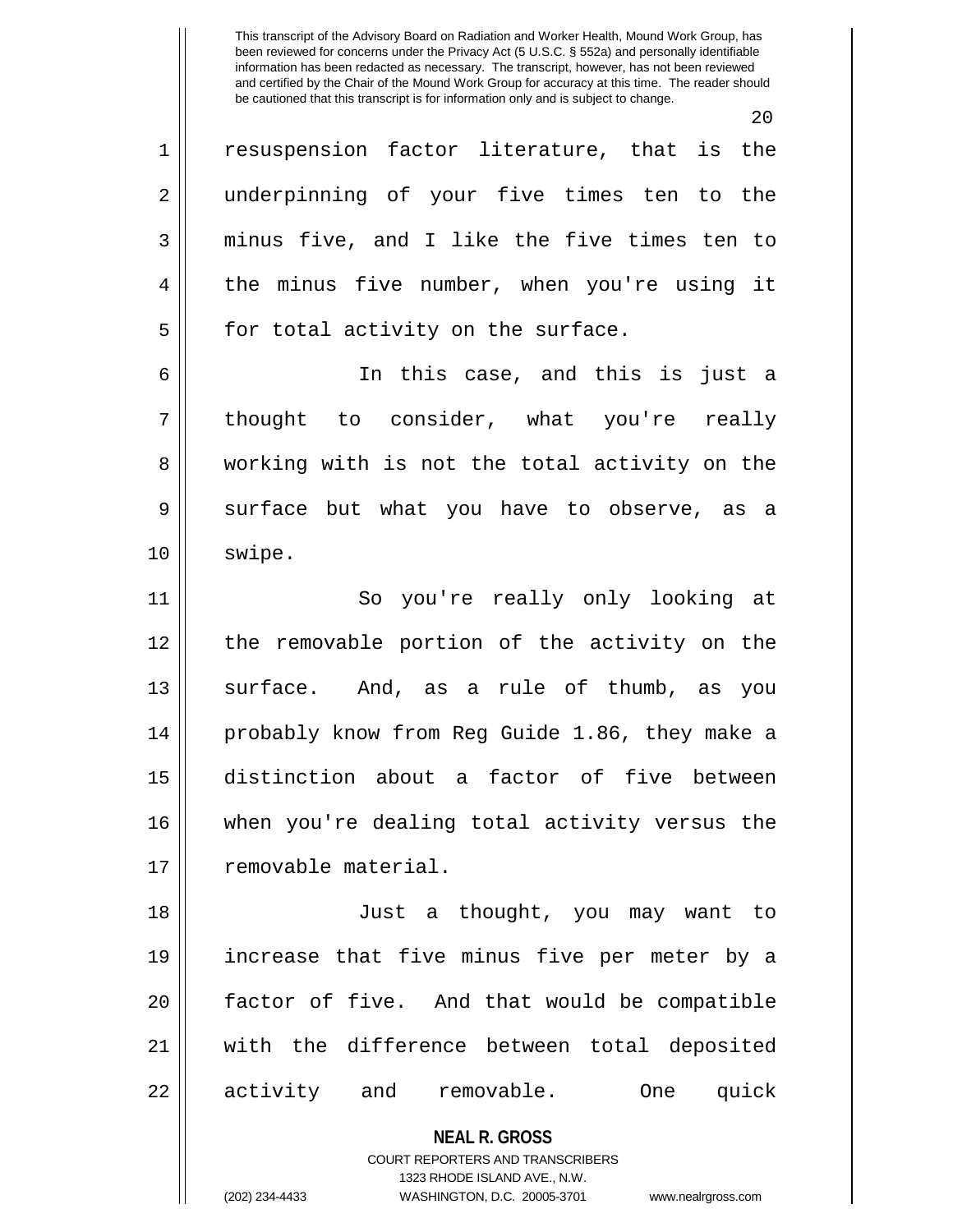resuspension factor literature, that is the underpinning of your five times ten to the minus five, and I like the five times ten to the minus five number, when you're using it for total activity on the surface.

In this case, and this is just a thought to consider, what you're really working with is not the total activity on the surface but what you have to observe, as a swipe.

So you're really only looking at the removable portion of the activity on the surface. And, as a rule of thumb, as you probably know from Reg Guide 1.86, they make a distinction about a factor of five between when you're dealing total activity versus the removable material.

Just a thought, you may want to increase that five minus five per meter by a factor of five. And that would be compatible with the difference between total deposited activity and removable. One quick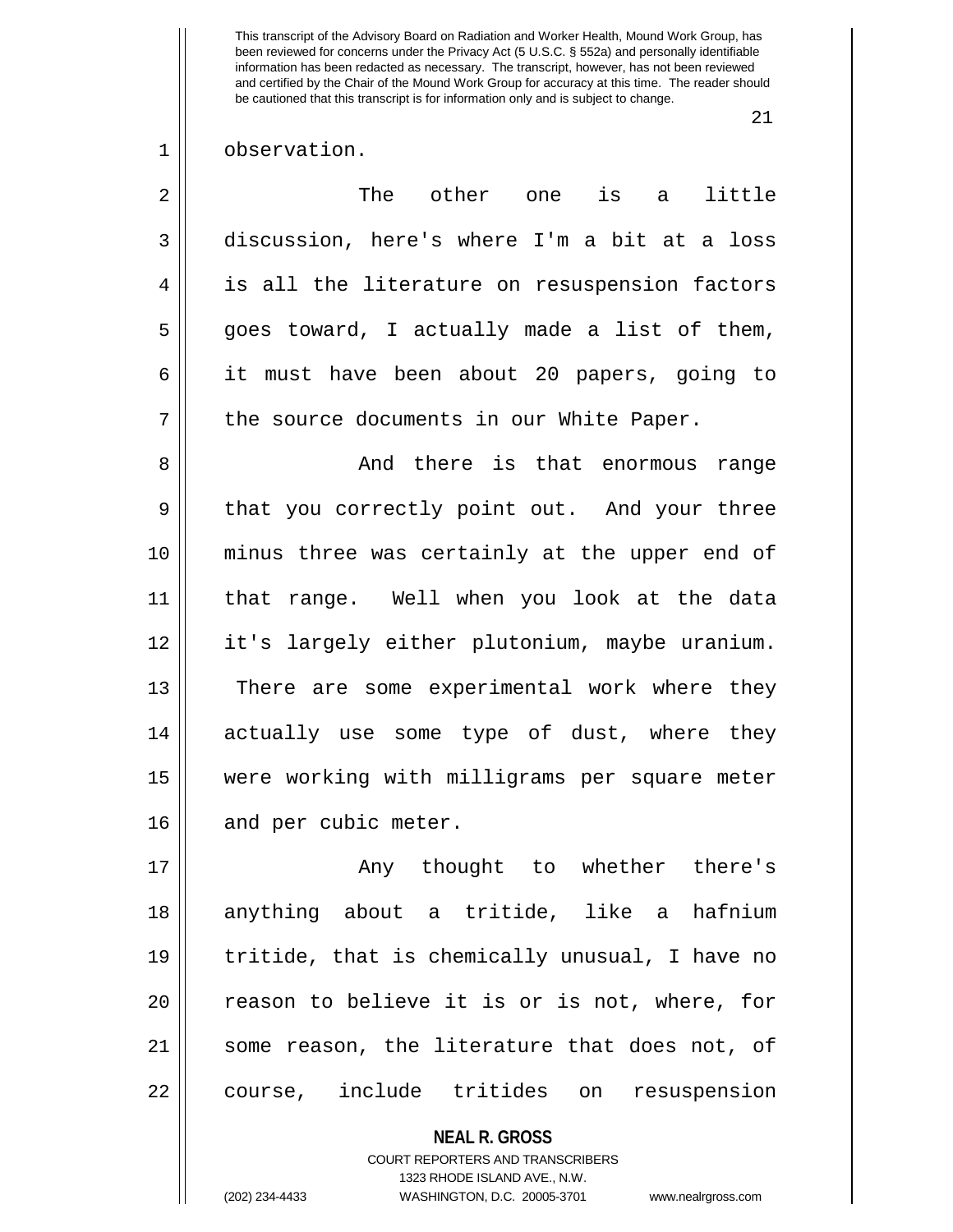observation.

The other one is a little discussion, here's where I'm a bit at a loss is all the literature on resuspension factors goes toward, I actually made a list of them, it must have been about 20 papers, going to the source documents in our White Paper.

And there is that enormous range that you correctly point out. And your three minus three was certainly at the upper end of that range. Well when you look at the data it's largely either plutonium, maybe uranium. There are some experimental work where they actually use some type of dust, where they were working with milligrams per square meter and per cubic meter.

Any thought to whether there's anything about a tritide, like a hafnium tritide, that is chemically unusual, I have no reason to believe it is or is not, where, for some reason, the literature that does not, of course, include tritides on resuspension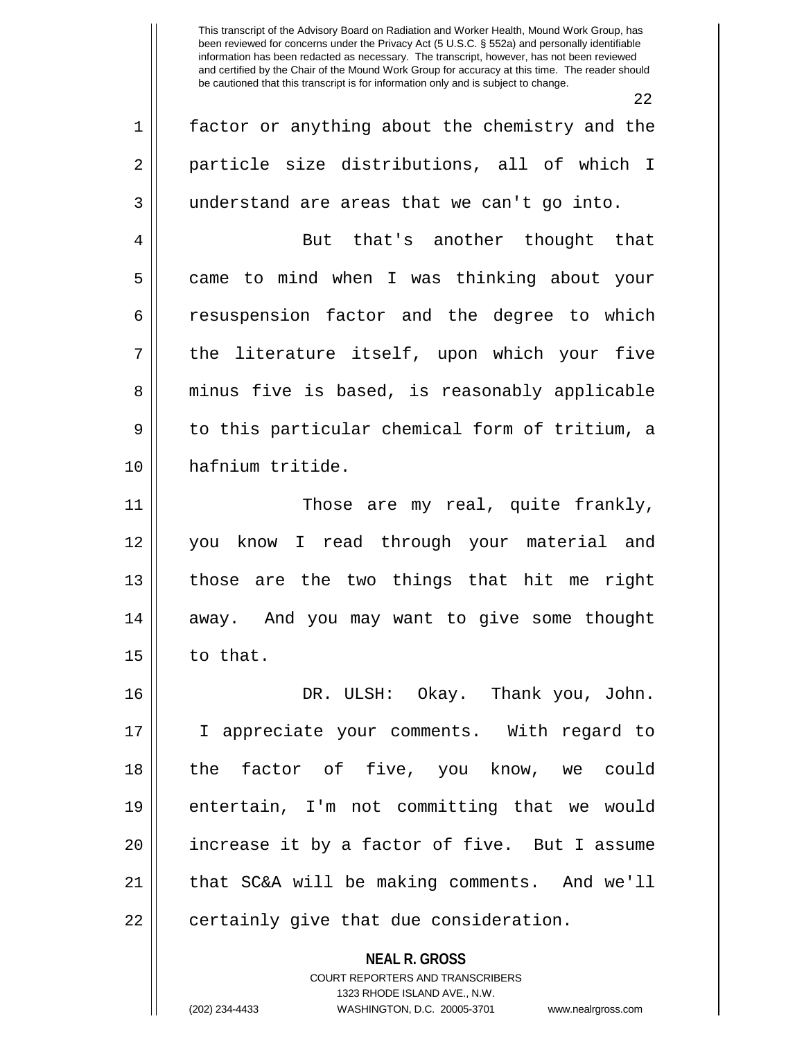factor or anything about the chemistry and the particle size distributions, all of which I understand are areas that we can't go into.

But that's another thought that came to mind when I was thinking about your resuspension factor and the degree to which the literature itself, upon which your five minus five is based, is reasonably applicable to this particular chemical form of tritium, a hafnium tritide.

Those are my real, quite frankly, you know I read through your material and those are the two things that hit me right away. And you may want to give some thought to that.

DR. ULSH: Okay. Thank you, John. I appreciate your comments. With regard to the factor of five, you know, we could entertain, I'm not committing that we would increase it by a factor of five. But I assume that SC&A will be making comments. And we'll certainly give that due consideration.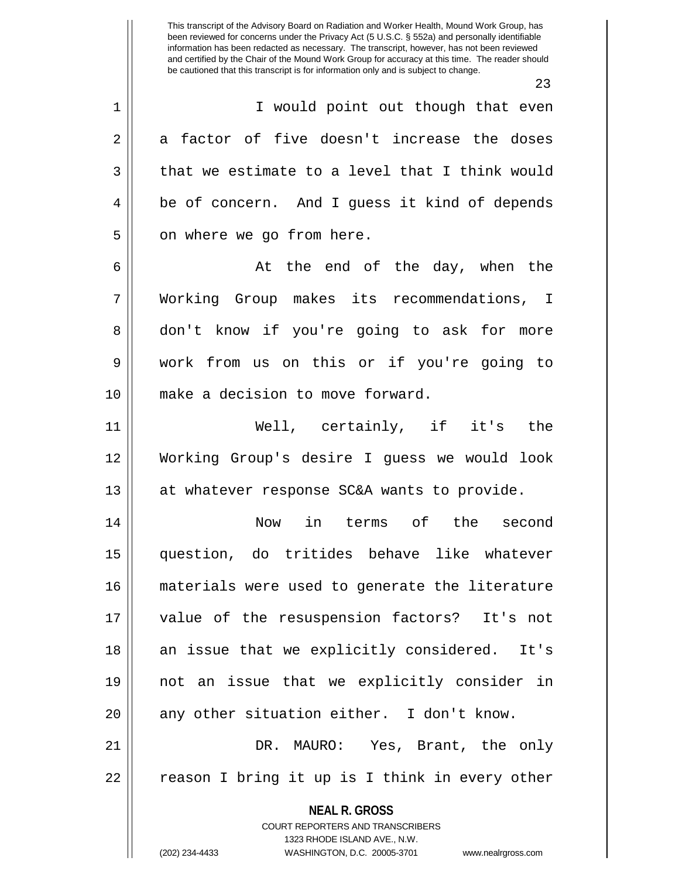I would point out though that even a factor of five doesn't increase the doses that we estimate to a level that I think would be of concern. And I guess it kind of depends on where we go from here.

At the end of the day, when the Working Group makes its recommendations, I don't know if you're going to ask for more work from us on this or if you're going to make a decision to move forward.

Well, certainly, if it's the Working Group's desire I guess we would look at whatever response SC&A wants to provide.

Now in terms of the second question, do tritides behave like whatever materials were used to generate the literature value of the resuspension factors? It's not an issue that we explicitly considered. It's not an issue that we explicitly consider in any other situation either. I don't know.

DR. MAURO: Yes, Brant, the only reason I bring it up is I think in every other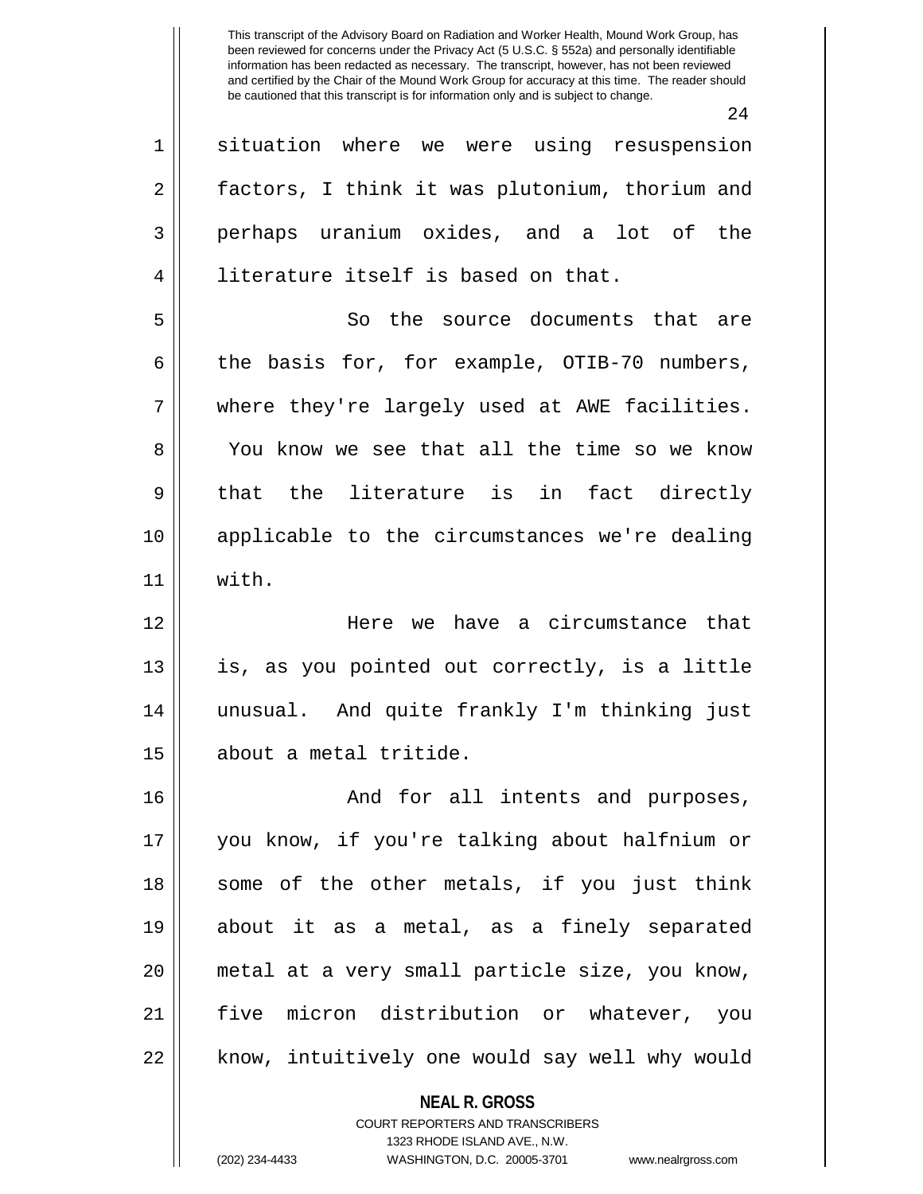situation where we were using resuspension factors, I think it was plutonium, thorium and perhaps uranium oxides, and a lot of the literature itself is based on that.

So the source documents that are the basis for, for example, OTIB-70 numbers, where they're largely used at AWE facilities. You know we see that all the time so we know that the literature is in fact directly applicable to the circumstances we're dealing with.

Here we have a circumstance that is, as you pointed out correctly, is a little unusual. And quite frankly I'm thinking just about a metal tritide.

And for all intents and purposes, you know, if you're talking about halfnium or some of the other metals, if you just think about it as a metal, as a finely separated metal at a very small particle size, you know, five micron distribution or whatever, you know, intuitively one would say well why would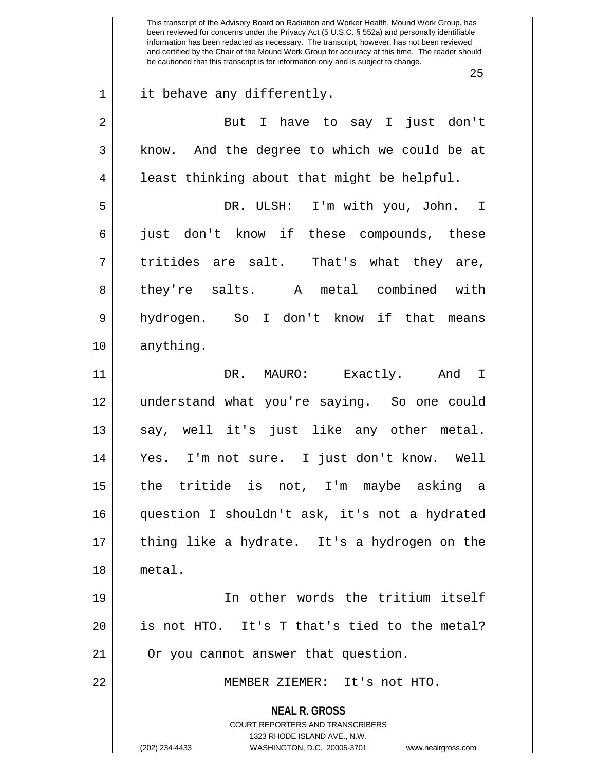it behave any differently.

But I have to say I just don't know. And the degree to which we could be at least thinking about that might be helpful.

DR. ULSH: I'm with you, John. I just don't know if these compounds, these tritides are salt. That's what they are, they're salts. A metal combined with hydrogen. So I don't know if that means anything.

DR. MAURO: Exactly. And I understand what you're saying. So one could say, well it's just like any other metal. Yes. I'm not sure. I just don't know. Well the tritide is not, I'm maybe asking a question I shouldn't ask, it's not a hydrated thing like a hydrate. It's a hydrogen on the metal.

In other words the tritium itself is not HTO. It's T that's tied to the metal? Or you cannot answer that question.

MEMBER ZIEMER: It's not HTO.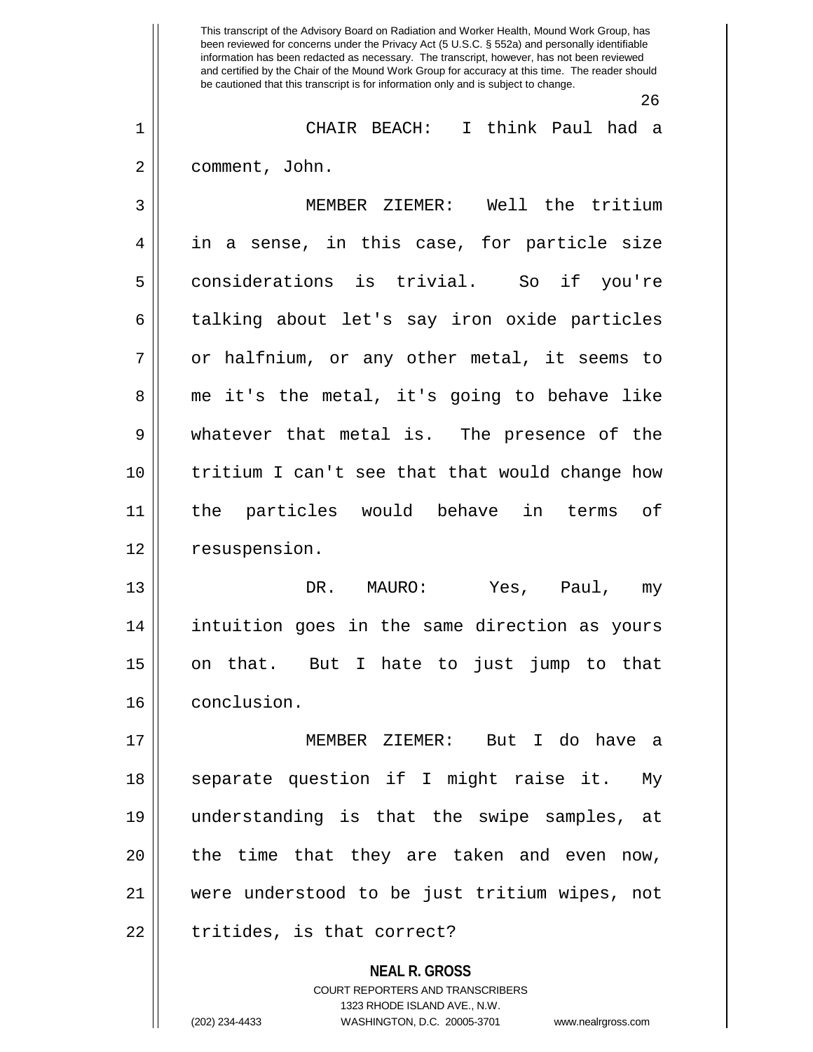CHAIR BEACH: I think Paul had a comment, John.

MEMBER ZIEMER: Well the tritium in a sense, in this case, for particle size considerations is trivial. So if you're talking about let's say iron oxide particles or halfnium, or any other metal, it seems to me it's the metal, it's going to behave like whatever that metal is. The presence of the tritium I can't see that that would change how the particles would behave in terms of resuspension.

DR. MAURO: Yes, Paul, my intuition goes in the same direction as yours on that. But I hate to just jump to that conclusion.

MEMBER ZIEMER: But I do have a separate question if I might raise it. My understanding is that the swipe samples, at the time that they are taken and even now, were understood to be just tritium wipes, not tritides, is that correct?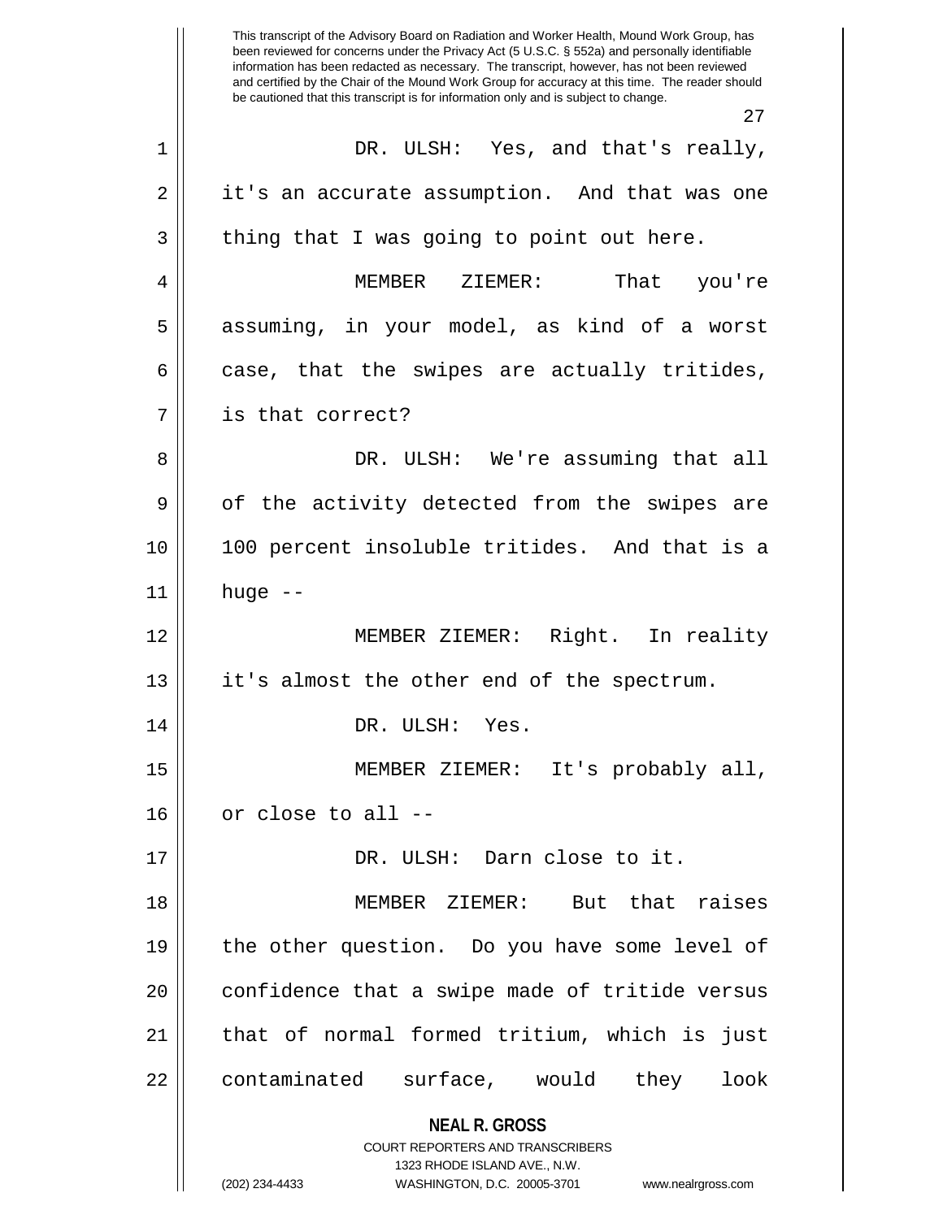DR. ULSH: Yes, and that's really, it's an accurate assumption. And that was one thing that I was going to point out here.

MEMBER ZIEMER: That you're assuming, in your model, as kind of a worst case, that the swipes are actually tritides, is that correct?

DR. ULSH: We're assuming that all of the activity detected from the swipes are 100 percent insoluble tritides. And that is a huge --

MEMBER ZIEMER: Right. In reality it's almost the other end of the spectrum.

DR. ULSH: Yes.

MEMBER ZIEMER: It's probably all, or close to all --

DR. ULSH: Darn close to it.

MEMBER ZIEMER: But that raises the other question. Do you have some level of confidence that a swipe made of tritide versus that of normal formed tritium, which is just contaminated surface, would they look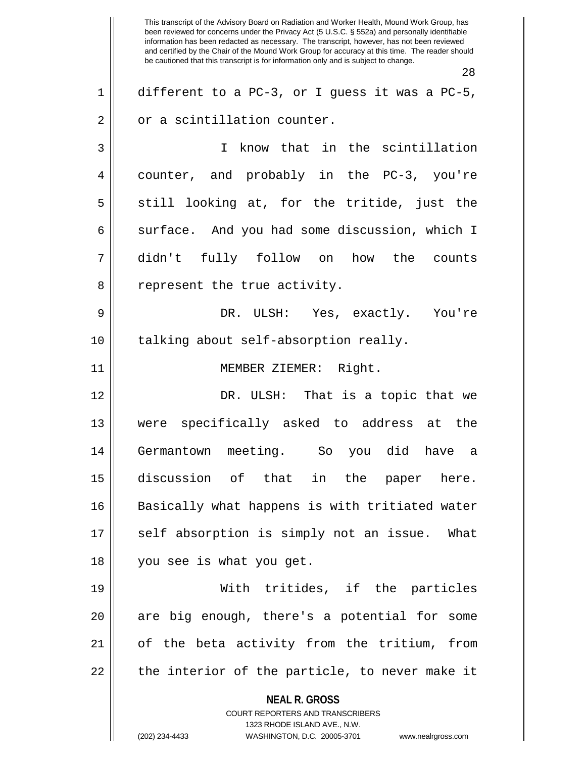different to a PC-3, or I guess it was a PC-5, or a scintillation counter.

I know that in the scintillation counter, and probably in the PC-3, you're still looking at, for the tritide, just the surface. And you had some discussion, which I didn't fully follow on how the counts represent the true activity.

DR. ULSH: Yes, exactly. You're talking about self-absorption really.

MEMBER ZIEMER: Right.

DR. ULSH: That is a topic that we were specifically asked to address at the Germantown meeting. So you did have a discussion of that in the paper here. Basically what happens is with tritiated water self absorption is simply not an issue. What you see is what you get.

With tritides, if the particles are big enough, there's a potential for some of the beta activity from the tritium, from the interior of the particle, to never make it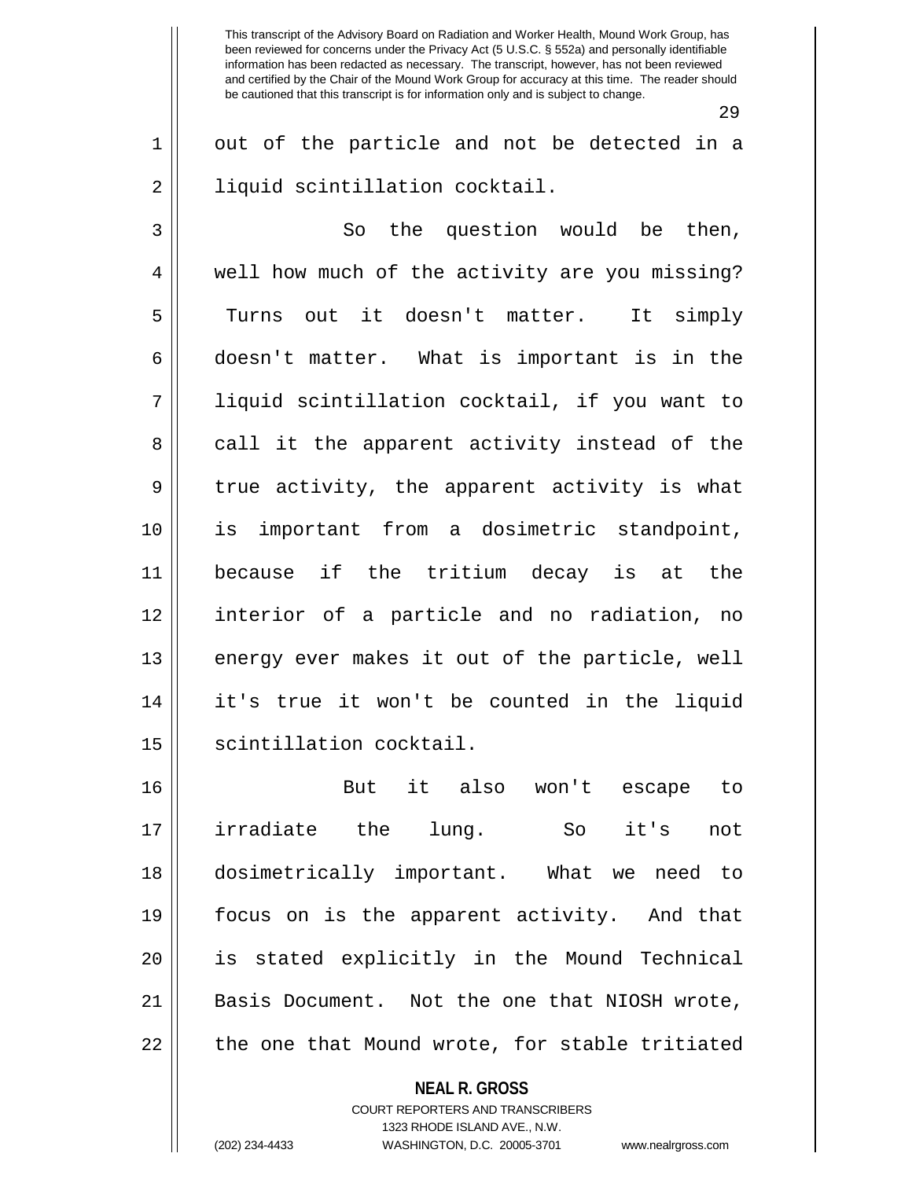out of the particle and not be detected in a liquid scintillation cocktail.

So the question would be then, well how much of the activity are you missing? Turns out it doesn't matter. It simply doesn't matter. What is important is in the liquid scintillation cocktail, if you want to call it the apparent activity instead of the true activity, the apparent activity is what is important from a dosimetric standpoint, because if the tritium decay is at the interior of a particle and no radiation, no energy ever makes it out of the particle, well it's true it won't be counted in the liquid scintillation cocktail.

But it also won't escape to irradiate the lung. So it's not dosimetrically important. What we need to focus on is the apparent activity. And that is stated explicitly in the Mound Technical Basis Document. Not the one that NIOSH wrote, the one that Mound wrote, for stable tritiated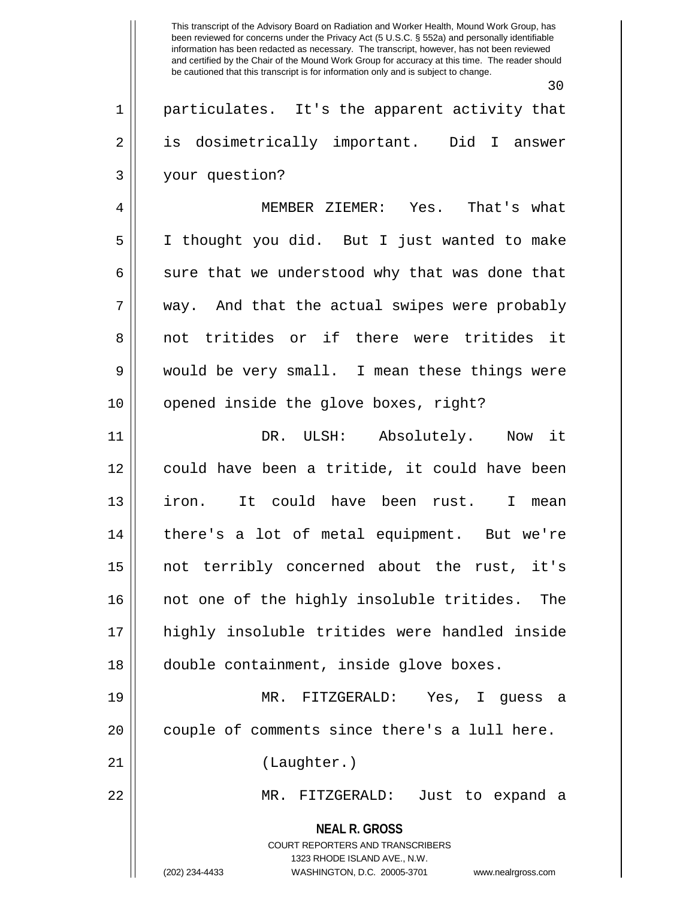particulates. It's the apparent activity that is dosimetrically important. Did I answer your question?

MEMBER ZIEMER: Yes. That's what I thought you did. But I just wanted to make sure that we understood why that was done that way. And that the actual swipes were probably not tritides or if there were tritides it would be very small. I mean these things were opened inside the glove boxes, right?

DR. ULSH: Absolutely. Now it could have been a tritide, it could have been iron. It could have been rust. I mean there's a lot of metal equipment. But we're not terribly concerned about the rust, it's not one of the highly insoluble tritides. The highly insoluble tritides were handled inside double containment, inside glove boxes.

MR. FITZGERALD: Yes, I guess a couple of comments since there's a lull here.

(Laughter.)

MR. FITZGERALD: Just to expand a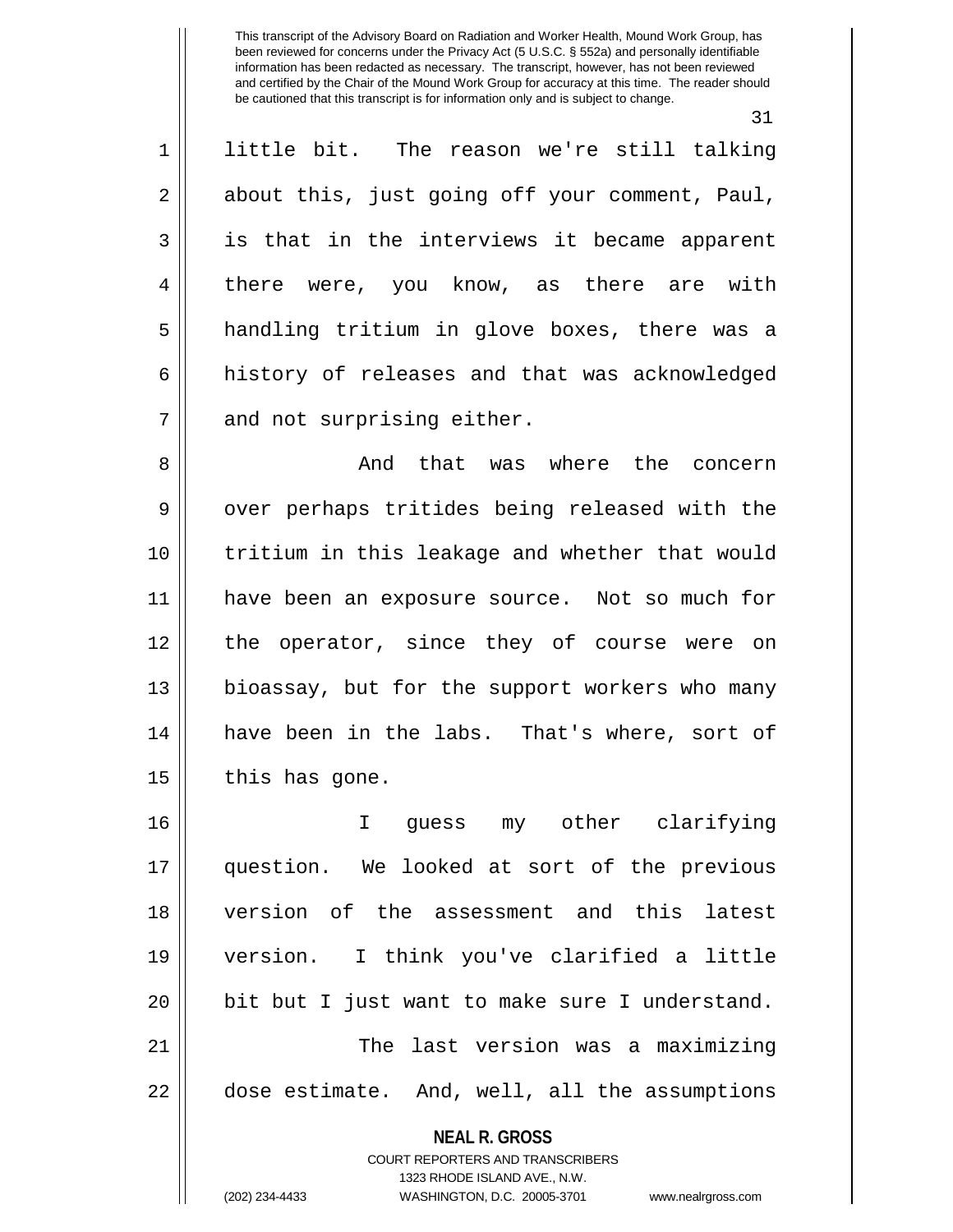little bit. The reason we're still talking about this, just going off your comment, Paul, is that in the interviews it became apparent there were, you know, as there are with handling tritium in glove boxes, there was a history of releases and that was acknowledged and not surprising either.

And that was where the concern over perhaps tritides being released with the tritium in this leakage and whether that would have been an exposure source. Not so much for the operator, since they of course were on bioassay, but for the support workers who many have been in the labs. That's where, sort of this has gone.

I guess my other clarifying question. We looked at sort of the previous version of the assessment and this latest version. I think you've clarified a little bit but I just want to make sure I understand.

The last version was a maximizing dose estimate. And, well, all the assumptions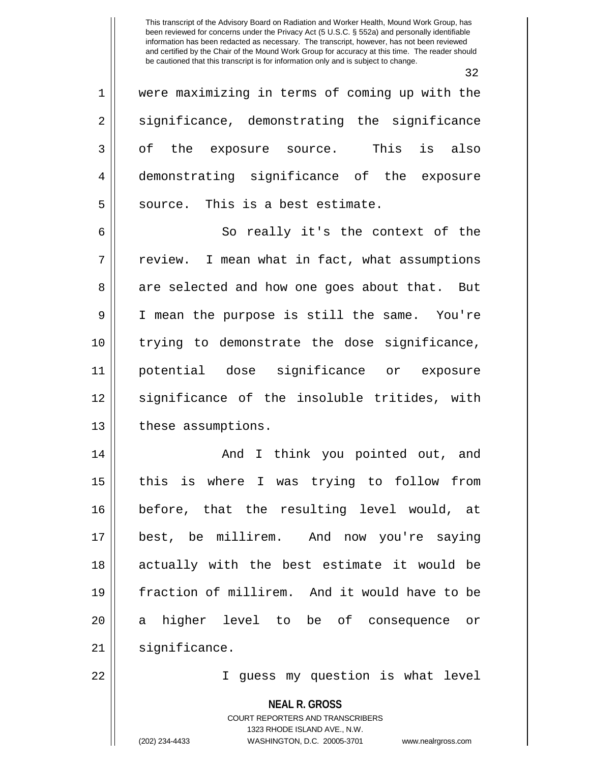were maximizing in terms of coming up with the significance, demonstrating the significance of the exposure source. This is also demonstrating significance of the exposure source. This is a best estimate.

So really it's the context of the review. I mean what in fact, what assumptions are selected and how one goes about that. But I mean the purpose is still the same. You're trying to demonstrate the dose significance, potential dose significance or exposure significance of the insoluble tritides, with these assumptions.

And I think you pointed out, and this is where I was trying to follow from before, that the resulting level would, at best, be millirem. And now you're saying actually with the best estimate it would be fraction of millirem. And it would have to be a higher level to be of consequence or significance.

I guess my question is what level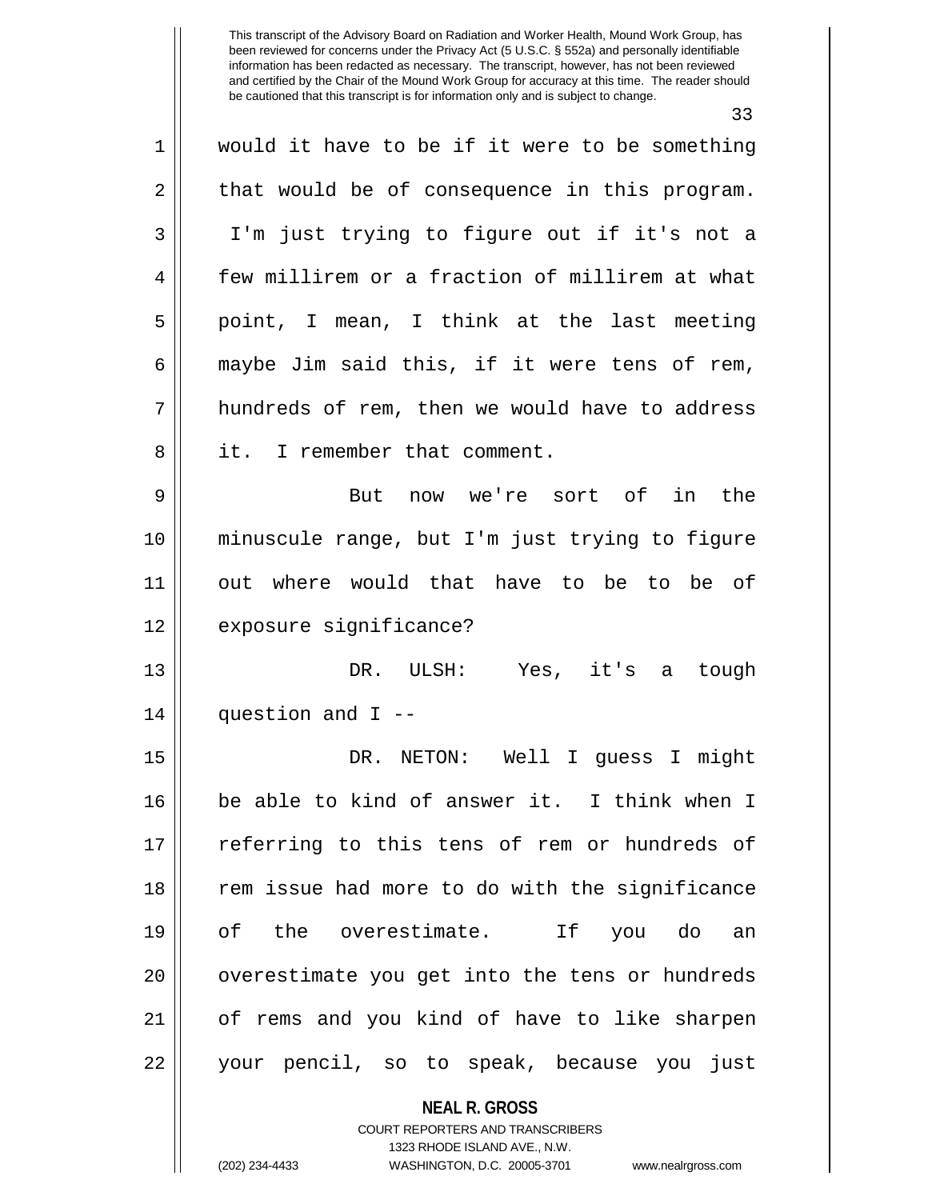would it have to be if it were to be something that would be of consequence in this program. I'm just trying to figure out if it's not a few millirem or a fraction of millirem at what point, I mean, I think at the last meeting maybe Jim said this, if it were tens of rem, hundreds of rem, then we would have to address it. I remember that comment.

But now we're sort of in the minuscule range, but I'm just trying to figure out where would that have to be to be of exposure significance?

DR. ULSH: Yes, it's a tough question and I --

DR. NETON: Well I guess I might be able to kind of answer it. I think when I referring to this tens of rem or hundreds of rem issue had more to do with the significance of the overestimate. If you do an overestimate you get into the tens or hundreds of rems and you kind of have to like sharpen your pencil, so to speak, because you just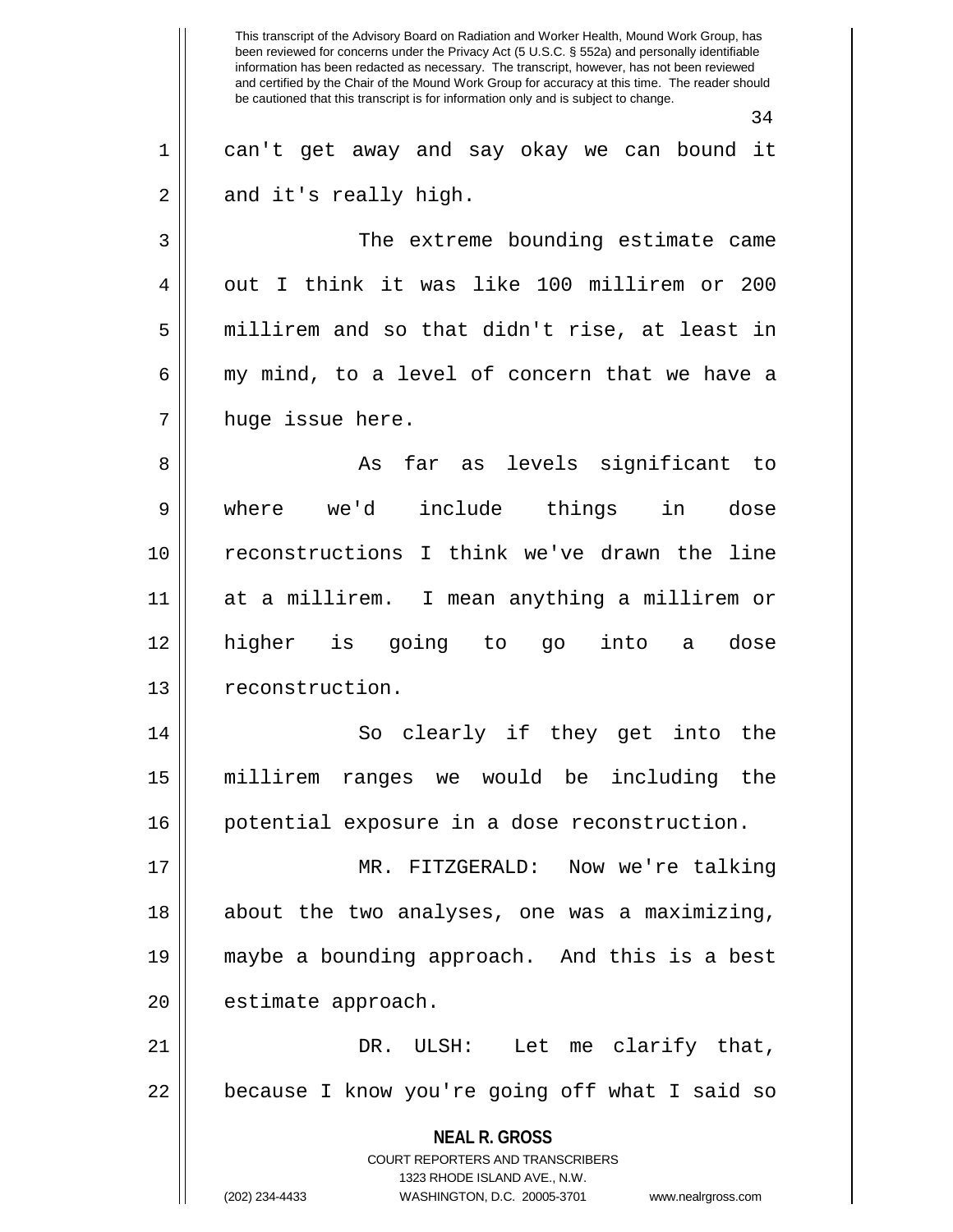can't get away and say okay we can bound it and it's really high.

The extreme bounding estimate came out I think it was like 100 millirem or 200 millirem and so that didn't rise, at least in my mind, to a level of concern that we have a huge issue here.

As far as levels significant to where we'd include things in dose reconstructions I think we've drawn the line at a millirem. I mean anything a millirem or higher is going to go into a dose reconstruction.

So clearly if they get into the millirem ranges we would be including the potential exposure in a dose reconstruction.

MR. FITZGERALD: Now we're talking about the two analyses, one was a maximizing, maybe a bounding approach. And this is a best estimate approach.

DR. ULSH: Let me clarify that, because I know you're going off what I said so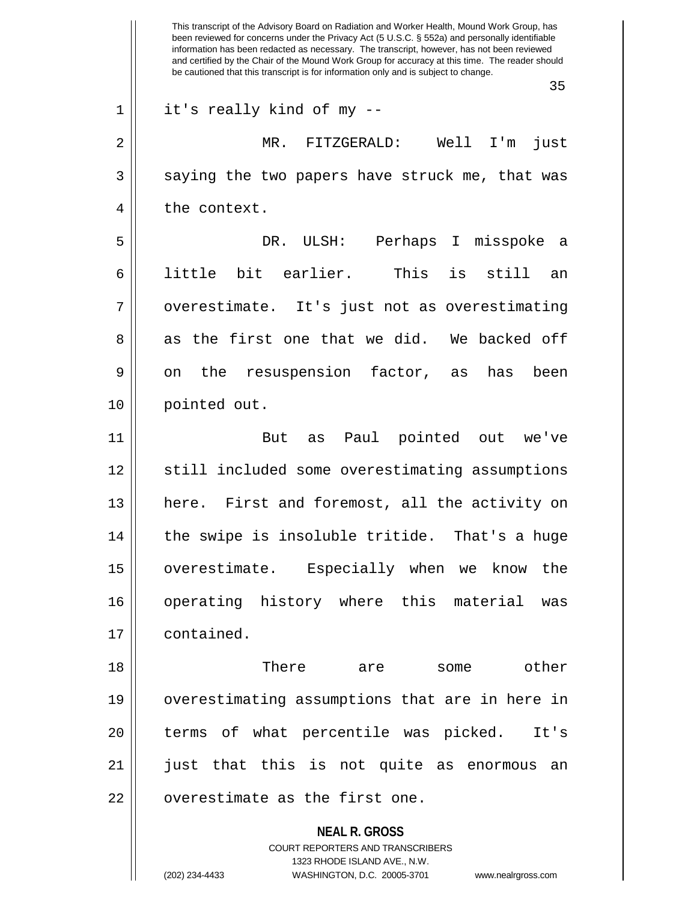it's really kind of my --

MR. FITZGERALD: Well I'm just saying the two papers have struck me, that was the context.

DR. ULSH: Perhaps I misspoke a little bit earlier. This is still an overestimate. It's just not as overestimating as the first one that we did. We backed off on the resuspension factor, as has been pointed out.

But as Paul pointed out we've still included some overestimating assumptions here. First and foremost, all the activity on the swipe is insoluble tritide. That's a huge overestimate. Especially when we know the operating history where this material was contained.

There are some other overestimating assumptions that are in here in terms of what percentile was picked. It's just that this is not quite as enormous an overestimate as the first one.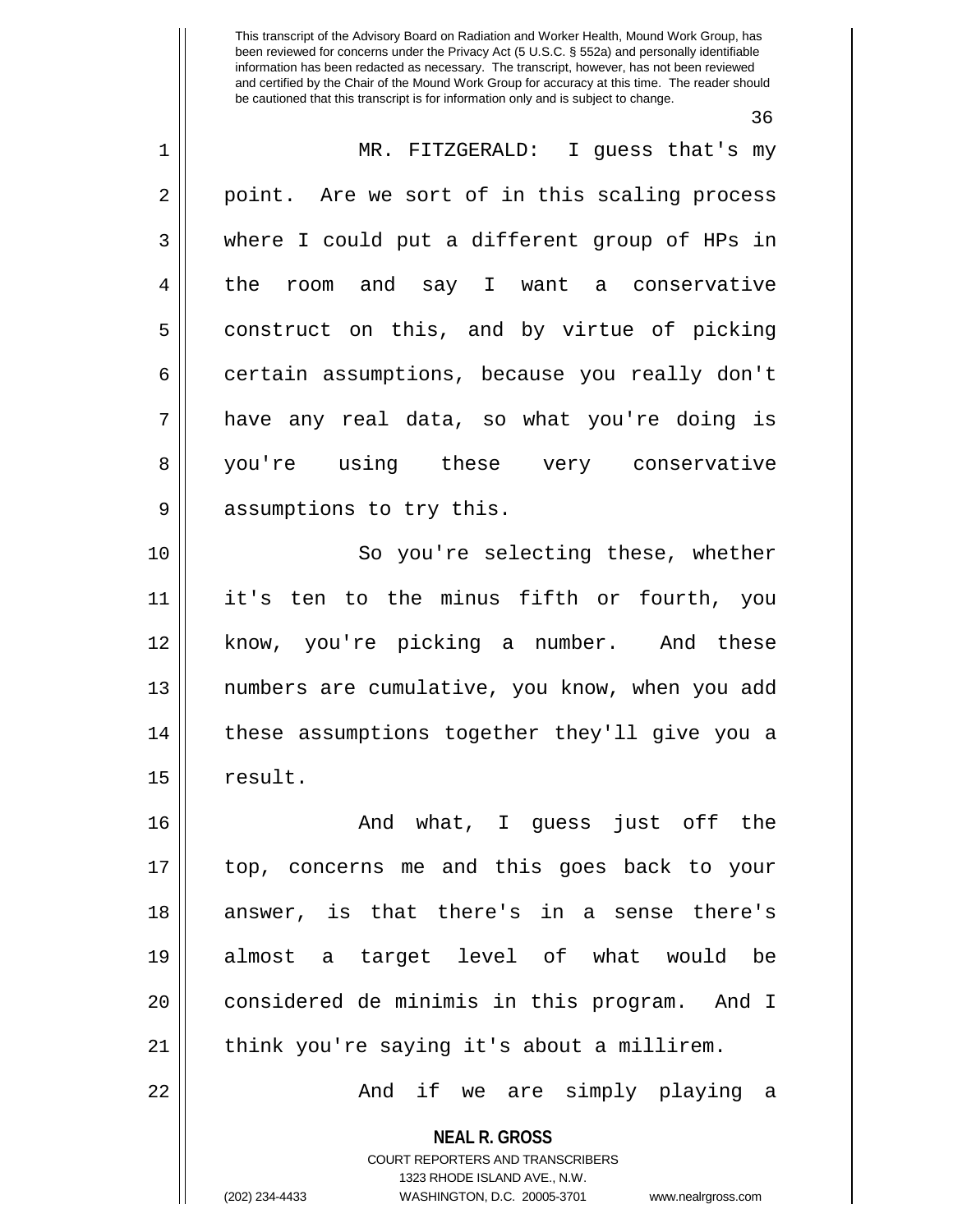MR. FITZGERALD: I guess that's my point. Are we sort of in this scaling process where I could put a different group of HPs in the room and say I want a conservative construct on this, and by virtue of picking certain assumptions, because you really don't have any real data, so what you're doing is you're using these very conservative assumptions to try this.

So you're selecting these, whether it's ten to the minus fifth or fourth, you know, you're picking a number. And these numbers are cumulative, you know, when you add these assumptions together they'll give you a result.

And what, I guess just off the top, concerns me and this goes back to your answer, is that there's in a sense there's almost a target level of what would be considered de minimis in this program. And I think you're saying it's about a millirem.

And if we are simply playing a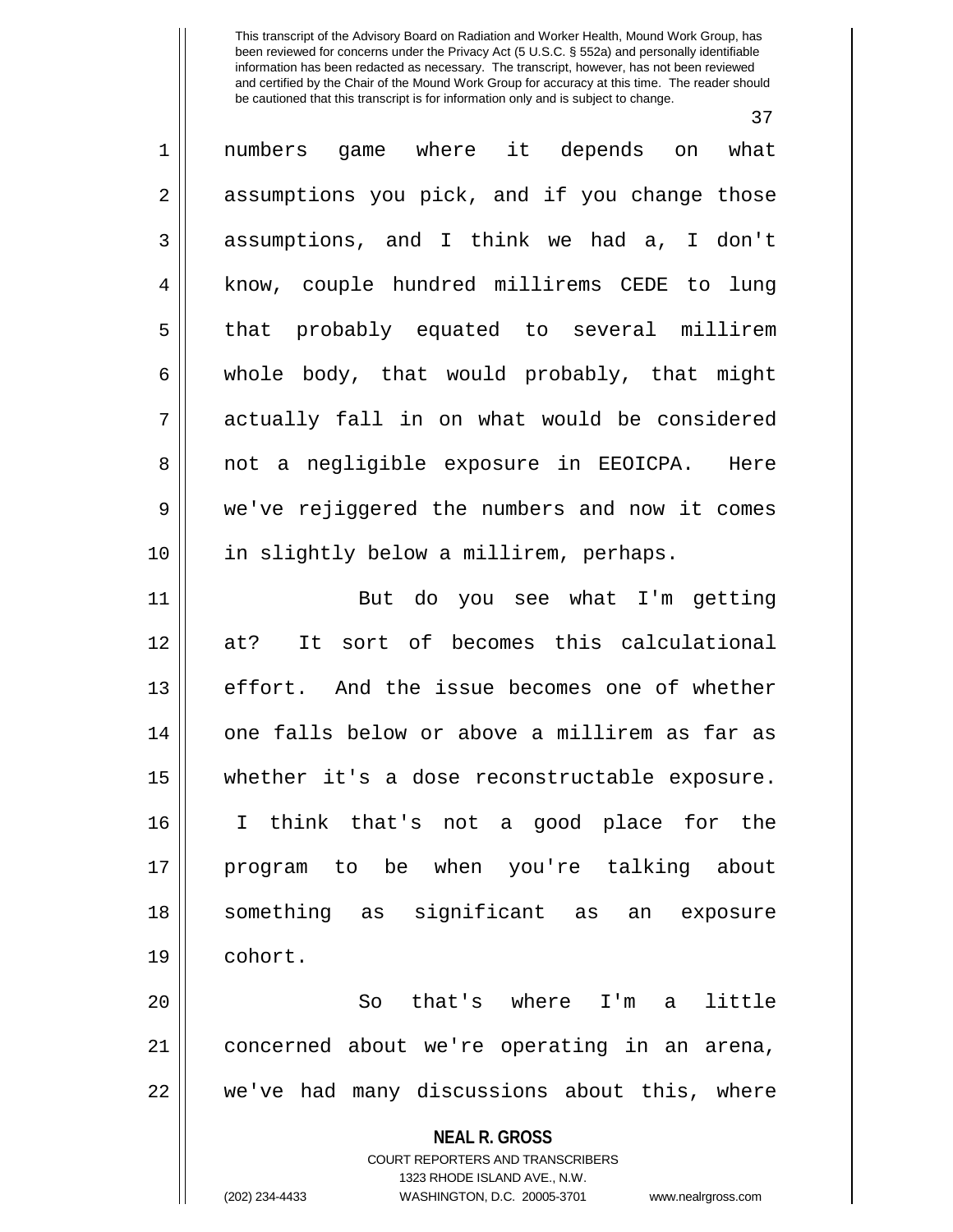numbers game where it depends on what assumptions you pick, and if you change those assumptions, and I think we had a, I don't know, couple hundred millirems CEDE to lung that probably equated to several millirem whole body, that would probably, that might actually fall in on what would be considered not a negligible exposure in EEOICPA. Here we've rejiggered the numbers and now it comes in slightly below a millirem, perhaps.

But do you see what I'm getting at? It sort of becomes this calculational effort. And the issue becomes one of whether one falls below or above a millirem as far as whether it's a dose reconstructable exposure. I think that's not a good place for the program to be when you're talking about something as significant as an exposure cohort.

So that's where I'm a little concerned about we're operating in an arena, we've had many discussions about this, where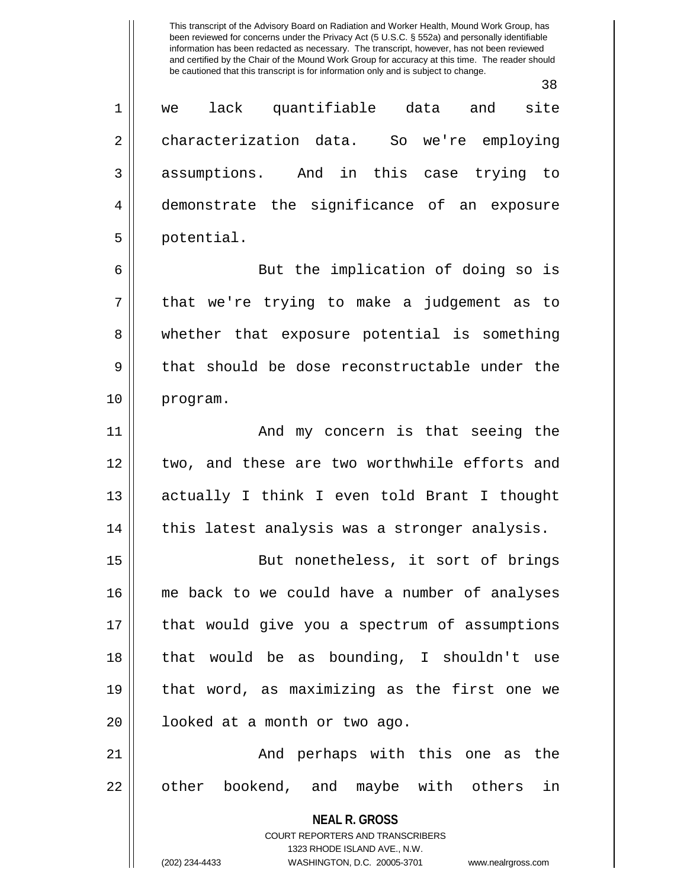we lack quantifiable data and site characterization data. So we're employing assumptions. And in this case trying to demonstrate the significance of an exposure potential.

But the implication of doing so is that we're trying to make a judgement as to whether that exposure potential is something that should be dose reconstructable under the program.

And my concern is that seeing the two, and these are two worthwhile efforts and actually I think I even told Brant I thought this latest analysis was a stronger analysis.

But nonetheless, it sort of brings me back to we could have a number of analyses that would give you a spectrum of assumptions that would be as bounding, I shouldn't use that word, as maximizing as the first one we looked at a month or two ago.

And perhaps with this one as the other bookend, and maybe with others in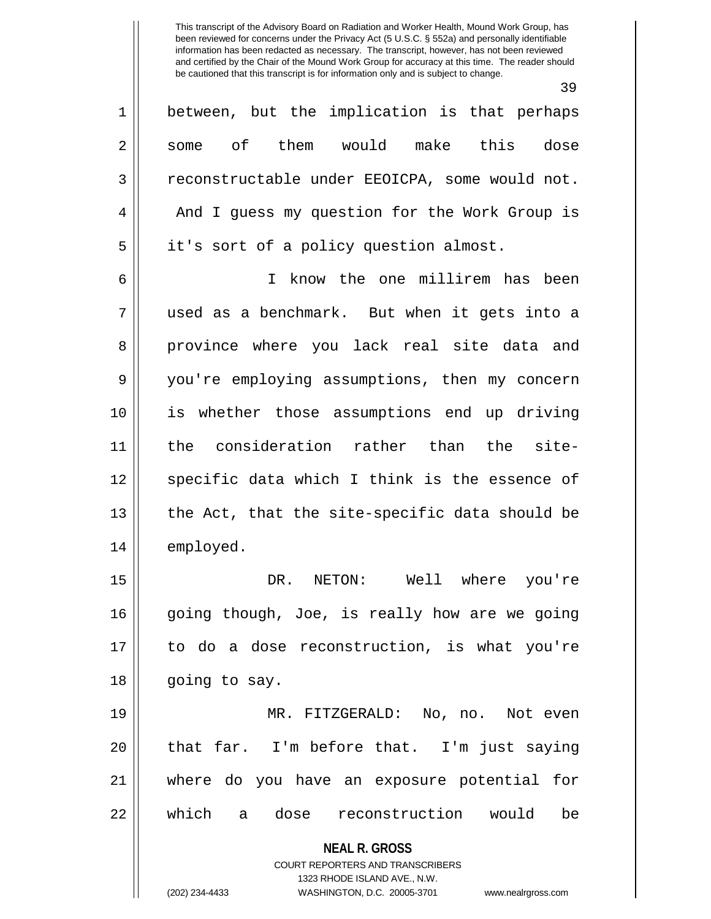between, but the implication is that perhaps some of them would make this dose reconstructable under EEOICPA, some would not. And I guess my question for the Work Group is it's sort of a policy question almost.

I know the one millirem has been used as a benchmark. But when it gets into a province where you lack real site data and you're employing assumptions, then my concern is whether those assumptions end up driving the consideration rather than the site-specific data which I think is the essence of the Act, that the site-specific data should be employed.

DR. NETON: Well where you're going though, Joe, is really how are we going to do a dose reconstruction, is what you're going to say.

MR. FITZGERALD: No, no. Not even that far. I'm before that. I'm just saying where do you have an exposure potential for which a dose reconstruction would be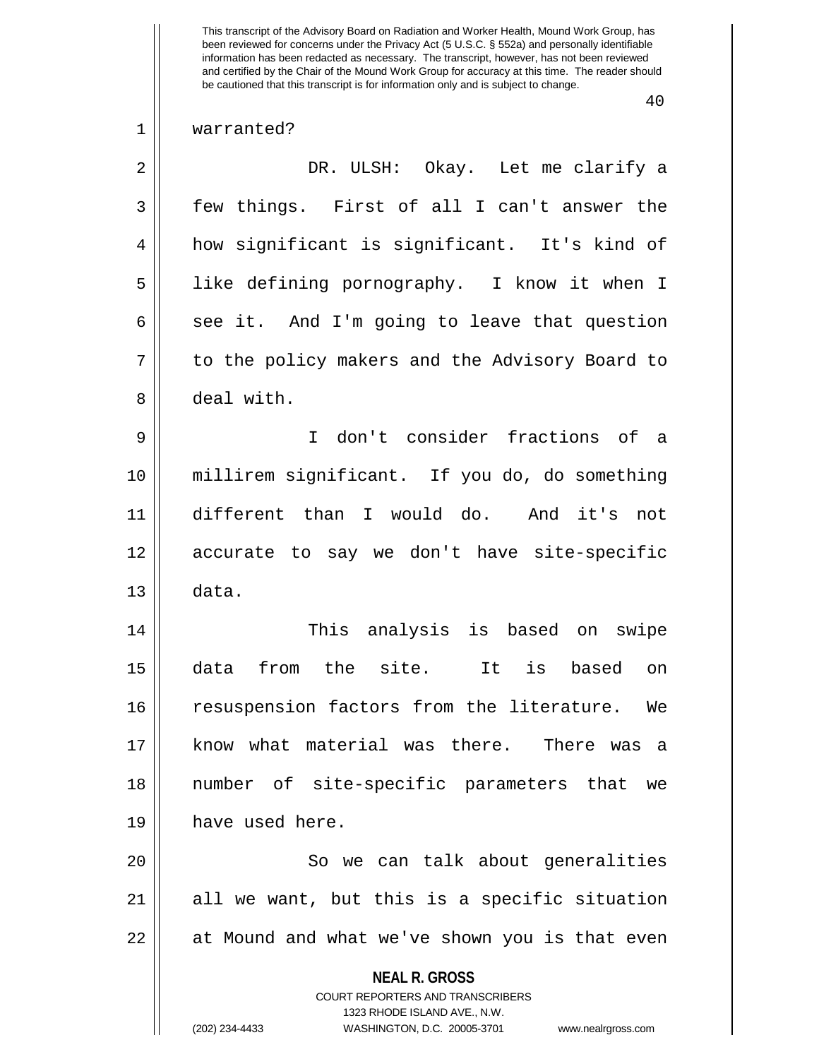warranted?

DR. ULSH: Okay. Let me clarify a few things. First of all I can't answer the how significant is significant. It's kind of like defining pornography. I know it when I see it. And I'm going to leave that question to the policy makers and the Advisory Board to deal with.

I don't consider fractions of a millirem significant. If you do, do something different than I would do. And it's not accurate to say we don't have site-specific data.

This analysis is based on swipe data from the site. It is based on resuspension factors from the literature. We know what material was there. There was a number of site-specific parameters that we have used here.

So we can talk about generalities all we want, but this is a specific situation at Mound and what we've shown you is that even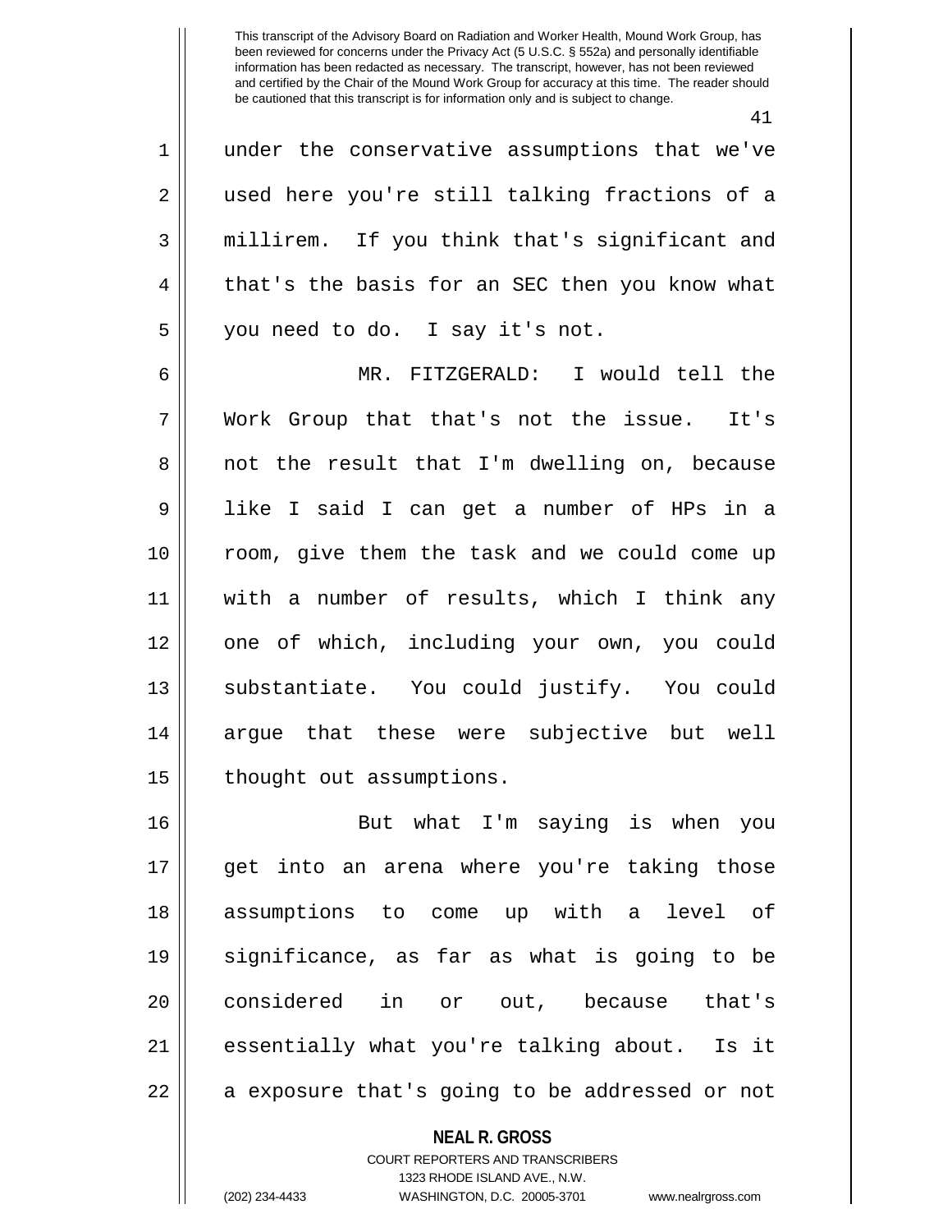under the conservative assumptions that we've used here you're still talking fractions of a millirem. If you think that's significant and that's the basis for an SEC then you know what you need to do. I say it's not.

MR. FITZGERALD: I would tell the Work Group that that's not the issue. It's not the result that I'm dwelling on, because like I said I can get a number of HPs in a room, give them the task and we could come up with a number of results, which I think any one of which, including your own, you could substantiate. You could justify. You could argue that these were subjective but well thought out assumptions.

But what I'm saying is when you get into an arena where you're taking those assumptions to come up with a level of significance, as far as what is going to be considered in or out, because that's essentially what you're talking about. Is it a exposure that's going to be addressed or not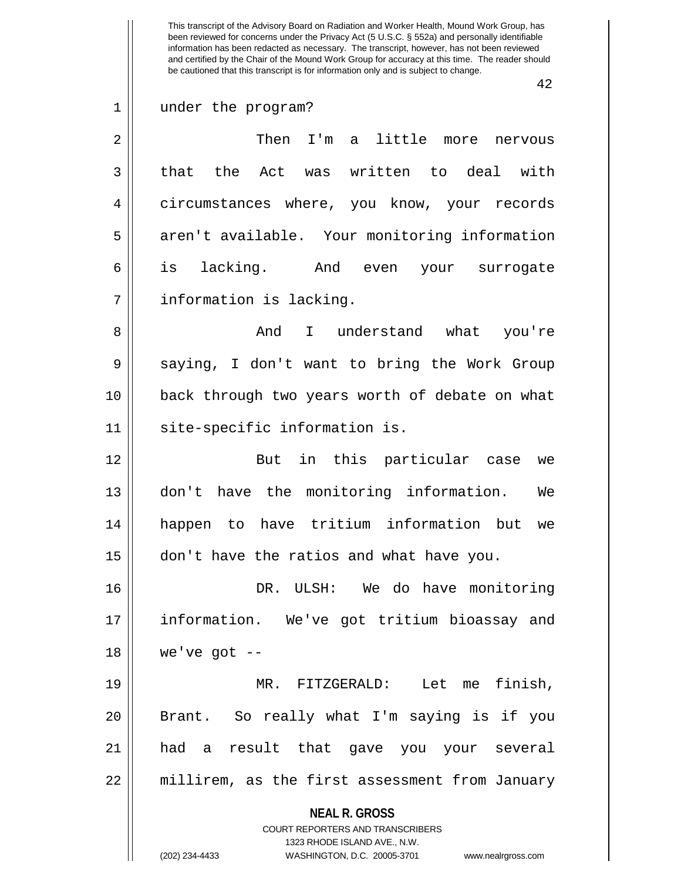under the program?

Then I'm a little more nervous that the Act was written to deal with circumstances where, you know, your records aren't available. Your monitoring information is lacking. And even your surrogate information is lacking.

And I understand what you're saying, I don't want to bring the Work Group back through two years worth of debate on what site-specific information is.

But in this particular case we don't have the monitoring information. We happen to have tritium information but we don't have the ratios and what have you.

DR. ULSH: We do have monitoring information. We've got tritium bioassay and we've got --

MR. FITZGERALD: Let me finish, Brant. So really what I'm saying is if you had a result that gave you your several millirem, as the first assessment from January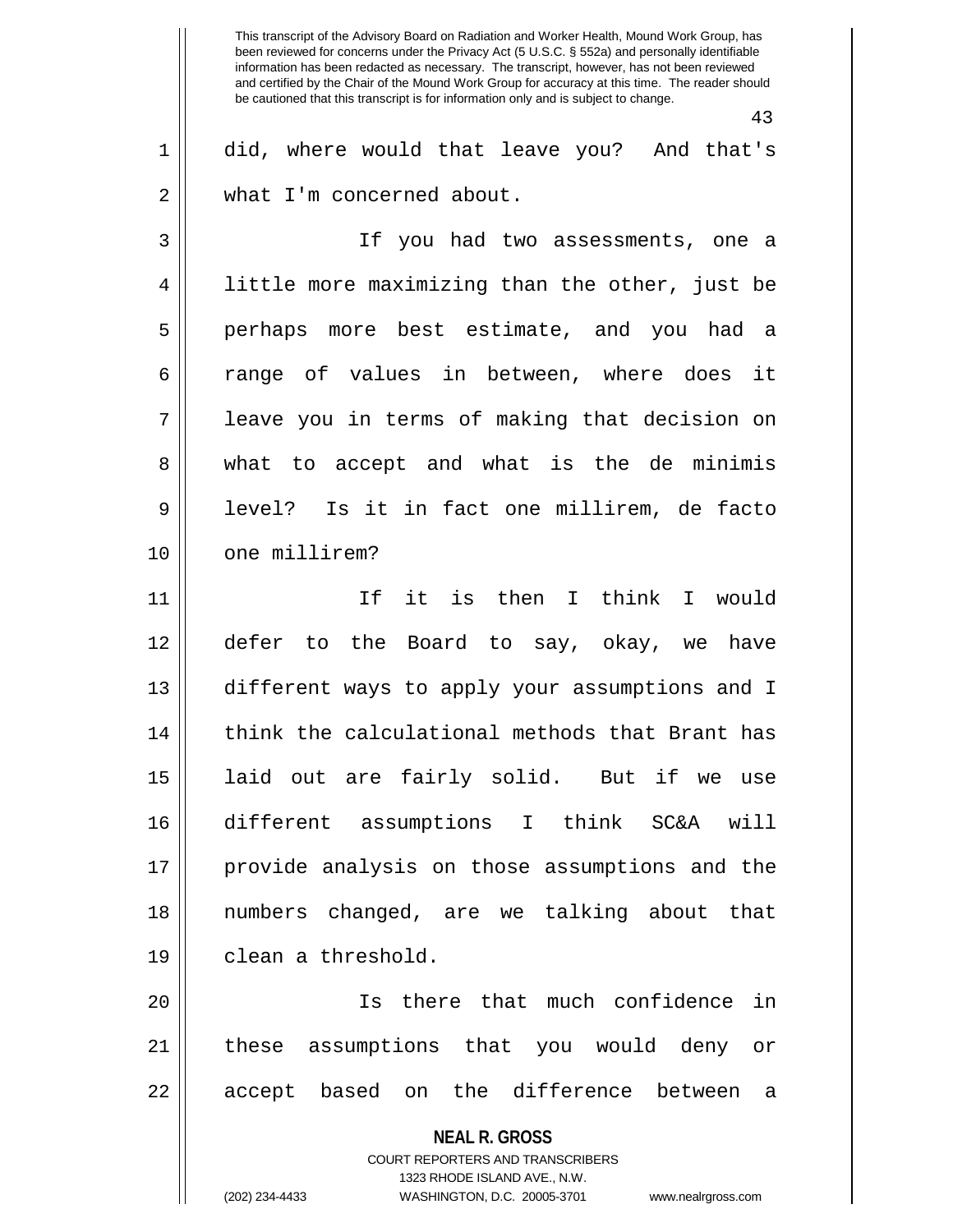did, where would that leave you? And that's what I'm concerned about.

If you had two assessments, one a little more maximizing than the other, just be perhaps more best estimate, and you had a range of values in between, where does it leave you in terms of making that decision on what to accept and what is the de minimis level? Is it in fact one millirem, de facto one millirem?

If it is then I think I would defer to the Board to say, okay, we have different ways to apply your assumptions and I think the calculational methods that Brant has laid out are fairly solid. But if we use different assumptions I think SC&A will provide analysis on those assumptions and the numbers changed, are we talking about that clean a threshold.

Is there that much confidence in these assumptions that you would deny or accept based on the difference between a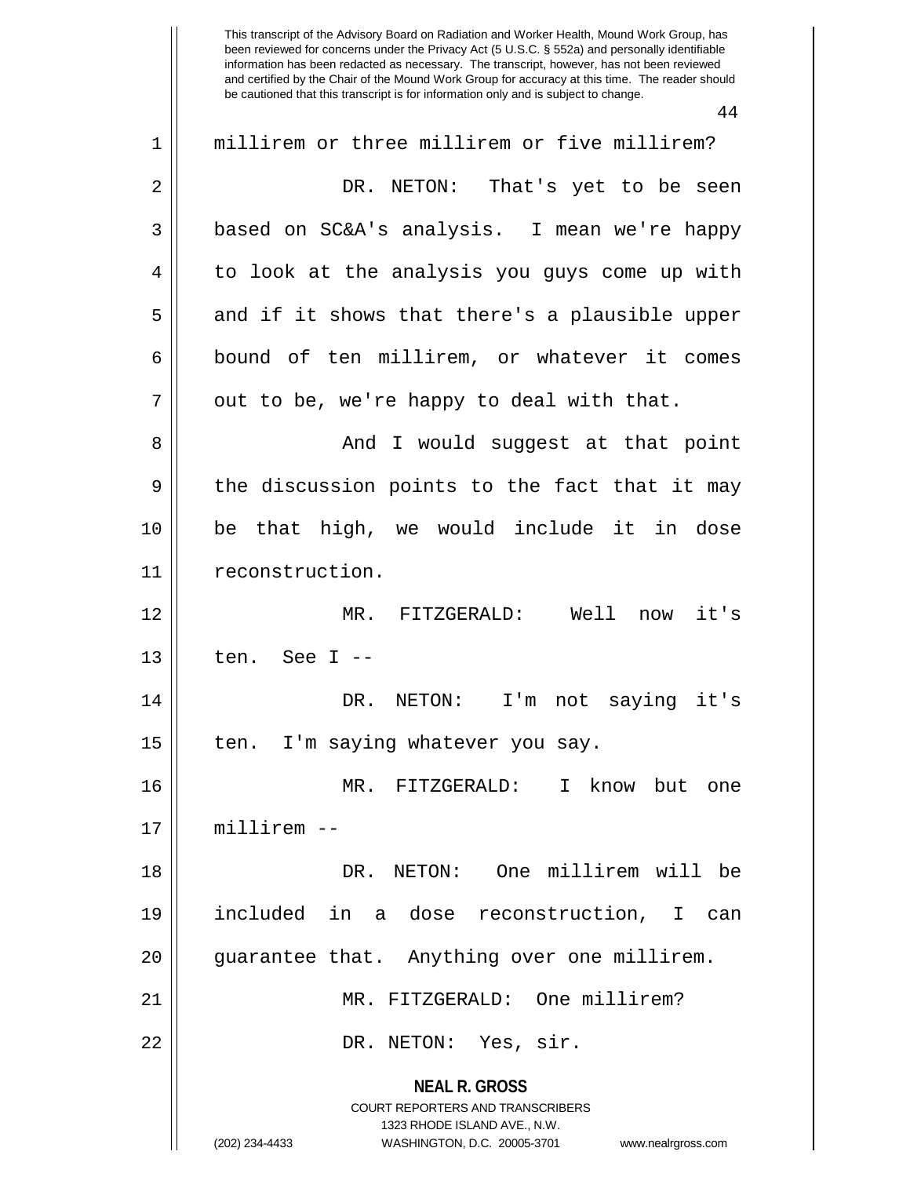millirem or three millirem or five millirem?

DR. NETON: That's yet to be seen based on SC&A's analysis. I mean we're happy to look at the analysis you guys come up with and if it shows that there's a plausible upper bound of ten millirem, or whatever it comes out to be, we're happy to deal with that.

And I would suggest at that point the discussion points to the fact that it may be that high, we would include it in dose reconstruction.

MR. FITZGERALD: Well now it's ten. See I --

DR. NETON: I'm not saying it's ten. I'm saying whatever you say.

MR. FITZGERALD: I know but one millirem --

DR. NETON: One millirem will be included in a dose reconstruction, I can guarantee that. Anything over one millirem.

MR. FITZGERALD: One millirem?

DR. NETON: Yes, sir.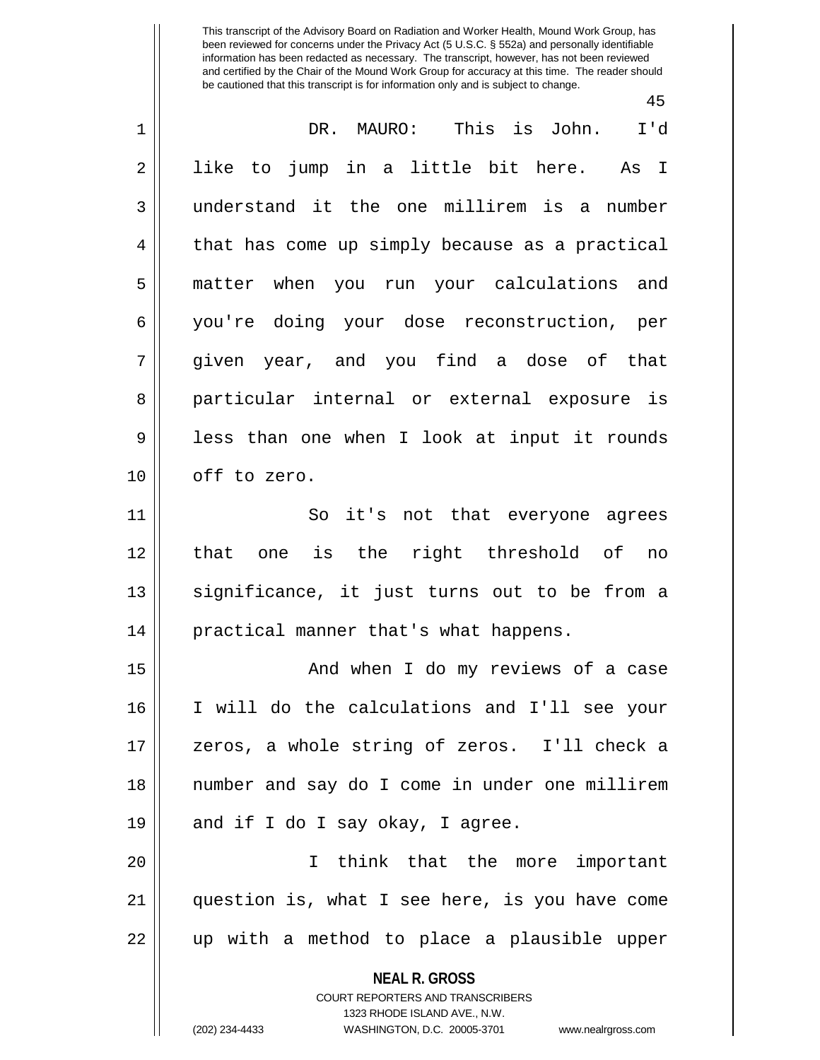DR. MAURO: This is John. I'd like to jump in a little bit here. As I understand it the one millirem is a number that has come up simply because as a practical matter when you run your calculations and you're doing your dose reconstruction, per given year, and you find a dose of that particular internal or external exposure is less than one when I look at input it rounds off to zero.

So it's not that everyone agrees that one is the right threshold of no significance, it just turns out to be from a practical manner that's what happens.

And when I do my reviews of a case I will do the calculations and I'll see your zeros, a whole string of zeros. I'll check a number and say do I come in under one millirem and if I do I say okay, I agree.

I think that the more important question is, what I see here, is you have come up with a method to place a plausible upper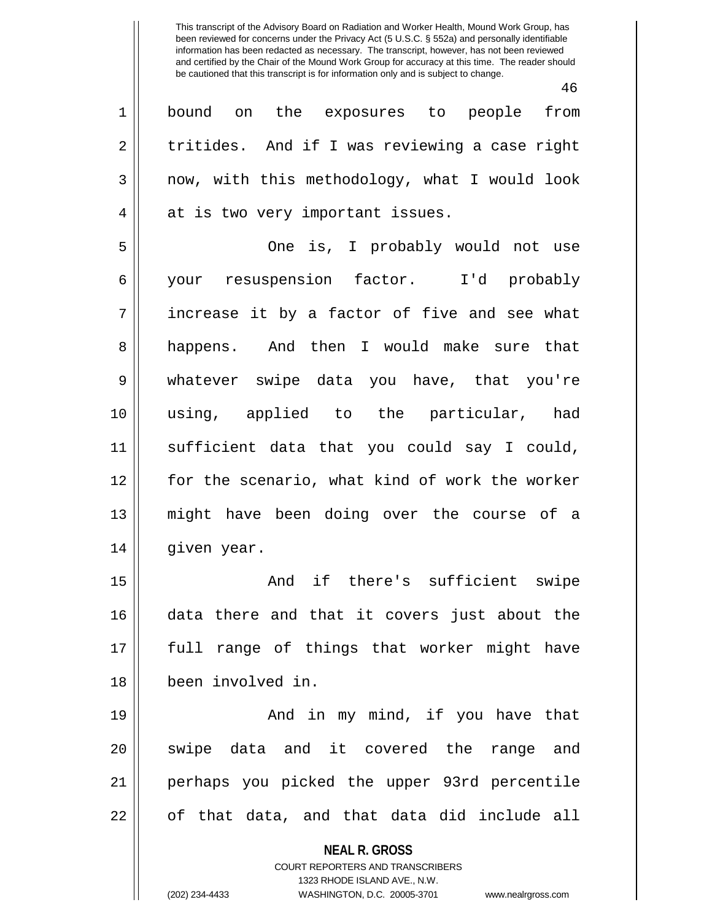bound on the exposures to people from tritides. And if I was reviewing a case right now, with this methodology, what I would look at is two very important issues.

One is, I probably would not use your resuspension factor. I'd probably increase it by a factor of five and see what happens. And then I would make sure that whatever swipe data you have, that you're using, applied to the particular, had sufficient data that you could say I could, for the scenario, what kind of work the worker might have been doing over the course of a given year.

And if there's sufficient swipe data there and that it covers just about the full range of things that worker might have been involved in.

And in my mind, if you have that swipe data and it covered the range and perhaps you picked the upper 93rd percentile of that data, and that data did include all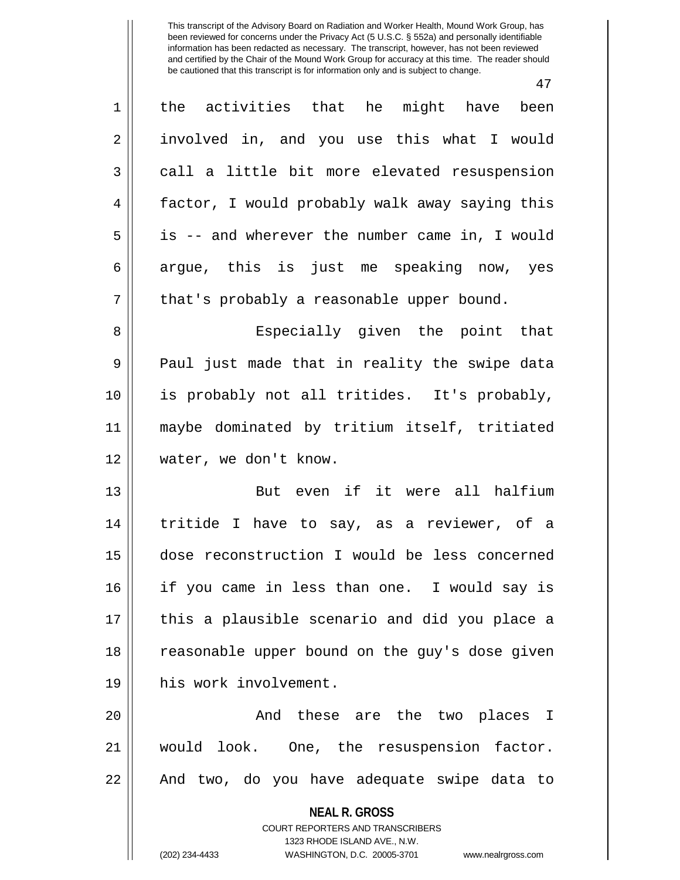the activities that he might have been involved in, and you use this what I would call a little bit more elevated resuspension factor, I would probably walk away saying this is -- and wherever the number came in, I would argue, this is just me speaking now, yes that's probably a reasonable upper bound.

Especially given the point that Paul just made that in reality the swipe data is probably not all tritides. It's probably, maybe dominated by tritium itself, tritiated water, we don't know.

But even if it were all halfium tritide I have to say, as a reviewer, of a dose reconstruction I would be less concerned if you came in less than one. I would say is this a plausible scenario and did you place a reasonable upper bound on the guy's dose given his work involvement.

And these are the two places I would look. One, the resuspension factor. And two, do you have adequate swipe data to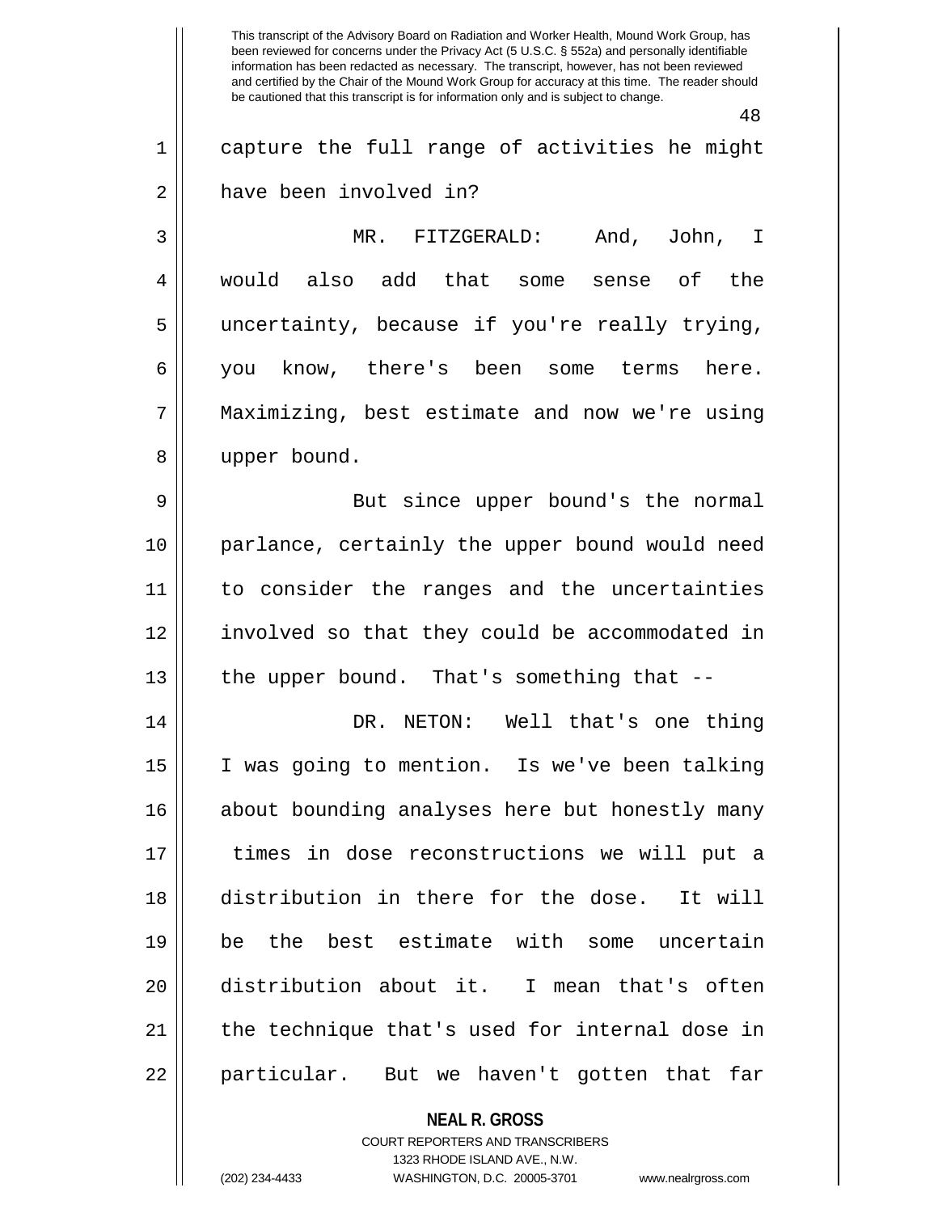capture the full range of activities he might have been involved in?

MR. FITZGERALD: And, John, I would also add that some sense of the uncertainty, because if you're really trying, you know, there's been some terms here. Maximizing, best estimate and now we're using upper bound.

But since upper bound's the normal parlance, certainly the upper bound would need to consider the ranges and the uncertainties involved so that they could be accommodated in the upper bound. That's something that --

DR. NETON: Well that's one thing I was going to mention. Is we've been talking about bounding analyses here but honestly many times in dose reconstructions we will put a distribution in there for the dose. It will be the best estimate with some uncertain distribution about it. I mean that's often the technique that's used for internal dose in particular. But we haven't gotten that far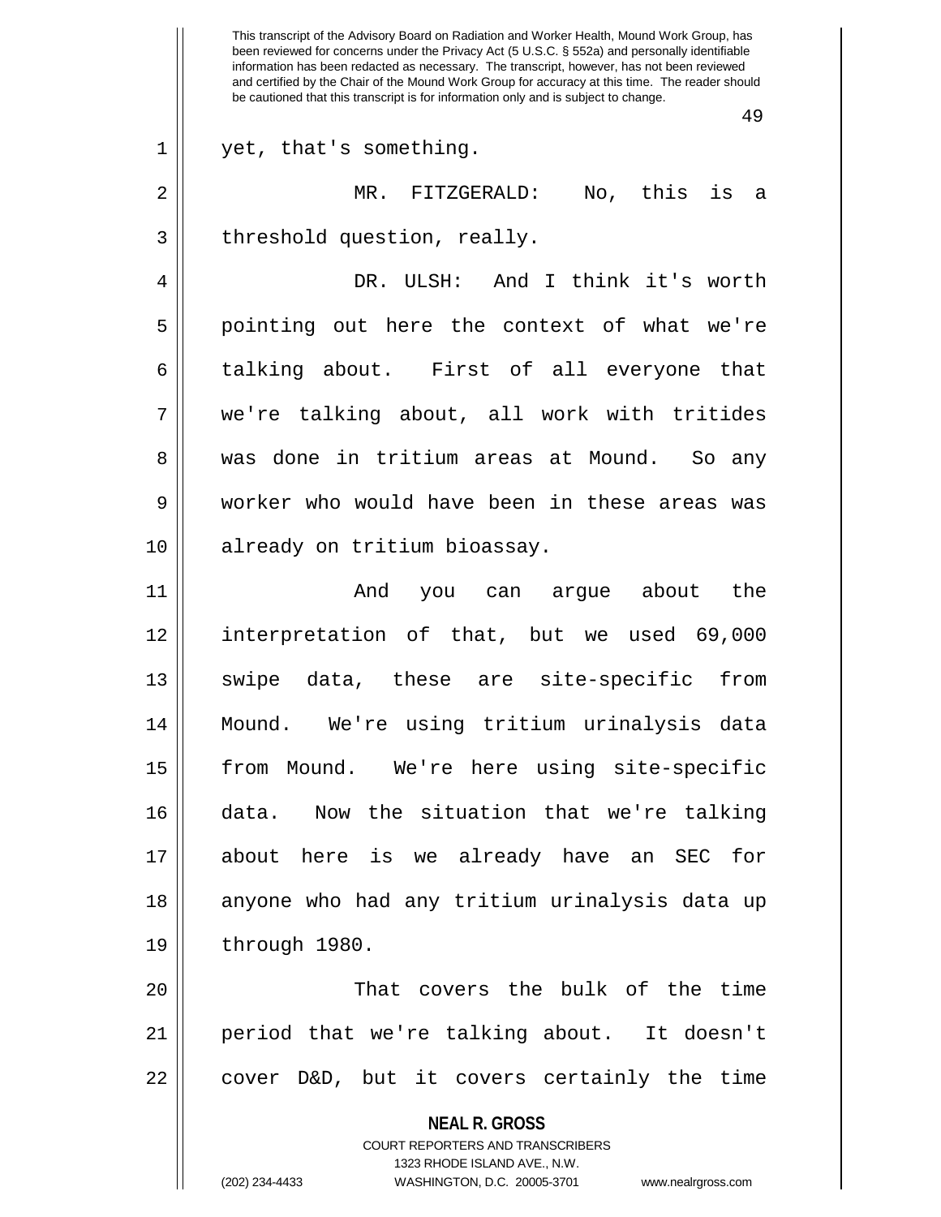yet, that's something.

MR. FITZGERALD: No, this is a threshold question, really.

DR. ULSH: And I think it's worth pointing out here the context of what we're talking about. First of all everyone that we're talking about, all work with tritides was done in tritium areas at Mound. So any worker who would have been in these areas was already on tritium bioassay.

And you can argue about the interpretation of that, but we used 69,000 swipe data, these are site-specific from Mound. We're using tritium urinalysis data from Mound. We're here using site-specific data. Now the situation that we're talking about here is we already have an SEC for anyone who had any tritium urinalysis data up through 1980.

That covers the bulk of the time period that we're talking about. It doesn't cover D&D, but it covers certainly the time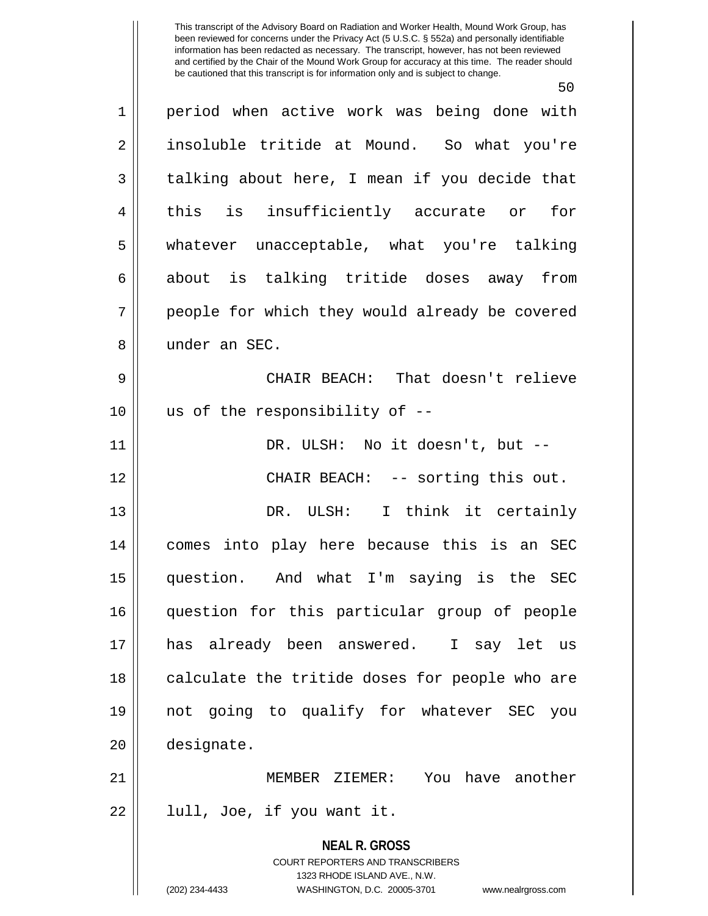period when active work was being done with insoluble tritide at Mound. So what you're talking about here, I mean if you decide that this is insufficiently accurate or for whatever unacceptable, what you're talking about is talking tritide doses away from people for which they would already be covered under an SEC.

CHAIR BEACH: That doesn't relieve us of the responsibility of --

DR. ULSH: No it doesn't, but --

CHAIR BEACH: -- sorting this out.

DR. ULSH: I think it certainly comes into play here because this is an SEC question. And what I'm saying is the SEC question for this particular group of people has already been answered. I say let us calculate the tritide doses for people who are not going to qualify for whatever SEC you designate.

MEMBER ZIEMER: You have another lull, Joe, if you want it.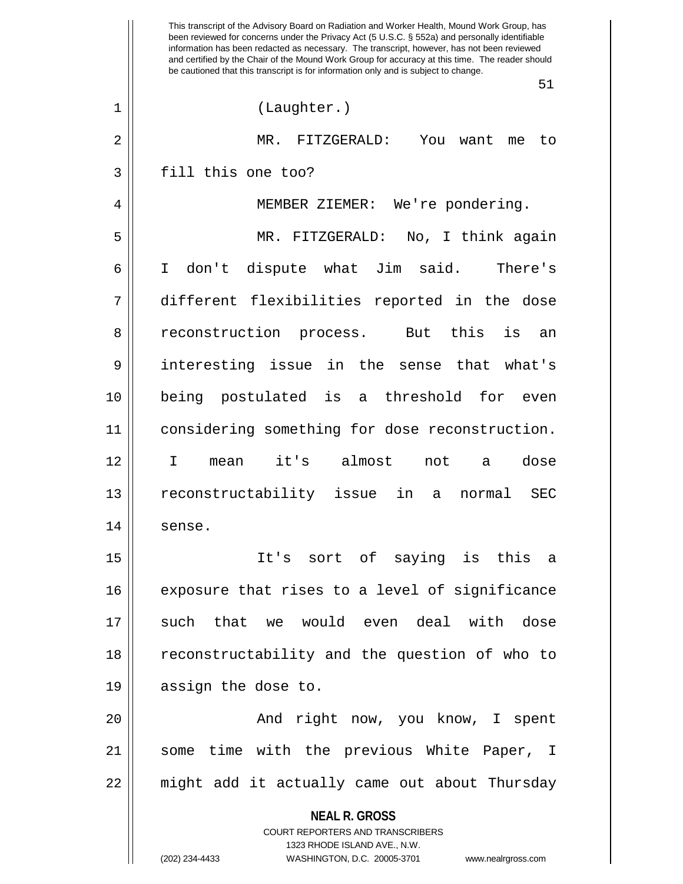(Laughter.)

MR. FITZGERALD: You want me to fill this one too?

MEMBER ZIEMER: We're pondering.

MR. FITZGERALD: No, I think again I don't dispute what Jim said. There's different flexibilities reported in the dose reconstruction process. But this is an interesting issue in the sense that what's being postulated is a threshold for even considering something for dose reconstruction. I mean it's almost not a dose reconstructability issue in a normal SEC sense.

It's sort of saying is this a exposure that rises to a level of significance such that we would even deal with dose reconstructability and the question of who to assign the dose to.

And right now, you know, I spent some time with the previous White Paper, I might add it actually came out about Thursday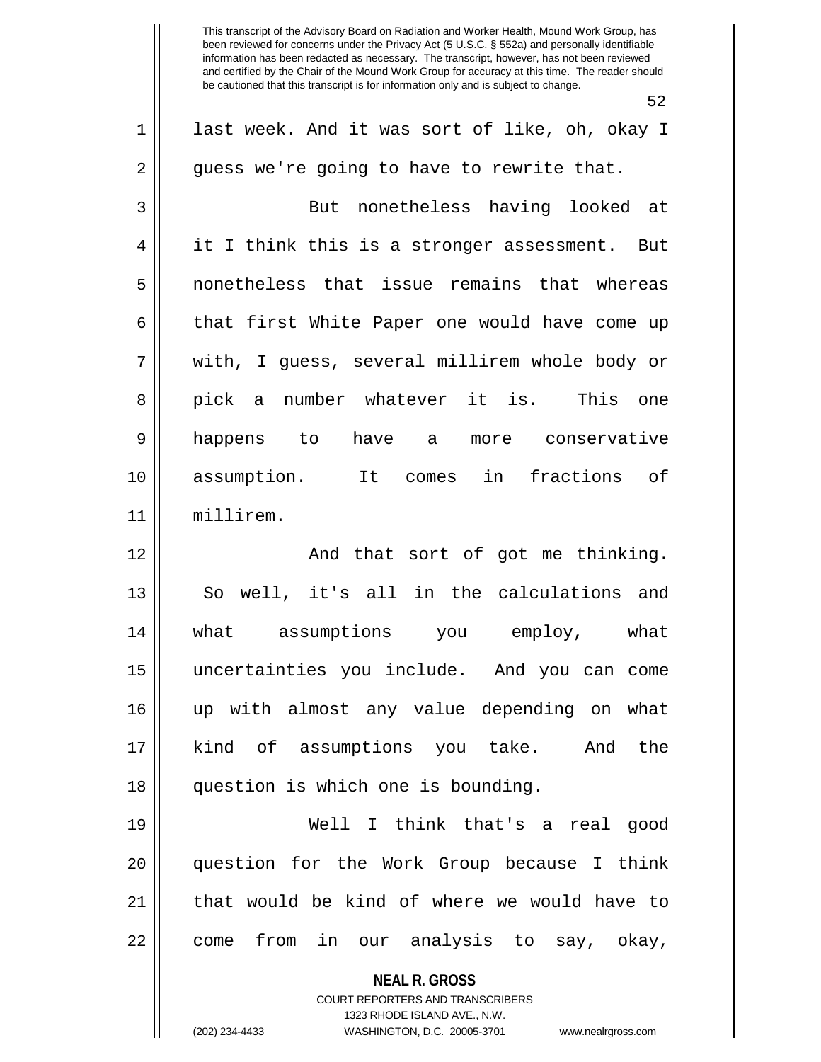last week. And it was sort of like, oh, okay I guess we're going to have to rewrite that.

But nonetheless having looked at it I think this is a stronger assessment. But nonetheless that issue remains that whereas that first White Paper one would have come up with, I guess, several millirem whole body or pick a number whatever it is. This one happens to have a more conservative assumption. It comes in fractions of millirem.

And that sort of got me thinking. So well, it's all in the calculations and what assumptions you employ, what uncertainties you include. And you can come up with almost any value depending on what kind of assumptions you take. And the question is which one is bounding.

Well I think that's a real good question for the Work Group because I think that would be kind of where we would have to come from in our analysis to say, okay,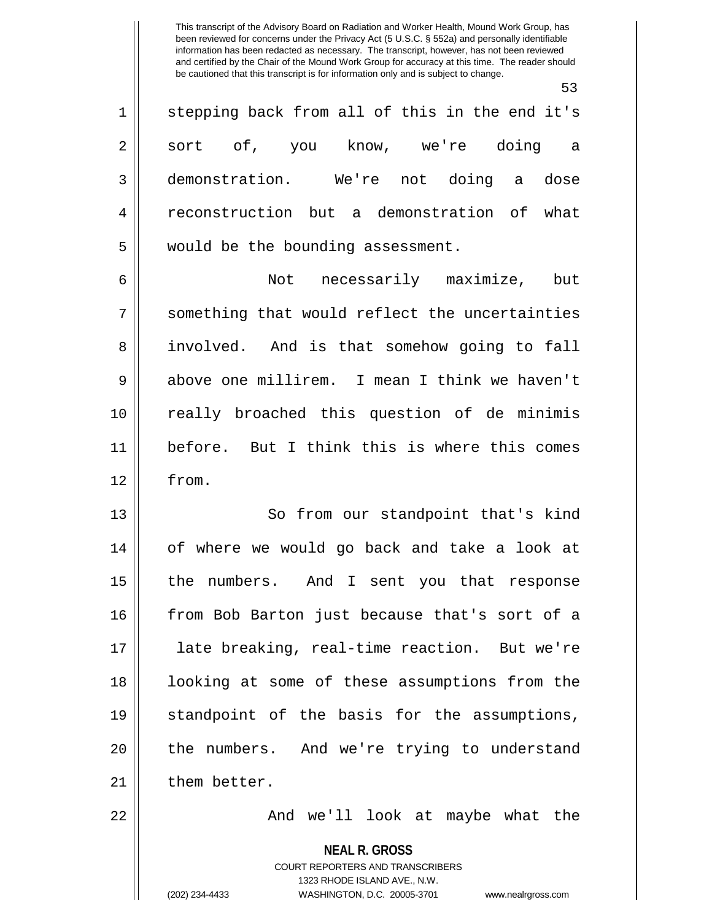stepping back from all of this in the end it's sort of, you know, we're doing a demonstration. We're not doing a dose reconstruction but a demonstration of what would be the bounding assessment.

Not necessarily maximize, but something that would reflect the uncertainties involved. And is that somehow going to fall above one millirem. I mean I think we haven't really broached this question of de minimis before. But I think this is where this comes from.

So from our standpoint that's kind of where we would go back and take a look at the numbers. And I sent you that response from Bob Barton just because that's sort of a late breaking, real-time reaction. But we're looking at some of these assumptions from the standpoint of the basis for the assumptions, the numbers. And we're trying to understand them better.

And we'll look at maybe what the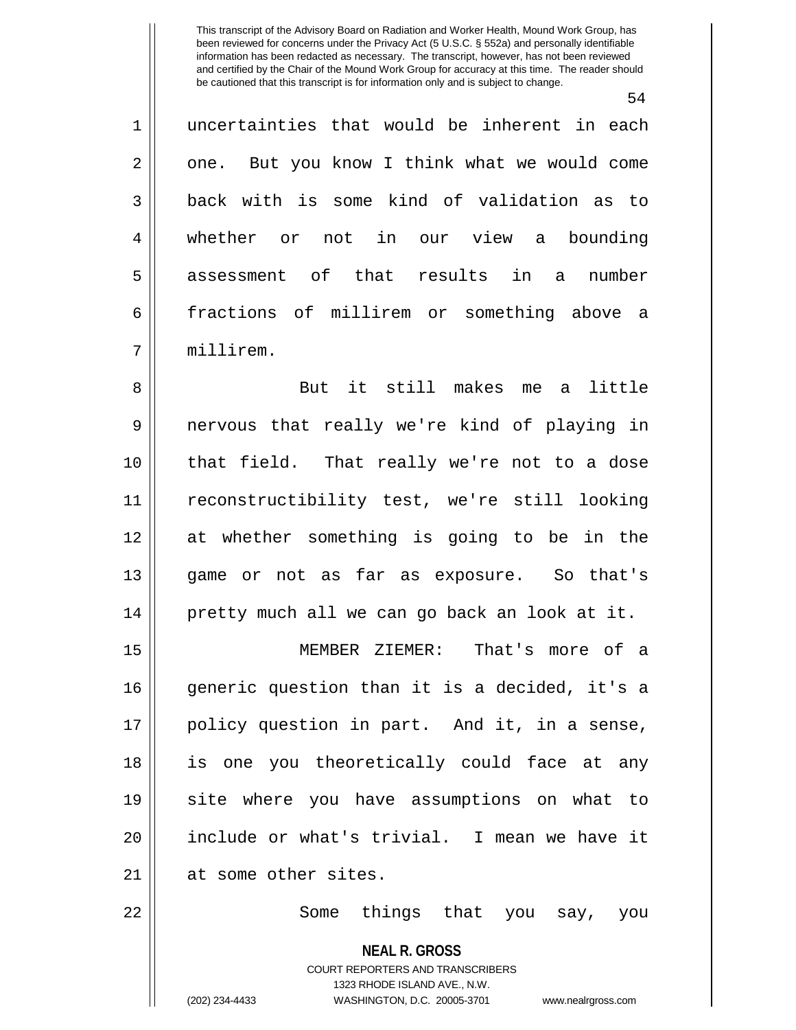uncertainties that would be inherent in each one. But you know I think what we would come back with is some kind of validation as to whether or not in our view a bounding assessment of that results in a number fractions of millirem or something above a millirem.

But it still makes me a little nervous that really we're kind of playing in that field. That really we're not to a dose reconstructibility test, we're still looking at whether something is going to be in the game or not as far as exposure. So that's pretty much all we can go back an look at it.

MEMBER ZIEMER: That's more of a generic question than it is a decided, it's a policy question in part. And it, in a sense, is one you theoretically could face at any site where you have assumptions on what to include or what's trivial. I mean we have it at some other sites.

Some things that you say, you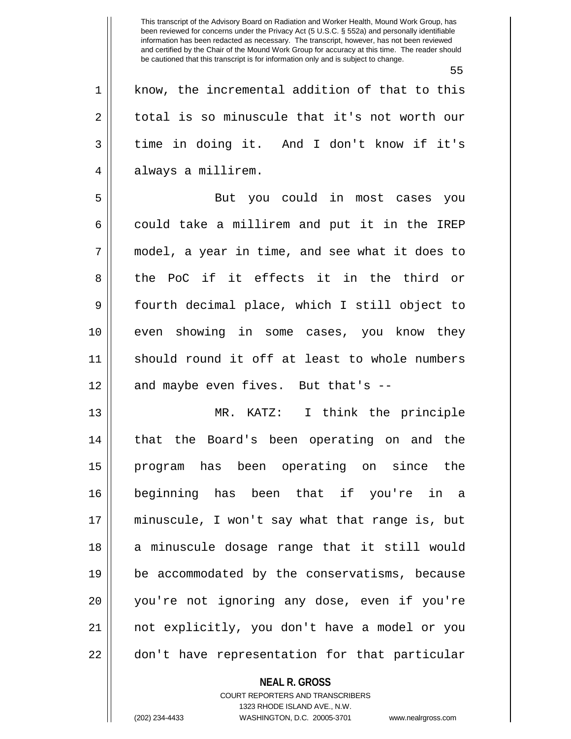know, the incremental addition of that to this total is so minuscule that it's not worth our time in doing it. And I don't know if it's always a millirem.

But you could in most cases you could take a millirem and put it in the IREP model, a year in time, and see what it does to the PoC if it effects it in the third or fourth decimal place, which I still object to even showing in some cases, you know they should round it off at least to whole numbers and maybe even fives. But that's --

MR. KATZ: I think the principle that the Board's been operating on and the program has been operating on since the beginning has been that if you're in a minuscule, I won't say what that range is, but a minuscule dosage range that it still would be accommodated by the conservatisms, because you're not ignoring any dose, even if you're not explicitly, you don't have a model or you don't have representation for that particular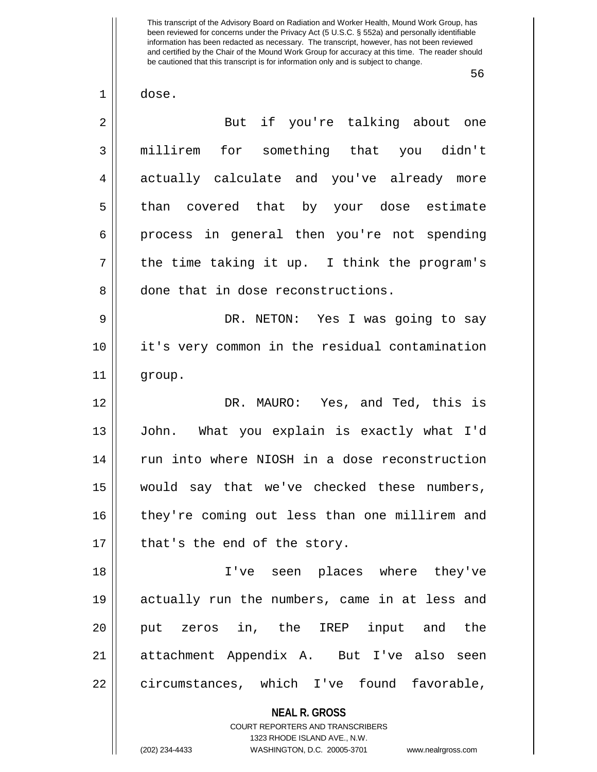This transcript of the Advisory Board on Radiation and Worker Health, Mound Work Group, has been reviewed for concerns under the Privacy Act (5 U.S.C. § 552a) and personally identifiable information has been redacted as necessary. The transcript, however, has not been reviewed and certified by the Chair of the Mound Work Group for accuracy at this time. The reader should be cautioned that this transcript is for information only and is subject to change.

dose.

But if you're talking about one millirem for something that you didn't actually calculate and you've already more than covered that by your dose estimate process in general then you're not spending the time taking it up. I think the program's done that in dose reconstructions.

DR. NETON: Yes I was going to say it's very common in the residual contamination group.

DR. MAURO: Yes, and Ted, this is John. What you explain is exactly what I'd run into where NIOSH in a dose reconstruction would say that we've checked these numbers, they're coming out less than one millirem and that's the end of the story.

I've seen places where they've actually run the numbers, came in at less and put zeros in, the IREP input and the attachment Appendix A. But I've also seen circumstances, which I've found favorable,

**NEAL R. GROSS**
COURT REPORTERS AND TRANSCRIBERS
1323 RHODE ISLAND AVE., N.W.
(202) 234-4433 WASHINGTON, D.C. 20005-3701 www.nealrgross.com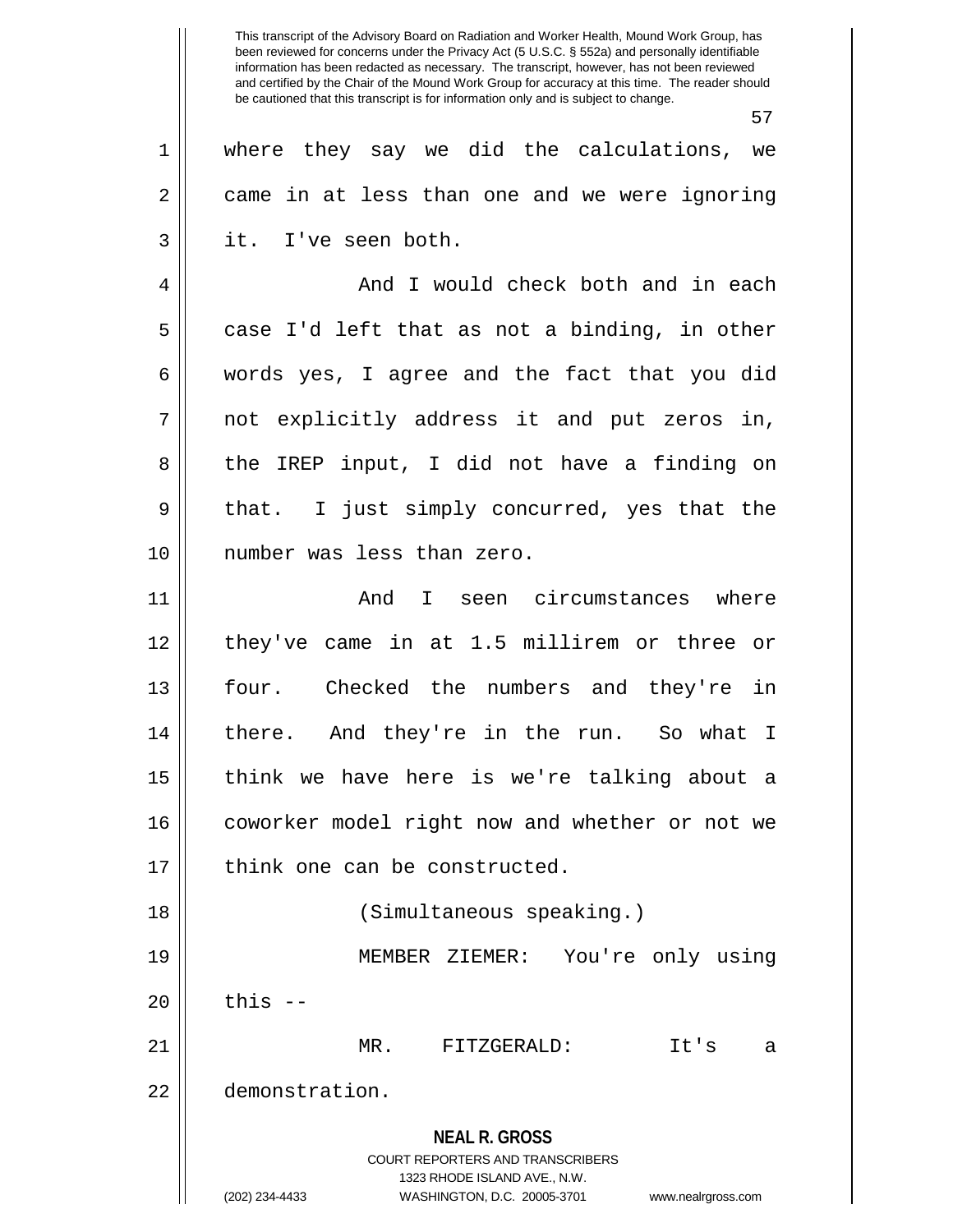where they say we did the calculations, we came in at less than one and we were ignoring it. I've seen both.

And I would check both and in each case I'd left that as not a binding, in other words yes, I agree and the fact that you did not explicitly address it and put zeros in, the IREP input, I did not have a finding on that. I just simply concurred, yes that the number was less than zero.

And I seen circumstances where they've came in at 1.5 millirem or three or four. Checked the numbers and they're in there. And they're in the run. So what I think we have here is we're talking about a coworker model right now and whether or not we think one can be constructed.

(Simultaneous speaking.)

MEMBER ZIEMER: You're only using this --

MR. FITZGERALD: It's a demonstration.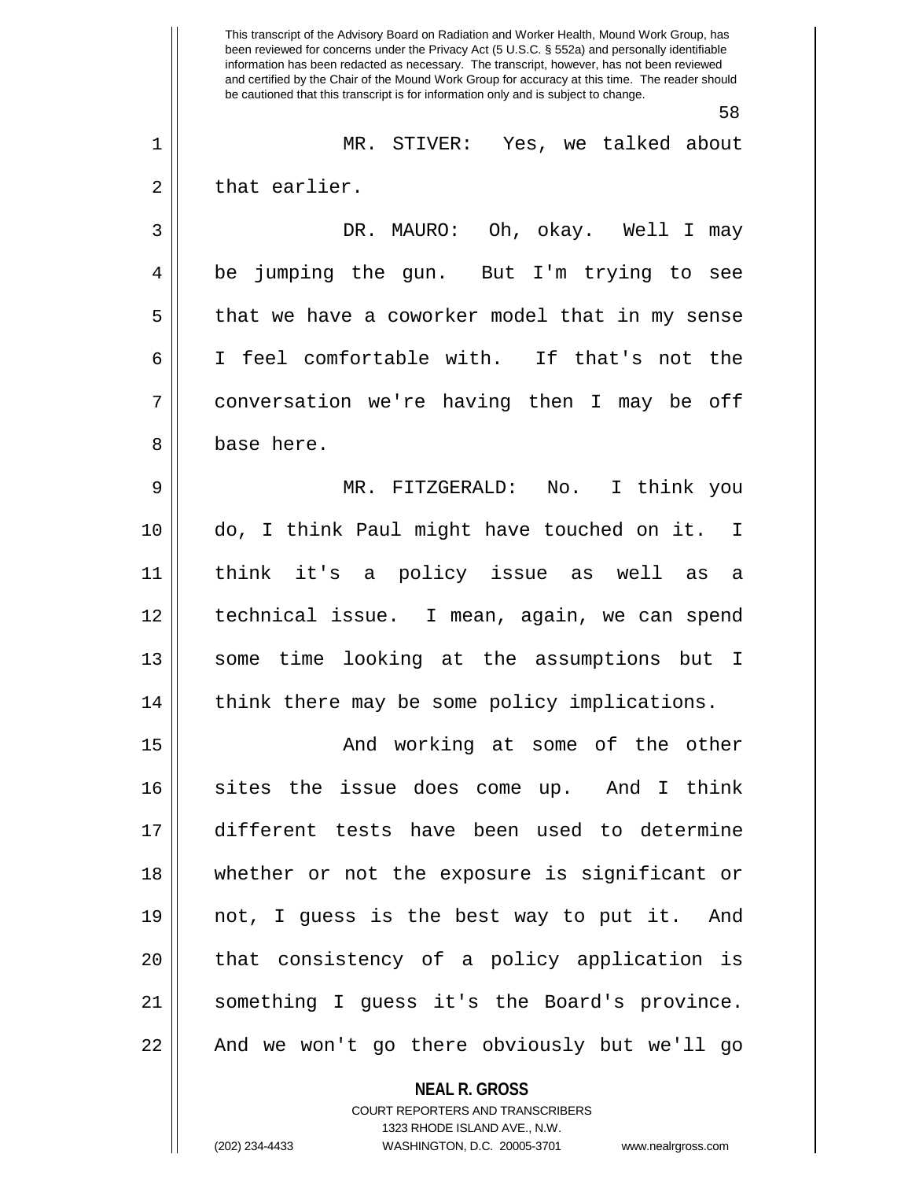MR. STIVER: Yes, we talked about that earlier.

DR. MAURO: Oh, okay. Well I may be jumping the gun. But I'm trying to see that we have a coworker model that in my sense I feel comfortable with. If that's not the conversation we're having then I may be off base here.

MR. FITZGERALD: No. I think you do, I think Paul might have touched on it. I think it's a policy issue as well as a technical issue. I mean, again, we can spend some time looking at the assumptions but I think there may be some policy implications.

And working at some of the other sites the issue does come up. And I think different tests have been used to determine whether or not the exposure is significant or not, I guess is the best way to put it. And that consistency of a policy application is something I guess it's the Board's province. And we won't go there obviously but we'll go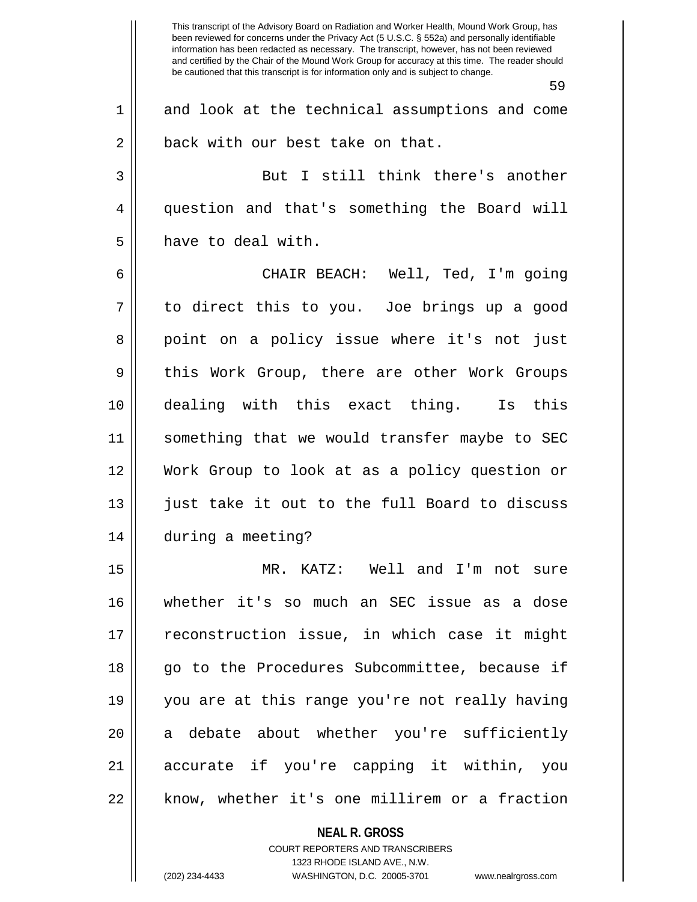and look at the technical assumptions and come back with our best take on that.

But I still think there's another question and that's something the Board will have to deal with.

CHAIR BEACH: Well, Ted, I'm going to direct this to you. Joe brings up a good point on a policy issue where it's not just this Work Group, there are other Work Groups dealing with this exact thing. Is this something that we would transfer maybe to SEC Work Group to look at as a policy question or just take it out to the full Board to discuss during a meeting?

MR. KATZ: Well and I'm not sure whether it's so much an SEC issue as a dose reconstruction issue, in which case it might go to the Procedures Subcommittee, because if you are at this range you're not really having a debate about whether you're sufficiently accurate if you're capping it within, you know, whether it's one millirem or a fraction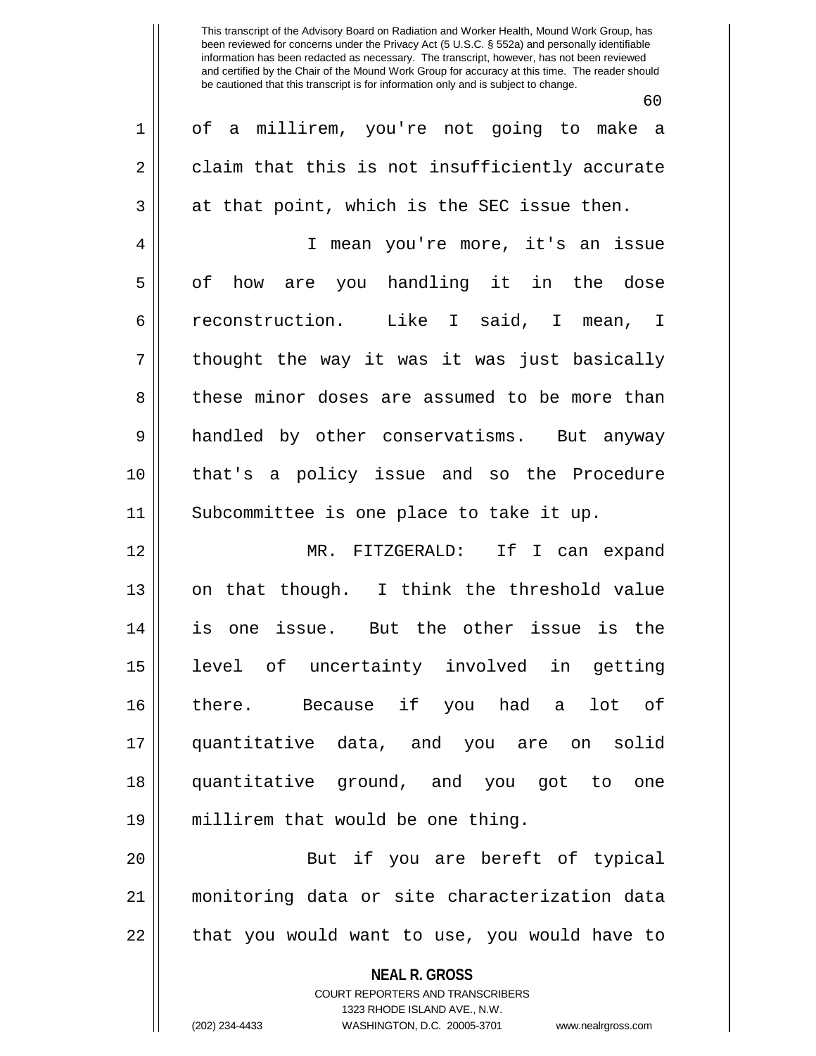of a millirem, you're not going to make a claim that this is not insufficiently accurate at that point, which is the SEC issue then.

I mean you're more, it's an issue of how are you handling it in the dose reconstruction. Like I said, I mean, I thought the way it was it was just basically these minor doses are assumed to be more than handled by other conservatisms. But anyway that's a policy issue and so the Procedure Subcommittee is one place to take it up.

MR. FITZGERALD: If I can expand on that though. I think the threshold value is one issue. But the other issue is the level of uncertainty involved in getting there. Because if you had a lot of quantitative data, and you are on solid quantitative ground, and you got to one millirem that would be one thing.

But if you are bereft of typical monitoring data or site characterization data that you would want to use, you would have to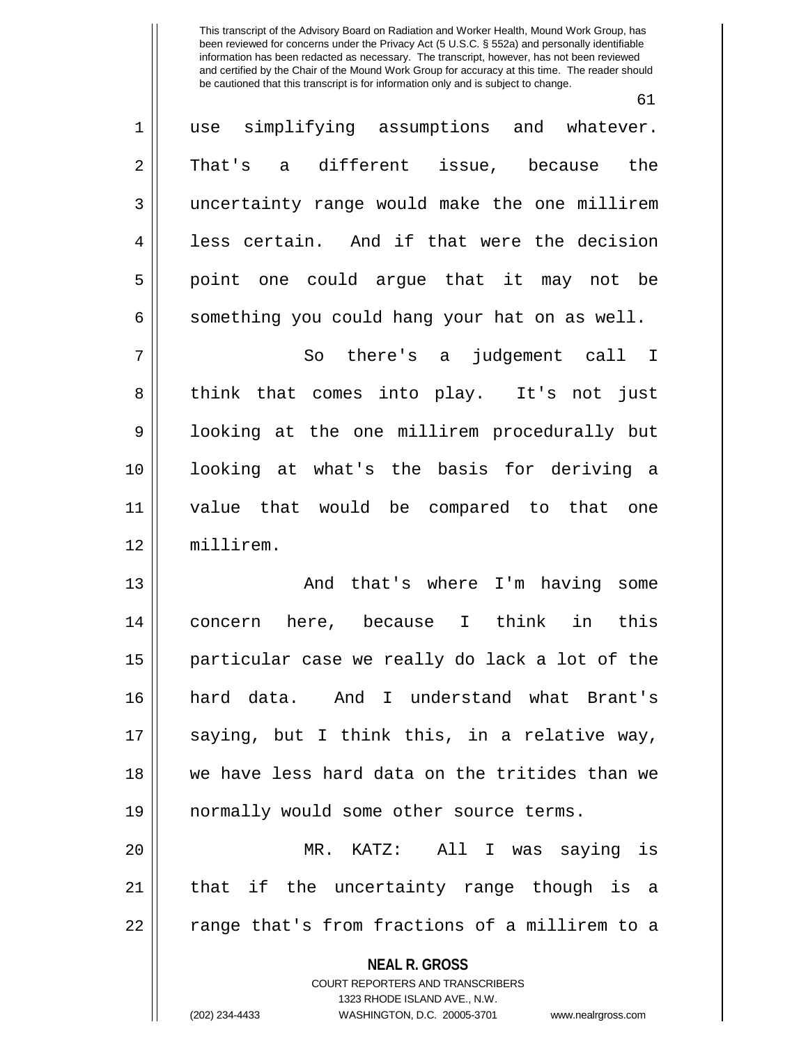use simplifying assumptions and whatever. That's a different issue, because the uncertainty range would make the one millirem less certain. And if that were the decision point one could argue that it may not be something you could hang your hat on as well.

So there's a judgement call I think that comes into play. It's not just looking at the one millirem procedurally but looking at what's the basis for deriving a value that would be compared to that one millirem.

And that's where I'm having some concern here, because I think in this particular case we really do lack a lot of the hard data. And I understand what Brant's saying, but I think this, in a relative way, we have less hard data on the tritides than we normally would some other source terms.

MR. KATZ: All I was saying is that if the uncertainty range though is a range that's from fractions of a millirem to a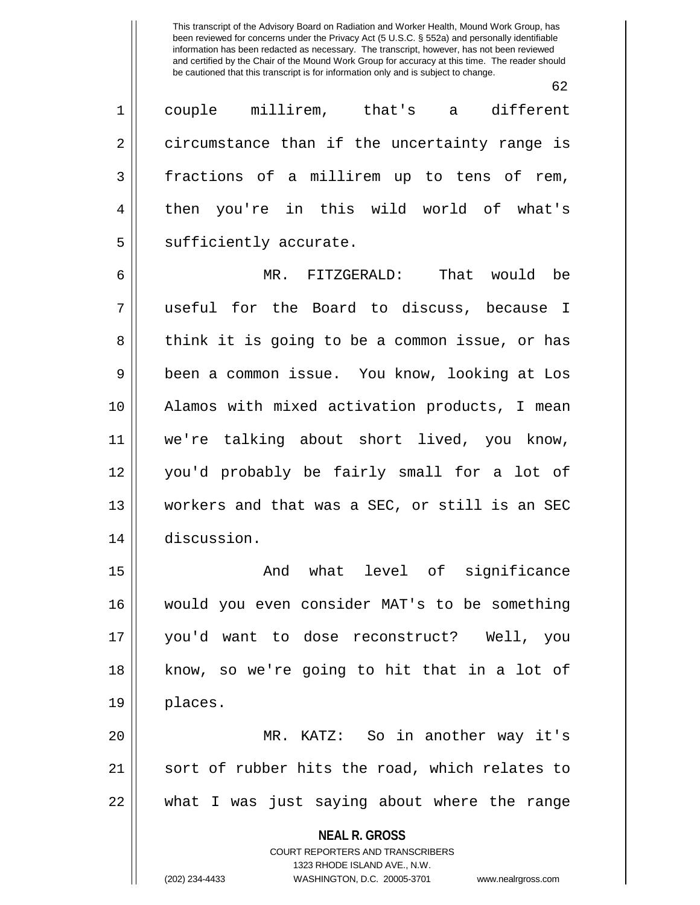couple millirem, that's a different circumstance than if the uncertainty range is fractions of a millirem up to tens of rem, then you're in this wild world of what's sufficiently accurate.

MR. FITZGERALD: That would be useful for the Board to discuss, because I think it is going to be a common issue, or has been a common issue. You know, looking at Los Alamos with mixed activation products, I mean we're talking about short lived, you know, you'd probably be fairly small for a lot of workers and that was a SEC, or still is an SEC discussion.

And what level of significance would you even consider MAT's to be something you'd want to dose reconstruct? Well, you know, so we're going to hit that in a lot of places.

MR. KATZ: So in another way it's sort of rubber hits the road, which relates to what I was just saying about where the range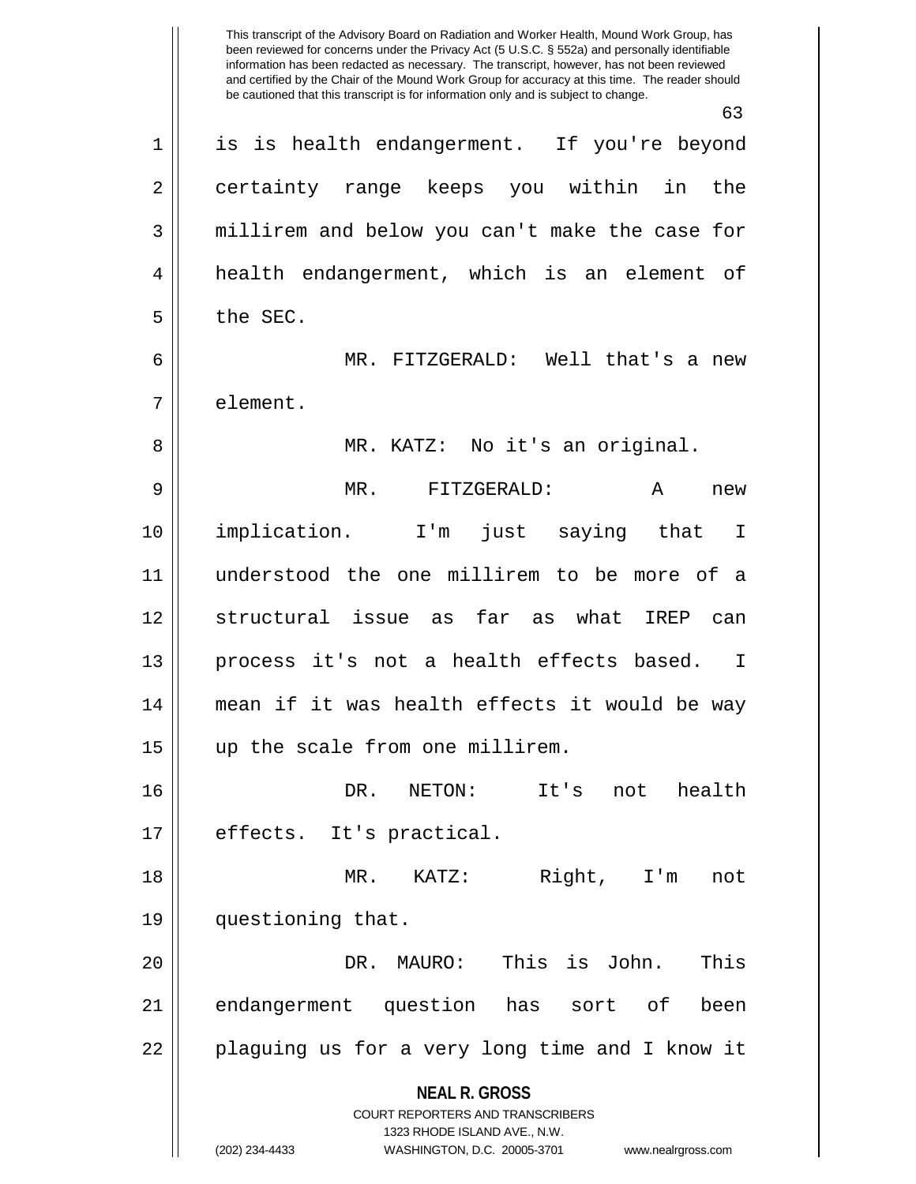is is health endangerment. If you're beyond certainty range keeps you within in the millirem and below you can't make the case for health endangerment, which is an element of the SEC.

MR. FITZGERALD: Well that's a new element.

MR. KATZ: No it's an original.

MR. FITZGERALD: A new implication. I'm just saying that I understood the one millirem to be more of a structural issue as far as what IREP can process it's not a health effects based. I mean if it was health effects it would be way up the scale from one millirem.

DR. NETON: It's not health effects. It's practical.

MR. KATZ: Right, I'm not questioning that.

DR. MAURO: This is John. This endangerment question has sort of been plaguing us for a very long time and I know it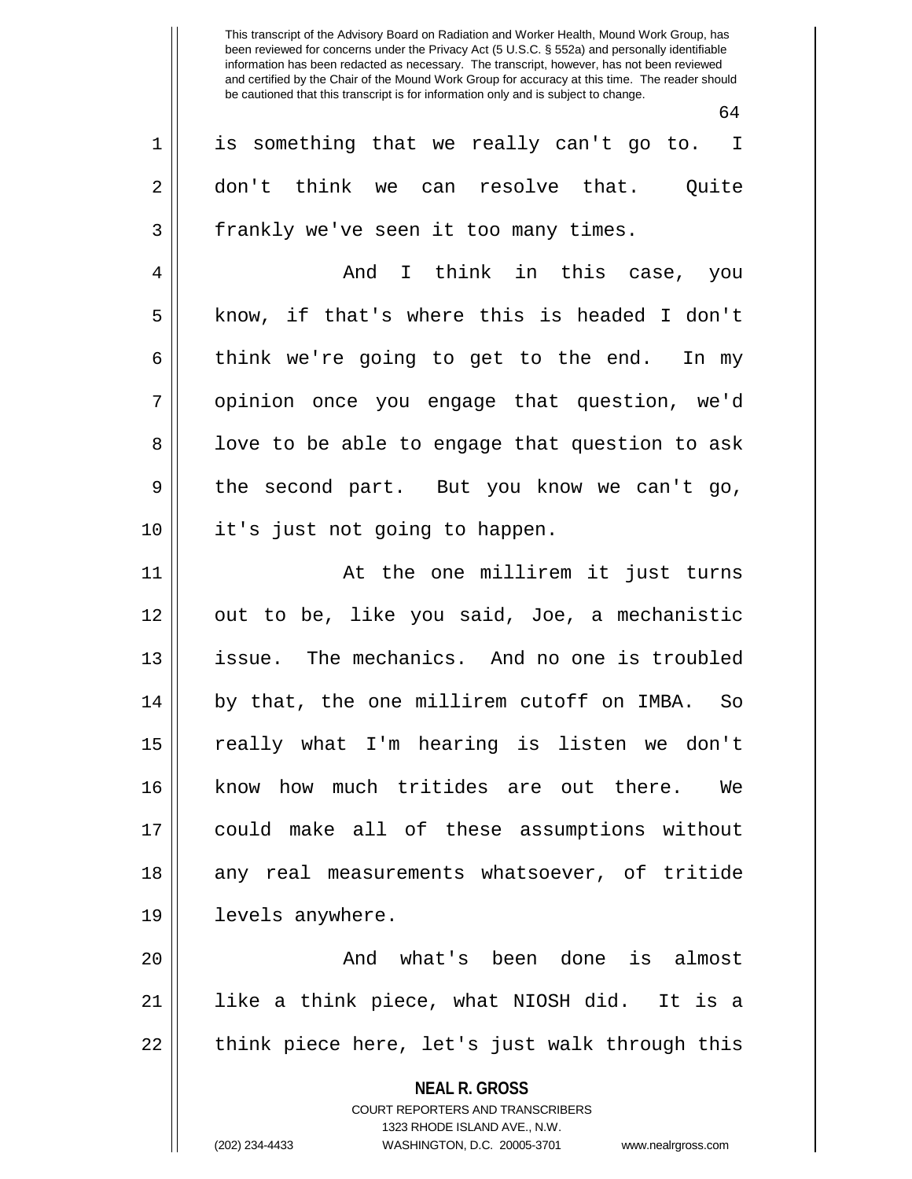is something that we really can't go to. I don't think we can resolve that. Quite frankly we've seen it too many times.

And I think in this case, you know, if that's where this is headed I don't think we're going to get to the end. In my opinion once you engage that question, we'd love to be able to engage that question to ask the second part. But you know we can't go, it's just not going to happen.

At the one millirem it just turns out to be, like you said, Joe, a mechanistic issue. The mechanics. And no one is troubled by that, the one millirem cutoff on IMBA. So really what I'm hearing is listen we don't know how much tritides are out there. We could make all of these assumptions without any real measurements whatsoever, of tritide levels anywhere.

And what's been done is almost like a think piece, what NIOSH did. It is a think piece here, let's just walk through this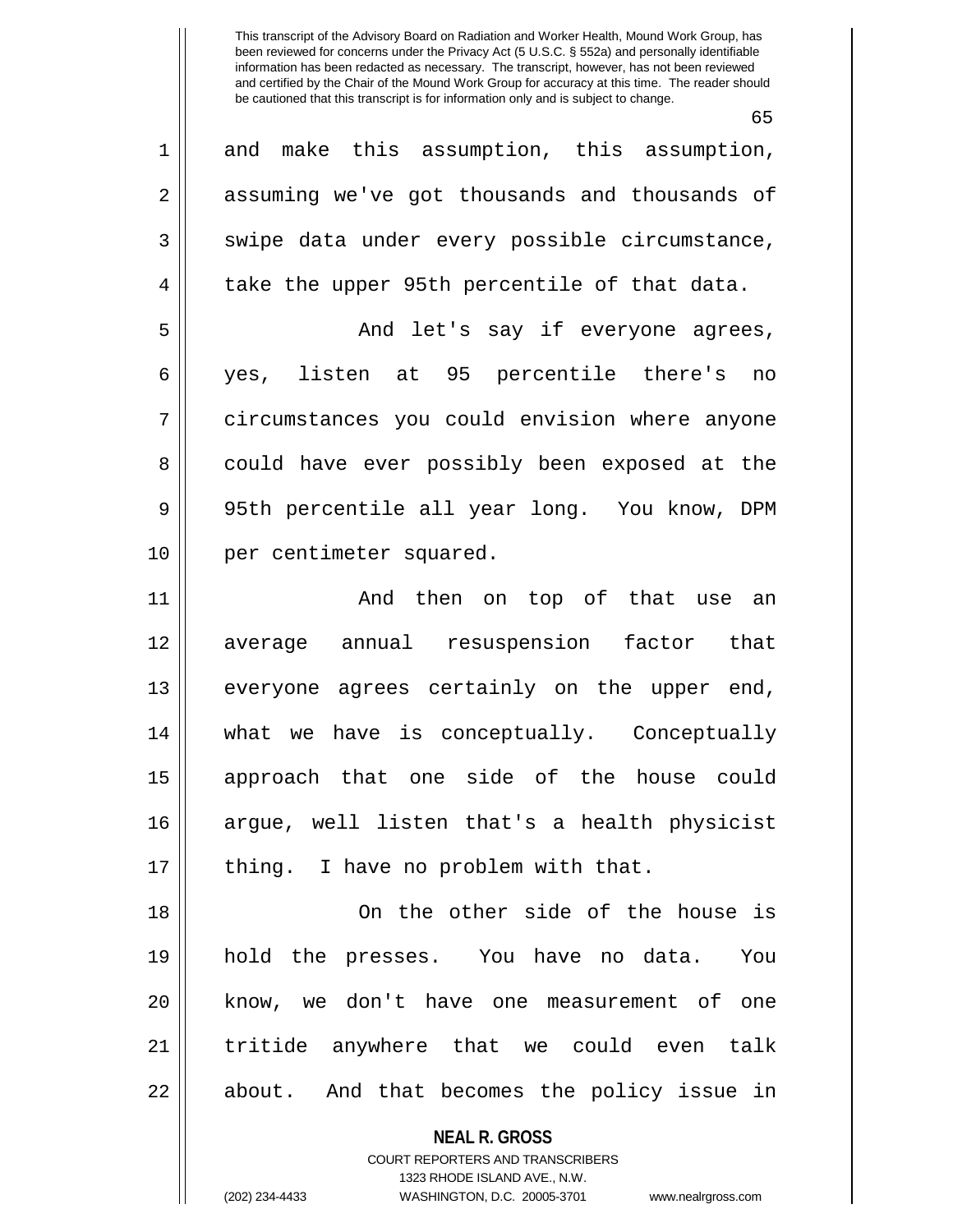and make this assumption, this assumption, assuming we've got thousands and thousands of swipe data under every possible circumstance, take the upper 95th percentile of that data.

And let's say if everyone agrees, yes, listen at 95 percentile there's no circumstances you could envision where anyone could have ever possibly been exposed at the 95th percentile all year long. You know, DPM per centimeter squared.

And then on top of that use an average annual resuspension factor that everyone agrees certainly on the upper end, what we have is conceptually. Conceptually approach that one side of the house could argue, well listen that's a health physicist thing. I have no problem with that.

On the other side of the house is hold the presses. You have no data. You know, we don't have one measurement of one tritide anywhere that we could even talk about. And that becomes the policy issue in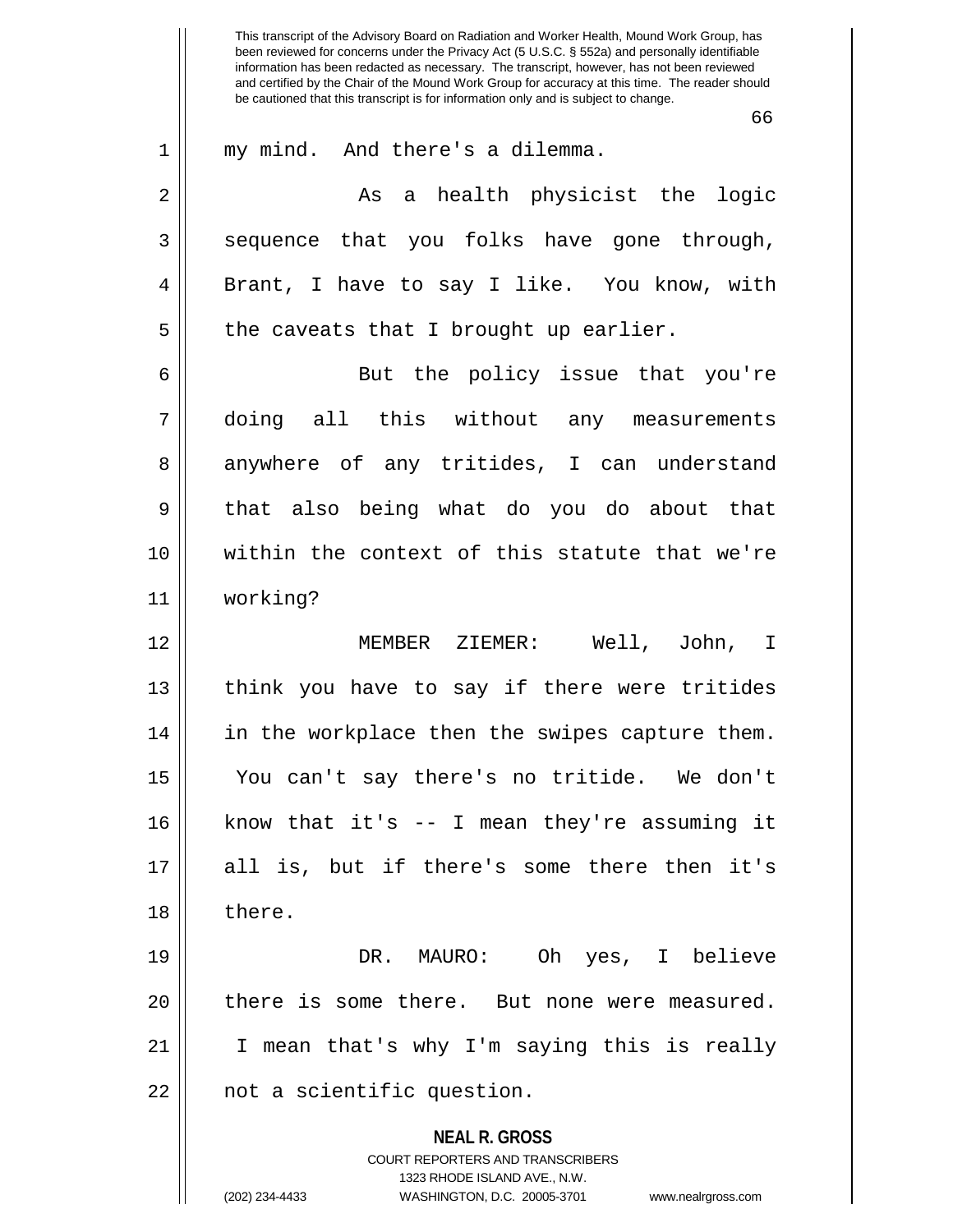my mind. And there's a dilemma.

As a health physicist the logic sequence that you folks have gone through, Brant, I have to say I like. You know, with the caveats that I brought up earlier.

But the policy issue that you're doing all this without any measurements anywhere of any tritides, I can understand that also being what do you do about that within the context of this statute that we're working?

MEMBER ZIEMER: Well, John, I think you have to say if there were tritides in the workplace then the swipes capture them. You can't say there's no tritide. We don't know that it's -- I mean they're assuming it all is, but if there's some there then it's there.

DR. MAURO: Oh yes, I believe there is some there. But none were measured. I mean that's why I'm saying this is really not a scientific question.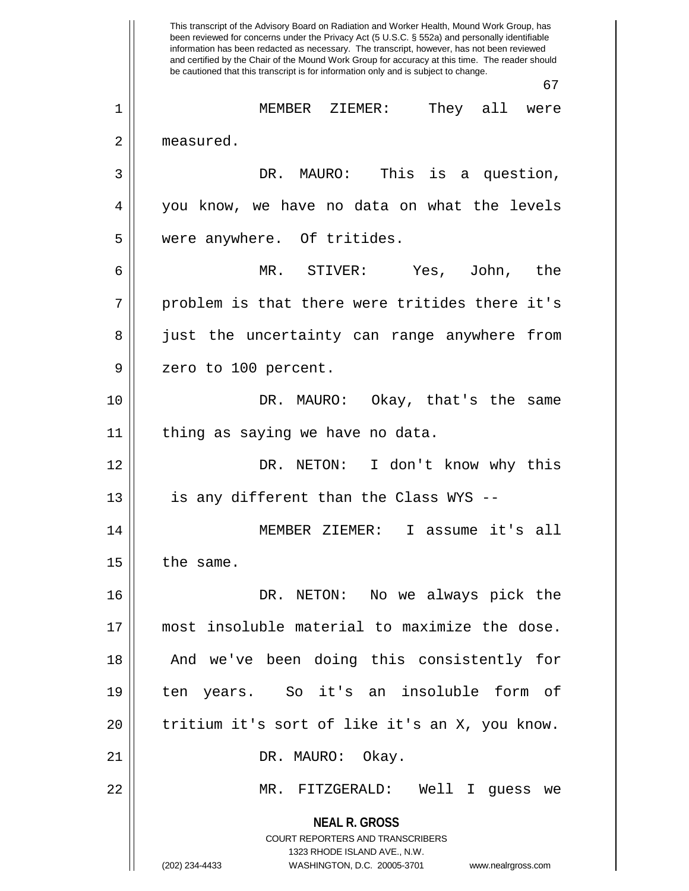MEMBER ZIEMER: They all were measured.

DR. MAURO: This is a question, you know, we have no data on what the levels were anywhere. Of tritides.

MR. STIVER: Yes, John, the problem is that there were tritides there it's just the uncertainty can range anywhere from zero to 100 percent.

DR. MAURO: Okay, that's the same thing as saying we have no data.

DR. NETON: I don't know why this is any different than the Class WYS --

MEMBER ZIEMER: I assume it's all the same.

DR. NETON: No we always pick the most insoluble material to maximize the dose. And we've been doing this consistently for ten years. So it's an insoluble form of tritium it's sort of like it's an X, you know.

DR. MAURO: Okay.

MR. FITZGERALD: Well I guess we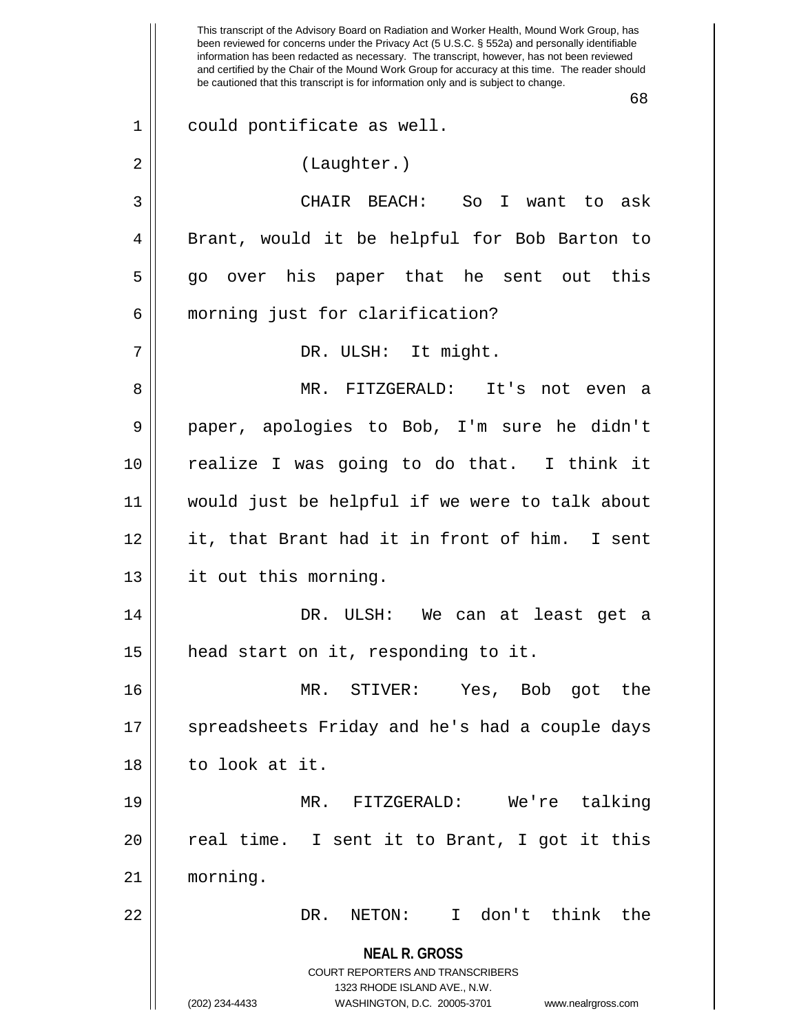could pontificate as well.

(Laughter.)

CHAIR BEACH: So I want to ask Brant, would it be helpful for Bob Barton to go over his paper that he sent out this morning just for clarification?

DR. ULSH: It might.

MR. FITZGERALD: It's not even a paper, apologies to Bob, I'm sure he didn't realize I was going to do that. I think it would just be helpful if we were to talk about it, that Brant had it in front of him. I sent it out this morning.

DR. ULSH: We can at least get a head start on it, responding to it.

MR. STIVER: Yes, Bob got the spreadsheets Friday and he's had a couple days to look at it.

MR. FITZGERALD: We're talking real time. I sent it to Brant, I got it this morning.

DR. NETON: I don't think the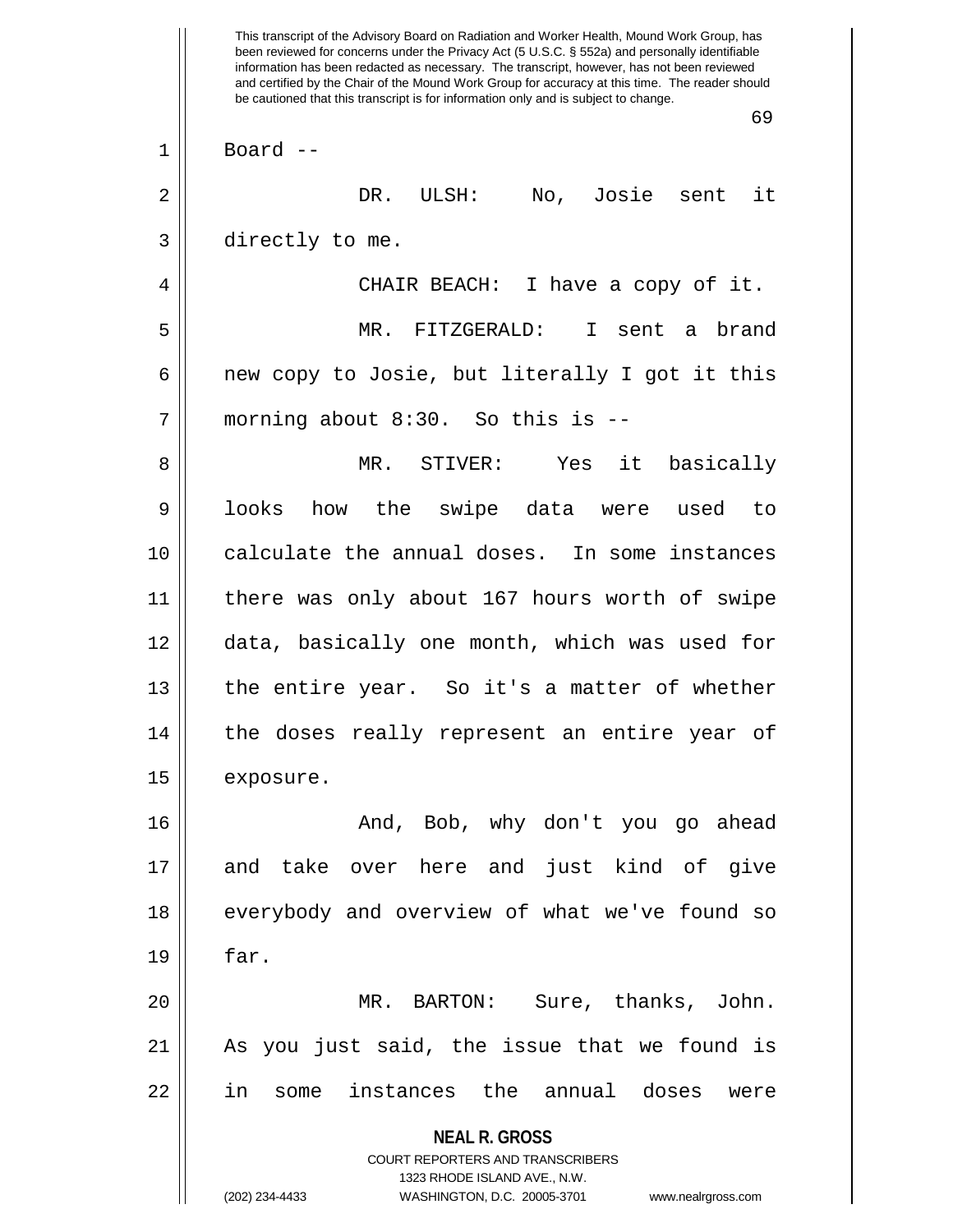This transcript of the Advisory Board on Radiation and Worker Health, Mound Work Group, has been reviewed for concerns under the Privacy Act (5 U.S.C. § 552a) and personally identifiable information has been redacted as necessary. The transcript, however, has not been reviewed and certified by the Chair of the Mound Work Group for accuracy at this time. The reader should be cautioned that this transcript is for information only and is subject to change.

Board --

DR. ULSH: No, Josie sent it directly to me.

CHAIR BEACH: I have a copy of it.

MR. FITZGERALD: I sent a brand new copy to Josie, but literally I got it this morning about 8:30. So this is --

MR. STIVER: Yes it basically looks how the swipe data were used to calculate the annual doses. In some instances there was only about 167 hours worth of swipe data, basically one month, which was used for the entire year. So it's a matter of whether the doses really represent an entire year of exposure.

And, Bob, why don't you go ahead and take over here and just kind of give everybody and overview of what we've found so far.

MR. BARTON: Sure, thanks, John. As you just said, the issue that we found is in some instances the annual doses were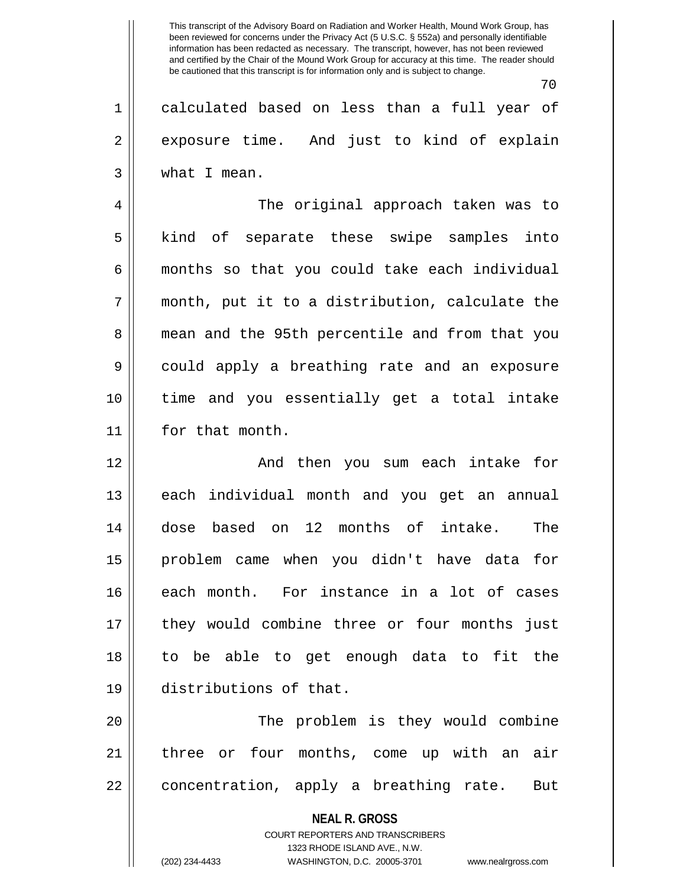calculated based on less than a full year of exposure time. And just to kind of explain what I mean.

The original approach taken was to kind of separate these swipe samples into months so that you could take each individual month, put it to a distribution, calculate the mean and the 95th percentile and from that you could apply a breathing rate and an exposure time and you essentially get a total intake for that month.

And then you sum each intake for each individual month and you get an annual dose based on 12 months of intake. The problem came when you didn't have data for each month. For instance in a lot of cases they would combine three or four months just to be able to get enough data to fit the distributions of that.

The problem is they would combine three or four months, come up with an air concentration, apply a breathing rate. But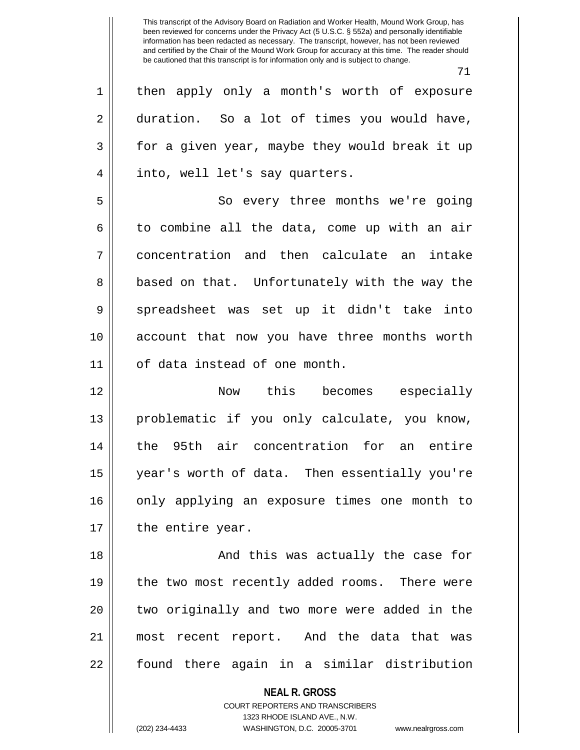then apply only a month's worth of exposure duration. So a lot of times you would have, for a given year, maybe they would break it up into, well let's say quarters.

So every three months we're going to combine all the data, come up with an air concentration and then calculate an intake based on that. Unfortunately with the way the spreadsheet was set up it didn't take into account that now you have three months worth of data instead of one month.

Now this becomes especially problematic if you only calculate, you know, the 95th air concentration for an entire year's worth of data. Then essentially you're only applying an exposure times one month to the entire year.

And this was actually the case for the two most recently added rooms. There were two originally and two more were added in the most recent report. And the data that was found there again in a similar distribution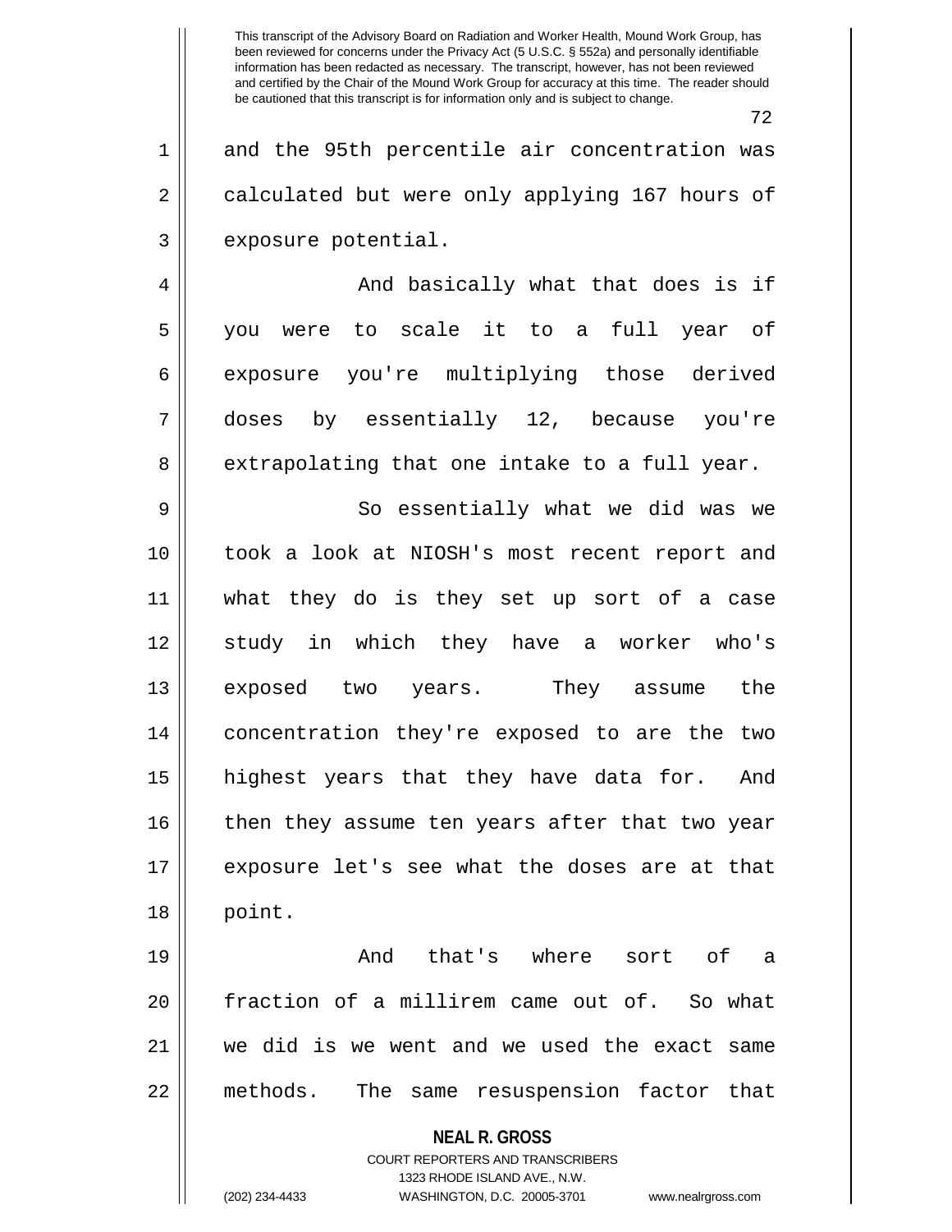and the 95th percentile air concentration was calculated but were only applying 167 hours of exposure potential.

And basically what that does is if you were to scale it to a full year of exposure you're multiplying those derived doses by essentially 12, because you're extrapolating that one intake to a full year.

So essentially what we did was we took a look at NIOSH's most recent report and what they do is they set up sort of a case study in which they have a worker who's exposed two years. They assume the concentration they're exposed to are the two highest years that they have data for. And then they assume ten years after that two year exposure let's see what the doses are at that point.

And that's where sort of a fraction of a millirem came out of. So what we did is we went and we used the exact same methods. The same resuspension factor that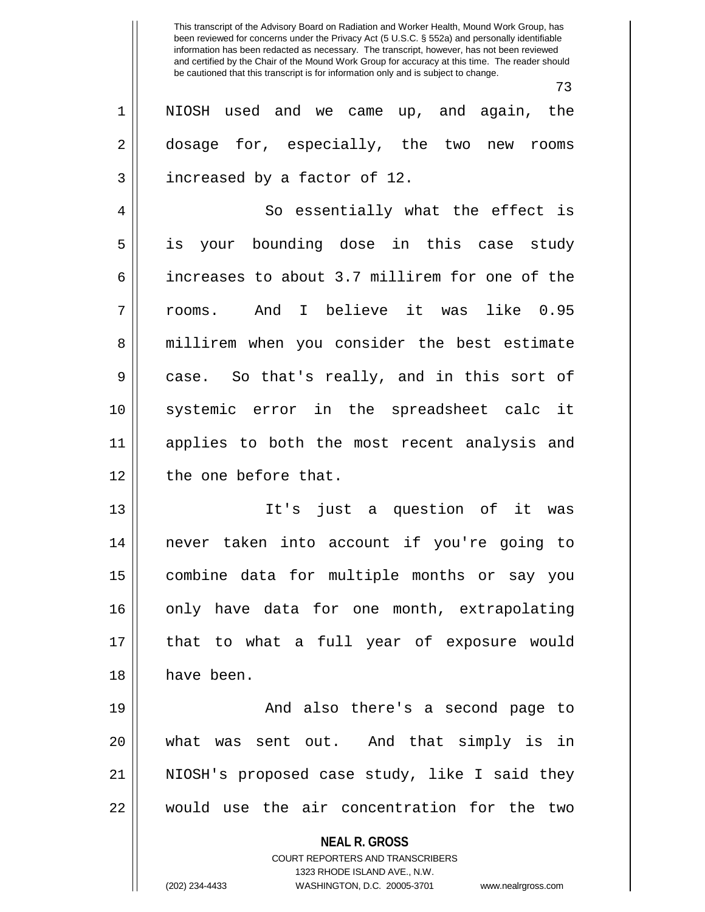NIOSH used and we came up, and again, the dosage for, especially, the two new rooms increased by a factor of 12.

So essentially what the effect is is your bounding dose in this case study increases to about 3.7 millirem for one of the rooms. And I believe it was like 0.95 millirem when you consider the best estimate case. So that's really, and in this sort of systemic error in the spreadsheet calc it applies to both the most recent analysis and the one before that.

It's just a question of it was never taken into account if you're going to combine data for multiple months or say you only have data for one month, extrapolating that to what a full year of exposure would have been.

And also there's a second page to what was sent out. And that simply is in NIOSH's proposed case study, like I said they would use the air concentration for the two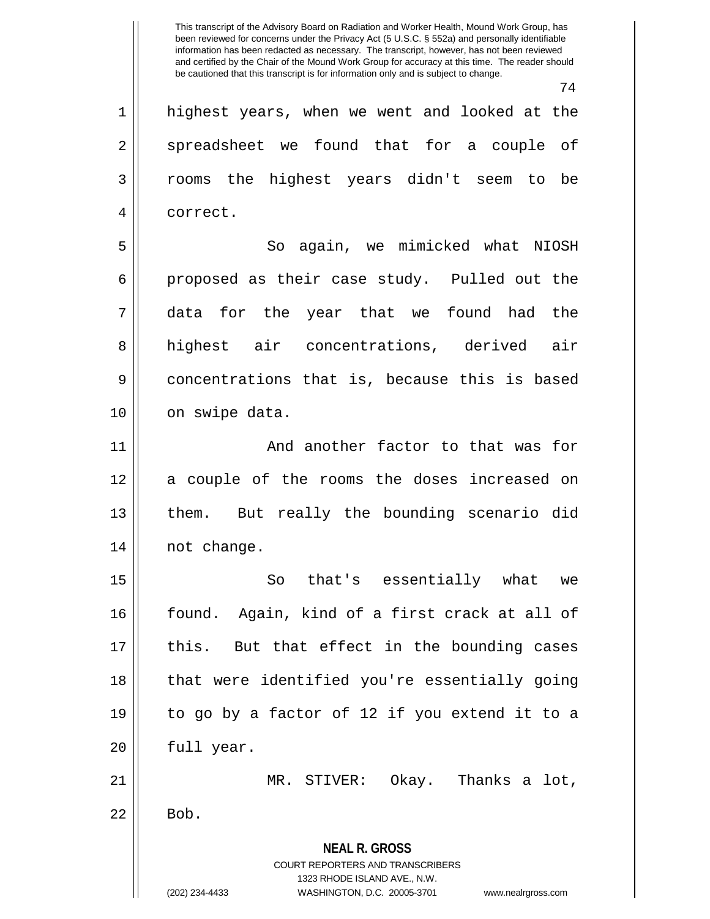highest years, when we went and looked at the spreadsheet we found that for a couple of rooms the highest years didn't seem to be correct.

So again, we mimicked what NIOSH proposed as their case study. Pulled out the data for the year that we found had the highest air concentrations, derived air concentrations that is, because this is based on swipe data.

And another factor to that was for a couple of the rooms the doses increased on them. But really the bounding scenario did not change.

So that's essentially what we found. Again, kind of a first crack at all of this. But that effect in the bounding cases that were identified you're essentially going to go by a factor of 12 if you extend it to a full year.

MR. STIVER: Okay. Thanks a lot, Bob.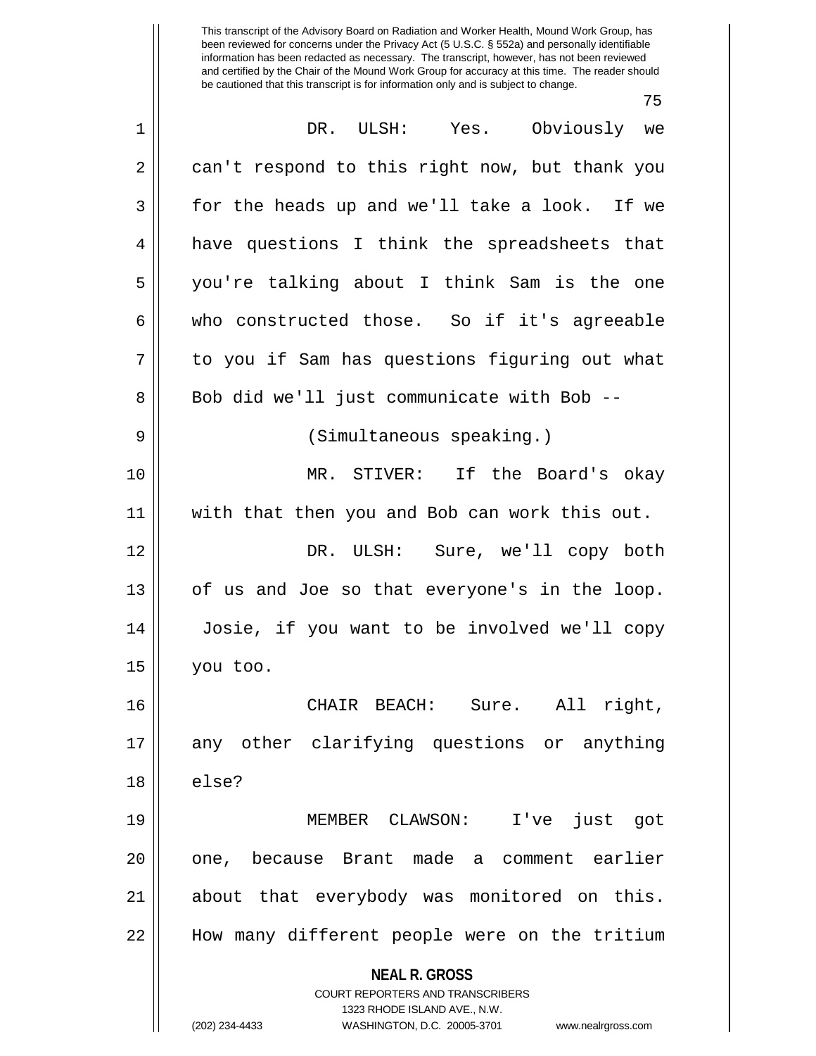DR. ULSH: Yes. Obviously we can't respond to this right now, but thank you for the heads up and we'll take a look. If we have questions I think the spreadsheets that you're talking about I think Sam is the one who constructed those. So if it's agreeable to you if Sam has questions figuring out what Bob did we'll just communicate with Bob --

(Simultaneous speaking.)

MR. STIVER: If the Board's okay with that then you and Bob can work this out.

DR. ULSH: Sure, we'll copy both of us and Joe so that everyone's in the loop. Josie, if you want to be involved we'll copy you too.

CHAIR BEACH: Sure. All right, any other clarifying questions or anything else?

MEMBER CLAWSON: I've just got one, because Brant made a comment earlier about that everybody was monitored on this. How many different people were on the tritium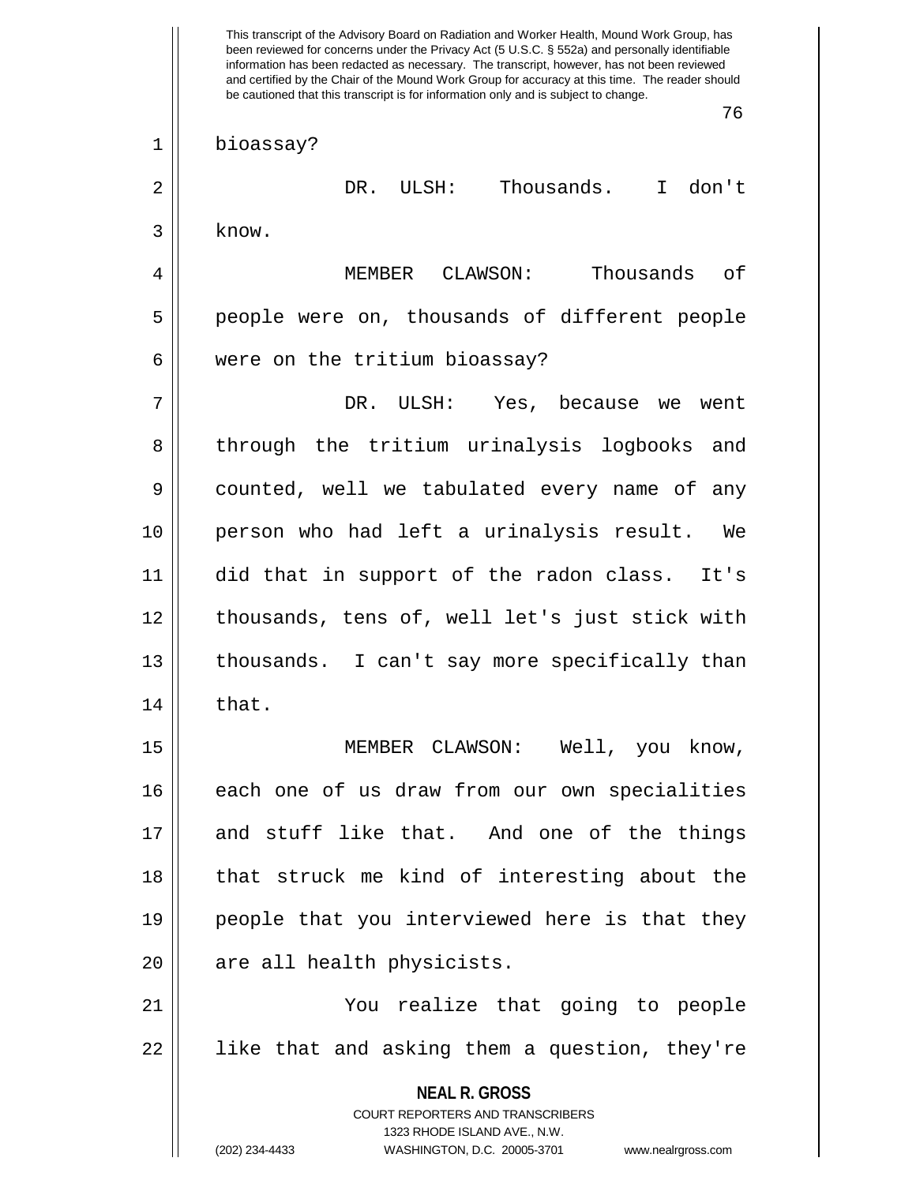bioassay?

DR. ULSH: Thousands. I don't know.

MEMBER CLAWSON: Thousands of people were on, thousands of different people were on the tritium bioassay?

DR. ULSH: Yes, because we went through the tritium urinalysis logbooks and counted, well we tabulated every name of any person who had left a urinalysis result. We did that in support of the radon class. It's thousands, tens of, well let's just stick with thousands. I can't say more specifically than that.

MEMBER CLAWSON: Well, you know, each one of us draw from our own specialities and stuff like that. And one of the things that struck me kind of interesting about the people that you interviewed here is that they are all health physicists.

You realize that going to people like that and asking them a question, they're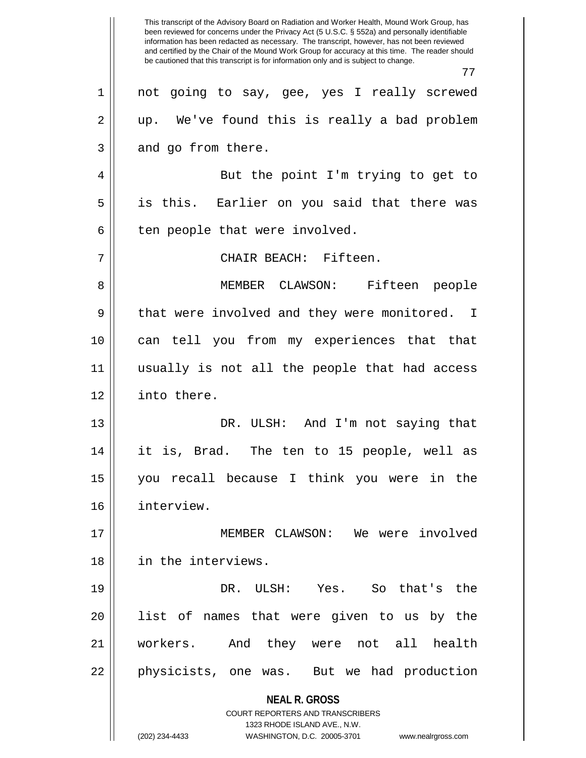not going to say, gee, yes I really screwed up. We've found this is really a bad problem and go from there.

But the point I'm trying to get to is this. Earlier on you said that there was ten people that were involved.

CHAIR BEACH: Fifteen.

MEMBER CLAWSON: Fifteen people that were involved and they were monitored. I can tell you from my experiences that that usually is not all the people that had access into there.

DR. ULSH: And I'm not saying that it is, Brad. The ten to 15 people, well as you recall because I think you were in the interview.

MEMBER CLAWSON: We were involved in the interviews.

DR. ULSH: Yes. So that's the list of names that were given to us by the workers. And they were not all health physicists, one was. But we had production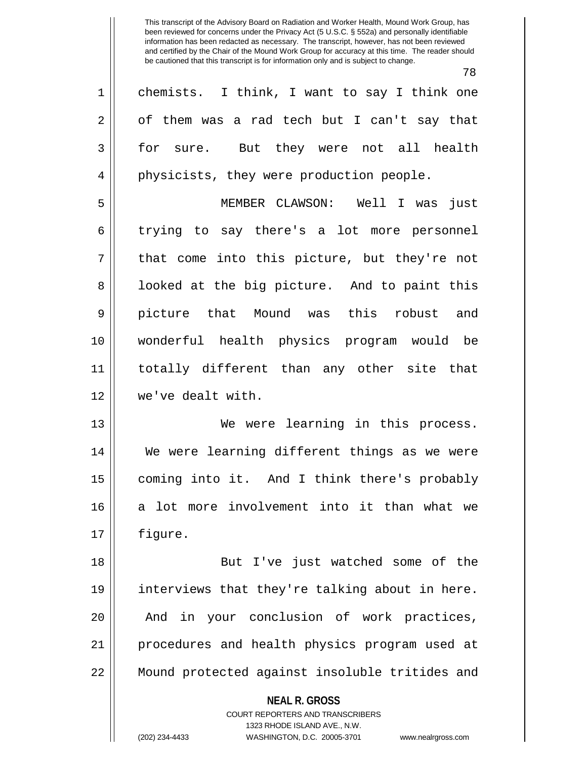chemists. I think, I want to say I think one of them was a rad tech but I can't say that for sure. But they were not all health physicists, they were production people.

MEMBER CLAWSON: Well I was just trying to say there's a lot more personnel that come into this picture, but they're not looked at the big picture. And to paint this picture that Mound was this robust and wonderful health physics program would be totally different than any other site that we've dealt with.

We were learning in this process. We were learning different things as we were coming into it. And I think there's probably a lot more involvement into it than what we figure.

But I've just watched some of the interviews that they're talking about in here. And in your conclusion of work practices, procedures and health physics program used at Mound protected against insoluble tritides and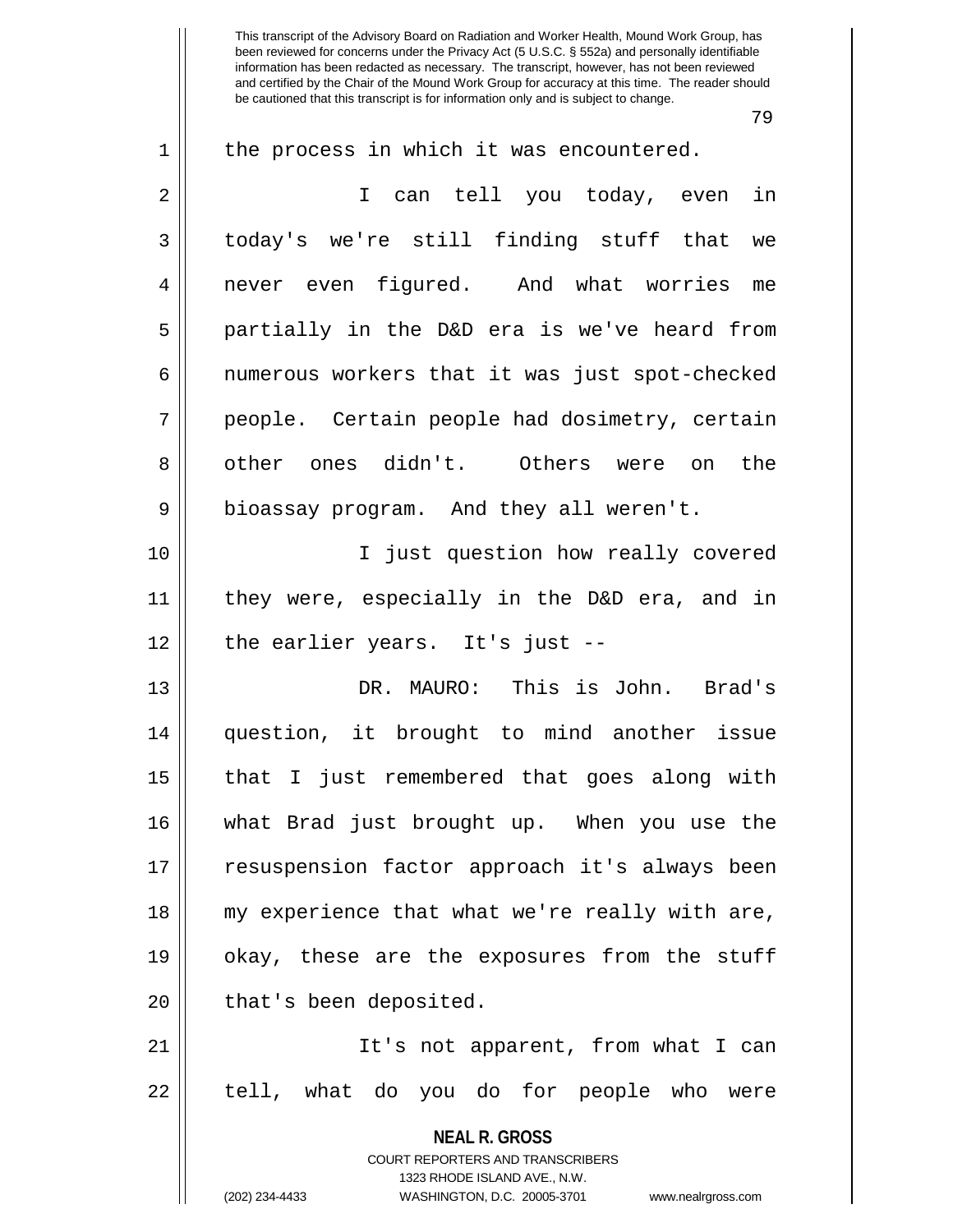the process in which it was encountered.

I can tell you today, even in today's we're still finding stuff that we never even figured. And what worries me partially in the D&D era is we've heard from numerous workers that it was just spot-checked people. Certain people had dosimetry, certain other ones didn't. Others were on the bioassay program. And they all weren't.

I just question how really covered they were, especially in the D&D era, and in the earlier years. It's just --

DR. MAURO: This is John. Brad's question, it brought to mind another issue that I just remembered that goes along with what Brad just brought up. When you use the resuspension factor approach it's always been my experience that what we're really with are, okay, these are the exposures from the stuff that's been deposited.

It's not apparent, from what I can tell, what do you do for people who were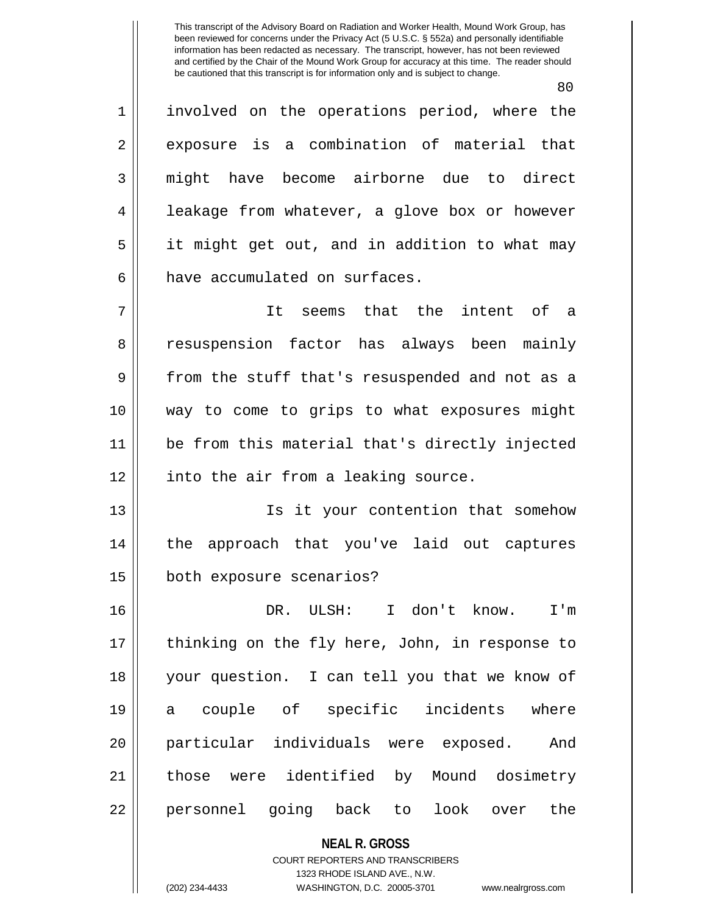involved on the operations period, where the exposure is a combination of material that might have become airborne due to direct leakage from whatever, a glove box or however it might get out, and in addition to what may have accumulated on surfaces.

It seems that the intent of a resuspension factor has always been mainly from the stuff that's resuspended and not as a way to come to grips to what exposures might be from this material that's directly injected into the air from a leaking source.

Is it your contention that somehow the approach that you've laid out captures both exposure scenarios?

DR. ULSH: I don't know. I'm thinking on the fly here, John, in response to your question. I can tell you that we know of a couple of specific incidents where particular individuals were exposed. And those were identified by Mound dosimetry personnel going back to look over the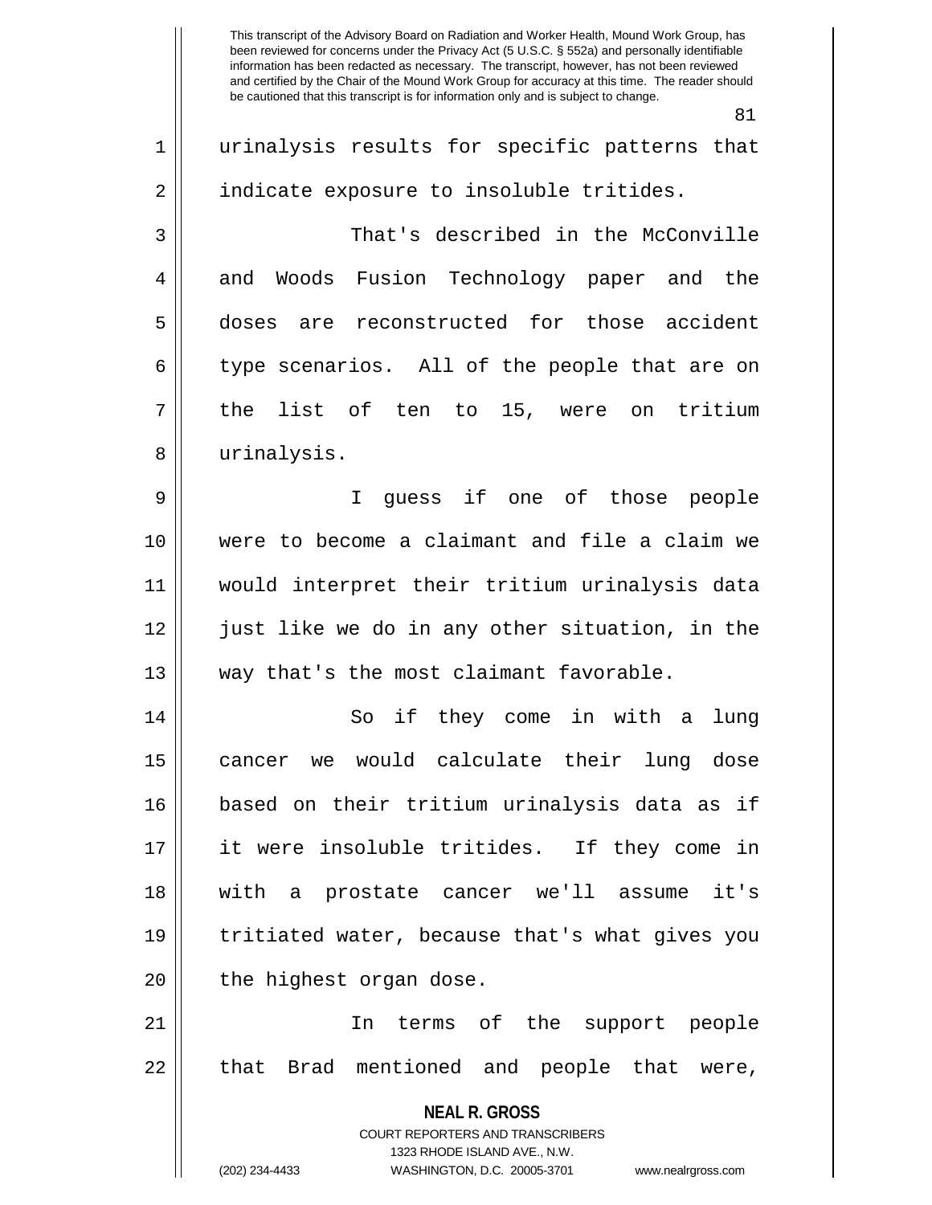urinalysis results for specific patterns that indicate exposure to insoluble tritides.

That's described in the McConville and Woods Fusion Technology paper and the doses are reconstructed for those accident type scenarios. All of the people that are on the list of ten to 15, were on tritium urinalysis.

I guess if one of those people were to become a claimant and file a claim we would interpret their tritium urinalysis data just like we do in any other situation, in the way that's the most claimant favorable.

So if they come in with a lung cancer we would calculate their lung dose based on their tritium urinalysis data as if it were insoluble tritides. If they come in with a prostate cancer we'll assume it's tritiated water, because that's what gives you the highest organ dose.

In terms of the support people that Brad mentioned and people that were,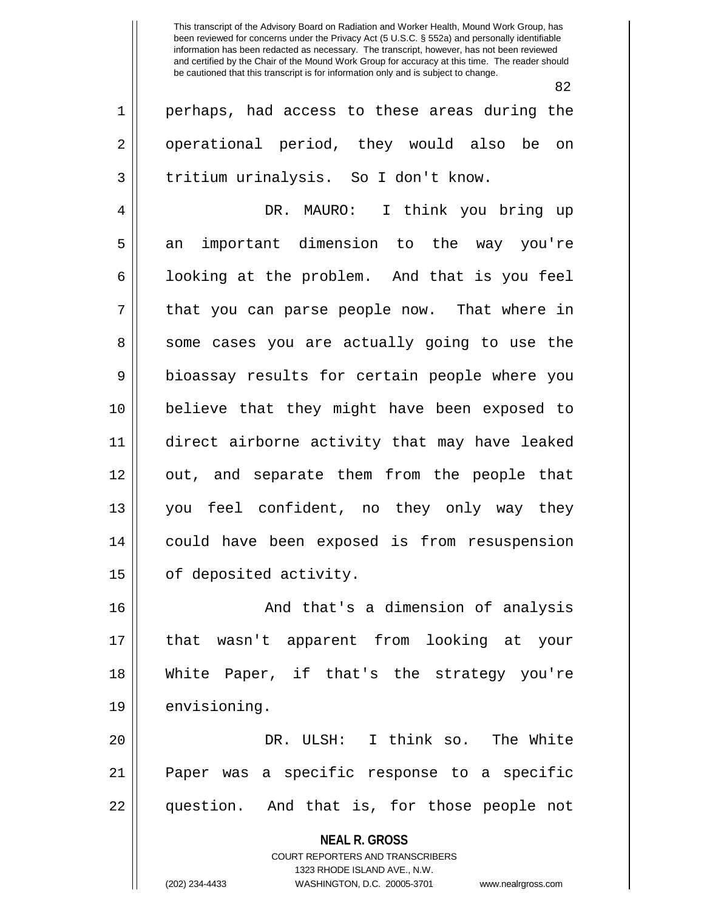perhaps, had access to these areas during the operational period, they would also be on tritium urinalysis. So I don't know.

DR. MAURO: I think you bring up an important dimension to the way you're looking at the problem. And that is you feel that you can parse people now. That where in some cases you are actually going to use the bioassay results for certain people where you believe that they might have been exposed to direct airborne activity that may have leaked out, and separate them from the people that you feel confident, no they only way they could have been exposed is from resuspension of deposited activity.

And that's a dimension of analysis that wasn't apparent from looking at your White Paper, if that's the strategy you're envisioning.

DR. ULSH: I think so. The White Paper was a specific response to a specific question. And that is, for those people not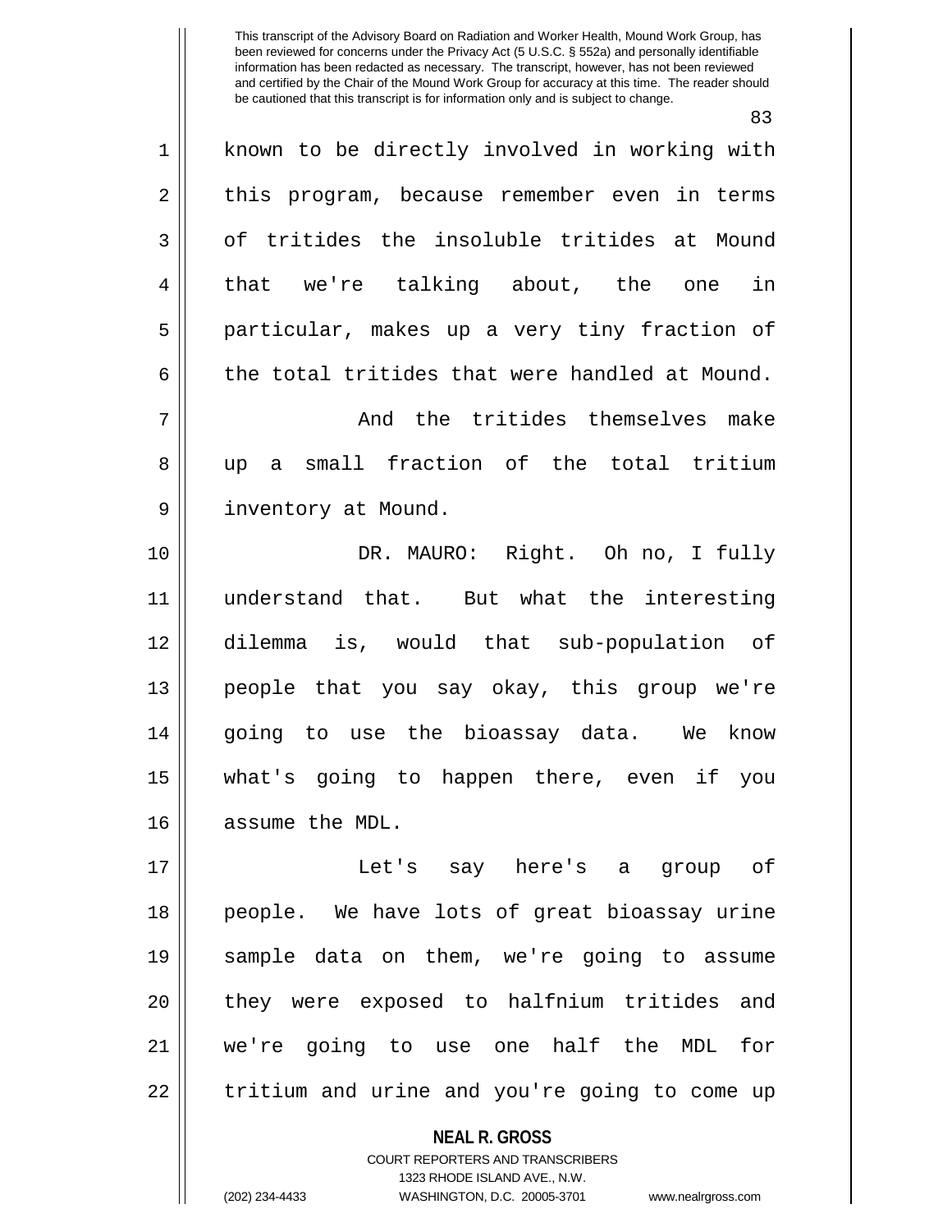This transcript of the Advisory Board on Radiation and Worker Health, Mound Work Group, has been reviewed for concerns under the Privacy Act (5 U.S.C. § 552a) and personally identifiable information has been redacted as necessary. The transcript, however, has not been reviewed and certified by the Chair of the Mound Work Group for accuracy at this time. The reader should be cautioned that this transcript is for information only and is subject to change.

known to be directly involved in working with this program, because remember even in terms of tritides the insoluble tritides at Mound that we're talking about, the one in particular, makes up a very tiny fraction of the total tritides that were handled at Mound.

And the tritides themselves make up a small fraction of the total tritium inventory at Mound.

DR. MAURO: Right. Oh no, I fully understand that. But what the interesting dilemma is, would that sub-population of people that you say okay, this group we're going to use the bioassay data. We know what's going to happen there, even if you assume the MDL.

Let's say here's a group of people. We have lots of great bioassay urine sample data on them, we're going to assume they were exposed to halfnium tritides and we're going to use one half the MDL for tritium and urine and you're going to come up

**NEAL R. GROSS**
COURT REPORTERS AND TRANSCRIBERS
1323 RHODE ISLAND AVE., N.W.
(202) 234-4433 WASHINGTON, D.C. 20005-3701 www.nealrgross.com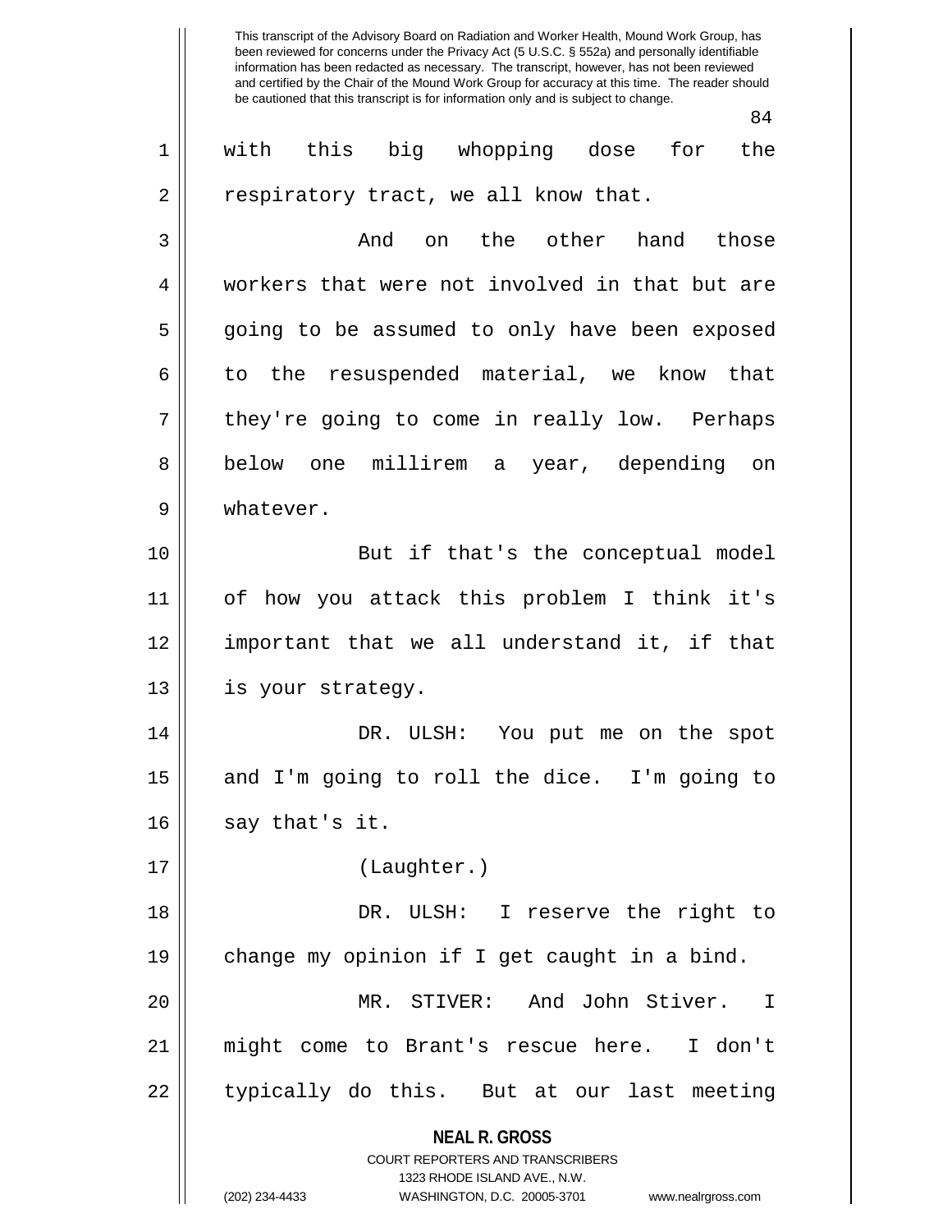with this big whopping dose for the respiratory tract, we all know that.

And on the other hand those workers that were not involved in that but are going to be assumed to only have been exposed to the resuspended material, we know that they're going to come in really low. Perhaps below one millirem a year, depending on whatever.

But if that's the conceptual model of how you attack this problem I think it's important that we all understand it, if that is your strategy.

DR. ULSH: You put me on the spot and I'm going to roll the dice. I'm going to say that's it.

(Laughter.)

DR. ULSH: I reserve the right to change my opinion if I get caught in a bind.

MR. STIVER: And John Stiver. I might come to Brant's rescue here. I don't typically do this. But at our last meeting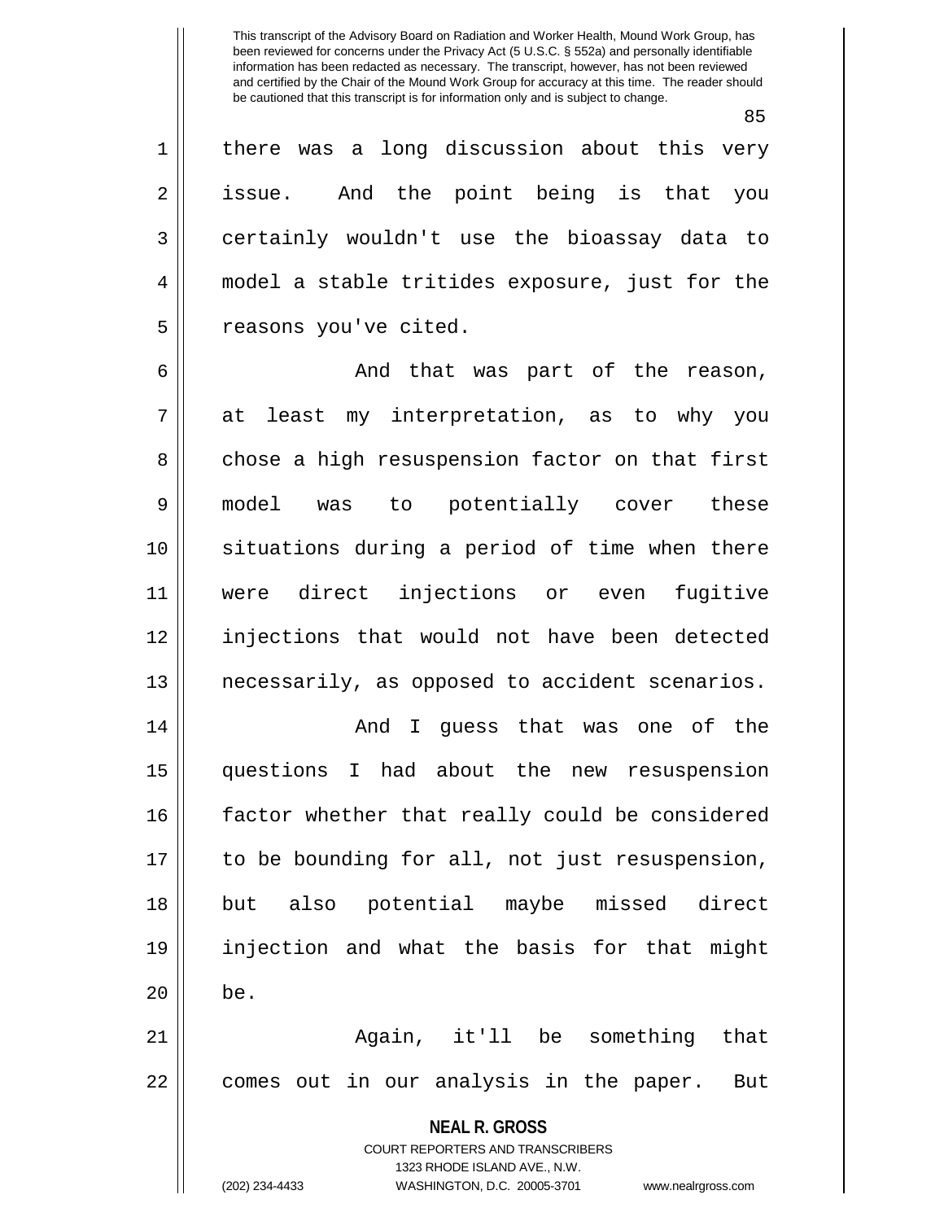there was a long discussion about this very issue. And the point being is that you certainly wouldn't use the bioassay data to model a stable tritides exposure, just for the reasons you've cited.

And that was part of the reason, at least my interpretation, as to why you chose a high resuspension factor on that first model was to potentially cover these situations during a period of time when there were direct injections or even fugitive injections that would not have been detected necessarily, as opposed to accident scenarios.

And I guess that was one of the questions I had about the new resuspension factor whether that really could be considered to be bounding for all, not just resuspension, but also potential maybe missed direct injection and what the basis for that might be.

Again, it'll be something that comes out in our analysis in the paper. But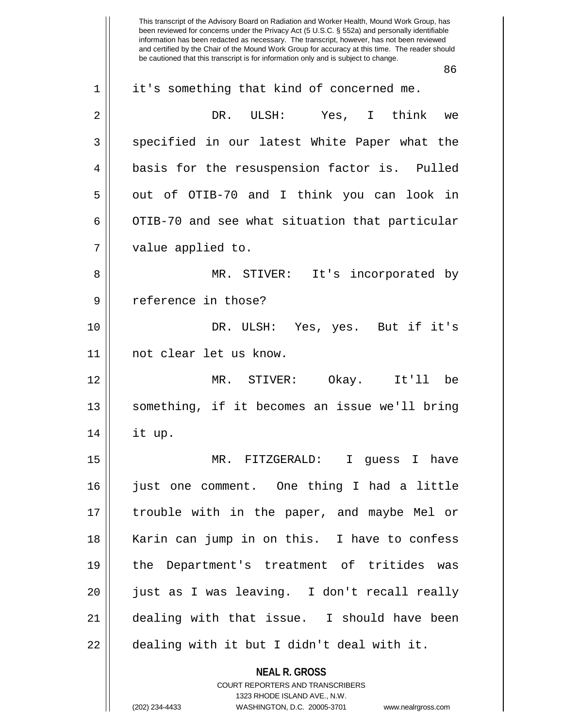it's something that kind of concerned me.

DR. ULSH: Yes, I think we specified in our latest White Paper what the basis for the resuspension factor is. Pulled out of OTIB-70 and I think you can look in OTIB-70 and see what situation that particular value applied to.

MR. STIVER: It's incorporated by reference in those?

DR. ULSH: Yes, yes. But if it's not clear let us know.

MR. STIVER: Okay. It'll be something, if it becomes an issue we'll bring it up.

MR. FITZGERALD: I guess I have just one comment. One thing I had a little trouble with in the paper, and maybe Mel or Karin can jump in on this. I have to confess the Department's treatment of tritides was just as I was leaving. I don't recall really dealing with that issue. I should have been dealing with it but I didn't deal with it.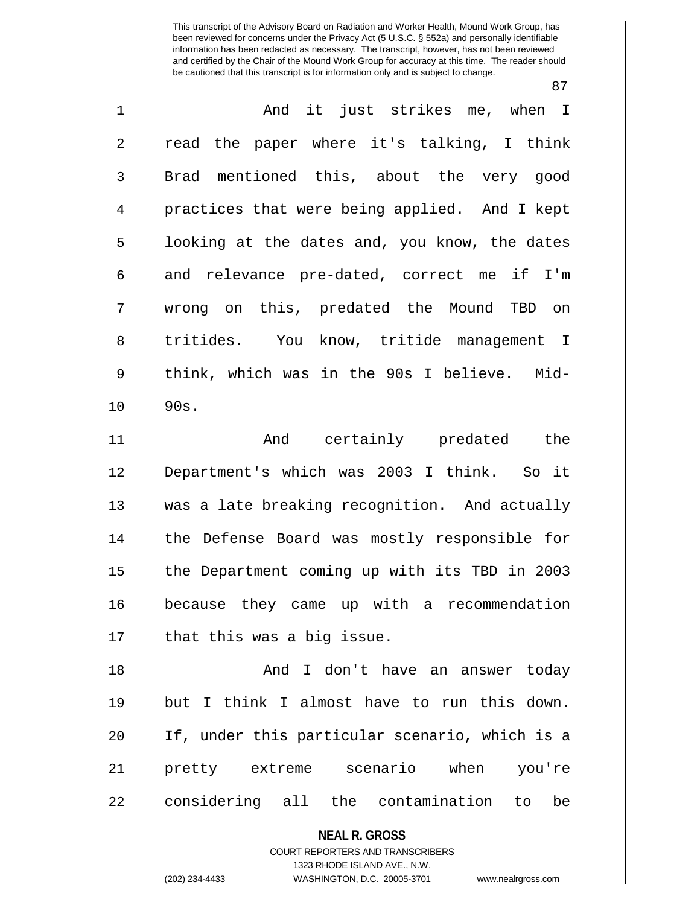And it just strikes me, when I read the paper where it's talking, I think Brad mentioned this, about the very good practices that were being applied. And I kept looking at the dates and, you know, the dates and relevance pre-dated, correct me if I'm wrong on this, predated the Mound TBD on tritides. You know, tritide management I think, which was in the 90s I believe. Mid-90s.

And certainly predated the Department's which was 2003 I think. So it was a late breaking recognition. And actually the Defense Board was mostly responsible for the Department coming up with its TBD in 2003 because they came up with a recommendation that this was a big issue.

And I don't have an answer today but I think I almost have to run this down. If, under this particular scenario, which is a pretty extreme scenario when you're considering all the contamination to be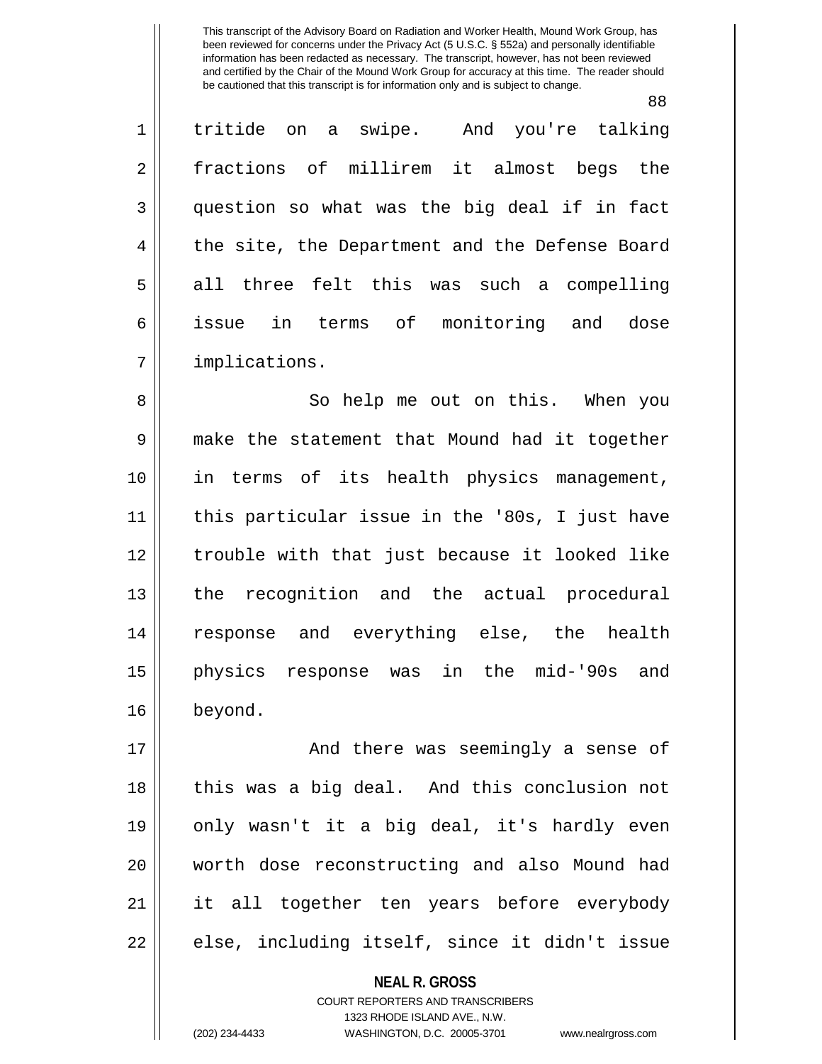tritide on a swipe. And you're talking fractions of millirem it almost begs the question so what was the big deal if in fact the site, the Department and the Defense Board all three felt this was such a compelling issue in terms of monitoring and dose implications.

So help me out on this. When you make the statement that Mound had it together in terms of its health physics management, this particular issue in the '80s, I just have trouble with that just because it looked like the recognition and the actual procedural response and everything else, the health physics response was in the mid-'90s and beyond.

And there was seemingly a sense of this was a big deal. And this conclusion not only wasn't it a big deal, it's hardly even worth dose reconstructing and also Mound had it all together ten years before everybody else, including itself, since it didn't issue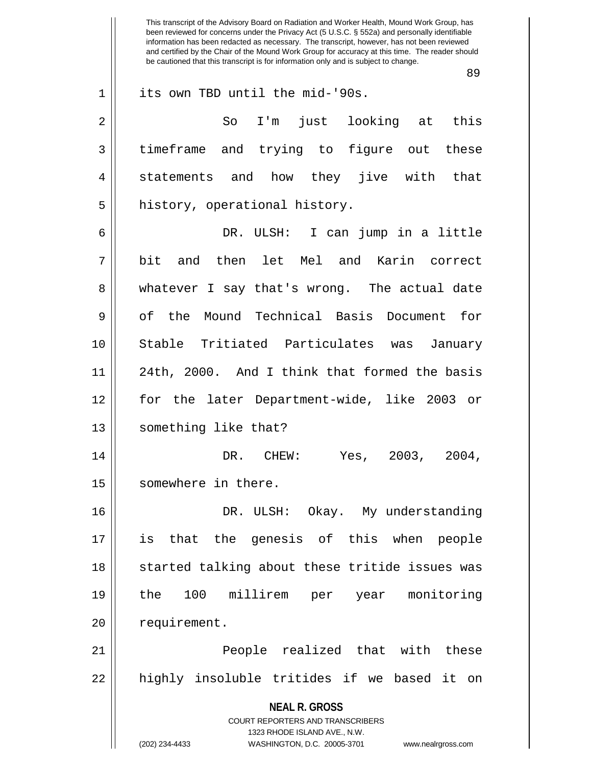its own TBD until the mid-'90s.

So I'm just looking at this timeframe and trying to figure out these statements and how they jive with that history, operational history.

DR. ULSH: I can jump in a little bit and then let Mel and Karin correct whatever I say that's wrong. The actual date of the Mound Technical Basis Document for Stable Tritiated Particulates was January 24th, 2000. And I think that formed the basis for the later Department-wide, like 2003 or something like that?

DR. CHEW: Yes, 2003, 2004, somewhere in there.

DR. ULSH: Okay. My understanding is that the genesis of this when people started talking about these tritide issues was the 100 millirem per year monitoring requirement.

People realized that with these highly insoluble tritides if we based it on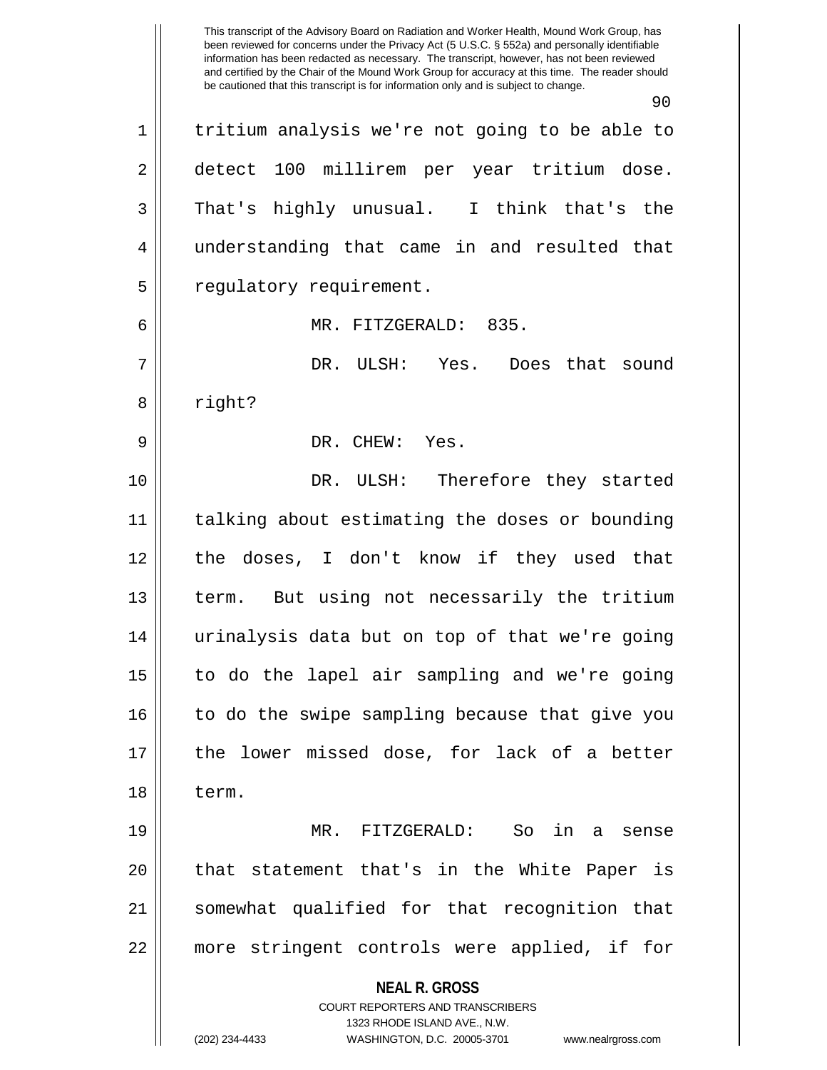tritium analysis we're not going to be able to detect 100 millirem per year tritium dose. That's highly unusual. I think that's the understanding that came in and resulted that regulatory requirement.

MR. FITZGERALD: 835.

DR. ULSH: Yes. Does that sound right?

DR. CHEW: Yes.

DR. ULSH: Therefore they started talking about estimating the doses or bounding the doses, I don't know if they used that term. But using not necessarily the tritium urinalysis data but on top of that we're going to do the lapel air sampling and we're going to do the swipe sampling because that give you the lower missed dose, for lack of a better term.

MR. FITZGERALD: So in a sense that statement that's in the White Paper is somewhat qualified for that recognition that more stringent controls were applied, if for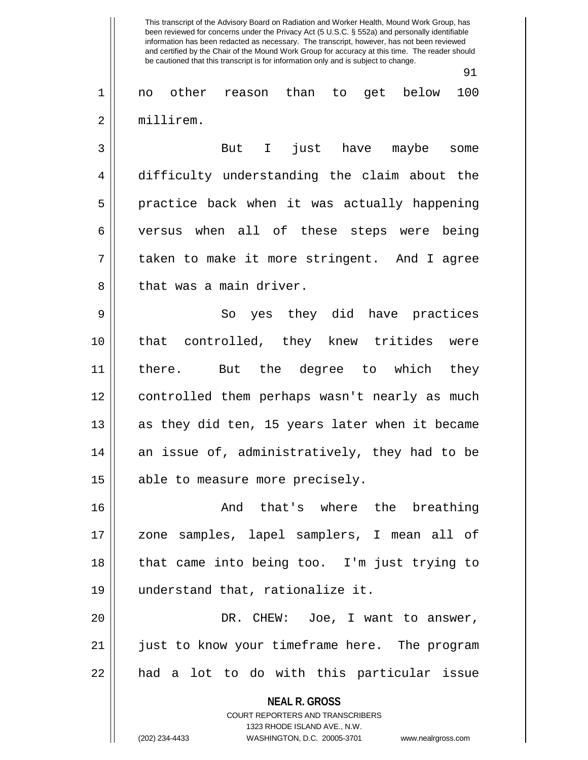no other reason than to get below 100 millirem.

But I just have maybe some difficulty understanding the claim about the practice back when it was actually happening versus when all of these steps were being taken to make it more stringent. And I agree that was a main driver.

So yes they did have practices that controlled, they knew tritides were there. But the degree to which they controlled them perhaps wasn't nearly as much as they did ten, 15 years later when it became an issue of, administratively, they had to be able to measure more precisely.

And that's where the breathing zone samples, lapel samplers, I mean all of that came into being too. I'm just trying to understand that, rationalize it.

DR. CHEW: Joe, I want to answer, just to know your timeframe here. The program had a lot to do with this particular issue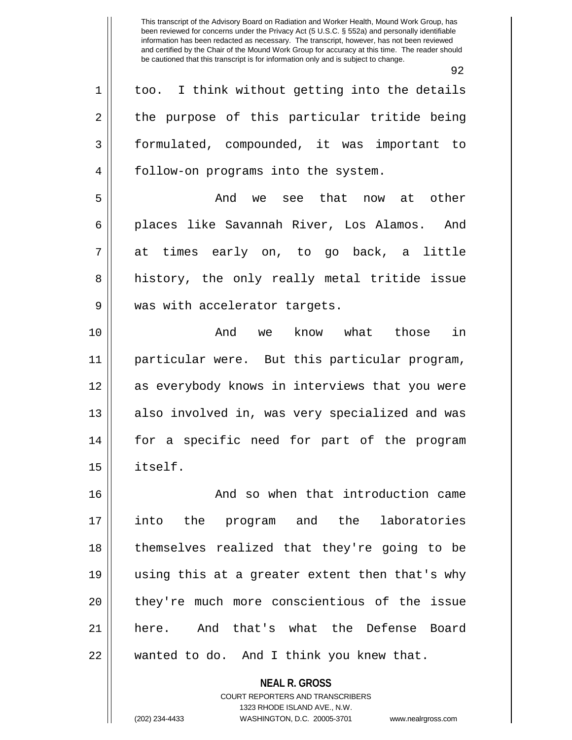too. I think without getting into the details the purpose of this particular tritide being formulated, compounded, it was important to follow-on programs into the system.

And we see that now at other places like Savannah River, Los Alamos. And at times early on, to go back, a little history, the only really metal tritide issue was with accelerator targets.

And we know what those in particular were. But this particular program, as everybody knows in interviews that you were also involved in, was very specialized and was for a specific need for part of the program itself.

And so when that introduction came into the program and the laboratories themselves realized that they're going to be using this at a greater extent then that's why they're much more conscientious of the issue here. And that's what the Defense Board wanted to do. And I think you knew that.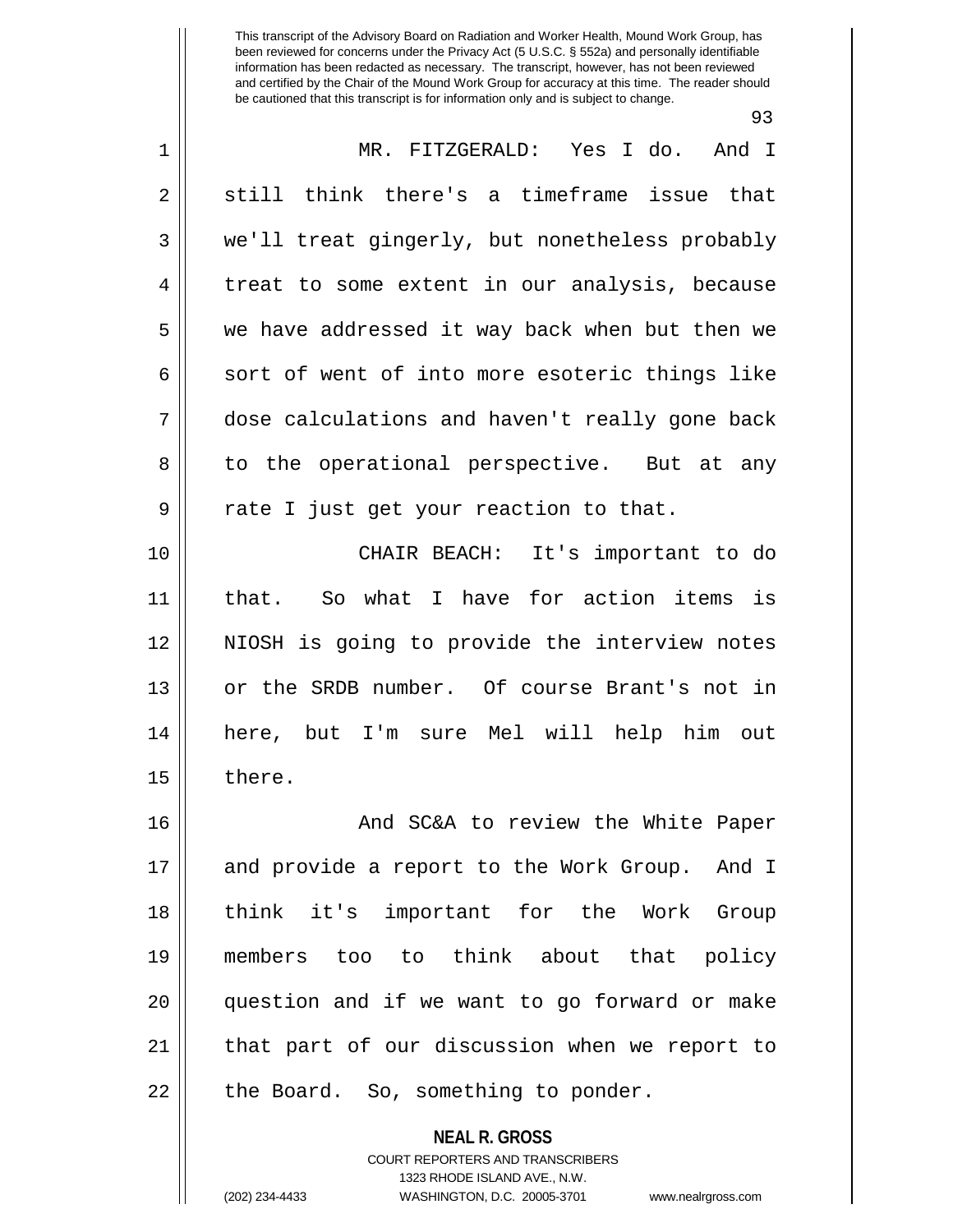MR. FITZGERALD: Yes I do. And I still think there's a timeframe issue that we'll treat gingerly, but nonetheless probably treat to some extent in our analysis, because we have addressed it way back when but then we sort of went of into more esoteric things like dose calculations and haven't really gone back to the operational perspective. But at any rate I just get your reaction to that.

CHAIR BEACH: It's important to do that. So what I have for action items is NIOSH is going to provide the interview notes or the SRDB number. Of course Brant's not in here, but I'm sure Mel will help him out there.

And SC&A to review the White Paper and provide a report to the Work Group. And I think it's important for the Work Group members too to think about that policy question and if we want to go forward or make that part of our discussion when we report to the Board. So, something to ponder.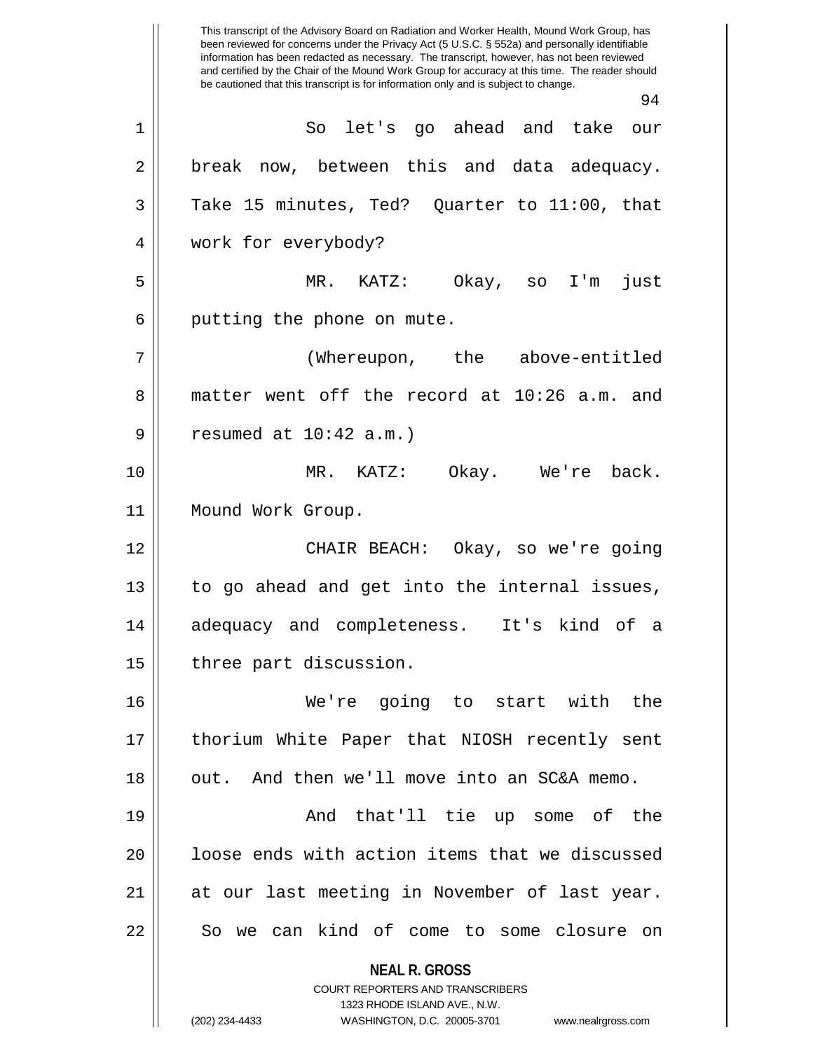So let's go ahead and take our break now, between this and data adequacy. Take 15 minutes, Ted? Quarter to 11:00, that work for everybody?

MR. KATZ: Okay, so I'm just putting the phone on mute.

(Whereupon, the above-entitled matter went off the record at 10:26 a.m. and resumed at 10:42 a.m.)

MR. KATZ: Okay. We're back. Mound Work Group.

CHAIR BEACH: Okay, so we're going to go ahead and get into the internal issues, adequacy and completeness. It's kind of a three part discussion.

We're going to start with the thorium White Paper that NIOSH recently sent out. And then we'll move into an SC&A memo.

And that'll tie up some of the loose ends with action items that we discussed at our last meeting in November of last year. So we can kind of come to some closure on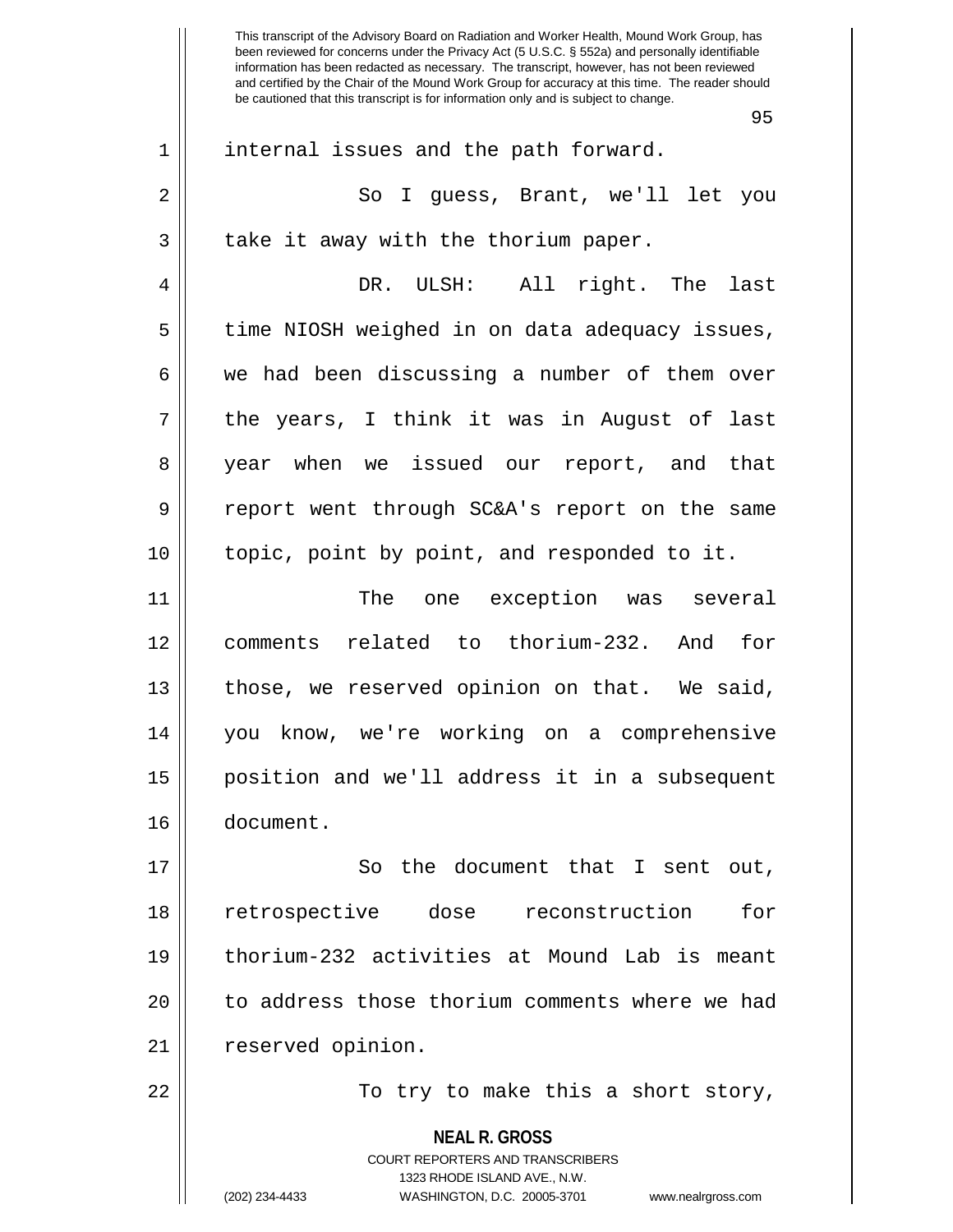internal issues and the path forward.

So I guess, Brant, we'll let you take it away with the thorium paper.

DR. ULSH: All right. The last time NIOSH weighed in on data adequacy issues, we had been discussing a number of them over the years, I think it was in August of last year when we issued our report, and that report went through SC&A's report on the same topic, point by point, and responded to it.

The one exception was several comments related to thorium-232. And for those, we reserved opinion on that. We said, you know, we're working on a comprehensive position and we'll address it in a subsequent document.

So the document that I sent out, retrospective dose reconstruction for thorium-232 activities at Mound Lab is meant to address those thorium comments where we had reserved opinion.

To try to make this a short story,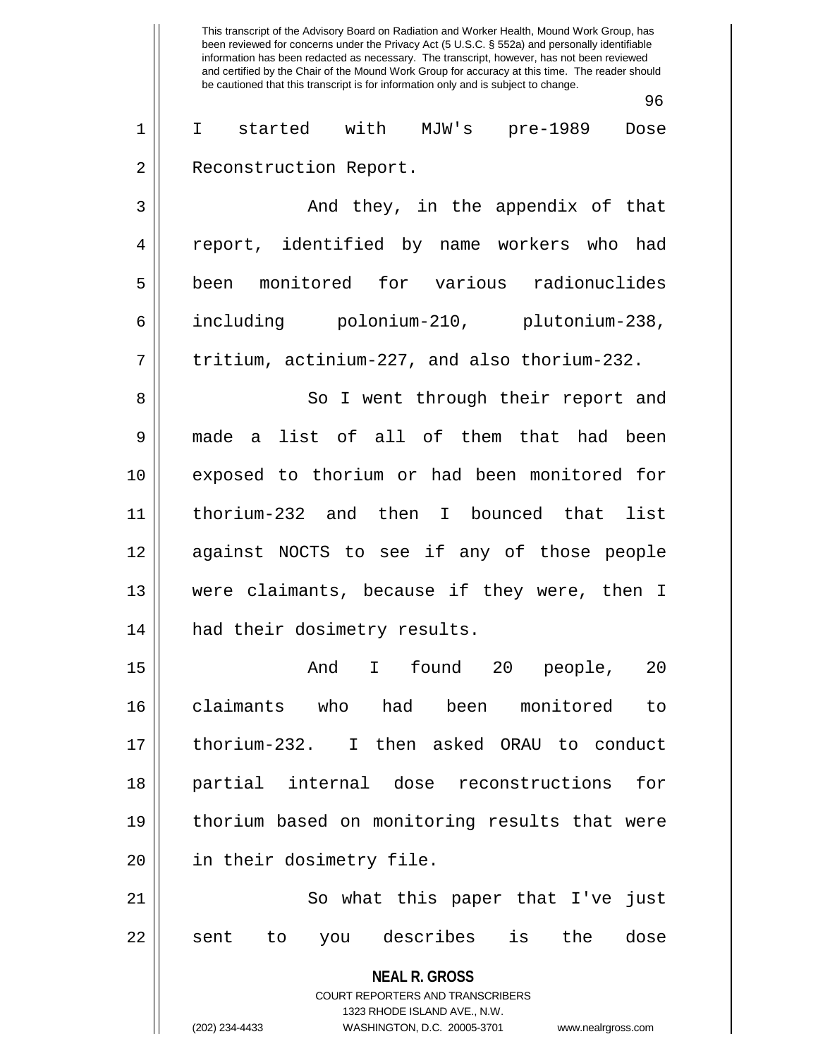I started with MJW's pre-1989 Dose Reconstruction Report.

And they, in the appendix of that report, identified by name workers who had been monitored for various radionuclides including polonium-210, plutonium-238, tritium, actinium-227, and also thorium-232.

So I went through their report and made a list of all of them that had been exposed to thorium or had been monitored for thorium-232 and then I bounced that list against NOCTS to see if any of those people were claimants, because if they were, then I had their dosimetry results.

And I found 20 people, 20 claimants who had been monitored to thorium-232. I then asked ORAU to conduct partial internal dose reconstructions for thorium based on monitoring results that were in their dosimetry file.

So what this paper that I've just sent to you describes is the dose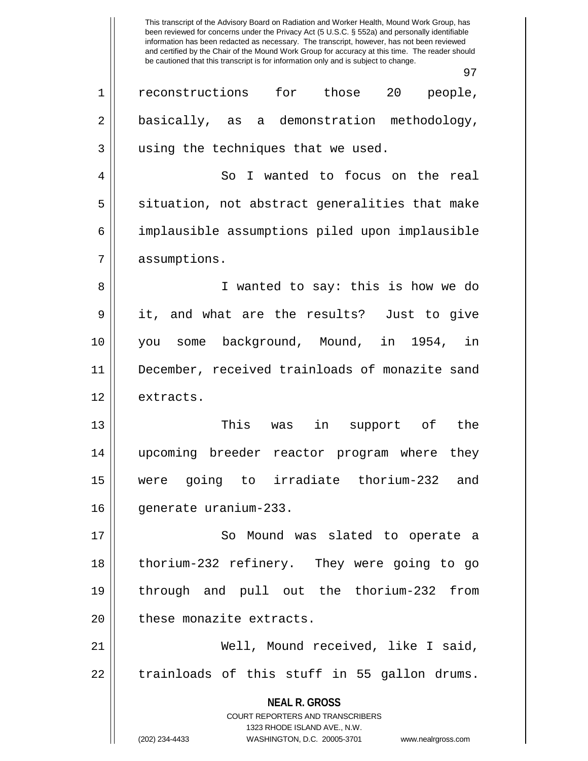reconstructions for those 20 people, basically, as a demonstration methodology, using the techniques that we used.

So I wanted to focus on the real situation, not abstract generalities that make implausible assumptions piled upon implausible assumptions.

I wanted to say: this is how we do it, and what are the results? Just to give you some background, Mound, in 1954, in December, received trainloads of monazite sand extracts.

This was in support of the upcoming breeder reactor program where they were going to irradiate thorium-232 and generate uranium-233.

So Mound was slated to operate a thorium-232 refinery. They were going to go through and pull out the thorium-232 from these monazite extracts.

Well, Mound received, like I said, trainloads of this stuff in 55 gallon drums.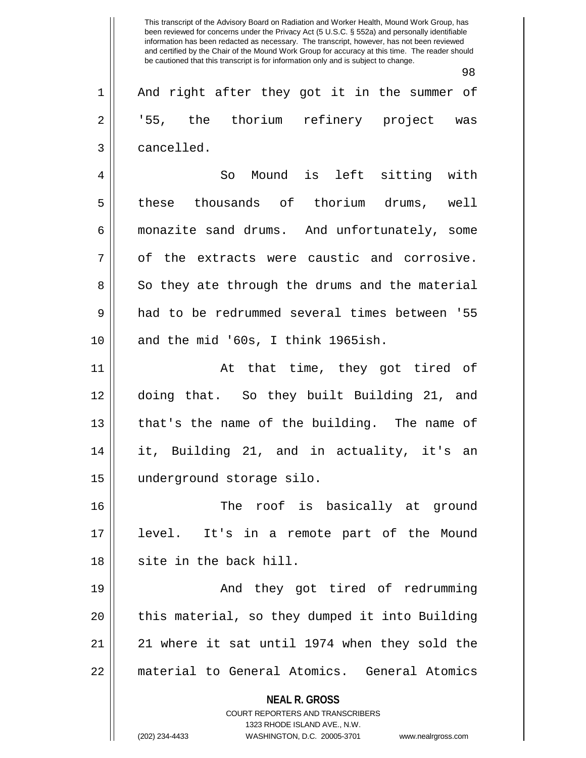And right after they got it in the summer of '55, the thorium refinery project was cancelled.

So Mound is left sitting with these thousands of thorium drums, well monazite sand drums. And unfortunately, some of the extracts were caustic and corrosive. So they ate through the drums and the material had to be redrummed several times between '55 and the mid '60s, I think 1965ish.

At that time, they got tired of doing that. So they built Building 21, and that's the name of the building. The name of it, Building 21, and in actuality, it's an underground storage silo.

The roof is basically at ground level. It's in a remote part of the Mound site in the back hill.

And they got tired of redrumming this material, so they dumped it into Building 21 where it sat until 1974 when they sold the material to General Atomics. General Atomics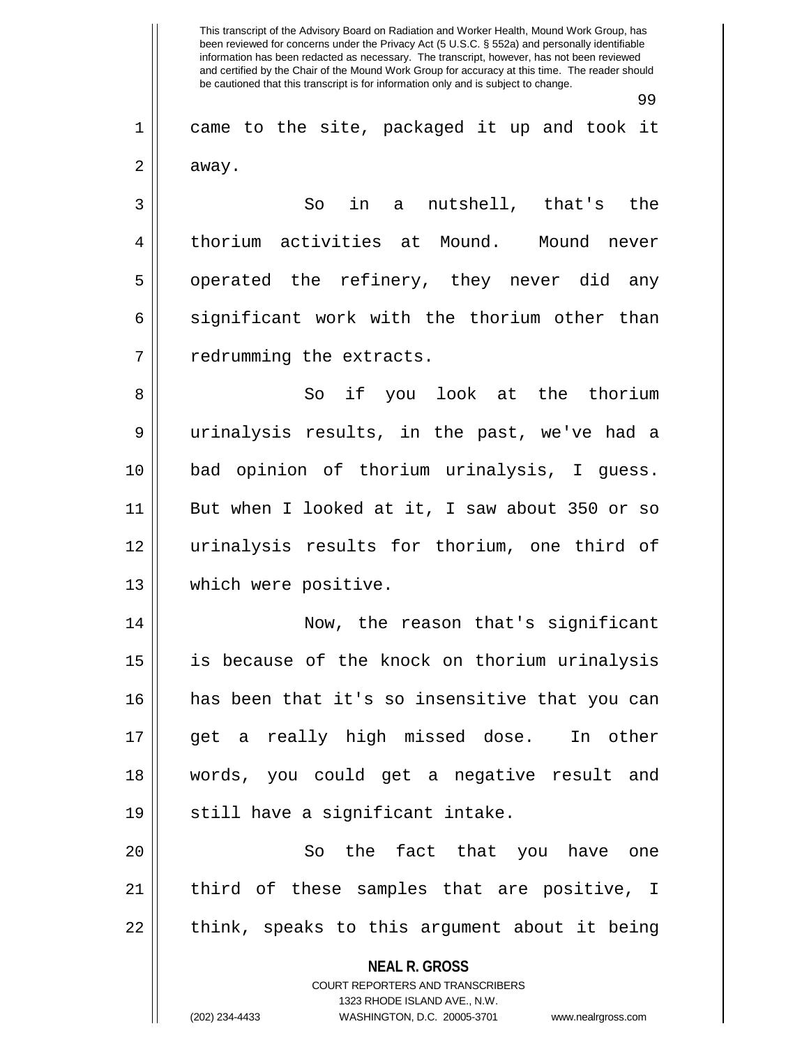came to the site, packaged it up and took it away.

So in a nutshell, that's the thorium activities at Mound. Mound never operated the refinery, they never did any significant work with the thorium other than redrumming the extracts.

So if you look at the thorium urinalysis results, in the past, we've had a bad opinion of thorium urinalysis, I guess. But when I looked at it, I saw about 350 or so urinalysis results for thorium, one third of which were positive.

Now, the reason that's significant is because of the knock on thorium urinalysis has been that it's so insensitive that you can get a really high missed dose. In other words, you could get a negative result and still have a significant intake.

So the fact that you have one third of these samples that are positive, I think, speaks to this argument about it being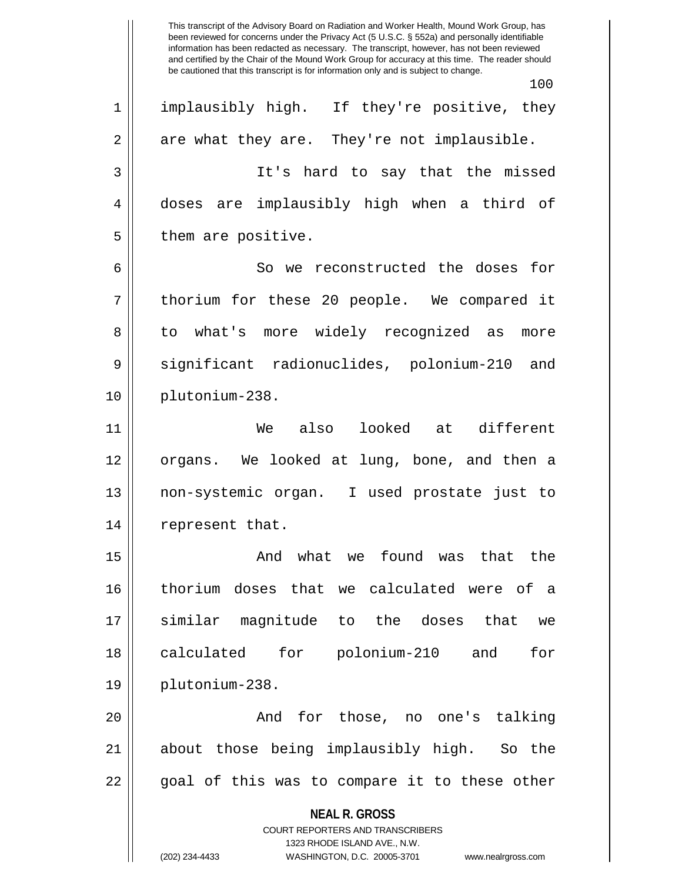implausibly high. If they're positive, they are what they are. They're not implausible.

It's hard to say that the missed doses are implausibly high when a third of them are positive.

So we reconstructed the doses for thorium for these 20 people. We compared it to what's more widely recognized as more significant radionuclides, polonium-210 and plutonium-238.

We also looked at different organs. We looked at lung, bone, and then a non-systemic organ. I used prostate just to represent that.

And what we found was that the thorium doses that we calculated were of a similar magnitude to the doses that we calculated for polonium-210 and for plutonium-238.

And for those, no one's talking about those being implausibly high. So the goal of this was to compare it to these other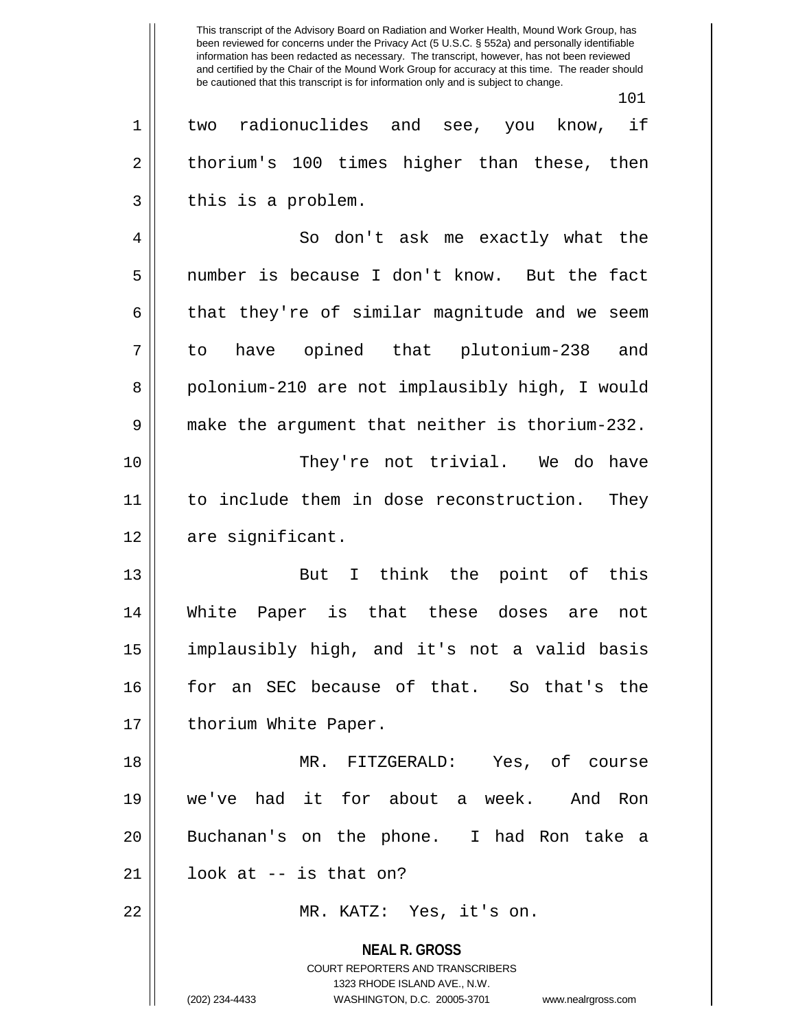This transcript of the Advisory Board on Radiation and Worker Health, Mound Work Group, has been reviewed for concerns under the Privacy Act (5 U.S.C. § 552a) and personally identifiable information has been redacted as necessary. The transcript, however, has not been reviewed and certified by the Chair of the Mound Work Group for accuracy at this time. The reader should be cautioned that this transcript is for information only and is subject to change.

two radionuclides and see, you know, if thorium's 100 times higher than these, then this is a problem.

So don't ask me exactly what the number is because I don't know. But the fact that they're of similar magnitude and we seem to have opined that plutonium-238 and polonium-210 are not implausibly high, I would make the argument that neither is thorium-232.

They're not trivial. We do have to include them in dose reconstruction. They are significant.

But I think the point of this White Paper is that these doses are not implausibly high, and it's not a valid basis for an SEC because of that. So that's the thorium White Paper.

MR. FITZGERALD: Yes, of course we've had it for about a week. And Ron Buchanan's on the phone. I had Ron take a look at -- is that on?

MR. KATZ: Yes, it's on.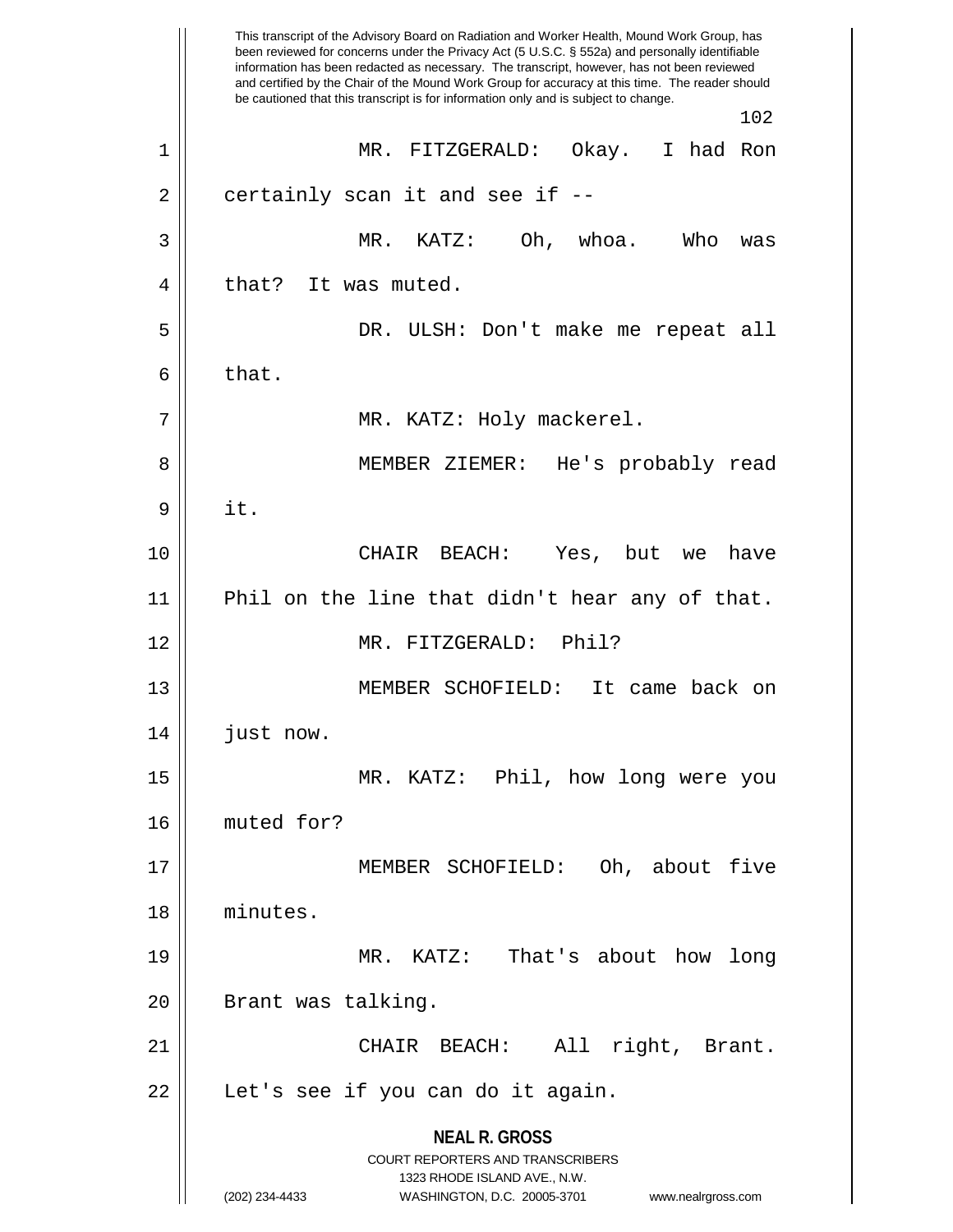MR. FITZGERALD: Okay. I had Ron certainly scan it and see if --

MR. KATZ: Oh, whoa. Who was that? It was muted.

DR. ULSH: Don't make me repeat all that.

MR. KATZ: Holy mackerel.

MEMBER ZIEMER: He's probably read it.

CHAIR BEACH: Yes, but we have Phil on the line that didn't hear any of that.

MR. FITZGERALD: Phil?

MEMBER SCHOFIELD: It came back on just now.

MR. KATZ: Phil, how long were you muted for?

MEMBER SCHOFIELD: Oh, about five minutes.

MR. KATZ: That's about how long Brant was talking.

CHAIR BEACH: All right, Brant. Let's see if you can do it again.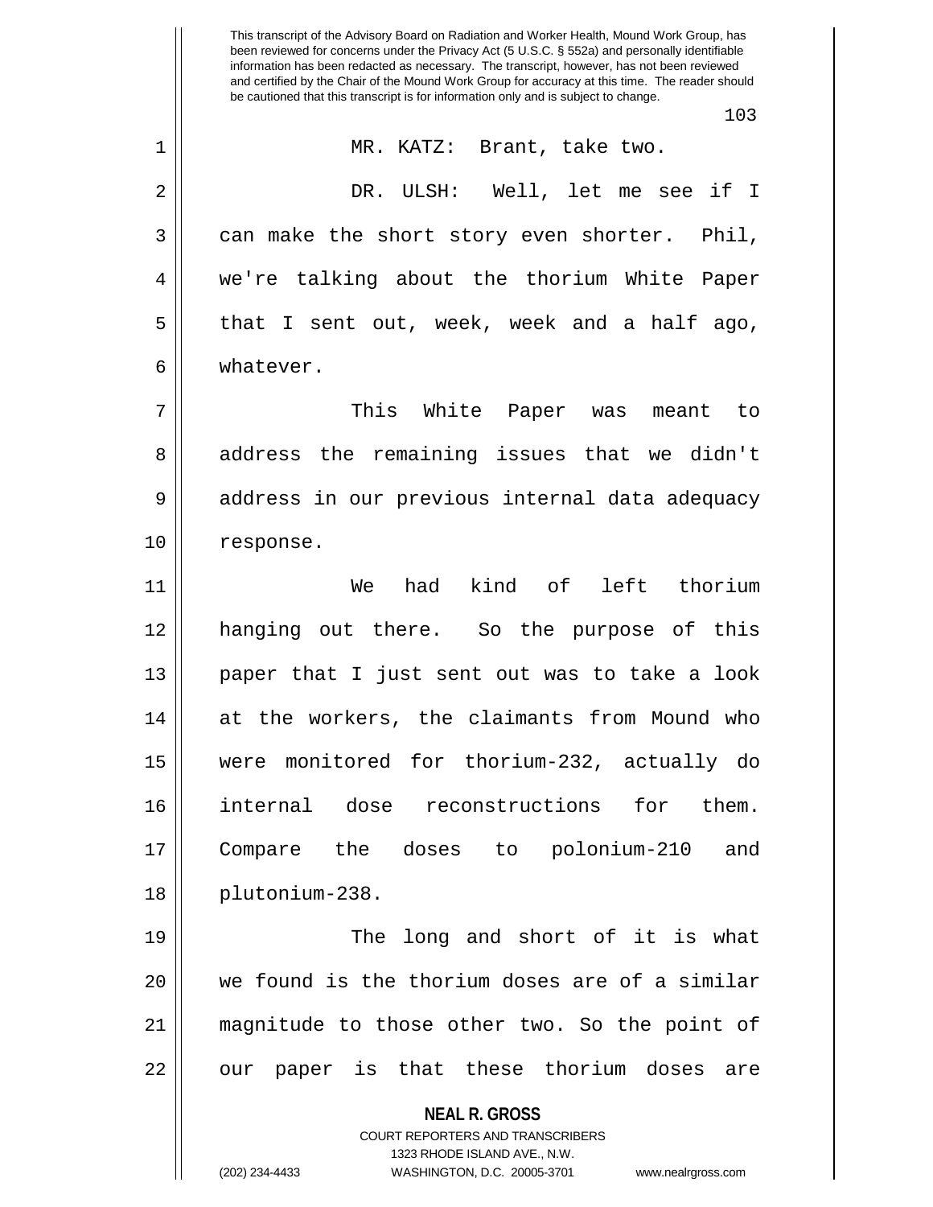MR. KATZ: Brant, take two.

DR. ULSH: Well, let me see if I can make the short story even shorter. Phil, we're talking about the thorium White Paper that I sent out, week, week and a half ago, whatever.

This White Paper was meant to address the remaining issues that we didn't address in our previous internal data adequacy response.

We had kind of left thorium hanging out there. So the purpose of this paper that I just sent out was to take a look at the workers, the claimants from Mound who were monitored for thorium-232, actually do internal dose reconstructions for them. Compare the doses to polonium-210 and plutonium-238.

The long and short of it is what we found is the thorium doses are of a similar magnitude to those other two. So the point of our paper is that these thorium doses are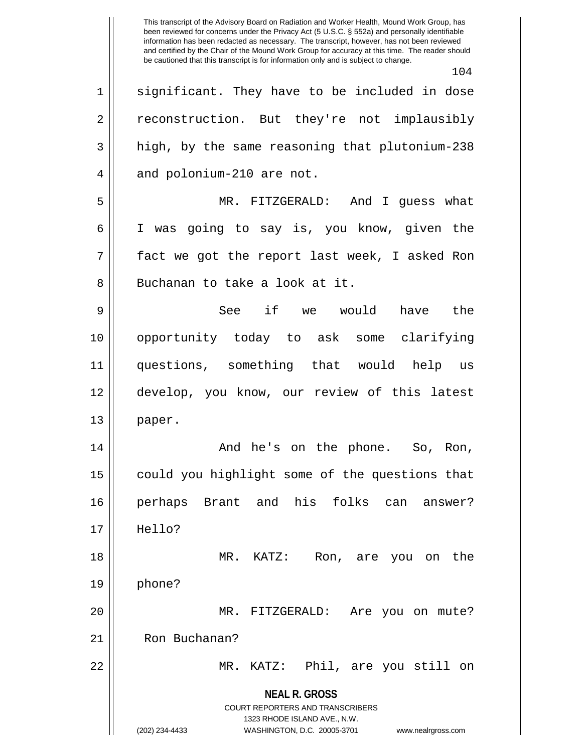significant. They have to be included in dose reconstruction. But they're not implausibly high, by the same reasoning that plutonium-238 and polonium-210 are not.

MR. FITZGERALD: And I guess what I was going to say is, you know, given the fact we got the report last week, I asked Ron Buchanan to take a look at it.

See if we would have the opportunity today to ask some clarifying questions, something that would help us develop, you know, our review of this latest paper.

And he's on the phone. So, Ron, could you highlight some of the questions that perhaps Brant and his folks can answer? Hello?

MR. KATZ: Ron, are you on the phone?

MR. FITZGERALD: Are you on mute? Ron Buchanan?

MR. KATZ: Phil, are you still on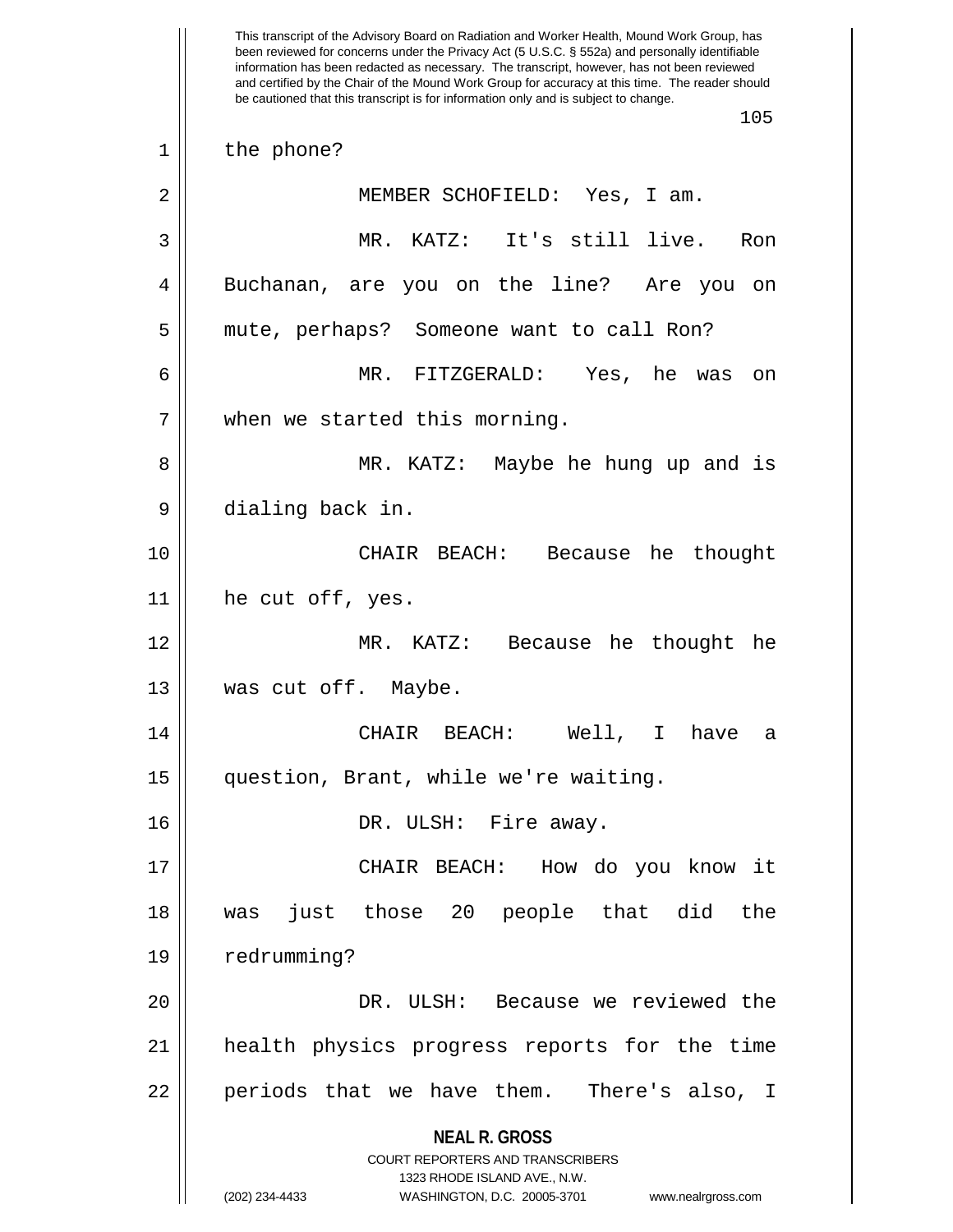the phone?

MEMBER SCHOFIELD: Yes, I am.

MR. KATZ: It's still live. Ron Buchanan, are you on the line? Are you on mute, perhaps? Someone want to call Ron?

MR. FITZGERALD: Yes, he was on when we started this morning.

MR. KATZ: Maybe he hung up and is dialing back in.

CHAIR BEACH: Because he thought he cut off, yes.

MR. KATZ: Because he thought he was cut off. Maybe.

CHAIR BEACH: Well, I have a question, Brant, while we're waiting.

DR. ULSH: Fire away.

CHAIR BEACH: How do you know it was just those 20 people that did the redrumming?

DR. ULSH: Because we reviewed the health physics progress reports for the time periods that we have them. There's also, I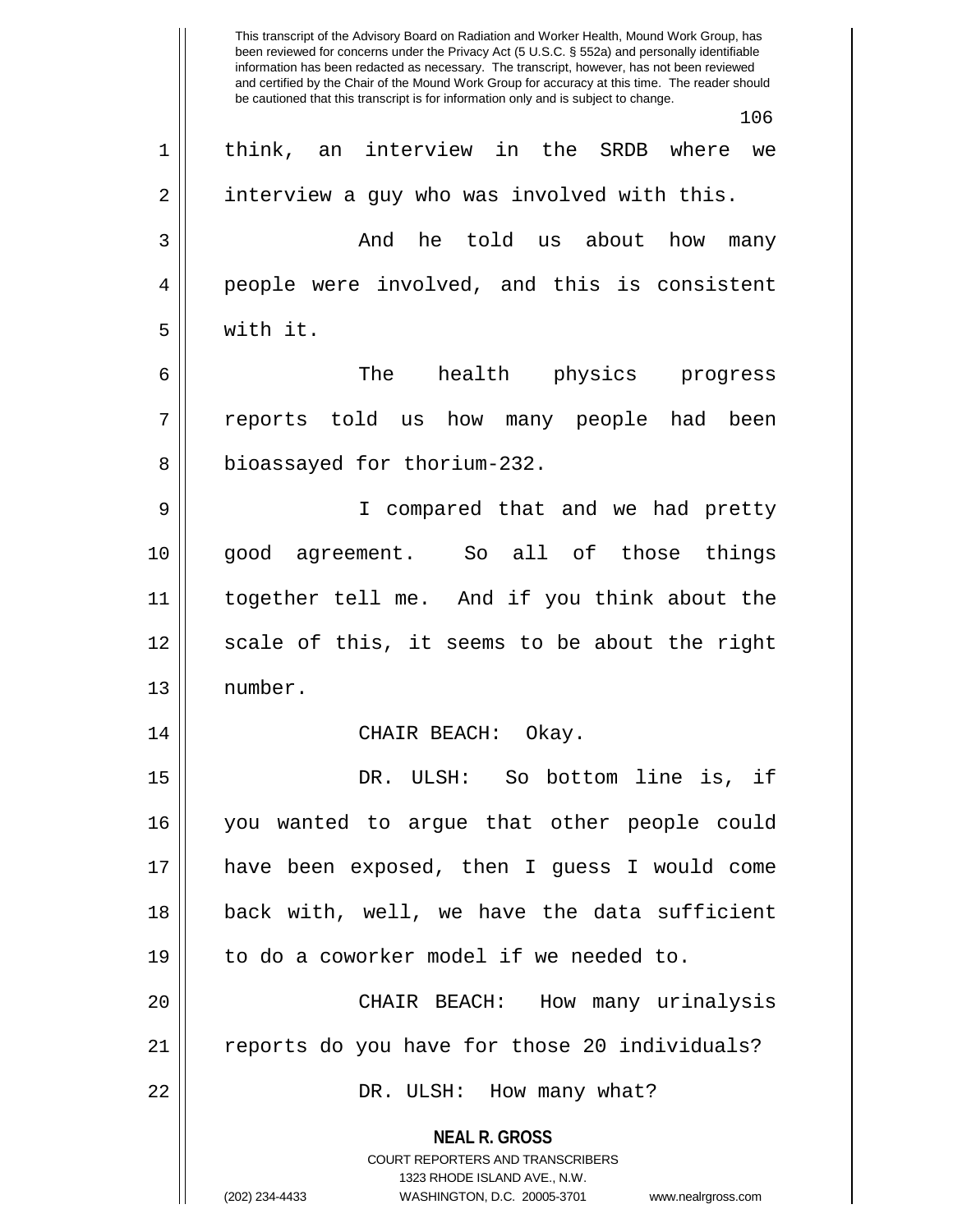think, an interview in the SRDB where we interview a guy who was involved with this.

And he told us about how many people were involved, and this is consistent with it.

The health physics progress reports told us how many people had been bioassayed for thorium-232.

I compared that and we had pretty good agreement. So all of those things together tell me. And if you think about the scale of this, it seems to be about the right number.

CHAIR BEACH: Okay.

DR. ULSH: So bottom line is, if you wanted to argue that other people could have been exposed, then I guess I would come back with, well, we have the data sufficient to do a coworker model if we needed to.

CHAIR BEACH: How many urinalysis reports do you have for those 20 individuals?

DR. ULSH: How many what?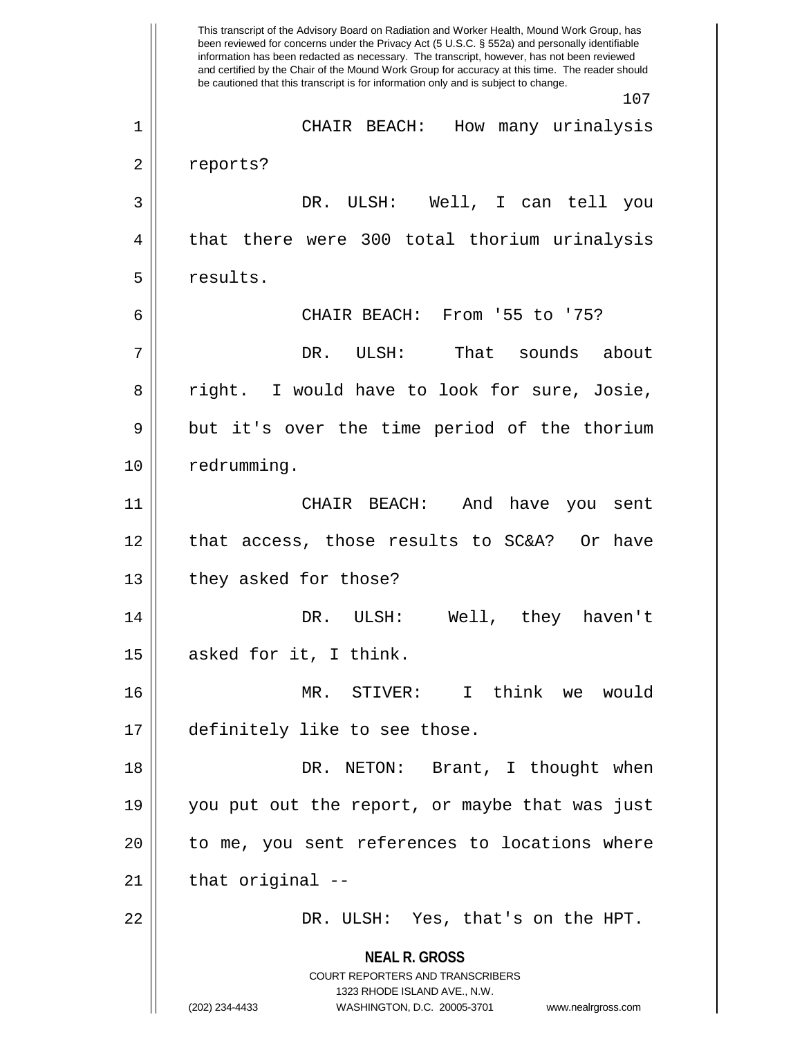CHAIR BEACH: How many urinalysis reports?

DR. ULSH: Well, I can tell you that there were 300 total thorium urinalysis results.

CHAIR BEACH: From '55 to '75?

DR. ULSH: That sounds about right. I would have to look for sure, Josie, but it's over the time period of the thorium redrumming.

CHAIR BEACH: And have you sent that access, those results to SC&A? Or have they asked for those?

DR. ULSH: Well, they haven't asked for it, I think.

MR. STIVER: I think we would definitely like to see those.

DR. NETON: Brant, I thought when you put out the report, or maybe that was just to me, you sent references to locations where that original --

DR. ULSH: Yes, that's on the HPT.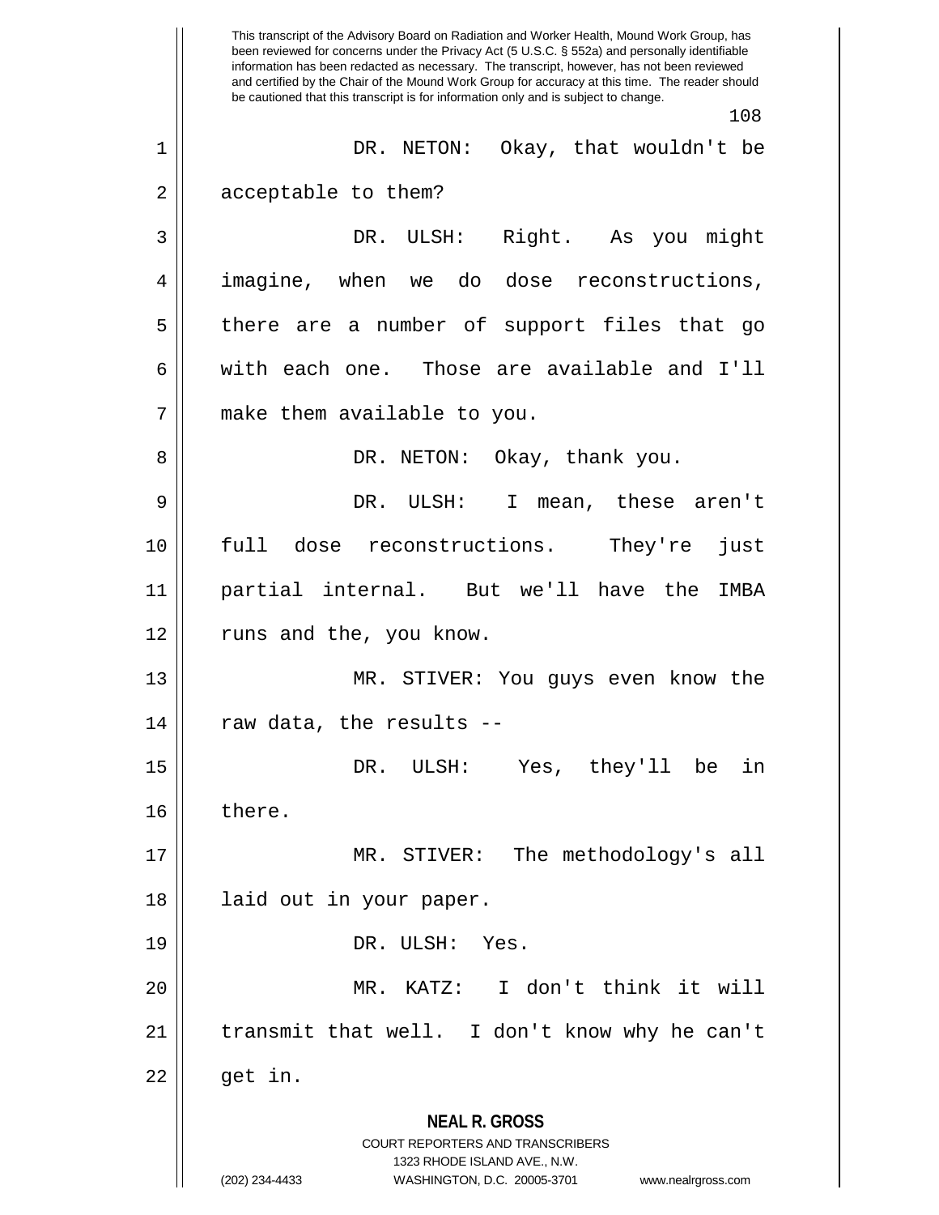DR. NETON: Okay, that wouldn't be acceptable to them?

DR. ULSH: Right. As you might imagine, when we do dose reconstructions, there are a number of support files that go with each one. Those are available and I'll make them available to you.

DR. NETON: Okay, thank you.

DR. ULSH: I mean, these aren't full dose reconstructions. They're just partial internal. But we'll have the IMBA runs and the, you know.

MR. STIVER: You guys even know the raw data, the results --

DR. ULSH: Yes, they'll be in there.

MR. STIVER: The methodology's all laid out in your paper.

DR. ULSH: Yes.

MR. KATZ: I don't think it will transmit that well. I don't know why he can't get in.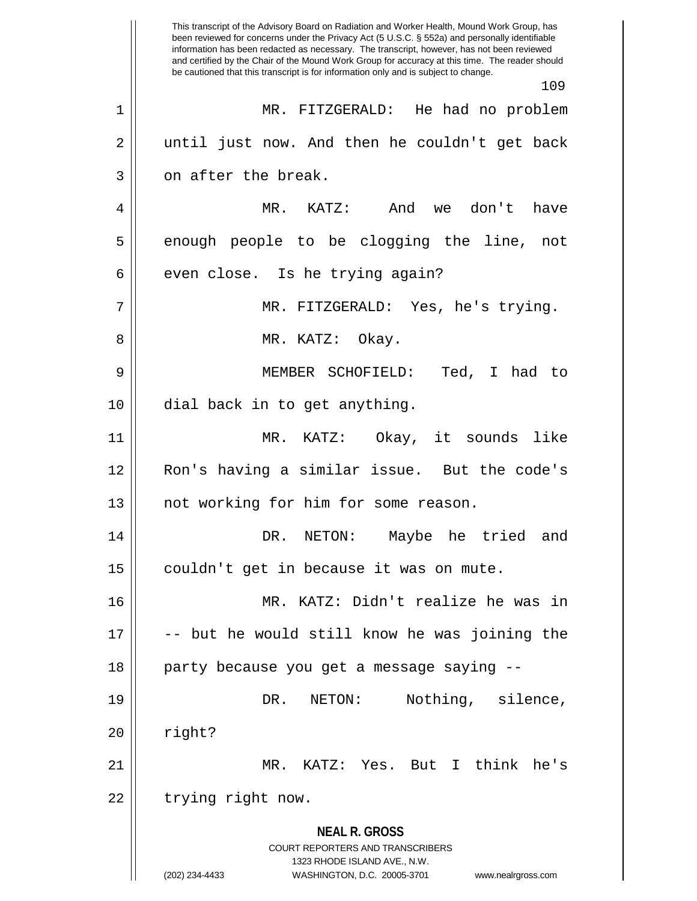MR. FITZGERALD: He had no problem until just now. And then he couldn't get back on after the break.

MR. KATZ: And we don't have enough people to be clogging the line, not even close. Is he trying again?

MR. FITZGERALD: Yes, he's trying.

MR. KATZ: Okay.

MEMBER SCHOFIELD: Ted, I had to dial back in to get anything.

MR. KATZ: Okay, it sounds like Ron's having a similar issue. But the code's not working for him for some reason.

DR. NETON: Maybe he tried and couldn't get in because it was on mute.

MR. KATZ: Didn't realize he was in -- but he would still know he was joining the party because you get a message saying --

DR. NETON: Nothing, silence, right?

MR. KATZ: Yes. But I think he's trying right now.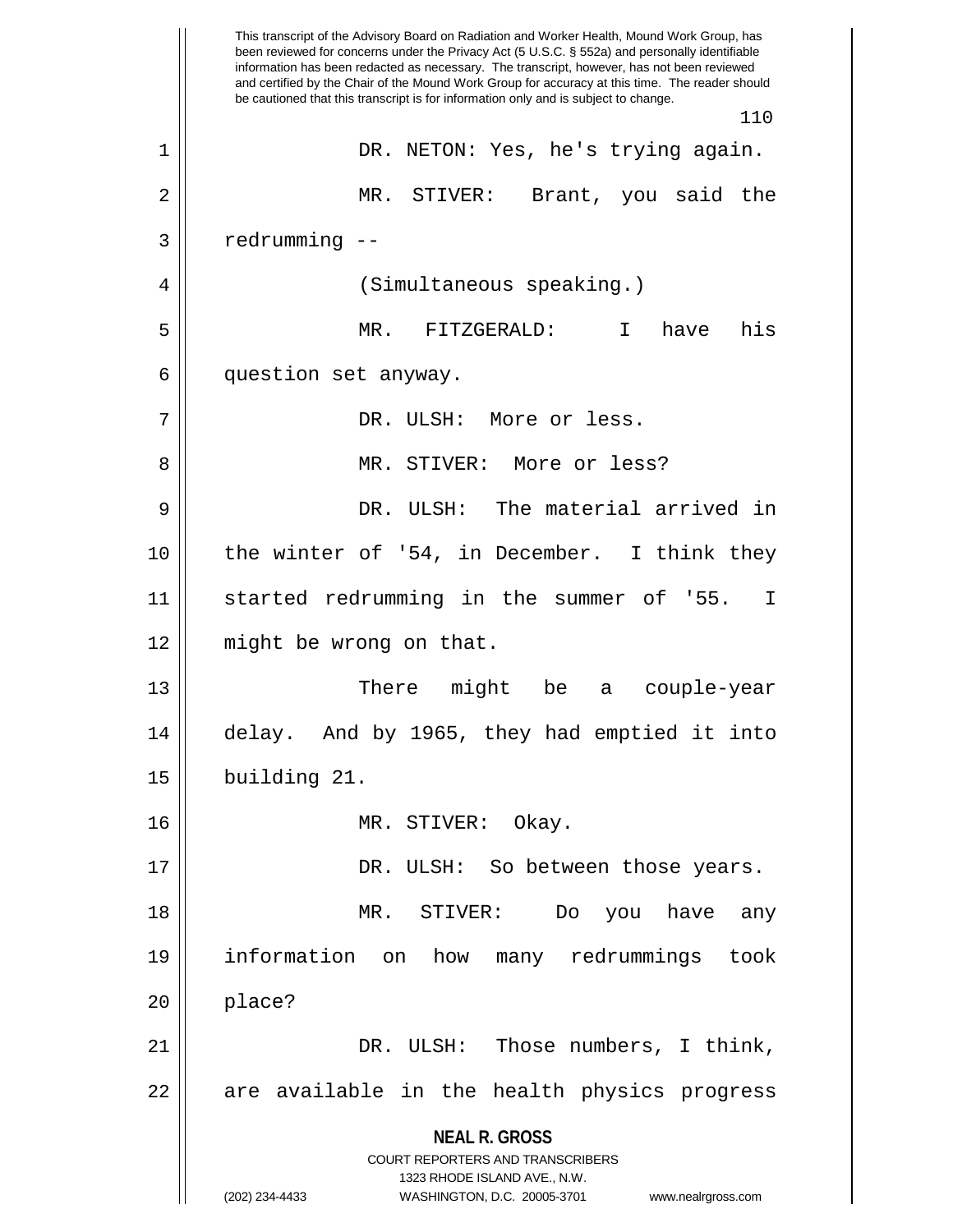DR. NETON: Yes, he's trying again.

MR. STIVER: Brant, you said the redrumming --

(Simultaneous speaking.)

MR. FITZGERALD: I have his question set anyway.

DR. ULSH: More or less.

MR. STIVER: More or less?

DR. ULSH: The material arrived in the winter of '54, in December. I think they started redrumming in the summer of '55. I might be wrong on that.

There might be a couple-year delay. And by 1965, they had emptied it into building 21.

MR. STIVER: Okay.

DR. ULSH: So between those years.

MR. STIVER: Do you have any information on how many redrummings took place?

DR. ULSH: Those numbers, I think, are available in the health physics progress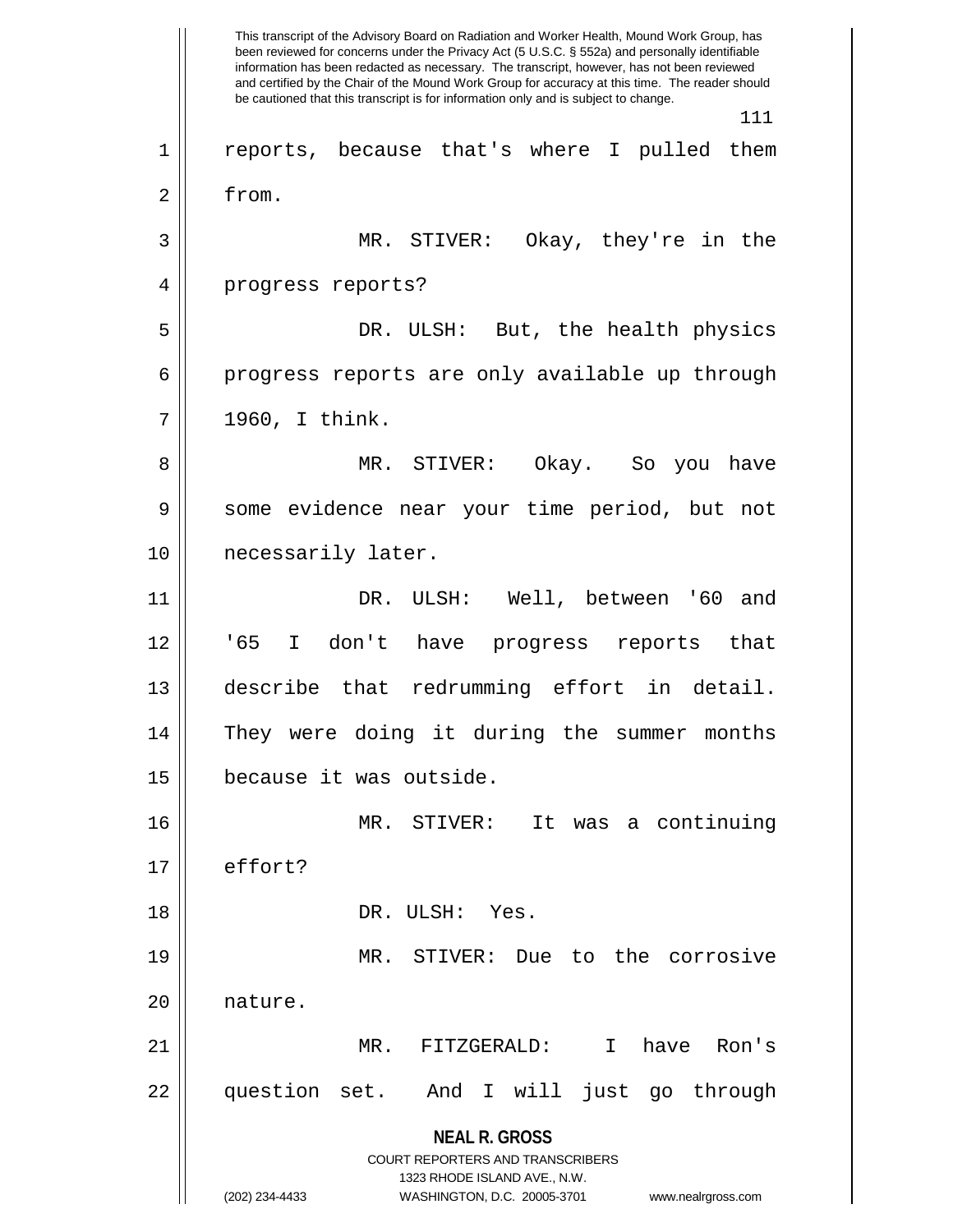This transcript of the Advisory Board on Radiation and Worker Health, Mound Work Group, has been reviewed for concerns under the Privacy Act (5 U.S.C. § 552a) and personally identifiable information has been redacted as necessary. The transcript, however, has not been reviewed and certified by the Chair of the Mound Work Group for accuracy at this time. The reader should be cautioned that this transcript is for information only and is subject to change.

reports, because that's where I pulled them from.

MR. STIVER: Okay, they're in the progress reports?

DR. ULSH: But, the health physics progress reports are only available up through 1960, I think.

MR. STIVER: Okay. So you have some evidence near your time period, but not necessarily later.

DR. ULSH: Well, between '60 and '65 I don't have progress reports that describe that redrumming effort in detail. They were doing it during the summer months because it was outside.

MR. STIVER: It was a continuing effort?

DR. ULSH: Yes.

MR. STIVER: Due to the corrosive nature.

MR. FITZGERALD: I have Ron's question set. And I will just go through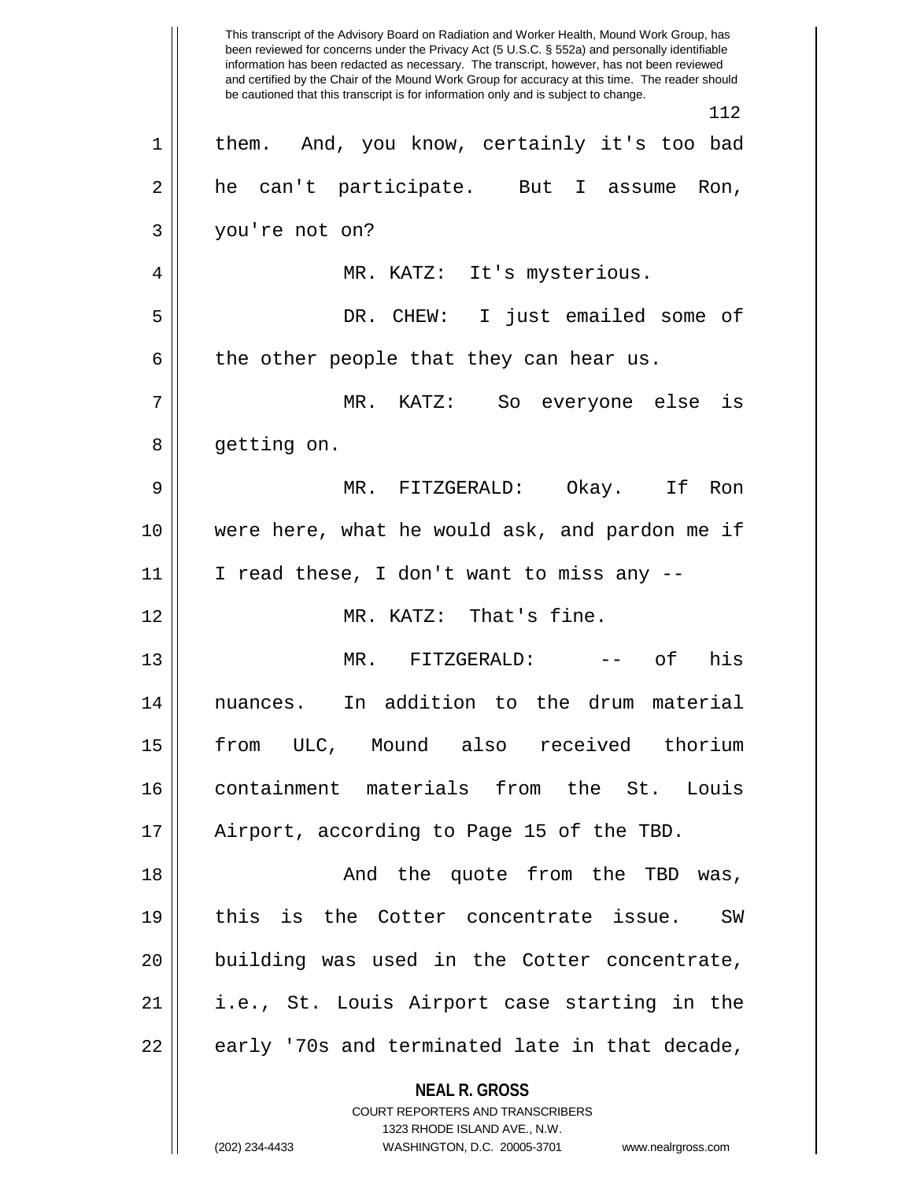them. And, you know, certainly it's too bad he can't participate. But I assume Ron, you're not on?

MR. KATZ: It's mysterious.

DR. CHEW: I just emailed some of the other people that they can hear us.

MR. KATZ: So everyone else is getting on.

MR. FITZGERALD: Okay. If Ron were here, what he would ask, and pardon me if I read these, I don't want to miss any --

MR. KATZ: That's fine.

MR. FITZGERALD: -- of his nuances. In addition to the drum material from ULC, Mound also received thorium containment materials from the St. Louis Airport, according to Page 15 of the TBD.

And the quote from the TBD was, this is the Cotter concentrate issue. SW building was used in the Cotter concentrate, i.e., St. Louis Airport case starting in the early '70s and terminated late in that decade,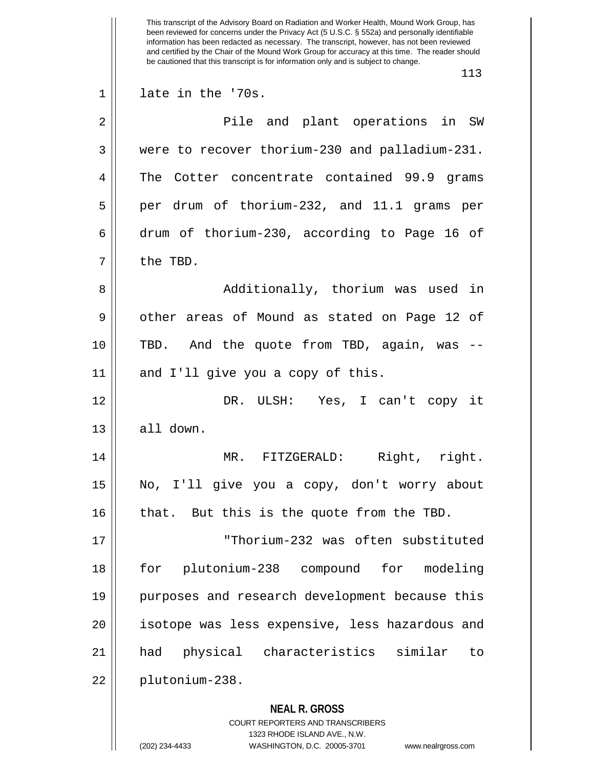late in the '70s.

Pile and plant operations in SW were to recover thorium-230 and palladium-231. The Cotter concentrate contained 99.9 grams per drum of thorium-232, and 11.1 grams per drum of thorium-230, according to Page 16 of the TBD.

Additionally, thorium was used in other areas of Mound as stated on Page 12 of TBD. And the quote from TBD, again, was -- and I'll give you a copy of this.

DR. ULSH: Yes, I can't copy it all down.

MR. FITZGERALD: Right, right. No, I'll give you a copy, don't worry about that. But this is the quote from the TBD.

"Thorium-232 was often substituted for plutonium-238 compound for modeling purposes and research development because this isotope was less expensive, less hazardous and had physical characteristics similar to plutonium-238.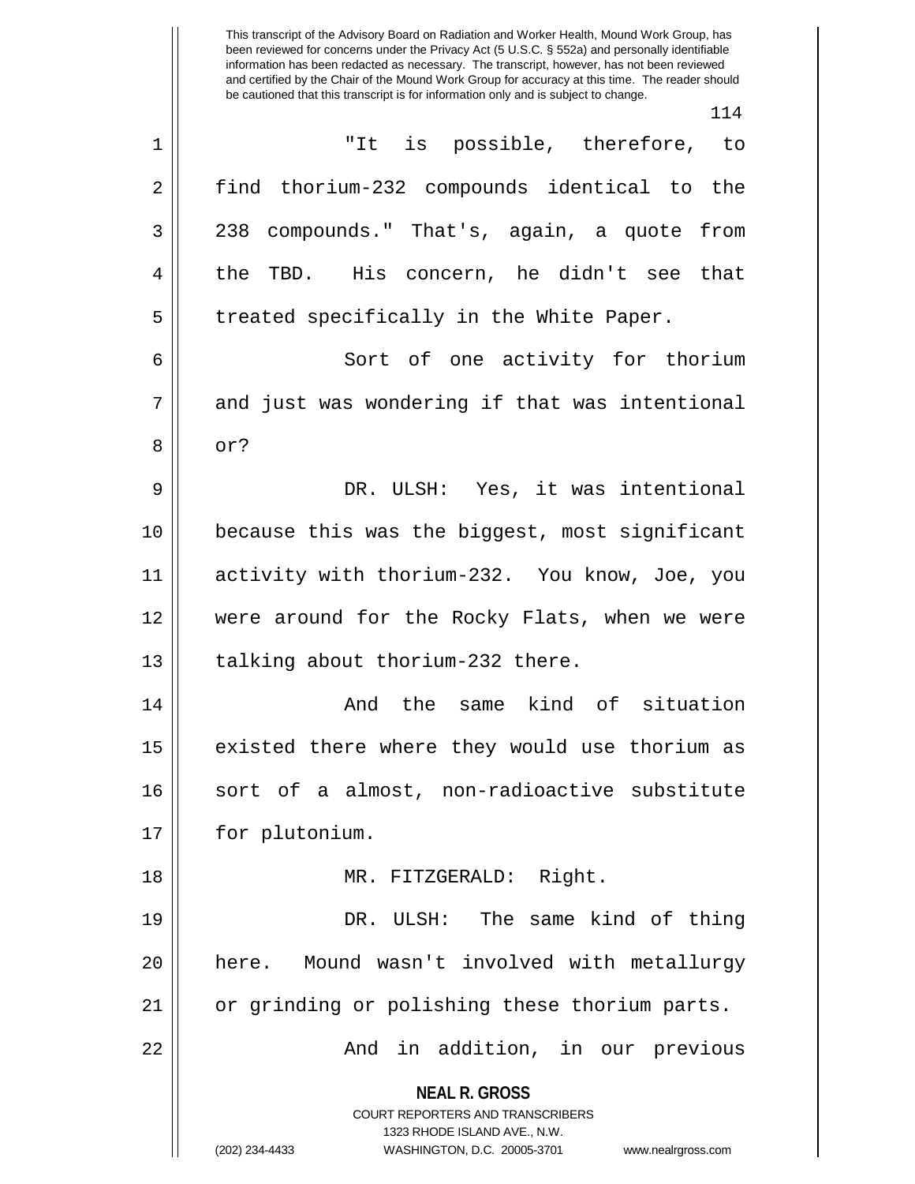"It is possible, therefore, to find thorium-232 compounds identical to the 238 compounds." That's, again, a quote from the TBD. His concern, he didn't see that treated specifically in the White Paper.

Sort of one activity for thorium and just was wondering if that was intentional or?

DR. ULSH: Yes, it was intentional because this was the biggest, most significant activity with thorium-232. You know, Joe, you were around for the Rocky Flats, when we were talking about thorium-232 there.

And the same kind of situation existed there where they would use thorium as sort of a almost, non-radioactive substitute for plutonium.

MR. FITZGERALD: Right.

DR. ULSH: The same kind of thing here. Mound wasn't involved with metallurgy or grinding or polishing these thorium parts.

And in addition, in our previous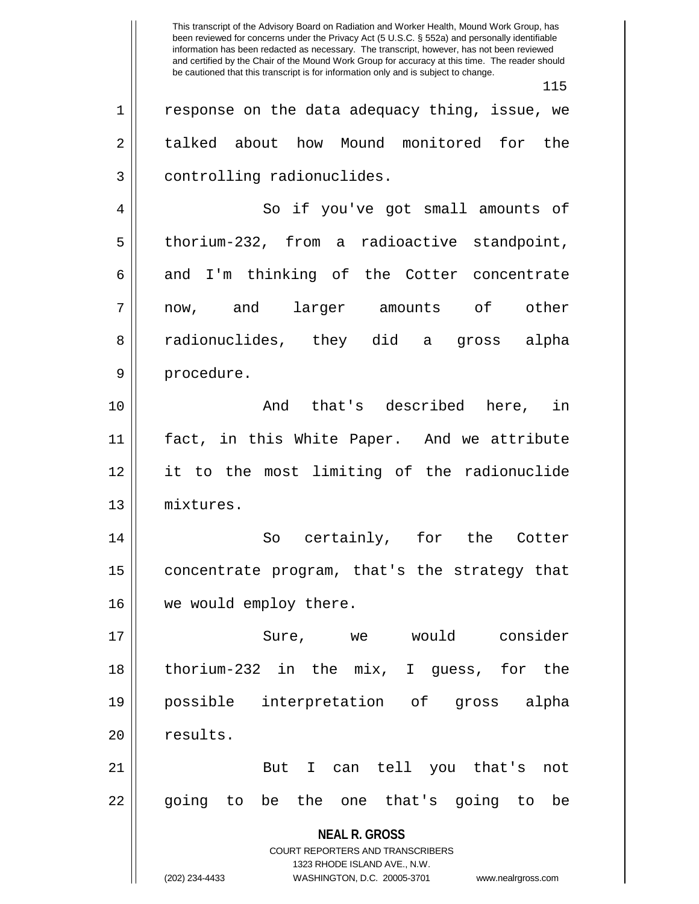response on the data adequacy thing, issue, we talked about how Mound monitored for the controlling radionuclides.

So if you've got small amounts of thorium-232, from a radioactive standpoint, and I'm thinking of the Cotter concentrate now, and larger amounts of other radionuclides, they did a gross alpha procedure.

And that's described here, in fact, in this White Paper. And we attribute it to the most limiting of the radionuclide mixtures.

So certainly, for the Cotter concentrate program, that's the strategy that we would employ there.

Sure, we would consider thorium-232 in the mix, I guess, for the possible interpretation of gross alpha results.

But I can tell you that's not going to be the one that's going to be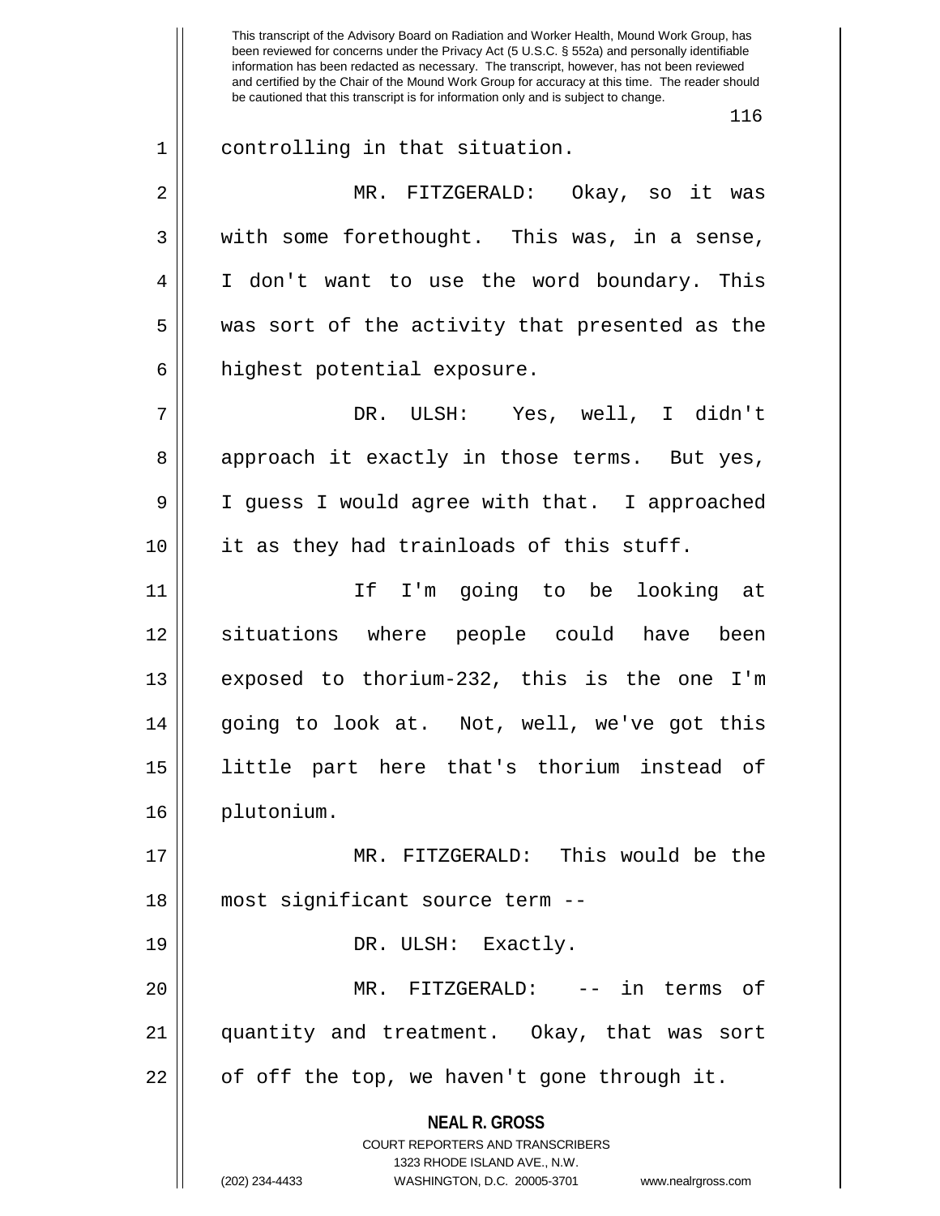controlling in that situation.

MR. FITZGERALD: Okay, so it was with some forethought. This was, in a sense, I don't want to use the word boundary. This was sort of the activity that presented as the highest potential exposure.

DR. ULSH: Yes, well, I didn't approach it exactly in those terms. But yes, I guess I would agree with that. I approached it as they had trainloads of this stuff.

If I'm going to be looking at situations where people could have been exposed to thorium-232, this is the one I'm going to look at. Not, well, we've got this little part here that's thorium instead of plutonium.

MR. FITZGERALD: This would be the most significant source term --

DR. ULSH: Exactly.

MR. FITZGERALD: -- in terms of quantity and treatment. Okay, that was sort of off the top, we haven't gone through it.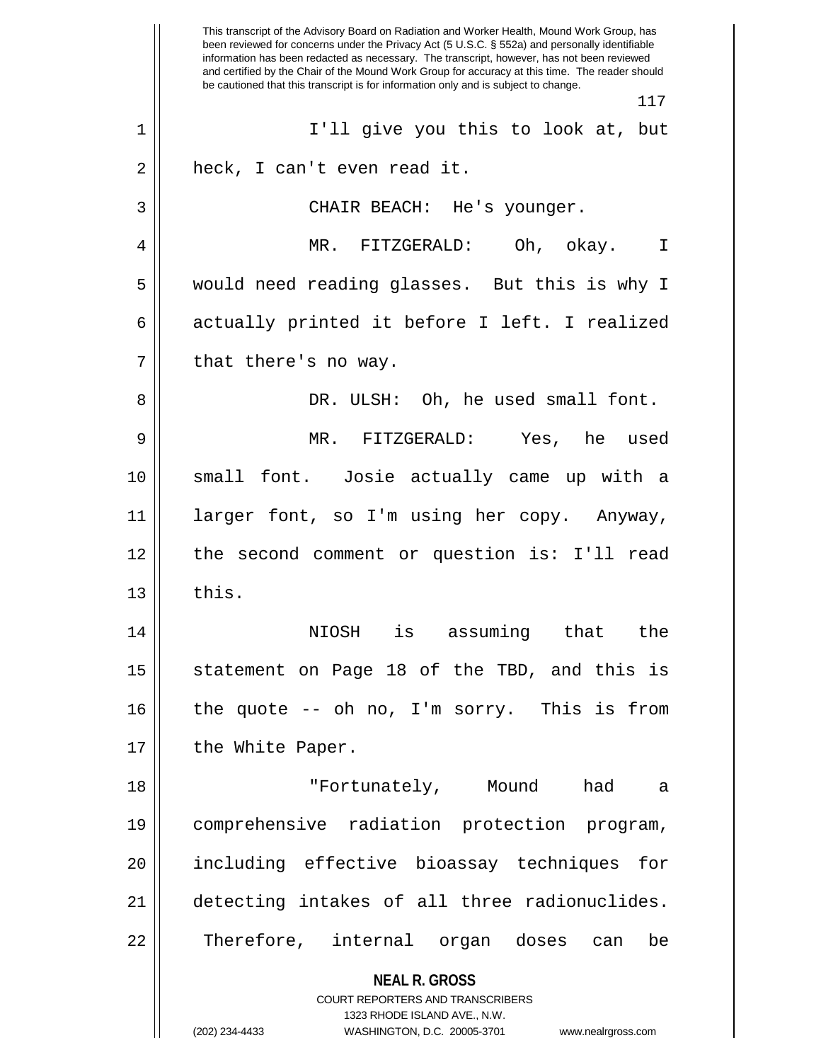I'll give you this to look at, but heck, I can't even read it.

CHAIR BEACH: He's younger.

MR. FITZGERALD: Oh, okay. I would need reading glasses. But this is why I actually printed it before I left. I realized that there's no way.

DR. ULSH: Oh, he used small font.

MR. FITZGERALD: Yes, he used small font. Josie actually came up with a larger font, so I'm using her copy. Anyway, the second comment or question is: I'll read this.

NIOSH is assuming that the statement on Page 18 of the TBD, and this is the quote -- oh no, I'm sorry. This is from the White Paper.

"Fortunately, Mound had a comprehensive radiation protection program, including effective bioassay techniques for detecting intakes of all three radionuclides. Therefore, internal organ doses can be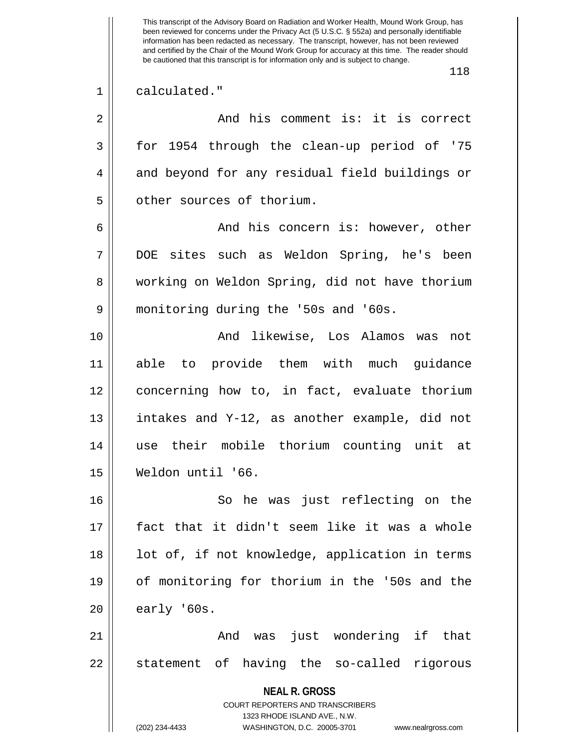calculated."

And his comment is: it is correct for 1954 through the clean-up period of '75 and beyond for any residual field buildings or other sources of thorium.

And his concern is: however, other DOE sites such as Weldon Spring, he's been working on Weldon Spring, did not have thorium monitoring during the '50s and '60s.

And likewise, Los Alamos was not able to provide them with much guidance concerning how to, in fact, evaluate thorium intakes and Y-12, as another example, did not use their mobile thorium counting unit at Weldon until '66.

So he was just reflecting on the fact that it didn't seem like it was a whole lot of, if not knowledge, application in terms of monitoring for thorium in the '50s and the early '60s.

And was just wondering if that statement of having the so-called rigorous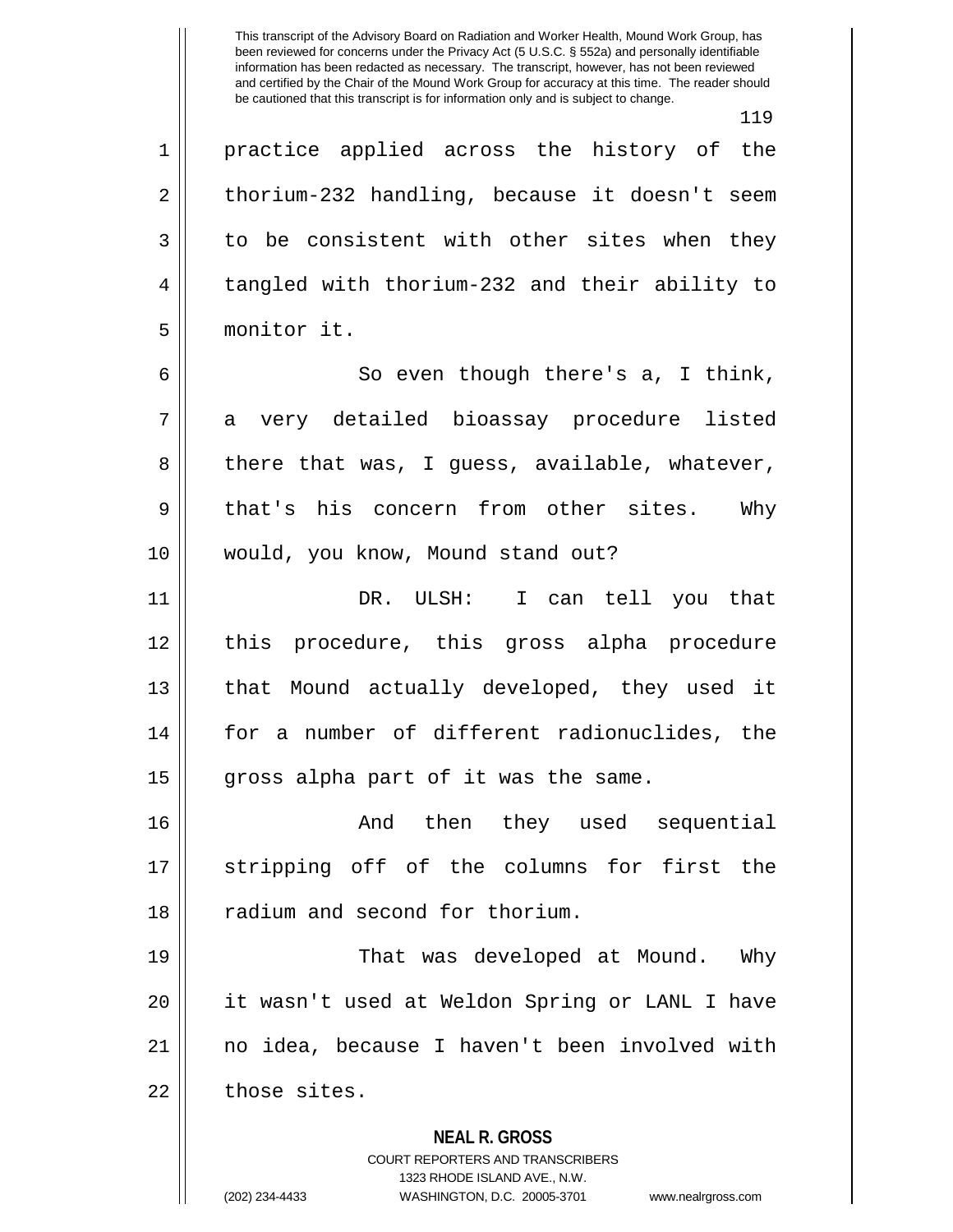practice applied across the history of the thorium-232 handling, because it doesn't seem to be consistent with other sites when they tangled with thorium-232 and their ability to monitor it.

So even though there's a, I think, a very detailed bioassay procedure listed there that was, I guess, available, whatever, that's his concern from other sites. Why would, you know, Mound stand out?

DR. ULSH: I can tell you that this procedure, this gross alpha procedure that Mound actually developed, they used it for a number of different radionuclides, the gross alpha part of it was the same.

And then they used sequential stripping off of the columns for first the radium and second for thorium.

That was developed at Mound. Why it wasn't used at Weldon Spring or LANL I have no idea, because I haven't been involved with those sites.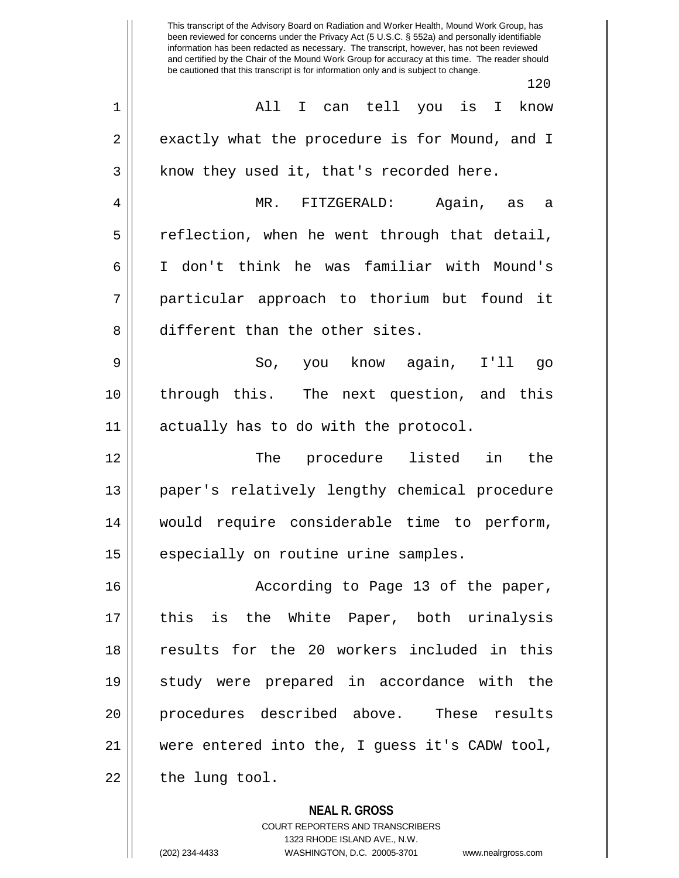All I can tell you is I know exactly what the procedure is for Mound, and I know they used it, that's recorded here.

MR. FITZGERALD: Again, as a reflection, when he went through that detail, I don't think he was familiar with Mound's particular approach to thorium but found it different than the other sites.

So, you know again, I'll go through this. The next question, and this actually has to do with the protocol.

The procedure listed in the paper's relatively lengthy chemical procedure would require considerable time to perform, especially on routine urine samples.

According to Page 13 of the paper, this is the White Paper, both urinalysis results for the 20 workers included in this study were prepared in accordance with the procedures described above. These results were entered into the, I guess it's CADW tool, the lung tool.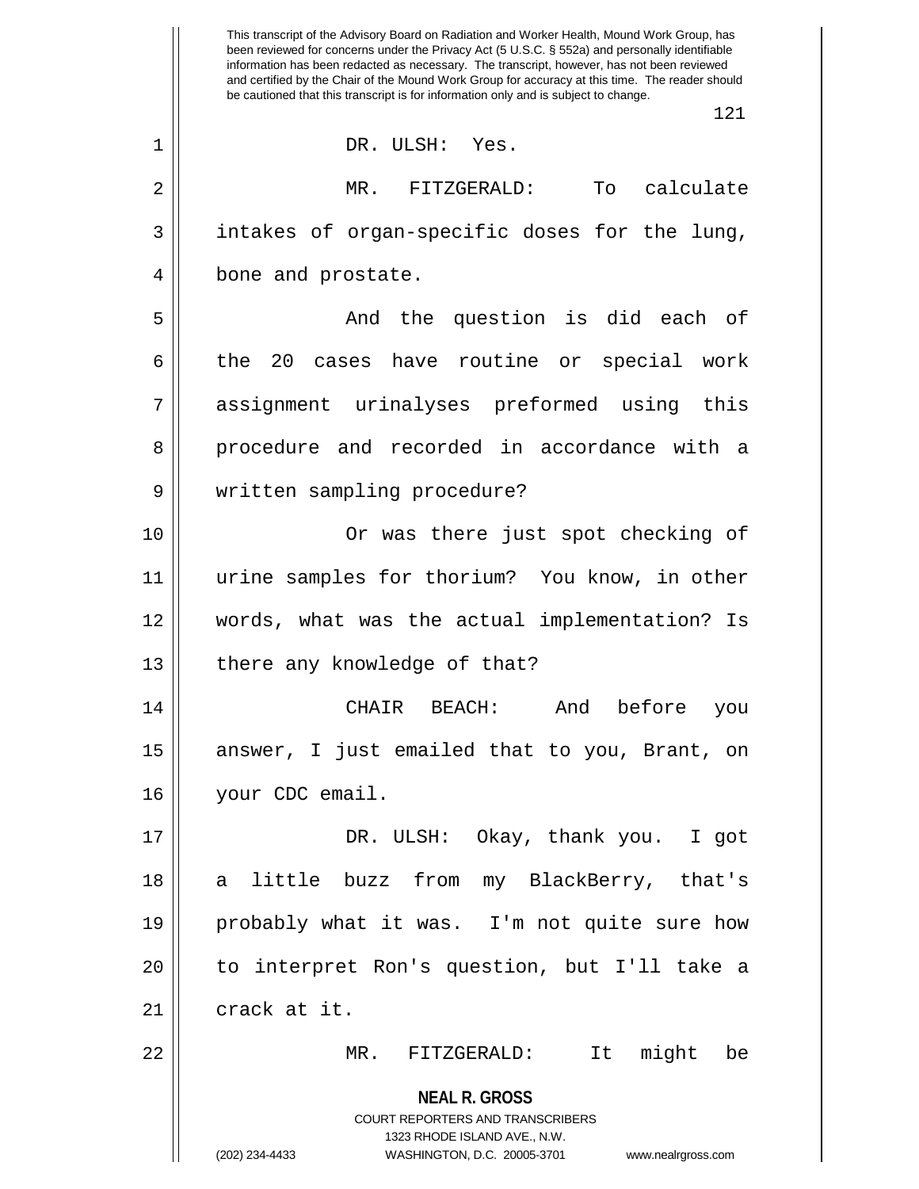DR. ULSH: Yes.

MR. FITZGERALD: To calculate intakes of organ-specific doses for the lung, bone and prostate.

And the question is did each of the 20 cases have routine or special work assignment urinalyses preformed using this procedure and recorded in accordance with a written sampling procedure?

Or was there just spot checking of urine samples for thorium? You know, in other words, what was the actual implementation? Is there any knowledge of that?

CHAIR BEACH: And before you answer, I just emailed that to you, Brant, on your CDC email.

DR. ULSH: Okay, thank you. I got a little buzz from my BlackBerry, that's probably what it was. I'm not quite sure how to interpret Ron's question, but I'll take a crack at it.

MR. FITZGERALD: It might be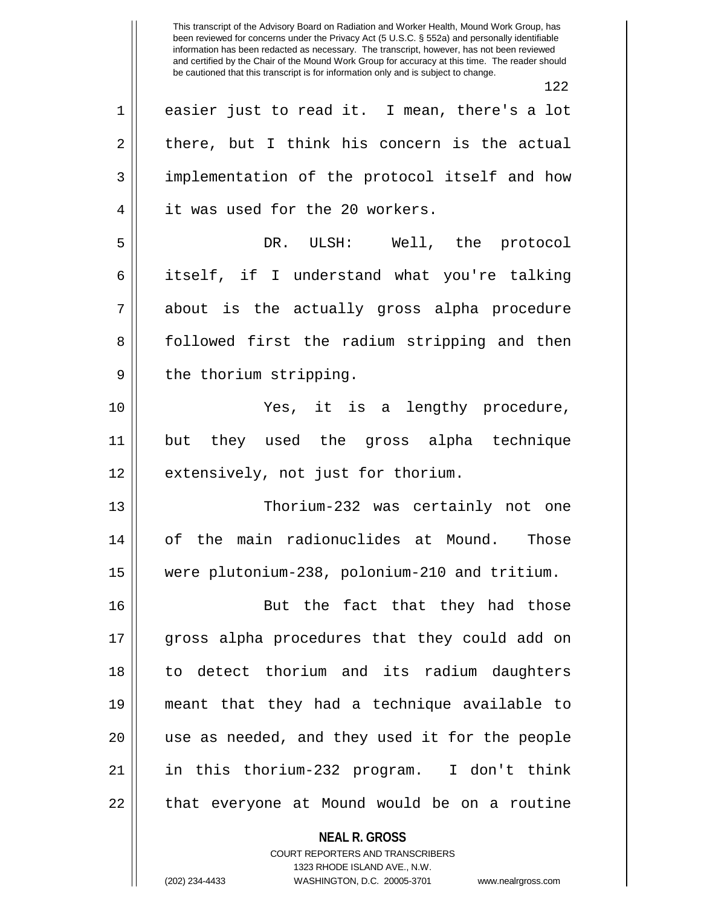easier just to read it. I mean, there's a lot there, but I think his concern is the actual implementation of the protocol itself and how it was used for the 20 workers.

DR. ULSH: Well, the protocol itself, if I understand what you're talking about is the actually gross alpha procedure followed first the radium stripping and then the thorium stripping.

Yes, it is a lengthy procedure, but they used the gross alpha technique extensively, not just for thorium.

Thorium-232 was certainly not one of the main radionuclides at Mound. Those were plutonium-238, polonium-210 and tritium.

But the fact that they had those gross alpha procedures that they could add on to detect thorium and its radium daughters meant that they had a technique available to use as needed, and they used it for the people in this thorium-232 program. I don't think that everyone at Mound would be on a routine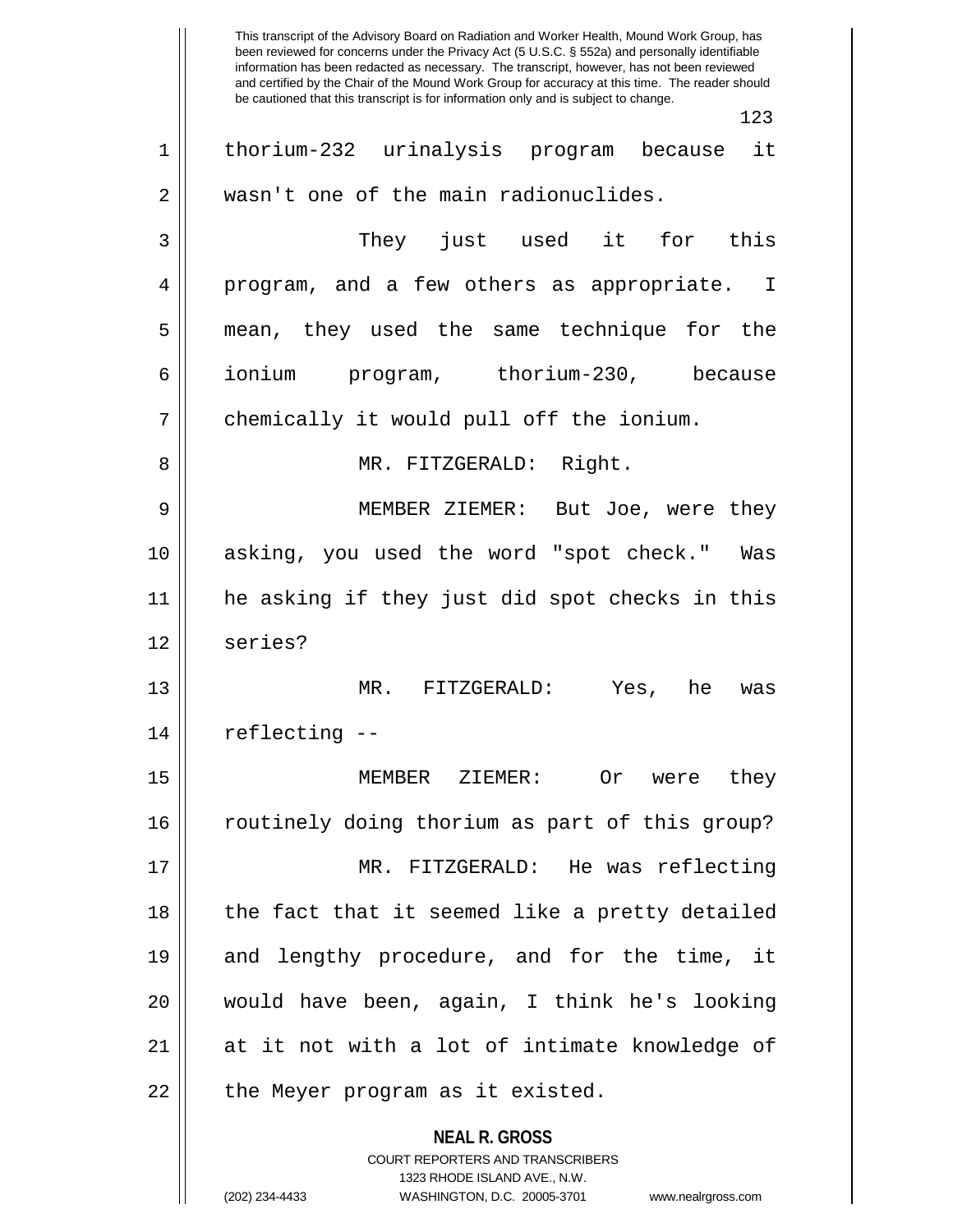thorium-232 urinalysis program because it wasn't one of the main radionuclides.

They just used it for this program, and a few others as appropriate. I mean, they used the same technique for the ionium program, thorium-230, because chemically it would pull off the ionium.

MR. FITZGERALD: Right.

MEMBER ZIEMER: But Joe, were they asking, you used the word "spot check." Was he asking if they just did spot checks in this series?

MR. FITZGERALD: Yes, he was reflecting --

MEMBER ZIEMER: Or were they routinely doing thorium as part of this group?

MR. FITZGERALD: He was reflecting the fact that it seemed like a pretty detailed and lengthy procedure, and for the time, it would have been, again, I think he's looking at it not with a lot of intimate knowledge of the Meyer program as it existed.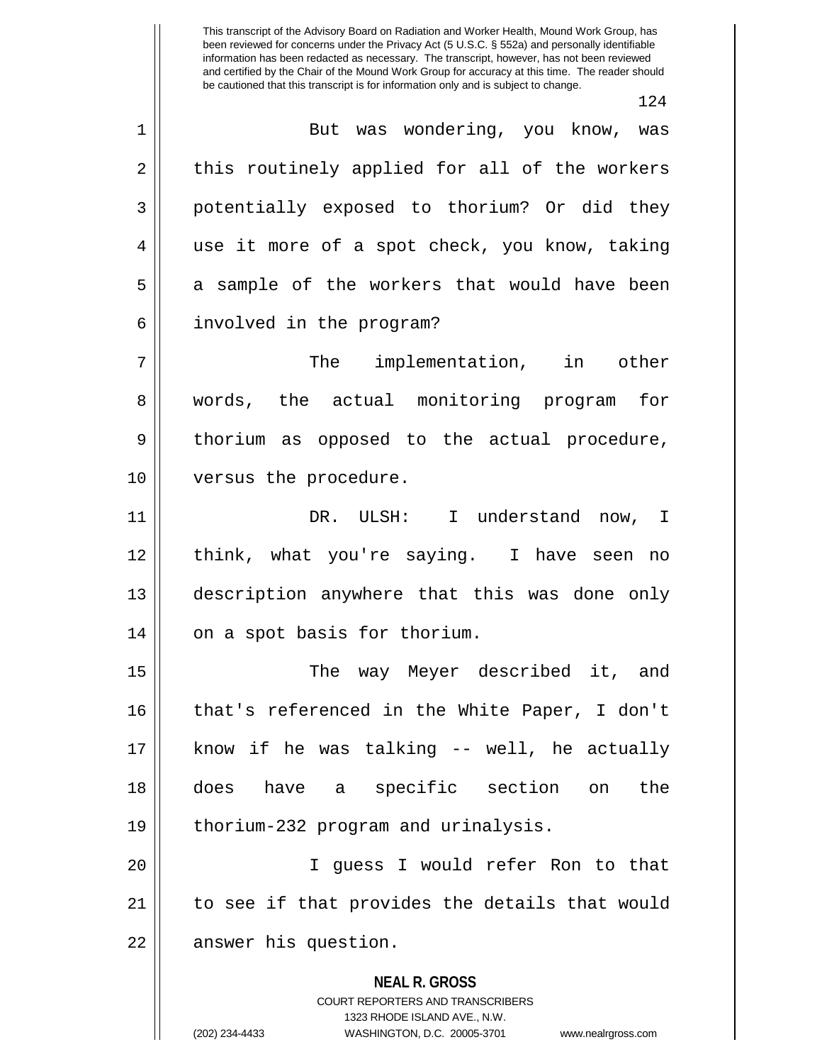But was wondering, you know, was this routinely applied for all of the workers potentially exposed to thorium? Or did they use it more of a spot check, you know, taking a sample of the workers that would have been involved in the program?

The implementation, in other words, the actual monitoring program for thorium as opposed to the actual procedure, versus the procedure.

DR. ULSH: I understand now, I think, what you're saying. I have seen no description anywhere that this was done only on a spot basis for thorium.

The way Meyer described it, and that's referenced in the White Paper, I don't know if he was talking -- well, he actually does have a specific section on the thorium-232 program and urinalysis.

I guess I would refer Ron to that to see if that provides the details that would answer his question.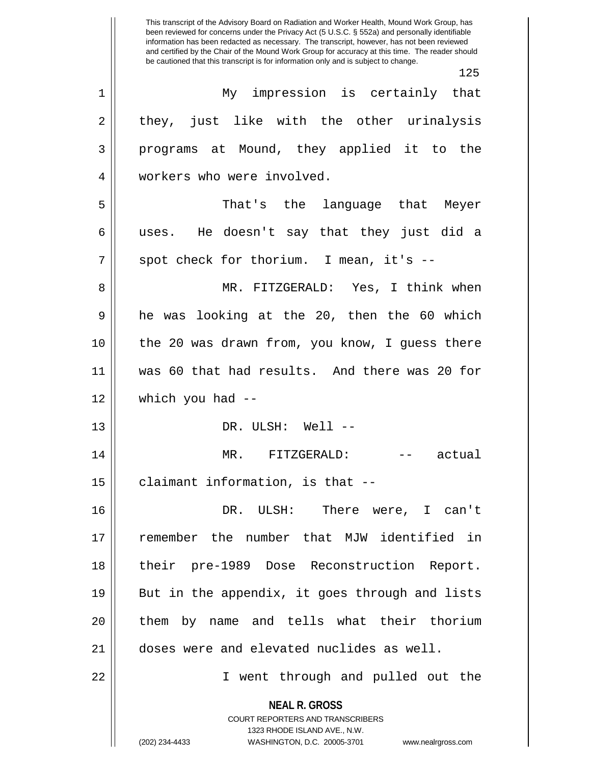My impression is certainly that they, just like with the other urinalysis programs at Mound, they applied it to the workers who were involved.

That's the language that Meyer uses. He doesn't say that they just did a spot check for thorium. I mean, it's --

MR. FITZGERALD: Yes, I think when he was looking at the 20, then the 60 which the 20 was drawn from, you know, I guess there was 60 that had results. And there was 20 for which you had --

DR. ULSH: Well --

MR. FITZGERALD: -- actual claimant information, is that --

DR. ULSH: There were, I can't remember the number that MJW identified in their pre-1989 Dose Reconstruction Report. But in the appendix, it goes through and lists them by name and tells what their thorium doses were and elevated nuclides as well.

I went through and pulled out the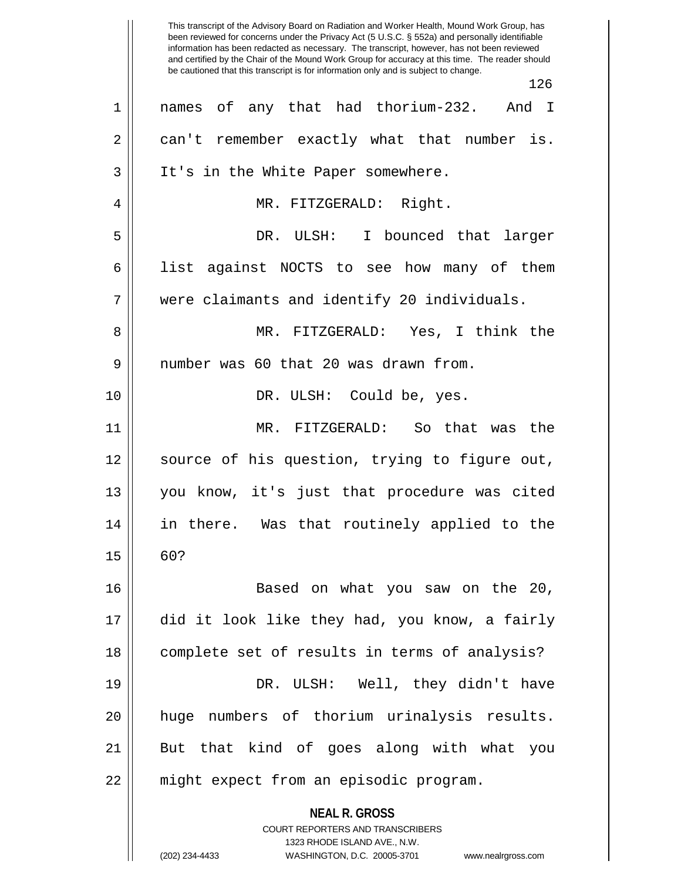names of any that had thorium-232. And I can't remember exactly what that number is. It's in the White Paper somewhere.

MR. FITZGERALD: Right.

DR. ULSH: I bounced that larger list against NOCTS to see how many of them were claimants and identify 20 individuals.

MR. FITZGERALD: Yes, I think the number was 60 that 20 was drawn from.

DR. ULSH: Could be, yes.

MR. FITZGERALD: So that was the source of his question, trying to figure out, you know, it's just that procedure was cited in there. Was that routinely applied to the 60?

Based on what you saw on the 20, did it look like they had, you know, a fairly complete set of results in terms of analysis?

DR. ULSH: Well, they didn't have huge numbers of thorium urinalysis results. But that kind of goes along with what you might expect from an episodic program.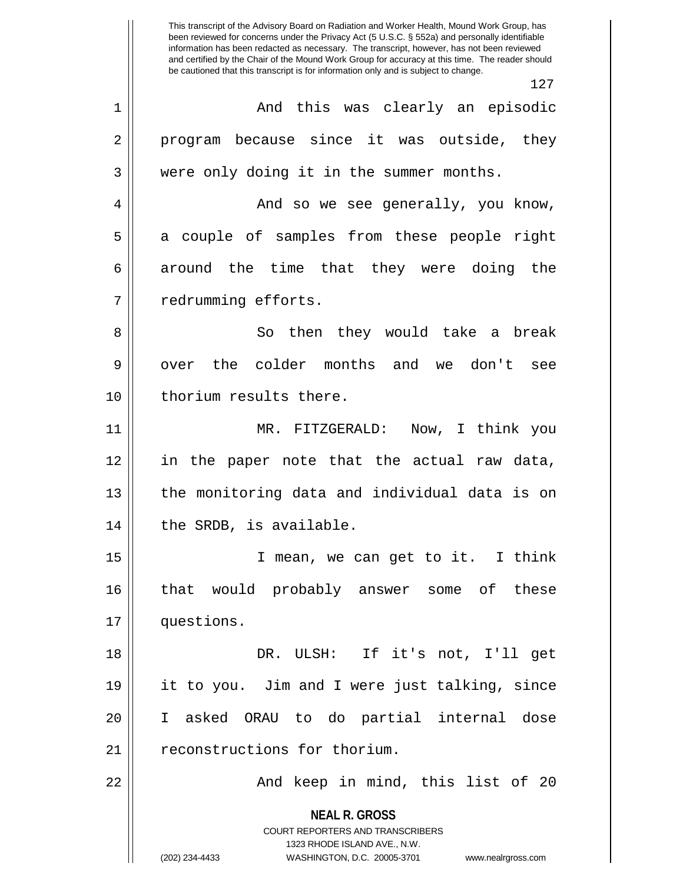And this was clearly an episodic program because since it was outside, they were only doing it in the summer months.

And so we see generally, you know, a couple of samples from these people right around the time that they were doing the redrumming efforts.

So then they would take a break over the colder months and we don't see thorium results there.

MR. FITZGERALD: Now, I think you in the paper note that the actual raw data, the monitoring data and individual data is on the SRDB, is available.

I mean, we can get to it. I think that would probably answer some of these questions.

DR. ULSH: If it's not, I'll get it to you. Jim and I were just talking, since I asked ORAU to do partial internal dose reconstructions for thorium.

And keep in mind, this list of 20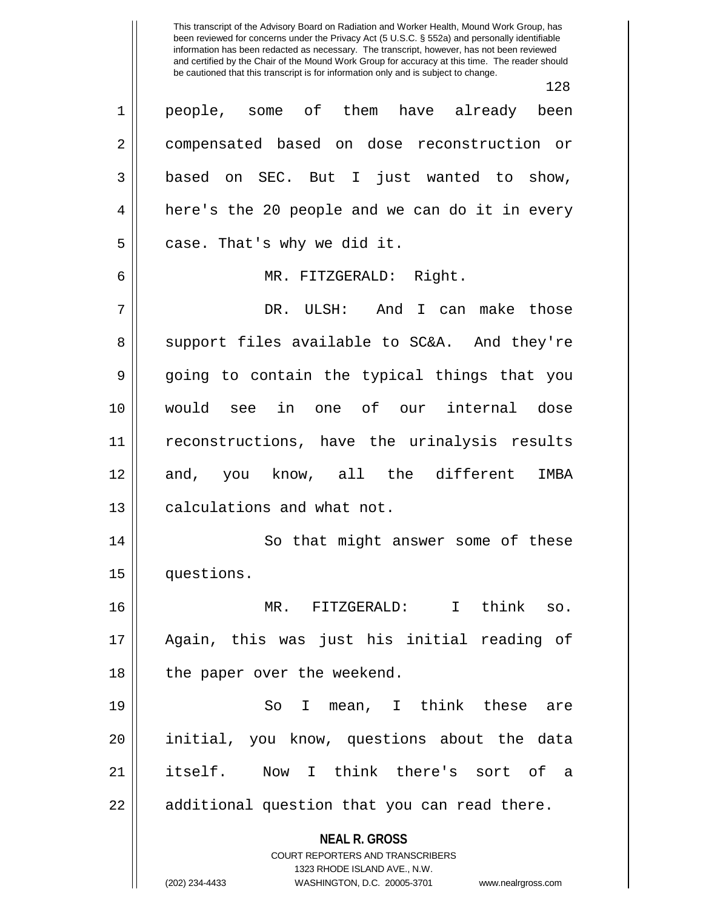people, some of them have already been compensated based on dose reconstruction or based on SEC. But I just wanted to show, here's the 20 people and we can do it in every case. That's why we did it.

MR. FITZGERALD: Right.

DR. ULSH: And I can make those support files available to SC&A. And they're going to contain the typical things that you would see in one of our internal dose reconstructions, have the urinalysis results and, you know, all the different IMBA calculations and what not.

So that might answer some of these questions.

MR. FITZGERALD: I think so. Again, this was just his initial reading of the paper over the weekend.

So I mean, I think these are initial, you know, questions about the data itself. Now I think there's sort of a additional question that you can read there.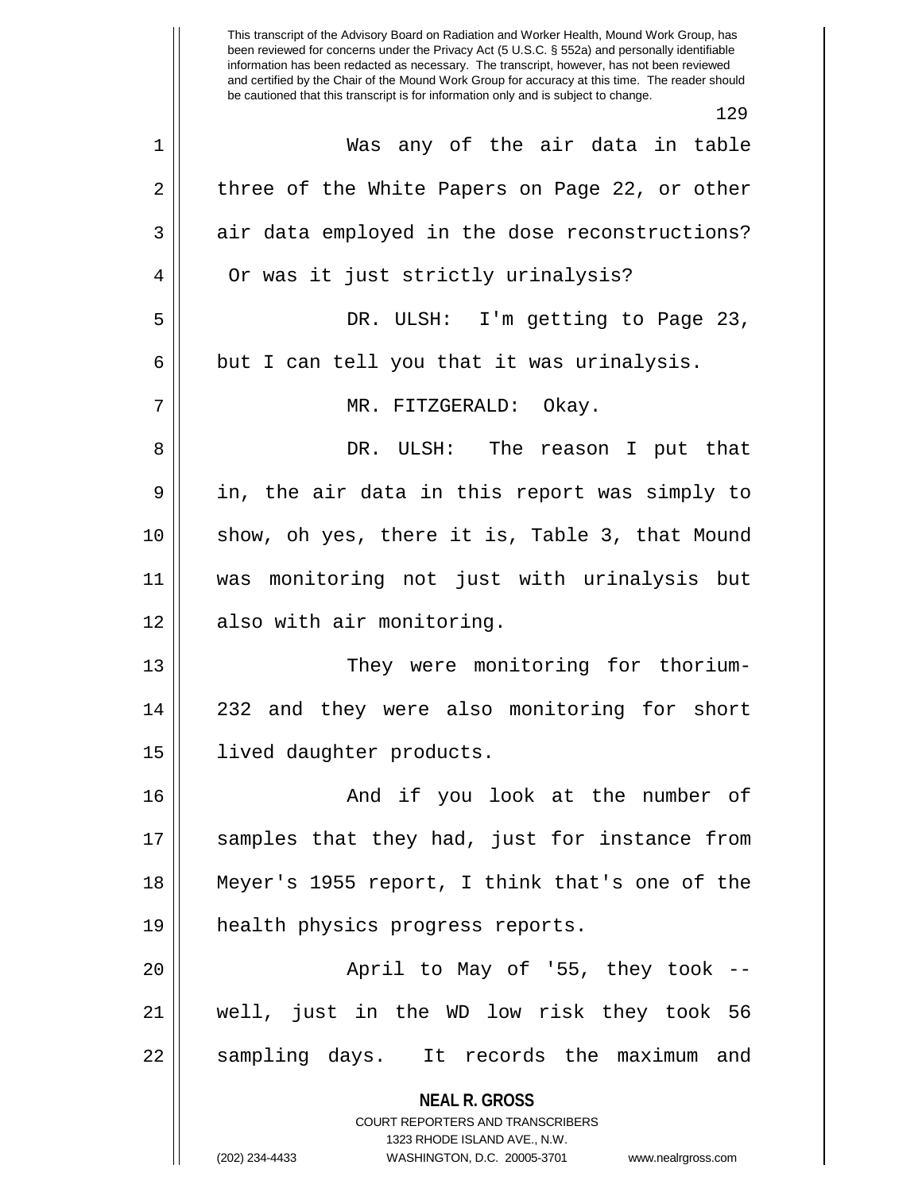Was any of the air data in table three of the White Papers on Page 22, or other air data employed in the dose reconstructions? Or was it just strictly urinalysis?

DR. ULSH: I'm getting to Page 23, but I can tell you that it was urinalysis.

MR. FITZGERALD: Okay.

DR. ULSH: The reason I put that in, the air data in this report was simply to show, oh yes, there it is, Table 3, that Mound was monitoring not just with urinalysis but also with air monitoring.

They were monitoring for thorium-232 and they were also monitoring for short lived daughter products.

And if you look at the number of samples that they had, just for instance from Meyer's 1955 report, I think that's one of the health physics progress reports.

April to May of '55, they took -- well, just in the WD low risk they took 56 sampling days. It records the maximum and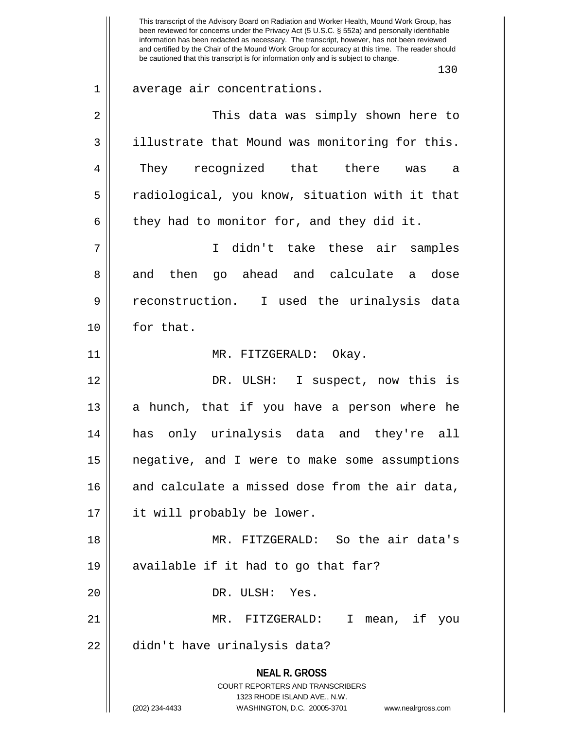average air concentrations.

This data was simply shown here to illustrate that Mound was monitoring for this. They recognized that there was a radiological, you know, situation with it that they had to monitor for, and they did it.

I didn't take these air samples and then go ahead and calculate a dose reconstruction. I used the urinalysis data for that.

MR. FITZGERALD: Okay.

DR. ULSH: I suspect, now this is a hunch, that if you have a person where he has only urinalysis data and they're all negative, and I were to make some assumptions and calculate a missed dose from the air data, it will probably be lower.

MR. FITZGERALD: So the air data's available if it had to go that far?

DR. ULSH: Yes.

MR. FITZGERALD: I mean, if you didn't have urinalysis data?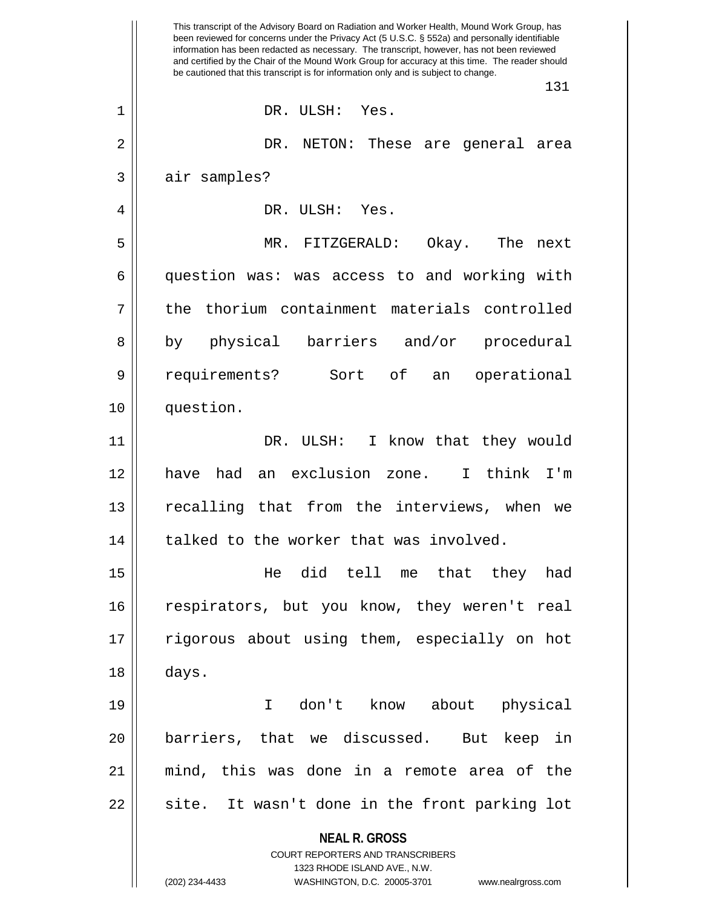DR. ULSH: Yes.

DR. NETON: These are general area air samples?

DR. ULSH: Yes.

MR. FITZGERALD: Okay. The next question was: was access to and working with the thorium containment materials controlled by physical barriers and/or procedural requirements? Sort of an operational question.

DR. ULSH: I know that they would have had an exclusion zone. I think I'm recalling that from the interviews, when we talked to the worker that was involved.

He did tell me that they had respirators, but you know, they weren't real rigorous about using them, especially on hot days.

I don't know about physical barriers, that we discussed. But keep in mind, this was done in a remote area of the site. It wasn't done in the front parking lot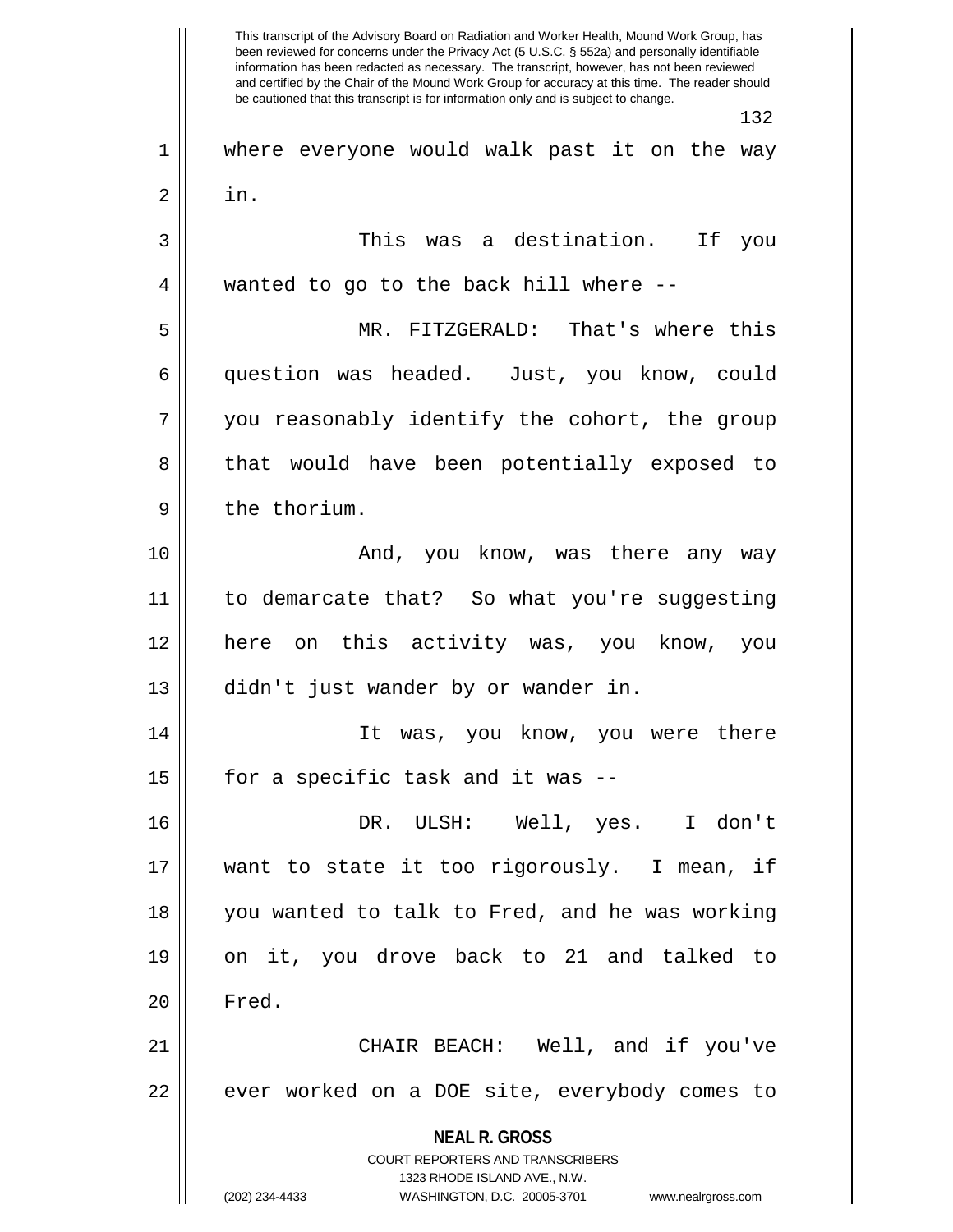where everyone would walk past it on the way in.

This was a destination. If you wanted to go to the back hill where --

MR. FITZGERALD: That's where this question was headed. Just, you know, could you reasonably identify the cohort, the group that would have been potentially exposed to the thorium.

And, you know, was there any way to demarcate that? So what you're suggesting here on this activity was, you know, you didn't just wander by or wander in.

It was, you know, you were there for a specific task and it was --

DR. ULSH: Well, yes. I don't want to state it too rigorously. I mean, if you wanted to talk to Fred, and he was working on it, you drove back to 21 and talked to Fred.

CHAIR BEACH: Well, and if you've ever worked on a DOE site, everybody comes to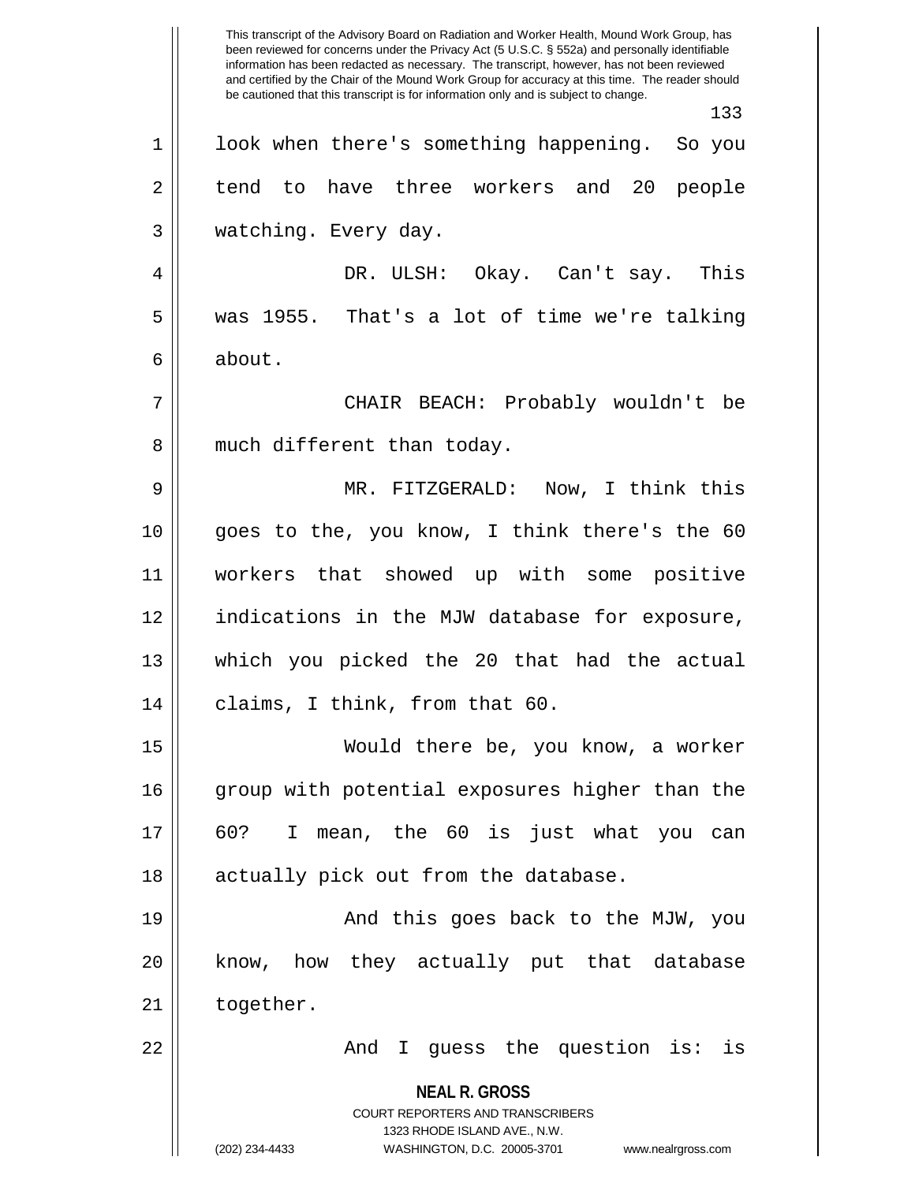look when there's something happening. So you tend to have three workers and 20 people watching. Every day.

DR. ULSH: Okay. Can't say. This was 1955. That's a lot of time we're talking about.

CHAIR BEACH: Probably wouldn't be much different than today.

MR. FITZGERALD: Now, I think this goes to the, you know, I think there's the 60 workers that showed up with some positive indications in the MJW database for exposure, which you picked the 20 that had the actual claims, I think, from that 60.

Would there be, you know, a worker group with potential exposures higher than the 60? I mean, the 60 is just what you can actually pick out from the database.

And this goes back to the MJW, you know, how they actually put that database together.

And I guess the question is: is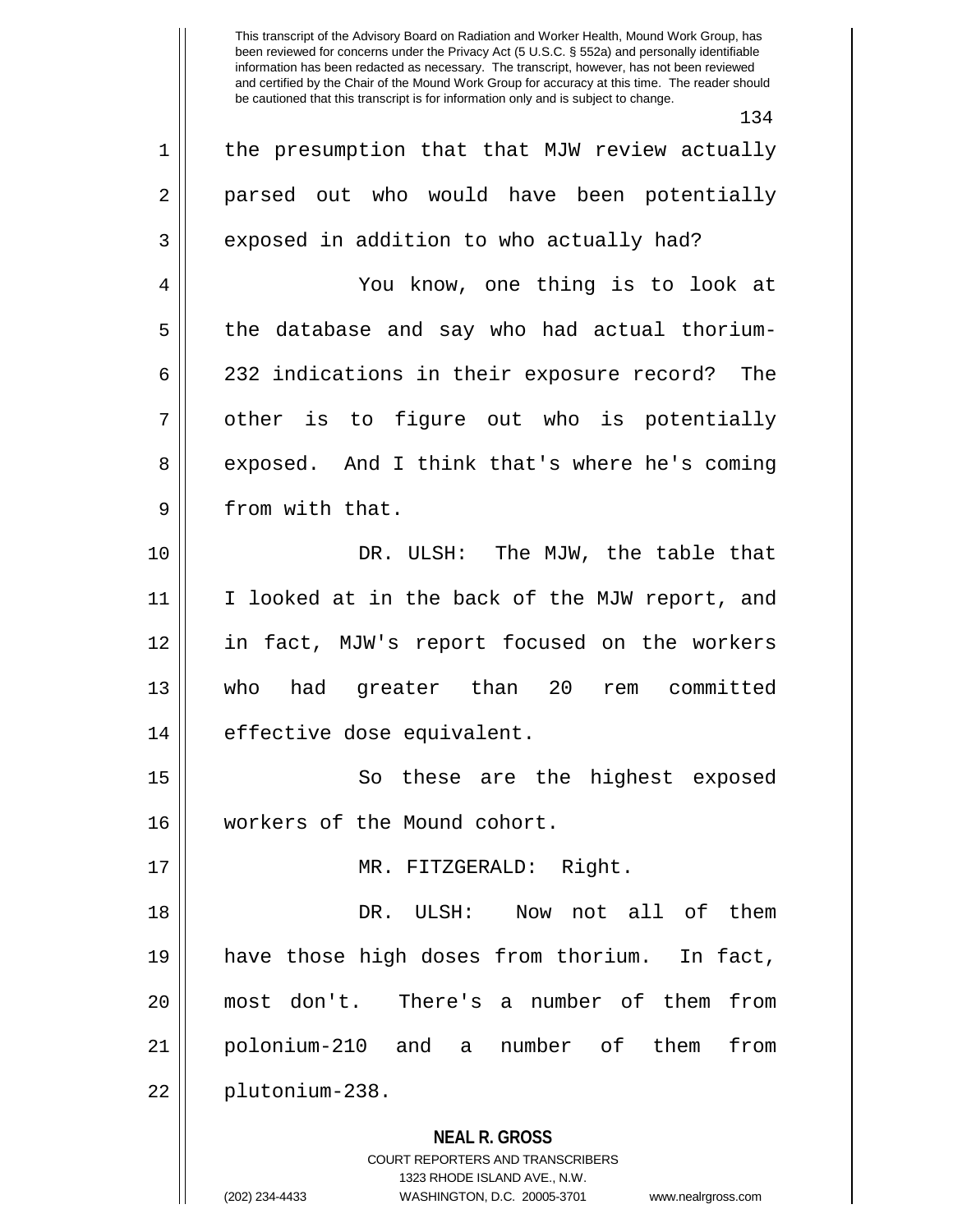the presumption that that MJW review actually parsed out who would have been potentially exposed in addition to who actually had?

You know, one thing is to look at the database and say who had actual thorium-232 indications in their exposure record? The other is to figure out who is potentially exposed. And I think that's where he's coming from with that.

DR. ULSH: The MJW, the table that I looked at in the back of the MJW report, and in fact, MJW's report focused on the workers who had greater than 20 rem committed effective dose equivalent.

So these are the highest exposed workers of the Mound cohort.

MR. FITZGERALD: Right.

DR. ULSH: Now not all of them have those high doses from thorium. In fact, most don't. There's a number of them from polonium-210 and a number of them from plutonium-238.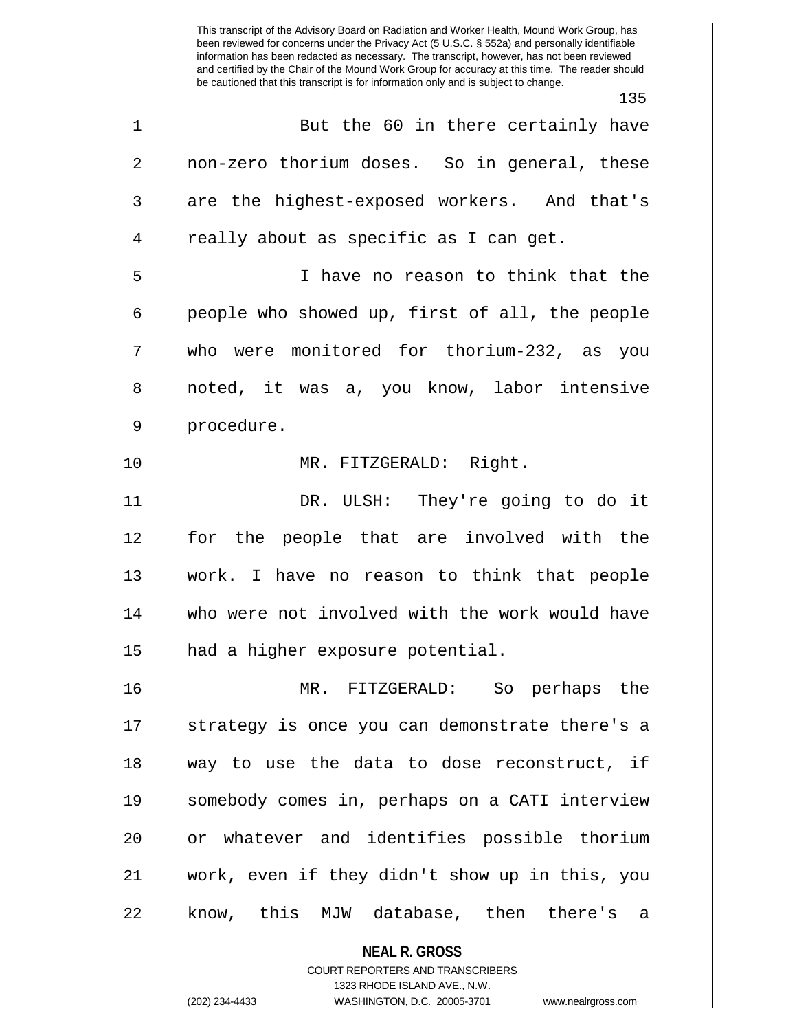But the 60 in there certainly have non-zero thorium doses. So in general, these are the highest-exposed workers. And that's really about as specific as I can get.

I have no reason to think that the people who showed up, first of all, the people who were monitored for thorium-232, as you noted, it was a, you know, labor intensive procedure.

MR. FITZGERALD: Right.

DR. ULSH: They're going to do it for the people that are involved with the work. I have no reason to think that people who were not involved with the work would have had a higher exposure potential.

MR. FITZGERALD: So perhaps the strategy is once you can demonstrate there's a way to use the data to dose reconstruct, if somebody comes in, perhaps on a CATI interview or whatever and identifies possible thorium work, even if they didn't show up in this, you know, this MJW database, then there's a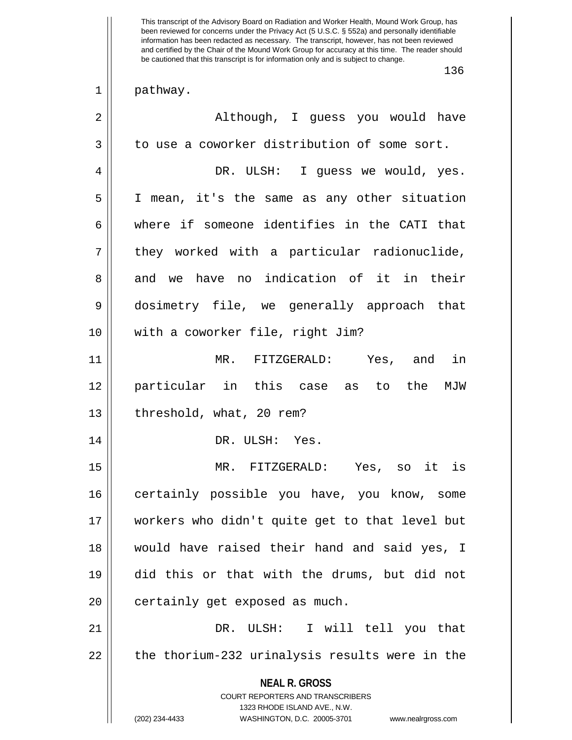pathway.

Although, I guess you would have to use a coworker distribution of some sort.

DR. ULSH: I guess we would, yes. I mean, it's the same as any other situation where if someone identifies in the CATI that they worked with a particular radionuclide, and we have no indication of it in their dosimetry file, we generally approach that with a coworker file, right Jim?

MR. FITZGERALD: Yes, and in particular in this case as to the MJW threshold, what, 20 rem?

DR. ULSH: Yes.

MR. FITZGERALD: Yes, so it is certainly possible you have, you know, some workers who didn't quite get to that level but would have raised their hand and said yes, I did this or that with the drums, but did not certainly get exposed as much.

DR. ULSH: I will tell you that the thorium-232 urinalysis results were in the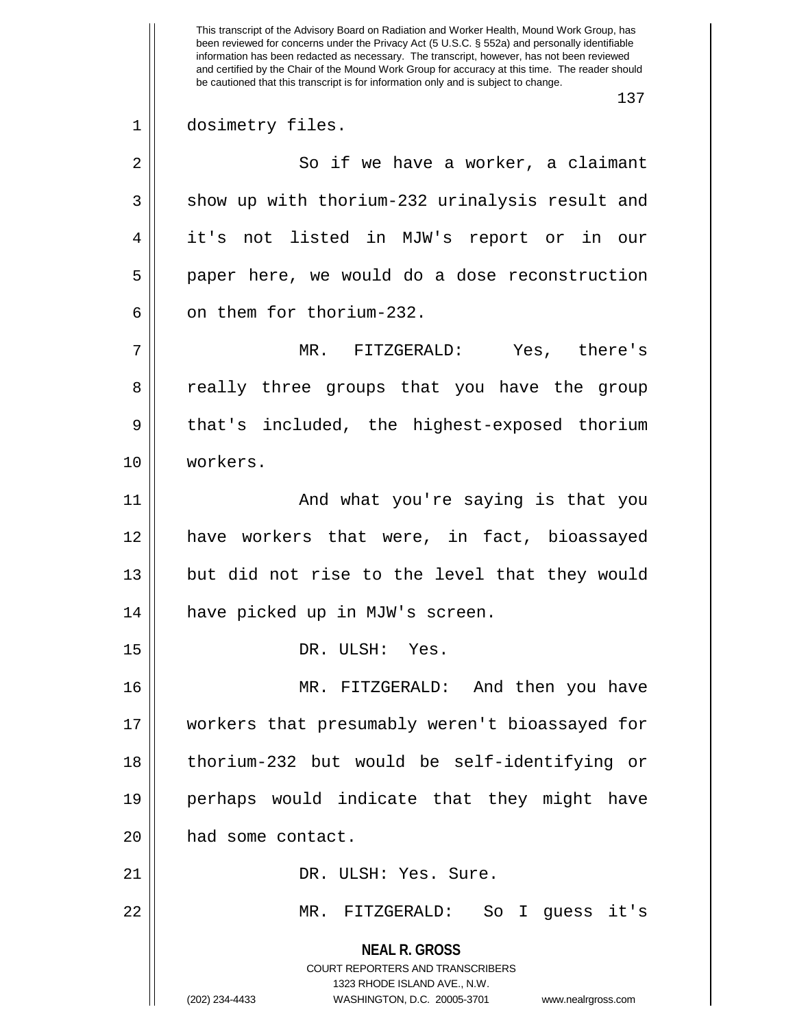dosimetry files.

So if we have a worker, a claimant show up with thorium-232 urinalysis result and it's not listed in MJW's report or in our paper here, we would do a dose reconstruction on them for thorium-232.

MR. FITZGERALD: Yes, there's really three groups that you have the group that's included, the highest-exposed thorium workers.

And what you're saying is that you have workers that were, in fact, bioassayed but did not rise to the level that they would have picked up in MJW's screen.

DR. ULSH: Yes.

MR. FITZGERALD: And then you have workers that presumably weren't bioassayed for thorium-232 but would be self-identifying or perhaps would indicate that they might have had some contact.

DR. ULSH: Yes. Sure.

MR. FITZGERALD: So I guess it's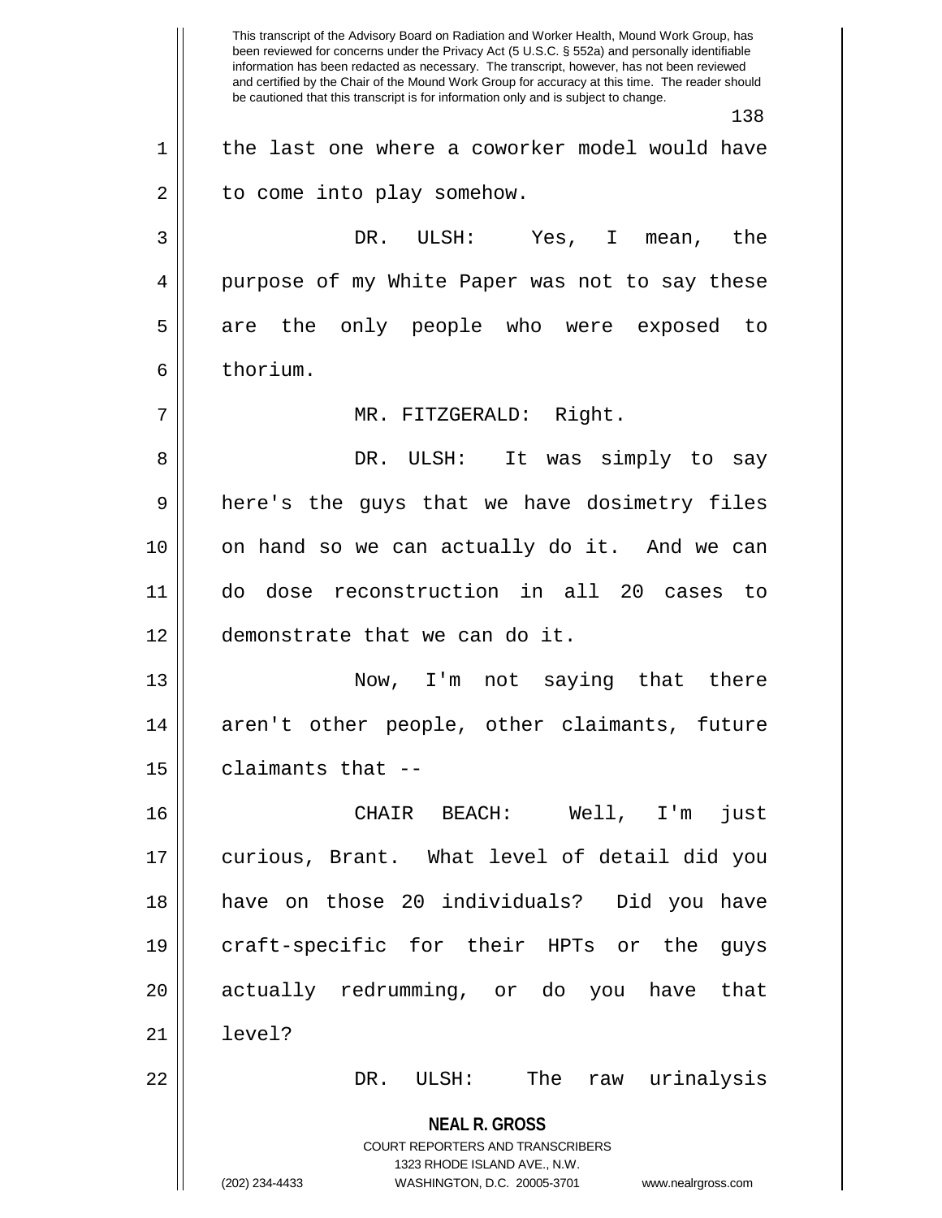the last one where a coworker model would have to come into play somehow.

DR. ULSH: Yes, I mean, the purpose of my White Paper was not to say these are the only people who were exposed to thorium.

MR. FITZGERALD: Right.

DR. ULSH: It was simply to say here's the guys that we have dosimetry files on hand so we can actually do it. And we can do dose reconstruction in all 20 cases to demonstrate that we can do it.

Now, I'm not saying that there aren't other people, other claimants, future claimants that --

CHAIR BEACH: Well, I'm just curious, Brant. What level of detail did you have on those 20 individuals? Did you have craft-specific for their HPTs or the guys actually redrumming, or do you have that level?

DR. ULSH: The raw urinalysis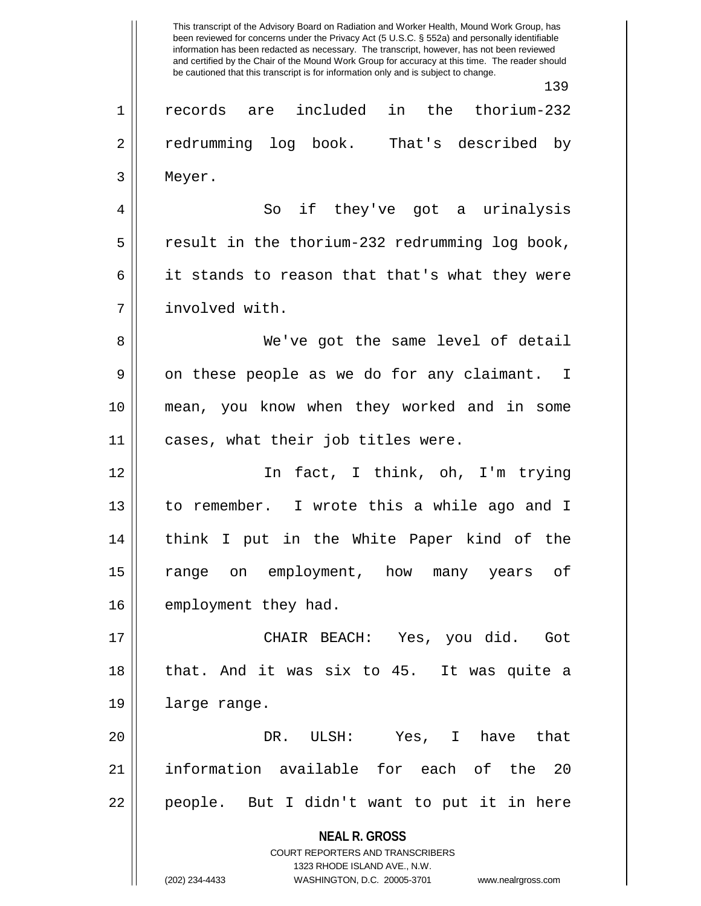records are included in the thorium-232 redrumming log book. That's described by Meyer.

So if they've got a urinalysis result in the thorium-232 redrumming log book, it stands to reason that that's what they were involved with.

We've got the same level of detail on these people as we do for any claimant. I mean, you know when they worked and in some cases, what their job titles were.

In fact, I think, oh, I'm trying to remember. I wrote this a while ago and I think I put in the White Paper kind of the range on employment, how many years of employment they had.

CHAIR BEACH: Yes, you did. Got that. And it was six to 45. It was quite a large range.

DR. ULSH: Yes, I have that information available for each of the 20 people. But I didn't want to put it in here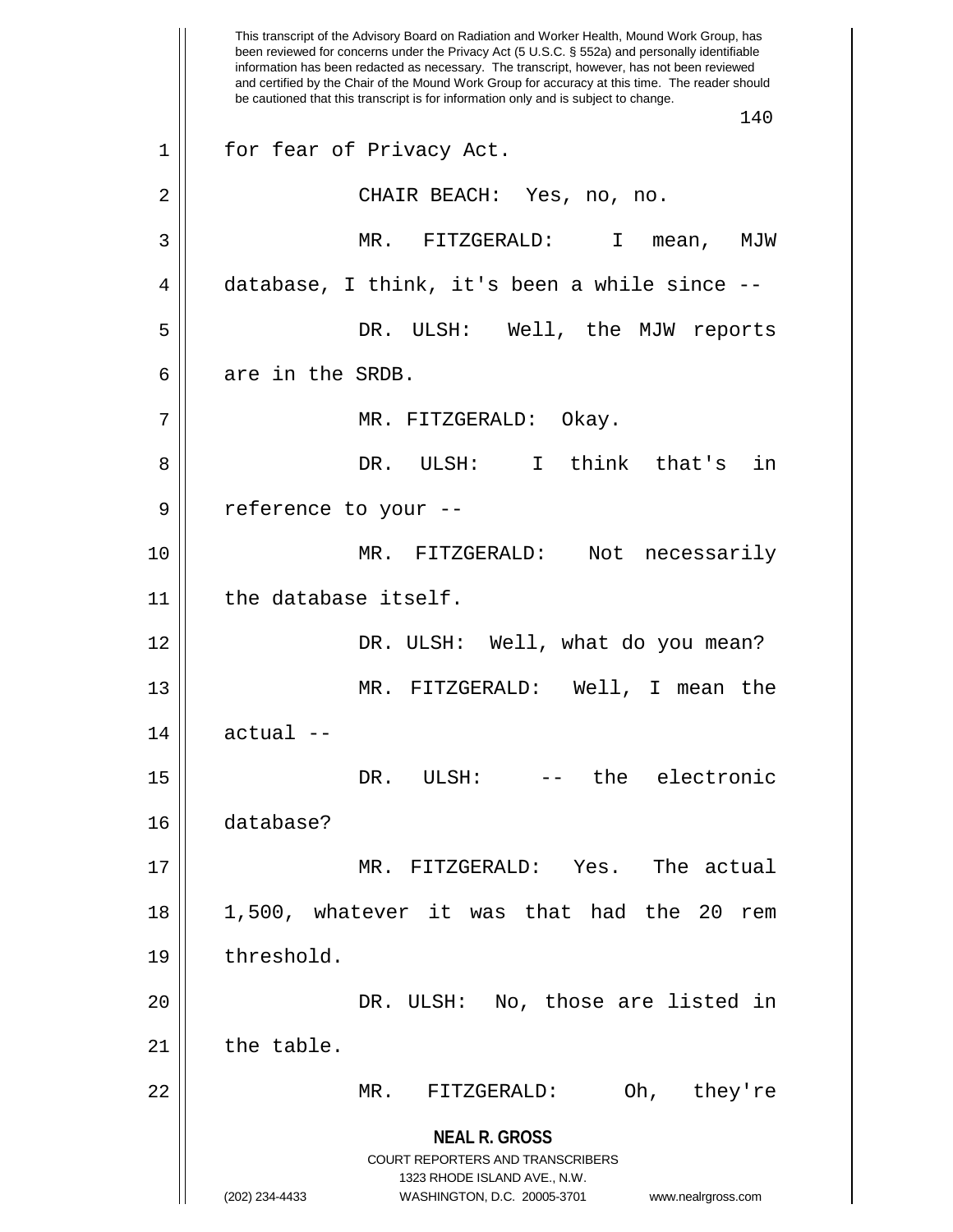for fear of Privacy Act.

CHAIR BEACH: Yes, no, no.

MR. FITZGERALD: I mean, MJW database, I think, it's been a while since --

DR. ULSH: Well, the MJW reports are in the SRDB.

MR. FITZGERALD: Okay.

DR. ULSH: I think that's in reference to your --

MR. FITZGERALD: Not necessarily the database itself.

DR. ULSH: Well, what do you mean?

MR. FITZGERALD: Well, I mean the actual --

DR. ULSH: -- the electronic database?

MR. FITZGERALD: Yes. The actual 1,500, whatever it was that had the 20 rem threshold.

DR. ULSH: No, those are listed in the table.

MR. FITZGERALD: Oh, they're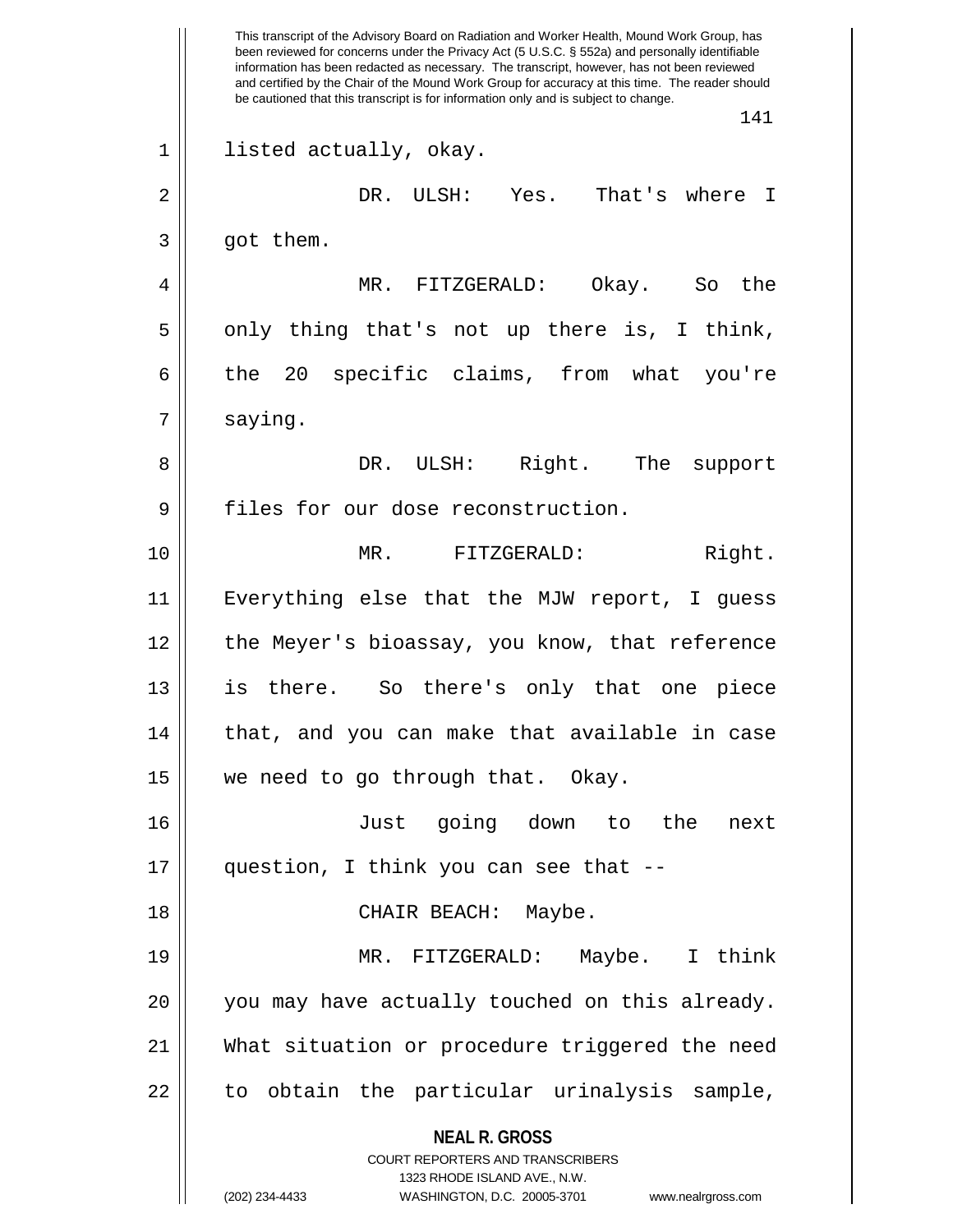listed actually, okay.

DR. ULSH: Yes. That's where I got them.

MR. FITZGERALD: Okay. So the only thing that's not up there is, I think, the 20 specific claims, from what you're saying.

DR. ULSH: Right. The support files for our dose reconstruction.

MR. FITZGERALD: Right. Everything else that the MJW report, I guess the Meyer's bioassay, you know, that reference is there. So there's only that one piece that, and you can make that available in case we need to go through that. Okay.

Just going down to the next question, I think you can see that --

CHAIR BEACH: Maybe.

MR. FITZGERALD: Maybe. I think you may have actually touched on this already. What situation or procedure triggered the need to obtain the particular urinalysis sample,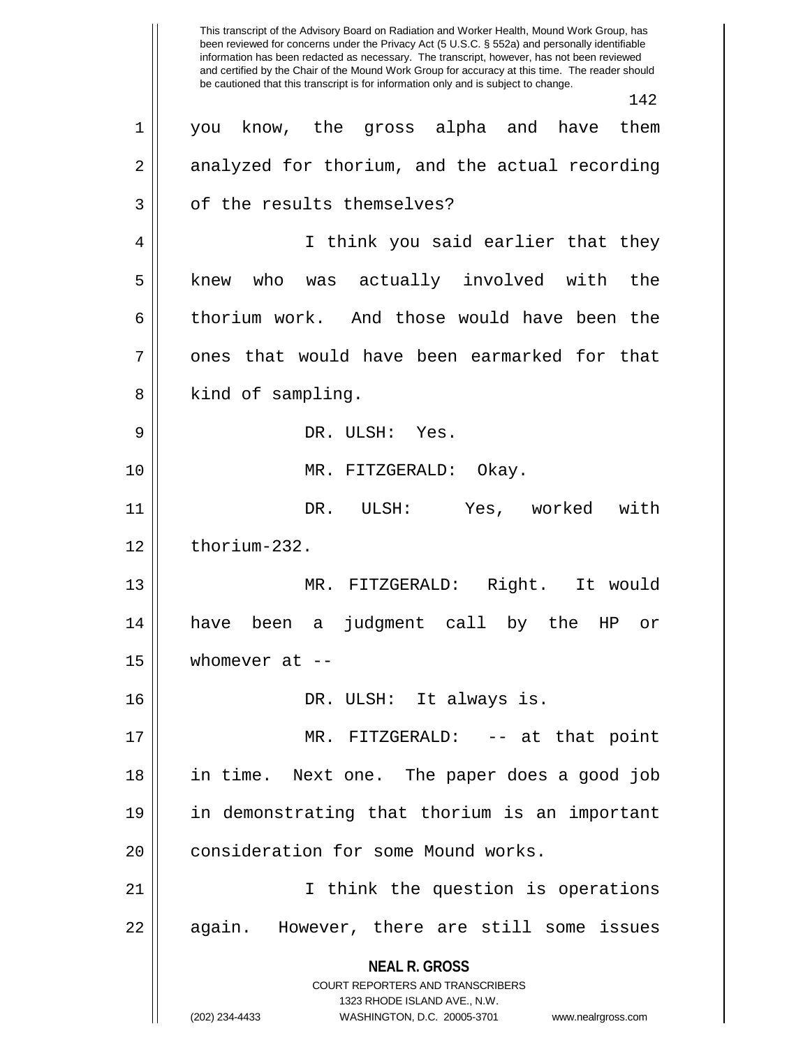you know, the gross alpha and have them analyzed for thorium, and the actual recording of the results themselves?

I think you said earlier that they knew who was actually involved with the thorium work. And those would have been the ones that would have been earmarked for that kind of sampling.

DR. ULSH: Yes.

MR. FITZGERALD: Okay.

DR. ULSH: Yes, worked with thorium-232.

MR. FITZGERALD: Right. It would have been a judgment call by the HP or whomever at --

DR. ULSH: It always is.

MR. FITZGERALD: -- at that point in time. Next one. The paper does a good job in demonstrating that thorium is an important consideration for some Mound works.

I think the question is operations again. However, there are still some issues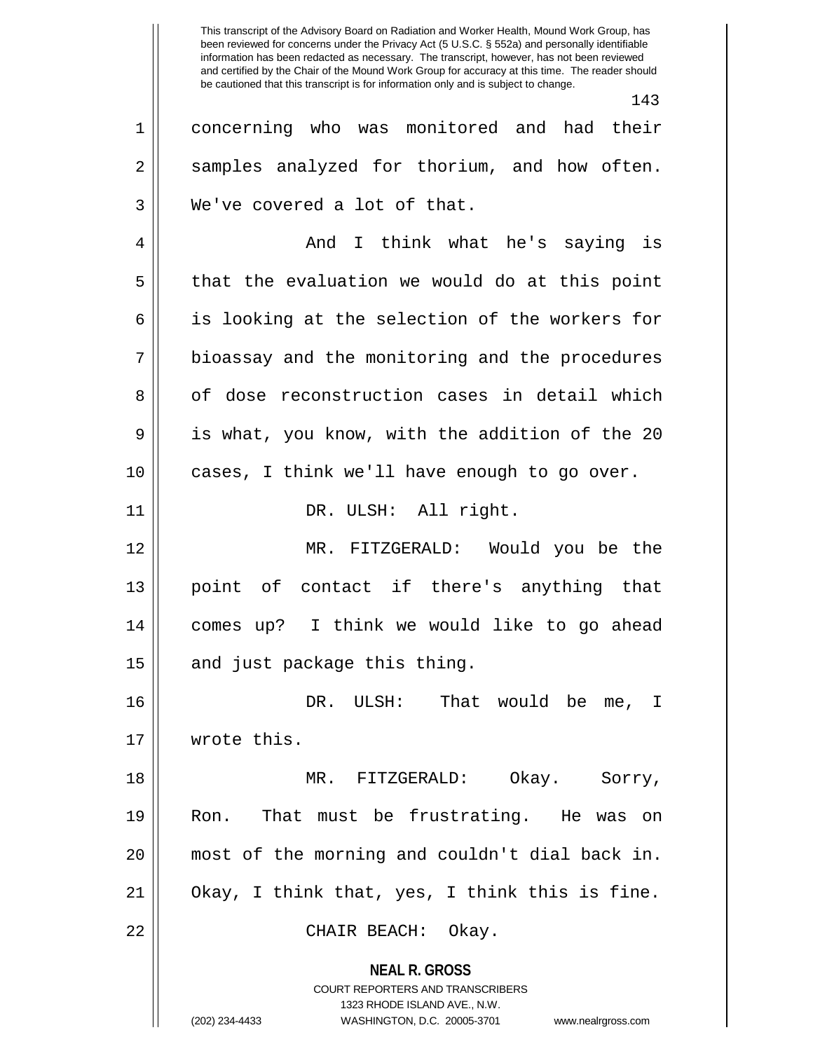concerning who was monitored and had their samples analyzed for thorium, and how often. We've covered a lot of that.

And I think what he's saying is that the evaluation we would do at this point is looking at the selection of the workers for bioassay and the monitoring and the procedures of dose reconstruction cases in detail which is what, you know, with the addition of the 20 cases, I think we'll have enough to go over.

DR. ULSH: All right.

MR. FITZGERALD: Would you be the point of contact if there's anything that comes up? I think we would like to go ahead and just package this thing.

DR. ULSH: That would be me, I wrote this.

MR. FITZGERALD: Okay. Sorry, Ron. That must be frustrating. He was on most of the morning and couldn't dial back in. Okay, I think that, yes, I think this is fine.

CHAIR BEACH: Okay.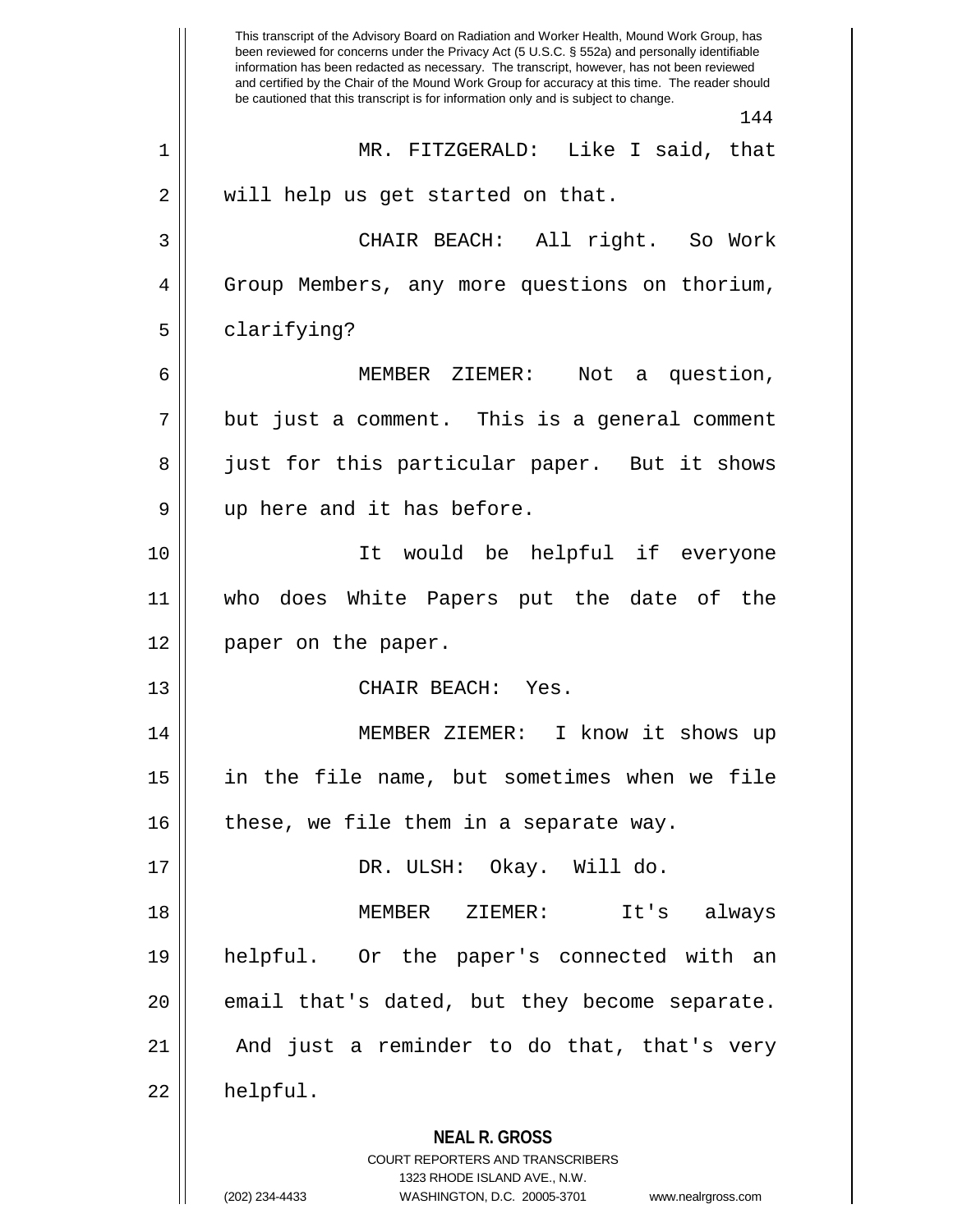MR. FITZGERALD: Like I said, that will help us get started on that.

CHAIR BEACH: All right. So Work Group Members, any more questions on thorium, clarifying?

MEMBER ZIEMER: Not a question, but just a comment. This is a general comment just for this particular paper. But it shows up here and it has before.

It would be helpful if everyone who does White Papers put the date of the paper on the paper.

CHAIR BEACH: Yes.

MEMBER ZIEMER: I know it shows up in the file name, but sometimes when we file these, we file them in a separate way.

DR. ULSH: Okay. Will do.

MEMBER ZIEMER: It's always helpful. Or the paper's connected with an email that's dated, but they become separate. And just a reminder to do that, that's very helpful.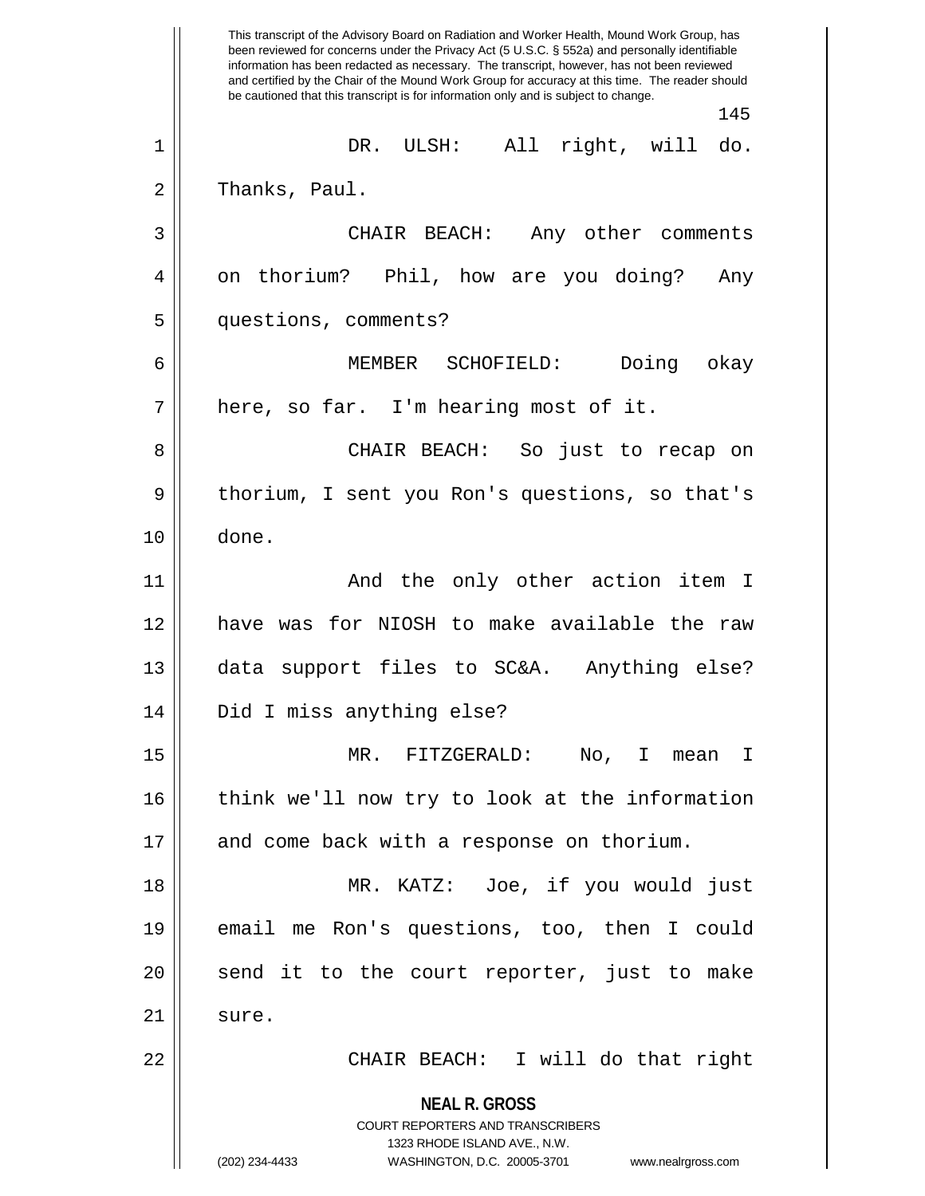This transcript of the Advisory Board on Radiation and Worker Health, Mound Work Group, has been reviewed for concerns under the Privacy Act (5 U.S.C. § 552a) and personally identifiable information has been redacted as necessary. The transcript, however, has not been reviewed and certified by the Chair of the Mound Work Group for accuracy at this time. The reader should be cautioned that this transcript is for information only and is subject to change.

DR. ULSH: All right, will do. Thanks, Paul.

CHAIR BEACH: Any other comments on thorium? Phil, how are you doing? Any questions, comments?

MEMBER SCHOFIELD: Doing okay here, so far. I'm hearing most of it.

CHAIR BEACH: So just to recap on thorium, I sent you Ron's questions, so that's done.

And the only other action item I have was for NIOSH to make available the raw data support files to SC&A. Anything else? Did I miss anything else?

MR. FITZGERALD: No, I mean I think we'll now try to look at the information and come back with a response on thorium.

MR. KATZ: Joe, if you would just email me Ron's questions, too, then I could send it to the court reporter, just to make sure.

CHAIR BEACH: I will do that right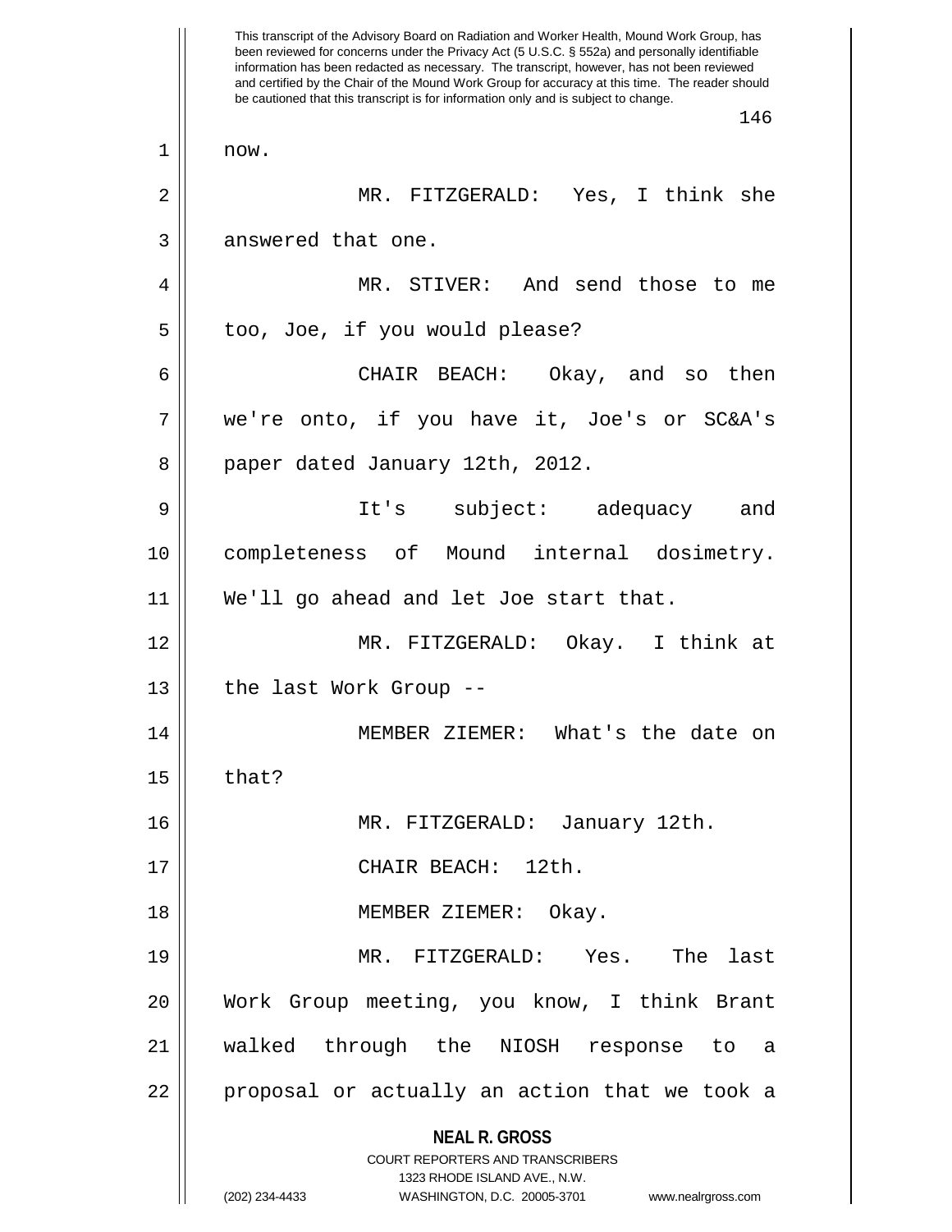now.

MR. FITZGERALD: Yes, I think she answered that one.

MR. STIVER: And send those to me too, Joe, if you would please?

CHAIR BEACH: Okay, and so then we're onto, if you have it, Joe's or SC&A's paper dated January 12th, 2012.

It's subject: adequacy and completeness of Mound internal dosimetry. We'll go ahead and let Joe start that.

MR. FITZGERALD: Okay. I think at the last Work Group --

MEMBER ZIEMER: What's the date on that?

MR. FITZGERALD: January 12th.

CHAIR BEACH: 12th.

MEMBER ZIEMER: Okay.

MR. FITZGERALD: Yes. The last Work Group meeting, you know, I think Brant walked through the NIOSH response to a proposal or actually an action that we took a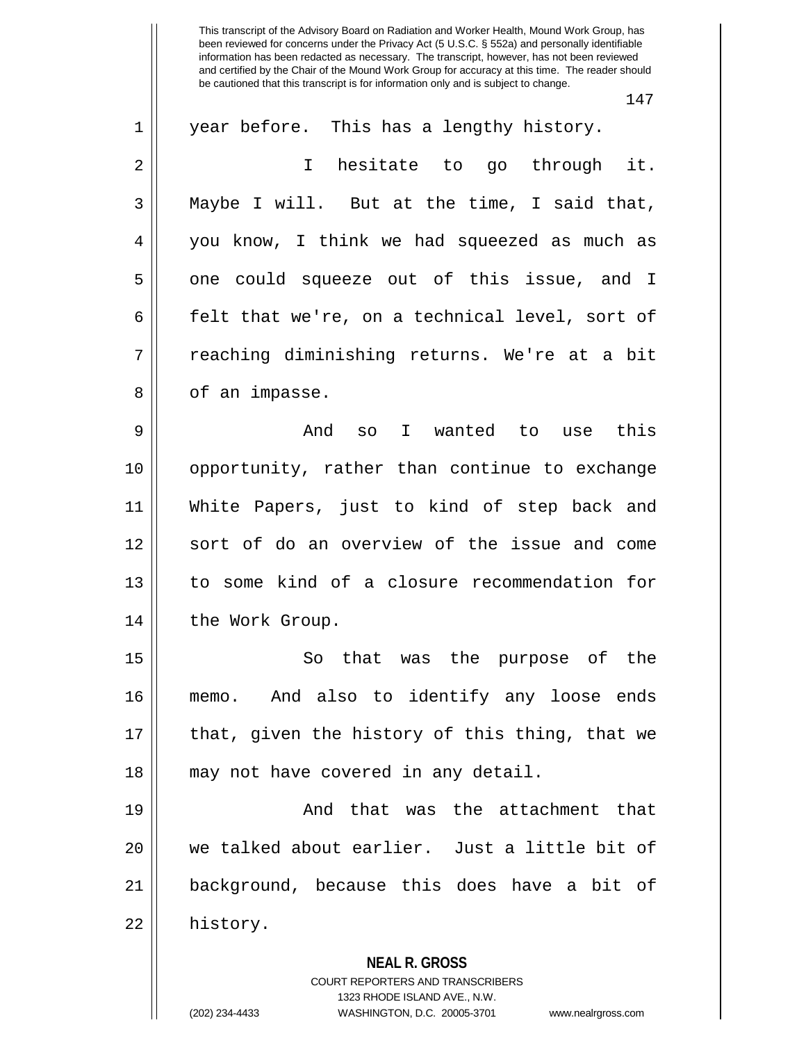year before. This has a lengthy history.

I hesitate to go through it. Maybe I will. But at the time, I said that, you know, I think we had squeezed as much as one could squeeze out of this issue, and I felt that we're, on a technical level, sort of reaching diminishing returns. We're at a bit of an impasse.

And so I wanted to use this opportunity, rather than continue to exchange White Papers, just to kind of step back and sort of do an overview of the issue and come to some kind of a closure recommendation for the Work Group.

So that was the purpose of the memo. And also to identify any loose ends that, given the history of this thing, that we may not have covered in any detail.

And that was the attachment that we talked about earlier. Just a little bit of background, because this does have a bit of history.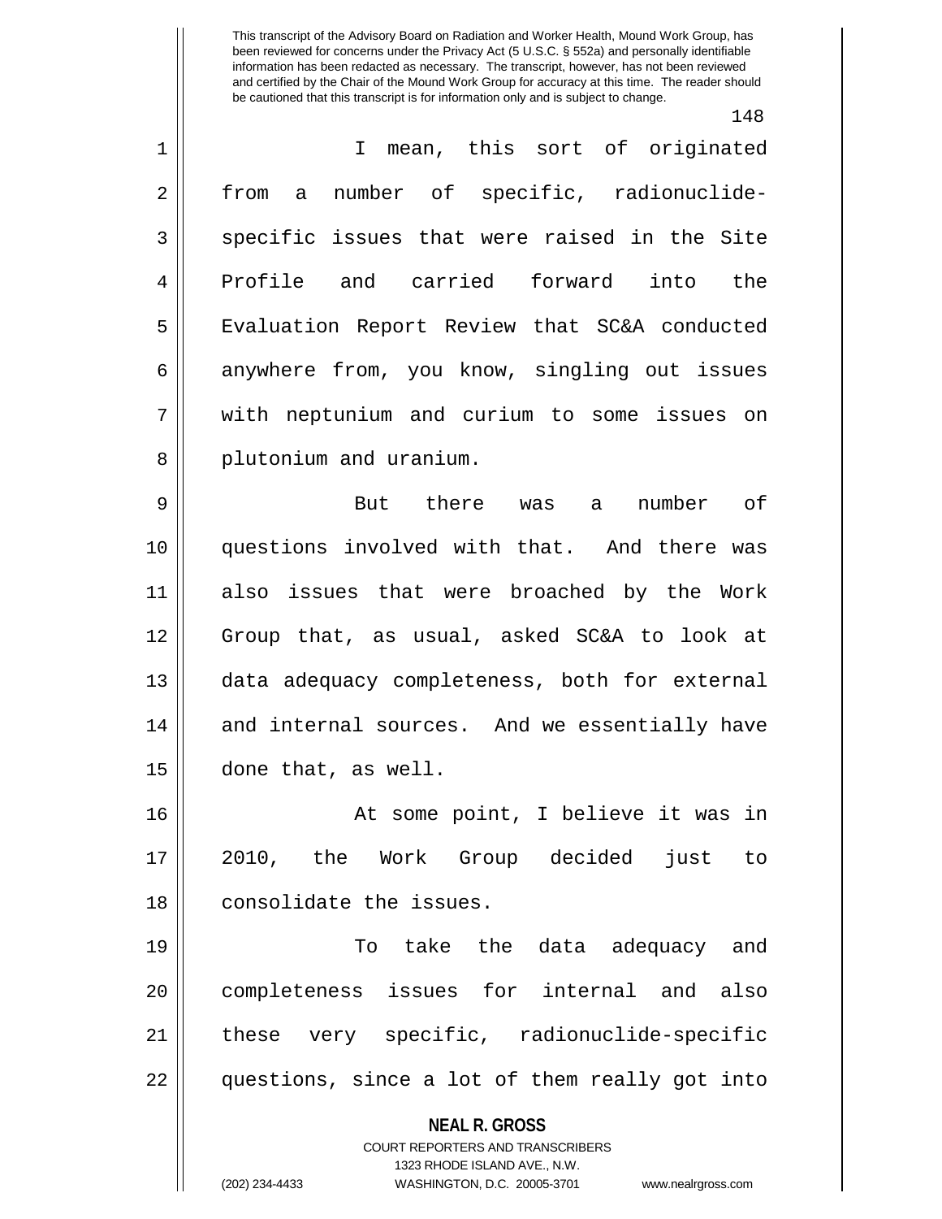I mean, this sort of originated from a number of specific, radionuclide-specific issues that were raised in the Site Profile and carried forward into the Evaluation Report Review that SC&A conducted anywhere from, you know, singling out issues with neptunium and curium to some issues on plutonium and uranium.

But there was a number of questions involved with that. And there was also issues that were broached by the Work Group that, as usual, asked SC&A to look at data adequacy completeness, both for external and internal sources. And we essentially have done that, as well.

At some point, I believe it was in 2010, the Work Group decided just to consolidate the issues.

To take the data adequacy and completeness issues for internal and also these very specific, radionuclide-specific questions, since a lot of them really got into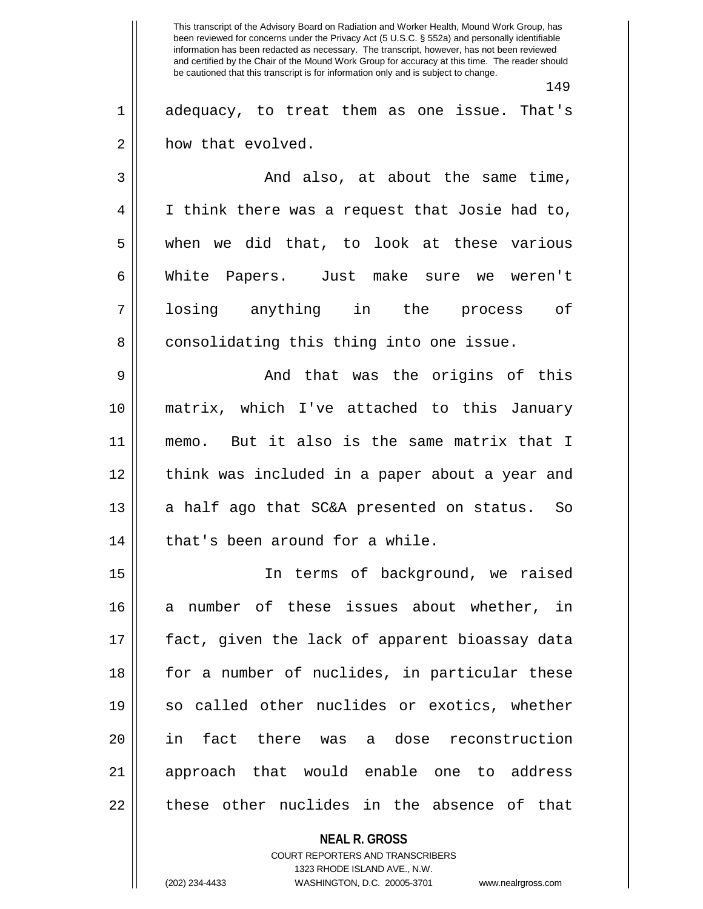adequacy, to treat them as one issue. That's how that evolved.

And also, at about the same time, I think there was a request that Josie had to, when we did that, to look at these various White Papers. Just make sure we weren't losing anything in the process of consolidating this thing into one issue.

And that was the origins of this matrix, which I've attached to this January memo. But it also is the same matrix that I think was included in a paper about a year and a half ago that SC&A presented on status. So that's been around for a while.

In terms of background, we raised a number of these issues about whether, in fact, given the lack of apparent bioassay data for a number of nuclides, in particular these so called other nuclides or exotics, whether in fact there was a dose reconstruction approach that would enable one to address these other nuclides in the absence of that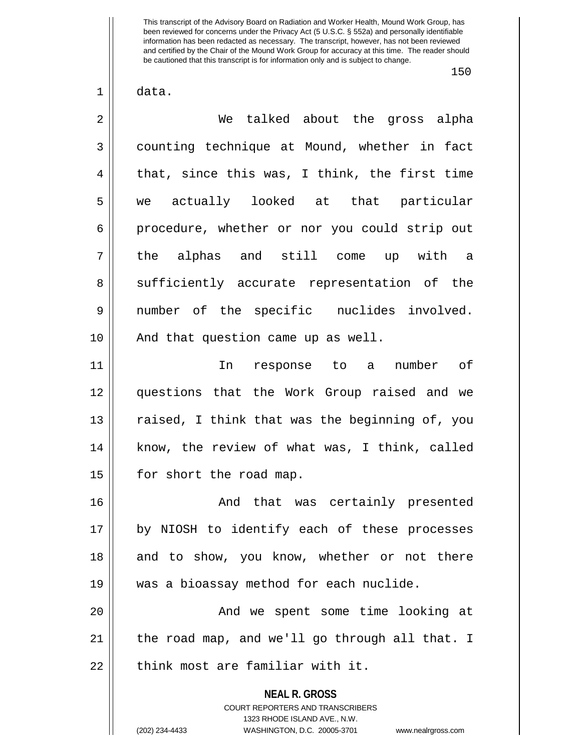data.

We talked about the gross alpha counting technique at Mound, whether in fact that, since this was, I think, the first time we actually looked at that particular procedure, whether or nor you could strip out the alphas and still come up with a sufficiently accurate representation of the number of the specific nuclides involved. And that question came up as well.

In response to a number of questions that the Work Group raised and we raised, I think that was the beginning of, you know, the review of what was, I think, called for short the road map.

And that was certainly presented by NIOSH to identify each of these processes and to show, you know, whether or not there was a bioassay method for each nuclide.

And we spent some time looking at the road map, and we'll go through all that. I think most are familiar with it.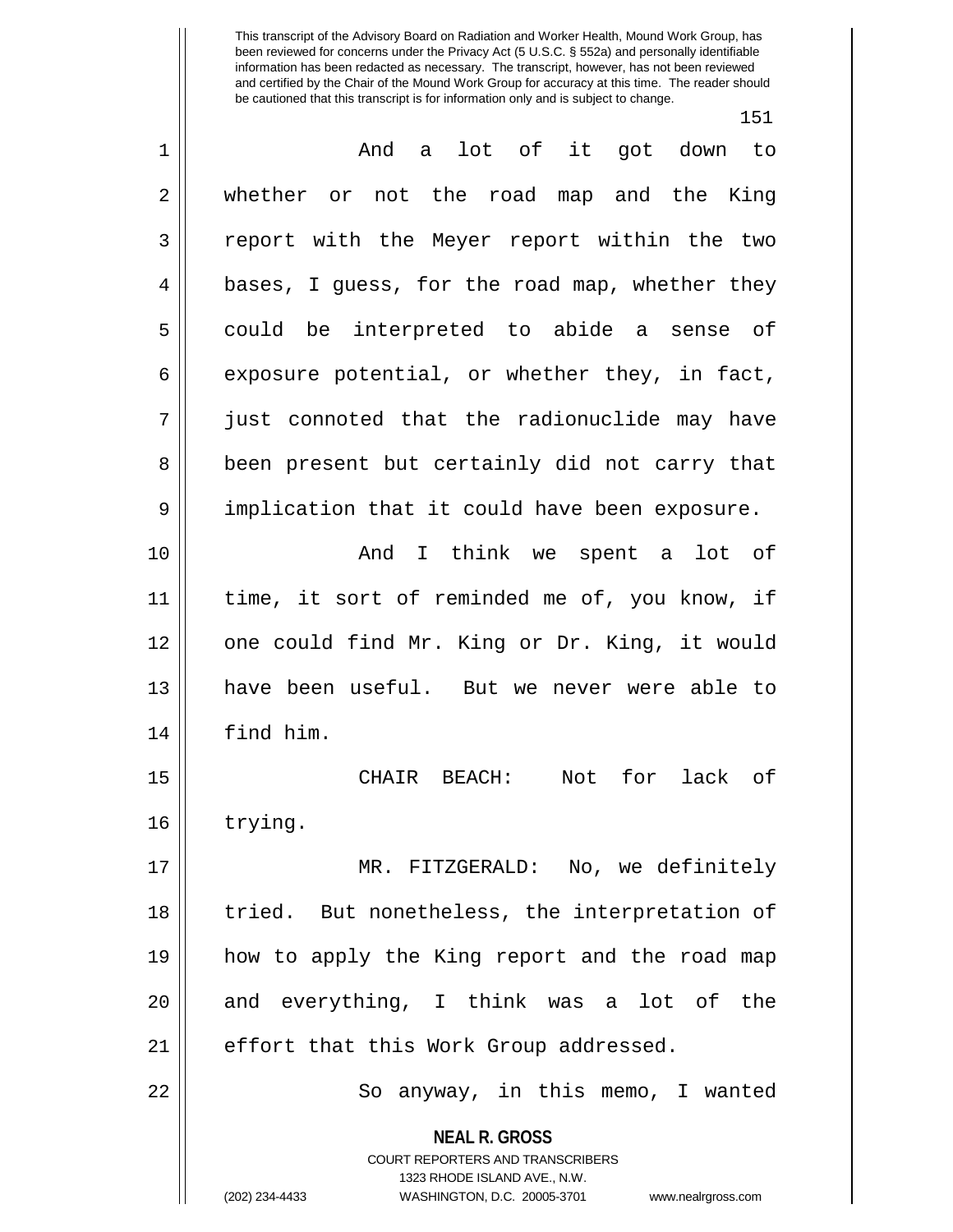And a lot of it got down to whether or not the road map and the King report with the Meyer report within the two bases, I guess, for the road map, whether they could be interpreted to abide a sense of exposure potential, or whether they, in fact, just connoted that the radionuclide may have been present but certainly did not carry that implication that it could have been exposure.

And I think we spent a lot of time, it sort of reminded me of, you know, if one could find Mr. King or Dr. King, it would have been useful. But we never were able to find him.

CHAIR BEACH: Not for lack of trying.

MR. FITZGERALD: No, we definitely tried. But nonetheless, the interpretation of how to apply the King report and the road map and everything, I think was a lot of the effort that this Work Group addressed.

So anyway, in this memo, I wanted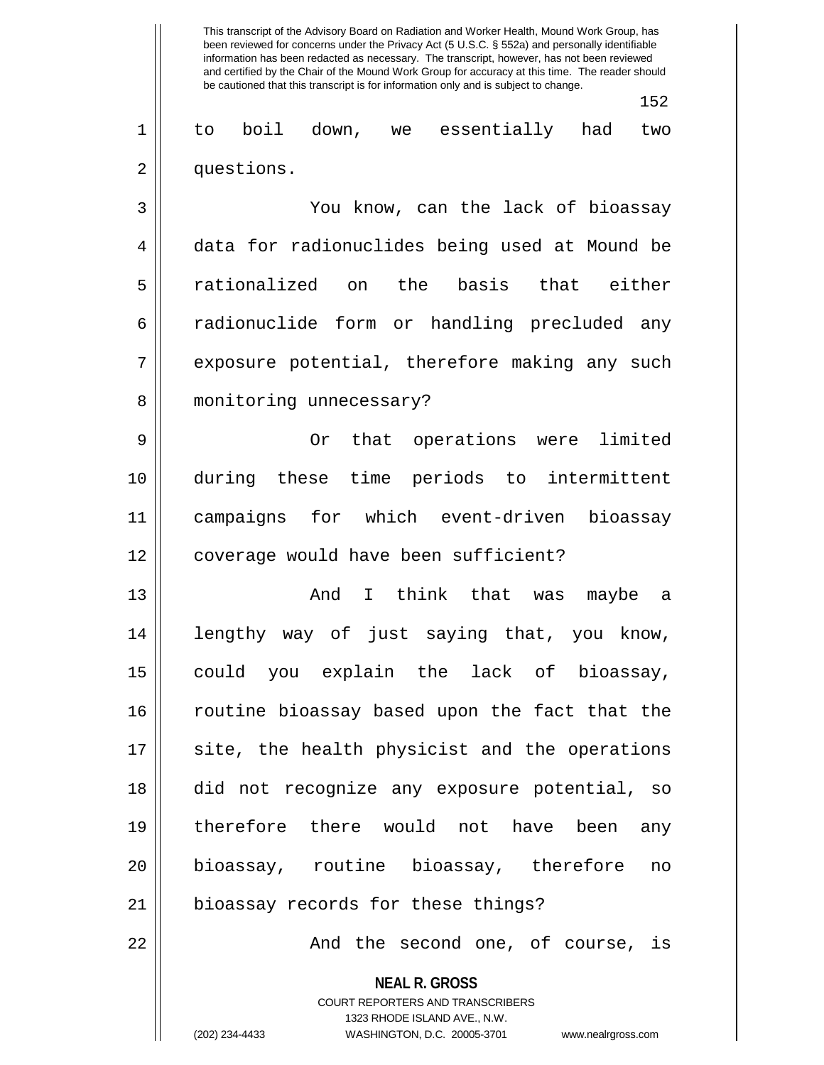to boil down, we essentially had two questions.

You know, can the lack of bioassay data for radionuclides being used at Mound be rationalized on the basis that either radionuclide form or handling precluded any exposure potential, therefore making any such monitoring unnecessary?

Or that operations were limited during these time periods to intermittent campaigns for which event-driven bioassay coverage would have been sufficient?

And I think that was maybe a lengthy way of just saying that, you know, could you explain the lack of bioassay, routine bioassay based upon the fact that the site, the health physicist and the operations did not recognize any exposure potential, so therefore there would not have been any bioassay, routine bioassay, therefore no bioassay records for these things?

And the second one, of course, is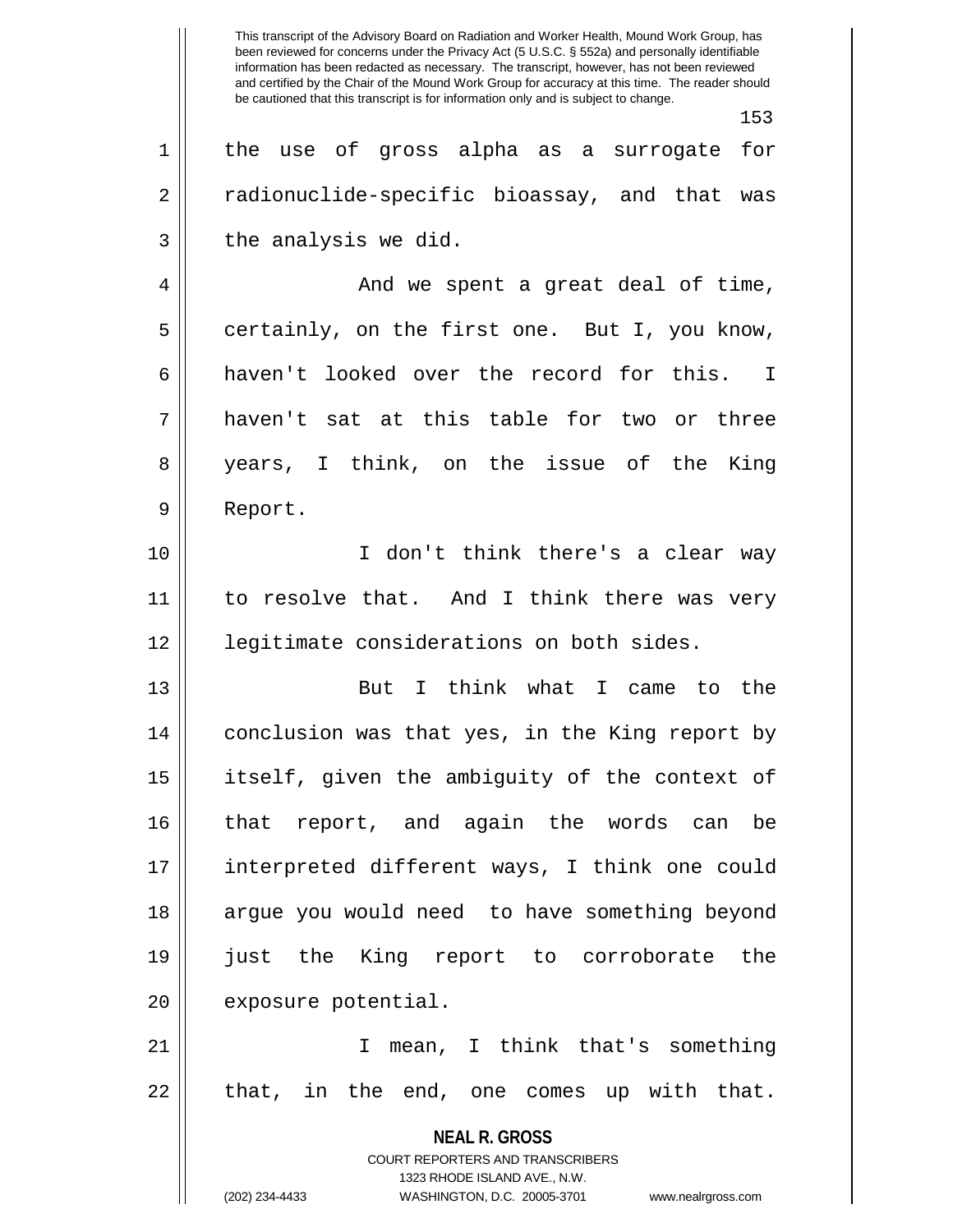the use of gross alpha as a surrogate for radionuclide-specific bioassay, and that was the analysis we did.

And we spent a great deal of time, certainly, on the first one. But I, you know, haven't looked over the record for this. I haven't sat at this table for two or three years, I think, on the issue of the King Report.

I don't think there's a clear way to resolve that. And I think there was very legitimate considerations on both sides.

But I think what I came to the conclusion was that yes, in the King report by itself, given the ambiguity of the context of that report, and again the words can be interpreted different ways, I think one could argue you would need to have something beyond just the King report to corroborate the exposure potential.

I mean, I think that's something that, in the end, one comes up with that.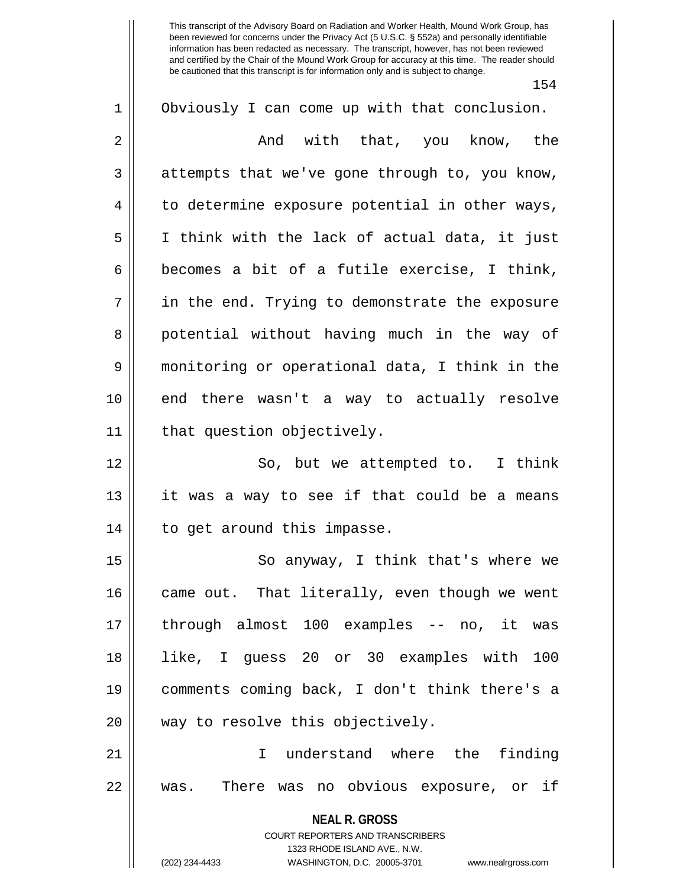Obviously I can come up with that conclusion.

And with that, you know, the attempts that we've gone through to, you know, to determine exposure potential in other ways, I think with the lack of actual data, it just becomes a bit of a futile exercise, I think, in the end. Trying to demonstrate the exposure potential without having much in the way of monitoring or operational data, I think in the end there wasn't a way to actually resolve that question objectively.

So, but we attempted to. I think it was a way to see if that could be a means to get around this impasse.

So anyway, I think that's where we came out. That literally, even though we went through almost 100 examples -- no, it was like, I guess 20 or 30 examples with 100 comments coming back, I don't think there's a way to resolve this objectively.

I understand where the finding was. There was no obvious exposure, or if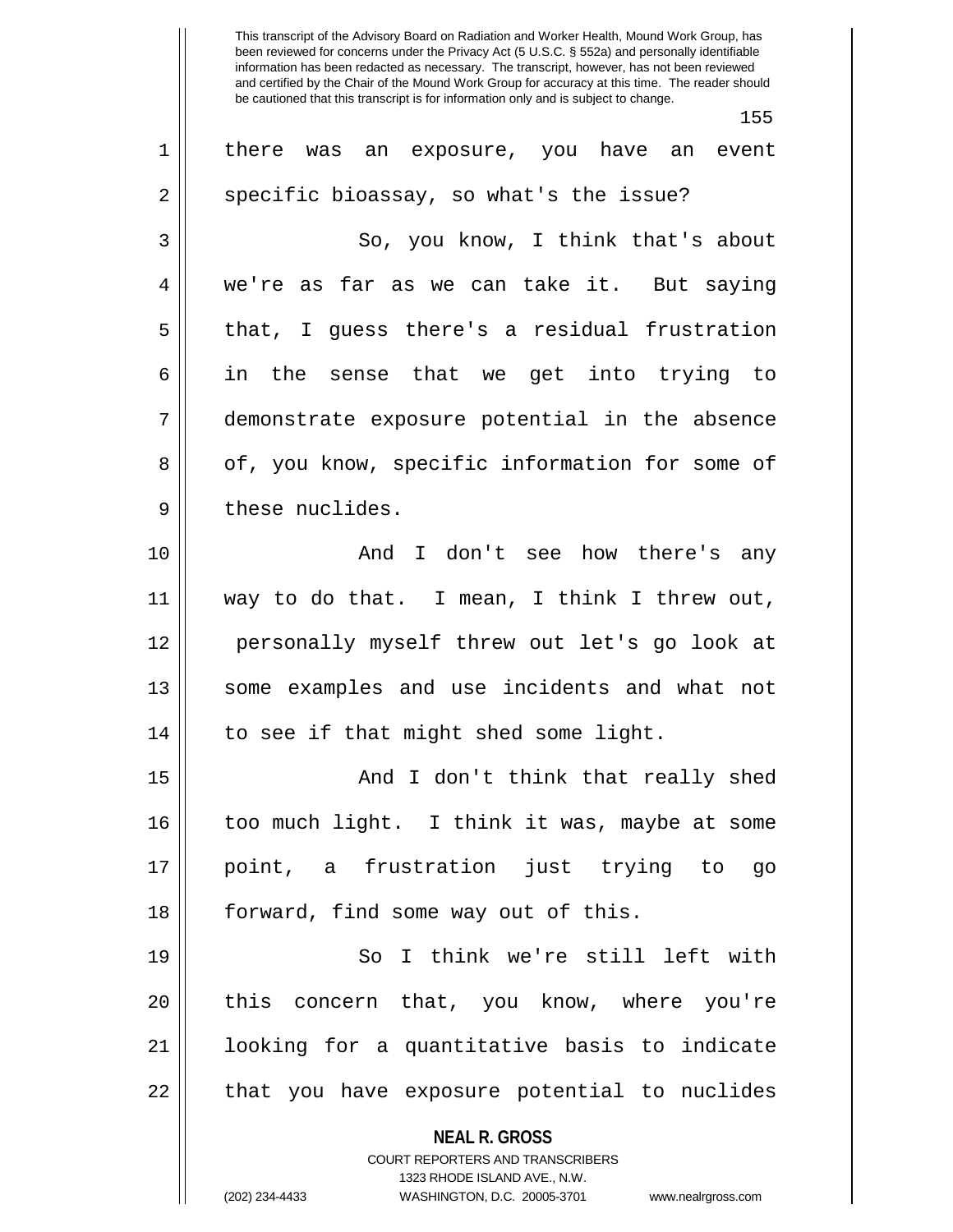there was an exposure, you have an event specific bioassay, so what's the issue?

So, you know, I think that's about we're as far as we can take it. But saying that, I guess there's a residual frustration in the sense that we get into trying to demonstrate exposure potential in the absence of, you know, specific information for some of these nuclides.

And I don't see how there's any way to do that. I mean, I think I threw out, personally myself threw out let's go look at some examples and use incidents and what not to see if that might shed some light.

And I don't think that really shed too much light. I think it was, maybe at some point, a frustration just trying to go forward, find some way out of this.

So I think we're still left with this concern that, you know, where you're looking for a quantitative basis to indicate that you have exposure potential to nuclides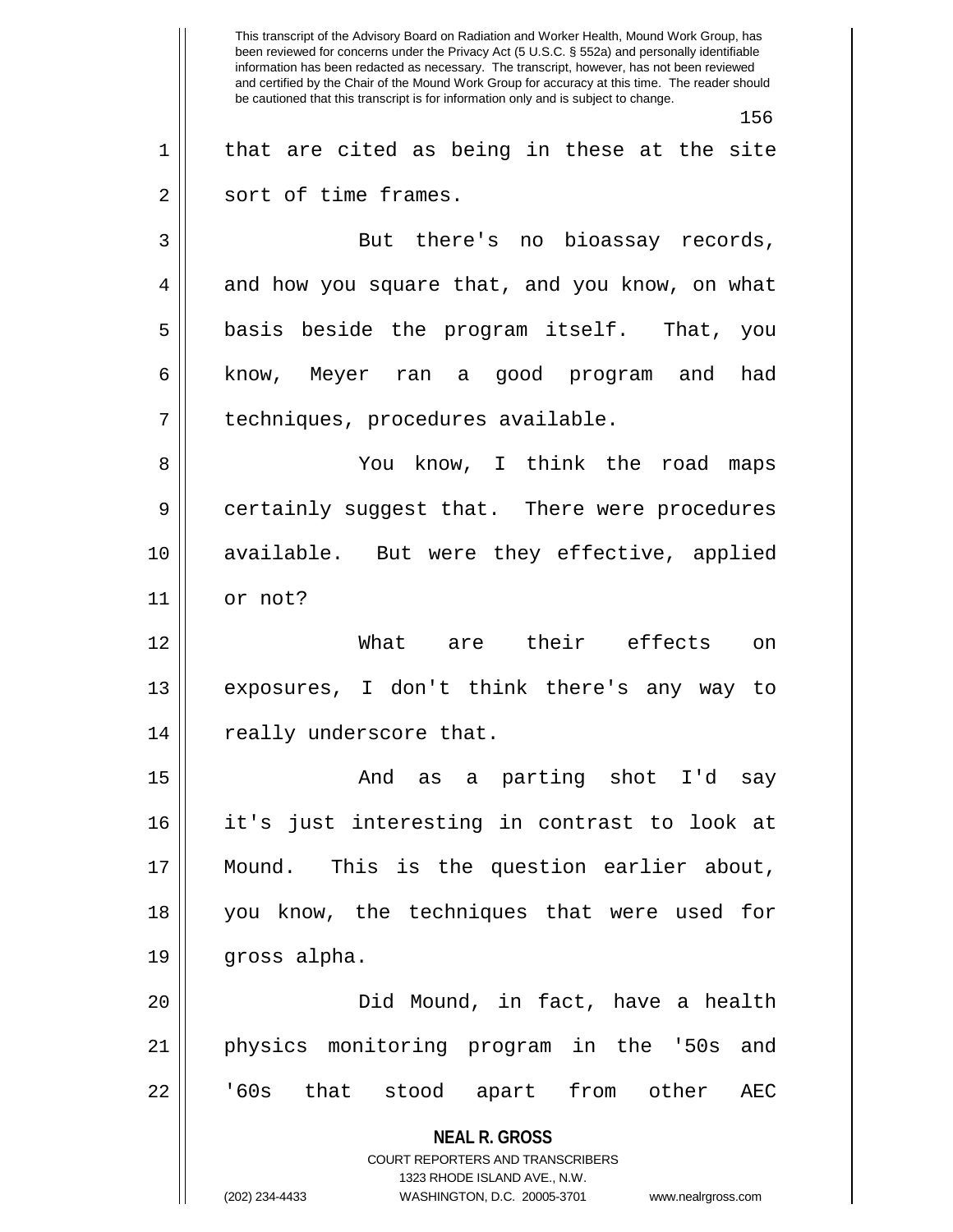that are cited as being in these at the site sort of time frames.

But there's no bioassay records, and how you square that, and you know, on what basis beside the program itself. That, you know, Meyer ran a good program and had techniques, procedures available.

You know, I think the road maps certainly suggest that. There were procedures available. But were they effective, applied or not?

What are their effects on exposures, I don't think there's any way to really underscore that.

And as a parting shot I'd say it's just interesting in contrast to look at Mound. This is the question earlier about, you know, the techniques that were used for gross alpha.

Did Mound, in fact, have a health physics monitoring program in the '50s and '60s that stood apart from other AEC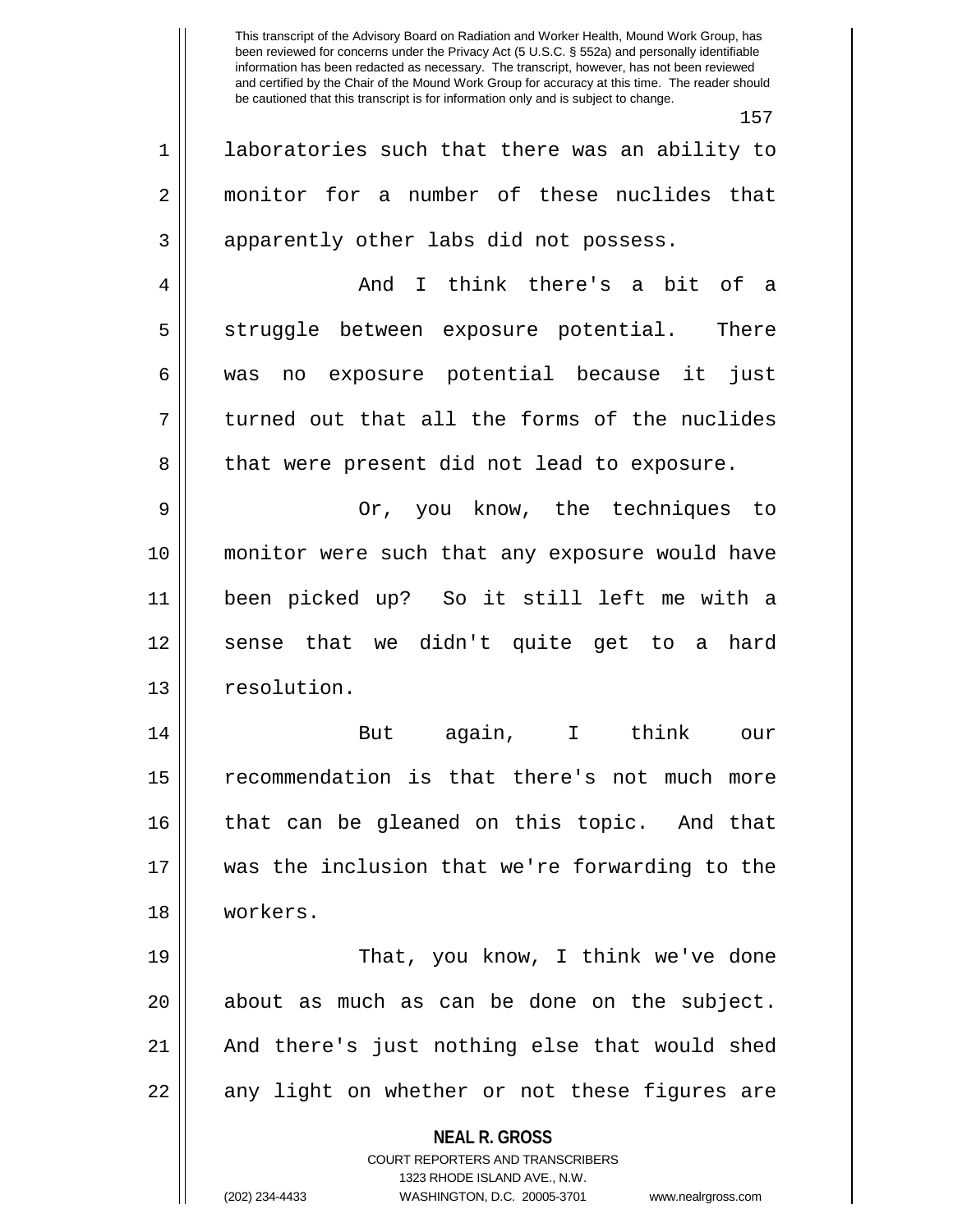laboratories such that there was an ability to monitor for a number of these nuclides that apparently other labs did not possess.

And I think there's a bit of a struggle between exposure potential. There was no exposure potential because it just turned out that all the forms of the nuclides that were present did not lead to exposure.

Or, you know, the techniques to monitor were such that any exposure would have been picked up? So it still left me with a sense that we didn't quite get to a hard resolution.

But again, I think our recommendation is that there's not much more that can be gleaned on this topic. And that was the inclusion that we're forwarding to the workers.

That, you know, I think we've done about as much as can be done on the subject. And there's just nothing else that would shed any light on whether or not these figures are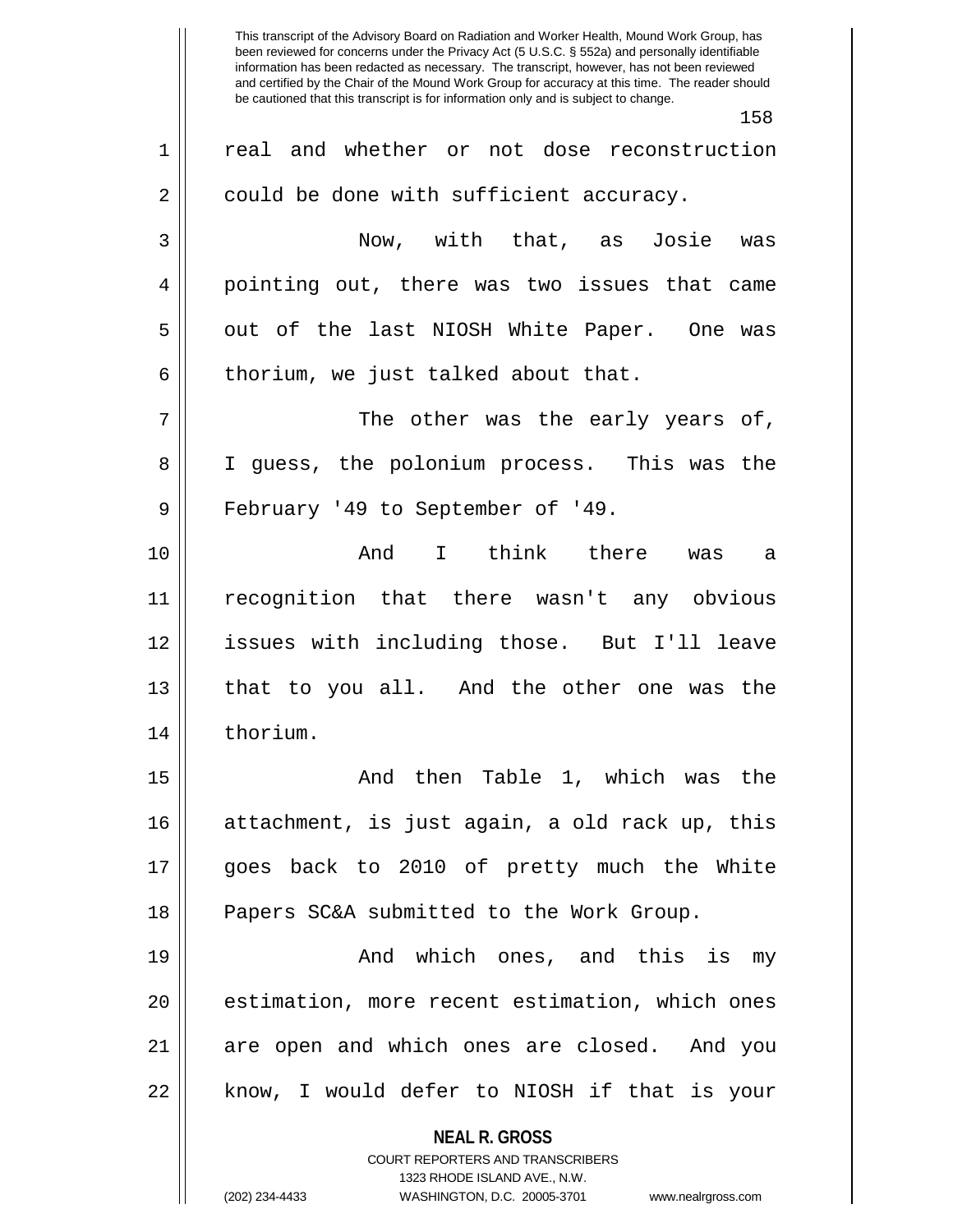real and whether or not dose reconstruction could be done with sufficient accuracy.

Now, with that, as Josie was pointing out, there was two issues that came out of the last NIOSH White Paper. One was thorium, we just talked about that.

The other was the early years of, I guess, the polonium process. This was the February '49 to September of '49.

And I think there was a recognition that there wasn't any obvious issues with including those. But I'll leave that to you all. And the other one was the thorium.

And then Table 1, which was the attachment, is just again, a old rack up, this goes back to 2010 of pretty much the White Papers SC&A submitted to the Work Group.

And which ones, and this is my estimation, more recent estimation, which ones are open and which ones are closed. And you know, I would defer to NIOSH if that is your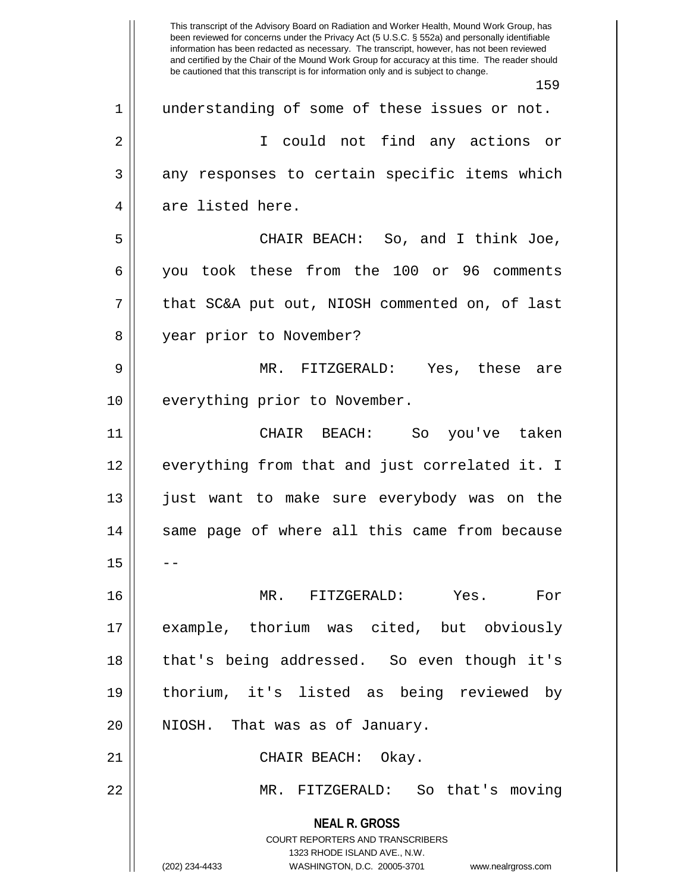understanding of some of these issues or not.

I could not find any actions or any responses to certain specific items which are listed here.

CHAIR BEACH: So, and I think Joe, you took these from the 100 or 96 comments that SC&A put out, NIOSH commented on, of last year prior to November?

MR. FITZGERALD: Yes, these are everything prior to November.

CHAIR BEACH: So you've taken everything from that and just correlated it. I just want to make sure everybody was on the same page of where all this came from because --

MR. FITZGERALD: Yes. For example, thorium was cited, but obviously that's being addressed. So even though it's thorium, it's listed as being reviewed by NIOSH. That was as of January.

CHAIR BEACH: Okay.

MR. FITZGERALD: So that's moving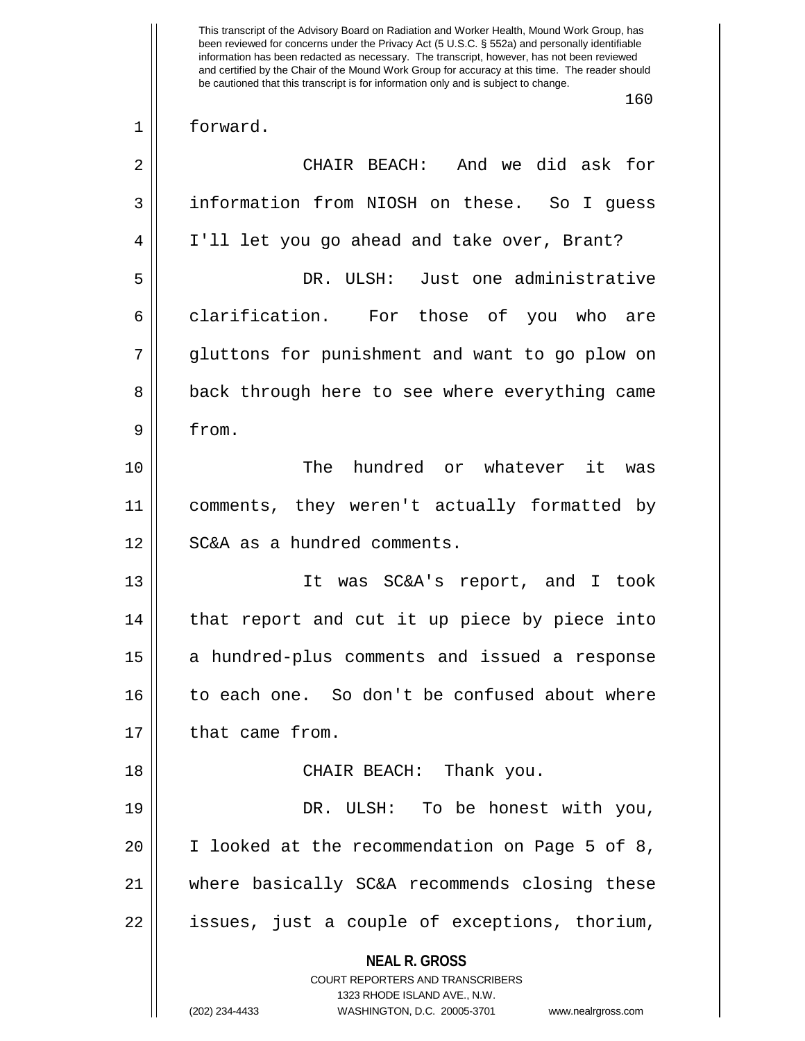forward.

CHAIR BEACH: And we did ask for information from NIOSH on these. So I guess I'll let you go ahead and take over, Brant?

DR. ULSH: Just one administrative clarification. For those of you who are gluttons for punishment and want to go plow on back through here to see where everything came from.

The hundred or whatever it was comments, they weren't actually formatted by SC&A as a hundred comments.

It was SC&A's report, and I took that report and cut it up piece by piece into a hundred-plus comments and issued a response to each one. So don't be confused about where that came from.

CHAIR BEACH: Thank you.

DR. ULSH: To be honest with you, I looked at the recommendation on Page 5 of 8, where basically SC&A recommends closing these issues, just a couple of exceptions, thorium,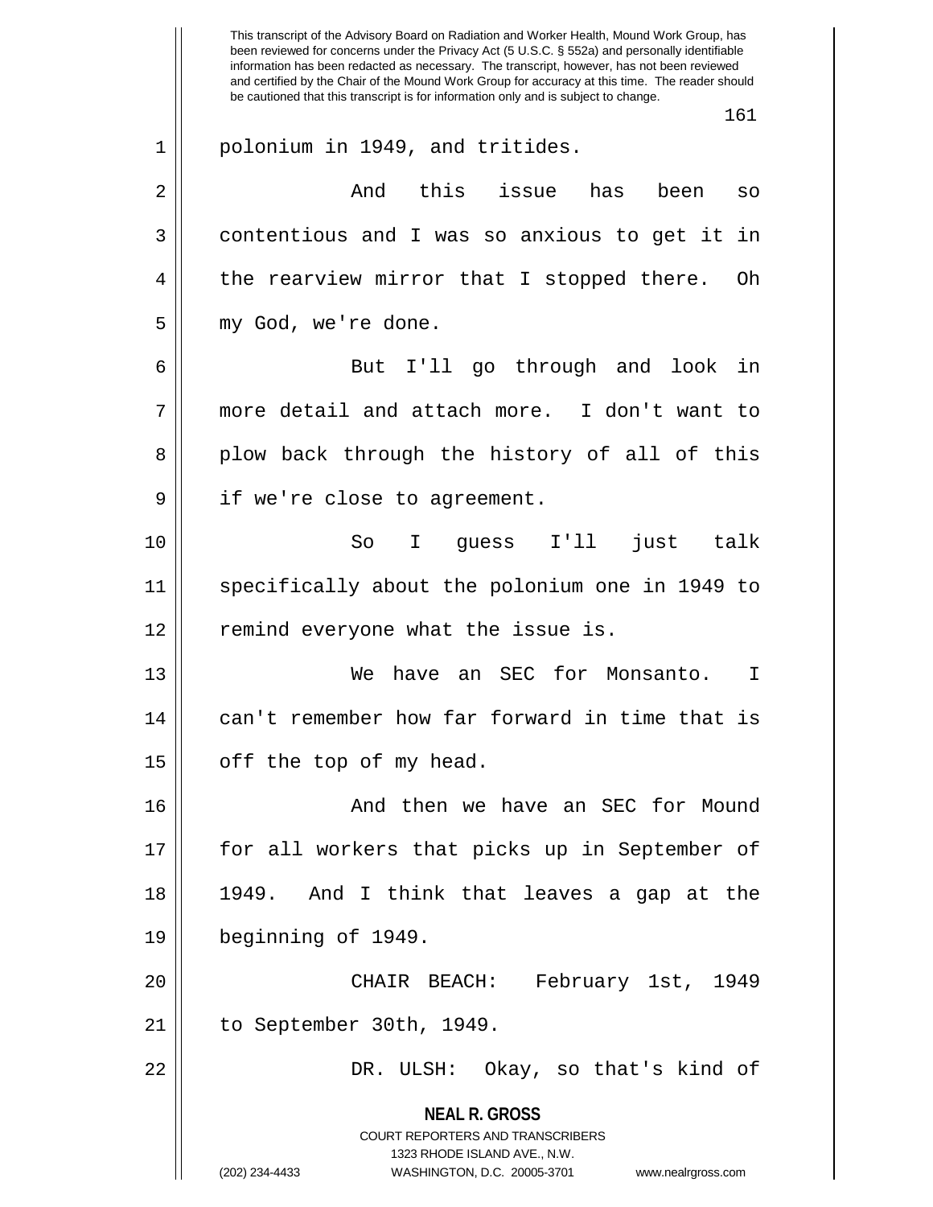polonium in 1949, and tritides.

And this issue has been so contentious and I was so anxious to get it in the rearview mirror that I stopped there. Oh my God, we're done.

But I'll go through and look in more detail and attach more. I don't want to plow back through the history of all of this if we're close to agreement.

So I guess I'll just talk specifically about the polonium one in 1949 to remind everyone what the issue is.

We have an SEC for Monsanto. I can't remember how far forward in time that is off the top of my head.

And then we have an SEC for Mound for all workers that picks up in September of 1949. And I think that leaves a gap at the beginning of 1949.

CHAIR BEACH: February 1st, 1949 to September 30th, 1949.

DR. ULSH: Okay, so that's kind of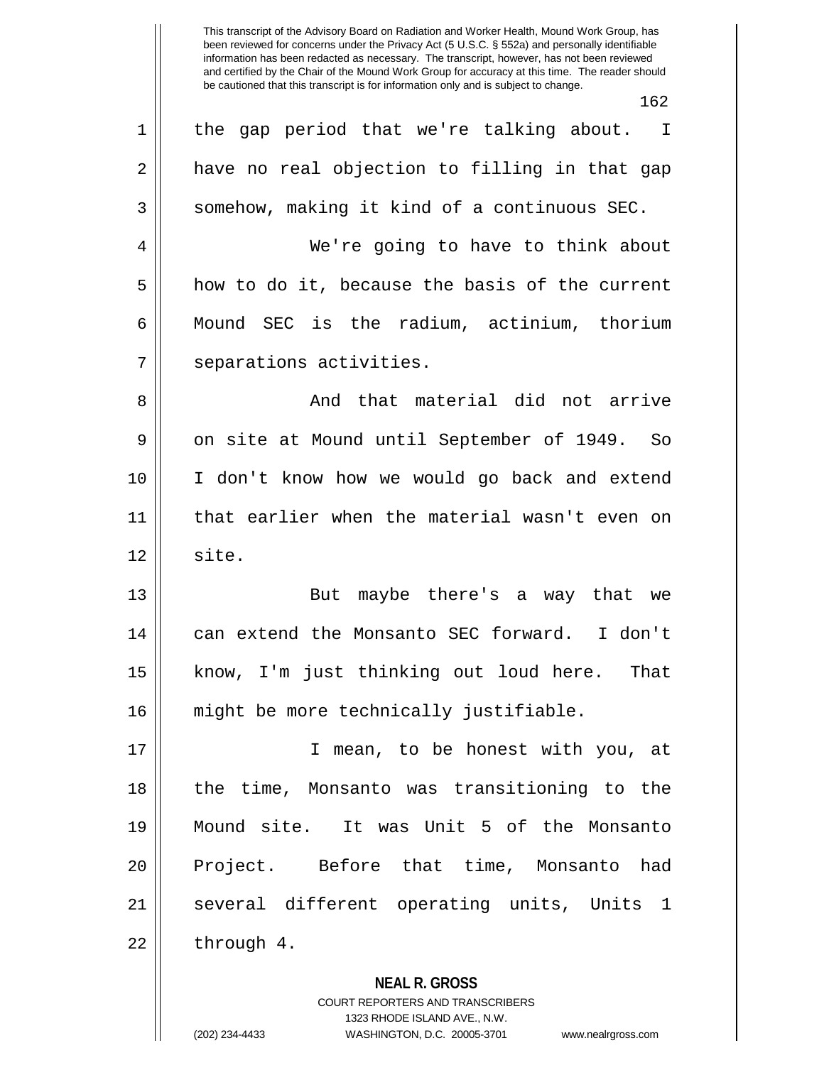the gap period that we're talking about. I have no real objection to filling in that gap somehow, making it kind of a continuous SEC.

We're going to have to think about how to do it, because the basis of the current Mound SEC is the radium, actinium, thorium separations activities.

And that material did not arrive on site at Mound until September of 1949. So I don't know how we would go back and extend that earlier when the material wasn't even on site.

But maybe there's a way that we can extend the Monsanto SEC forward. I don't know, I'm just thinking out loud here. That might be more technically justifiable.

I mean, to be honest with you, at the time, Monsanto was transitioning to the Mound site. It was Unit 5 of the Monsanto Project. Before that time, Monsanto had several different operating units, Units 1 through 4.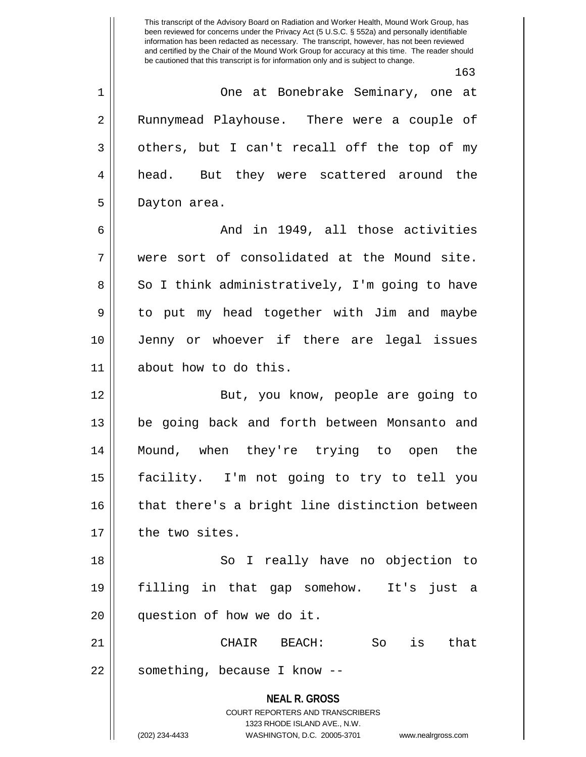One at Bonebrake Seminary, one at Runnymead Playhouse. There were a couple of others, but I can't recall off the top of my head. But they were scattered around the Dayton area.

And in 1949, all those activities were sort of consolidated at the Mound site. So I think administratively, I'm going to have to put my head together with Jim and maybe Jenny or whoever if there are legal issues about how to do this.

But, you know, people are going to be going back and forth between Monsanto and Mound, when they're trying to open the facility. I'm not going to try to tell you that there's a bright line distinction between the two sites.

So I really have no objection to filling in that gap somehow. It's just a question of how we do it.

CHAIR BEACH: So is that something, because I know --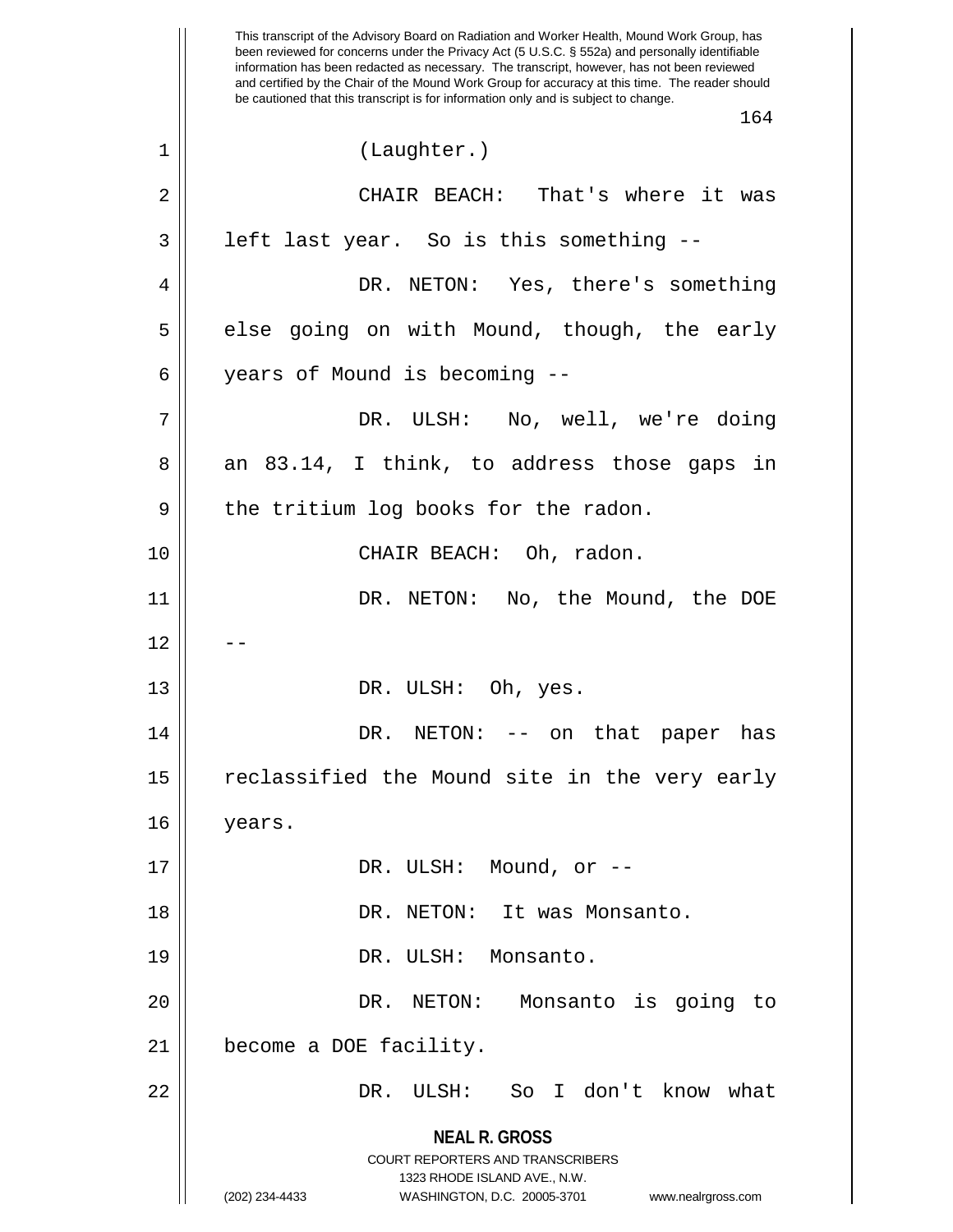This transcript of the Advisory Board on Radiation and Worker Health, Mound Work Group, has been reviewed for concerns under the Privacy Act (5 U.S.C. § 552a) and personally identifiable information has been redacted as necessary. The transcript, however, has not been reviewed and certified by the Chair of the Mound Work Group for accuracy at this time. The reader should be cautioned that this transcript is for information only and is subject to change.

(Laughter.)

CHAIR BEACH: That's where it was left last year. So is this something --

DR. NETON: Yes, there's something else going on with Mound, though, the early years of Mound is becoming --

DR. ULSH: No, well, we're doing an 83.14, I think, to address those gaps in the tritium log books for the radon.

CHAIR BEACH: Oh, radon.

DR. NETON: No, the Mound, the DOE --

DR. ULSH: Oh, yes.

DR. NETON: -- on that paper has reclassified the Mound site in the very early years.

DR. ULSH: Mound, or --

DR. NETON: It was Monsanto.

DR. ULSH: Monsanto.

DR. NETON: Monsanto is going to become a DOE facility.

DR. ULSH: So I don't know what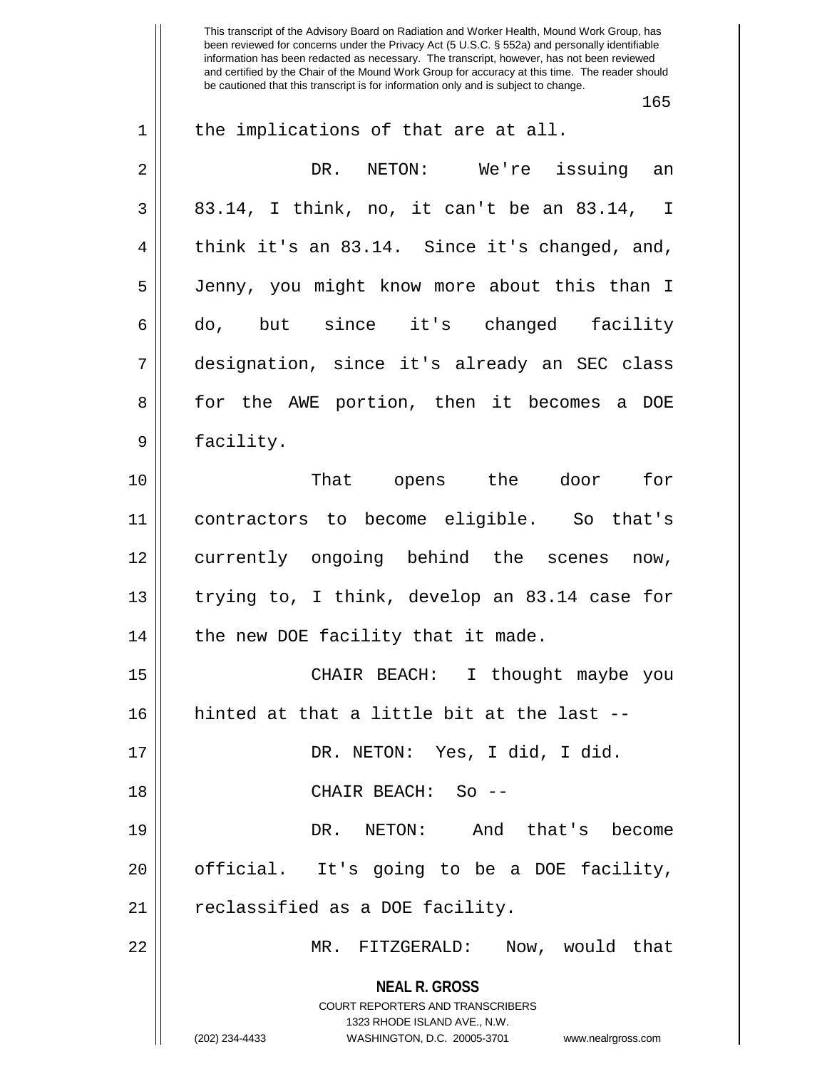the implications of that are at all.

DR. NETON: We're issuing an 83.14, I think, no, it can't be an 83.14, I think it's an 83.14. Since it's changed, and, Jenny, you might know more about this than I do, but since it's changed facility designation, since it's already an SEC class for the AWE portion, then it becomes a DOE facility.

That opens the door for contractors to become eligible. So that's currently ongoing behind the scenes now, trying to, I think, develop an 83.14 case for the new DOE facility that it made.

CHAIR BEACH: I thought maybe you hinted at that a little bit at the last --

DR. NETON: Yes, I did, I did.

CHAIR BEACH: So --

DR. NETON: And that's become official. It's going to be a DOE facility, reclassified as a DOE facility.

MR. FITZGERALD: Now, would that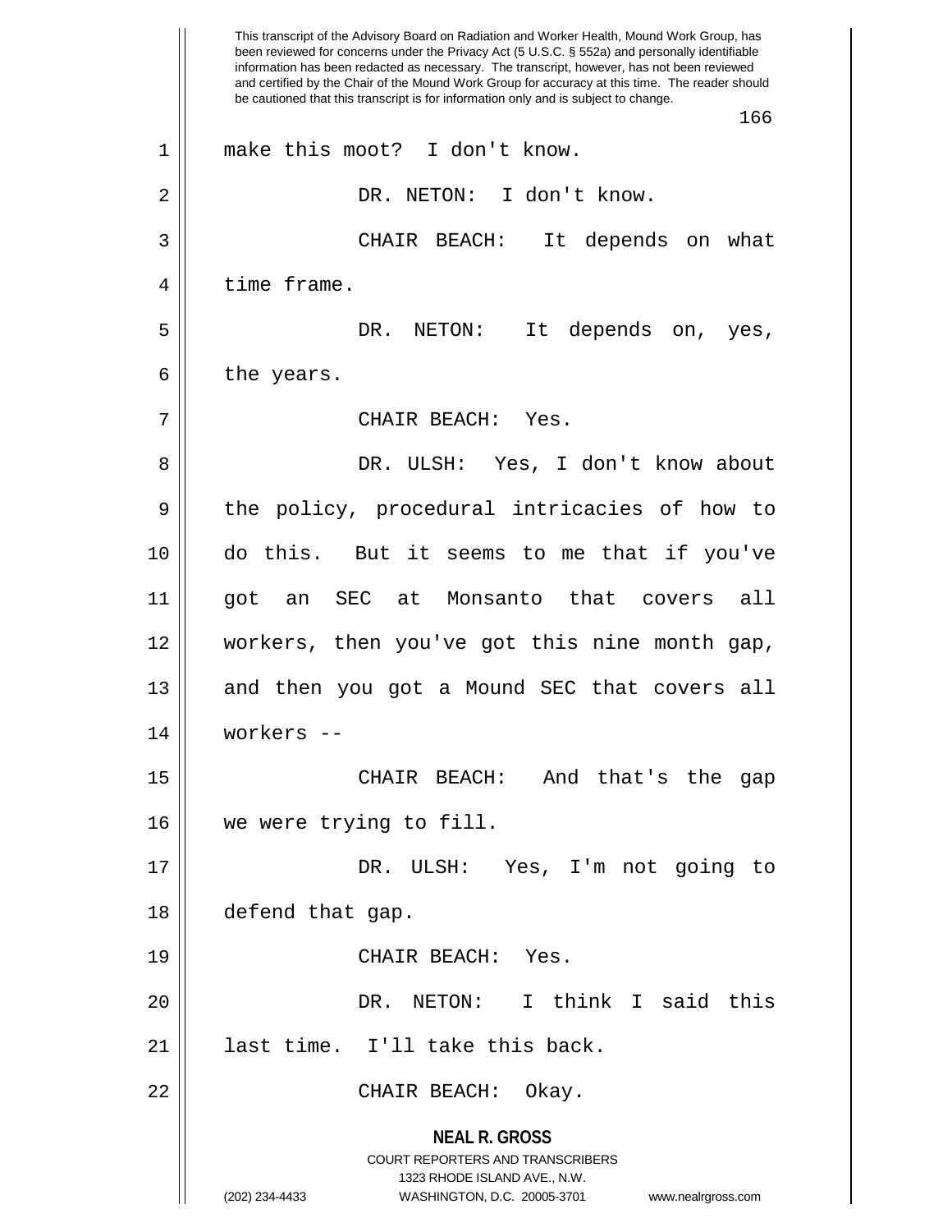make this moot? I don't know.

DR. NETON: I don't know.

CHAIR BEACH: It depends on what time frame.

DR. NETON: It depends on, yes, the years.

CHAIR BEACH: Yes.

DR. ULSH: Yes, I don't know about the policy, procedural intricacies of how to do this. But it seems to me that if you've got an SEC at Monsanto that covers all workers, then you've got this nine month gap, and then you got a Mound SEC that covers all workers --

CHAIR BEACH: And that's the gap we were trying to fill.

DR. ULSH: Yes, I'm not going to defend that gap.

CHAIR BEACH: Yes.

DR. NETON: I think I said this last time. I'll take this back.

CHAIR BEACH: Okay.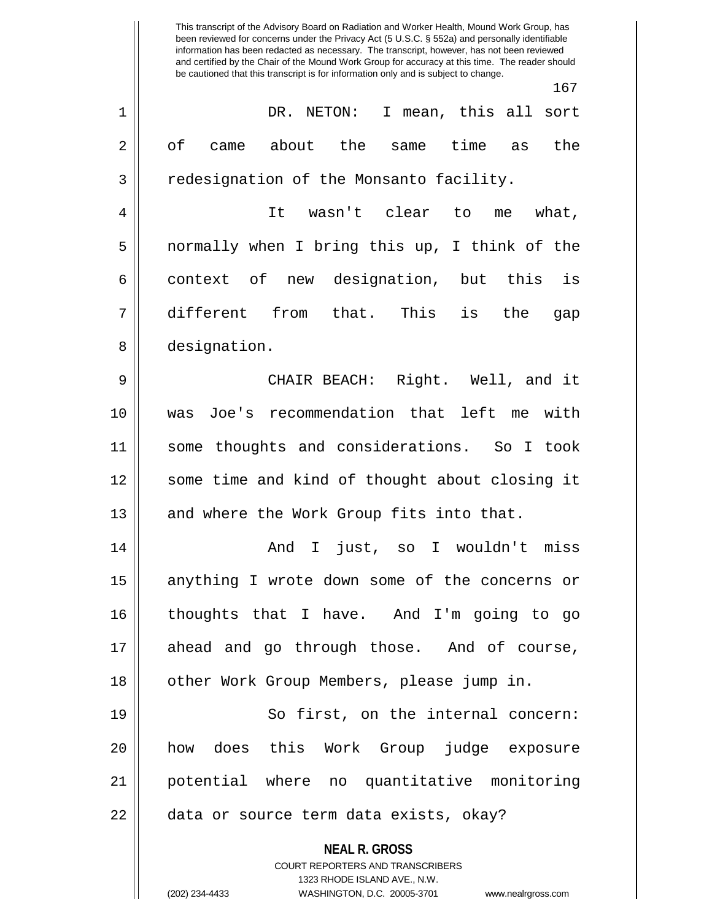DR. NETON: I mean, this all sort of came about the same time as the redesignation of the Monsanto facility.

It wasn't clear to me what, normally when I bring this up, I think of the context of new designation, but this is different from that. This is the gap designation.

CHAIR BEACH: Right. Well, and it was Joe's recommendation that left me with some thoughts and considerations. So I took some time and kind of thought about closing it and where the Work Group fits into that.

And I just, so I wouldn't miss anything I wrote down some of the concerns or thoughts that I have. And I'm going to go ahead and go through those. And of course, other Work Group Members, please jump in.

So first, on the internal concern: how does this Work Group judge exposure potential where no quantitative monitoring data or source term data exists, okay?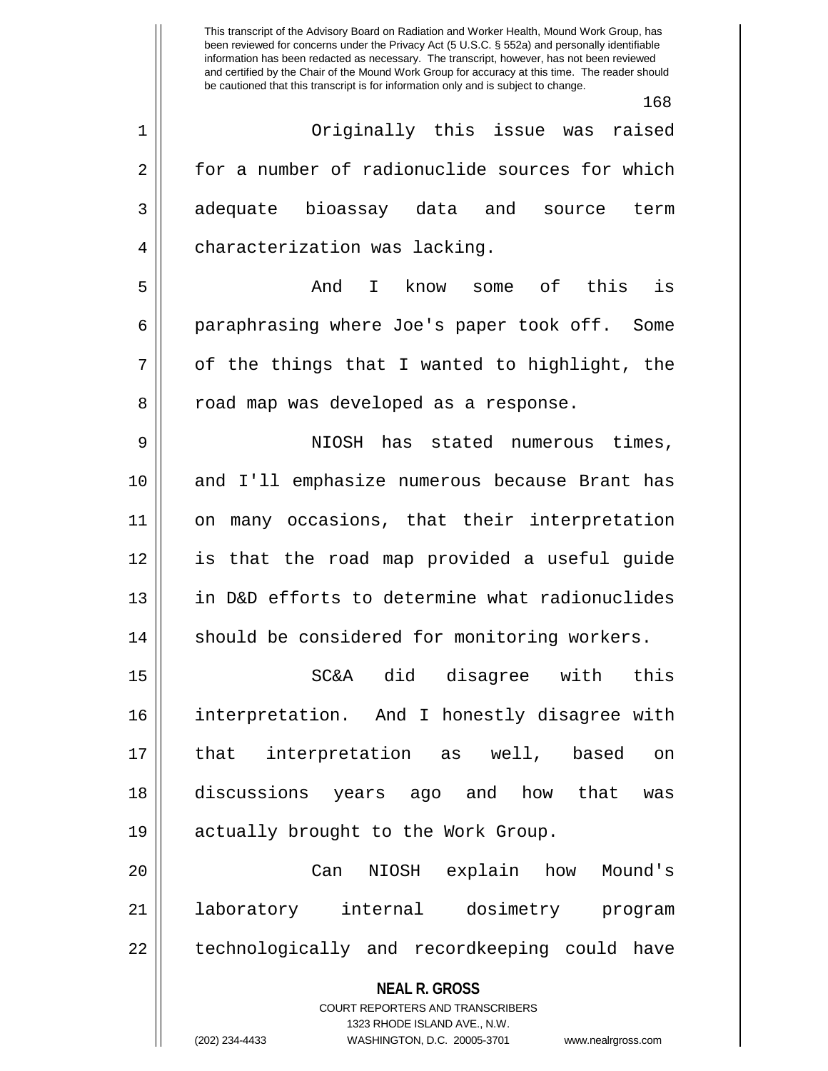Originally this issue was raised for a number of radionuclide sources for which adequate bioassay data and source term characterization was lacking.

And I know some of this is paraphrasing where Joe's paper took off. Some of the things that I wanted to highlight, the road map was developed as a response.

NIOSH has stated numerous times, and I'll emphasize numerous because Brant has on many occasions, that their interpretation is that the road map provided a useful guide in D&D efforts to determine what radionuclides should be considered for monitoring workers.

SC&A did disagree with this interpretation. And I honestly disagree with that interpretation as well, based on discussions years ago and how that was actually brought to the Work Group.

Can NIOSH explain how Mound's laboratory internal dosimetry program technologically and recordkeeping could have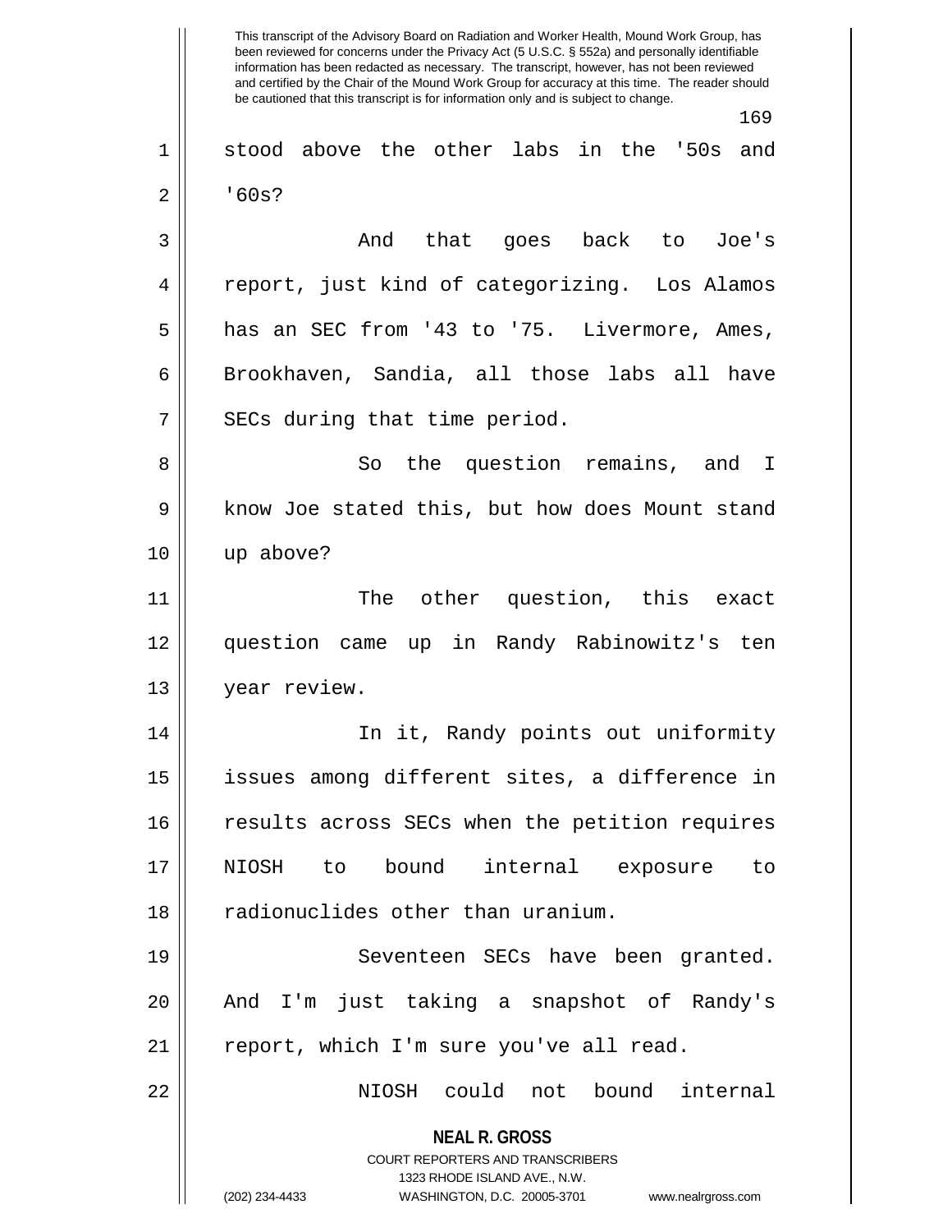stood above the other labs in the '50s and '60s?

And that goes back to Joe's report, just kind of categorizing. Los Alamos has an SEC from '43 to '75. Livermore, Ames, Brookhaven, Sandia, all those labs all have SECs during that time period.

So the question remains, and I know Joe stated this, but how does Mount stand up above?

The other question, this exact question came up in Randy Rabinowitz's ten year review.

In it, Randy points out uniformity issues among different sites, a difference in results across SECs when the petition requires NIOSH to bound internal exposure to radionuclides other than uranium.

Seventeen SECs have been granted. And I'm just taking a snapshot of Randy's report, which I'm sure you've all read.

NIOSH could not bound internal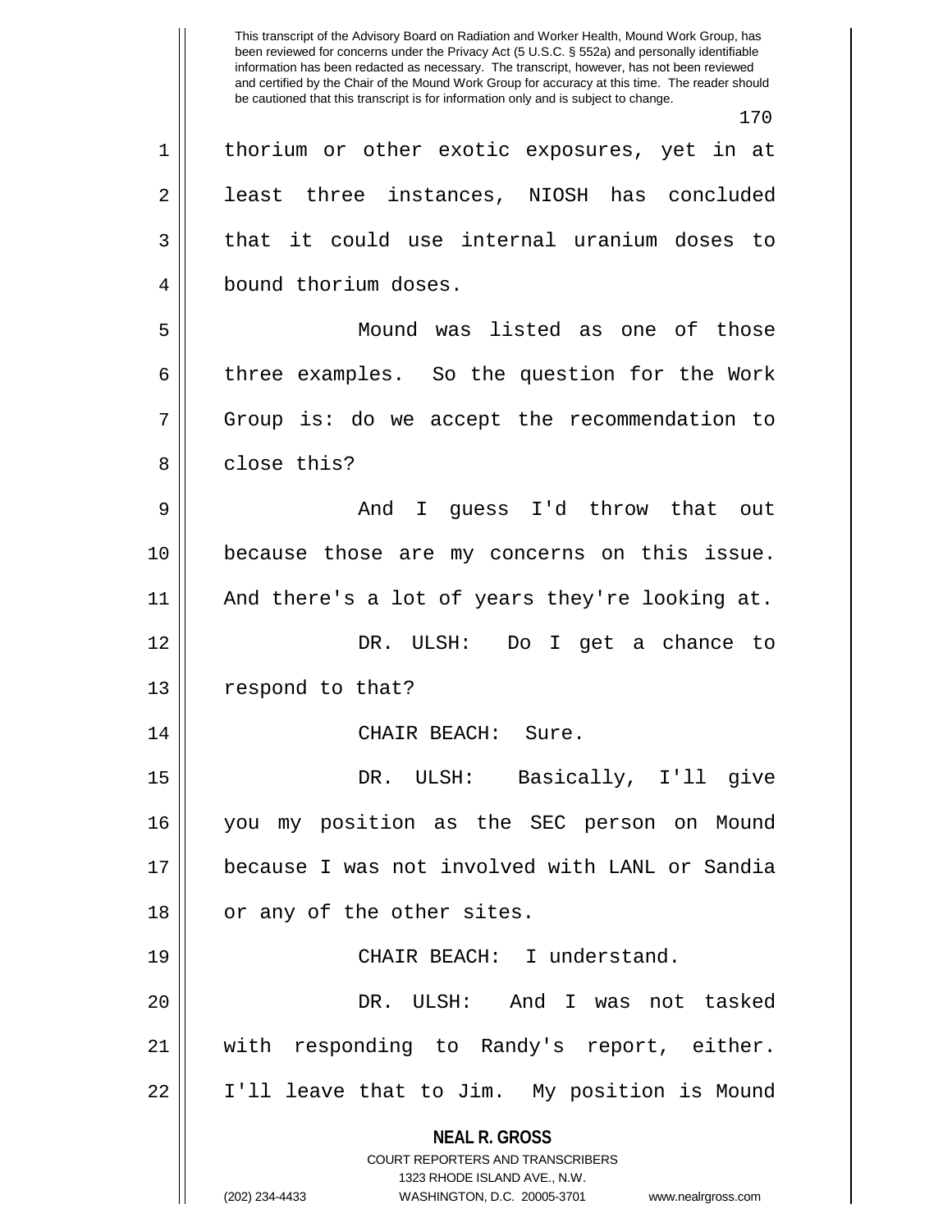thorium or other exotic exposures, yet in at least three instances, NIOSH has concluded that it could use internal uranium doses to bound thorium doses.

Mound was listed as one of those three examples. So the question for the Work Group is: do we accept the recommendation to close this?

And I guess I'd throw that out because those are my concerns on this issue. And there's a lot of years they're looking at.

DR. ULSH: Do I get a chance to respond to that?

CHAIR BEACH: Sure.

DR. ULSH: Basically, I'll give you my position as the SEC person on Mound because I was not involved with LANL or Sandia or any of the other sites.

CHAIR BEACH: I understand.

DR. ULSH: And I was not tasked with responding to Randy's report, either. I'll leave that to Jim. My position is Mound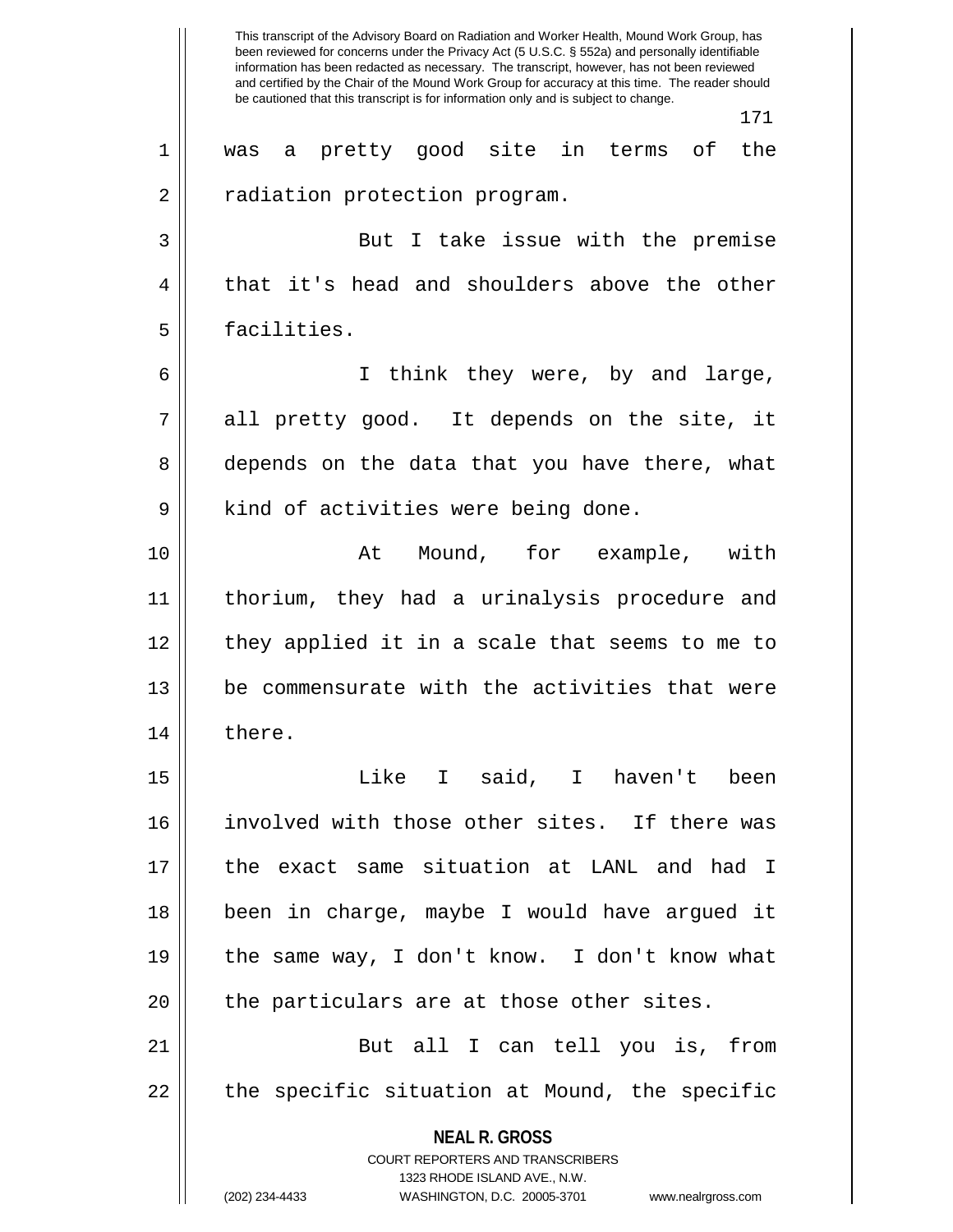was a pretty good site in terms of the radiation protection program.

But I take issue with the premise that it's head and shoulders above the other facilities.

I think they were, by and large, all pretty good. It depends on the site, it depends on the data that you have there, what kind of activities were being done.

At Mound, for example, with thorium, they had a urinalysis procedure and they applied it in a scale that seems to me to be commensurate with the activities that were there.

Like I said, I haven't been involved with those other sites. If there was the exact same situation at LANL and had I been in charge, maybe I would have argued it the same way, I don't know. I don't know what the particulars are at those other sites.

But all I can tell you is, from the specific situation at Mound, the specific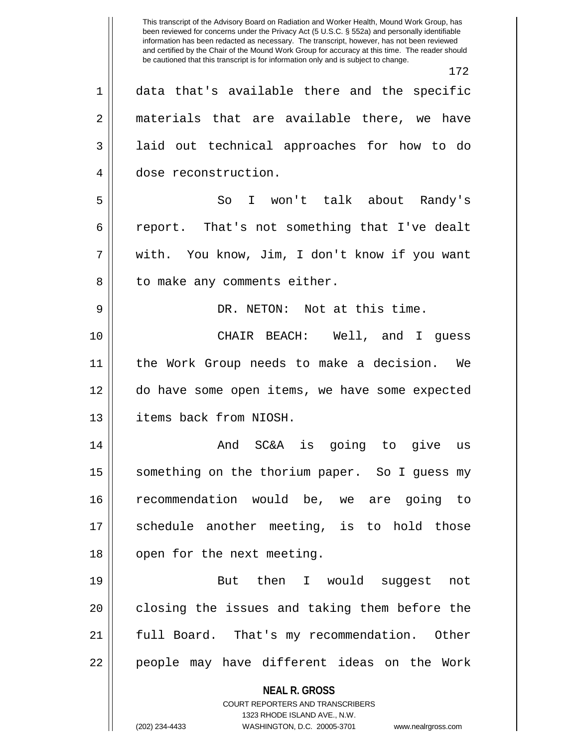data that's available there and the specific materials that are available there, we have laid out technical approaches for how to do dose reconstruction.

So I won't talk about Randy's report. That's not something that I've dealt with. You know, Jim, I don't know if you want to make any comments either.

DR. NETON: Not at this time.

CHAIR BEACH: Well, and I guess the Work Group needs to make a decision. We do have some open items, we have some expected items back from NIOSH.

And SC&A is going to give us something on the thorium paper. So I guess my recommendation would be, we are going to schedule another meeting, is to hold those open for the next meeting.

But then I would suggest not closing the issues and taking them before the full Board. That's my recommendation. Other people may have different ideas on the Work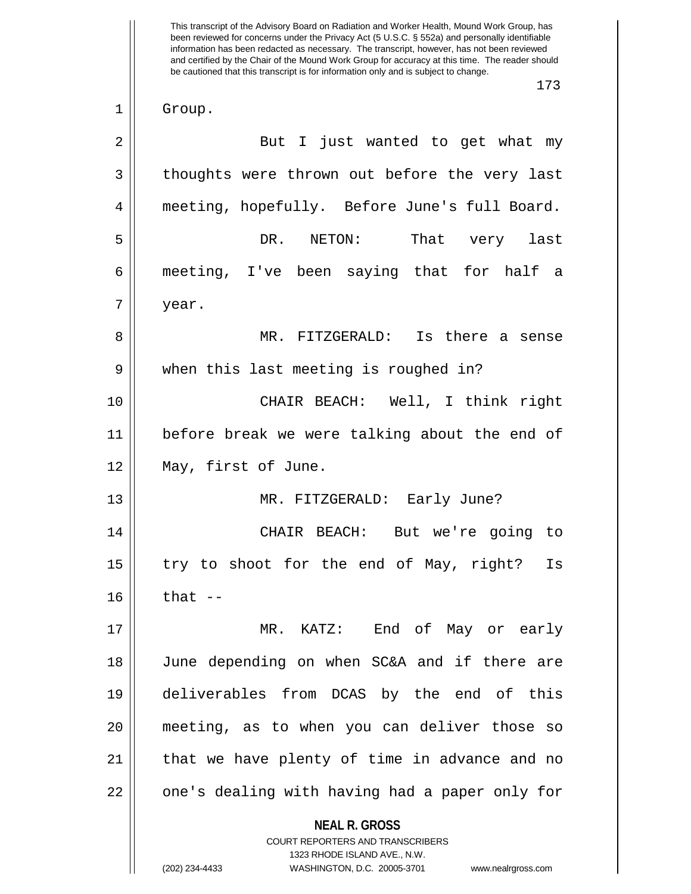Group.

But I just wanted to get what my thoughts were thrown out before the very last meeting, hopefully. Before June's full Board.

DR. NETON: That very last meeting, I've been saying that for half a year.

MR. FITZGERALD: Is there a sense when this last meeting is roughed in?

CHAIR BEACH: Well, I think right before break we were talking about the end of May, first of June.

MR. FITZGERALD: Early June?

CHAIR BEACH: But we're going to try to shoot for the end of May, right? Is that --

MR. KATZ: End of May or early June depending on when SC&A and if there are deliverables from DCAS by the end of this meeting, as to when you can deliver those so that we have plenty of time in advance and no one's dealing with having had a paper only for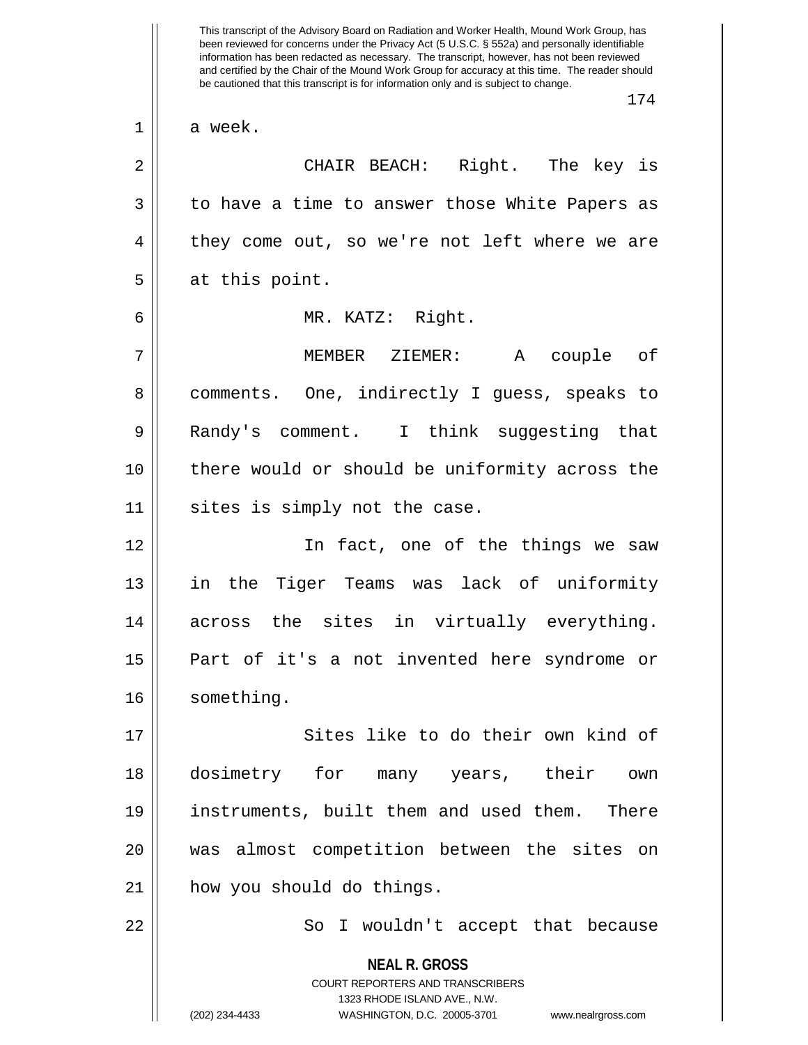a week.

CHAIR BEACH: Right. The key is to have a time to answer those White Papers as they come out, so we're not left where we are at this point.

MR. KATZ: Right.

MEMBER ZIEMER: A couple of comments. One, indirectly I guess, speaks to Randy's comment. I think suggesting that there would or should be uniformity across the sites is simply not the case.

In fact, one of the things we saw in the Tiger Teams was lack of uniformity across the sites in virtually everything. Part of it's a not invented here syndrome or something.

Sites like to do their own kind of dosimetry for many years, their own instruments, built them and used them. There was almost competition between the sites on how you should do things.

So I wouldn't accept that because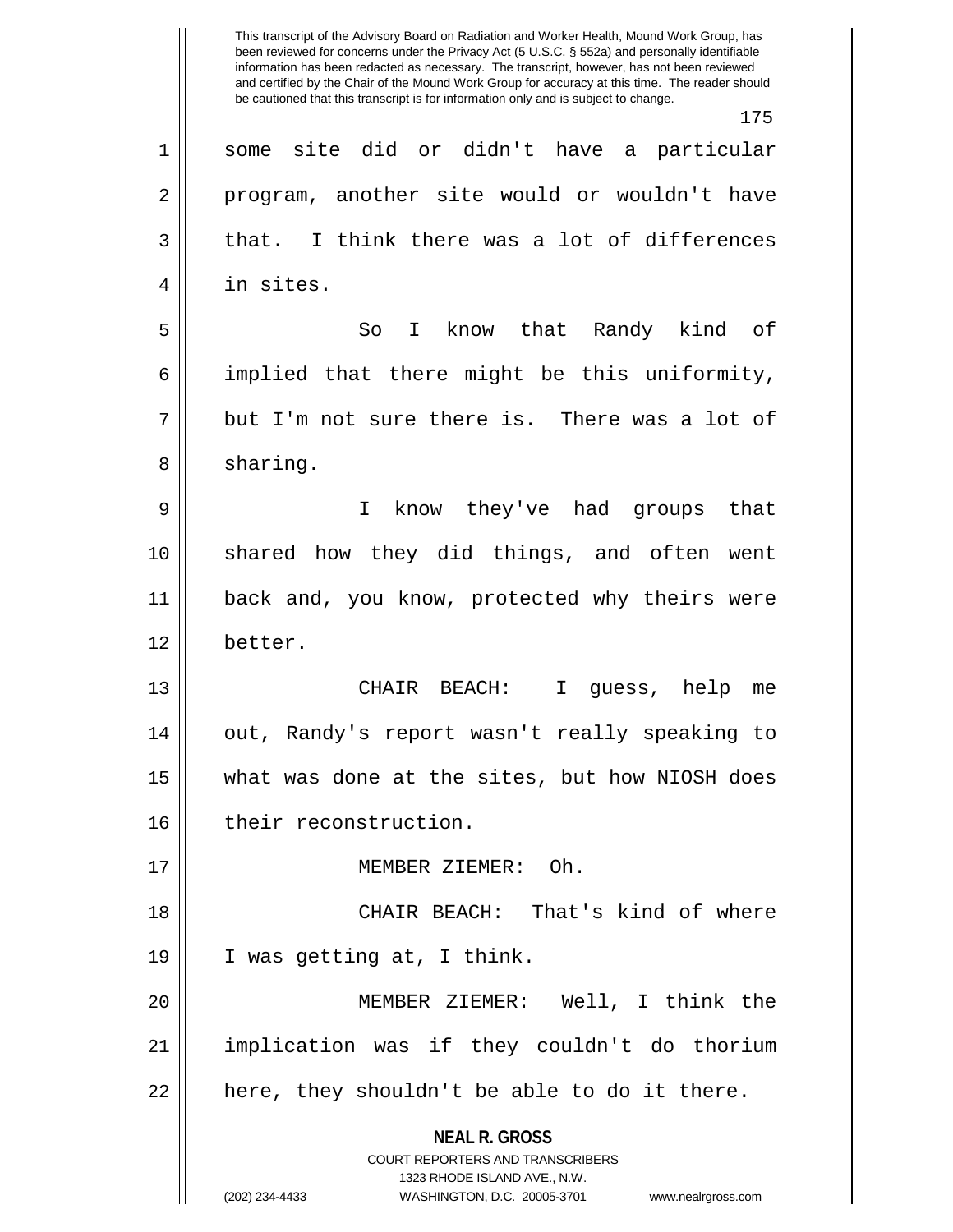some site did or didn't have a particular program, another site would or wouldn't have that. I think there was a lot of differences in sites.

So I know that Randy kind of implied that there might be this uniformity, but I'm not sure there is. There was a lot of sharing.

I know they've had groups that shared how they did things, and often went back and, you know, protected why theirs were better.

CHAIR BEACH: I guess, help me out, Randy's report wasn't really speaking to what was done at the sites, but how NIOSH does their reconstruction.

MEMBER ZIEMER: Oh.

CHAIR BEACH: That's kind of where I was getting at, I think.

MEMBER ZIEMER: Well, I think the implication was if they couldn't do thorium here, they shouldn't be able to do it there.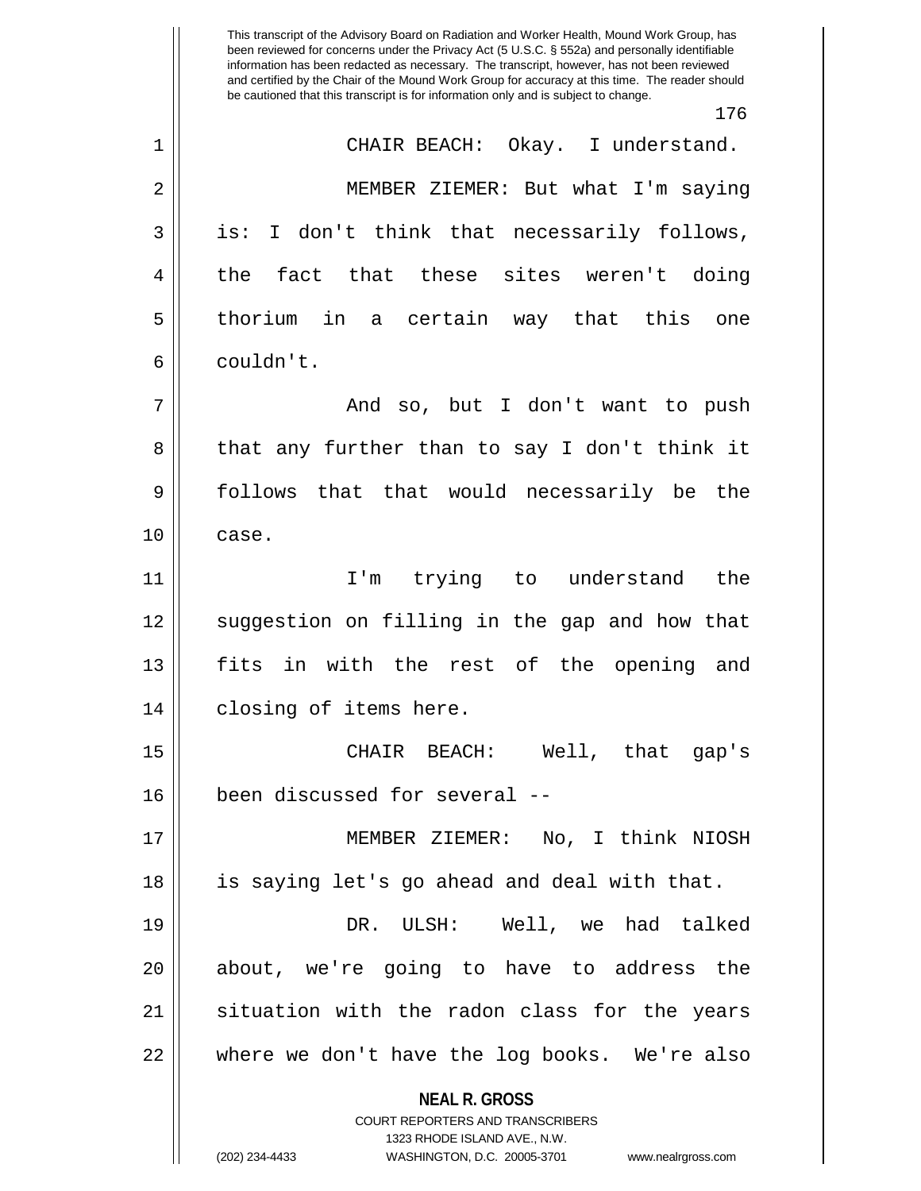CHAIR BEACH: Okay. I understand.

MEMBER ZIEMER: But what I'm saying is: I don't think that necessarily follows, the fact that these sites weren't doing thorium in a certain way that this one couldn't.

And so, but I don't want to push that any further than to say I don't think it follows that that would necessarily be the case.

I'm trying to understand the suggestion on filling in the gap and how that fits in with the rest of the opening and closing of items here.

CHAIR BEACH: Well, that gap's been discussed for several --

MEMBER ZIEMER: No, I think NIOSH is saying let's go ahead and deal with that.

DR. ULSH: Well, we had talked about, we're going to have to address the situation with the radon class for the years where we don't have the log books. We're also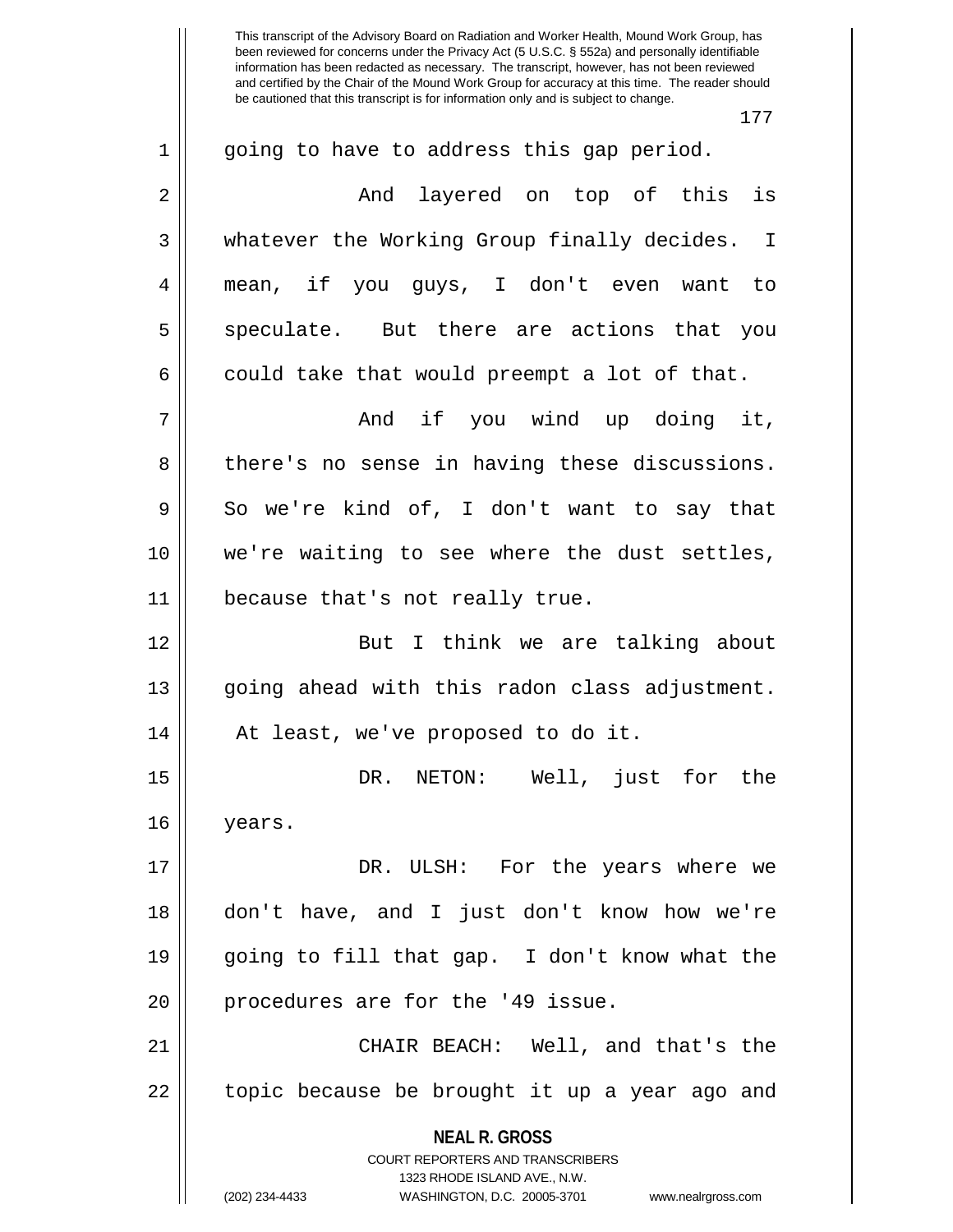going to have to address this gap period.

And layered on top of this is whatever the Working Group finally decides. I mean, if you guys, I don't even want to speculate. But there are actions that you could take that would preempt a lot of that.

And if you wind up doing it, there's no sense in having these discussions. So we're kind of, I don't want to say that we're waiting to see where the dust settles, because that's not really true.

But I think we are talking about going ahead with this radon class adjustment. At least, we've proposed to do it.

DR. NETON: Well, just for the years.

DR. ULSH: For the years where we don't have, and I just don't know how we're going to fill that gap. I don't know what the procedures are for the '49 issue.

CHAIR BEACH: Well, and that's the topic because be brought it up a year ago and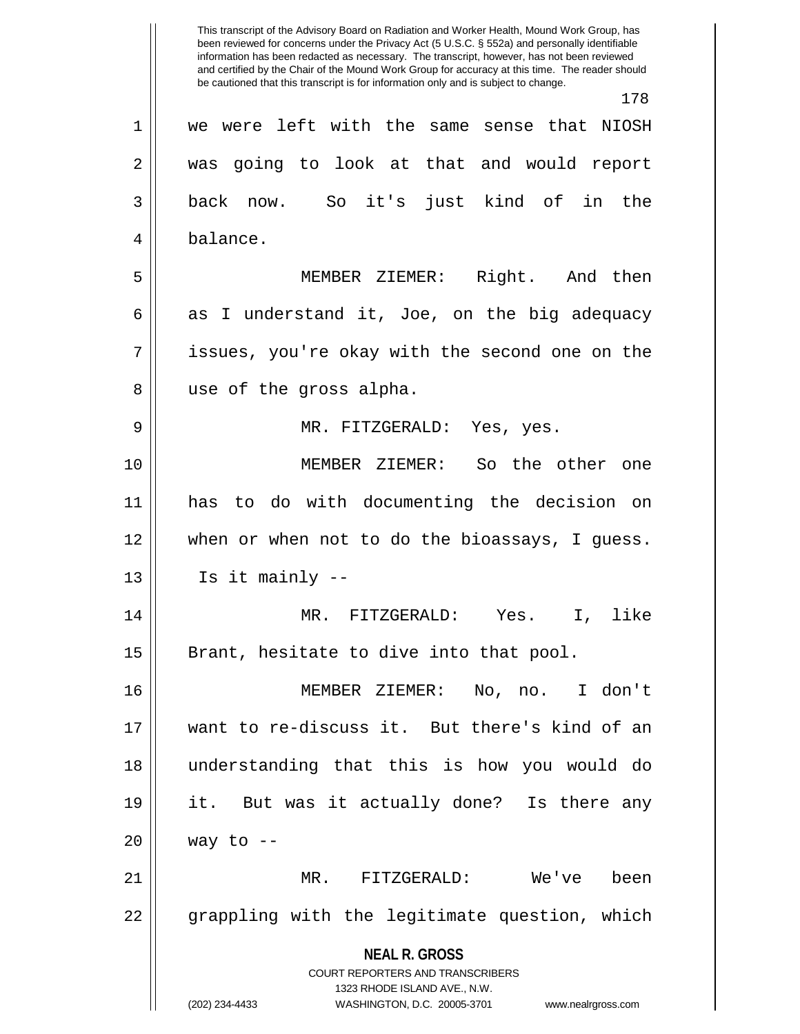we were left with the same sense that NIOSH was going to look at that and would report back now. So it's just kind of in the balance.

MEMBER ZIEMER: Right. And then as I understand it, Joe, on the big adequacy issues, you're okay with the second one on the use of the gross alpha.

MR. FITZGERALD: Yes, yes.

MEMBER ZIEMER: So the other one has to do with documenting the decision on when or when not to do the bioassays, I guess. Is it mainly --

MR. FITZGERALD: Yes. I, like Brant, hesitate to dive into that pool.

MEMBER ZIEMER: No, no. I don't want to re-discuss it. But there's kind of an understanding that this is how you would do it. But was it actually done? Is there any way to --

MR. FITZGERALD: We've been grappling with the legitimate question, which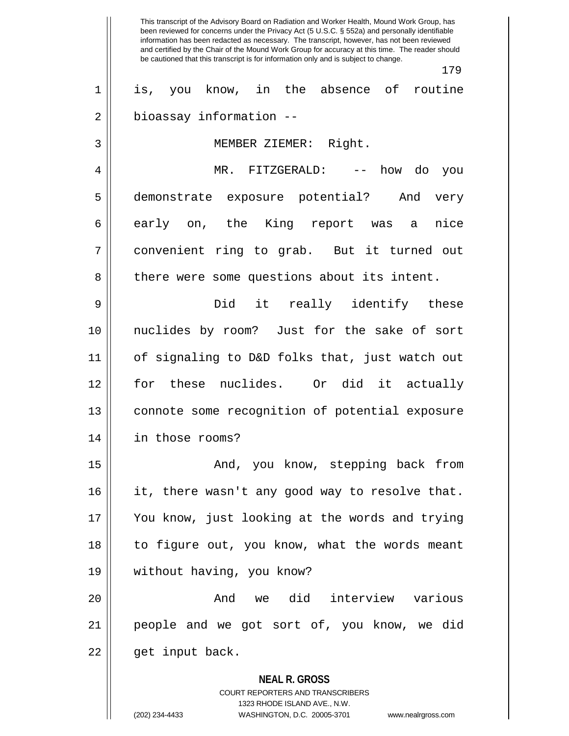is, you know, in the absence of routine bioassay information --

MEMBER ZIEMER: Right.

MR. FITZGERALD: -- how do you demonstrate exposure potential? And very early on, the King report was a nice convenient ring to grab. But it turned out there were some questions about its intent.

Did it really identify these nuclides by room? Just for the sake of sort of signaling to D&D folks that, just watch out for these nuclides. Or did it actually connote some recognition of potential exposure in those rooms?

And, you know, stepping back from it, there wasn't any good way to resolve that. You know, just looking at the words and trying to figure out, you know, what the words meant without having, you know?

And we did interview various people and we got sort of, you know, we did get input back.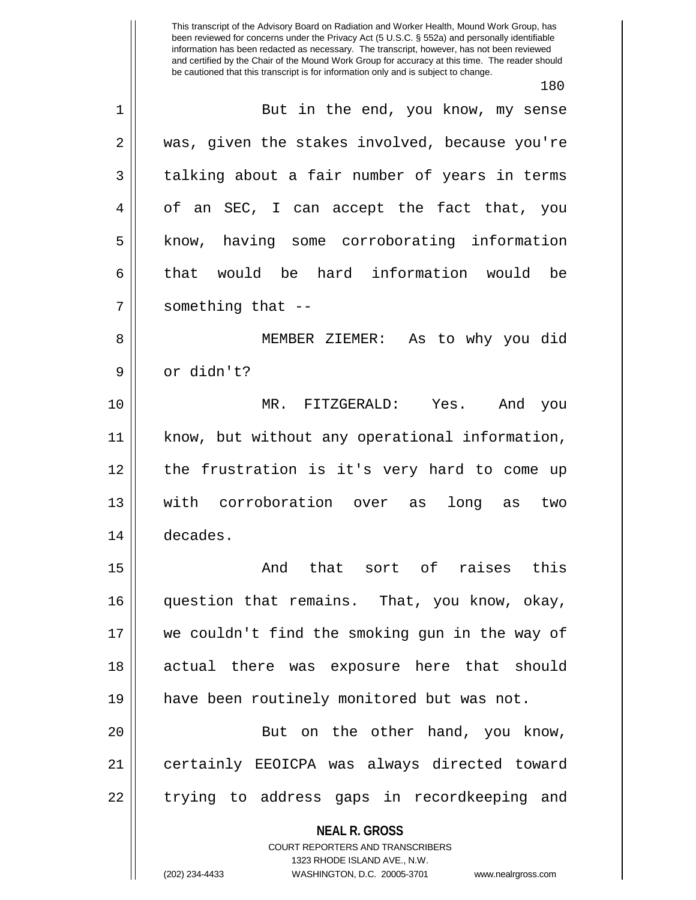But in the end, you know, my sense was, given the stakes involved, because you're talking about a fair number of years in terms of an SEC, I can accept the fact that, you know, having some corroborating information that would be hard information would be something that --

MEMBER ZIEMER: As to why you did or didn't?

MR. FITZGERALD: Yes. And you know, but without any operational information, the frustration is it's very hard to come up with corroboration over as long as two decades.

And that sort of raises this question that remains. That, you know, okay, we couldn't find the smoking gun in the way of actual there was exposure here that should have been routinely monitored but was not.

But on the other hand, you know, certainly EEOICPA was always directed toward trying to address gaps in recordkeeping and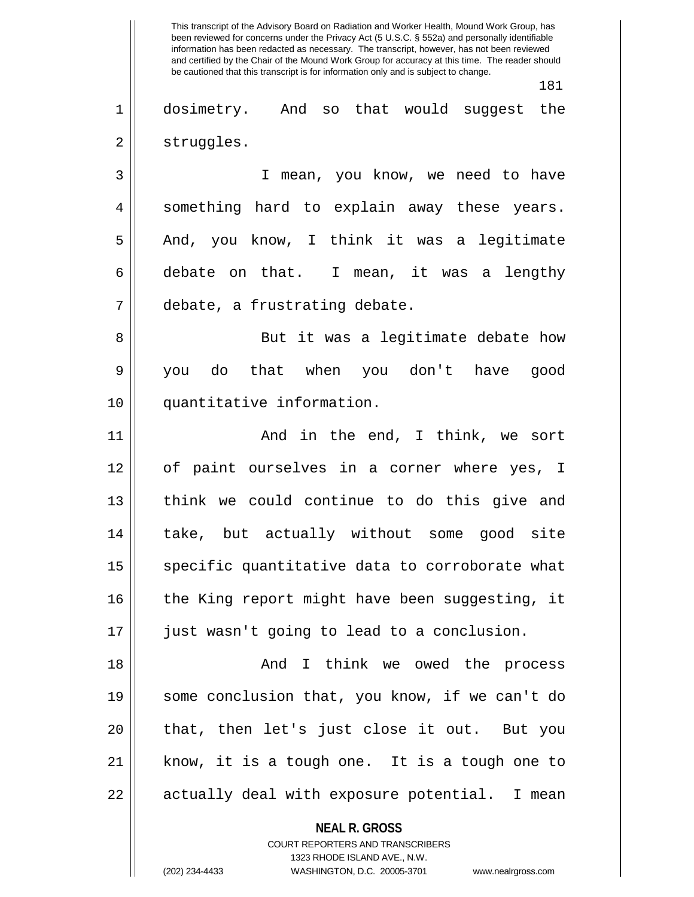dosimetry. And so that would suggest the struggles.

I mean, you know, we need to have something hard to explain away these years. And, you know, I think it was a legitimate debate on that. I mean, it was a lengthy debate, a frustrating debate.

But it was a legitimate debate how you do that when you don't have good quantitative information.

And in the end, I think, we sort of paint ourselves in a corner where yes, I think we could continue to do this give and take, but actually without some good site specific quantitative data to corroborate what the King report might have been suggesting, it just wasn't going to lead to a conclusion.

And I think we owed the process some conclusion that, you know, if we can't do that, then let's just close it out. But you know, it is a tough one. It is a tough one to actually deal with exposure potential. I mean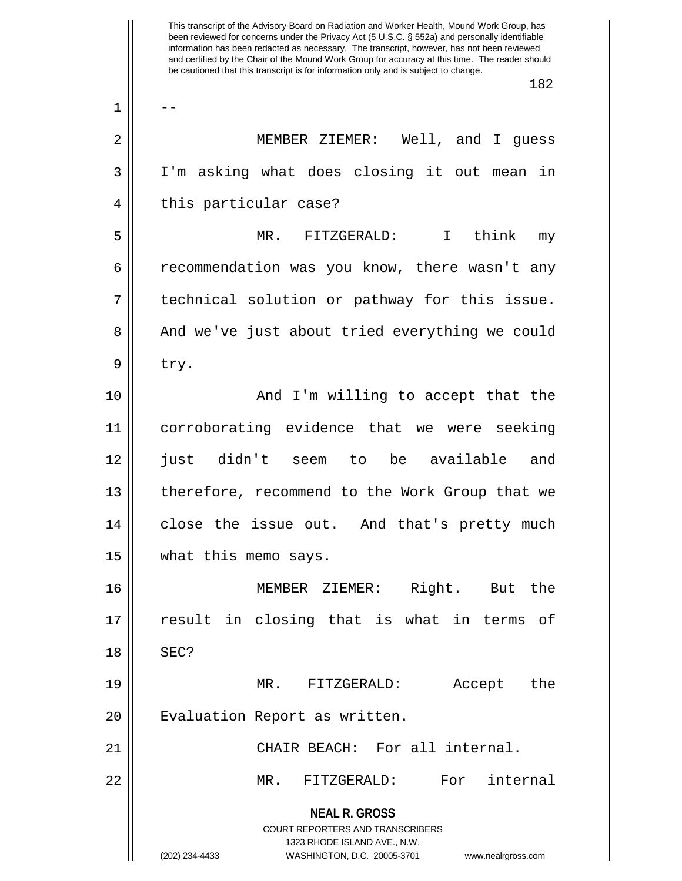This transcript of the Advisory Board on Radiation and Worker Health, Mound Work Group, has been reviewed for concerns under the Privacy Act (5 U.S.C. § 552a) and personally identifiable information has been redacted as necessary. The transcript, however, has not been reviewed and certified by the Chair of the Mound Work Group for accuracy at this time. The reader should be cautioned that this transcript is for information only and is subject to change.

--

MEMBER ZIEMER: Well, and I guess I'm asking what does closing it out mean in this particular case?

MR. FITZGERALD: I think my recommendation was you know, there wasn't any technical solution or pathway for this issue. And we've just about tried everything we could try.

And I'm willing to accept that the corroborating evidence that we were seeking just didn't seem to be available and therefore, recommend to the Work Group that we close the issue out. And that's pretty much what this memo says.

MEMBER ZIEMER: Right. But the result in closing that is what in terms of SEC?

MR. FITZGERALD: Accept the Evaluation Report as written.

CHAIR BEACH: For all internal.

MR. FITZGERALD: For internal

**NEAL R. GROSS**
COURT REPORTERS AND TRANSCRIBERS
1323 RHODE ISLAND AVE., N.W.
(202) 234-4433 WASHINGTON, D.C. 20005-3701 www.nealrgross.com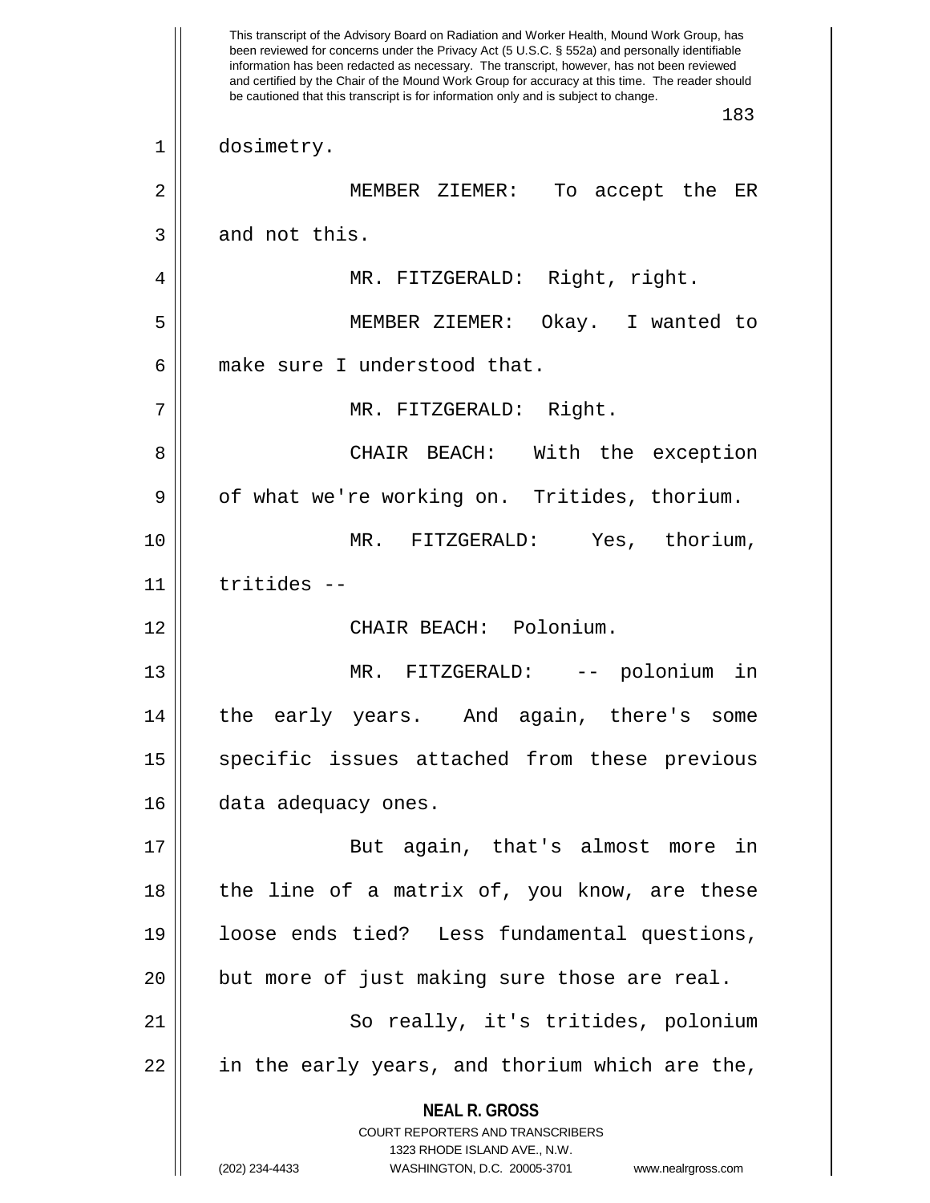dosimetry.

MEMBER ZIEMER: To accept the ER and not this.

MR. FITZGERALD: Right, right.

MEMBER ZIEMER: Okay. I wanted to make sure I understood that.

MR. FITZGERALD: Right.

CHAIR BEACH: With the exception of what we're working on. Tritides, thorium.

MR. FITZGERALD: Yes, thorium, tritides --

CHAIR BEACH: Polonium.

MR. FITZGERALD: -- polonium in the early years. And again, there's some specific issues attached from these previous data adequacy ones.

But again, that's almost more in the line of a matrix of, you know, are these loose ends tied? Less fundamental questions, but more of just making sure those are real.

So really, it's tritides, polonium in the early years, and thorium which are the,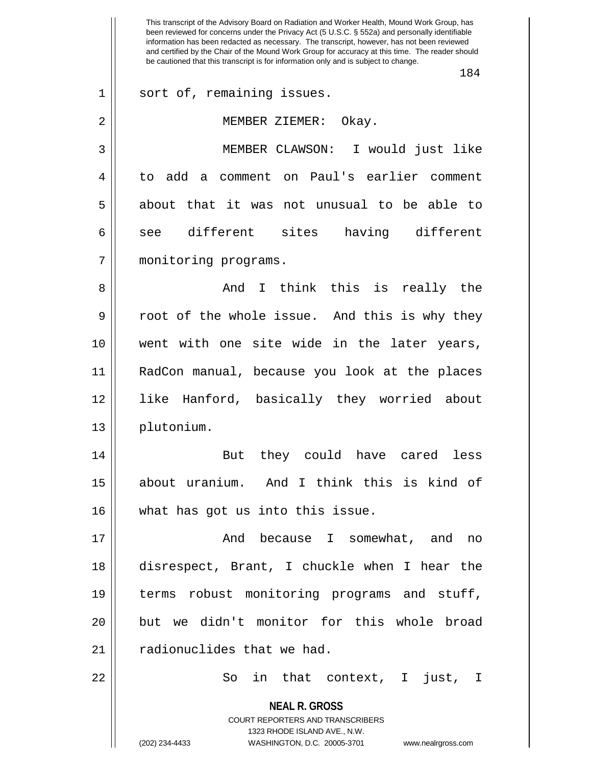sort of, remaining issues.

MEMBER ZIEMER: Okay.

MEMBER CLAWSON: I would just like to add a comment on Paul's earlier comment about that it was not unusual to be able to see different sites having different monitoring programs.

And I think this is really the root of the whole issue. And this is why they went with one site wide in the later years, RadCon manual, because you look at the places like Hanford, basically they worried about plutonium.

But they could have cared less about uranium. And I think this is kind of what has got us into this issue.

And because I somewhat, and no disrespect, Brant, I chuckle when I hear the terms robust monitoring programs and stuff, but we didn't monitor for this whole broad radionuclides that we had.

So in that context, I just, I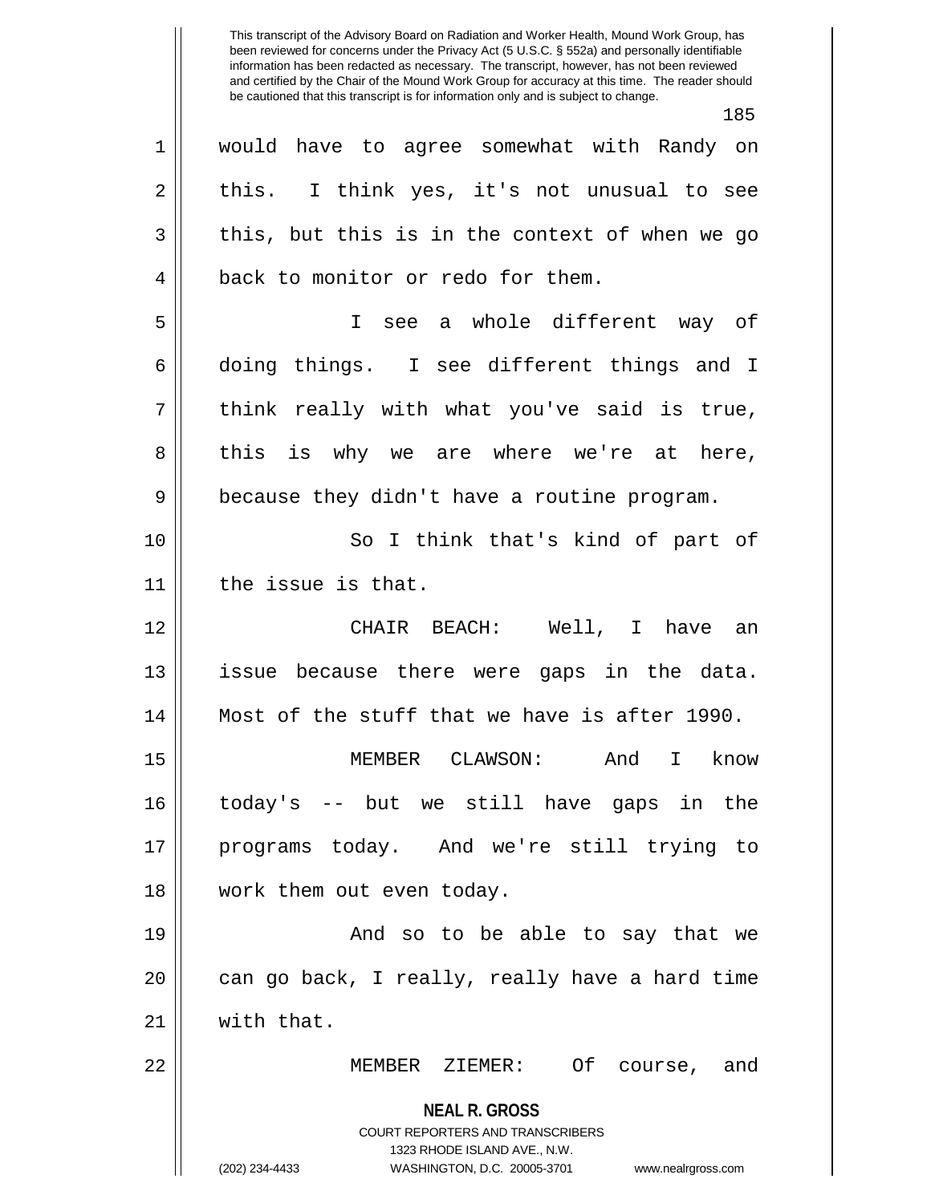would have to agree somewhat with Randy on this. I think yes, it's not unusual to see this, but this is in the context of when we go back to monitor or redo for them.

I see a whole different way of doing things. I see different things and I think really with what you've said is true, this is why we are where we're at here, because they didn't have a routine program.

So I think that's kind of part of the issue is that.

CHAIR BEACH: Well, I have an issue because there were gaps in the data. Most of the stuff that we have is after 1990.

MEMBER CLAWSON: And I know today's -- but we still have gaps in the programs today. And we're still trying to work them out even today.

And so to be able to say that we can go back, I really, really have a hard time with that.

MEMBER ZIEMER: Of course, and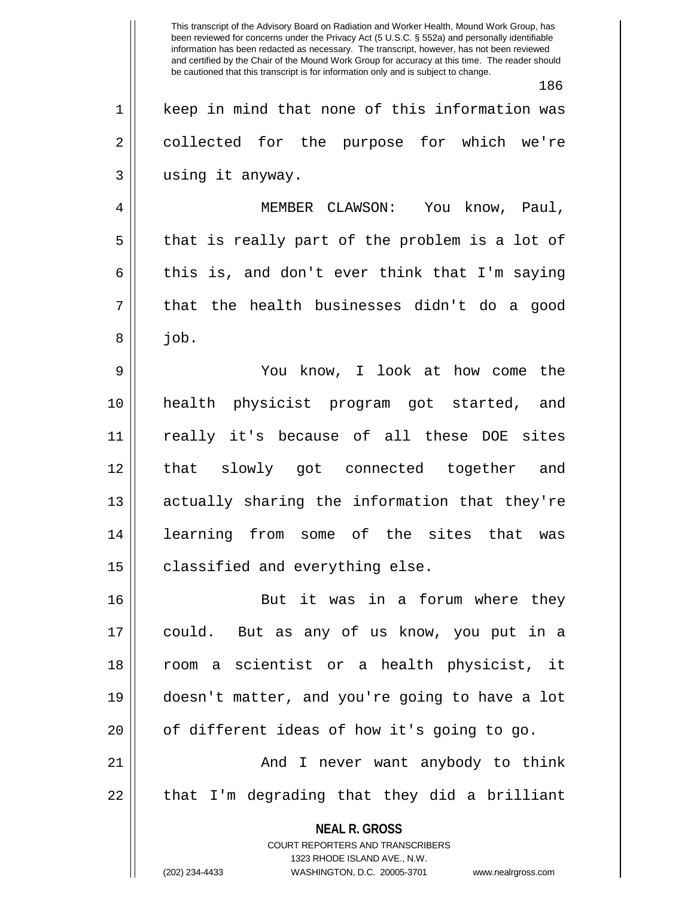keep in mind that none of this information was collected for the purpose for which we're using it anyway.

MEMBER CLAWSON: You know, Paul, that is really part of the problem is a lot of this is, and don't ever think that I'm saying that the health businesses didn't do a good job.

You know, I look at how come the health physicist program got started, and really it's because of all these DOE sites that slowly got connected together and actually sharing the information that they're learning from some of the sites that was classified and everything else.

But it was in a forum where they could. But as any of us know, you put in a room a scientist or a health physicist, it doesn't matter, and you're going to have a lot of different ideas of how it's going to go.

And I never want anybody to think that I'm degrading that they did a brilliant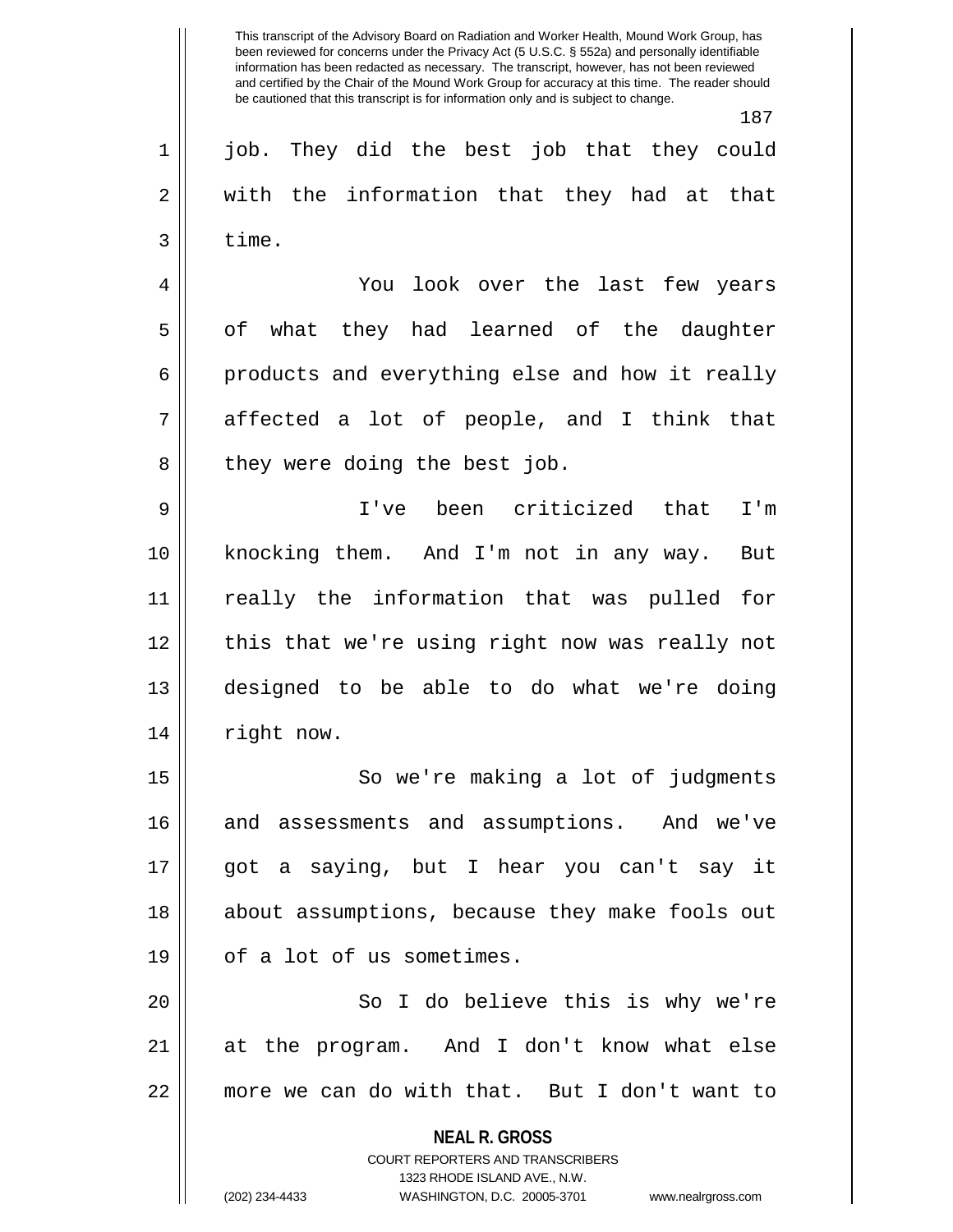job. They did the best job that they could with the information that they had at that time.

You look over the last few years of what they had learned of the daughter products and everything else and how it really affected a lot of people, and I think that they were doing the best job.

I've been criticized that I'm knocking them. And I'm not in any way. But really the information that was pulled for this that we're using right now was really not designed to be able to do what we're doing right now.

So we're making a lot of judgments and assessments and assumptions. And we've got a saying, but I hear you can't say it about assumptions, because they make fools out of a lot of us sometimes.

So I do believe this is why we're at the program. And I don't know what else more we can do with that. But I don't want to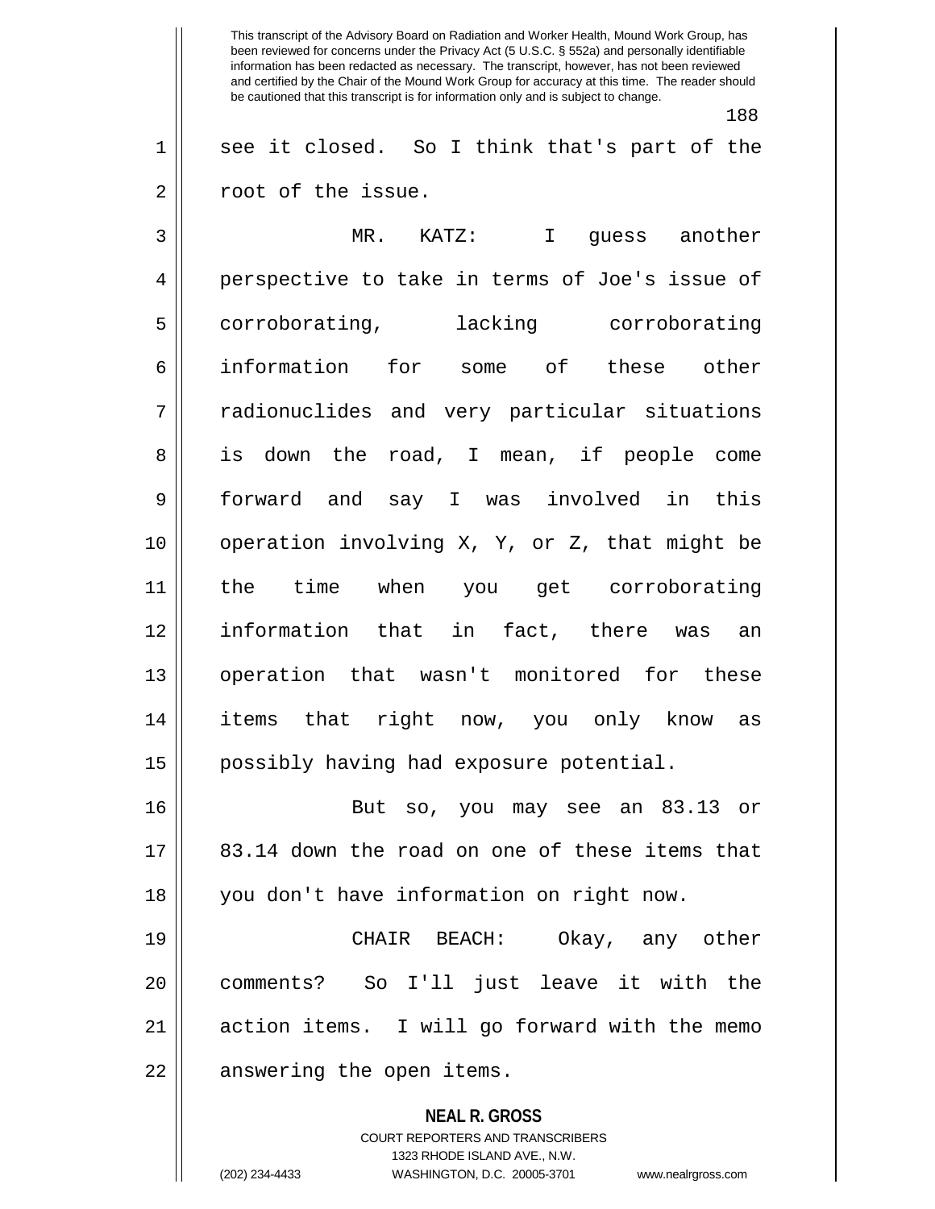see it closed. So I think that's part of the root of the issue.

MR. KATZ: I guess another perspective to take in terms of Joe's issue of corroborating, lacking corroborating information for some of these other radionuclides and very particular situations is down the road, I mean, if people come forward and say I was involved in this operation involving X, Y, or Z, that might be the time when you get corroborating information that in fact, there was an operation that wasn't monitored for these items that right now, you only know as possibly having had exposure potential.

But so, you may see an 83.13 or 83.14 down the road on one of these items that you don't have information on right now.

CHAIR BEACH: Okay, any other comments? So I'll just leave it with the action items. I will go forward with the memo answering the open items.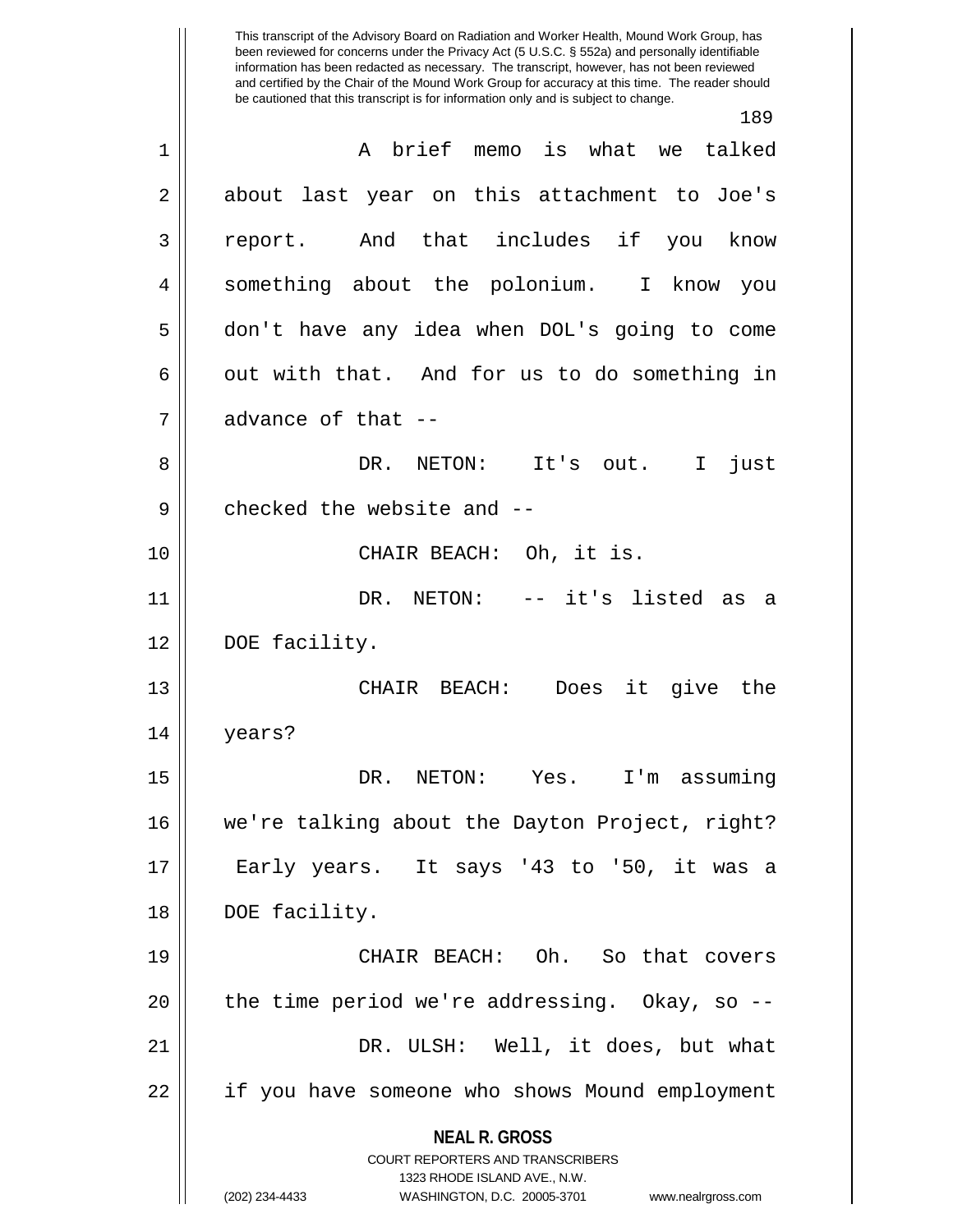A brief memo is what we talked about last year on this attachment to Joe's report. And that includes if you know something about the polonium. I know you don't have any idea when DOL's going to come out with that. And for us to do something in advance of that --

DR. NETON: It's out. I just checked the website and --

CHAIR BEACH: Oh, it is.

DR. NETON: -- it's listed as a DOE facility.

CHAIR BEACH: Does it give the years?

DR. NETON: Yes. I'm assuming we're talking about the Dayton Project, right? Early years. It says '43 to '50, it was a DOE facility.

CHAIR BEACH: Oh. So that covers the time period we're addressing. Okay, so --

DR. ULSH: Well, it does, but what if you have someone who shows Mound employment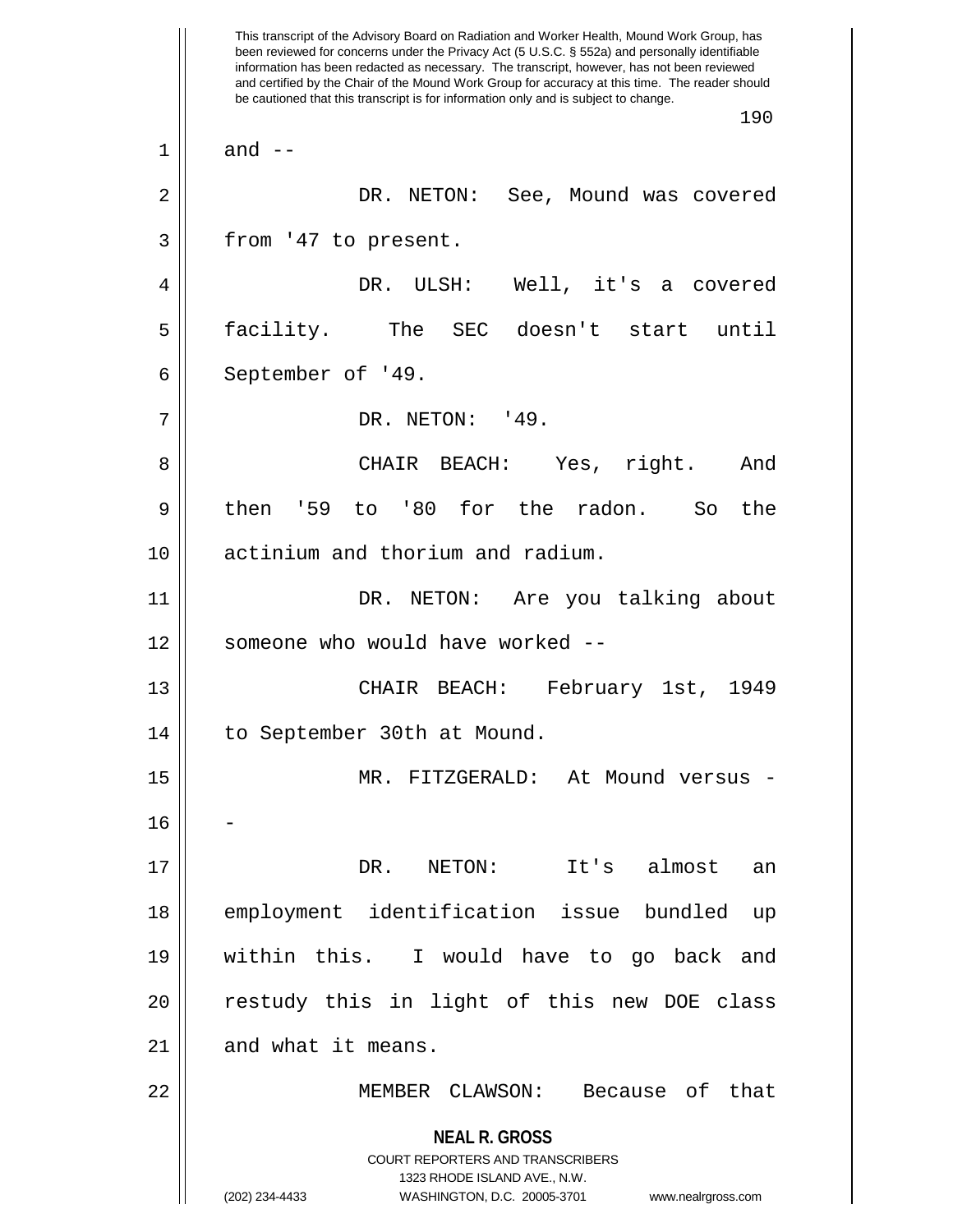This transcript of the Advisory Board on Radiation and Worker Health, Mound Work Group, has been reviewed for concerns under the Privacy Act (5 U.S.C. § 552a) and personally identifiable information has been redacted as necessary. The transcript, however, has not been reviewed and certified by the Chair of the Mound Work Group for accuracy at this time. The reader should be cautioned that this transcript is for information only and is subject to change.

and --

DR. NETON: See, Mound was covered from '47 to present.

DR. ULSH: Well, it's a covered facility. The SEC doesn't start until September of '49.

DR. NETON: '49.

CHAIR BEACH: Yes, right. And then '59 to '80 for the radon. So the actinium and thorium and radium.

DR. NETON: Are you talking about someone who would have worked --

CHAIR BEACH: February 1st, 1949 to September 30th at Mound.

MR. FITZGERALD: At Mound versus --

DR. NETON: It's almost an employment identification issue bundled up within this. I would have to go back and restudy this in light of this new DOE class and what it means.

MEMBER CLAWSON: Because of that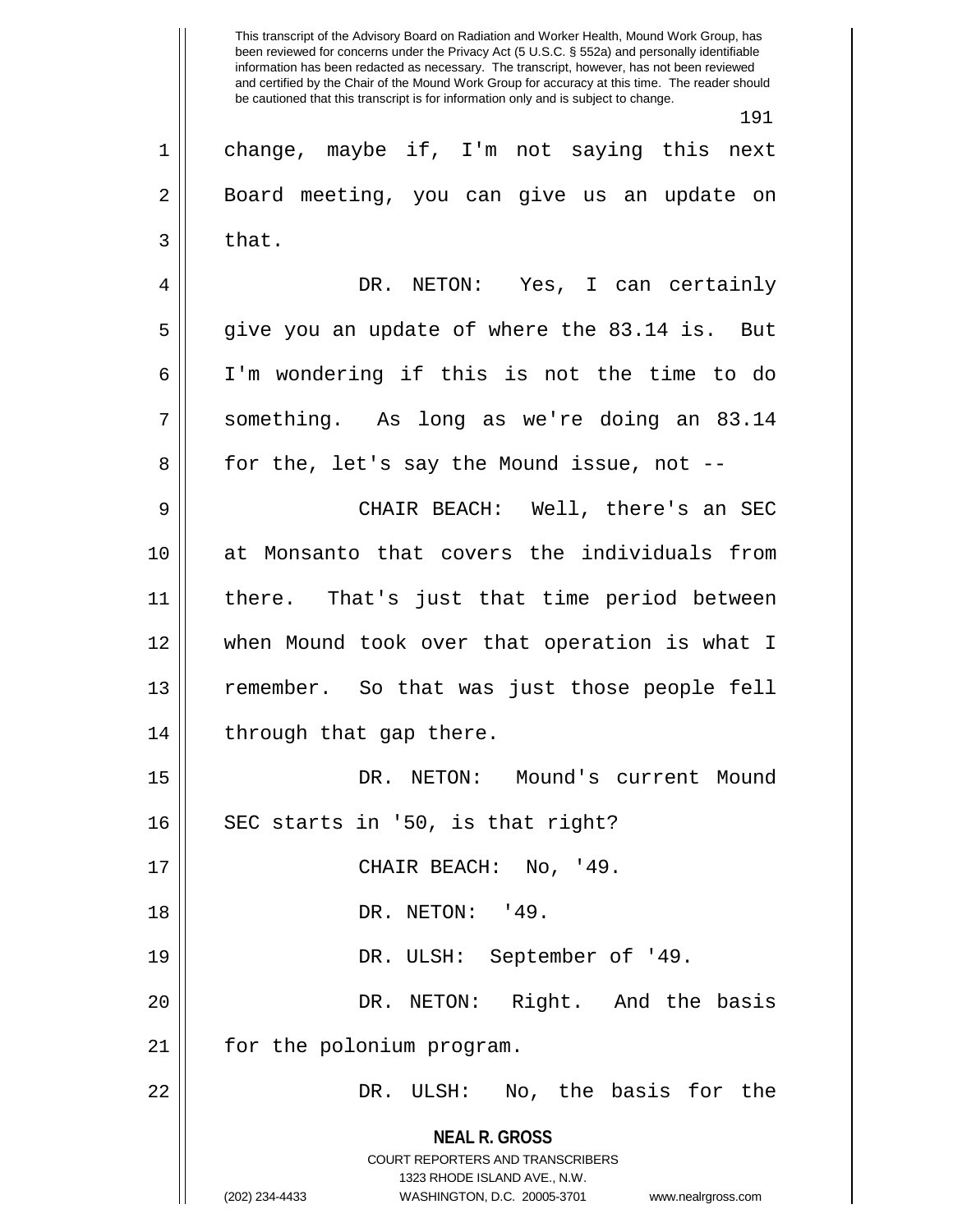change, maybe if, I'm not saying this next Board meeting, you can give us an update on that.

DR. NETON: Yes, I can certainly give you an update of where the 83.14 is. But I'm wondering if this is not the time to do something. As long as we're doing an 83.14 for the, let's say the Mound issue, not --

CHAIR BEACH: Well, there's an SEC at Monsanto that covers the individuals from there. That's just that time period between when Mound took over that operation is what I remember. So that was just those people fell through that gap there.

DR. NETON: Mound's current Mound SEC starts in '50, is that right?

CHAIR BEACH: No, '49.

DR. NETON: '49.

DR. ULSH: September of '49.

DR. NETON: Right. And the basis for the polonium program.

DR. ULSH: No, the basis for the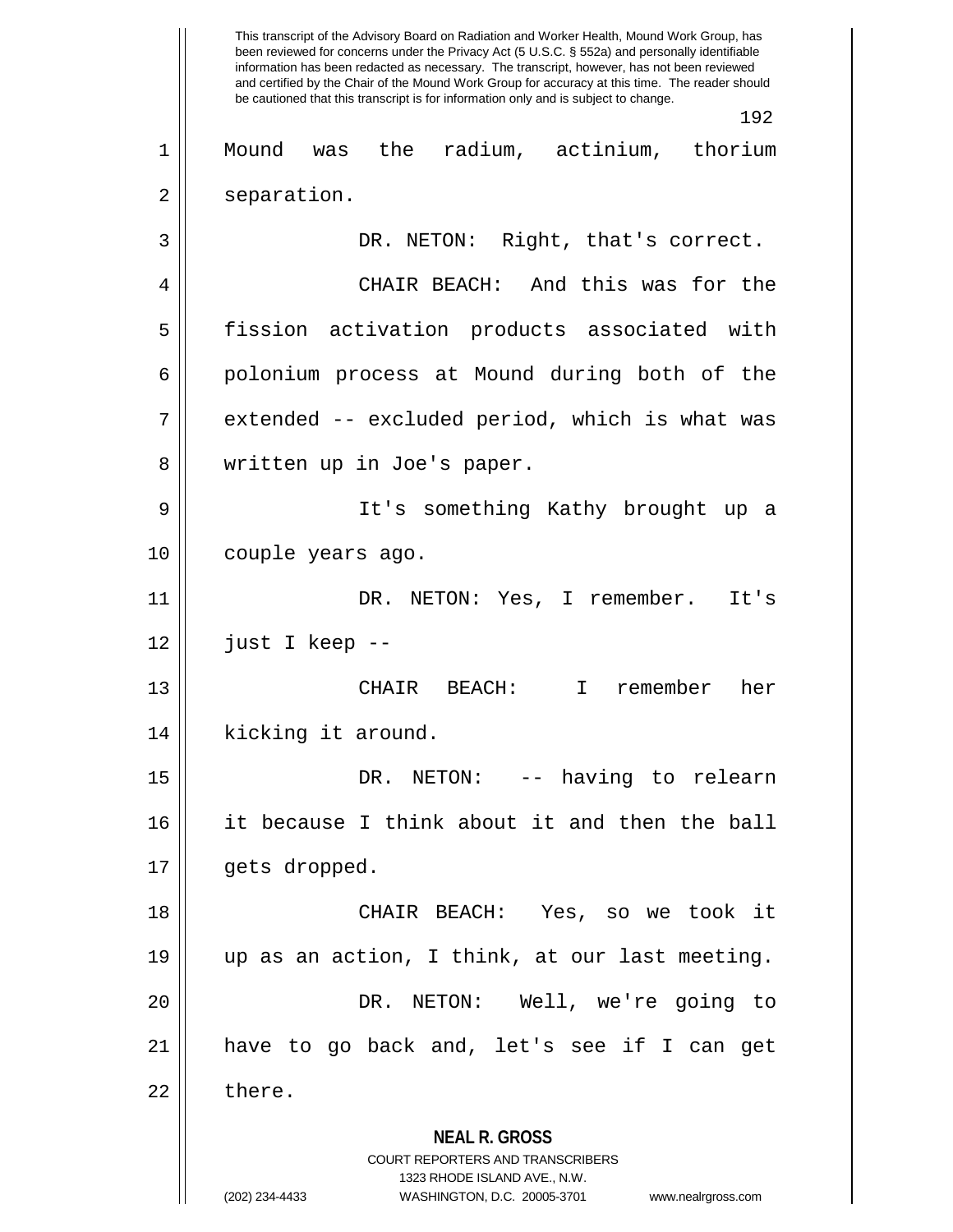Mound was the radium, actinium, thorium separation.

DR. NETON: Right, that's correct.

CHAIR BEACH: And this was for the fission activation products associated with polonium process at Mound during both of the extended -- excluded period, which is what was written up in Joe's paper.

It's something Kathy brought up a couple years ago.

DR. NETON: Yes, I remember. It's just I keep --

CHAIR BEACH: I remember her kicking it around.

DR. NETON: -- having to relearn it because I think about it and then the ball gets dropped.

CHAIR BEACH: Yes, so we took it up as an action, I think, at our last meeting.

DR. NETON: Well, we're going to have to go back and, let's see if I can get there.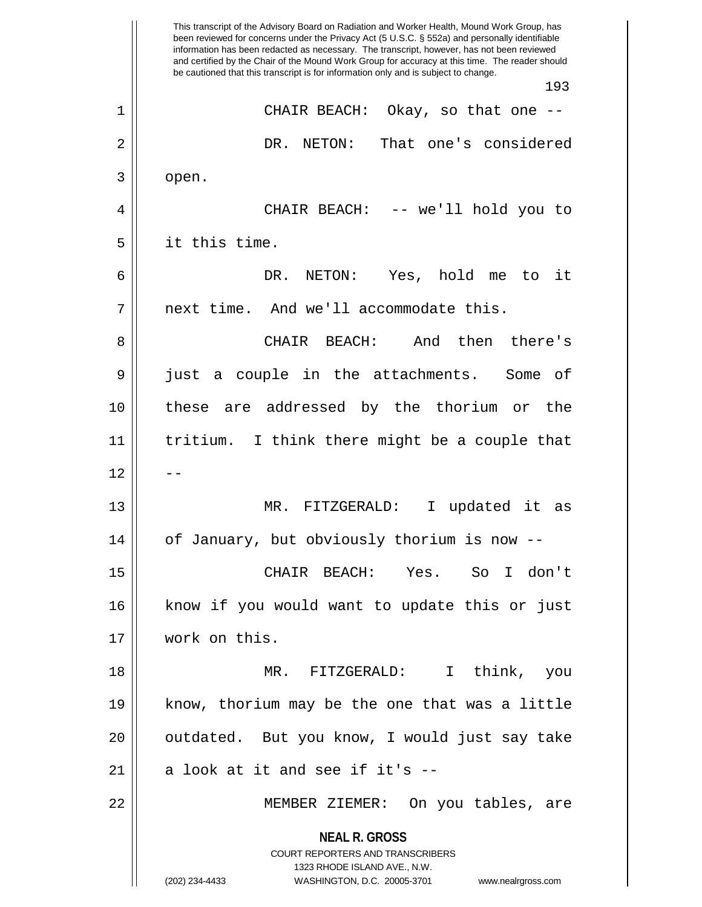CHAIR BEACH: Okay, so that one --

DR. NETON: That one's considered open.

CHAIR BEACH: -- we'll hold you to it this time.

DR. NETON: Yes, hold me to it next time. And we'll accommodate this.

CHAIR BEACH: And then there's just a couple in the attachments. Some of these are addressed by the thorium or the tritium. I think there might be a couple that --

MR. FITZGERALD: I updated it as of January, but obviously thorium is now --

CHAIR BEACH: Yes. So I don't know if you would want to update this or just work on this.

MR. FITZGERALD: I think, you know, thorium may be the one that was a little outdated. But you know, I would just say take a look at it and see if it's --

MEMBER ZIEMER: On you tables, are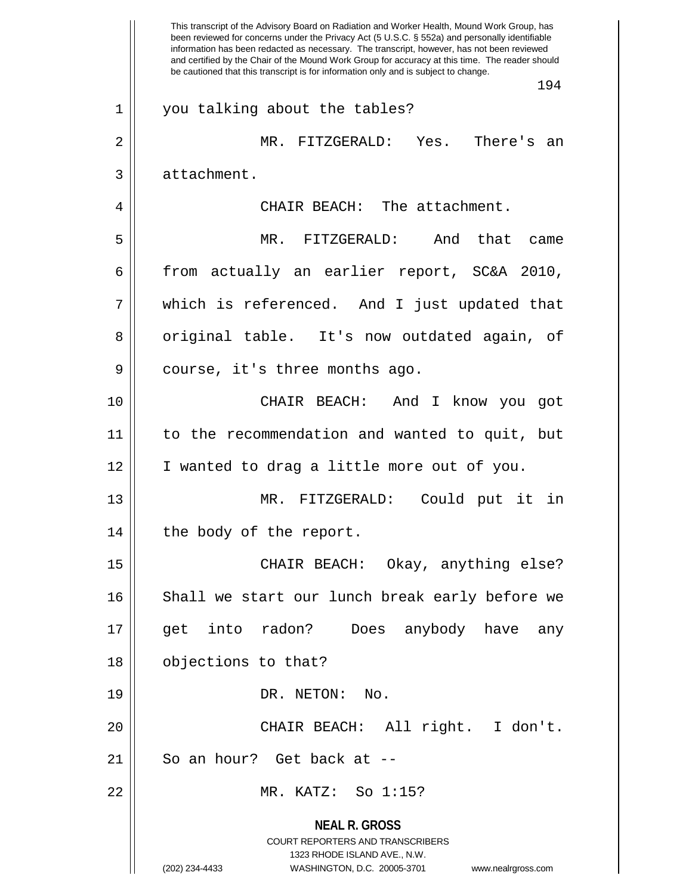you talking about the tables?

MR. FITZGERALD: Yes. There's an attachment.

CHAIR BEACH: The attachment.

MR. FITZGERALD: And that came from actually an earlier report, SC&A 2010, which is referenced. And I just updated that original table. It's now outdated again, of course, it's three months ago.

CHAIR BEACH: And I know you got to the recommendation and wanted to quit, but I wanted to drag a little more out of you.

MR. FITZGERALD: Could put it in the body of the report.

CHAIR BEACH: Okay, anything else? Shall we start our lunch break early before we get into radon? Does anybody have any objections to that?

DR. NETON: No.

CHAIR BEACH: All right. I don't. So an hour? Get back at --

MR. KATZ: So 1:15?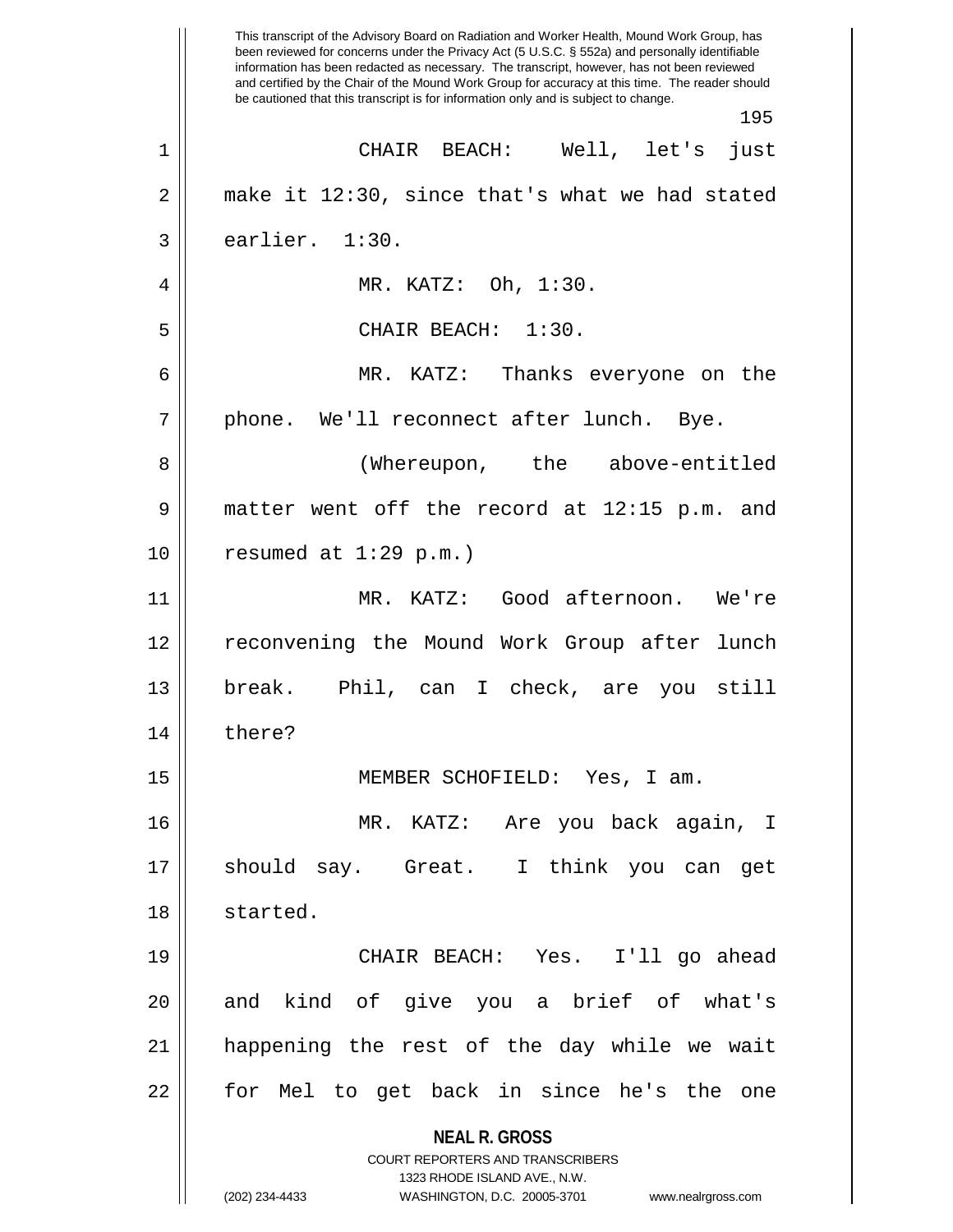CHAIR BEACH: Well, let's just make it 12:30, since that's what we had stated earlier. 1:30.

MR. KATZ: Oh, 1:30.

CHAIR BEACH: 1:30.

MR. KATZ: Thanks everyone on the phone. We'll reconnect after lunch. Bye.

(Whereupon, the above-entitled matter went off the record at 12:15 p.m. and resumed at 1:29 p.m.)

MR. KATZ: Good afternoon. We're reconvening the Mound Work Group after lunch break. Phil, can I check, are you still there?

MEMBER SCHOFIELD: Yes, I am.

MR. KATZ: Are you back again, I should say. Great. I think you can get started.

CHAIR BEACH: Yes. I'll go ahead and kind of give you a brief of what's happening the rest of the day while we wait for Mel to get back in since he's the one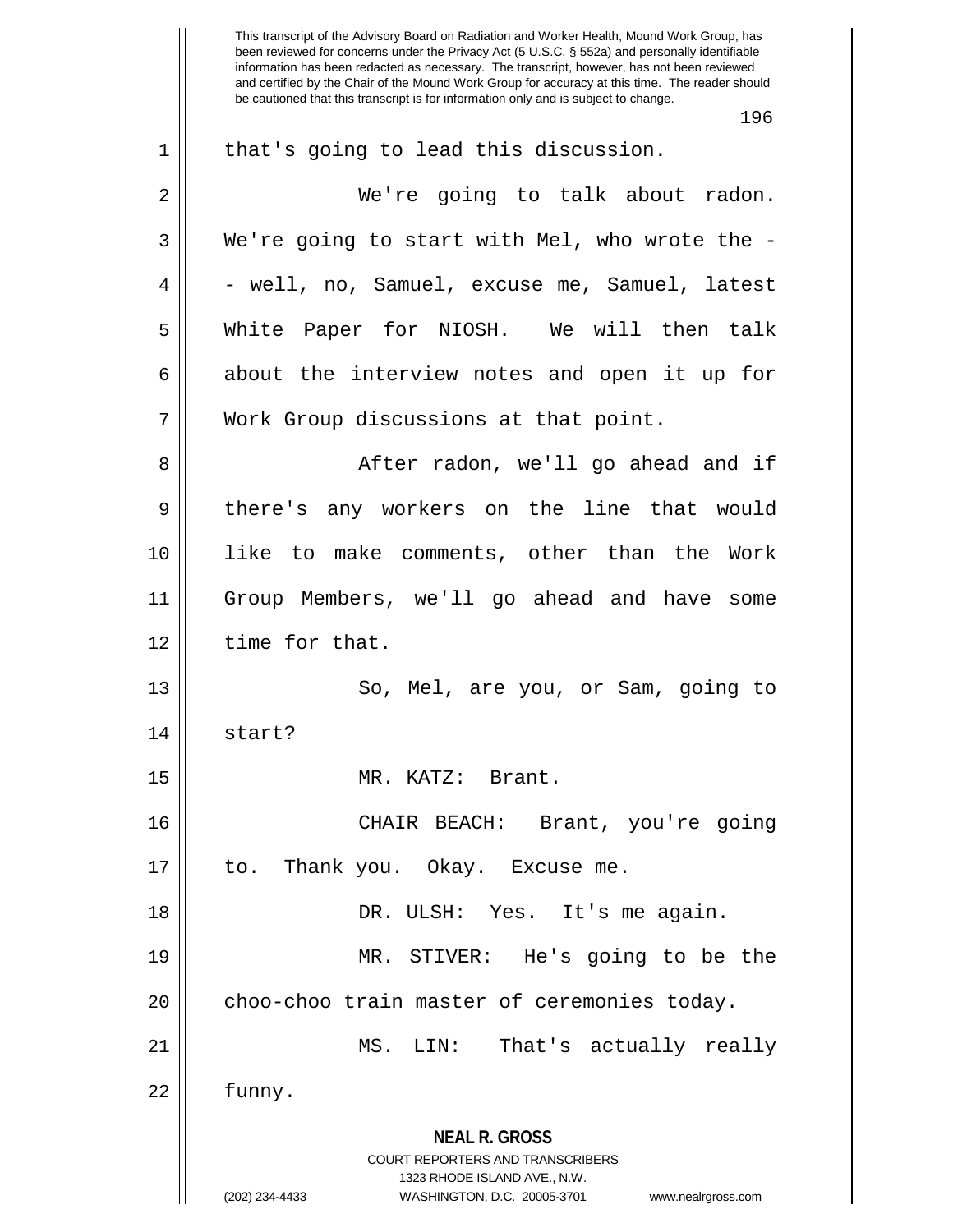that's going to lead this discussion.

We're going to talk about radon. We're going to start with Mel, who wrote the -- well, no, Samuel, excuse me, Samuel, latest White Paper for NIOSH. We will then talk about the interview notes and open it up for Work Group discussions at that point.

After radon, we'll go ahead and if there's any workers on the line that would like to make comments, other than the Work Group Members, we'll go ahead and have some time for that.

So, Mel, are you, or Sam, going to start?

MR. KATZ: Brant.

CHAIR BEACH: Brant, you're going to. Thank you. Okay. Excuse me.

DR. ULSH: Yes. It's me again.

MR. STIVER: He's going to be the choo-choo train master of ceremonies today.

MS. LIN: That's actually really funny.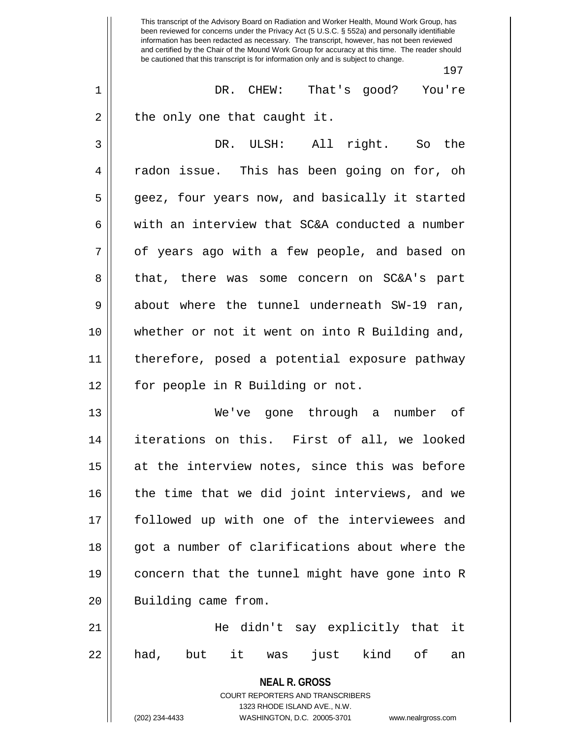This transcript of the Advisory Board on Radiation and Worker Health, Mound Work Group, has been reviewed for concerns under the Privacy Act (5 U.S.C. § 552a) and personally identifiable information has been redacted as necessary. The transcript, however, has not been reviewed and certified by the Chair of the Mound Work Group for accuracy at this time. The reader should be cautioned that this transcript is for information only and is subject to change.

DR. CHEW: That's good? You're the only one that caught it.

DR. ULSH: All right. So the radon issue. This has been going on for, oh geez, four years now, and basically it started with an interview that SC&A conducted a number of years ago with a few people, and based on that, there was some concern on SC&A's part about where the tunnel underneath SW-19 ran, whether or not it went on into R Building and, therefore, posed a potential exposure pathway for people in R Building or not.

We've gone through a number of iterations on this. First of all, we looked at the interview notes, since this was before the time that we did joint interviews, and we followed up with one of the interviewees and got a number of clarifications about where the concern that the tunnel might have gone into R Building came from.

He didn't say explicitly that it had, but it was just kind of an

**NEAL R. GROSS**
COURT REPORTERS AND TRANSCRIBERS
1323 RHODE ISLAND AVE., N.W.
(202) 234-4433 WASHINGTON, D.C. 20005-3701 www.nealrgross.com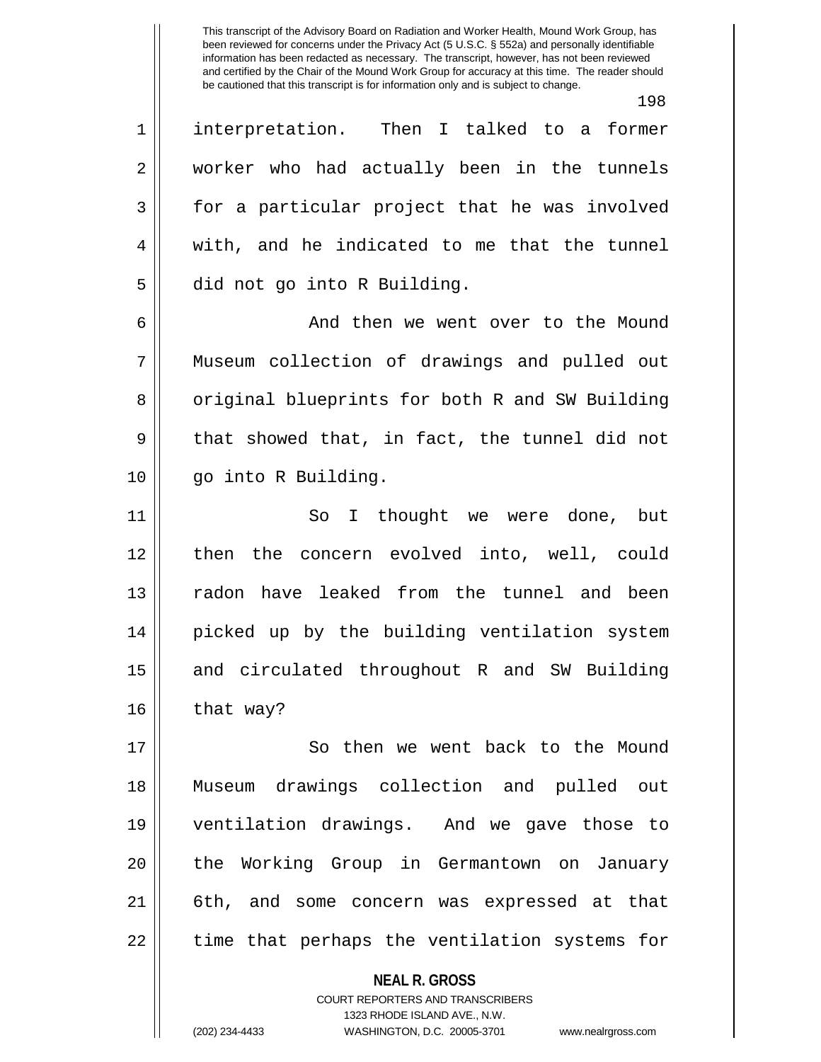interpretation. Then I talked to a former worker who had actually been in the tunnels for a particular project that he was involved with, and he indicated to me that the tunnel did not go into R Building.

And then we went over to the Mound Museum collection of drawings and pulled out original blueprints for both R and SW Building that showed that, in fact, the tunnel did not go into R Building.

So I thought we were done, but then the concern evolved into, well, could radon have leaked from the tunnel and been picked up by the building ventilation system and circulated throughout R and SW Building that way?

So then we went back to the Mound Museum drawings collection and pulled out ventilation drawings. And we gave those to the Working Group in Germantown on January 6th, and some concern was expressed at that time that perhaps the ventilation systems for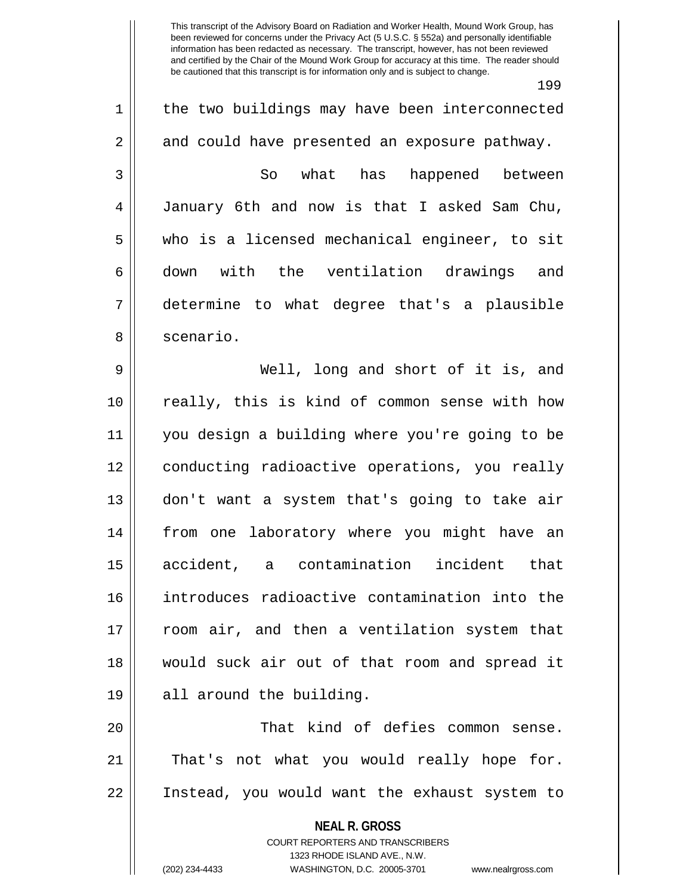the two buildings may have been interconnected and could have presented an exposure pathway.

So what has happened between January 6th and now is that I asked Sam Chu, who is a licensed mechanical engineer, to sit down with the ventilation drawings and determine to what degree that's a plausible scenario.

Well, long and short of it is, and really, this is kind of common sense with how you design a building where you're going to be conducting radioactive operations, you really don't want a system that's going to take air from one laboratory where you might have an accident, a contamination incident that introduces radioactive contamination into the room air, and then a ventilation system that would suck air out of that room and spread it all around the building.

That kind of defies common sense. That's not what you would really hope for. Instead, you would want the exhaust system to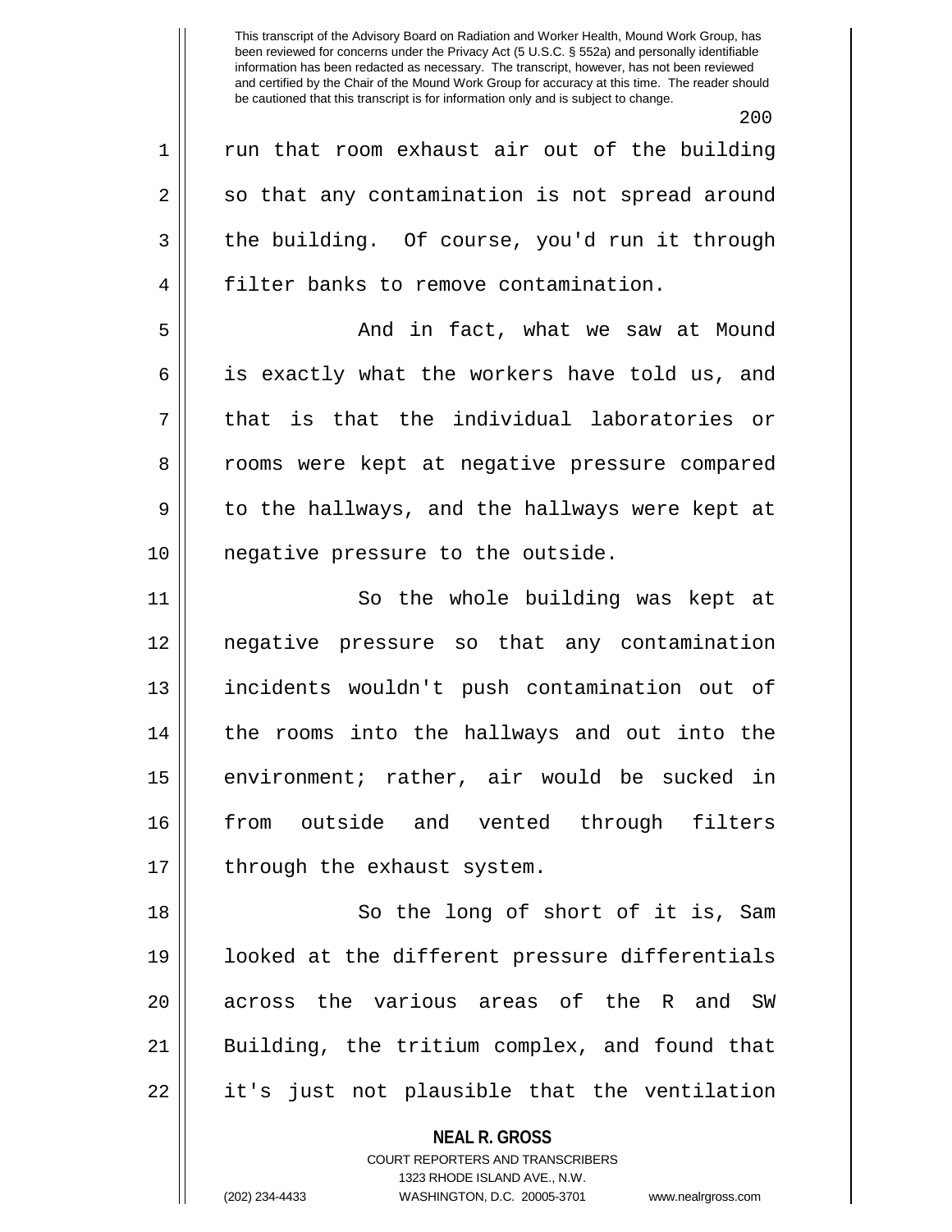run that room exhaust air out of the building so that any contamination is not spread around the building. Of course, you'd run it through filter banks to remove contamination.

And in fact, what we saw at Mound is exactly what the workers have told us, and that is that the individual laboratories or rooms were kept at negative pressure compared to the hallways, and the hallways were kept at negative pressure to the outside.

So the whole building was kept at negative pressure so that any contamination incidents wouldn't push contamination out of the rooms into the hallways and out into the environment; rather, air would be sucked in from outside and vented through filters through the exhaust system.

So the long of short of it is, Sam looked at the different pressure differentials across the various areas of the R and SW Building, the tritium complex, and found that it's just not plausible that the ventilation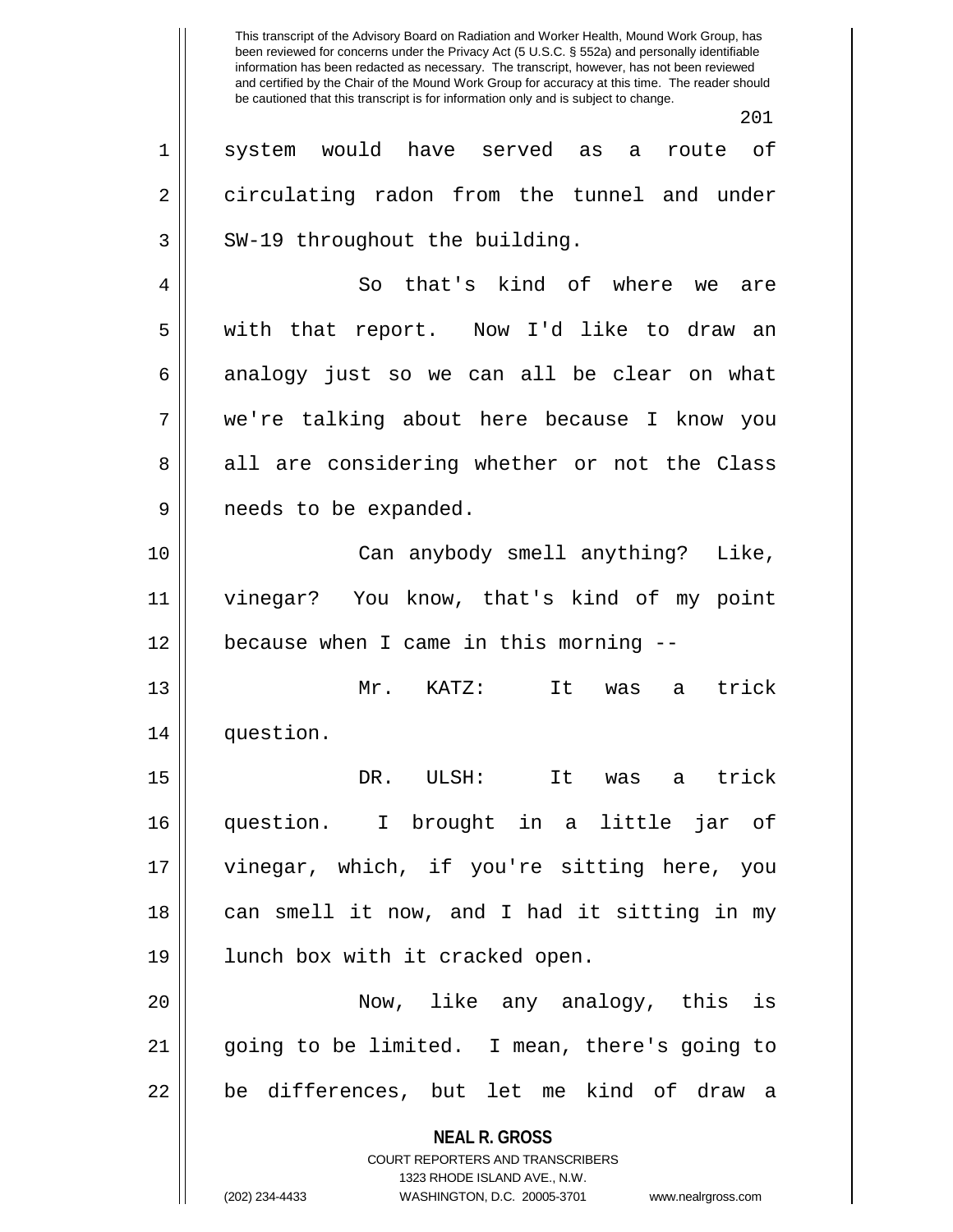system would have served as a route of circulating radon from the tunnel and under SW-19 throughout the building.

So that's kind of where we are with that report. Now I'd like to draw an analogy just so we can all be clear on what we're talking about here because I know you all are considering whether or not the Class needs to be expanded.

Can anybody smell anything? Like, vinegar? You know, that's kind of my point because when I came in this morning --

Mr. KATZ: It was a trick question.

DR. ULSH: It was a trick question. I brought in a little jar of vinegar, which, if you're sitting here, you can smell it now, and I had it sitting in my lunch box with it cracked open.

Now, like any analogy, this is going to be limited. I mean, there's going to be differences, but let me kind of draw a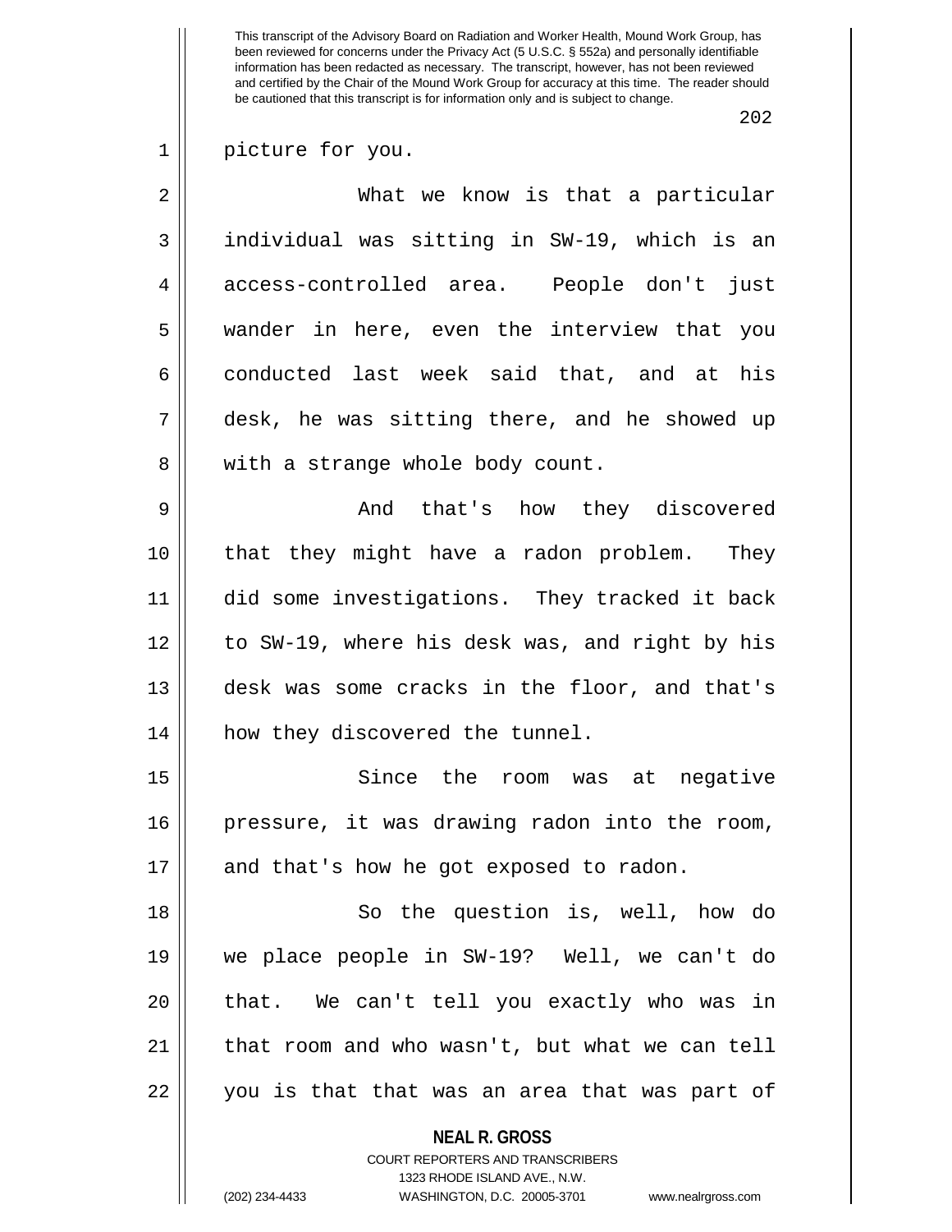picture for you.

What we know is that a particular individual was sitting in SW-19, which is an access-controlled area. People don't just wander in here, even the interview that you conducted last week said that, and at his desk, he was sitting there, and he showed up with a strange whole body count.

And that's how they discovered that they might have a radon problem. They did some investigations. They tracked it back to SW-19, where his desk was, and right by his desk was some cracks in the floor, and that's how they discovered the tunnel.

Since the room was at negative pressure, it was drawing radon into the room, and that's how he got exposed to radon.

So the question is, well, how do we place people in SW-19? Well, we can't do that. We can't tell you exactly who was in that room and who wasn't, but what we can tell you is that that was an area that was part of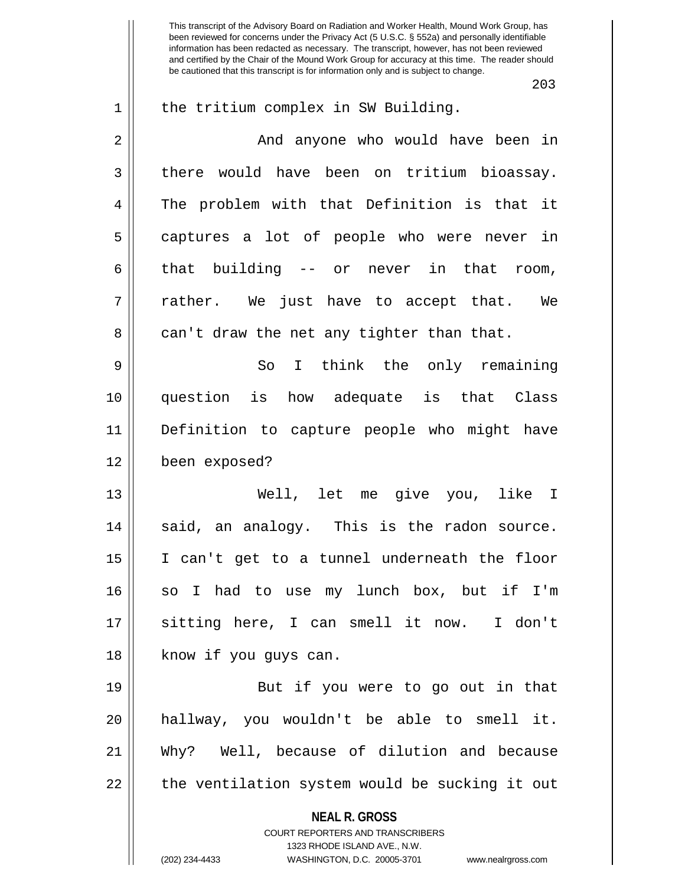the tritium complex in SW Building.

And anyone who would have been in there would have been on tritium bioassay. The problem with that Definition is that it captures a lot of people who were never in that building -- or never in that room, rather. We just have to accept that. We can't draw the net any tighter than that.

So I think the only remaining question is how adequate is that Class Definition to capture people who might have been exposed?

Well, let me give you, like I said, an analogy. This is the radon source. I can't get to a tunnel underneath the floor so I had to use my lunch box, but if I'm sitting here, I can smell it now. I don't know if you guys can.

But if you were to go out in that hallway, you wouldn't be able to smell it. Why? Well, because of dilution and because the ventilation system would be sucking it out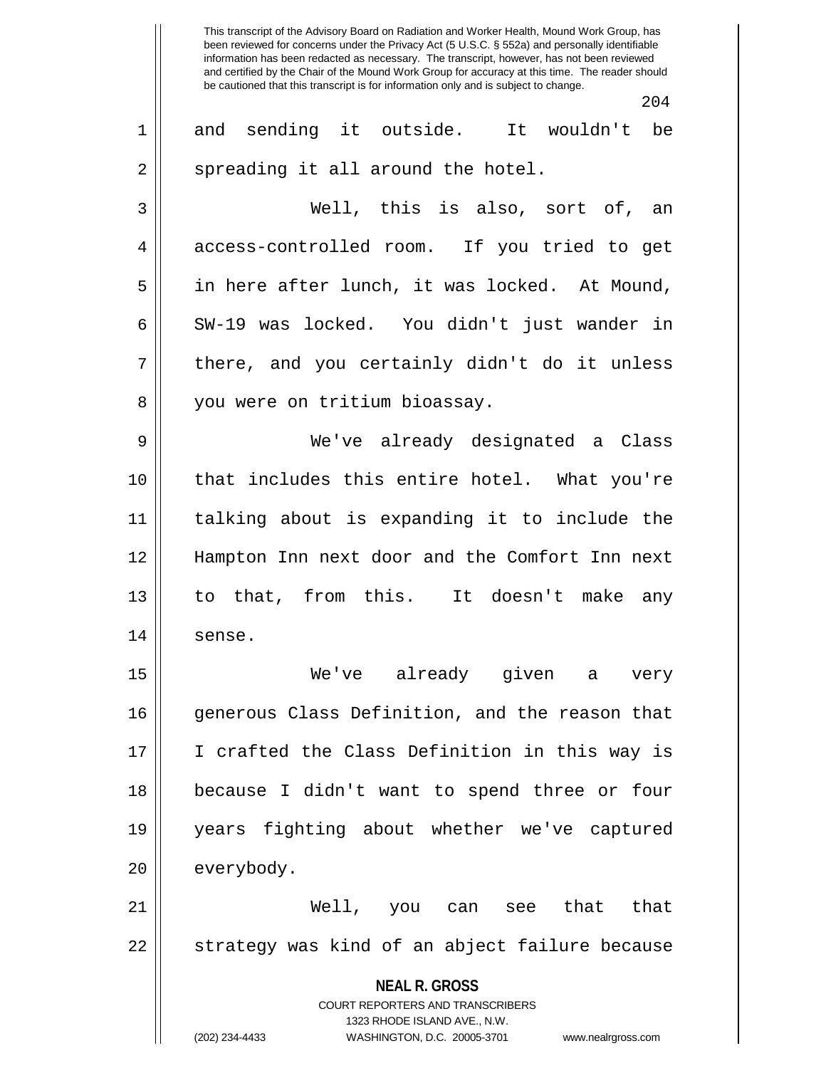and sending it outside. It wouldn't be spreading it all around the hotel.

Well, this is also, sort of, an access-controlled room. If you tried to get in here after lunch, it was locked. At Mound, SW-19 was locked. You didn't just wander in there, and you certainly didn't do it unless you were on tritium bioassay.

We've already designated a Class that includes this entire hotel. What you're talking about is expanding it to include the Hampton Inn next door and the Comfort Inn next to that, from this. It doesn't make any sense.

We've already given a very generous Class Definition, and the reason that I crafted the Class Definition in this way is because I didn't want to spend three or four years fighting about whether we've captured everybody.

Well, you can see that that strategy was kind of an abject failure because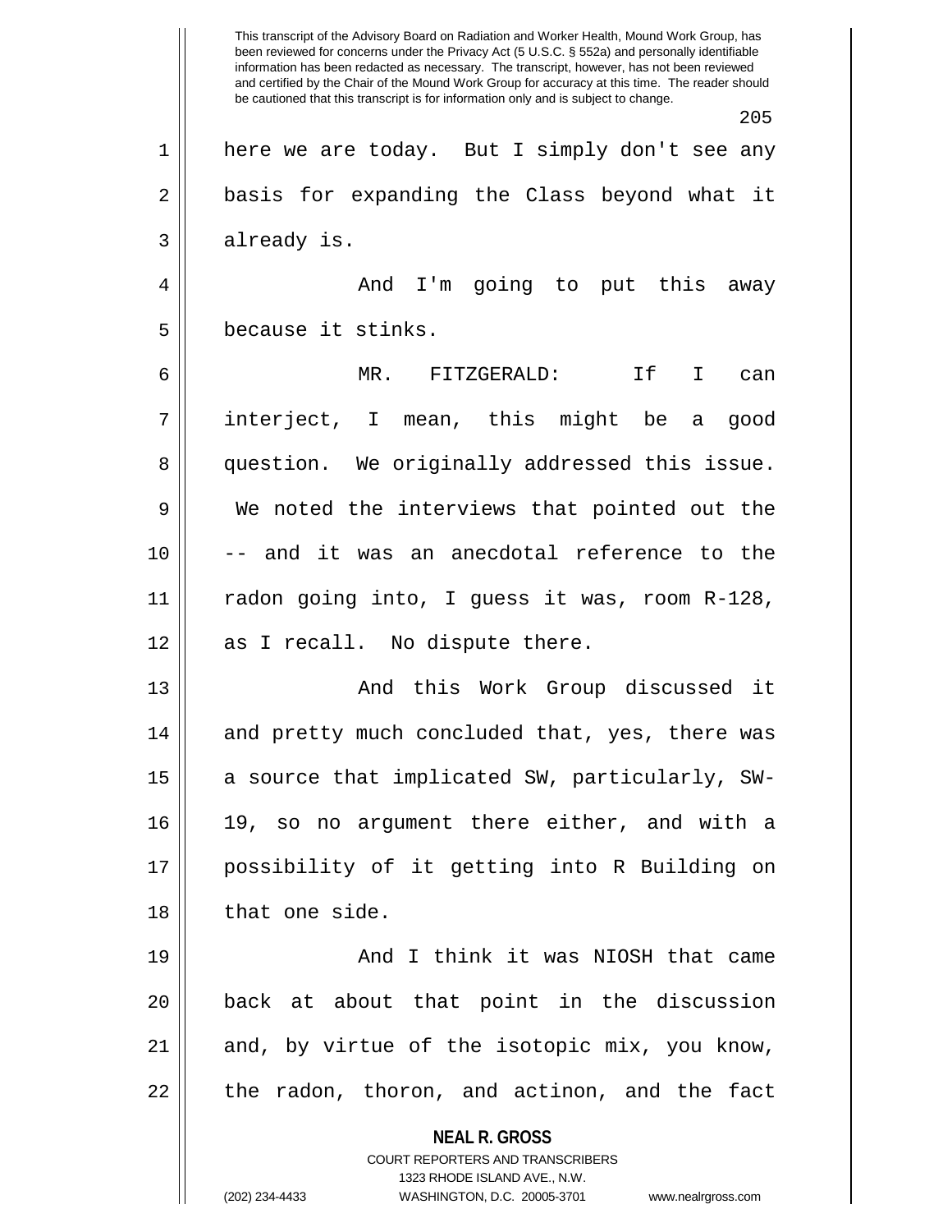here we are today. But I simply don't see any basis for expanding the Class beyond what it already is.

And I'm going to put this away because it stinks.

MR. FITZGERALD: If I can interject, I mean, this might be a good question. We originally addressed this issue. We noted the interviews that pointed out the -- and it was an anecdotal reference to the radon going into, I guess it was, room R-128, as I recall. No dispute there.

And this Work Group discussed it and pretty much concluded that, yes, there was a source that implicated SW, particularly, SW-19, so no argument there either, and with a possibility of it getting into R Building on that one side.

And I think it was NIOSH that came back at about that point in the discussion and, by virtue of the isotopic mix, you know, the radon, thoron, and actinon, and the fact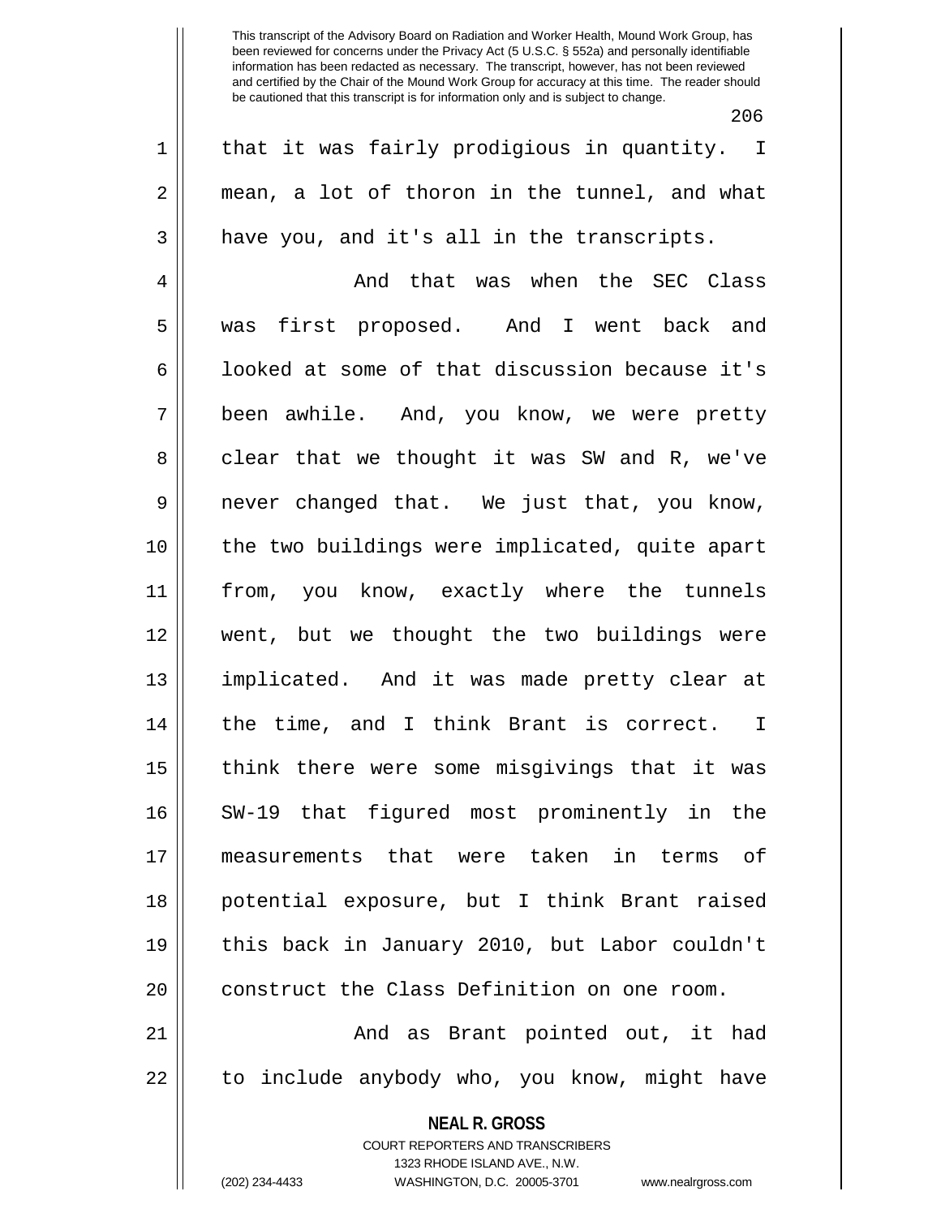that it was fairly prodigious in quantity. I mean, a lot of thoron in the tunnel, and what have you, and it's all in the transcripts.

And that was when the SEC Class was first proposed. And I went back and looked at some of that discussion because it's been awhile. And, you know, we were pretty clear that we thought it was SW and R, we've never changed that. We just that, you know, the two buildings were implicated, quite apart from, you know, exactly where the tunnels went, but we thought the two buildings were implicated. And it was made pretty clear at the time, and I think Brant is correct. I think there were some misgivings that it was SW-19 that figured most prominently in the measurements that were taken in terms of potential exposure, but I think Brant raised this back in January 2010, but Labor couldn't construct the Class Definition on one room.

And as Brant pointed out, it had to include anybody who, you know, might have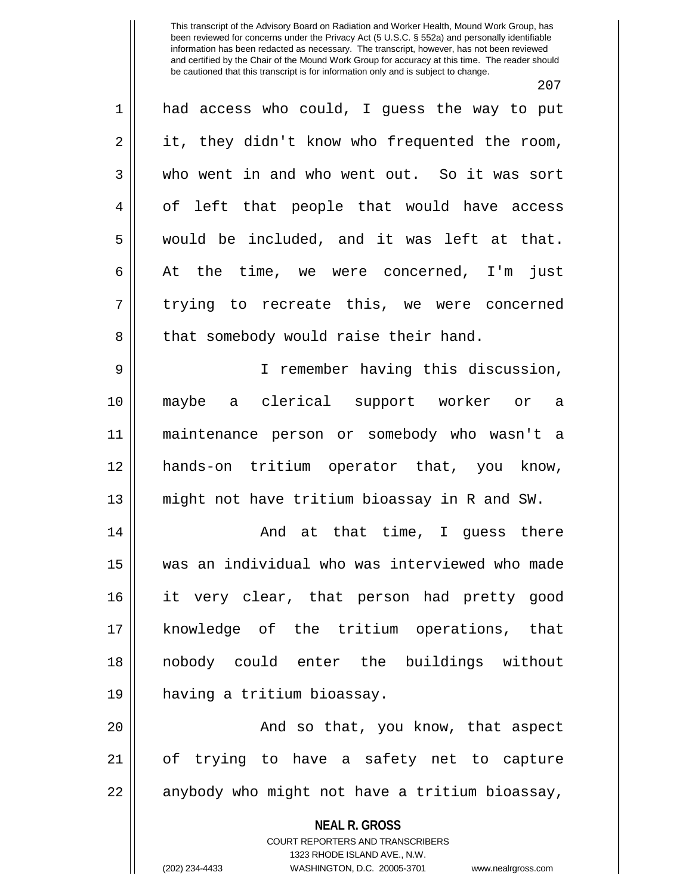had access who could, I guess the way to put it, they didn't know who frequented the room, who went in and who went out. So it was sort of left that people that would have access would be included, and it was left at that. At the time, we were concerned, I'm just trying to recreate this, we were concerned that somebody would raise their hand.

I remember having this discussion, maybe a clerical support worker or a maintenance person or somebody who wasn't a hands-on tritium operator that, you know, might not have tritium bioassay in R and SW.

And at that time, I guess there was an individual who was interviewed who made it very clear, that person had pretty good knowledge of the tritium operations, that nobody could enter the buildings without having a tritium bioassay.

And so that, you know, that aspect of trying to have a safety net to capture anybody who might not have a tritium bioassay,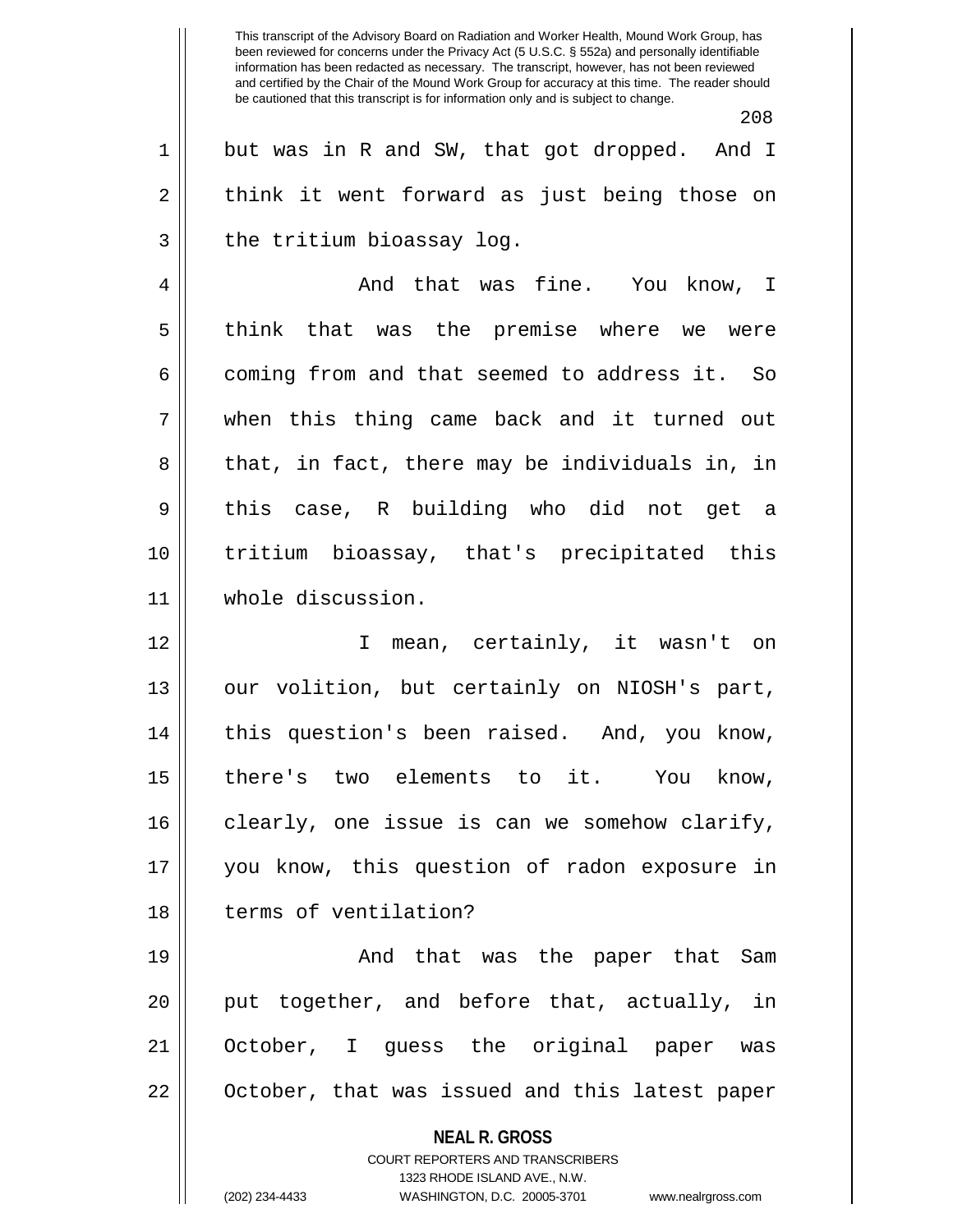but was in R and SW, that got dropped. And I think it went forward as just being those on the tritium bioassay log.

And that was fine. You know, I think that was the premise where we were coming from and that seemed to address it. So when this thing came back and it turned out that, in fact, there may be individuals in, in this case, R building who did not get a tritium bioassay, that's precipitated this whole discussion.

I mean, certainly, it wasn't on our volition, but certainly on NIOSH's part, this question's been raised. And, you know, there's two elements to it. You know, clearly, one issue is can we somehow clarify, you know, this question of radon exposure in terms of ventilation?

And that was the paper that Sam put together, and before that, actually, in October, I guess the original paper was October, that was issued and this latest paper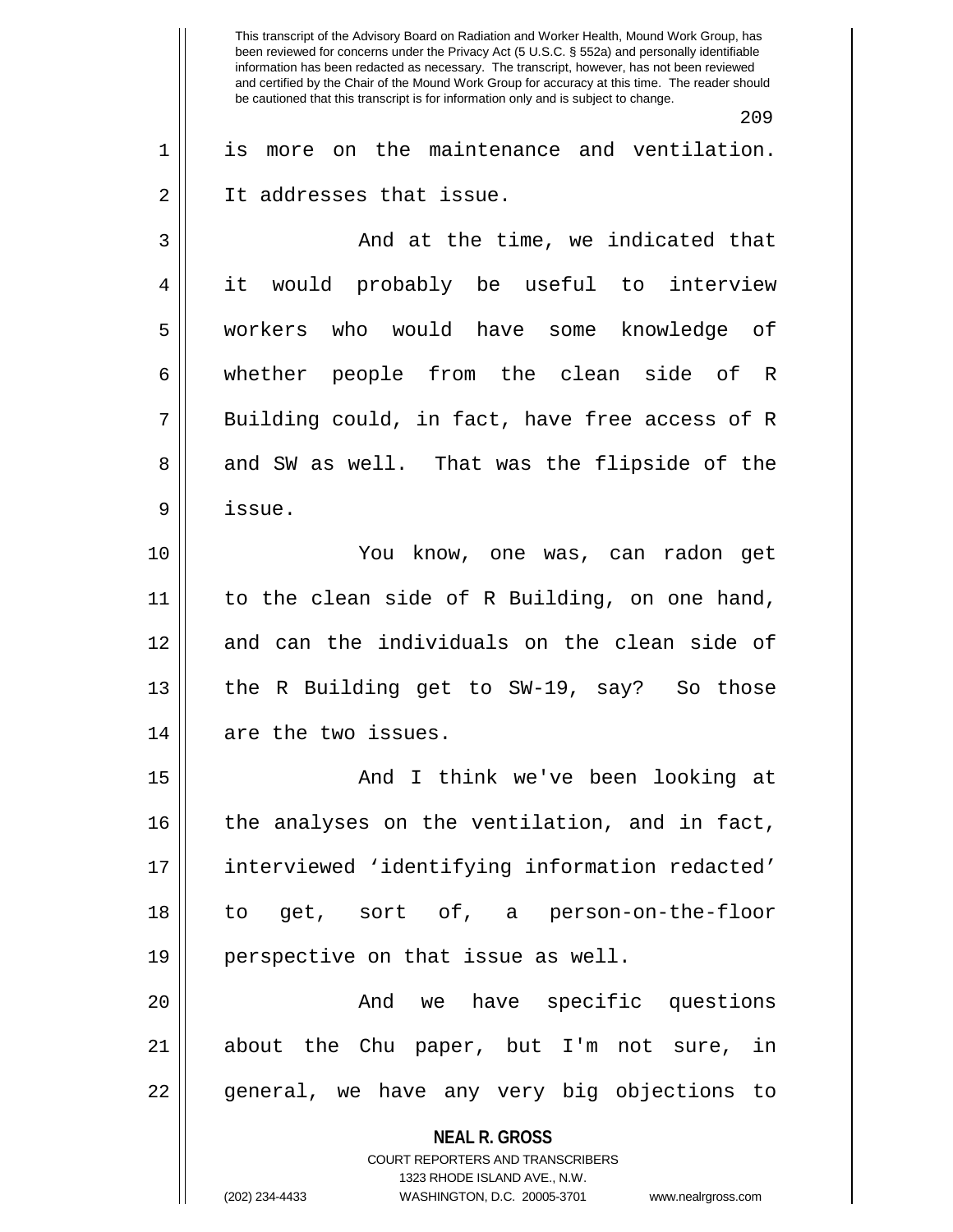is more on the maintenance and ventilation. It addresses that issue.

And at the time, we indicated that it would probably be useful to interview workers who would have some knowledge of whether people from the clean side of R Building could, in fact, have free access of R and SW as well. That was the flipside of the issue.

You know, one was, can radon get to the clean side of R Building, on one hand, and can the individuals on the clean side of the R Building get to SW-19, say? So those are the two issues.

And I think we've been looking at the analyses on the ventilation, and in fact, interviewed 'identifying information redacted' to get, sort of, a person-on-the-floor perspective on that issue as well.

And we have specific questions about the Chu paper, but I'm not sure, in general, we have any very big objections to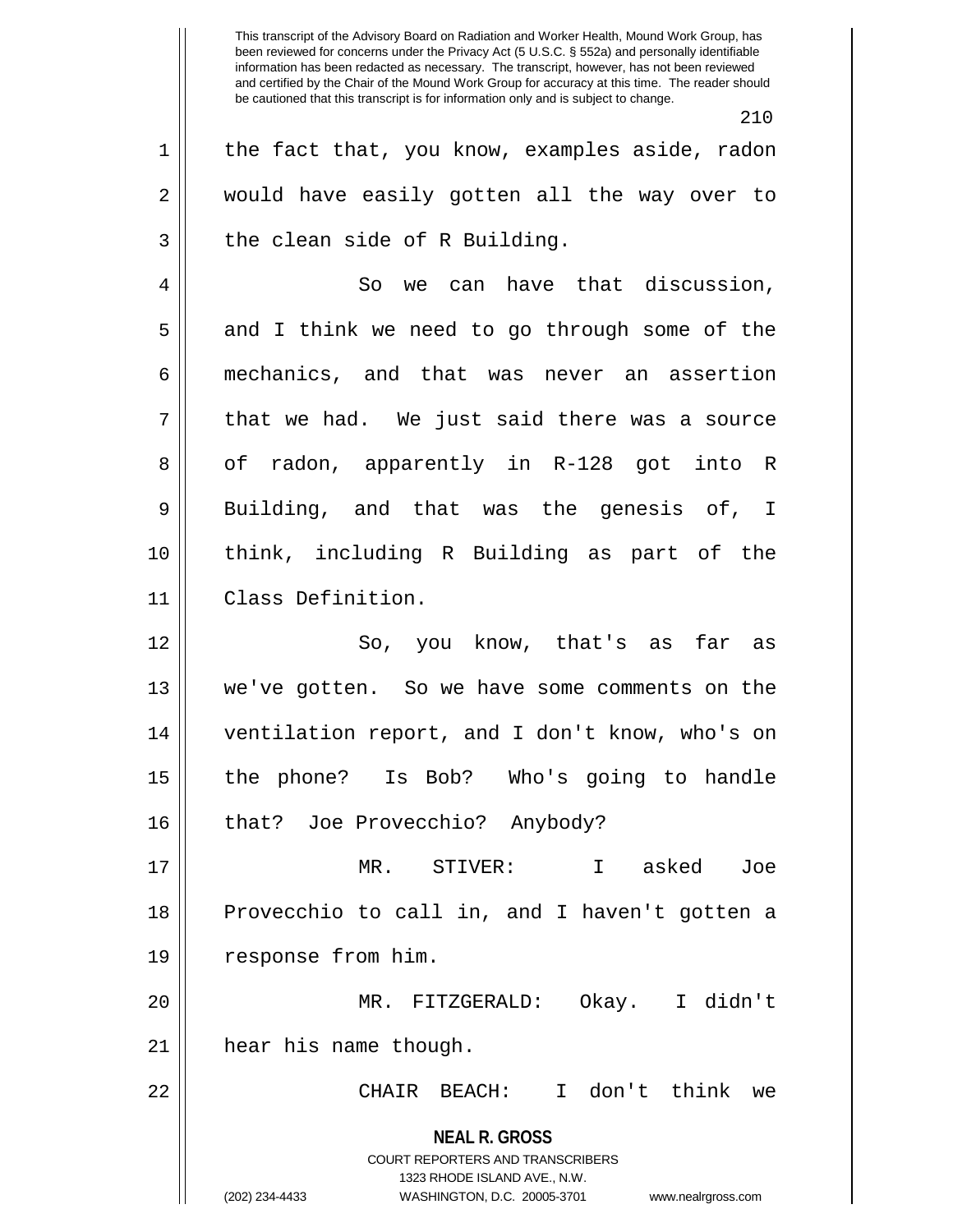the fact that, you know, examples aside, radon would have easily gotten all the way over to the clean side of R Building.

So we can have that discussion, and I think we need to go through some of the mechanics, and that was never an assertion that we had. We just said there was a source of radon, apparently in R-128 got into R Building, and that was the genesis of, I think, including R Building as part of the Class Definition.

So, you know, that's as far as we've gotten. So we have some comments on the ventilation report, and I don't know, who's on the phone? Is Bob? Who's going to handle that? Joe Provecchio? Anybody?

MR. STIVER: I asked Joe Provecchio to call in, and I haven't gotten a response from him.

MR. FITZGERALD: Okay. I didn't hear his name though.

CHAIR BEACH: I don't think we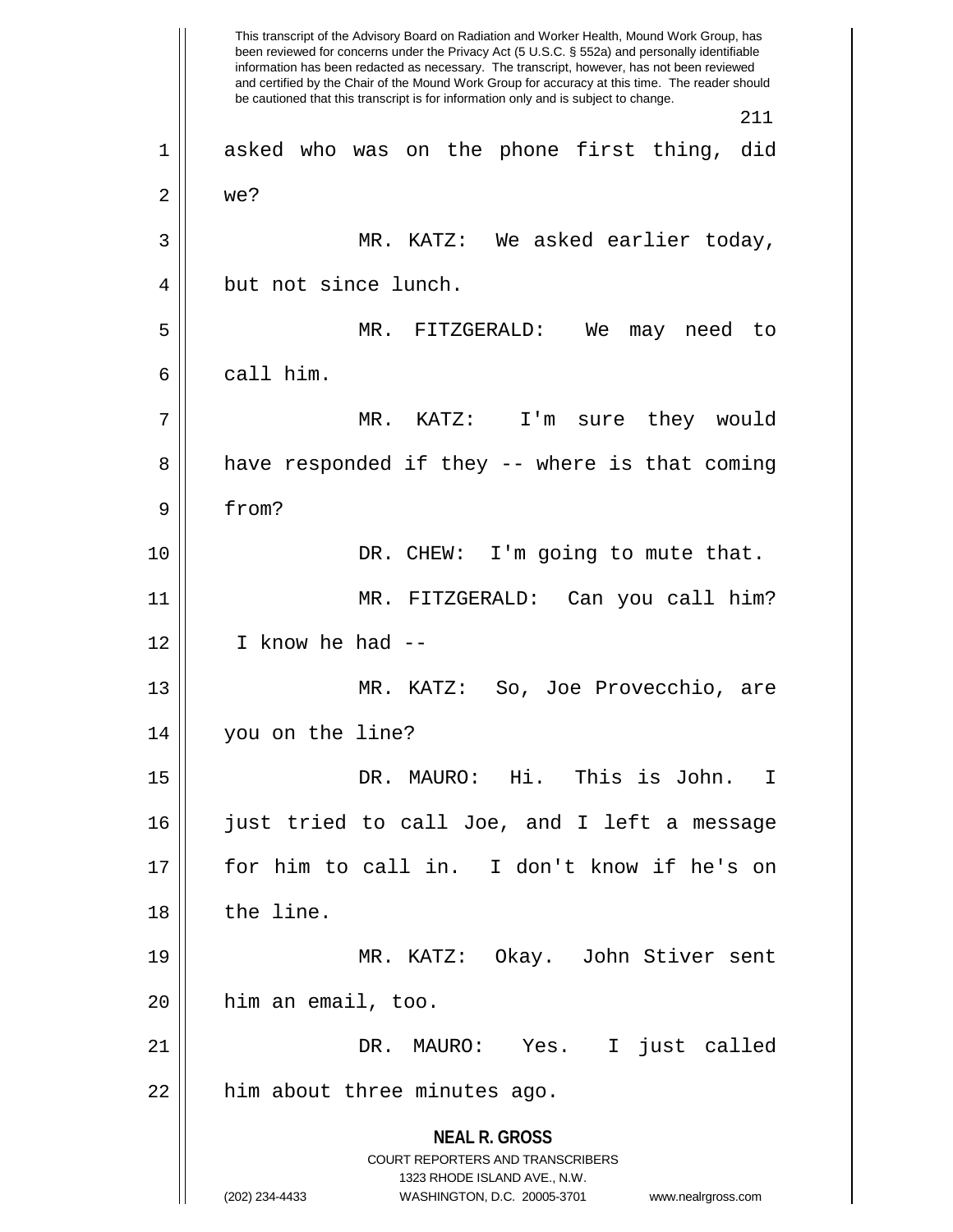This transcript of the Advisory Board on Radiation and Worker Health, Mound Work Group, has been reviewed for concerns under the Privacy Act (5 U.S.C. § 552a) and personally identifiable information has been redacted as necessary. The transcript, however, has not been reviewed and certified by the Chair of the Mound Work Group for accuracy at this time. The reader should be cautioned that this transcript is for information only and is subject to change.

asked who was on the phone first thing, did we?

MR. KATZ: We asked earlier today, but not since lunch.

MR. FITZGERALD: We may need to call him.

MR. KATZ: I'm sure they would have responded if they -- where is that coming from?

DR. CHEW: I'm going to mute that.

MR. FITZGERALD: Can you call him? I know he had --

MR. KATZ: So, Joe Provecchio, are you on the line?

DR. MAURO: Hi. This is John. I just tried to call Joe, and I left a message for him to call in. I don't know if he's on the line.

MR. KATZ: Okay. John Stiver sent him an email, too.

DR. MAURO: Yes. I just called him about three minutes ago.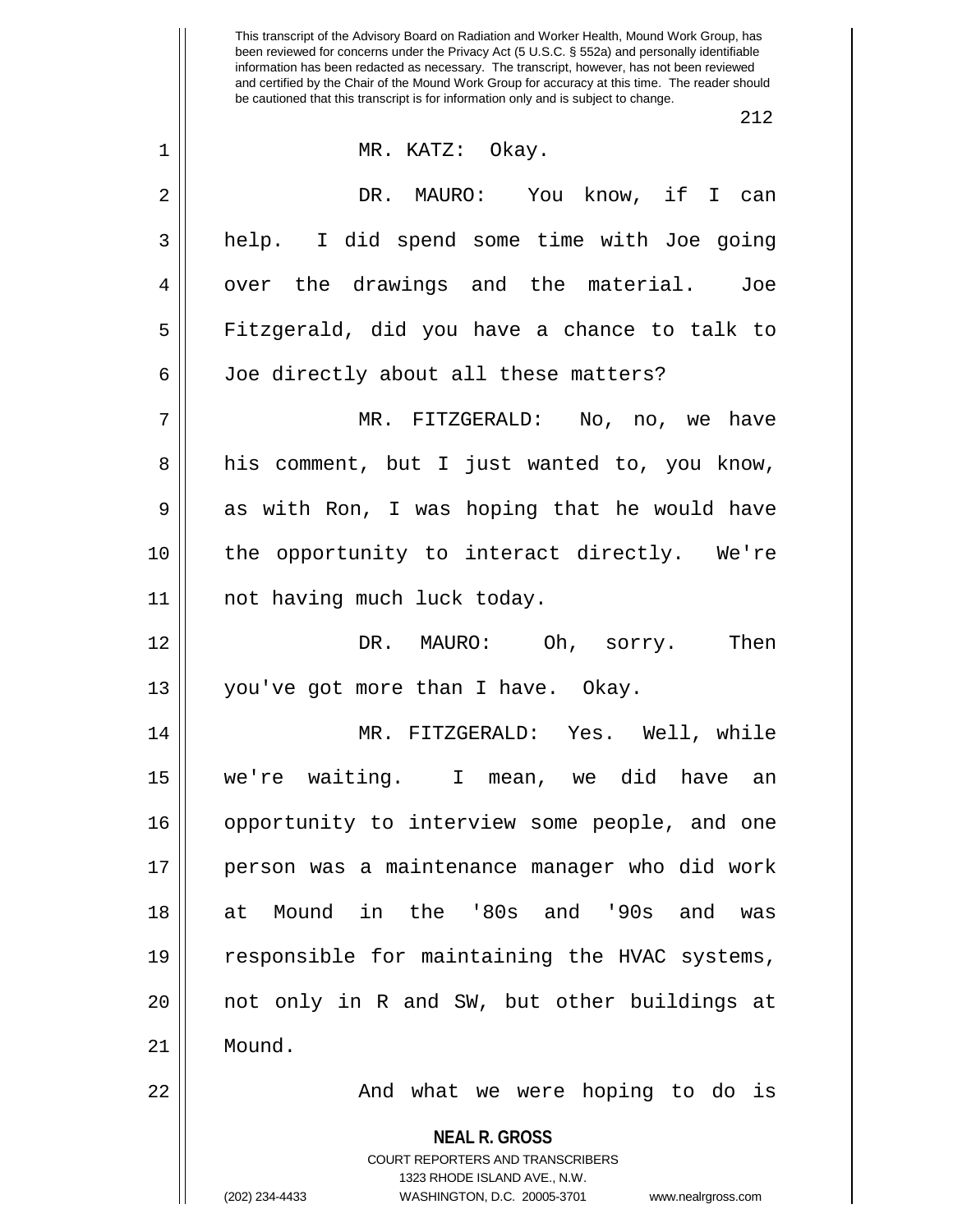MR. KATZ: Okay.

DR. MAURO: You know, if I can help. I did spend some time with Joe going over the drawings and the material. Joe Fitzgerald, did you have a chance to talk to Joe directly about all these matters?

MR. FITZGERALD: No, no, we have his comment, but I just wanted to, you know, as with Ron, I was hoping that he would have the opportunity to interact directly. We're not having much luck today.

DR. MAURO: Oh, sorry. Then you've got more than I have. Okay.

MR. FITZGERALD: Yes. Well, while we're waiting. I mean, we did have an opportunity to interview some people, and one person was a maintenance manager who did work at Mound in the '80s and '90s and was responsible for maintaining the HVAC systems, not only in R and SW, but other buildings at Mound.

And what we were hoping to do is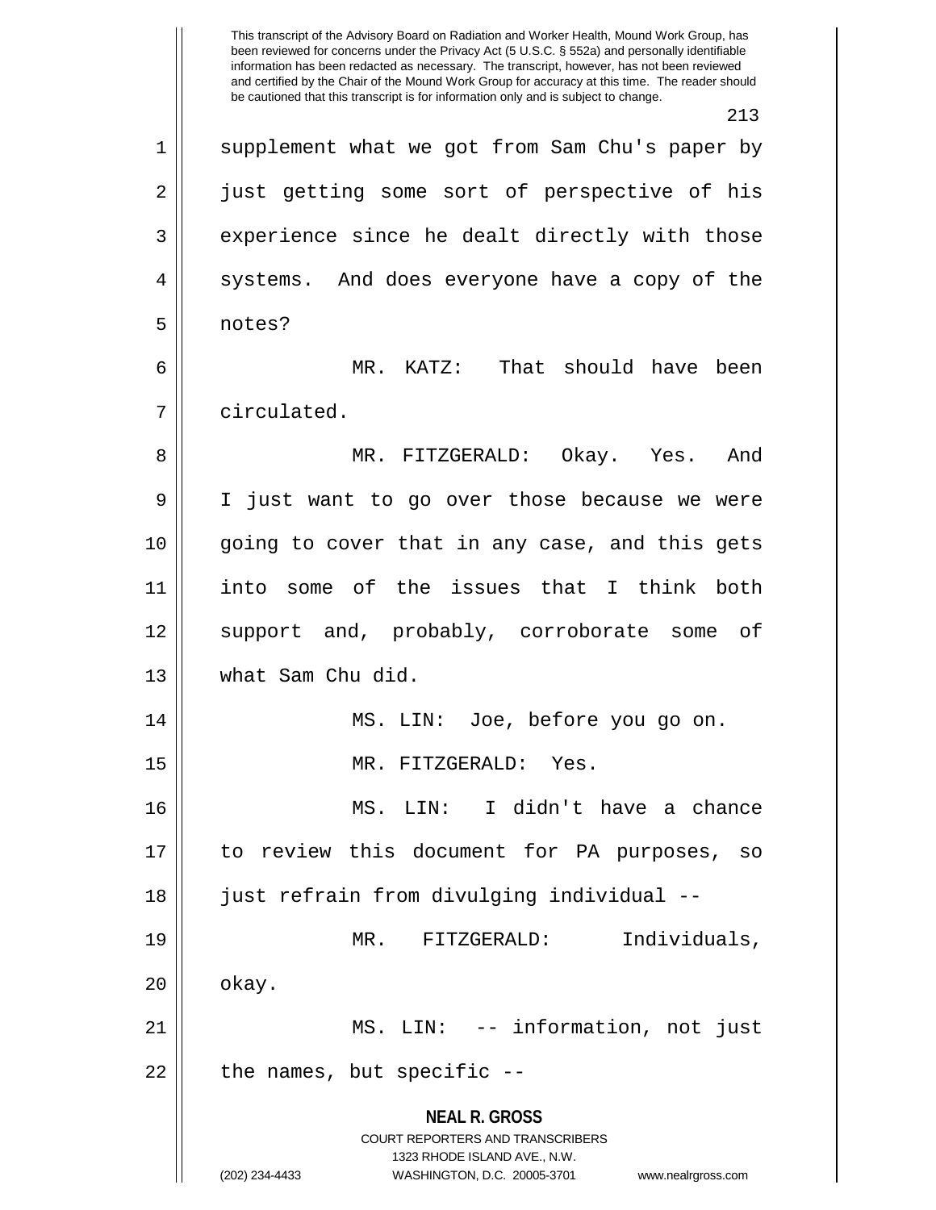supplement what we got from Sam Chu's paper by just getting some sort of perspective of his experience since he dealt directly with those systems. And does everyone have a copy of the notes?

MR. KATZ: That should have been circulated.

MR. FITZGERALD: Okay. Yes. And I just want to go over those because we were going to cover that in any case, and this gets into some of the issues that I think both support and, probably, corroborate some of what Sam Chu did.

MS. LIN: Joe, before you go on.

MR. FITZGERALD: Yes.

MS. LIN: I didn't have a chance to review this document for PA purposes, so just refrain from divulging individual --

MR. FITZGERALD: Individuals, okay.

MS. LIN: -- information, not just the names, but specific --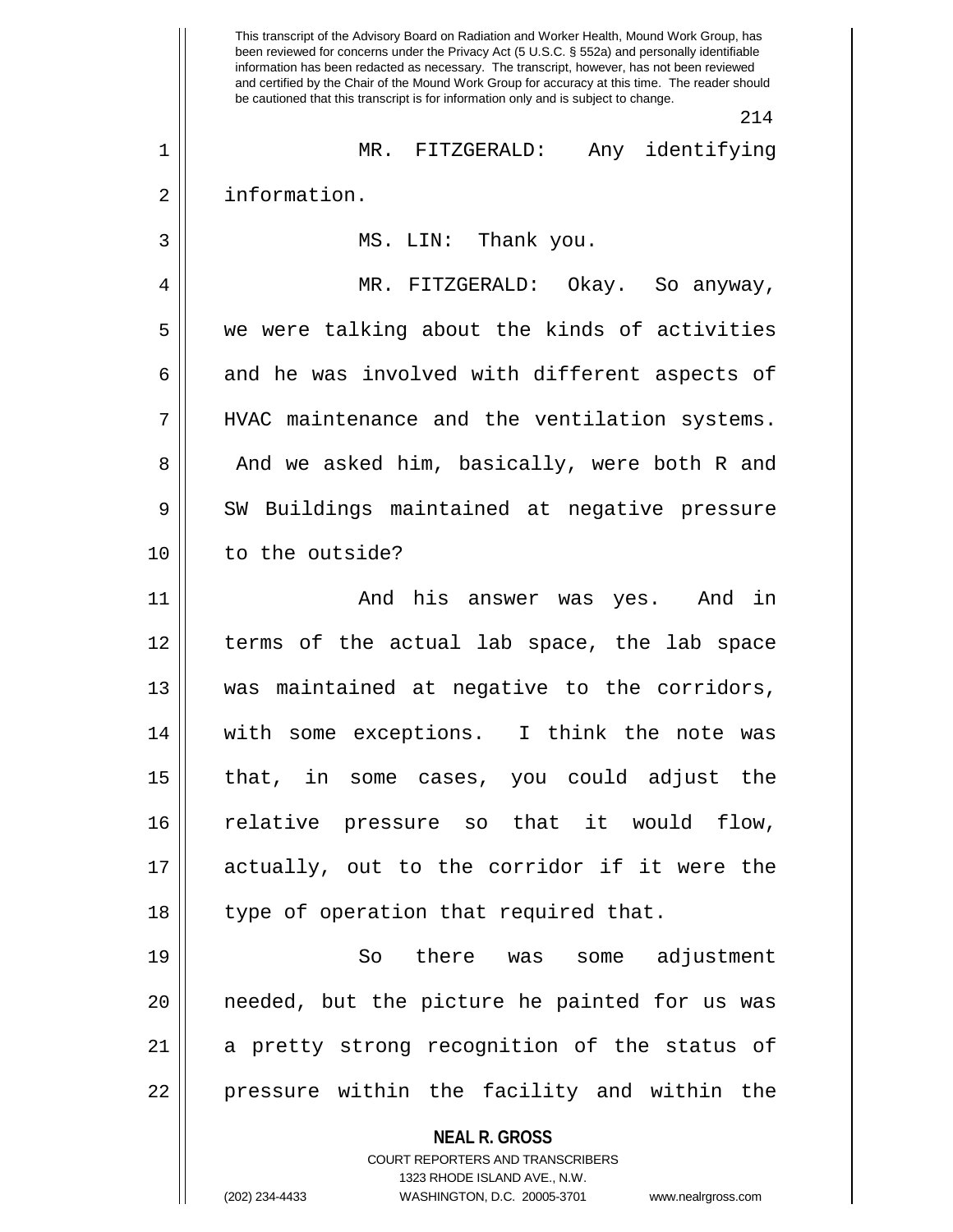MR. FITZGERALD: Any identifying information.

MS. LIN: Thank you.

MR. FITZGERALD: Okay. So anyway, we were talking about the kinds of activities and he was involved with different aspects of HVAC maintenance and the ventilation systems. And we asked him, basically, were both R and SW Buildings maintained at negative pressure to the outside?

And his answer was yes. And in terms of the actual lab space, the lab space was maintained at negative to the corridors, with some exceptions. I think the note was that, in some cases, you could adjust the relative pressure so that it would flow, actually, out to the corridor if it were the type of operation that required that.

So there was some adjustment needed, but the picture he painted for us was a pretty strong recognition of the status of pressure within the facility and within the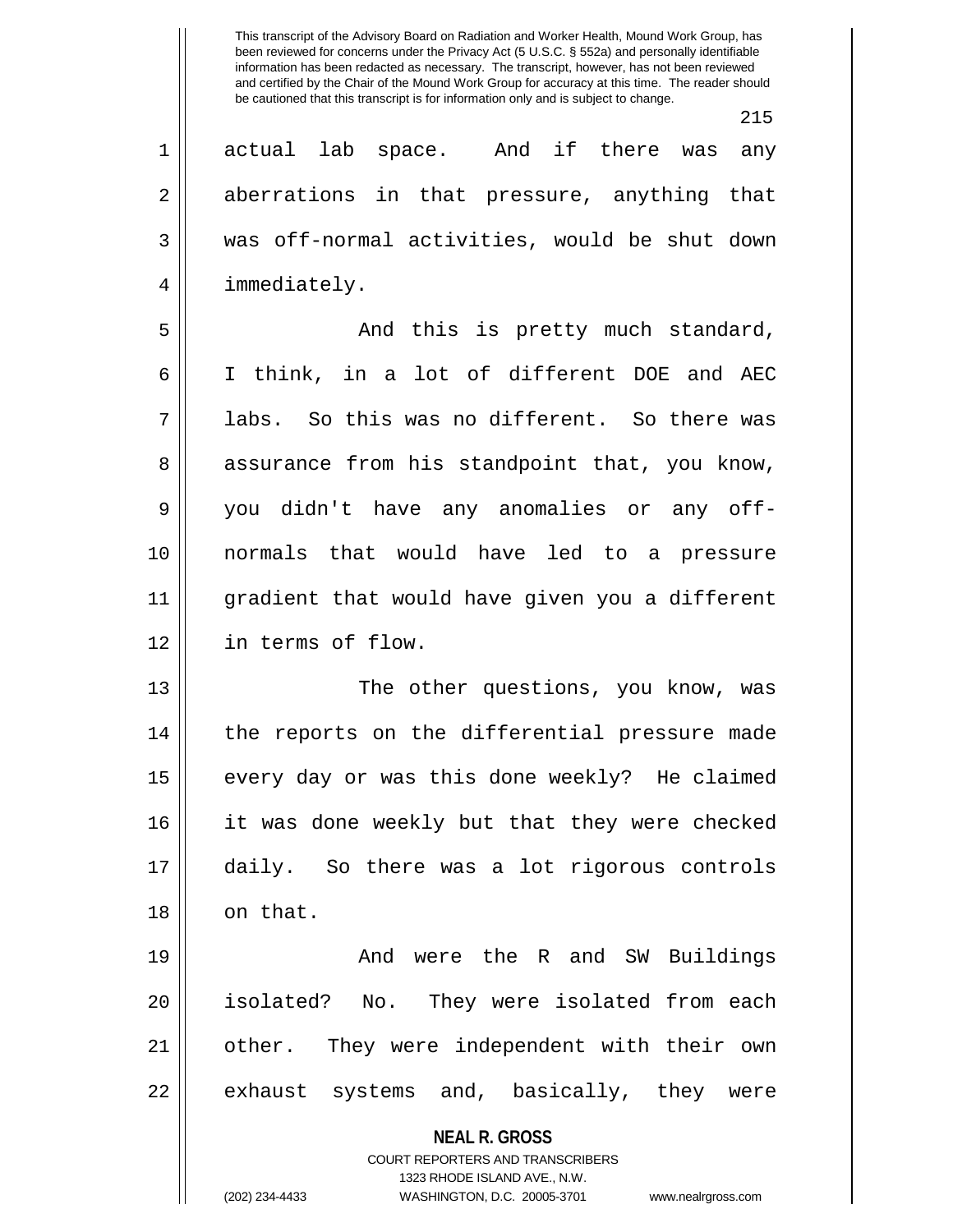actual lab space. And if there was any aberrations in that pressure, anything that was off-normal activities, would be shut down immediately.

And this is pretty much standard, I think, in a lot of different DOE and AEC labs. So this was no different. So there was assurance from his standpoint that, you know, you didn't have any anomalies or any off-normals that would have led to a pressure gradient that would have given you a different in terms of flow.

The other questions, you know, was the reports on the differential pressure made every day or was this done weekly? He claimed it was done weekly but that they were checked daily. So there was a lot rigorous controls on that.

And were the R and SW Buildings isolated? No. They were isolated from each other. They were independent with their own exhaust systems and, basically, they were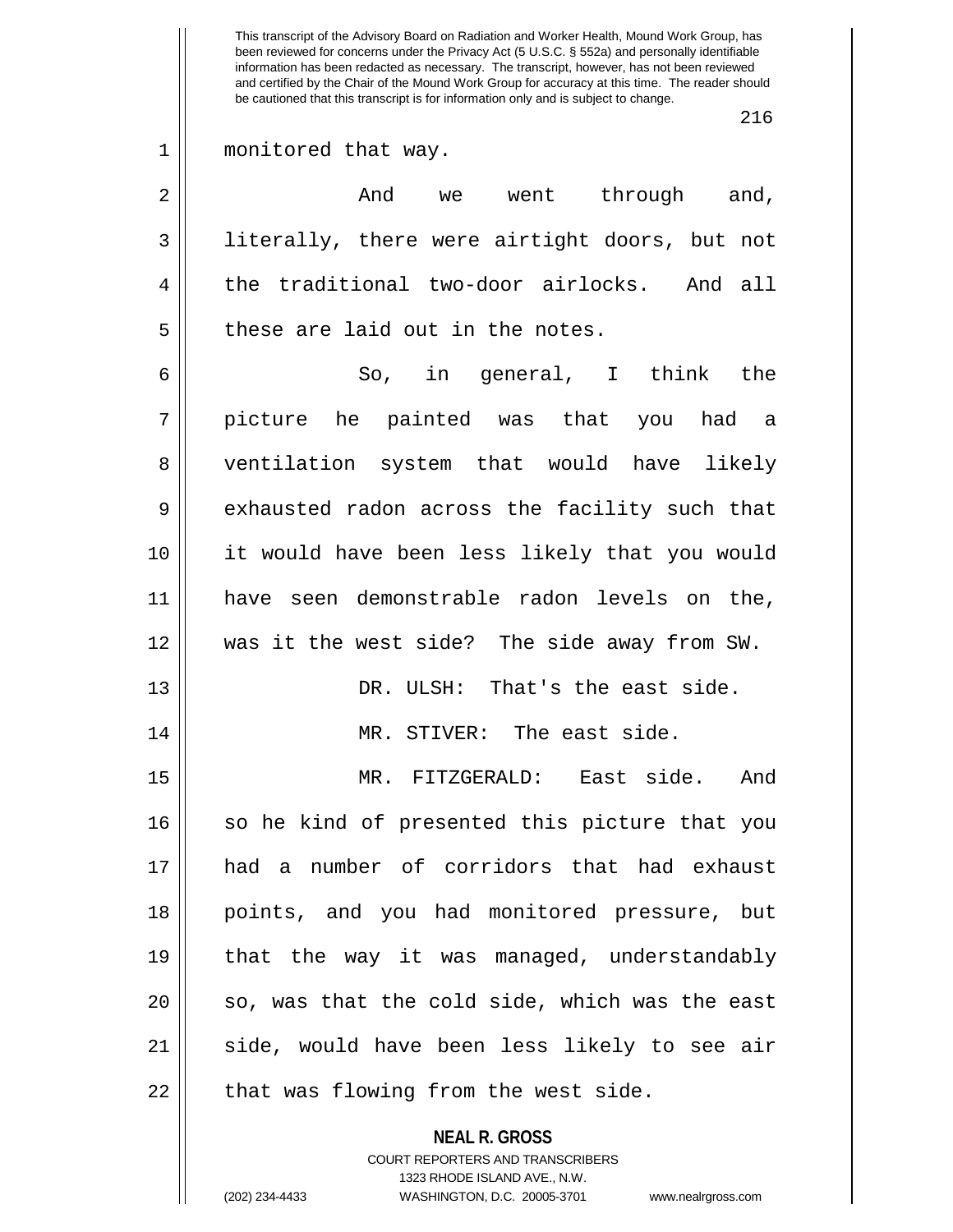monitored that way.

And we went through and, literally, there were airtight doors, but not the traditional two-door airlocks. And all these are laid out in the notes.

So, in general, I think the picture he painted was that you had a ventilation system that would have likely exhausted radon across the facility such that it would have been less likely that you would have seen demonstrable radon levels on the, was it the west side? The side away from SW.

DR. ULSH: That's the east side.

MR. STIVER: The east side.

MR. FITZGERALD: East side. And so he kind of presented this picture that you had a number of corridors that had exhaust points, and you had monitored pressure, but that the way it was managed, understandably so, was that the cold side, which was the east side, would have been less likely to see air that was flowing from the west side.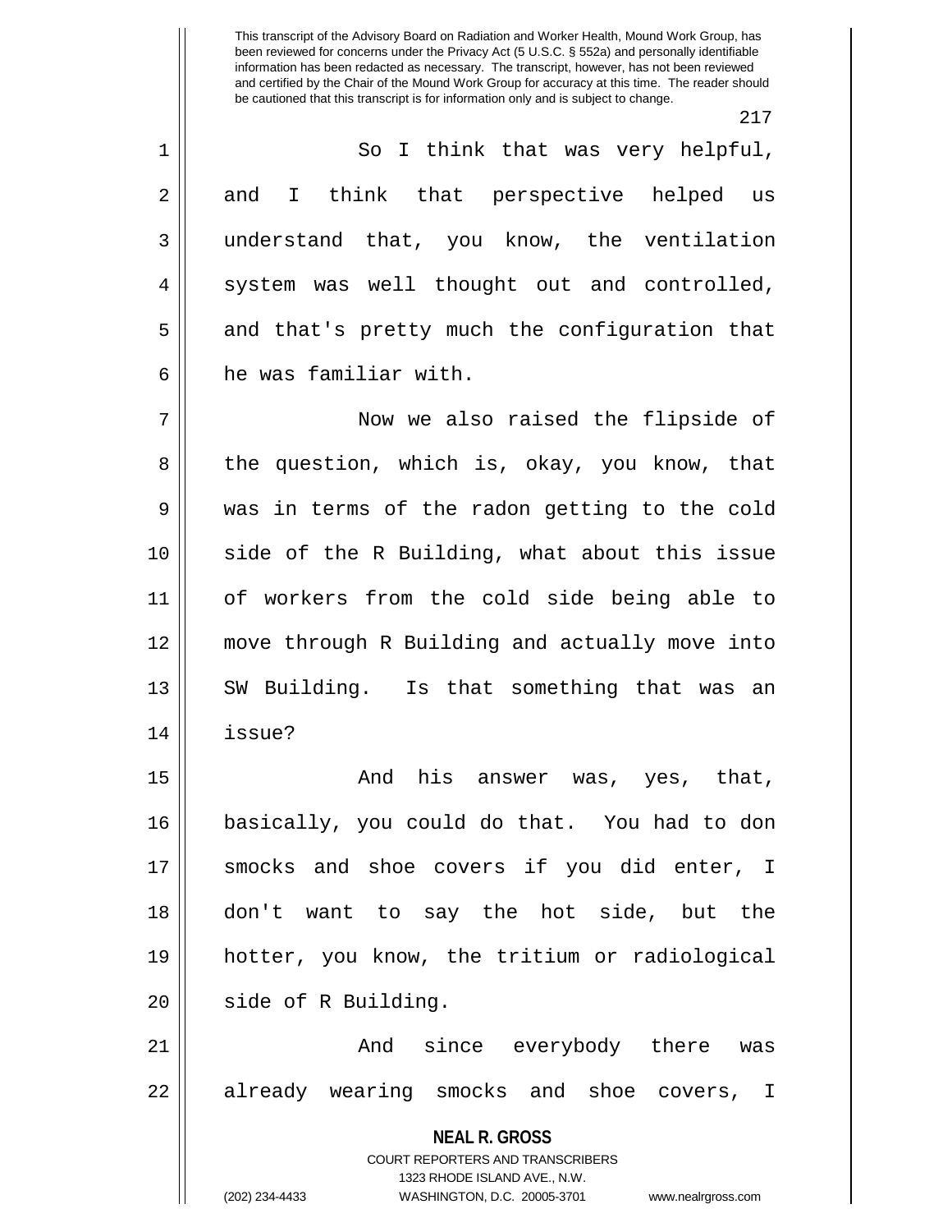So I think that was very helpful, and I think that perspective helped us understand that, you know, the ventilation system was well thought out and controlled, and that's pretty much the configuration that he was familiar with.

Now we also raised the flipside of the question, which is, okay, you know, that was in terms of the radon getting to the cold side of the R Building, what about this issue of workers from the cold side being able to move through R Building and actually move into SW Building. Is that something that was an issue?

And his answer was, yes, that, basically, you could do that. You had to don smocks and shoe covers if you did enter, I don't want to say the hot side, but the hotter, you know, the tritium or radiological side of R Building.

And since everybody there was already wearing smocks and shoe covers, I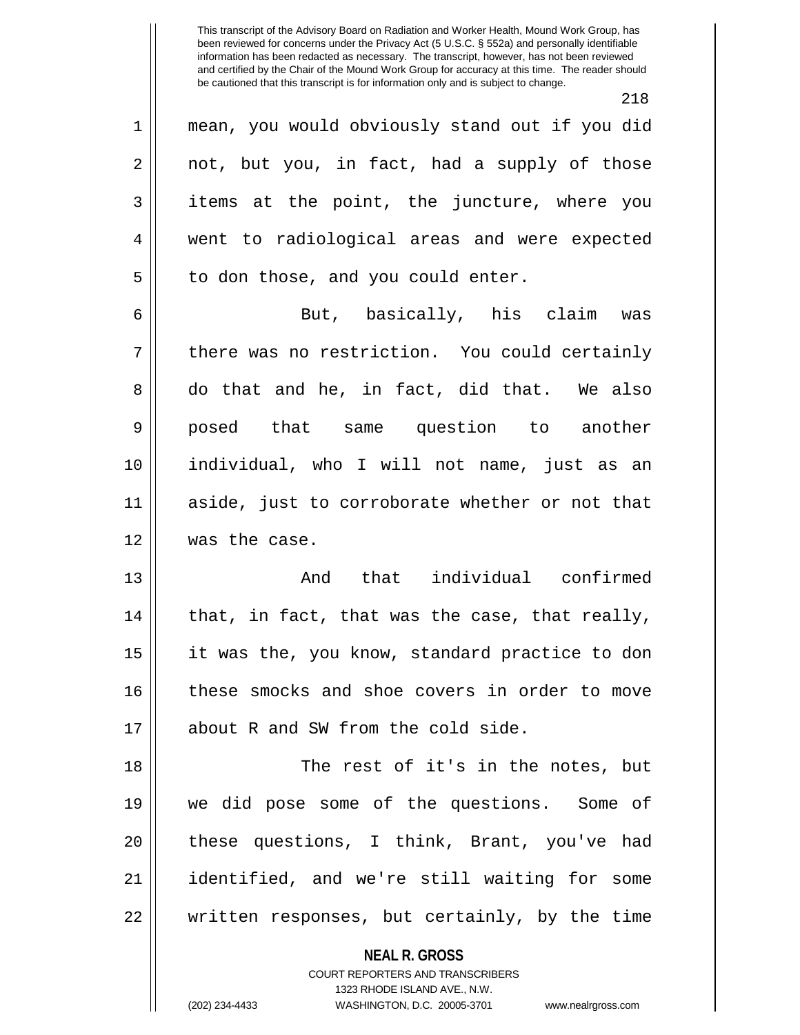mean, you would obviously stand out if you did not, but you, in fact, had a supply of those items at the point, the juncture, where you went to radiological areas and were expected to don those, and you could enter.

But, basically, his claim was there was no restriction. You could certainly do that and he, in fact, did that. We also posed that same question to another individual, who I will not name, just as an aside, just to corroborate whether or not that was the case.

And that individual confirmed that, in fact, that was the case, that really, it was the, you know, standard practice to don these smocks and shoe covers in order to move about R and SW from the cold side.

The rest of it's in the notes, but we did pose some of the questions. Some of these questions, I think, Brant, you've had identified, and we're still waiting for some written responses, but certainly, by the time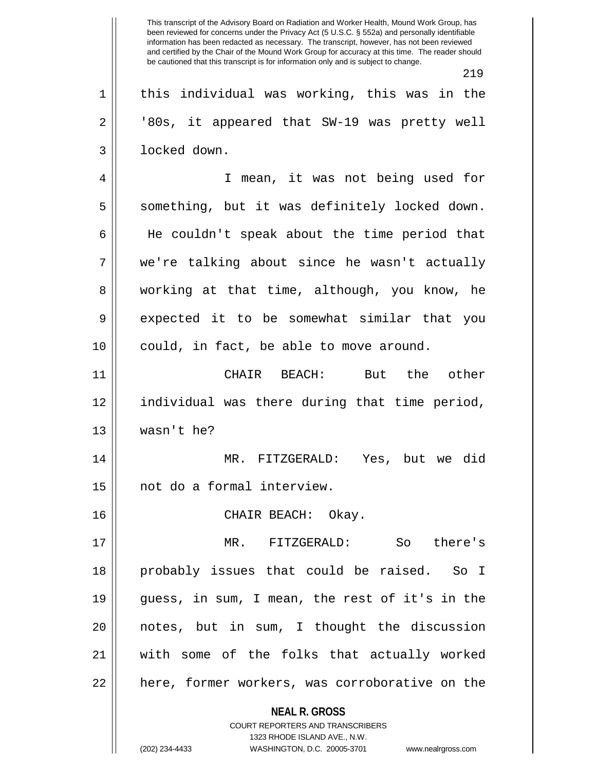this individual was working, this was in the '80s, it appeared that SW-19 was pretty well locked down.

I mean, it was not being used for something, but it was definitely locked down. He couldn't speak about the time period that we're talking about since he wasn't actually working at that time, although, you know, he expected it to be somewhat similar that you could, in fact, be able to move around.

CHAIR BEACH: But the other individual was there during that time period, wasn't he?

MR. FITZGERALD: Yes, but we did not do a formal interview.

CHAIR BEACH: Okay.

MR. FITZGERALD: So there's probably issues that could be raised. So I guess, in sum, I mean, the rest of it's in the notes, but in sum, I thought the discussion with some of the folks that actually worked here, former workers, was corroborative on the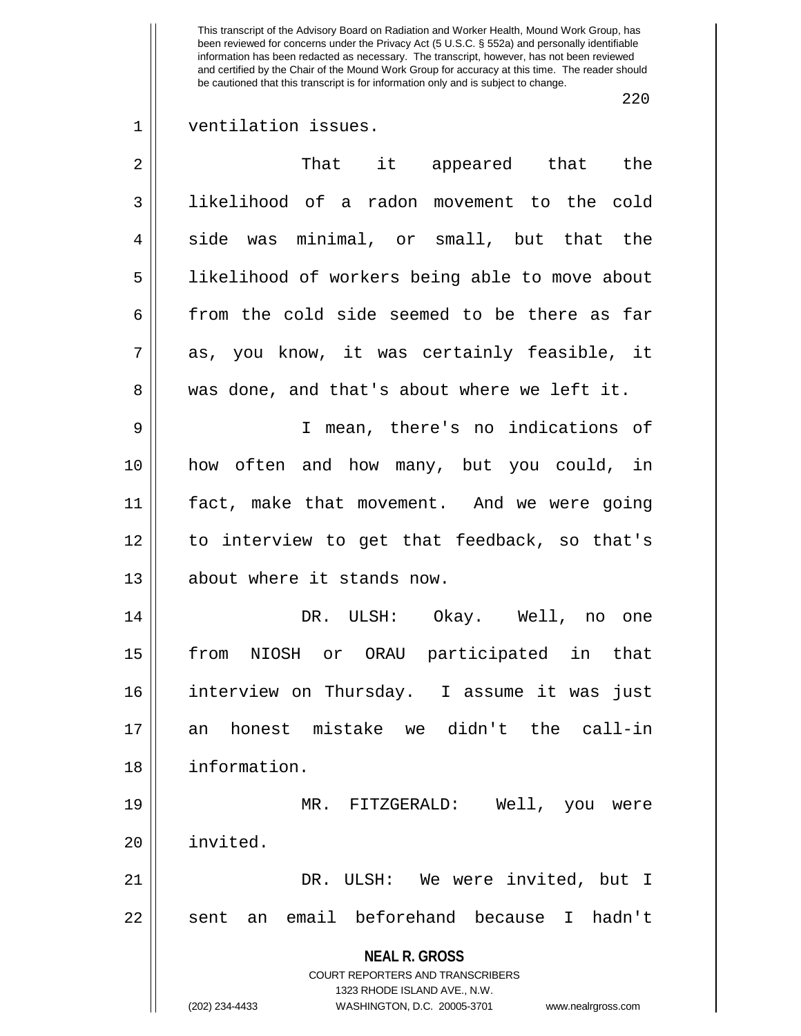ventilation issues.

That it appeared that the likelihood of a radon movement to the cold side was minimal, or small, but that the likelihood of workers being able to move about from the cold side seemed to be there as far as, you know, it was certainly feasible, it was done, and that's about where we left it.

I mean, there's no indications of how often and how many, but you could, in fact, make that movement. And we were going to interview to get that feedback, so that's about where it stands now.

DR. ULSH: Okay. Well, no one from NIOSH or ORAU participated in that interview on Thursday. I assume it was just an honest mistake we didn't the call-in information.

MR. FITZGERALD: Well, you were invited.

DR. ULSH: We were invited, but I sent an email beforehand because I hadn't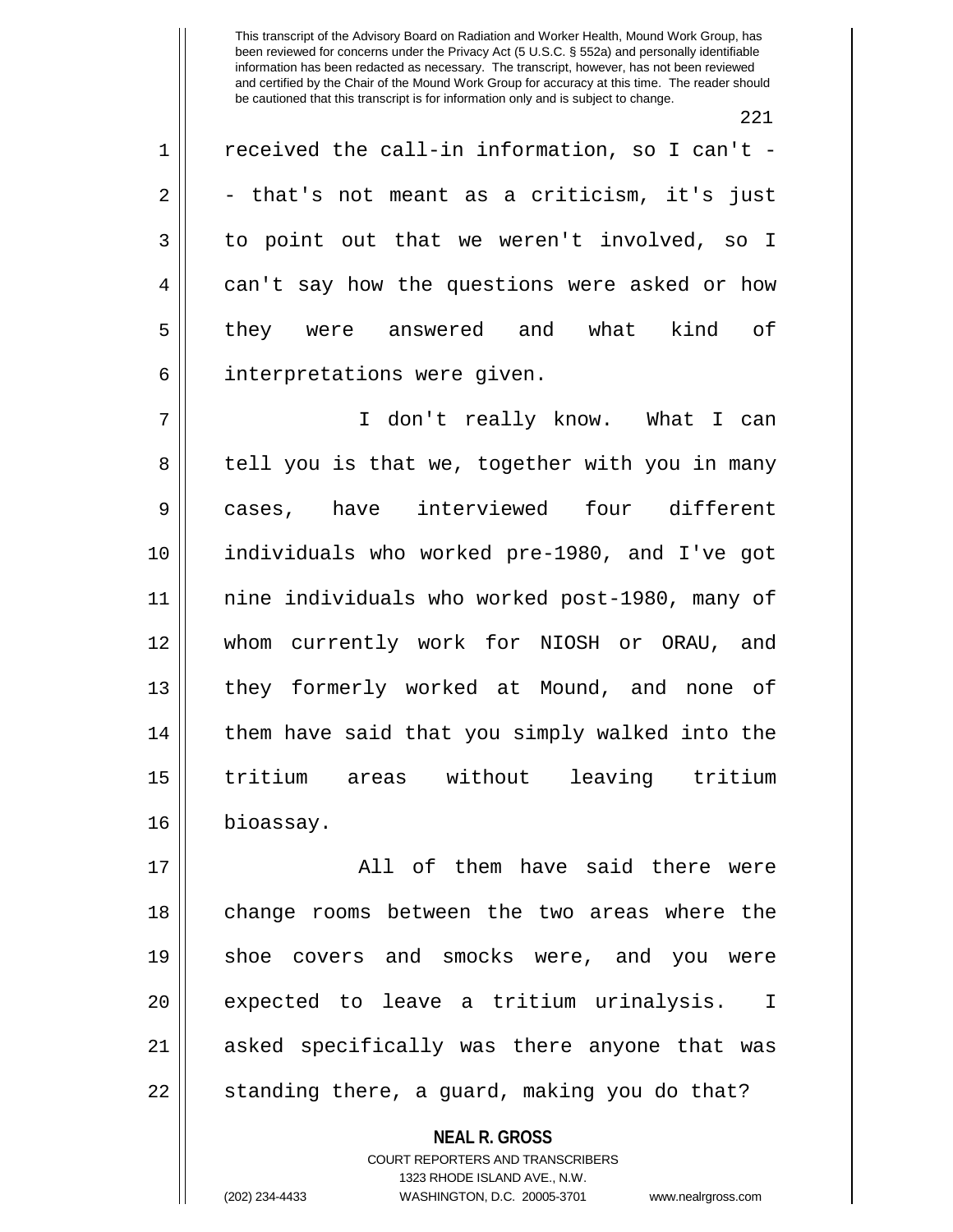received the call-in information, so I can't -- that's not meant as a criticism, it's just to point out that we weren't involved, so I can't say how the questions were asked or how they were answered and what kind of interpretations were given.

I don't really know. What I can tell you is that we, together with you in many cases, have interviewed four different individuals who worked pre-1980, and I've got nine individuals who worked post-1980, many of whom currently work for NIOSH or ORAU, and they formerly worked at Mound, and none of them have said that you simply walked into the tritium areas without leaving tritium bioassay.

All of them have said there were change rooms between the two areas where the shoe covers and smocks were, and you were expected to leave a tritium urinalysis. I asked specifically was there anyone that was standing there, a guard, making you do that?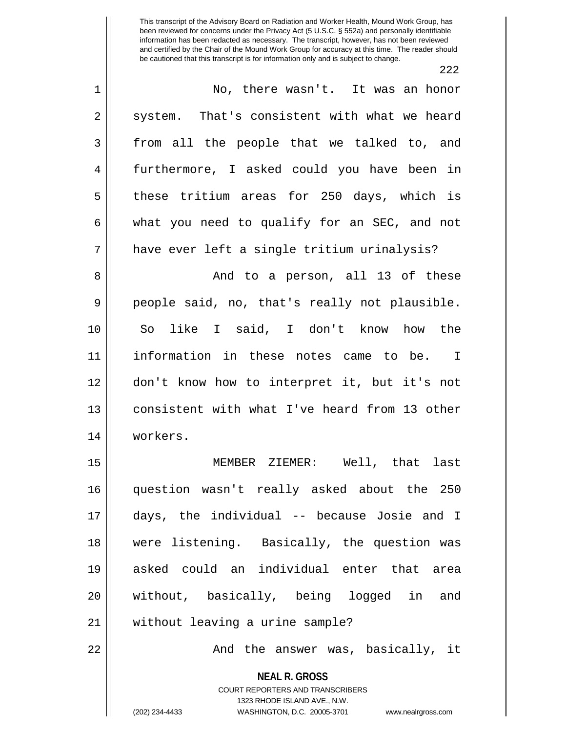No, there wasn't. It was an honor system. That's consistent with what we heard from all the people that we talked to, and furthermore, I asked could you have been in these tritium areas for 250 days, which is what you need to qualify for an SEC, and not have ever left a single tritium urinalysis?

And to a person, all 13 of these people said, no, that's really not plausible. So like I said, I don't know how the information in these notes came to be. I don't know how to interpret it, but it's not consistent with what I've heard from 13 other workers.

MEMBER ZIEMER: Well, that last question wasn't really asked about the 250 days, the individual -- because Josie and I were listening. Basically, the question was asked could an individual enter that area without, basically, being logged in and without leaving a urine sample?

And the answer was, basically, it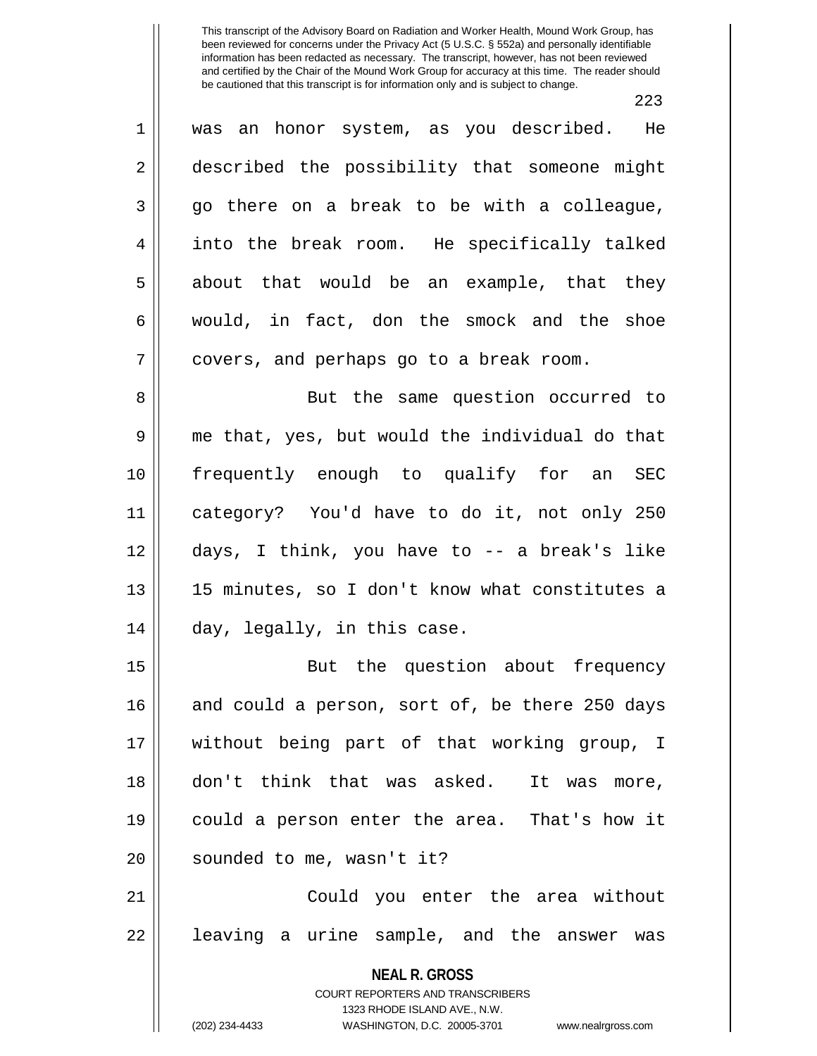was an honor system, as you described. He described the possibility that someone might go there on a break to be with a colleague, into the break room. He specifically talked about that would be an example, that they would, in fact, don the smock and the shoe covers, and perhaps go to a break room.

But the same question occurred to me that, yes, but would the individual do that frequently enough to qualify for an SEC category? You'd have to do it, not only 250 days, I think, you have to -- a break's like 15 minutes, so I don't know what constitutes a day, legally, in this case.

But the question about frequency and could a person, sort of, be there 250 days without being part of that working group, I don't think that was asked. It was more, could a person enter the area. That's how it sounded to me, wasn't it?

Could you enter the area without leaving a urine sample, and the answer was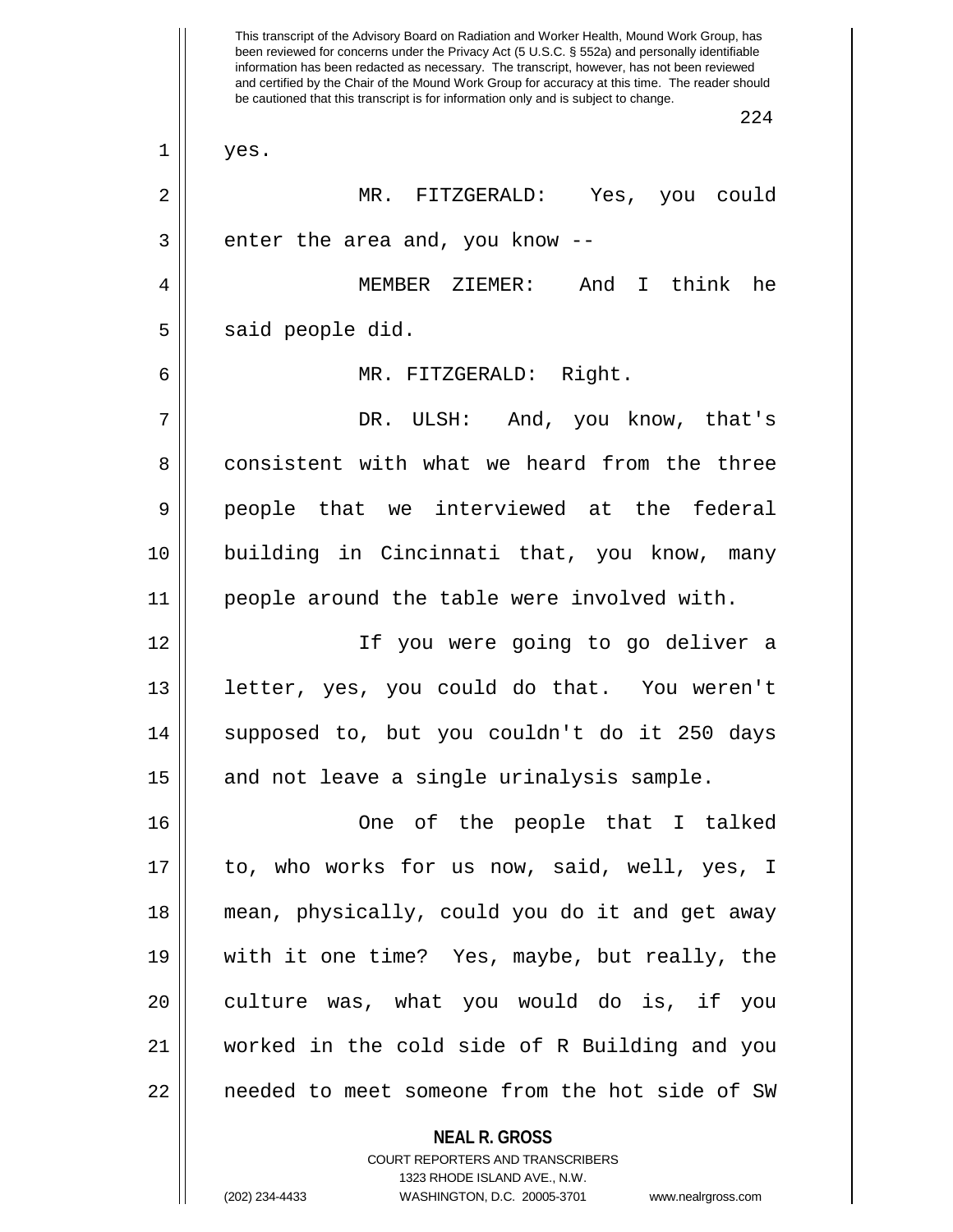This transcript of the Advisory Board on Radiation and Worker Health, Mound Work Group, has been reviewed for concerns under the Privacy Act (5 U.S.C. § 552a) and personally identifiable information has been redacted as necessary. The transcript, however, has not been reviewed and certified by the Chair of the Mound Work Group for accuracy at this time. The reader should be cautioned that this transcript is for information only and is subject to change.

yes.

MR. FITZGERALD: Yes, you could enter the area and, you know --

MEMBER ZIEMER: And I think he said people did.

MR. FITZGERALD: Right.

DR. ULSH: And, you know, that's consistent with what we heard from the three people that we interviewed at the federal building in Cincinnati that, you know, many people around the table were involved with.

If you were going to go deliver a letter, yes, you could do that. You weren't supposed to, but you couldn't do it 250 days and not leave a single urinalysis sample.

One of the people that I talked to, who works for us now, said, well, yes, I mean, physically, could you do it and get away with it one time? Yes, maybe, but really, the culture was, what you would do is, if you worked in the cold side of R Building and you needed to meet someone from the hot side of SW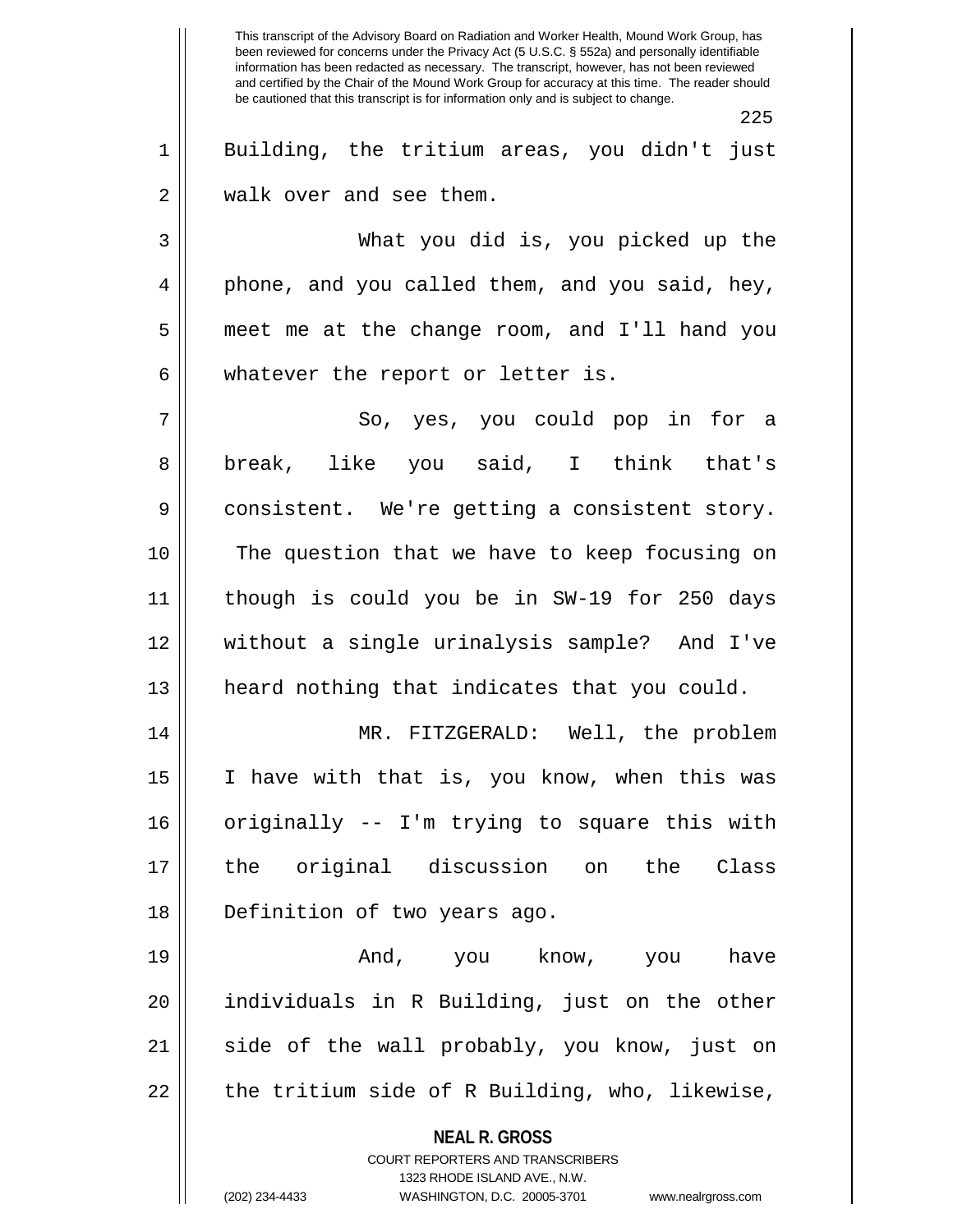Building, the tritium areas, you didn't just walk over and see them.

What you did is, you picked up the phone, and you called them, and you said, hey, meet me at the change room, and I'll hand you whatever the report or letter is.

So, yes, you could pop in for a break, like you said, I think that's consistent. We're getting a consistent story. The question that we have to keep focusing on though is could you be in SW-19 for 250 days without a single urinalysis sample? And I've heard nothing that indicates that you could.

MR. FITZGERALD: Well, the problem I have with that is, you know, when this was originally -- I'm trying to square this with the original discussion on the Class Definition of two years ago.

And, you know, you have individuals in R Building, just on the other side of the wall probably, you know, just on the tritium side of R Building, who, likewise,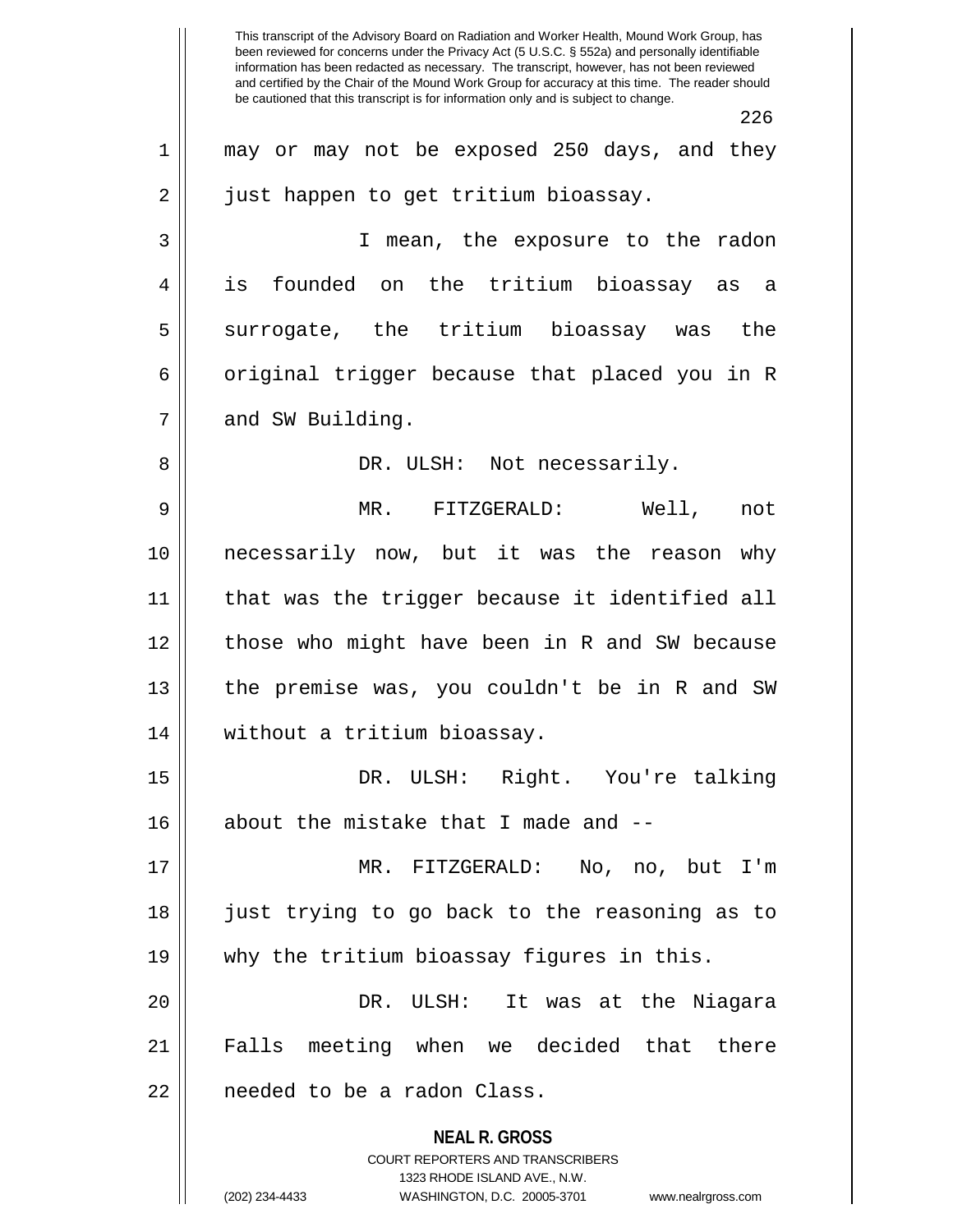may or may not be exposed 250 days, and they just happen to get tritium bioassay.

I mean, the exposure to the radon is founded on the tritium bioassay as a surrogate, the tritium bioassay was the original trigger because that placed you in R and SW Building.

DR. ULSH: Not necessarily.

MR. FITZGERALD: Well, not necessarily now, but it was the reason why that was the trigger because it identified all those who might have been in R and SW because the premise was, you couldn't be in R and SW without a tritium bioassay.

DR. ULSH: Right. You're talking about the mistake that I made and --

MR. FITZGERALD: No, no, but I'm just trying to go back to the reasoning as to why the tritium bioassay figures in this.

DR. ULSH: It was at the Niagara Falls meeting when we decided that there needed to be a radon Class.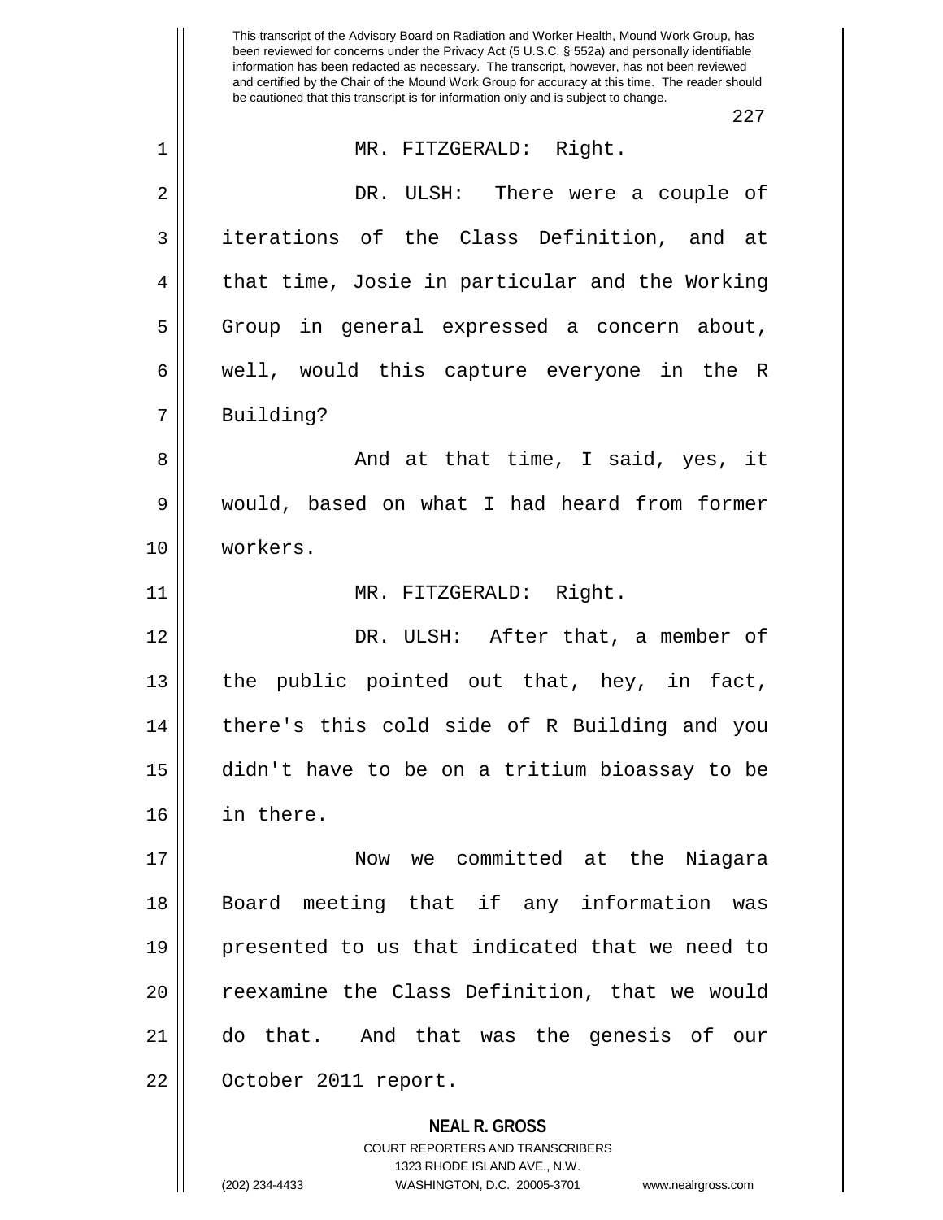MR. FITZGERALD: Right.

DR. ULSH: There were a couple of iterations of the Class Definition, and at that time, Josie in particular and the Working Group in general expressed a concern about, well, would this capture everyone in the R Building?

And at that time, I said, yes, it would, based on what I had heard from former workers.

MR. FITZGERALD: Right.

DR. ULSH: After that, a member of the public pointed out that, hey, in fact, there's this cold side of R Building and you didn't have to be on a tritium bioassay to be in there.

Now we committed at the Niagara Board meeting that if any information was presented to us that indicated that we need to reexamine the Class Definition, that we would do that. And that was the genesis of our October 2011 report.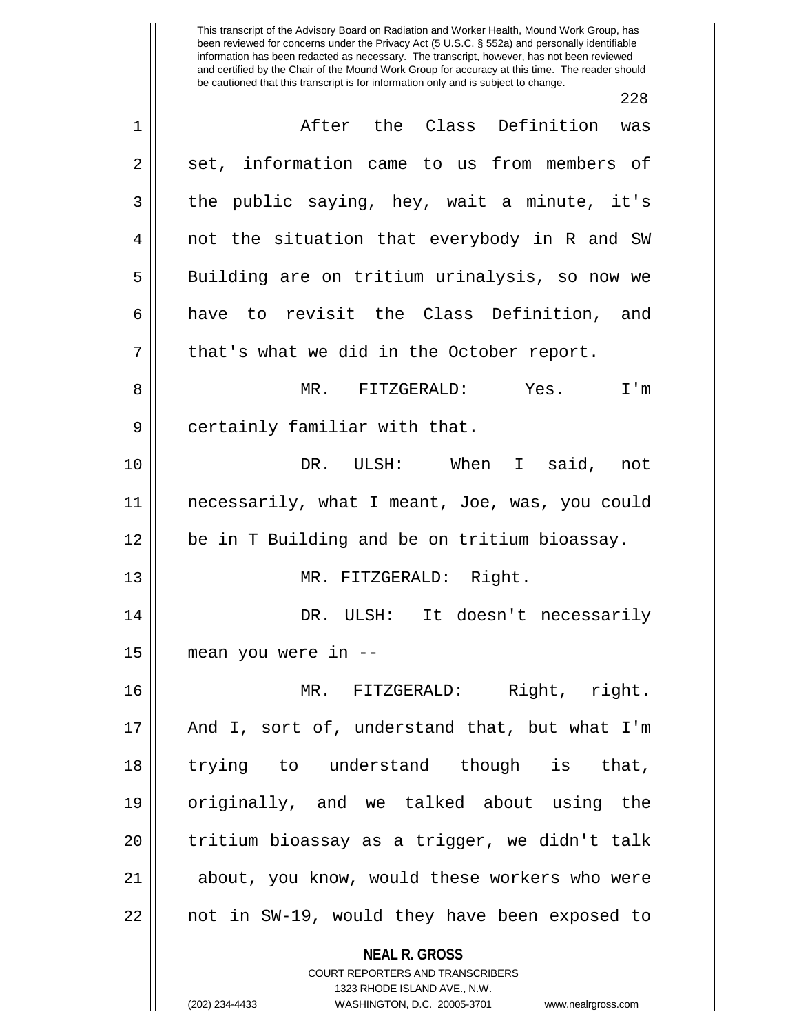After the Class Definition was set, information came to us from members of the public saying, hey, wait a minute, it's not the situation that everybody in R and SW Building are on tritium urinalysis, so now we have to revisit the Class Definition, and that's what we did in the October report.

MR. FITZGERALD: Yes. I'm certainly familiar with that.

DR. ULSH: When I said, not necessarily, what I meant, Joe, was, you could be in T Building and be on tritium bioassay.

MR. FITZGERALD: Right.

DR. ULSH: It doesn't necessarily mean you were in --

MR. FITZGERALD: Right, right. And I, sort of, understand that, but what I'm trying to understand though is that, originally, and we talked about using the tritium bioassay as a trigger, we didn't talk about, you know, would these workers who were not in SW-19, would they have been exposed to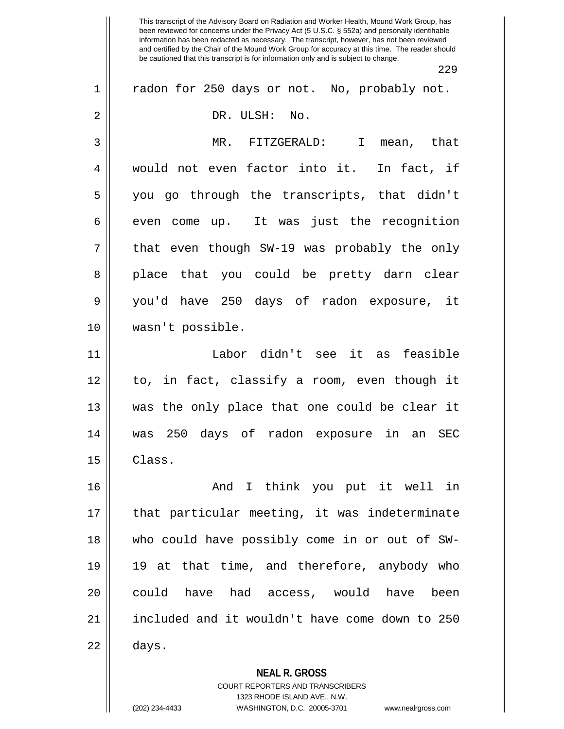radon for 250 days or not. No, probably not.

DR. ULSH: No.

MR. FITZGERALD: I mean, that would not even factor into it. In fact, if you go through the transcripts, that didn't even come up. It was just the recognition that even though SW-19 was probably the only place that you could be pretty darn clear you'd have 250 days of radon exposure, it wasn't possible.

Labor didn't see it as feasible to, in fact, classify a room, even though it was the only place that one could be clear it was 250 days of radon exposure in an SEC Class.

And I think you put it well in that particular meeting, it was indeterminate who could have possibly come in or out of SW-19 at that time, and therefore, anybody who could have had access, would have been included and it wouldn't have come down to 250 days.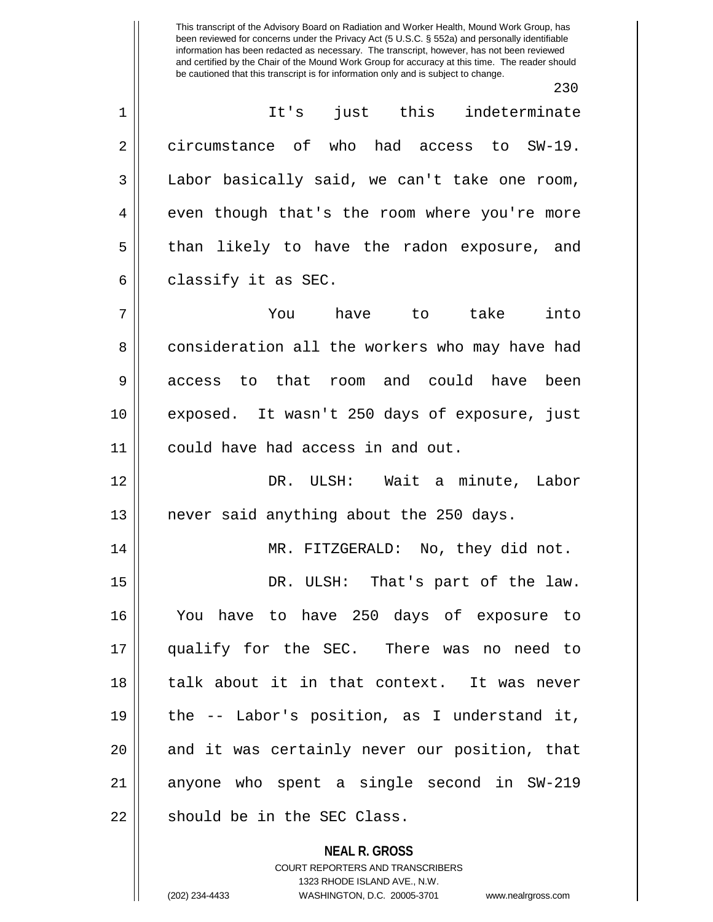It's just this indeterminate circumstance of who had access to SW-19. Labor basically said, we can't take one room, even though that's the room where you're more than likely to have the radon exposure, and classify it as SEC.

You have to take into consideration all the workers who may have had access to that room and could have been exposed. It wasn't 250 days of exposure, just could have had access in and out.

DR. ULSH: Wait a minute, Labor never said anything about the 250 days.

MR. FITZGERALD: No, they did not.

DR. ULSH: That's part of the law. You have to have 250 days of exposure to qualify for the SEC. There was no need to talk about it in that context. It was never the -- Labor's position, as I understand it, and it was certainly never our position, that anyone who spent a single second in SW-219 should be in the SEC Class.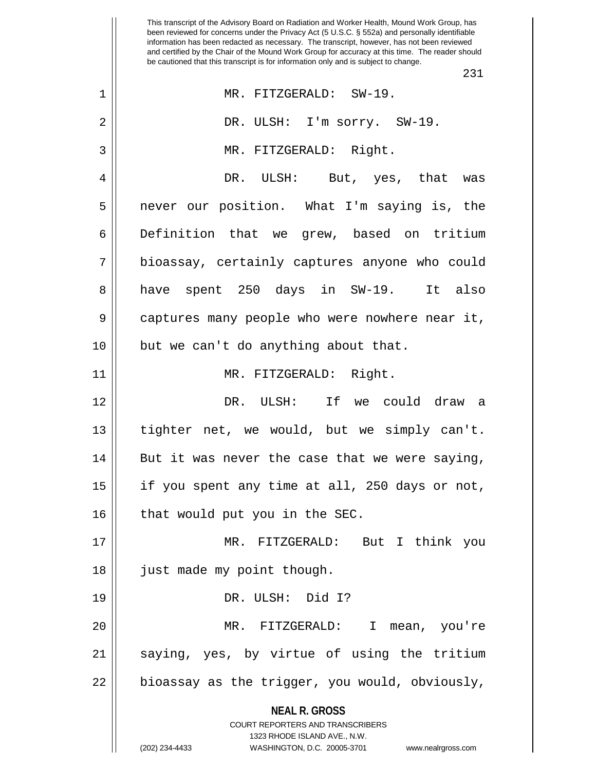This transcript of the Advisory Board on Radiation and Worker Health, Mound Work Group, has been reviewed for concerns under the Privacy Act (5 U.S.C. § 552a) and personally identifiable information has been redacted as necessary. The transcript, however, has not been reviewed and certified by the Chair of the Mound Work Group for accuracy at this time. The reader should be cautioned that this transcript is for information only and is subject to change.

MR. FITZGERALD: SW-19.

DR. ULSH: I'm sorry. SW-19.

MR. FITZGERALD: Right.

DR. ULSH: But, yes, that was never our position. What I'm saying is, the Definition that we grew, based on tritium bioassay, certainly captures anyone who could have spent 250 days in SW-19. It also captures many people who were nowhere near it, but we can't do anything about that.

MR. FITZGERALD: Right.

DR. ULSH: If we could draw a tighter net, we would, but we simply can't. But it was never the case that we were saying, if you spent any time at all, 250 days or not, that would put you in the SEC.

MR. FITZGERALD: But I think you just made my point though.

DR. ULSH: Did I?

MR. FITZGERALD: I mean, you're saying, yes, by virtue of using the tritium bioassay as the trigger, you would, obviously,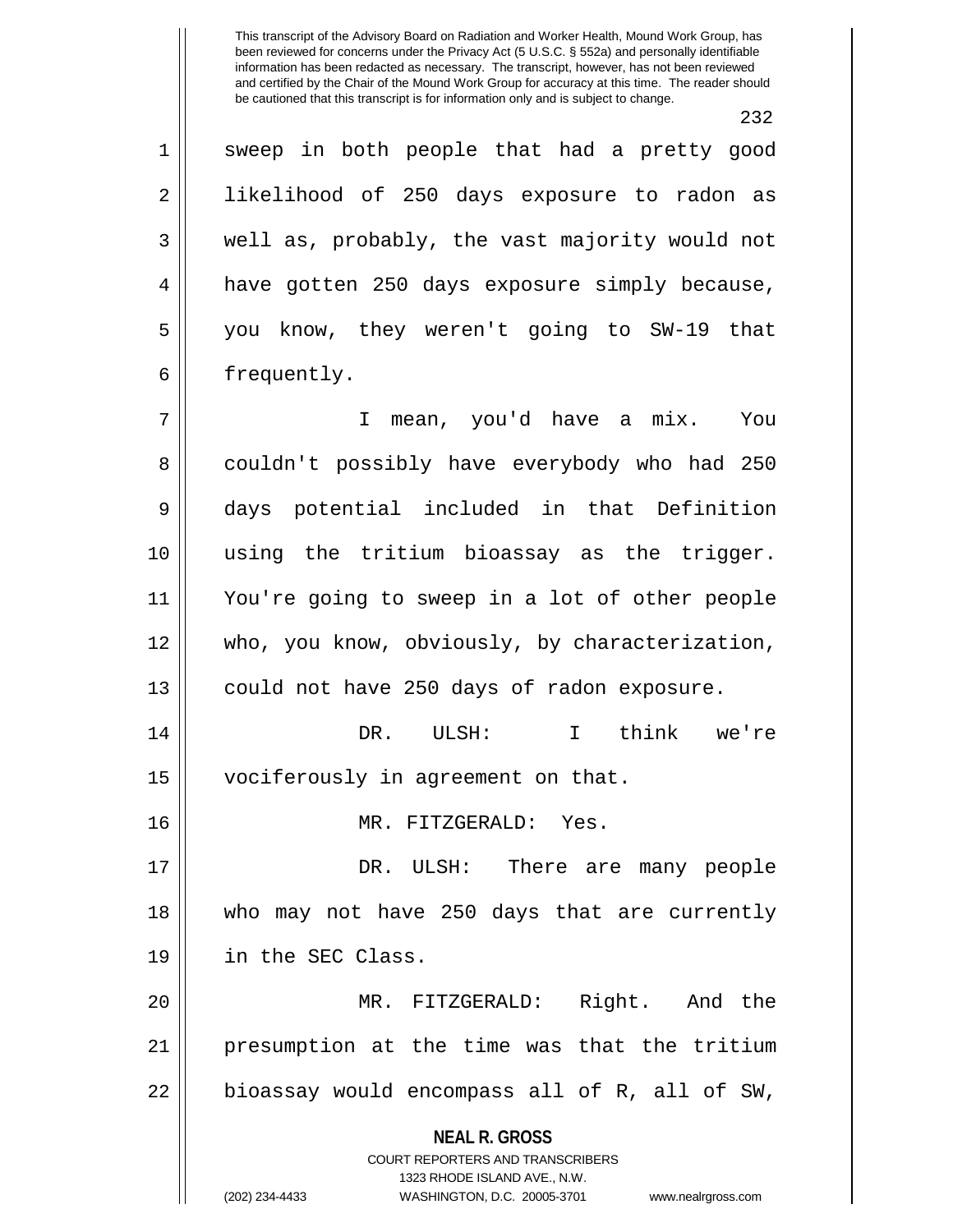sweep in both people that had a pretty good likelihood of 250 days exposure to radon as well as, probably, the vast majority would not have gotten 250 days exposure simply because, you know, they weren't going to SW-19 that frequently.

I mean, you'd have a mix. You couldn't possibly have everybody who had 250 days potential included in that Definition using the tritium bioassay as the trigger. You're going to sweep in a lot of other people who, you know, obviously, by characterization, could not have 250 days of radon exposure.

DR. ULSH: I think we're vociferously in agreement on that.

MR. FITZGERALD: Yes.

DR. ULSH: There are many people who may not have 250 days that are currently in the SEC Class.

MR. FITZGERALD: Right. And the presumption at the time was that the tritium bioassay would encompass all of R, all of SW,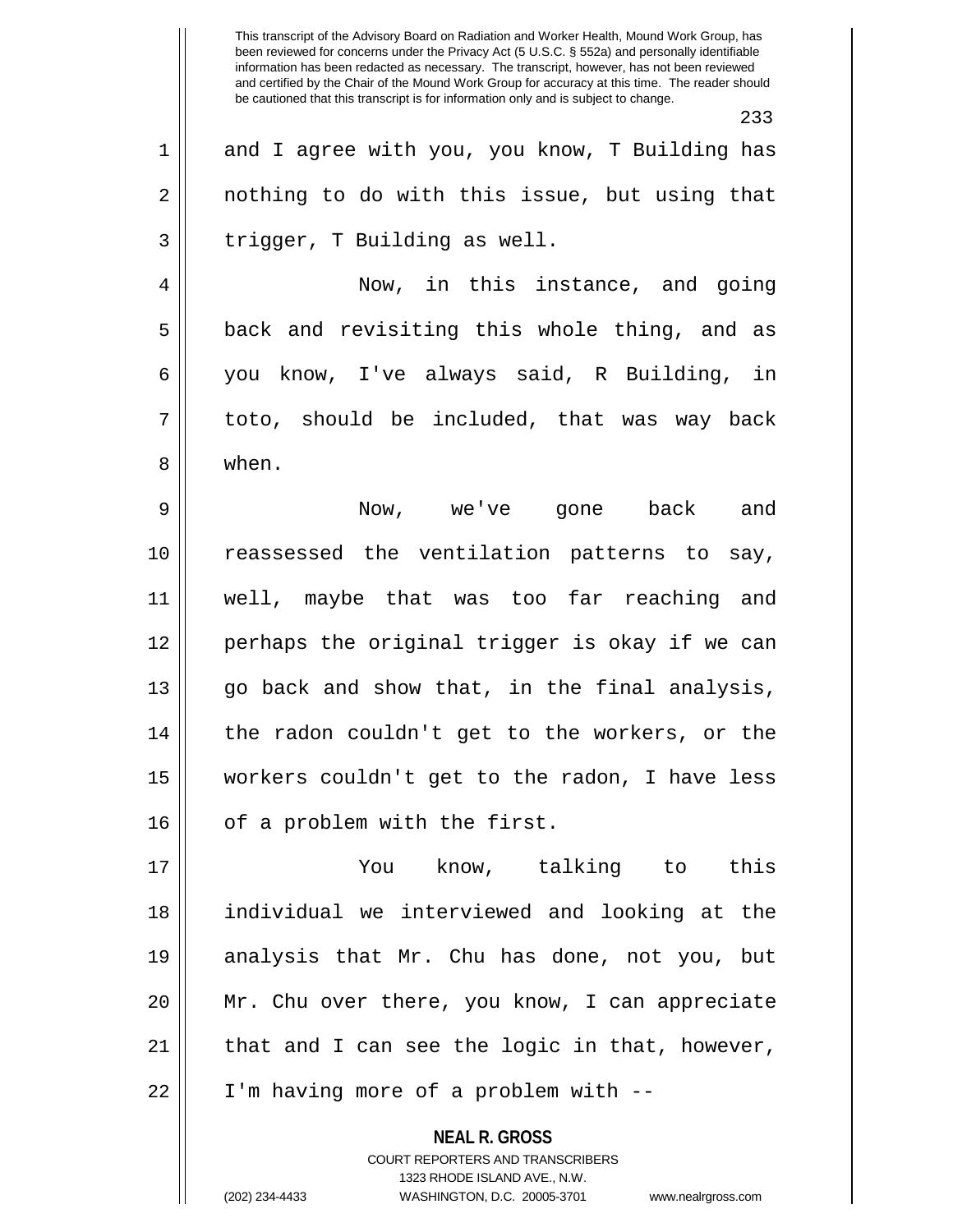and I agree with you, you know, T Building has nothing to do with this issue, but using that trigger, T Building as well.

Now, in this instance, and going back and revisiting this whole thing, and as you know, I've always said, R Building, in toto, should be included, that was way back when.

Now, we've gone back and reassessed the ventilation patterns to say, well, maybe that was too far reaching and perhaps the original trigger is okay if we can go back and show that, in the final analysis, the radon couldn't get to the workers, or the workers couldn't get to the radon, I have less of a problem with the first.

You know, talking to this individual we interviewed and looking at the analysis that Mr. Chu has done, not you, but Mr. Chu over there, you know, I can appreciate that and I can see the logic in that, however, I'm having more of a problem with --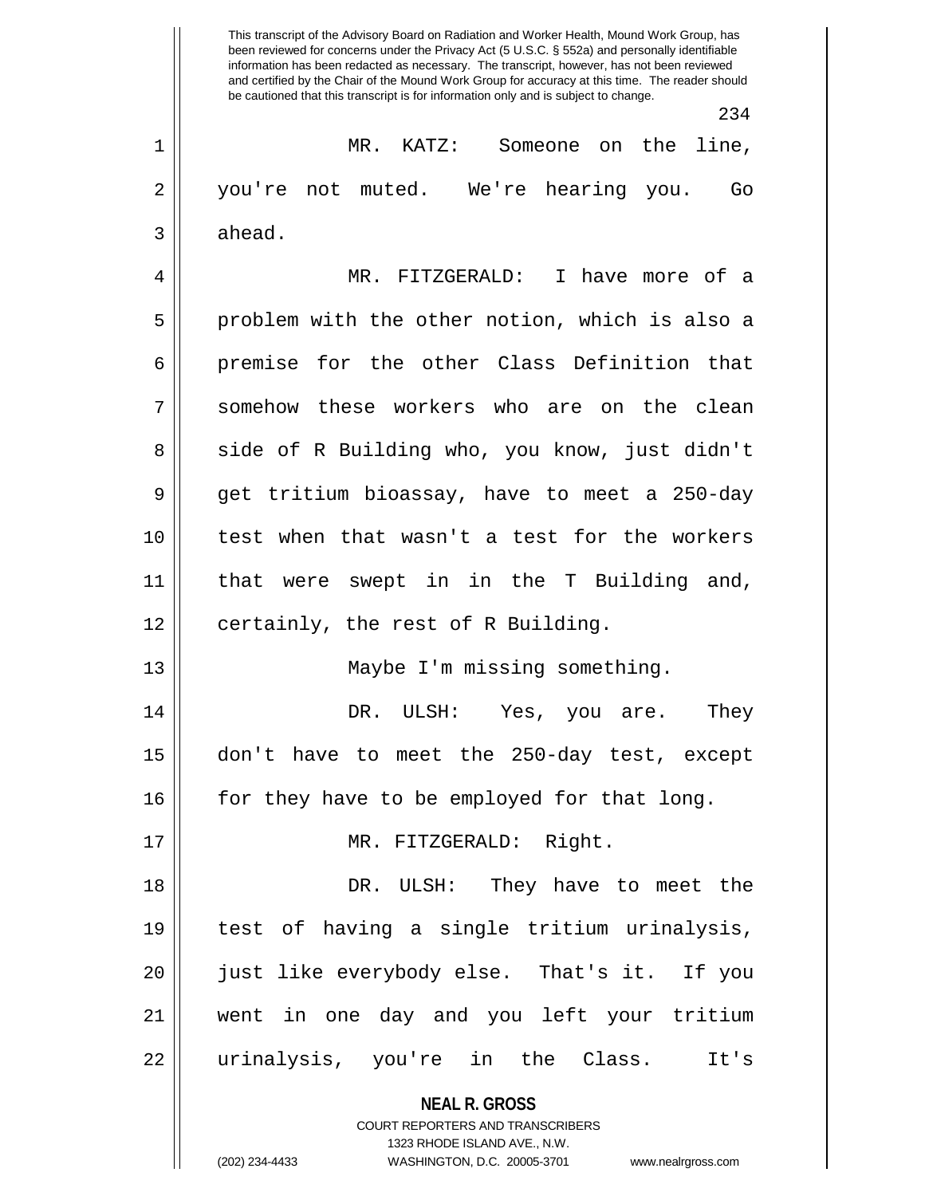MR. KATZ: Someone on the line, you're not muted. We're hearing you. Go ahead.

MR. FITZGERALD: I have more of a problem with the other notion, which is also a premise for the other Class Definition that somehow these workers who are on the clean side of R Building who, you know, just didn't get tritium bioassay, have to meet a 250-day test when that wasn't a test for the workers that were swept in in the T Building and, certainly, the rest of R Building.

Maybe I'm missing something.

DR. ULSH: Yes, you are. They don't have to meet the 250-day test, except for they have to be employed for that long.

MR. FITZGERALD: Right.

DR. ULSH: They have to meet the test of having a single tritium urinalysis, just like everybody else. That's it. If you went in one day and you left your tritium urinalysis, you're in the Class. It's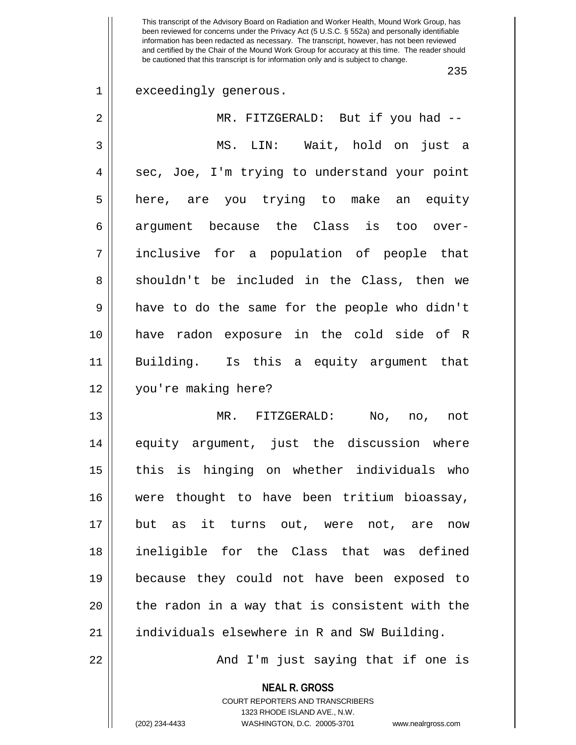exceedingly generous.

MR. FITZGERALD: But if you had --

MS. LIN: Wait, hold on just a sec, Joe, I'm trying to understand your point here, are you trying to make an equity argument because the Class is too over-inclusive for a population of people that shouldn't be included in the Class, then we have to do the same for the people who didn't have radon exposure in the cold side of R Building. Is this a equity argument that you're making here?

MR. FITZGERALD: No, no, not equity argument, just the discussion where this is hinging on whether individuals who were thought to have been tritium bioassay, but as it turns out, were not, are now ineligible for the Class that was defined because they could not have been exposed to the radon in a way that is consistent with the individuals elsewhere in R and SW Building.

And I'm just saying that if one is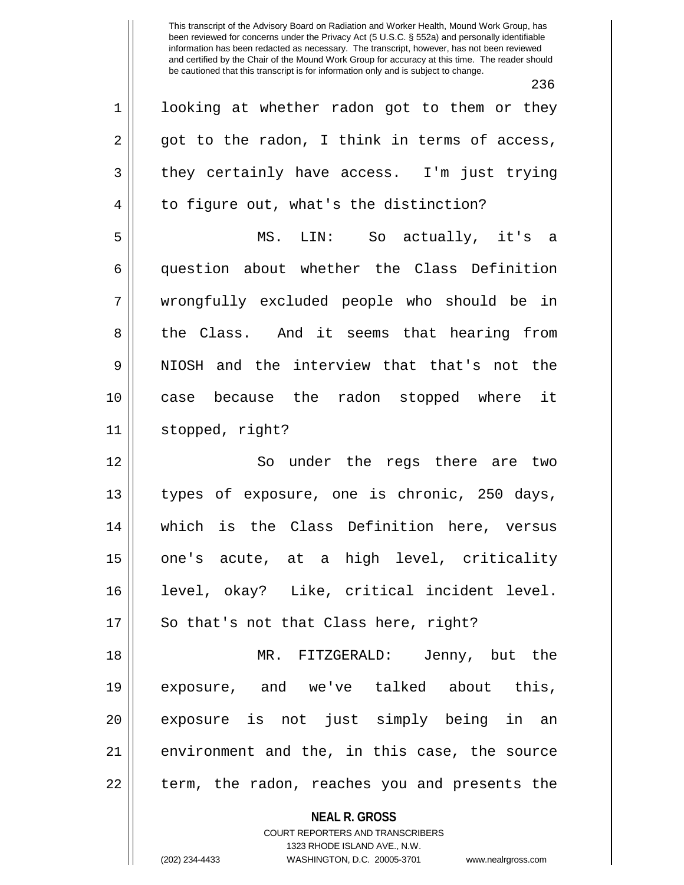looking at whether radon got to them or they got to the radon, I think in terms of access, they certainly have access. I'm just trying to figure out, what's the distinction?

MS. LIN: So actually, it's a question about whether the Class Definition wrongfully excluded people who should be in the Class. And it seems that hearing from NIOSH and the interview that that's not the case because the radon stopped where it stopped, right?

So under the regs there are two types of exposure, one is chronic, 250 days, which is the Class Definition here, versus one's acute, at a high level, criticality level, okay? Like, critical incident level. So that's not that Class here, right?

MR. FITZGERALD: Jenny, but the exposure, and we've talked about this, exposure is not just simply being in an environment and the, in this case, the source term, the radon, reaches you and presents the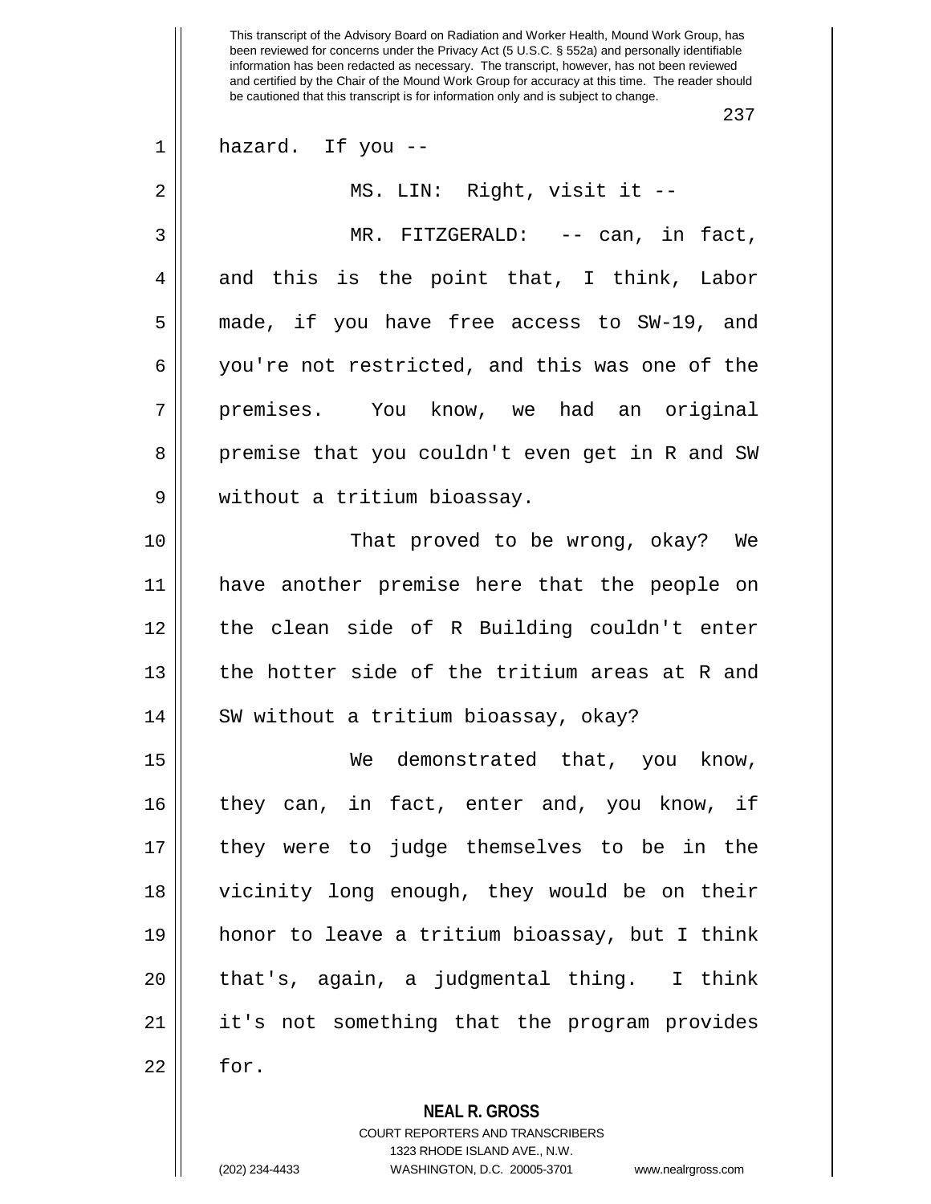hazard. If you --

MS. LIN: Right, visit it --

MR. FITZGERALD: -- can, in fact, and this is the point that, I think, Labor made, if you have free access to SW-19, and you're not restricted, and this was one of the premises. You know, we had an original premise that you couldn't even get in R and SW without a tritium bioassay.

That proved to be wrong, okay? We have another premise here that the people on the clean side of R Building couldn't enter the hotter side of the tritium areas at R and SW without a tritium bioassay, okay?

We demonstrated that, you know, they can, in fact, enter and, you know, if they were to judge themselves to be in the vicinity long enough, they would be on their honor to leave a tritium bioassay, but I think that's, again, a judgmental thing. I think it's not something that the program provides for.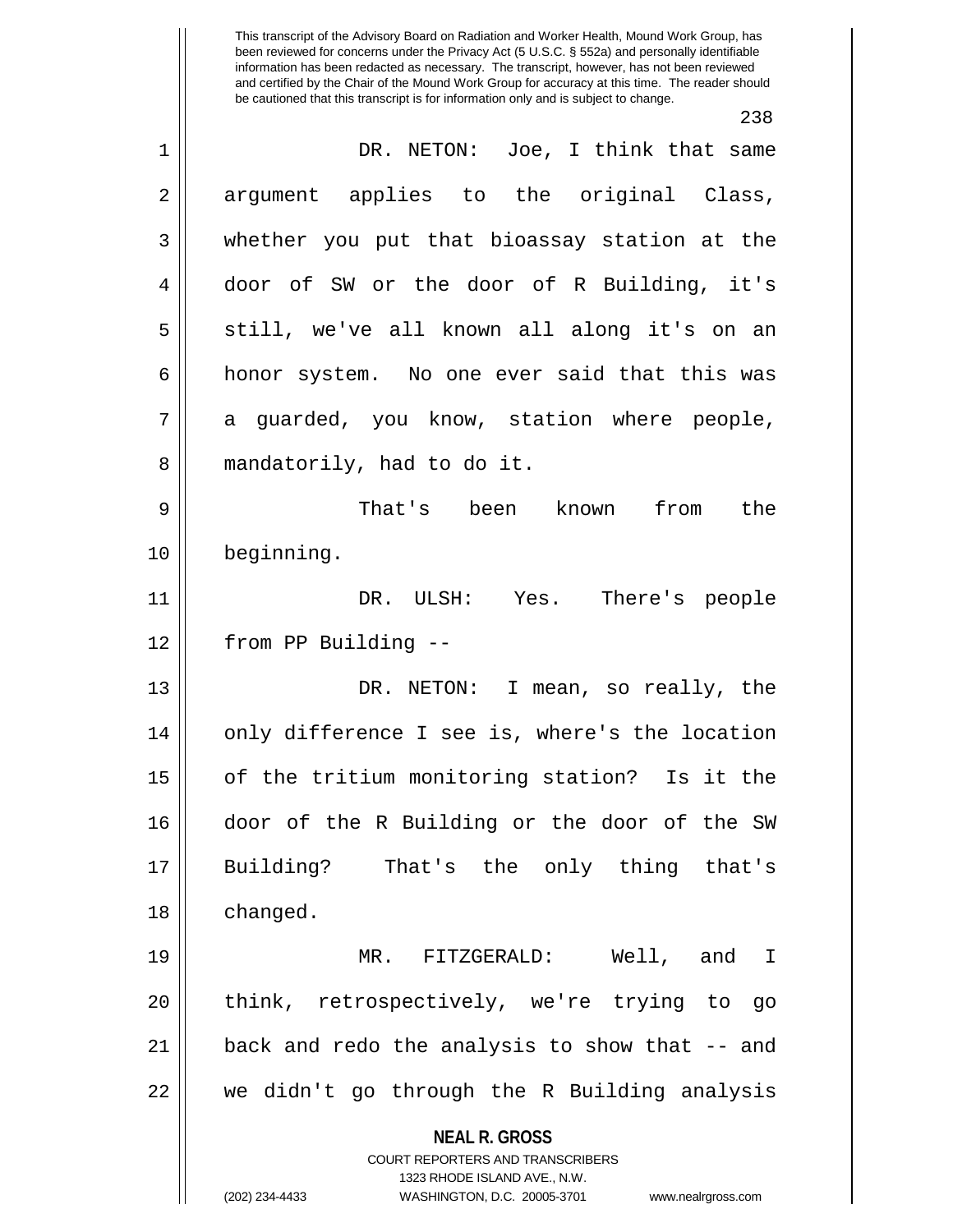DR. NETON: Joe, I think that same argument applies to the original Class, whether you put that bioassay station at the door of SW or the door of R Building, it's still, we've all known all along it's on an honor system. No one ever said that this was a guarded, you know, station where people, mandatorily, had to do it.

That's been known from the beginning.

DR. ULSH: Yes. There's people from PP Building --

DR. NETON: I mean, so really, the only difference I see is, where's the location of the tritium monitoring station? Is it the door of the R Building or the door of the SW Building? That's the only thing that's changed.

MR. FITZGERALD: Well, and I think, retrospectively, we're trying to go back and redo the analysis to show that -- and we didn't go through the R Building analysis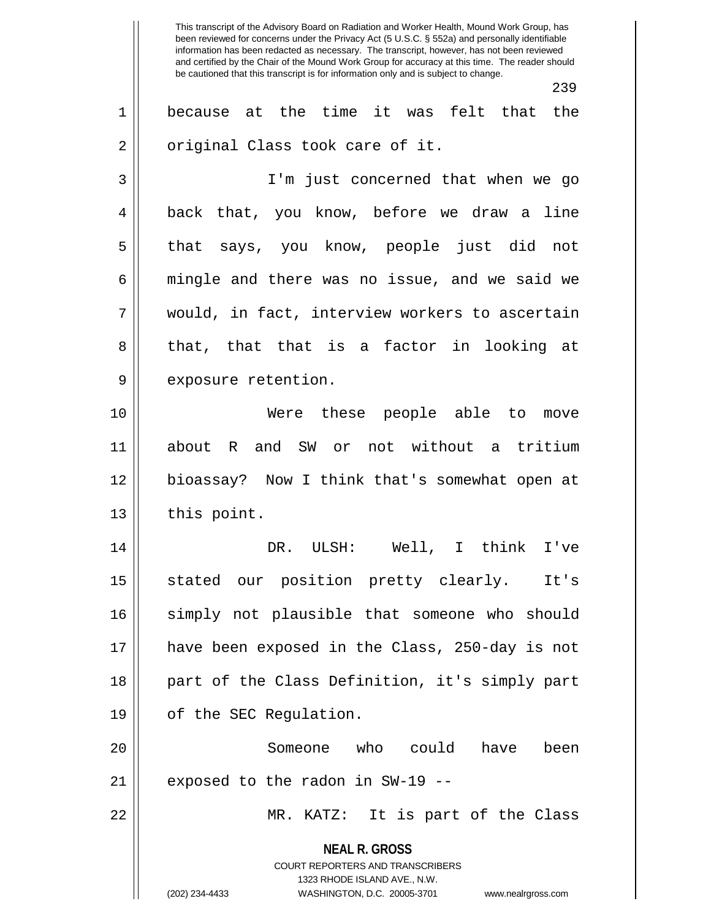because at the time it was felt that the original Class took care of it.

I'm just concerned that when we go back that, you know, before we draw a line that says, you know, people just did not mingle and there was no issue, and we said we would, in fact, interview workers to ascertain that, that that is a factor in looking at exposure retention.

Were these people able to move about R and SW or not without a tritium bioassay? Now I think that's somewhat open at this point.

DR. ULSH: Well, I think I've stated our position pretty clearly. It's simply not plausible that someone who should have been exposed in the Class, 250-day is not part of the Class Definition, it's simply part of the SEC Regulation.

Someone who could have been exposed to the radon in SW-19 --

MR. KATZ: It is part of the Class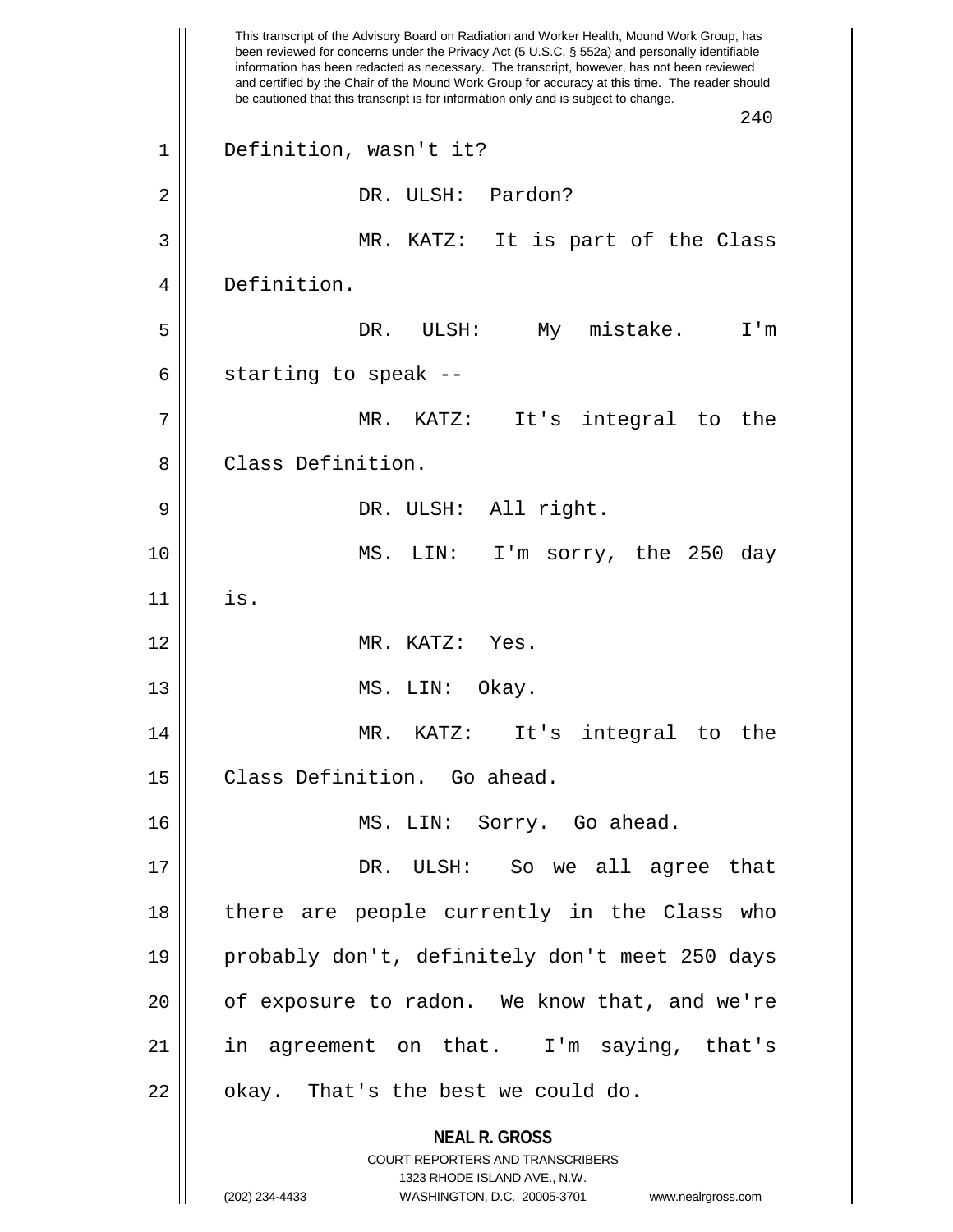Definition, wasn't it?

DR. ULSH: Pardon?

MR. KATZ: It is part of the Class Definition.

DR. ULSH: My mistake. I'm starting to speak --

MR. KATZ: It's integral to the Class Definition.

DR. ULSH: All right.

MS. LIN: I'm sorry, the 250 day is.

MR. KATZ: Yes.

MS. LIN: Okay.

MR. KATZ: It's integral to the Class Definition. Go ahead.

MS. LIN: Sorry. Go ahead.

DR. ULSH: So we all agree that there are people currently in the Class who probably don't, definitely don't meet 250 days of exposure to radon. We know that, and we're in agreement on that. I'm saying, that's okay. That's the best we could do.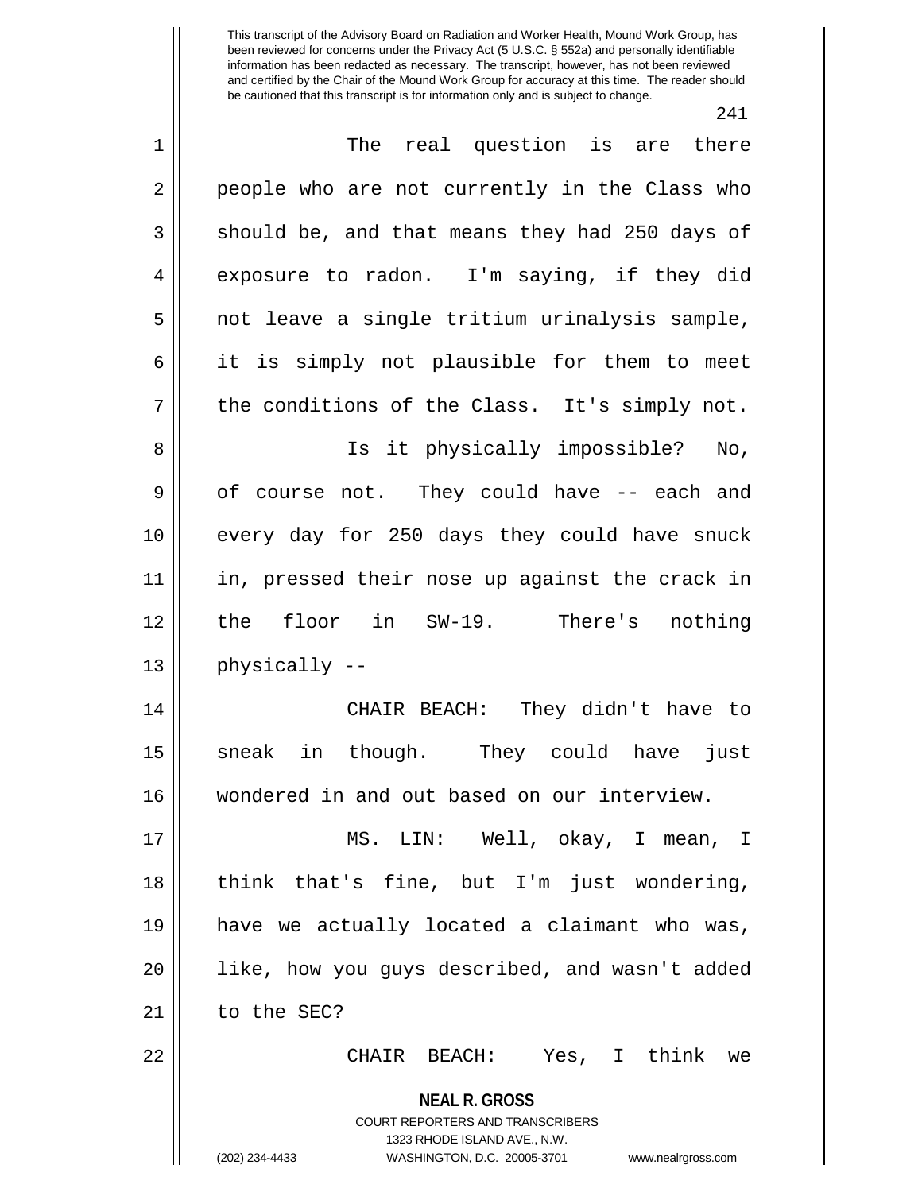The real question is are there people who are not currently in the Class who should be, and that means they had 250 days of exposure to radon. I'm saying, if they did not leave a single tritium urinalysis sample, it is simply not plausible for them to meet the conditions of the Class. It's simply not.

Is it physically impossible? No, of course not. They could have -- each and every day for 250 days they could have snuck in, pressed their nose up against the crack in the floor in SW-19. There's nothing physically --

CHAIR BEACH: They didn't have to sneak in though. They could have just wondered in and out based on our interview.

MS. LIN: Well, okay, I mean, I think that's fine, but I'm just wondering, have we actually located a claimant who was, like, how you guys described, and wasn't added to the SEC?

CHAIR BEACH: Yes, I think we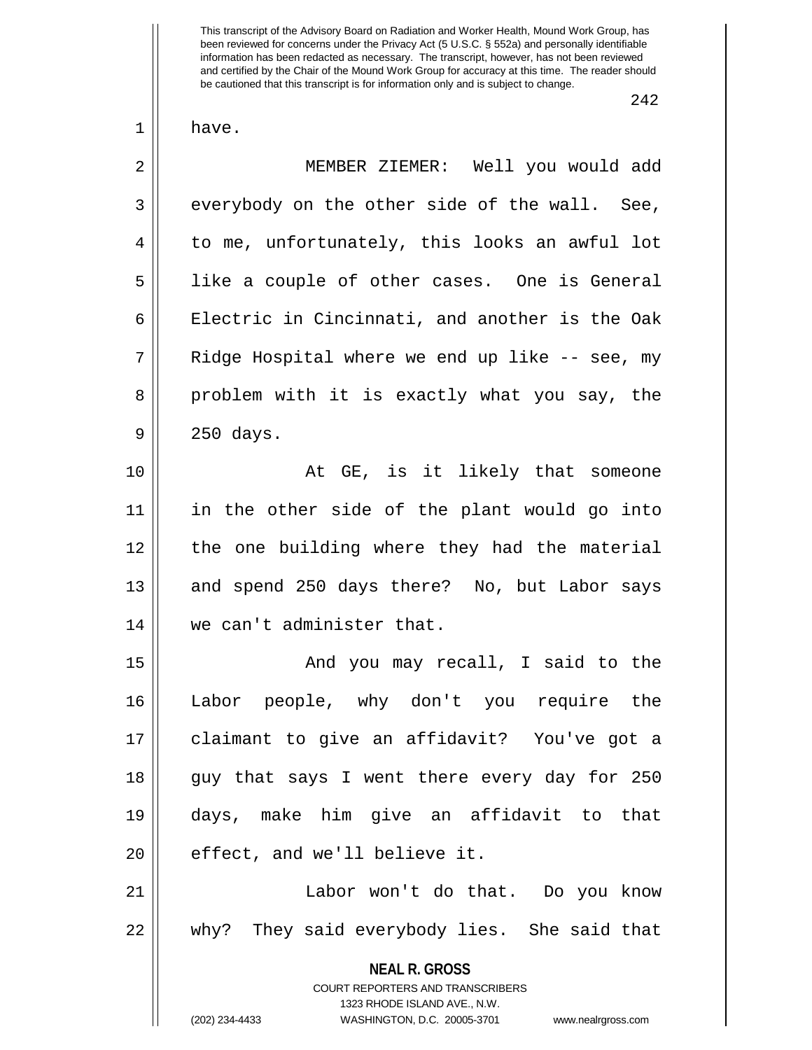have.

MEMBER ZIEMER: Well you would add everybody on the other side of the wall. See, to me, unfortunately, this looks an awful lot like a couple of other cases. One is General Electric in Cincinnati, and another is the Oak Ridge Hospital where we end up like -- see, my problem with it is exactly what you say, the 250 days.

At GE, is it likely that someone in the other side of the plant would go into the one building where they had the material and spend 250 days there? No, but Labor says we can't administer that.

And you may recall, I said to the Labor people, why don't you require the claimant to give an affidavit? You've got a guy that says I went there every day for 250 days, make him give an affidavit to that effect, and we'll believe it.

Labor won't do that. Do you know why? They said everybody lies. She said that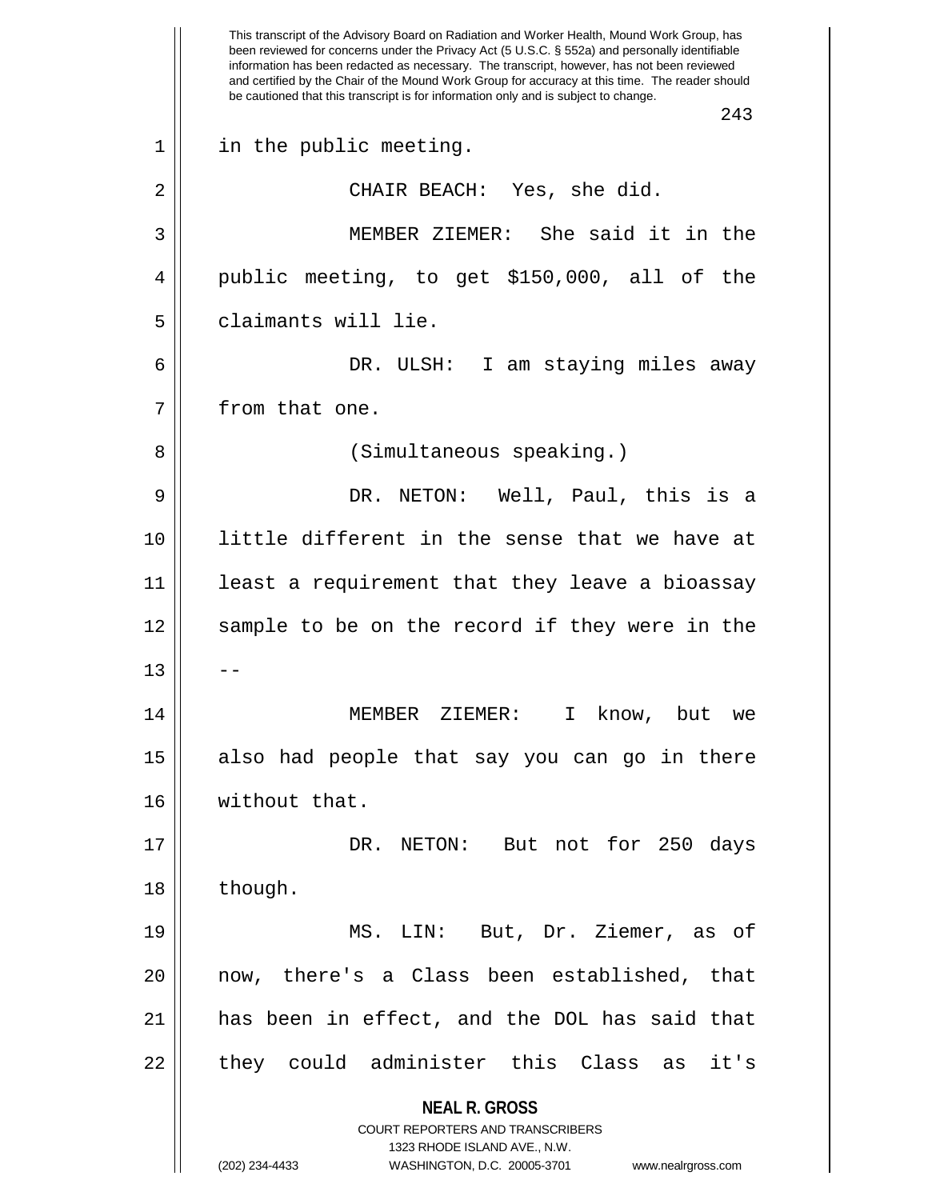in the public meeting.

CHAIR BEACH: Yes, she did.

MEMBER ZIEMER: She said it in the public meeting, to get $150,000, all of the claimants will lie.

DR. ULSH: I am staying miles away from that one.

(Simultaneous speaking.)

DR. NETON: Well, Paul, this is a little different in the sense that we have at least a requirement that they leave a bioassay sample to be on the record if they were in the --

MEMBER ZIEMER: I know, but we also had people that say you can go in there without that.

DR. NETON: But not for 250 days though.

MS. LIN: But, Dr. Ziemer, as of now, there's a Class been established, that has been in effect, and the DOL has said that they could administer this Class as it's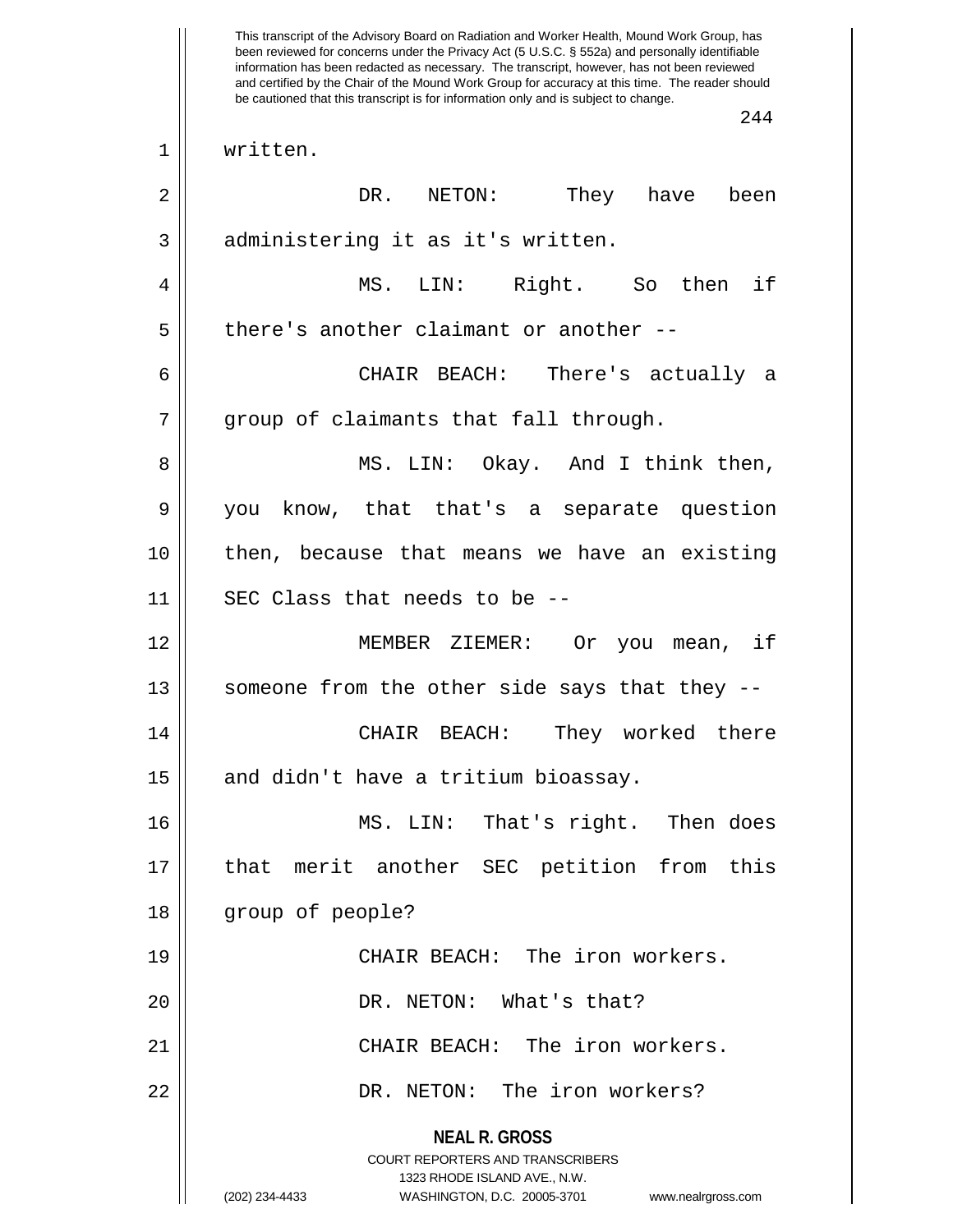written.

DR. NETON: They have been administering it as it's written.

MS. LIN: Right. So then if there's another claimant or another --

CHAIR BEACH: There's actually a group of claimants that fall through.

MS. LIN: Okay. And I think then, you know, that that's a separate question then, because that means we have an existing SEC Class that needs to be --

MEMBER ZIEMER: Or you mean, if someone from the other side says that they --

CHAIR BEACH: They worked there and didn't have a tritium bioassay.

MS. LIN: That's right. Then does that merit another SEC petition from this group of people?

CHAIR BEACH: The iron workers.

DR. NETON: What's that?

CHAIR BEACH: The iron workers.

DR. NETON: The iron workers?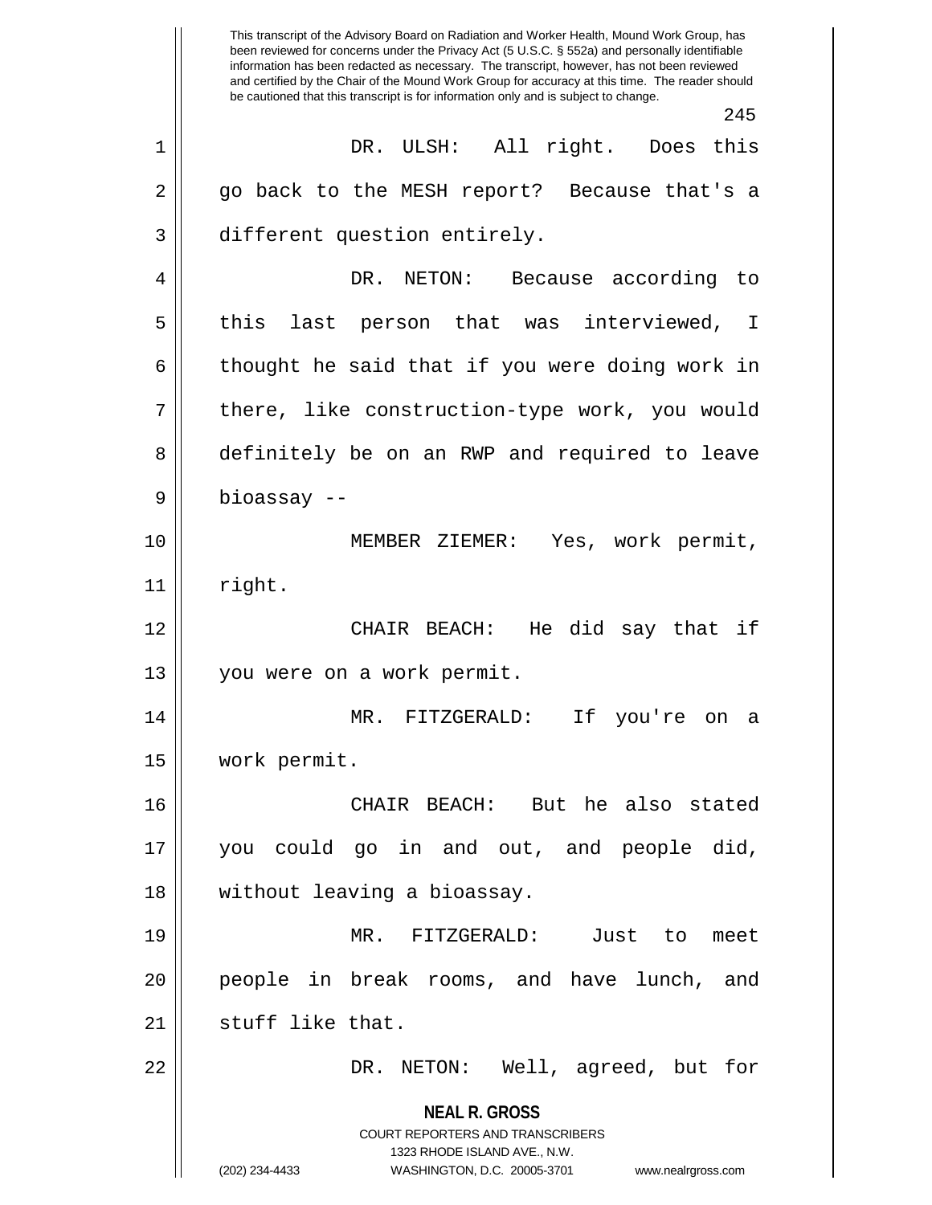DR. ULSH: All right. Does this go back to the MESH report? Because that's a different question entirely.

DR. NETON: Because according to this last person that was interviewed, I thought he said that if you were doing work in there, like construction-type work, you would definitely be on an RWP and required to leave bioassay --

MEMBER ZIEMER: Yes, work permit, right.

CHAIR BEACH: He did say that if you were on a work permit.

MR. FITZGERALD: If you're on a work permit.

CHAIR BEACH: But he also stated you could go in and out, and people did, without leaving a bioassay.

MR. FITZGERALD: Just to meet people in break rooms, and have lunch, and stuff like that.

DR. NETON: Well, agreed, but for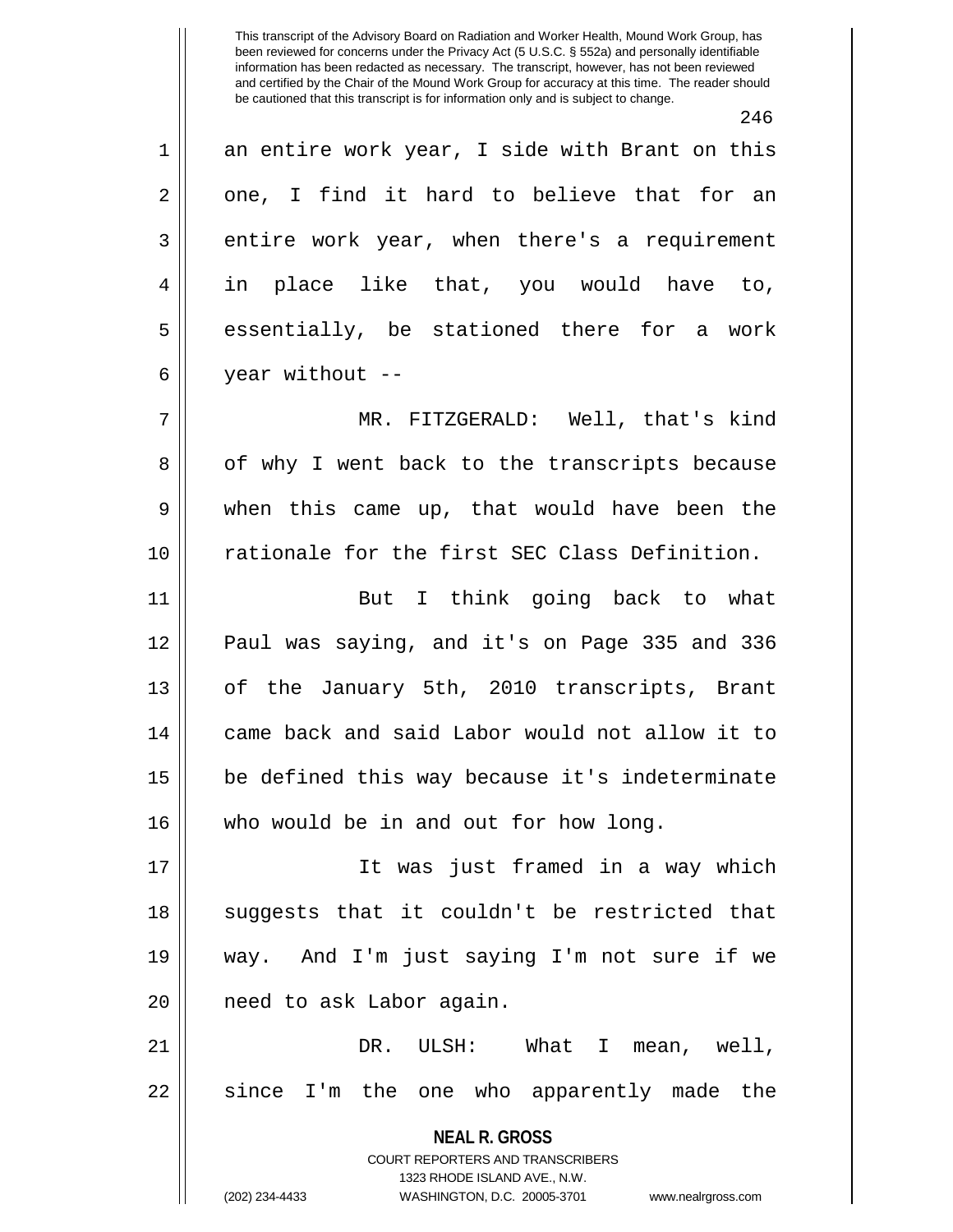an entire work year, I side with Brant on this one, I find it hard to believe that for an entire work year, when there's a requirement in place like that, you would have to, essentially, be stationed there for a work year without --

MR. FITZGERALD: Well, that's kind of why I went back to the transcripts because when this came up, that would have been the rationale for the first SEC Class Definition.

But I think going back to what Paul was saying, and it's on Page 335 and 336 of the January 5th, 2010 transcripts, Brant came back and said Labor would not allow it to be defined this way because it's indeterminate who would be in and out for how long.

It was just framed in a way which suggests that it couldn't be restricted that way. And I'm just saying I'm not sure if we need to ask Labor again.

DR. ULSH: What I mean, well, since I'm the one who apparently made the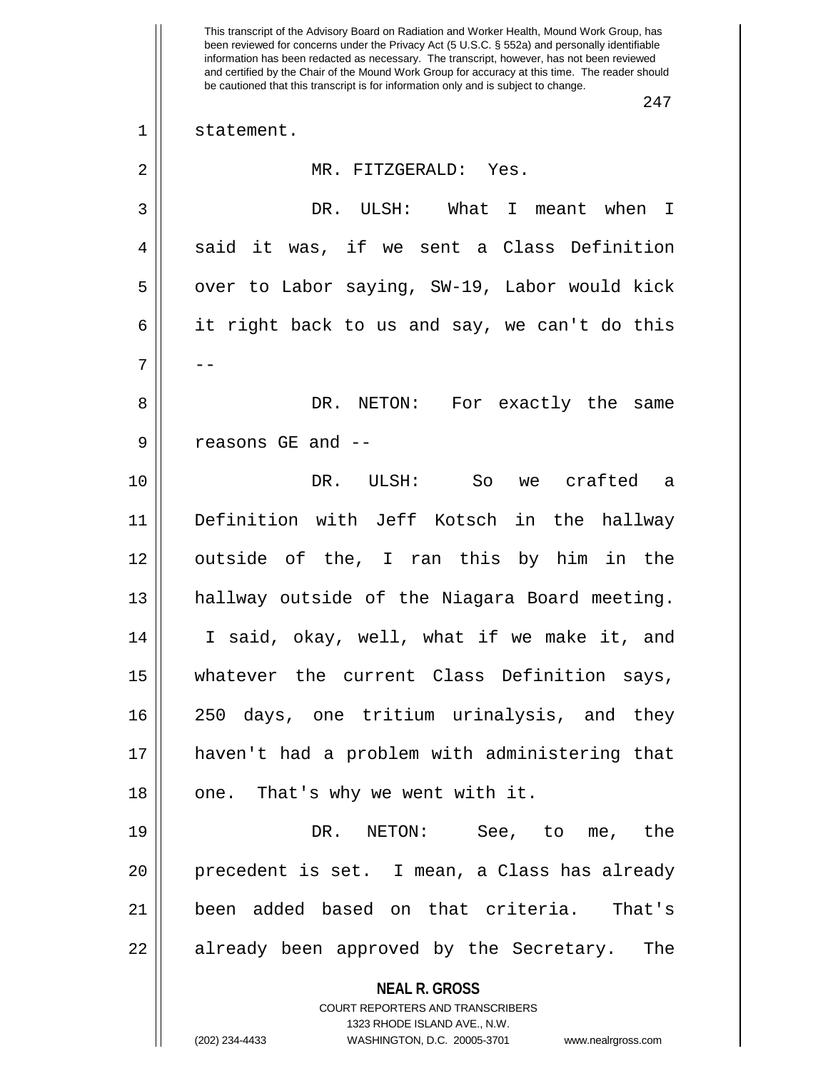statement.

MR. FITZGERALD: Yes.

DR. ULSH: What I meant when I said it was, if we sent a Class Definition over to Labor saying, SW-19, Labor would kick it right back to us and say, we can't do this --

DR. NETON: For exactly the same reasons GE and --

DR. ULSH: So we crafted a Definition with Jeff Kotsch in the hallway outside of the, I ran this by him in the hallway outside of the Niagara Board meeting. I said, okay, well, what if we make it, and whatever the current Class Definition says, 250 days, one tritium urinalysis, and they haven't had a problem with administering that one. That's why we went with it.

DR. NETON: See, to me, the precedent is set. I mean, a Class has already been added based on that criteria. That's already been approved by the Secretary. The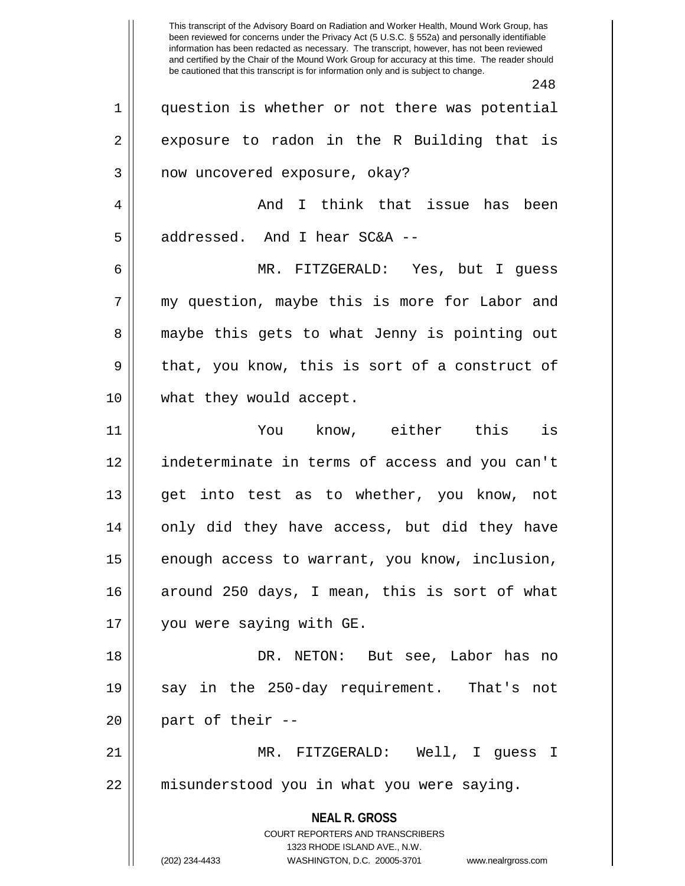question is whether or not there was potential exposure to radon in the R Building that is now uncovered exposure, okay?

And I think that issue has been addressed. And I hear SC&A --

MR. FITZGERALD: Yes, but I guess my question, maybe this is more for Labor and maybe this gets to what Jenny is pointing out that, you know, this is sort of a construct of what they would accept.

You know, either this is indeterminate in terms of access and you can't get into test as to whether, you know, not only did they have access, but did they have enough access to warrant, you know, inclusion, around 250 days, I mean, this is sort of what you were saying with GE.

DR. NETON: But see, Labor has no say in the 250-day requirement. That's not part of their --

MR. FITZGERALD: Well, I guess I misunderstood you in what you were saying.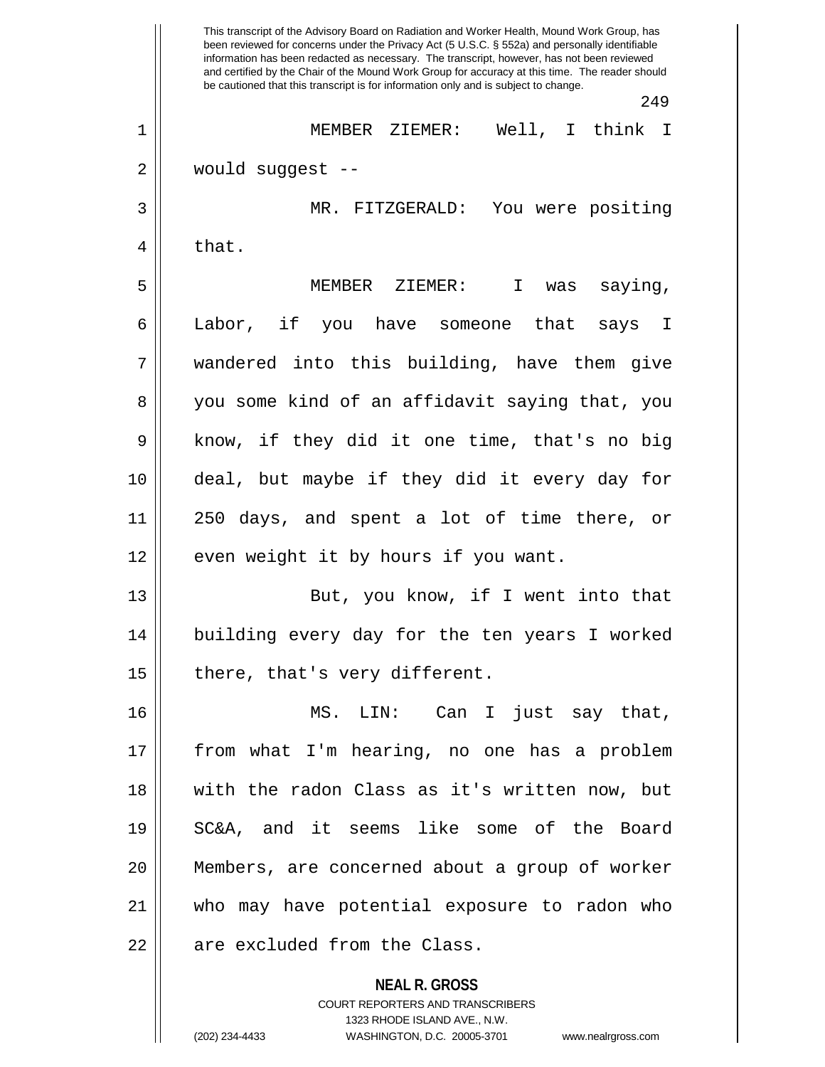MEMBER ZIEMER: Well, I think I would suggest --

MR. FITZGERALD: You were positing that.

MEMBER ZIEMER: I was saying, Labor, if you have someone that says I wandered into this building, have them give you some kind of an affidavit saying that, you know, if they did it one time, that's no big deal, but maybe if they did it every day for 250 days, and spent a lot of time there, or even weight it by hours if you want.

But, you know, if I went into that building every day for the ten years I worked there, that's very different.

MS. LIN: Can I just say that, from what I'm hearing, no one has a problem with the radon Class as it's written now, but SC&A, and it seems like some of the Board Members, are concerned about a group of worker who may have potential exposure to radon who are excluded from the Class.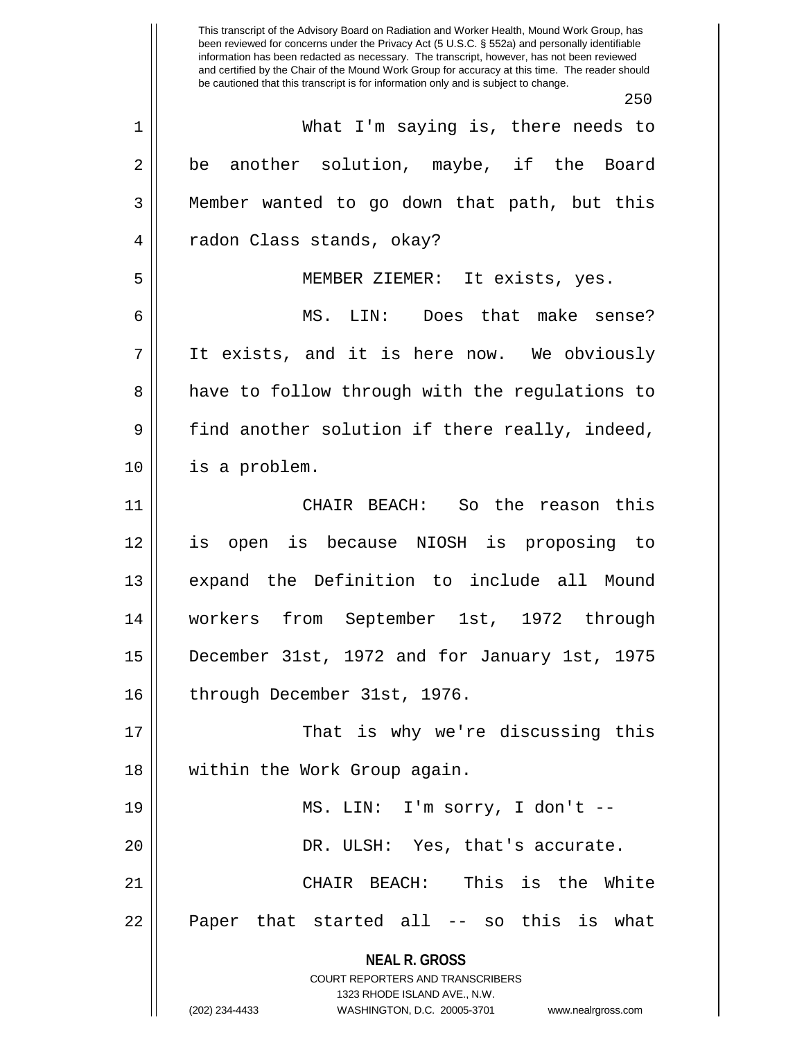What I'm saying is, there needs to be another solution, maybe, if the Board Member wanted to go down that path, but this radon Class stands, okay?

MEMBER ZIEMER: It exists, yes.

MS. LIN: Does that make sense? It exists, and it is here now. We obviously have to follow through with the regulations to find another solution if there really, indeed, is a problem.

CHAIR BEACH: So the reason this is open is because NIOSH is proposing to expand the Definition to include all Mound workers from September 1st, 1972 through December 31st, 1972 and for January 1st, 1975 through December 31st, 1976.

That is why we're discussing this within the Work Group again.

MS. LIN: I'm sorry, I don't --

DR. ULSH: Yes, that's accurate.

CHAIR BEACH: This is the White Paper that started all -- so this is what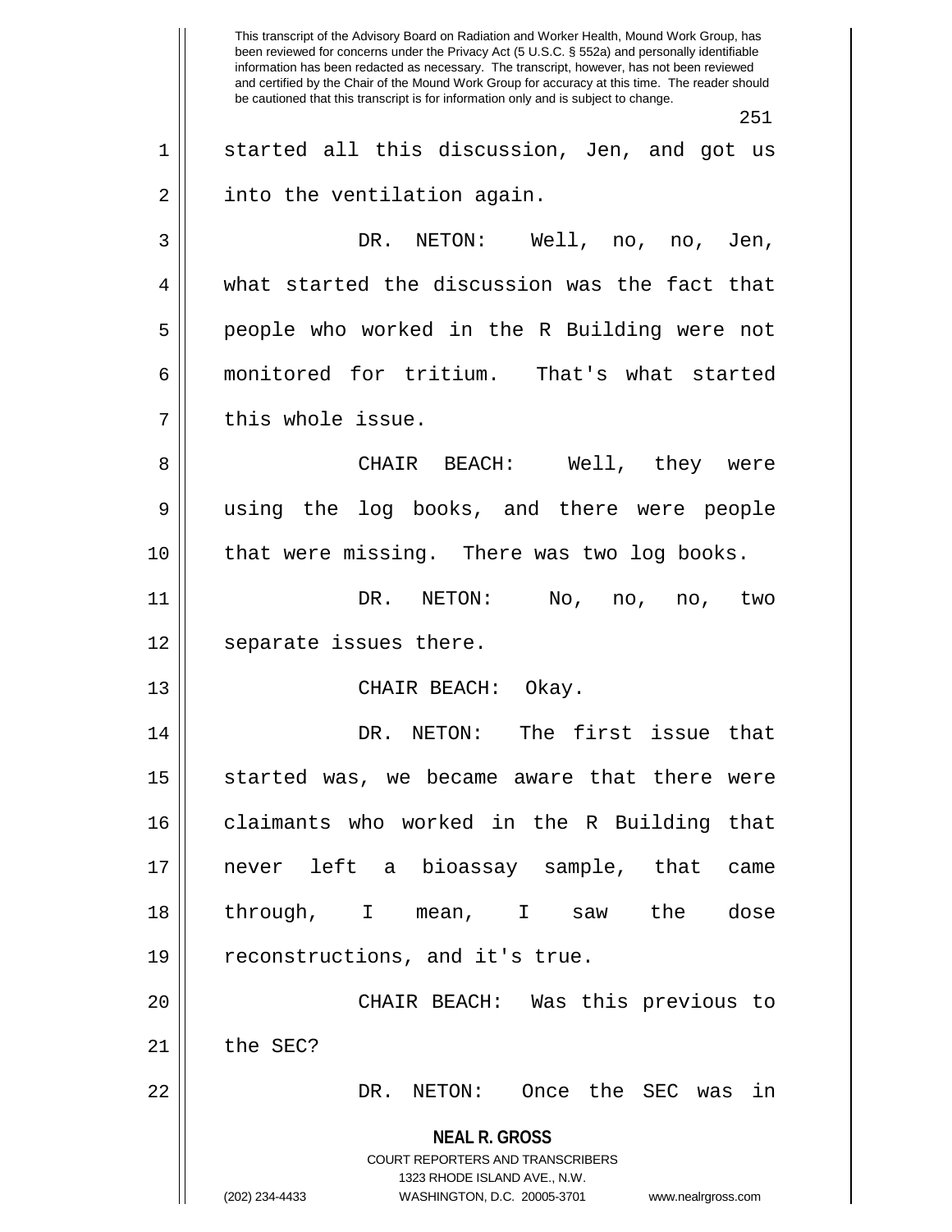started all this discussion, Jen, and got us into the ventilation again.

DR. NETON: Well, no, no, Jen, what started the discussion was the fact that people who worked in the R Building were not monitored for tritium. That's what started this whole issue.

CHAIR BEACH: Well, they were using the log books, and there were people that were missing. There was two log books.

DR. NETON: No, no, no, two separate issues there.

CHAIR BEACH: Okay.

DR. NETON: The first issue that started was, we became aware that there were claimants who worked in the R Building that never left a bioassay sample, that came through, I mean, I saw the dose reconstructions, and it's true.

CHAIR BEACH: Was this previous to the SEC?

DR. NETON: Once the SEC was in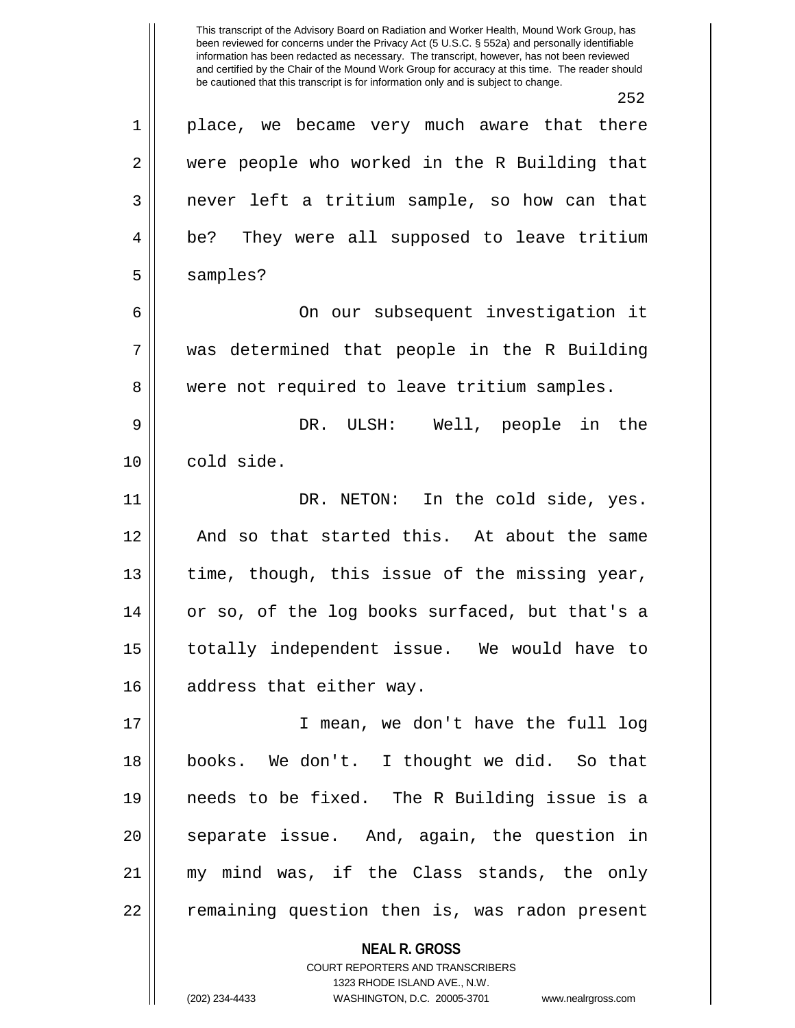place, we became very much aware that there were people who worked in the R Building that never left a tritium sample, so how can that be? They were all supposed to leave tritium samples?

On our subsequent investigation it was determined that people in the R Building were not required to leave tritium samples.

DR. ULSH: Well, people in the cold side.

DR. NETON: In the cold side, yes. And so that started this. At about the same time, though, this issue of the missing year, or so, of the log books surfaced, but that's a totally independent issue. We would have to address that either way.

I mean, we don't have the full log books. We don't. I thought we did. So that needs to be fixed. The R Building issue is a separate issue. And, again, the question in my mind was, if the Class stands, the only remaining question then is, was radon present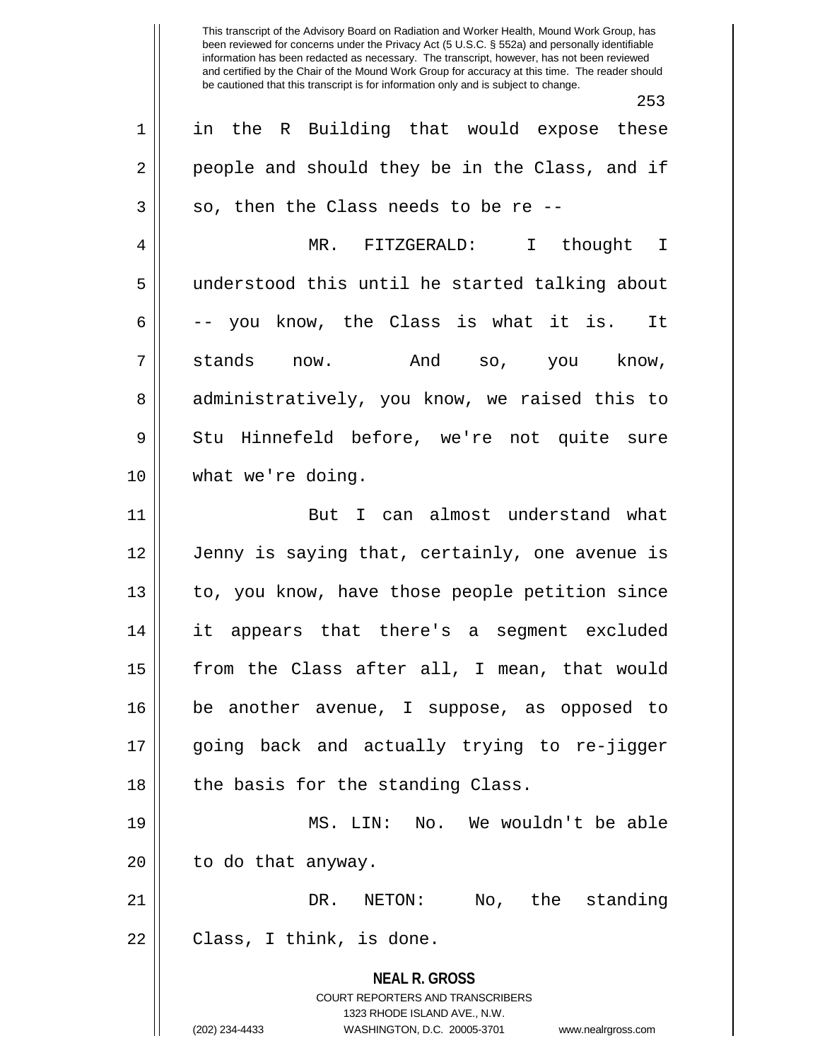in the R Building that would expose these people and should they be in the Class, and if so, then the Class needs to be re --

MR. FITZGERALD: I thought I understood this until he started talking about -- you know, the Class is what it is. It stands now. And so, you know, administratively, you know, we raised this to Stu Hinnefeld before, we're not quite sure what we're doing.

But I can almost understand what Jenny is saying that, certainly, one avenue is to, you know, have those people petition since it appears that there's a segment excluded from the Class after all, I mean, that would be another avenue, I suppose, as opposed to going back and actually trying to re-jigger the basis for the standing Class.

MS. LIN: No. We wouldn't be able to do that anyway.

DR. NETON: No, the standing Class, I think, is done.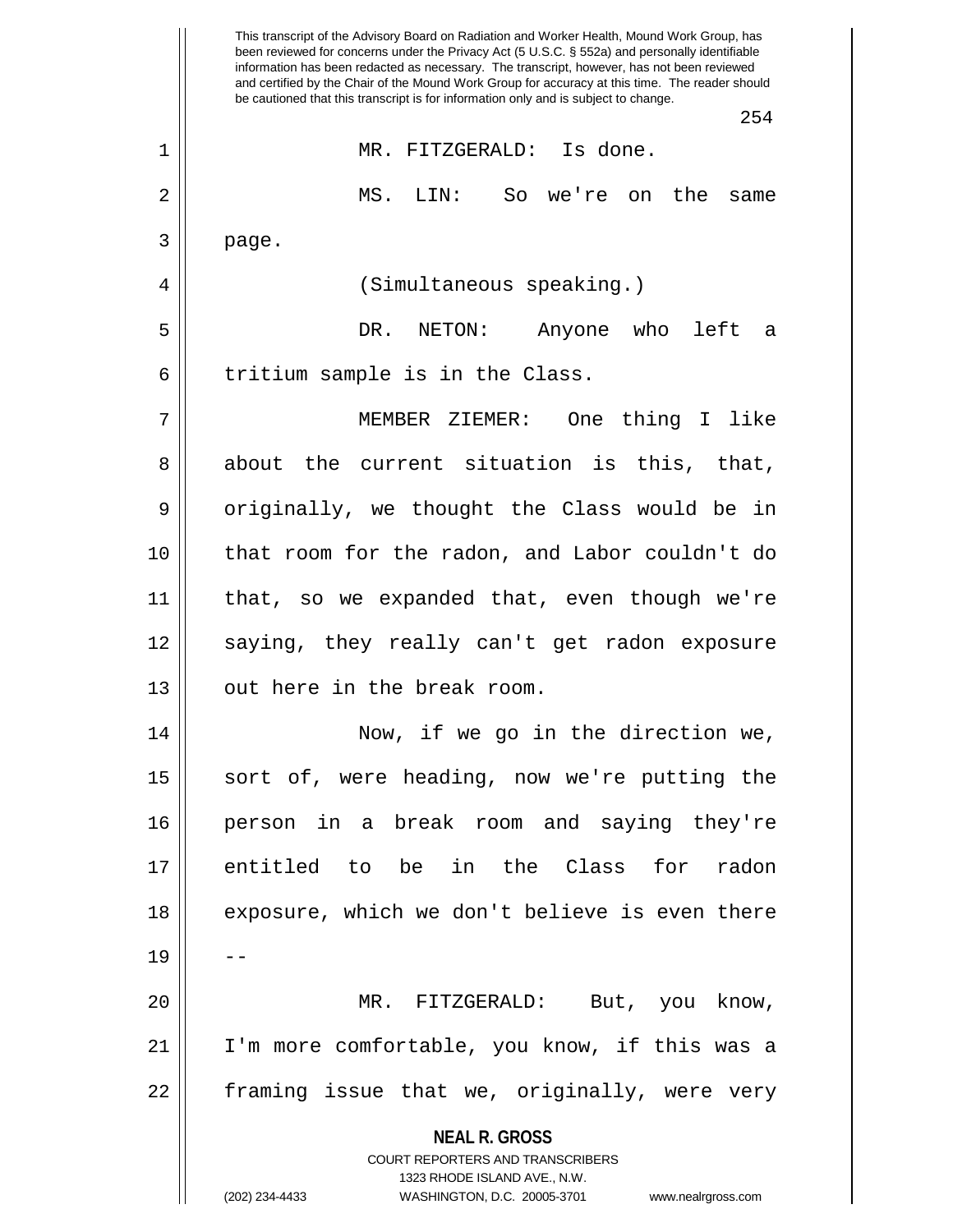MR. FITZGERALD: Is done.

MS. LIN: So we're on the same page.

(Simultaneous speaking.)

DR. NETON: Anyone who left a tritium sample is in the Class.

MEMBER ZIEMER: One thing I like about the current situation is this, that, originally, we thought the Class would be in that room for the radon, and Labor couldn't do that, so we expanded that, even though we're saying, they really can't get radon exposure out here in the break room.

Now, if we go in the direction we, sort of, were heading, now we're putting the person in a break room and saying they're entitled to be in the Class for radon exposure, which we don't believe is even there --

MR. FITZGERALD: But, you know, I'm more comfortable, you know, if this was a framing issue that we, originally, were very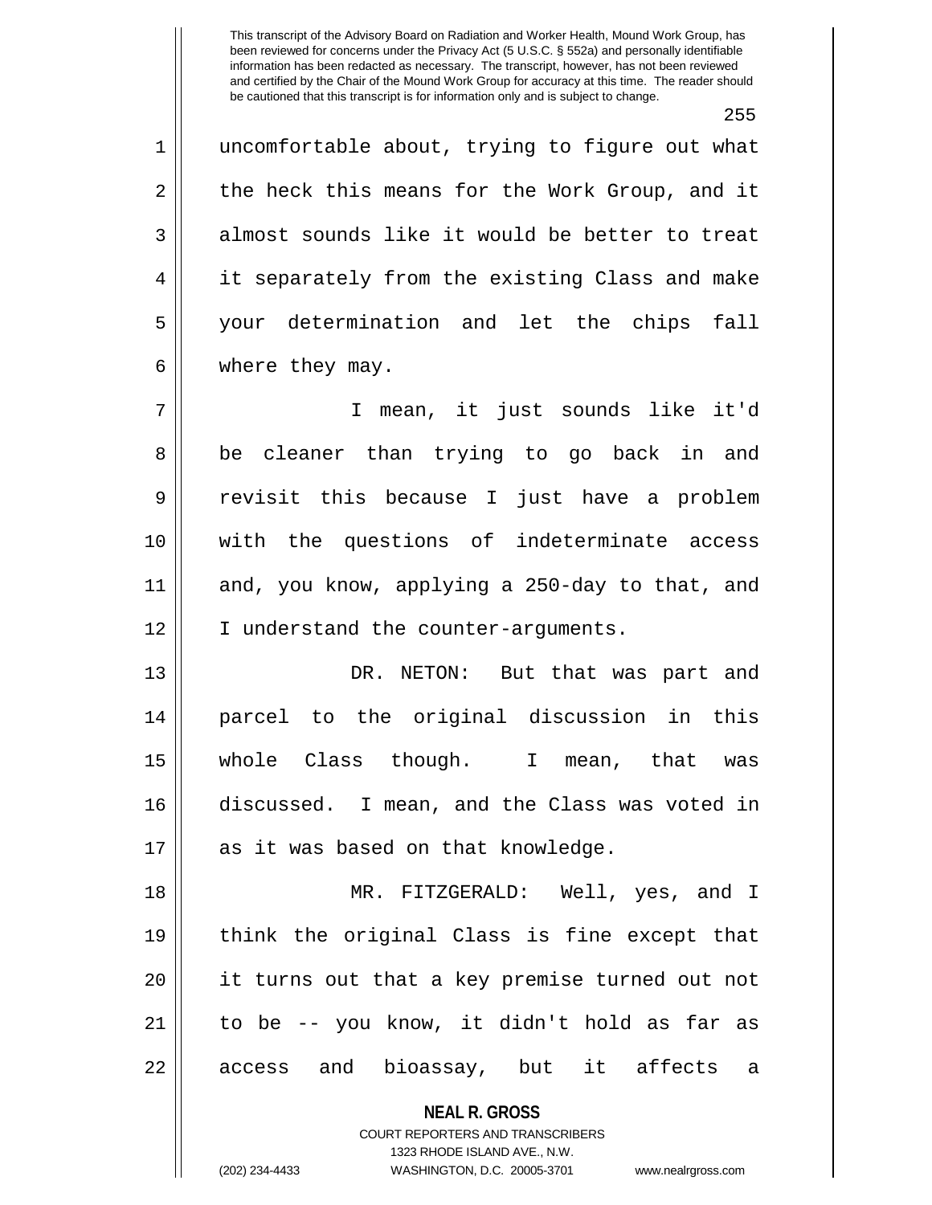uncomfortable about, trying to figure out what the heck this means for the Work Group, and it almost sounds like it would be better to treat it separately from the existing Class and make your determination and let the chips fall where they may.

I mean, it just sounds like it'd be cleaner than trying to go back in and revisit this because I just have a problem with the questions of indeterminate access and, you know, applying a 250-day to that, and I understand the counter-arguments.

DR. NETON: But that was part and parcel to the original discussion in this whole Class though. I mean, that was discussed. I mean, and the Class was voted in as it was based on that knowledge.

MR. FITZGERALD: Well, yes, and I think the original Class is fine except that it turns out that a key premise turned out not to be -- you know, it didn't hold as far as access and bioassay, but it affects a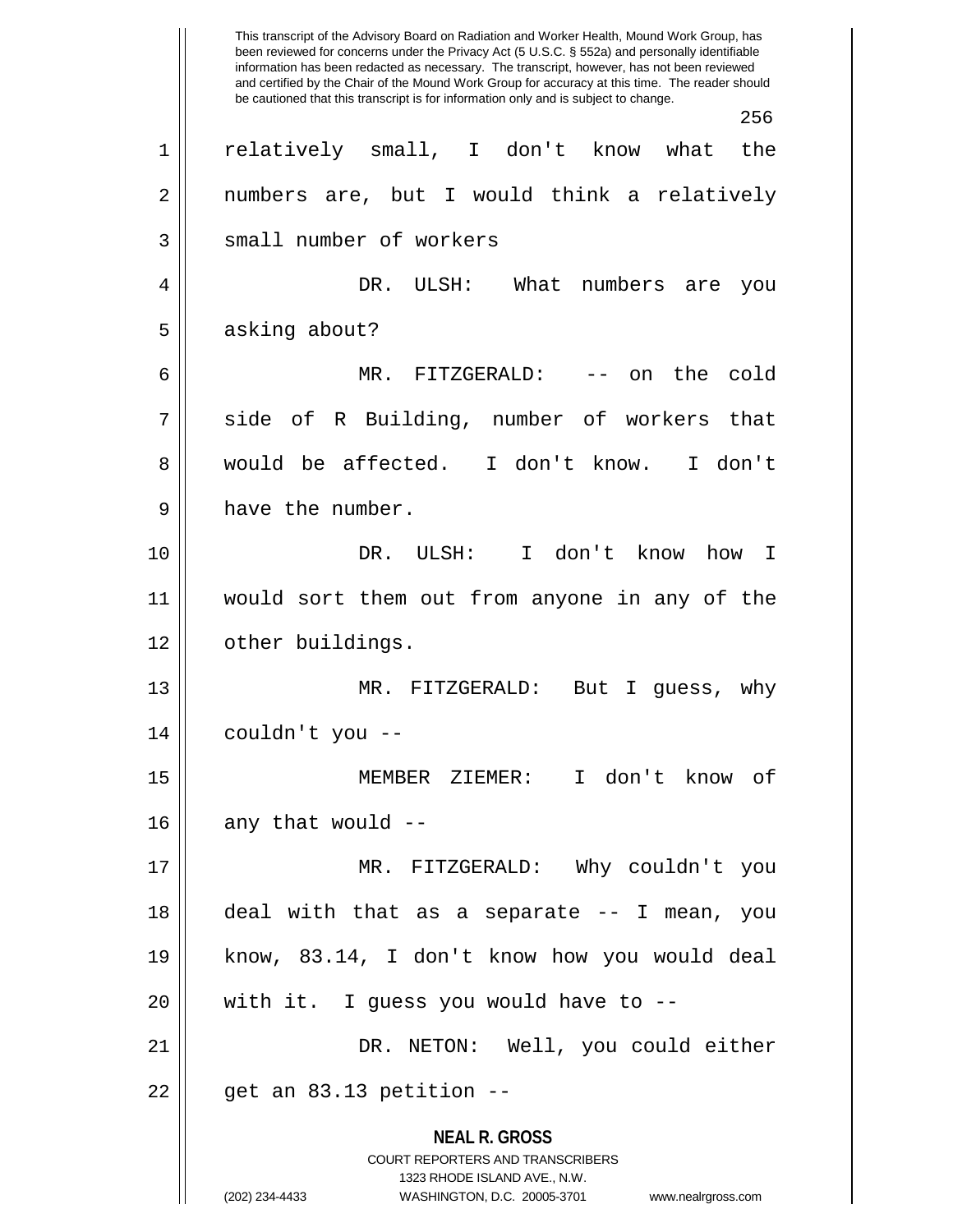relatively small, I don't know what the numbers are, but I would think a relatively small number of workers

DR. ULSH: What numbers are you asking about?

MR. FITZGERALD: -- on the cold side of R Building, number of workers that would be affected. I don't know. I don't have the number.

DR. ULSH: I don't know how I would sort them out from anyone in any of the other buildings.

MR. FITZGERALD: But I guess, why couldn't you --

MEMBER ZIEMER: I don't know of any that would --

MR. FITZGERALD: Why couldn't you deal with that as a separate -- I mean, you know, 83.14, I don't know how you would deal with it. I guess you would have to --

DR. NETON: Well, you could either get an 83.13 petition --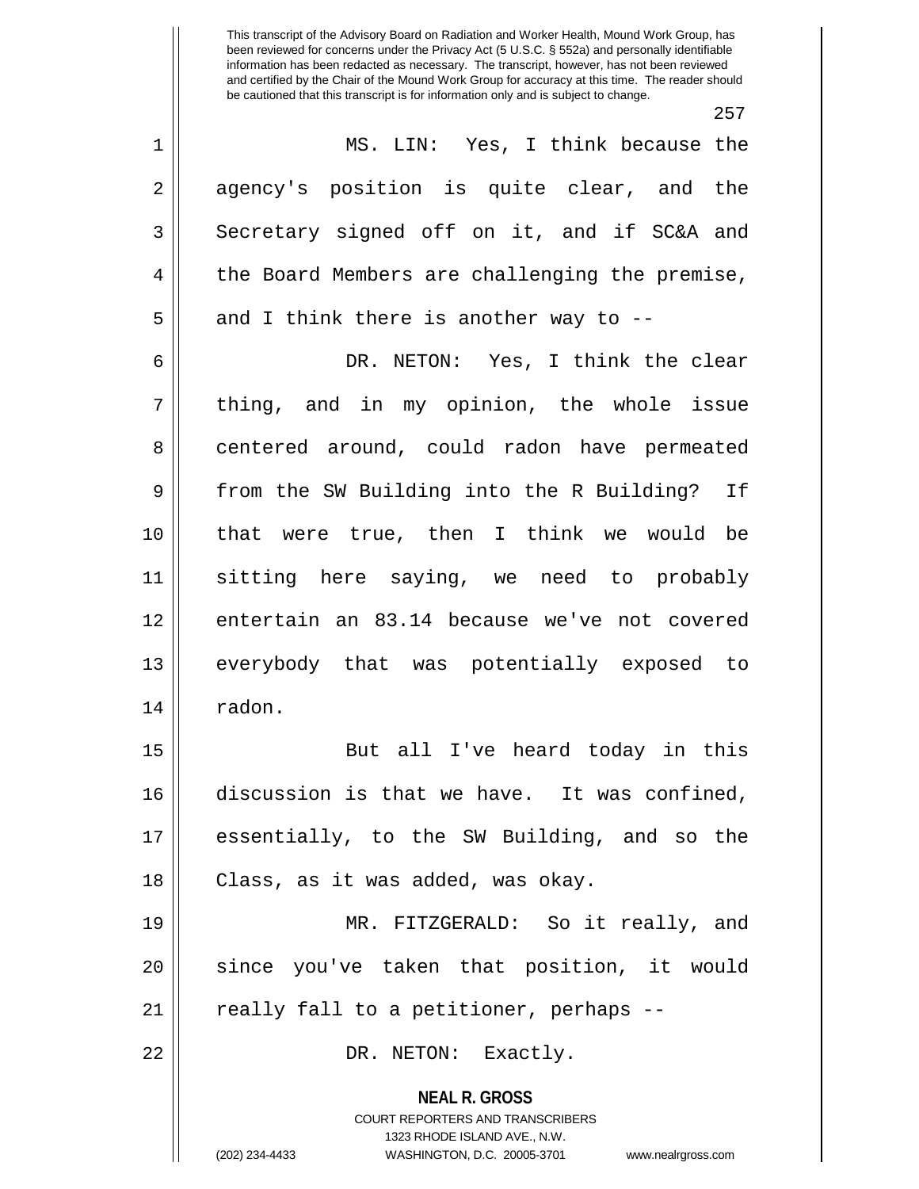MS. LIN: Yes, I think because the agency's position is quite clear, and the Secretary signed off on it, and if SC&A and the Board Members are challenging the premise, and I think there is another way to --

DR. NETON: Yes, I think the clear thing, and in my opinion, the whole issue centered around, could radon have permeated from the SW Building into the R Building? If that were true, then I think we would be sitting here saying, we need to probably entertain an 83.14 because we've not covered everybody that was potentially exposed to radon.

But all I've heard today in this discussion is that we have. It was confined, essentially, to the SW Building, and so the Class, as it was added, was okay.

MR. FITZGERALD: So it really, and since you've taken that position, it would really fall to a petitioner, perhaps --

DR. NETON: Exactly.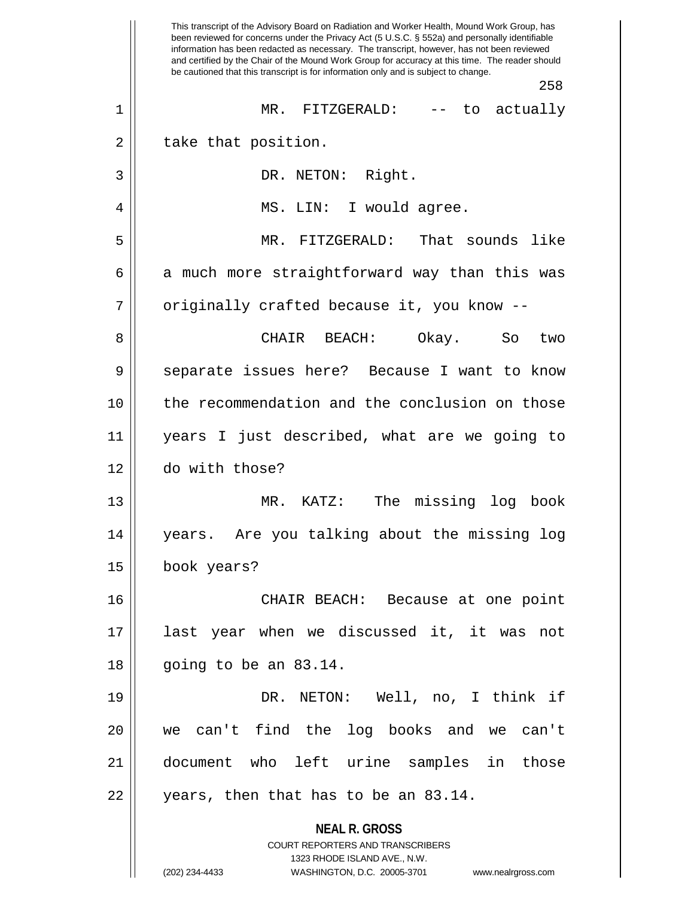This transcript of the Advisory Board on Radiation and Worker Health, Mound Work Group, has been reviewed for concerns under the Privacy Act (5 U.S.C. § 552a) and personally identifiable information has been redacted as necessary. The transcript, however, has not been reviewed and certified by the Chair of the Mound Work Group for accuracy at this time. The reader should be cautioned that this transcript is for information only and is subject to change.

MR. FITZGERALD: -- to actually take that position.

DR. NETON: Right.

MS. LIN: I would agree.

MR. FITZGERALD: That sounds like a much more straightforward way than this was originally crafted because it, you know --

CHAIR BEACH: Okay. So two separate issues here? Because I want to know the recommendation and the conclusion on those years I just described, what are we going to do with those?

MR. KATZ: The missing log book years. Are you talking about the missing log book years?

CHAIR BEACH: Because at one point last year when we discussed it, it was not going to be an 83.14.

DR. NETON: Well, no, I think if we can't find the log books and we can't document who left urine samples in those years, then that has to be an 83.14.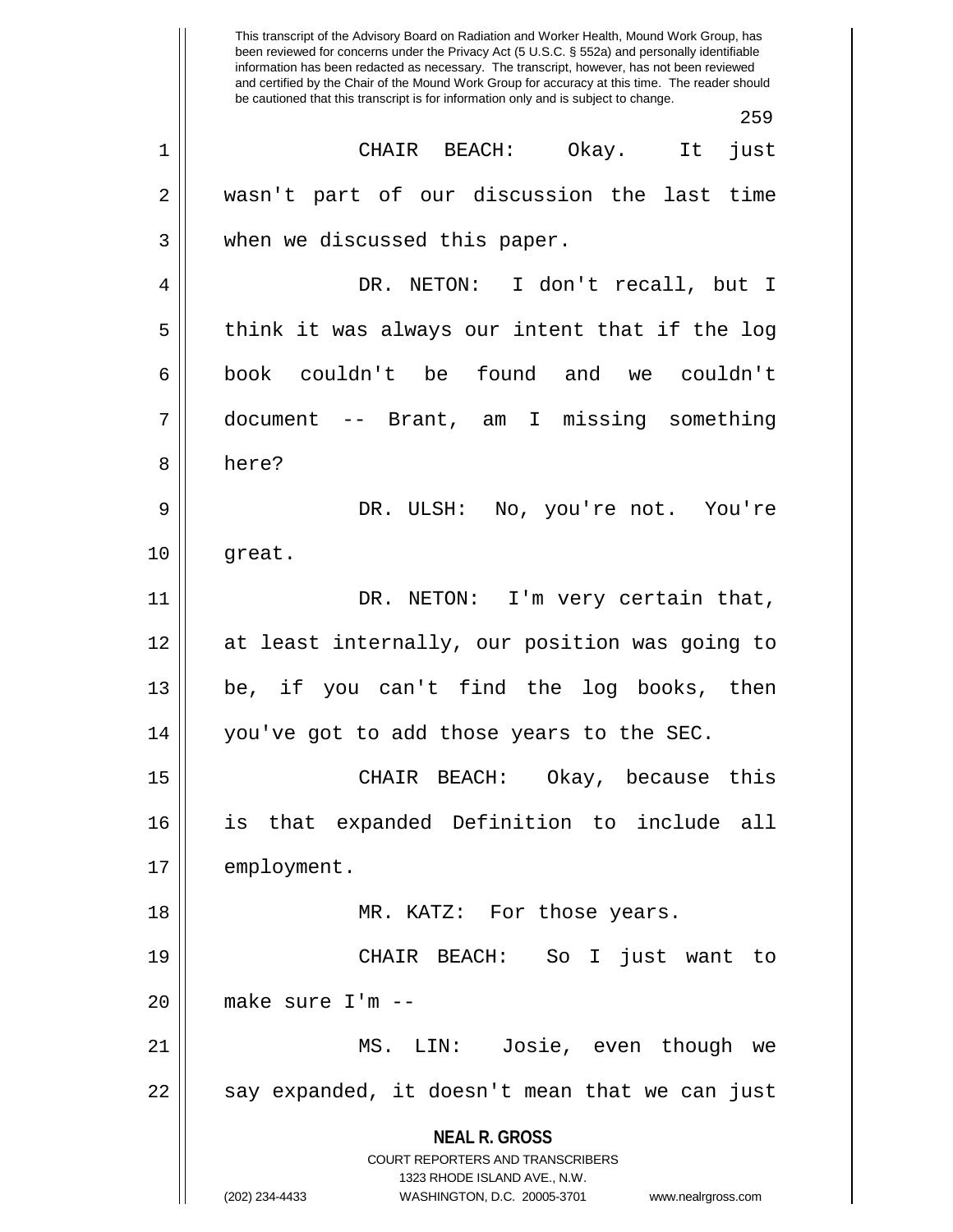CHAIR BEACH: Okay. It just wasn't part of our discussion the last time when we discussed this paper.

DR. NETON: I don't recall, but I think it was always our intent that if the log book couldn't be found and we couldn't document -- Brant, am I missing something here?

DR. ULSH: No, you're not. You're great.

DR. NETON: I'm very certain that, at least internally, our position was going to be, if you can't find the log books, then you've got to add those years to the SEC.

CHAIR BEACH: Okay, because this is that expanded Definition to include all employment.

MR. KATZ: For those years.

CHAIR BEACH: So I just want to make sure I'm --

MS. LIN: Josie, even though we say expanded, it doesn't mean that we can just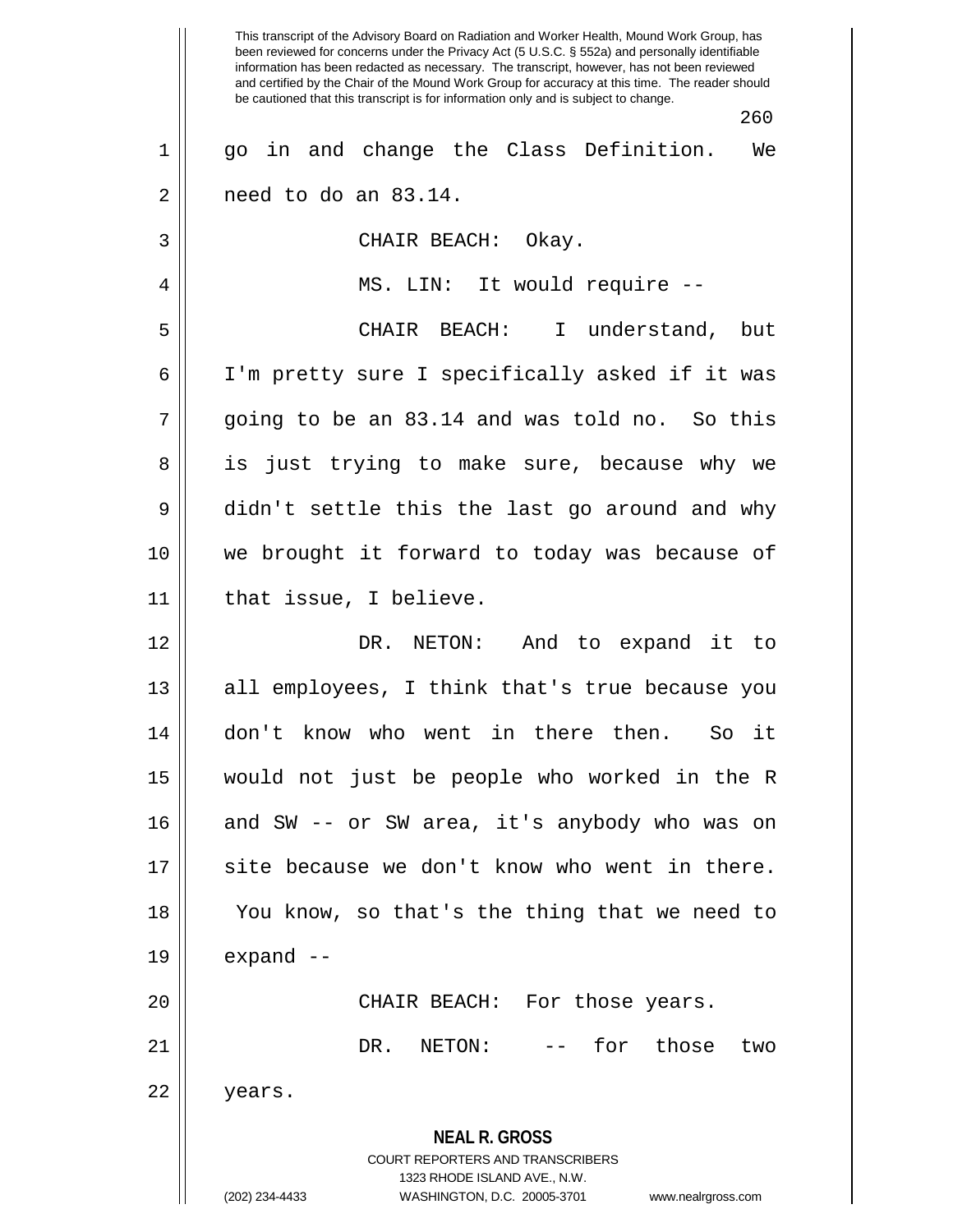go in and change the Class Definition. We need to do an 83.14.

CHAIR BEACH: Okay.

MS. LIN: It would require --

CHAIR BEACH: I understand, but I'm pretty sure I specifically asked if it was going to be an 83.14 and was told no. So this is just trying to make sure, because why we didn't settle this the last go around and why we brought it forward to today was because of that issue, I believe.

DR. NETON: And to expand it to all employees, I think that's true because you don't know who went in there then. So it would not just be people who worked in the R and SW -- or SW area, it's anybody who was on site because we don't know who went in there. You know, so that's the thing that we need to expand --

CHAIR BEACH: For those years.

DR. NETON: -- for those two years.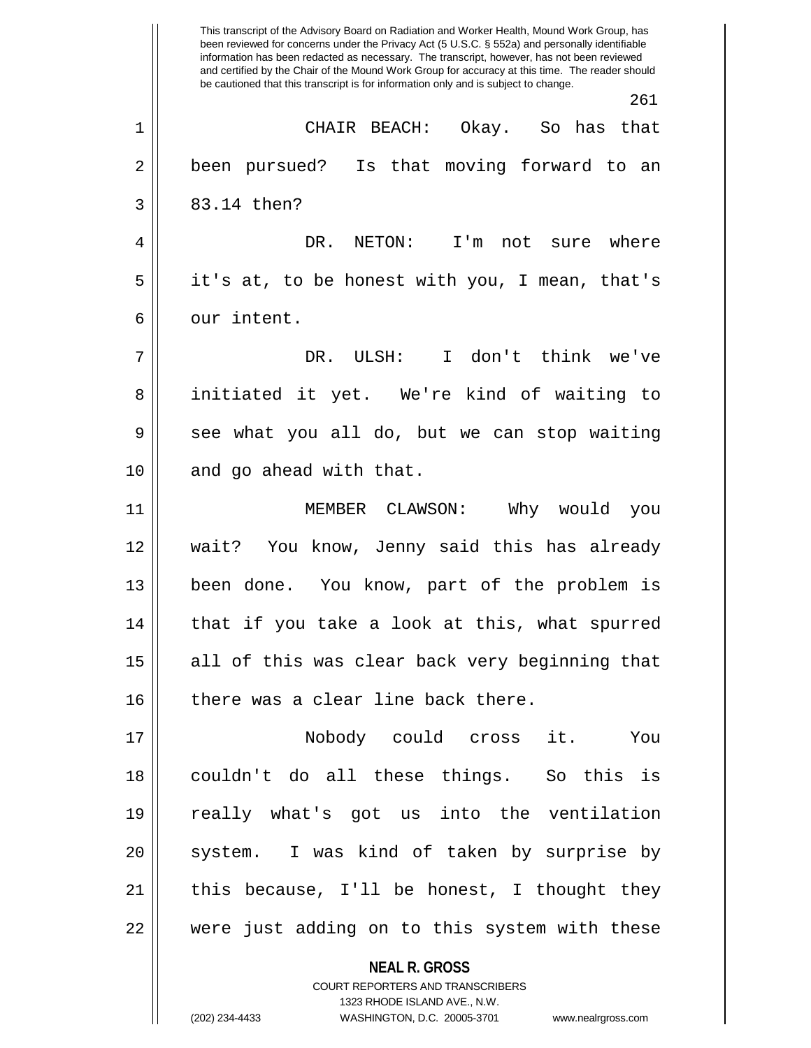This transcript of the Advisory Board on Radiation and Worker Health, Mound Work Group, has been reviewed for concerns under the Privacy Act (5 U.S.C. § 552a) and personally identifiable information has been redacted as necessary. The transcript, however, has not been reviewed and certified by the Chair of the Mound Work Group for accuracy at this time. The reader should be cautioned that this transcript is for information only and is subject to change.

CHAIR BEACH: Okay. So has that been pursued? Is that moving forward to an 83.14 then?

DR. NETON: I'm not sure where it's at, to be honest with you, I mean, that's our intent.

DR. ULSH: I don't think we've initiated it yet. We're kind of waiting to see what you all do, but we can stop waiting and go ahead with that.

MEMBER CLAWSON: Why would you wait? You know, Jenny said this has already been done. You know, part of the problem is that if you take a look at this, what spurred all of this was clear back very beginning that there was a clear line back there.

Nobody could cross it. You couldn't do all these things. So this is really what's got us into the ventilation system. I was kind of taken by surprise by this because, I'll be honest, I thought they were just adding on to this system with these

**NEAL R. GROSS**
COURT REPORTERS AND TRANSCRIBERS
1323 RHODE ISLAND AVE., N.W.
(202) 234-4433 WASHINGTON, D.C. 20005-3701 www.nealrgross.com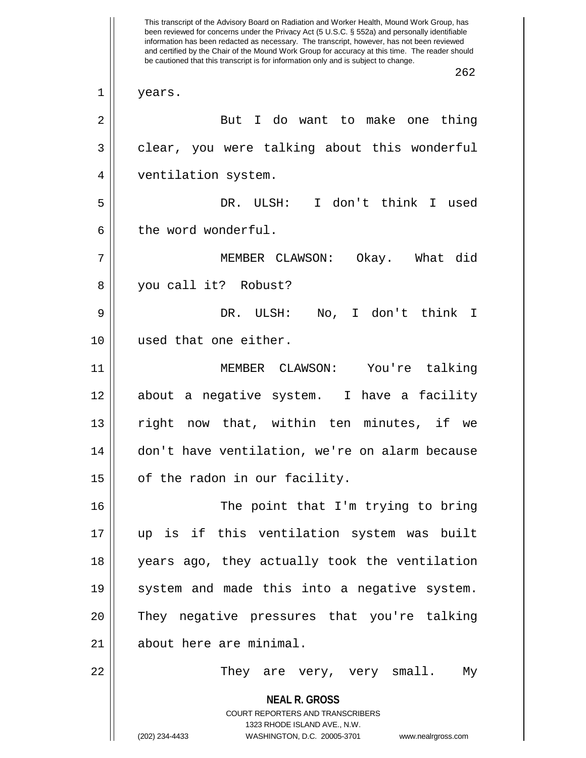years.

But I do want to make one thing clear, you were talking about this wonderful ventilation system.

DR. ULSH: I don't think I used the word wonderful.

MEMBER CLAWSON: Okay. What did you call it? Robust?

DR. ULSH: No, I don't think I used that one either.

MEMBER CLAWSON: You're talking about a negative system. I have a facility right now that, within ten minutes, if we don't have ventilation, we're on alarm because of the radon in our facility.

The point that I'm trying to bring up is if this ventilation system was built years ago, they actually took the ventilation system and made this into a negative system. They negative pressures that you're talking about here are minimal.

They are very, very small. My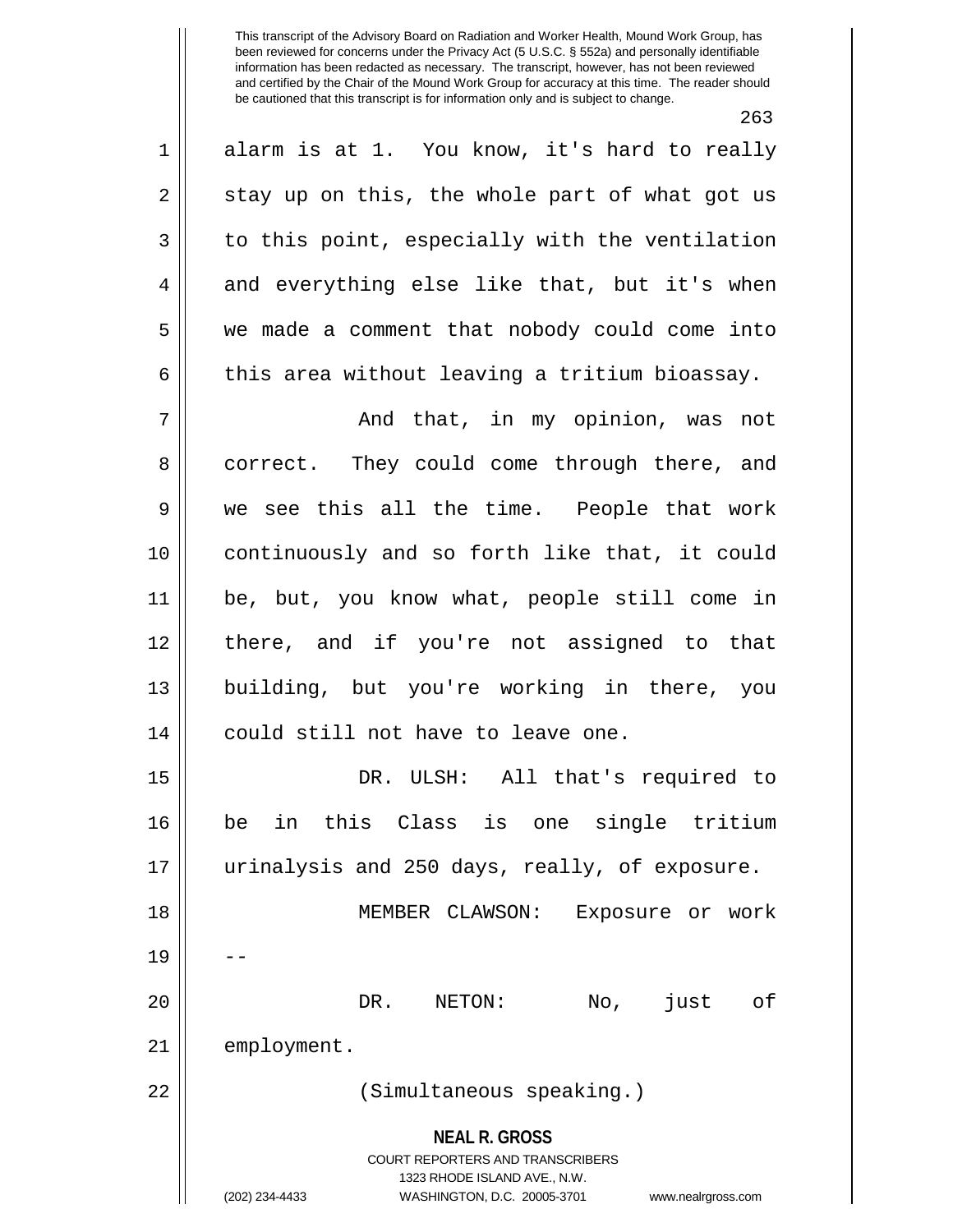alarm is at 1. You know, it's hard to really stay up on this, the whole part of what got us to this point, especially with the ventilation and everything else like that, but it's when we made a comment that nobody could come into this area without leaving a tritium bioassay.

And that, in my opinion, was not correct. They could come through there, and we see this all the time. People that work continuously and so forth like that, it could be, but, you know what, people still come in there, and if you're not assigned to that building, but you're working in there, you could still not have to leave one.

DR. ULSH: All that's required to be in this Class is one single tritium urinalysis and 250 days, really, of exposure.

MEMBER CLAWSON: Exposure or work --

DR. NETON: No, just of employment.

(Simultaneous speaking.)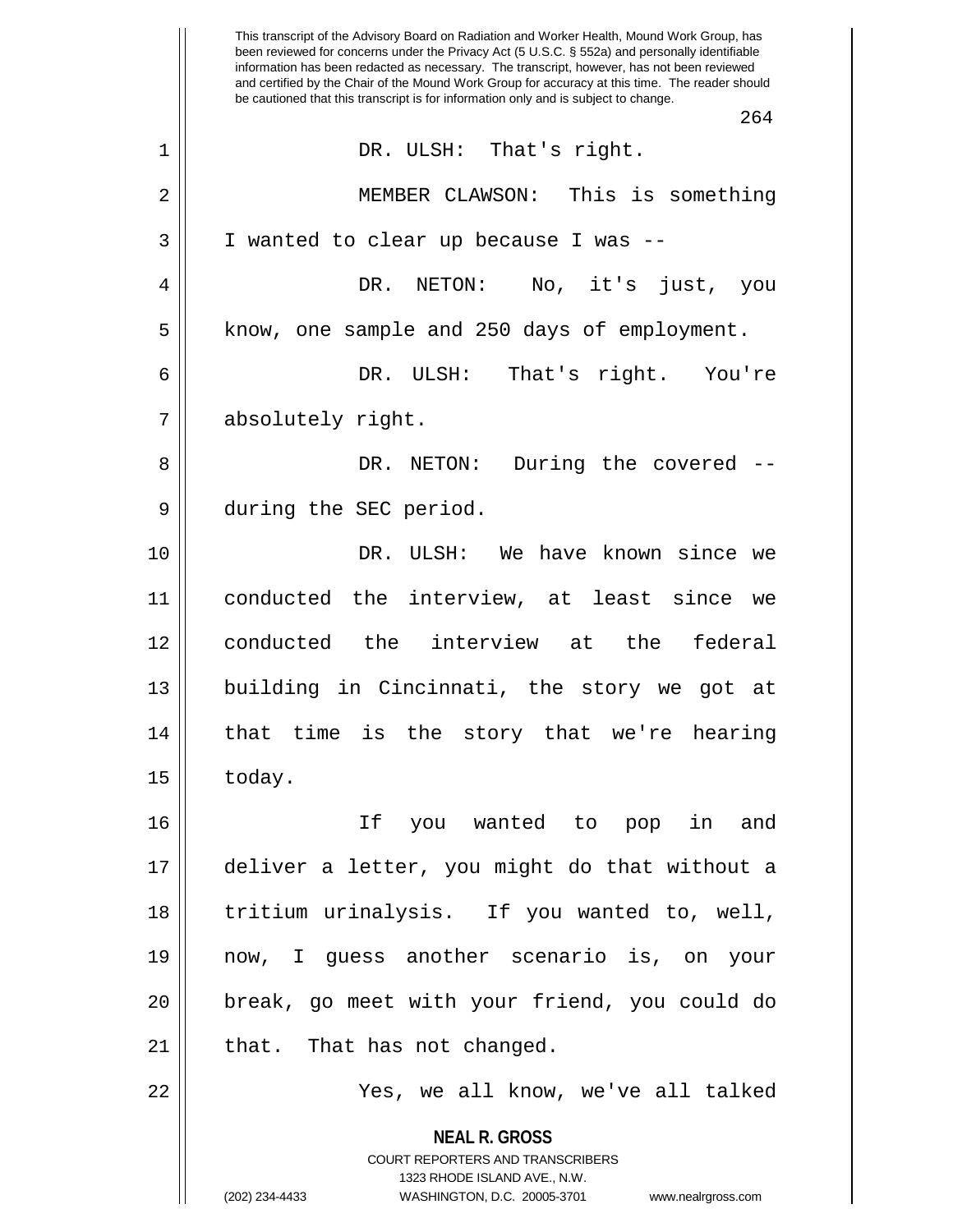DR. ULSH: That's right.

MEMBER CLAWSON: This is something I wanted to clear up because I was --

DR. NETON: No, it's just, you know, one sample and 250 days of employment.

DR. ULSH: That's right. You're absolutely right.

DR. NETON: During the covered -- during the SEC period.

DR. ULSH: We have known since we conducted the interview, at least since we conducted the interview at the federal building in Cincinnati, the story we got at that time is the story that we're hearing today.

If you wanted to pop in and deliver a letter, you might do that without a tritium urinalysis. If you wanted to, well, now, I guess another scenario is, on your break, go meet with your friend, you could do that. That has not changed.

Yes, we all know, we've all talked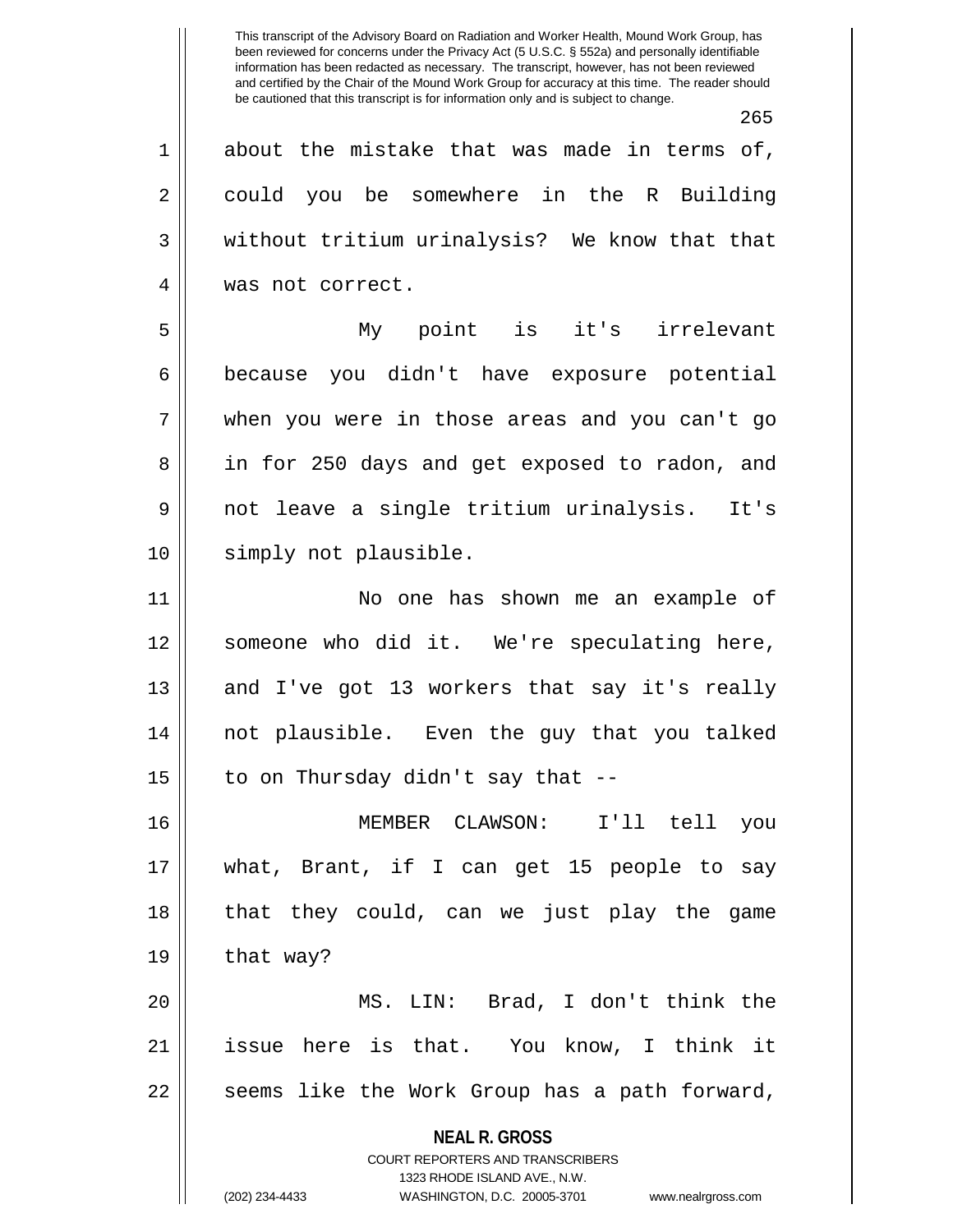about the mistake that was made in terms of, could you be somewhere in the R Building without tritium urinalysis? We know that that was not correct.

My point is it's irrelevant because you didn't have exposure potential when you were in those areas and you can't go in for 250 days and get exposed to radon, and not leave a single tritium urinalysis. It's simply not plausible.

No one has shown me an example of someone who did it. We're speculating here, and I've got 13 workers that say it's really not plausible. Even the guy that you talked to on Thursday didn't say that --

MEMBER CLAWSON: I'll tell you what, Brant, if I can get 15 people to say that they could, can we just play the game that way?

MS. LIN: Brad, I don't think the issue here is that. You know, I think it seems like the Work Group has a path forward,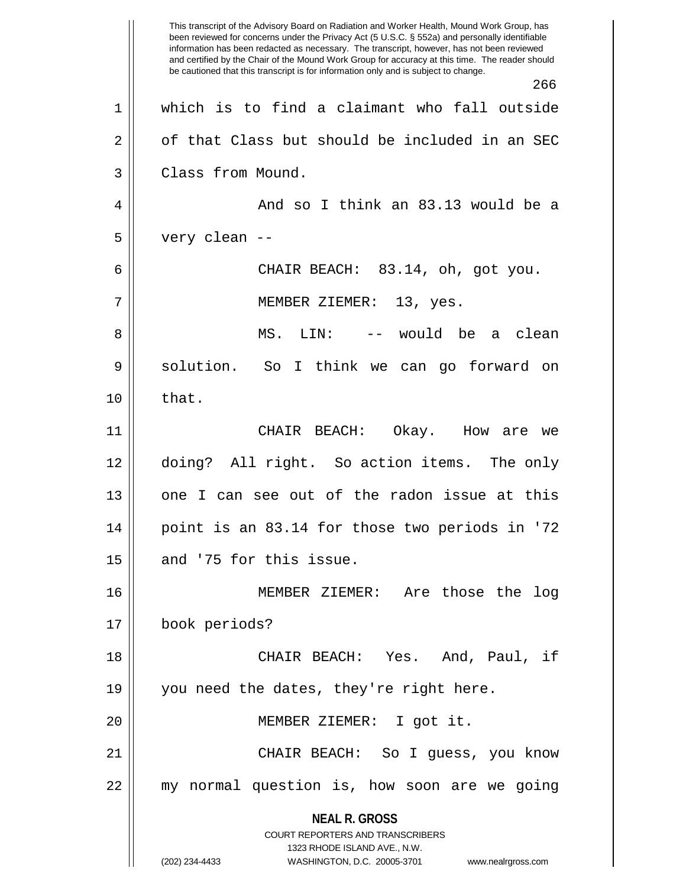which is to find a claimant who fall outside of that Class but should be included in an SEC Class from Mound.

And so I think an 83.13 would be a very clean --

CHAIR BEACH: 83.14, oh, got you.

MEMBER ZIEMER: 13, yes.

MS. LIN: -- would be a clean solution. So I think we can go forward on that.

CHAIR BEACH: Okay. How are we doing? All right. So action items. The only one I can see out of the radon issue at this point is an 83.14 for those two periods in '72 and '75 for this issue.

MEMBER ZIEMER: Are those the log book periods?

CHAIR BEACH: Yes. And, Paul, if you need the dates, they're right here.

MEMBER ZIEMER: I got it.

CHAIR BEACH: So I guess, you know my normal question is, how soon are we going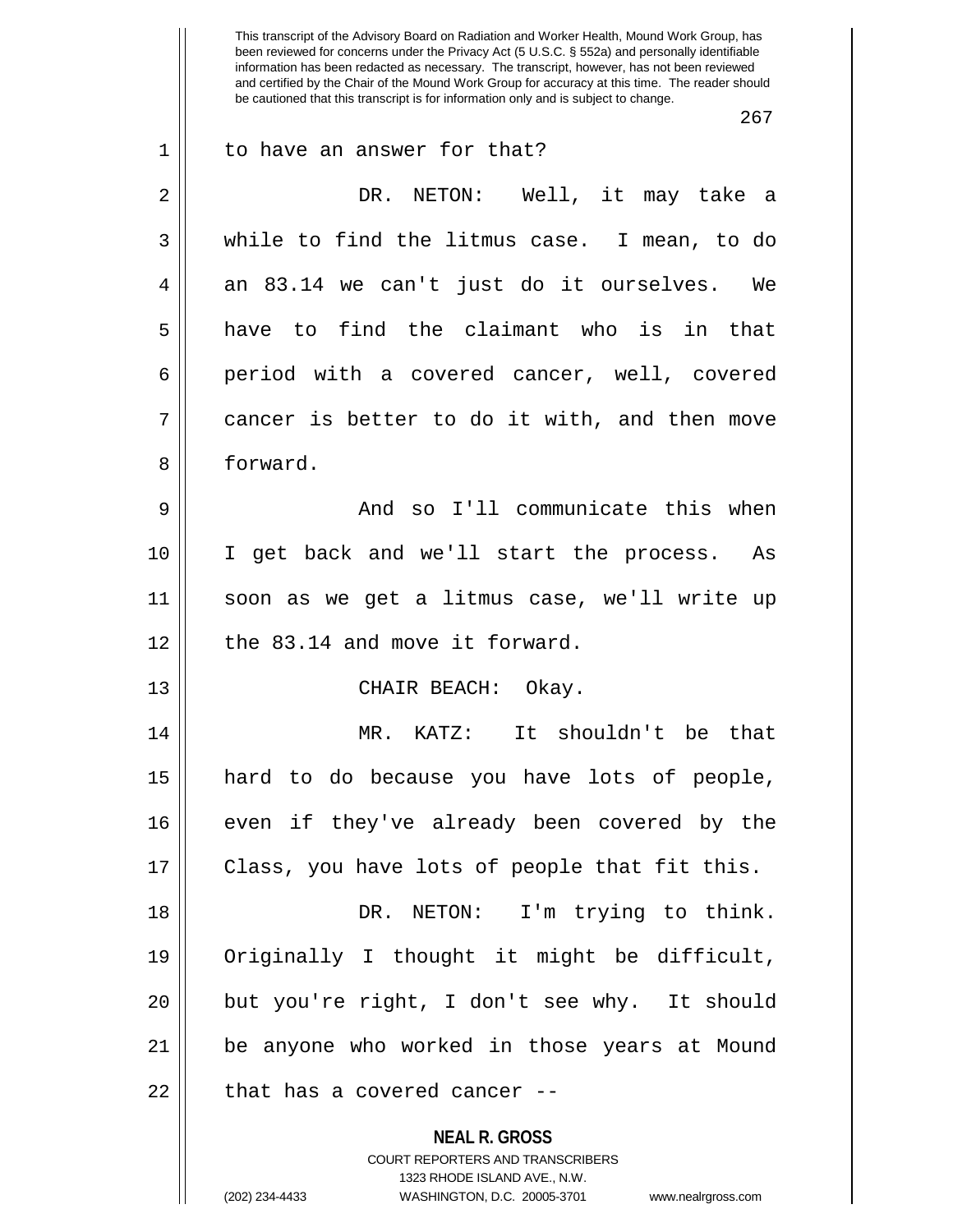to have an answer for that?

DR. NETON: Well, it may take a while to find the litmus case. I mean, to do an 83.14 we can't just do it ourselves. We have to find the claimant who is in that period with a covered cancer, well, covered cancer is better to do it with, and then move forward.

And so I'll communicate this when I get back and we'll start the process. As soon as we get a litmus case, we'll write up the 83.14 and move it forward.

CHAIR BEACH: Okay.

MR. KATZ: It shouldn't be that hard to do because you have lots of people, even if they've already been covered by the Class, you have lots of people that fit this.

DR. NETON: I'm trying to think. Originally I thought it might be difficult, but you're right, I don't see why. It should be anyone who worked in those years at Mound that has a covered cancer --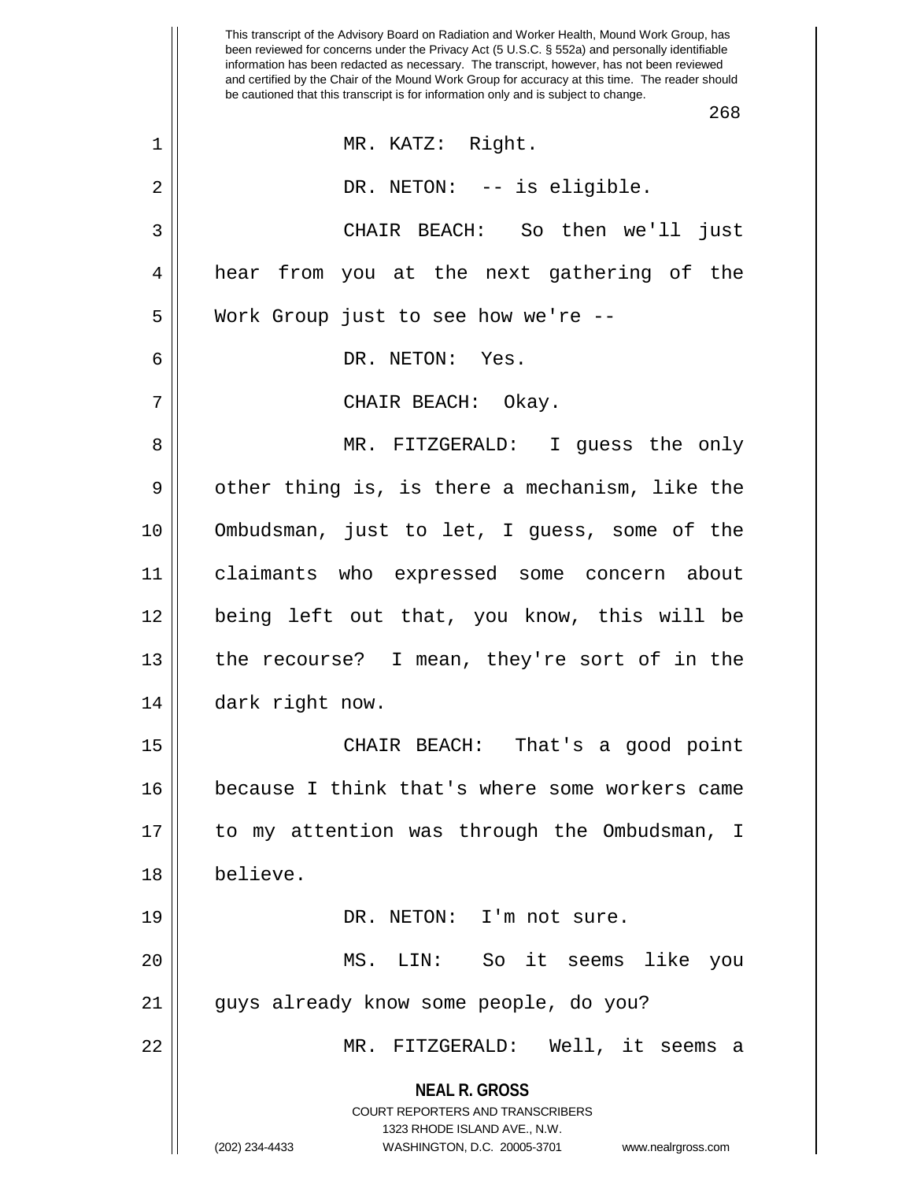This transcript of the Advisory Board on Radiation and Worker Health, Mound Work Group, has been reviewed for concerns under the Privacy Act (5 U.S.C. § 552a) and personally identifiable information has been redacted as necessary. The transcript, however, has not been reviewed and certified by the Chair of the Mound Work Group for accuracy at this time. The reader should be cautioned that this transcript is for information only and is subject to change.

MR. KATZ: Right.

DR. NETON: -- is eligible.

CHAIR BEACH: So then we'll just hear from you at the next gathering of the Work Group just to see how we're --

DR. NETON: Yes.

CHAIR BEACH: Okay.

MR. FITZGERALD: I guess the only other thing is, is there a mechanism, like the Ombudsman, just to let, I guess, some of the claimants who expressed some concern about being left out that, you know, this will be the recourse? I mean, they're sort of in the dark right now.

CHAIR BEACH: That's a good point because I think that's where some workers came to my attention was through the Ombudsman, I believe.

DR. NETON: I'm not sure.

MS. LIN: So it seems like you guys already know some people, do you?

MR. FITZGERALD: Well, it seems a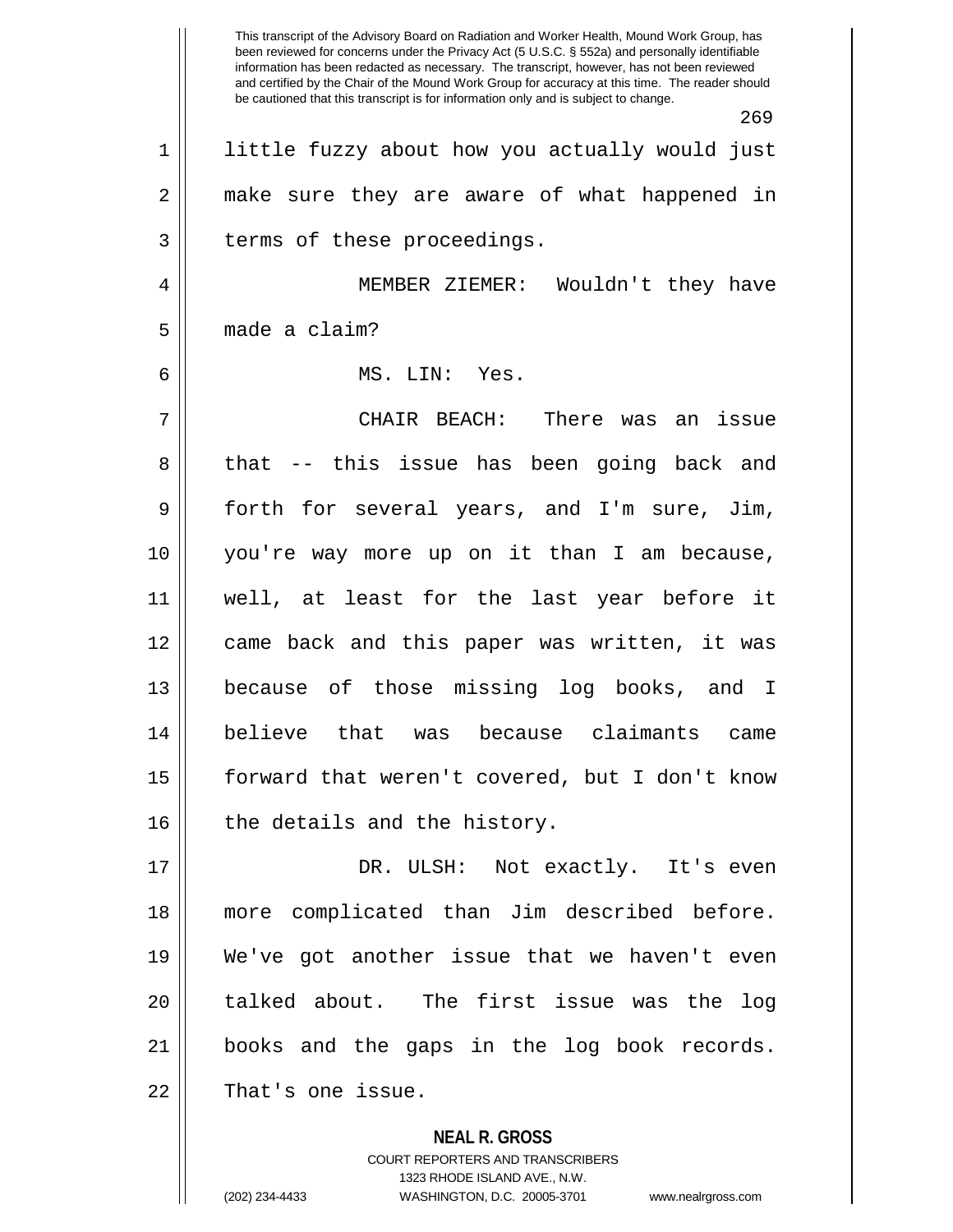little fuzzy about how you actually would just make sure they are aware of what happened in terms of these proceedings.

MEMBER ZIEMER: Wouldn't they have made a claim?

MS. LIN: Yes.

CHAIR BEACH: There was an issue that -- this issue has been going back and forth for several years, and I'm sure, Jim, you're way more up on it than I am because, well, at least for the last year before it came back and this paper was written, it was because of those missing log books, and I believe that was because claimants came forward that weren't covered, but I don't know the details and the history.

DR. ULSH: Not exactly. It's even more complicated than Jim described before. We've got another issue that we haven't even talked about. The first issue was the log books and the gaps in the log book records. That's one issue.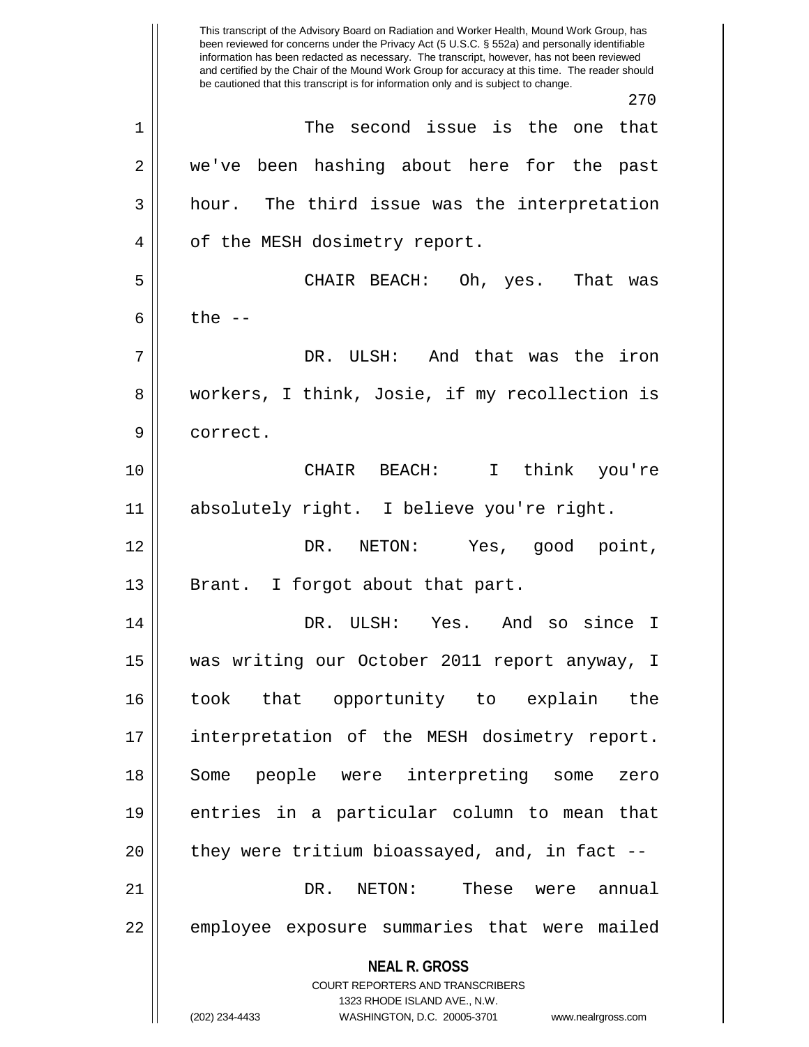The second issue is the one that we've been hashing about here for the past hour. The third issue was the interpretation of the MESH dosimetry report.

CHAIR BEACH: Oh, yes. That was the --

DR. ULSH: And that was the iron workers, I think, Josie, if my recollection is correct.

CHAIR BEACH: I think you're absolutely right. I believe you're right.

DR. NETON: Yes, good point, Brant. I forgot about that part.

DR. ULSH: Yes. And so since I was writing our October 2011 report anyway, I took that opportunity to explain the interpretation of the MESH dosimetry report. Some people were interpreting some zero entries in a particular column to mean that they were tritium bioassayed, and, in fact --

DR. NETON: These were annual employee exposure summaries that were mailed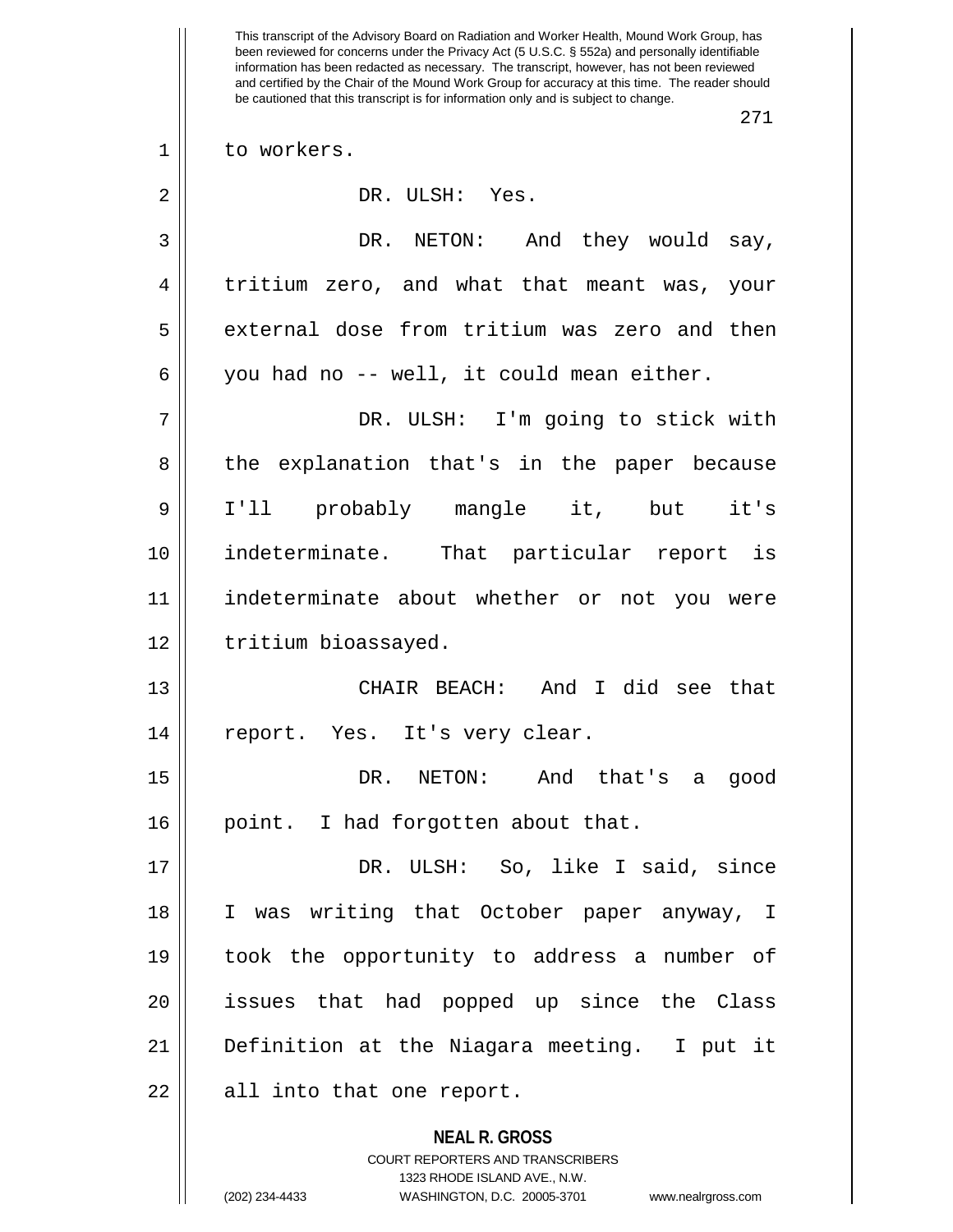to workers.

DR. ULSH: Yes.

DR. NETON: And they would say, tritium zero, and what that meant was, your external dose from tritium was zero and then you had no -- well, it could mean either.

DR. ULSH: I'm going to stick with the explanation that's in the paper because I'll probably mangle it, but it's indeterminate. That particular report is indeterminate about whether or not you were tritium bioassayed.

CHAIR BEACH: And I did see that report. Yes. It's very clear.

DR. NETON: And that's a good point. I had forgotten about that.

DR. ULSH: So, like I said, since I was writing that October paper anyway, I took the opportunity to address a number of issues that had popped up since the Class Definition at the Niagara meeting. I put it all into that one report.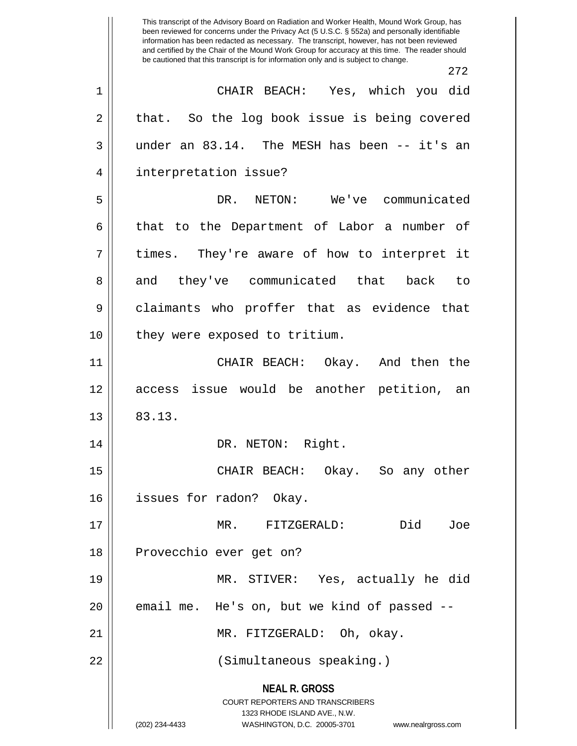This transcript of the Advisory Board on Radiation and Worker Health, Mound Work Group, has been reviewed for concerns under the Privacy Act (5 U.S.C. § 552a) and personally identifiable information has been redacted as necessary. The transcript, however, has not been reviewed and certified by the Chair of the Mound Work Group for accuracy at this time. The reader should be cautioned that this transcript is for information only and is subject to change.

CHAIR BEACH: Yes, which you did that. So the log book issue is being covered under an 83.14. The MESH has been -- it's an interpretation issue?

DR. NETON: We've communicated that to the Department of Labor a number of times. They're aware of how to interpret it and they've communicated that back to claimants who proffer that as evidence that they were exposed to tritium.

CHAIR BEACH: Okay. And then the access issue would be another petition, an 83.13.

DR. NETON: Right.

CHAIR BEACH: Okay. So any other issues for radon? Okay.

MR. FITZGERALD: Did Joe Provecchio ever get on?

MR. STIVER: Yes, actually he did email me. He's on, but we kind of passed --

MR. FITZGERALD: Oh, okay.

(Simultaneous speaking.)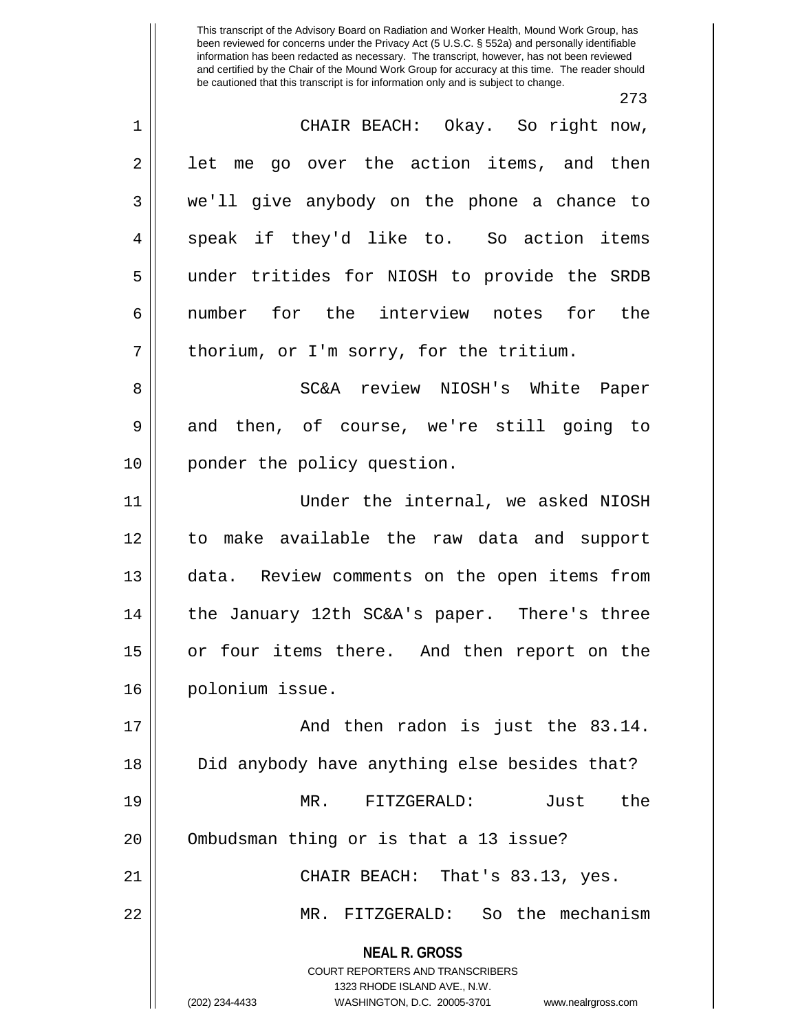CHAIR BEACH: Okay. So right now, let me go over the action items, and then we'll give anybody on the phone a chance to speak if they'd like to. So action items under tritides for NIOSH to provide the SRDB number for the interview notes for the thorium, or I'm sorry, for the tritium.

SC&A review NIOSH's White Paper and then, of course, we're still going to ponder the policy question.

Under the internal, we asked NIOSH to make available the raw data and support data. Review comments on the open items from the January 12th SC&A's paper. There's three or four items there. And then report on the polonium issue.

And then radon is just the 83.14. Did anybody have anything else besides that?

MR. FITZGERALD: Just the Ombudsman thing or is that a 13 issue?

CHAIR BEACH: That's 83.13, yes.

MR. FITZGERALD: So the mechanism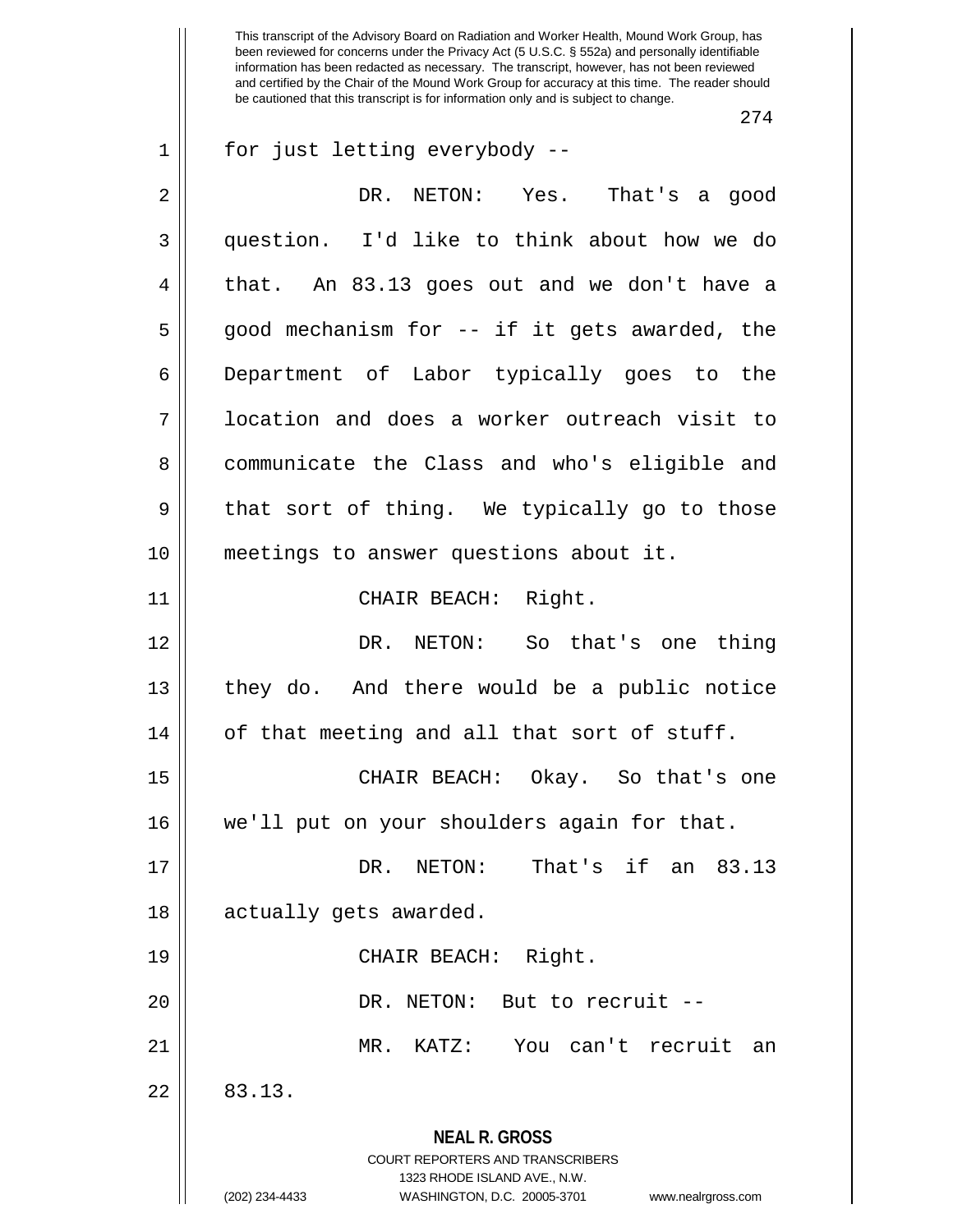for just letting everybody --

DR. NETON: Yes. That's a good question. I'd like to think about how we do that. An 83.13 goes out and we don't have a good mechanism for -- if it gets awarded, the Department of Labor typically goes to the location and does a worker outreach visit to communicate the Class and who's eligible and that sort of thing. We typically go to those meetings to answer questions about it.

CHAIR BEACH: Right.

DR. NETON: So that's one thing they do. And there would be a public notice of that meeting and all that sort of stuff.

CHAIR BEACH: Okay. So that's one we'll put on your shoulders again for that.

DR. NETON: That's if an 83.13 actually gets awarded.

CHAIR BEACH: Right.

DR. NETON: But to recruit --

MR. KATZ: You can't recruit an 83.13.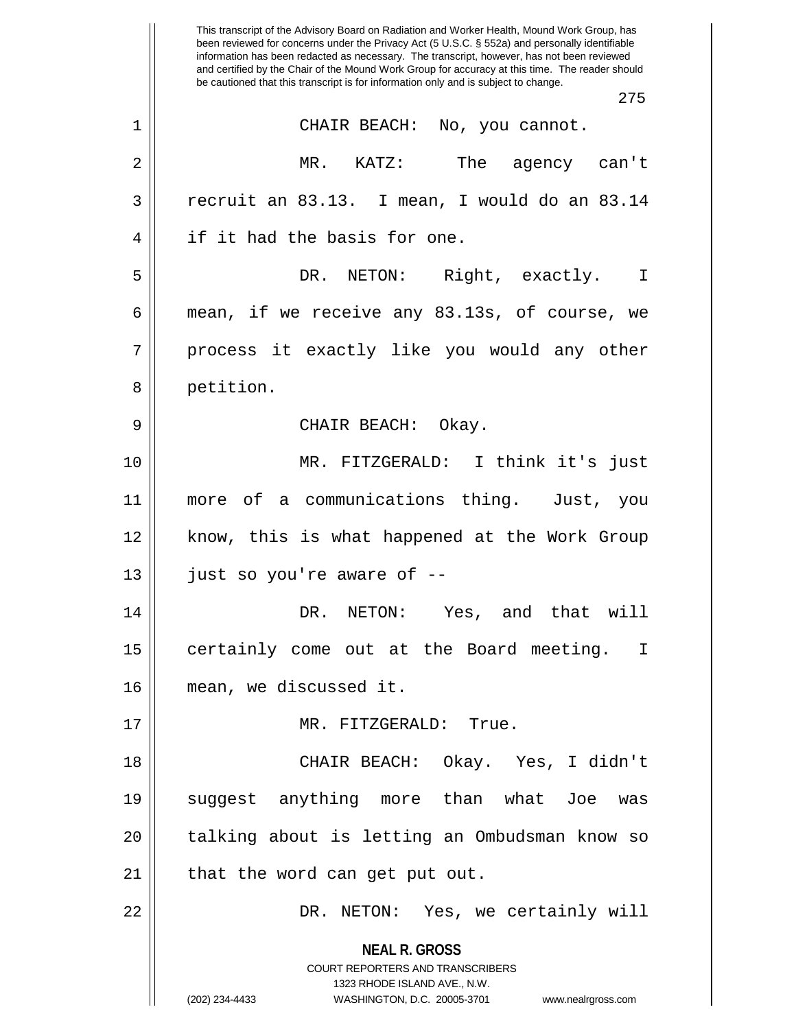CHAIR BEACH: No, you cannot.

MR. KATZ: The agency can't recruit an 83.13. I mean, I would do an 83.14 if it had the basis for one.

DR. NETON: Right, exactly. I mean, if we receive any 83.13s, of course, we process it exactly like you would any other petition.

CHAIR BEACH: Okay.

MR. FITZGERALD: I think it's just more of a communications thing. Just, you know, this is what happened at the Work Group just so you're aware of --

DR. NETON: Yes, and that will certainly come out at the Board meeting. I mean, we discussed it.

MR. FITZGERALD: True.

CHAIR BEACH: Okay. Yes, I didn't suggest anything more than what Joe was talking about is letting an Ombudsman know so that the word can get put out.

DR. NETON: Yes, we certainly will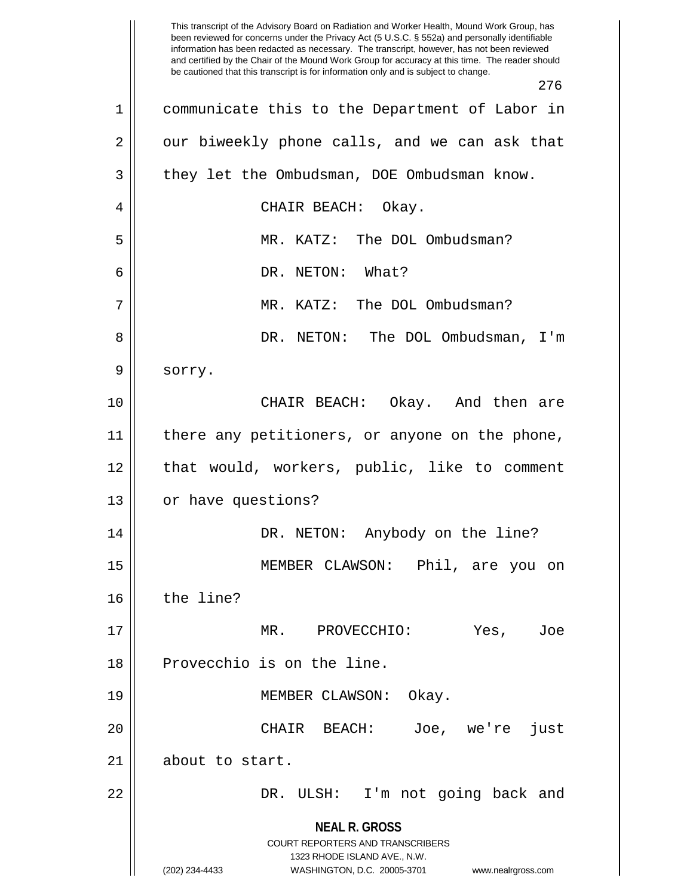communicate this to the Department of Labor in our biweekly phone calls, and we can ask that they let the Ombudsman, DOE Ombudsman know.

CHAIR BEACH: Okay.

MR. KATZ: The DOL Ombudsman?

DR. NETON: What?

MR. KATZ: The DOL Ombudsman?

DR. NETON: The DOL Ombudsman, I'm sorry.

CHAIR BEACH: Okay. And then are there any petitioners, or anyone on the phone, that would, workers, public, like to comment or have questions?

DR. NETON: Anybody on the line?

MEMBER CLAWSON: Phil, are you on the line?

MR. PROVECCHIO: Yes, Joe Provecchio is on the line.

MEMBER CLAWSON: Okay.

CHAIR BEACH: Joe, we're just about to start.

DR. ULSH: I'm not going back and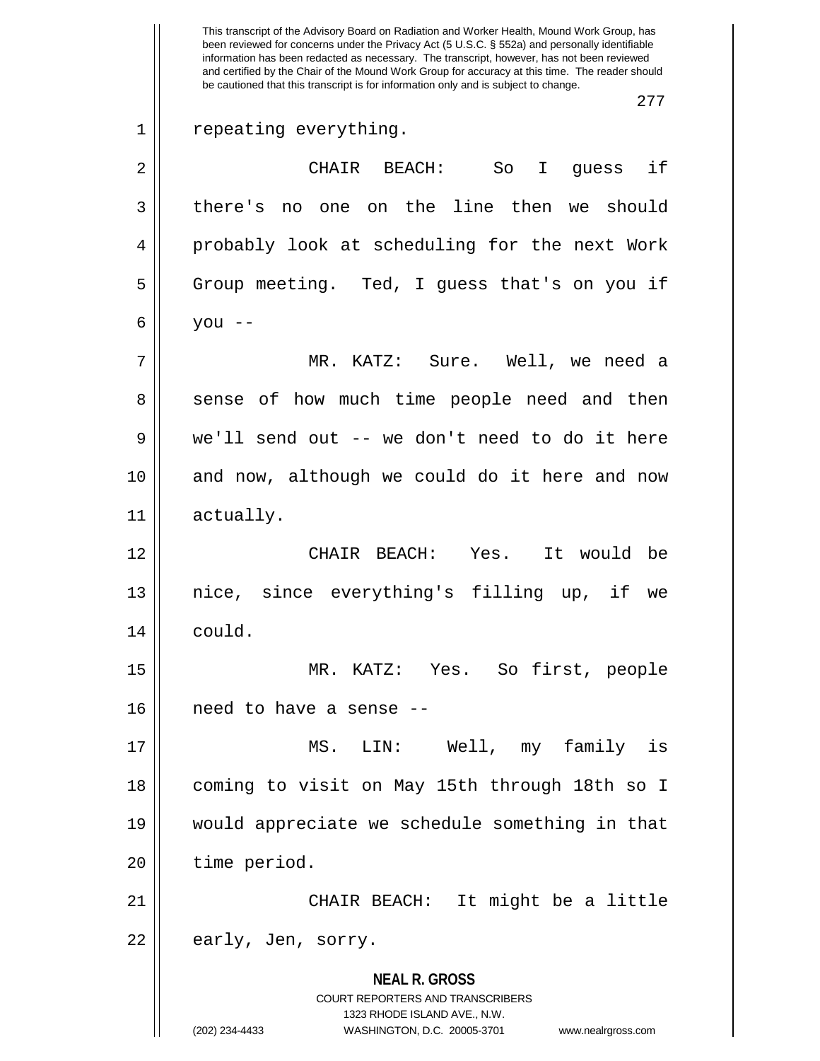repeating everything.

CHAIR BEACH: So I guess if there's no one on the line then we should probably look at scheduling for the next Work Group meeting. Ted, I guess that's on you if you --

MR. KATZ: Sure. Well, we need a sense of how much time people need and then we'll send out -- we don't need to do it here and now, although we could do it here and now actually.

CHAIR BEACH: Yes. It would be nice, since everything's filling up, if we could.

MR. KATZ: Yes. So first, people need to have a sense --

MS. LIN: Well, my family is coming to visit on May 15th through 18th so I would appreciate we schedule something in that time period.

CHAIR BEACH: It might be a little early, Jen, sorry.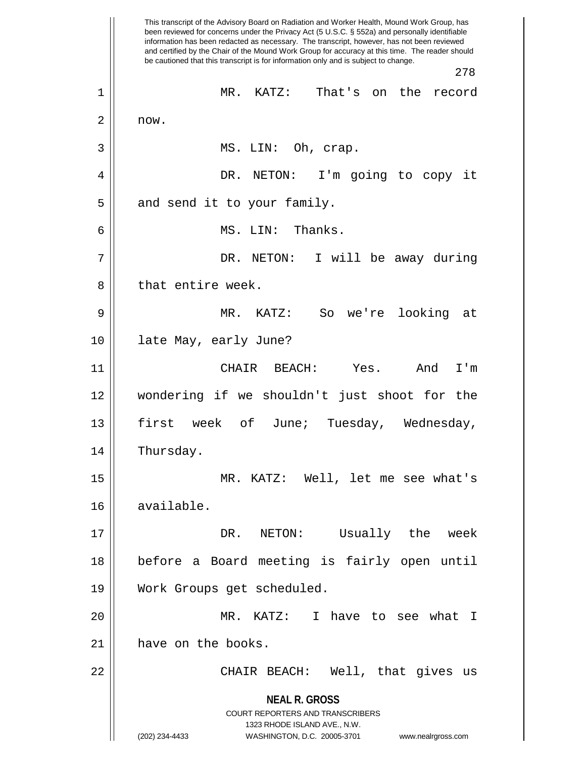MR. KATZ: That's on the record now.

MS. LIN: Oh, crap.

DR. NETON: I'm going to copy it and send it to your family.

MS. LIN: Thanks.

DR. NETON: I will be away during that entire week.

MR. KATZ: So we're looking at late May, early June?

CHAIR BEACH: Yes. And I'm wondering if we shouldn't just shoot for the first week of June; Tuesday, Wednesday, Thursday.

MR. KATZ: Well, let me see what's available.

DR. NETON: Usually the week before a Board meeting is fairly open until Work Groups get scheduled.

MR. KATZ: I have to see what I have on the books.

CHAIR BEACH: Well, that gives us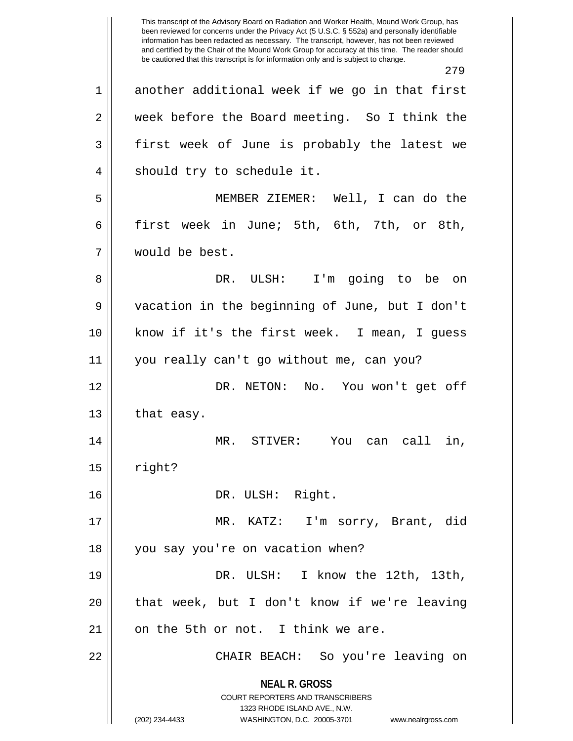another additional week if we go in that first week before the Board meeting. So I think the first week of June is probably the latest we should try to schedule it.

MEMBER ZIEMER: Well, I can do the first week in June; 5th, 6th, 7th, or 8th, would be best.

DR. ULSH: I'm going to be on vacation in the beginning of June, but I don't know if it's the first week. I mean, I guess you really can't go without me, can you?

DR. NETON: No. You won't get off that easy.

MR. STIVER: You can call in, right?

DR. ULSH: Right.

MR. KATZ: I'm sorry, Brant, did you say you're on vacation when?

DR. ULSH: I know the 12th, 13th, that week, but I don't know if we're leaving on the 5th or not. I think we are.

CHAIR BEACH: So you're leaving on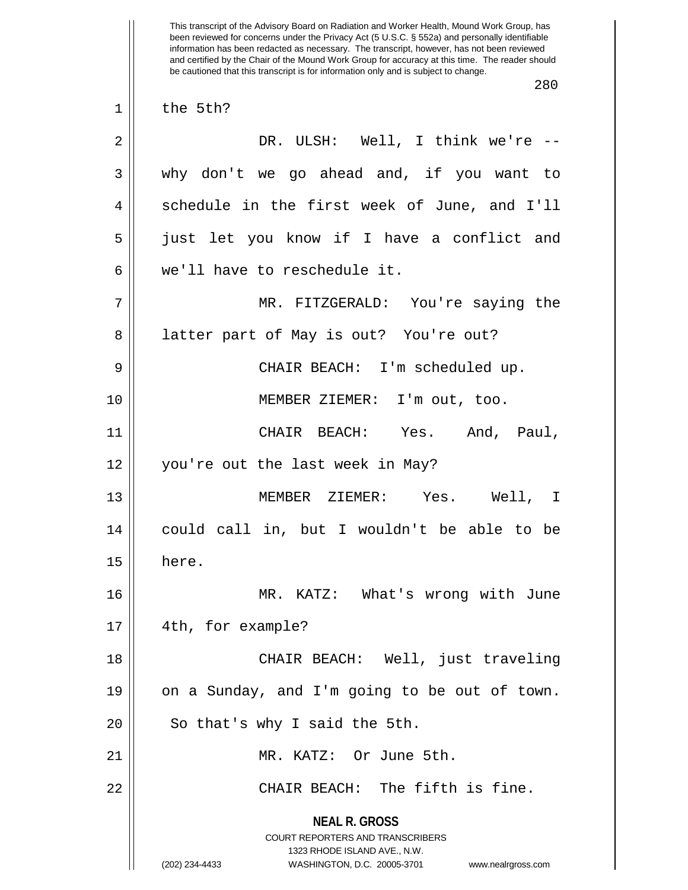the 5th?

DR. ULSH: Well, I think we're -- why don't we go ahead and, if you want to schedule in the first week of June, and I'll just let you know if I have a conflict and we'll have to reschedule it.

MR. FITZGERALD: You're saying the latter part of May is out? You're out?

CHAIR BEACH: I'm scheduled up.

MEMBER ZIEMER: I'm out, too.

CHAIR BEACH: Yes. And, Paul, you're out the last week in May?

MEMBER ZIEMER: Yes. Well, I could call in, but I wouldn't be able to be here.

MR. KATZ: What's wrong with June 4th, for example?

CHAIR BEACH: Well, just traveling on a Sunday, and I'm going to be out of town. So that's why I said the 5th.

MR. KATZ: Or June 5th.

CHAIR BEACH: The fifth is fine.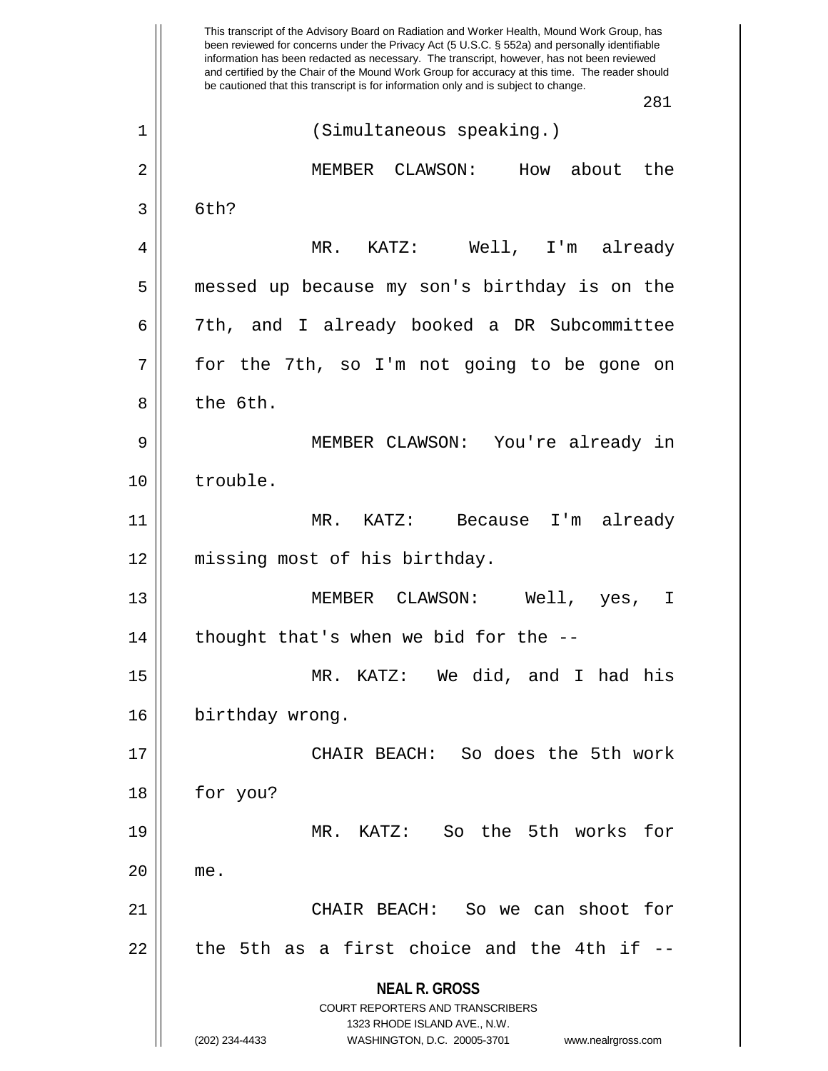(Simultaneous speaking.)

MEMBER CLAWSON: How about the 6th?

MR. KATZ: Well, I'm already messed up because my son's birthday is on the 7th, and I already booked a DR Subcommittee for the 7th, so I'm not going to be gone on the 6th.

MEMBER CLAWSON: You're already in trouble.

MR. KATZ: Because I'm already missing most of his birthday.

MEMBER CLAWSON: Well, yes, I thought that's when we bid for the --

MR. KATZ: We did, and I had his birthday wrong.

CHAIR BEACH: So does the 5th work for you?

MR. KATZ: So the 5th works for me.

CHAIR BEACH: So we can shoot for the 5th as a first choice and the 4th if --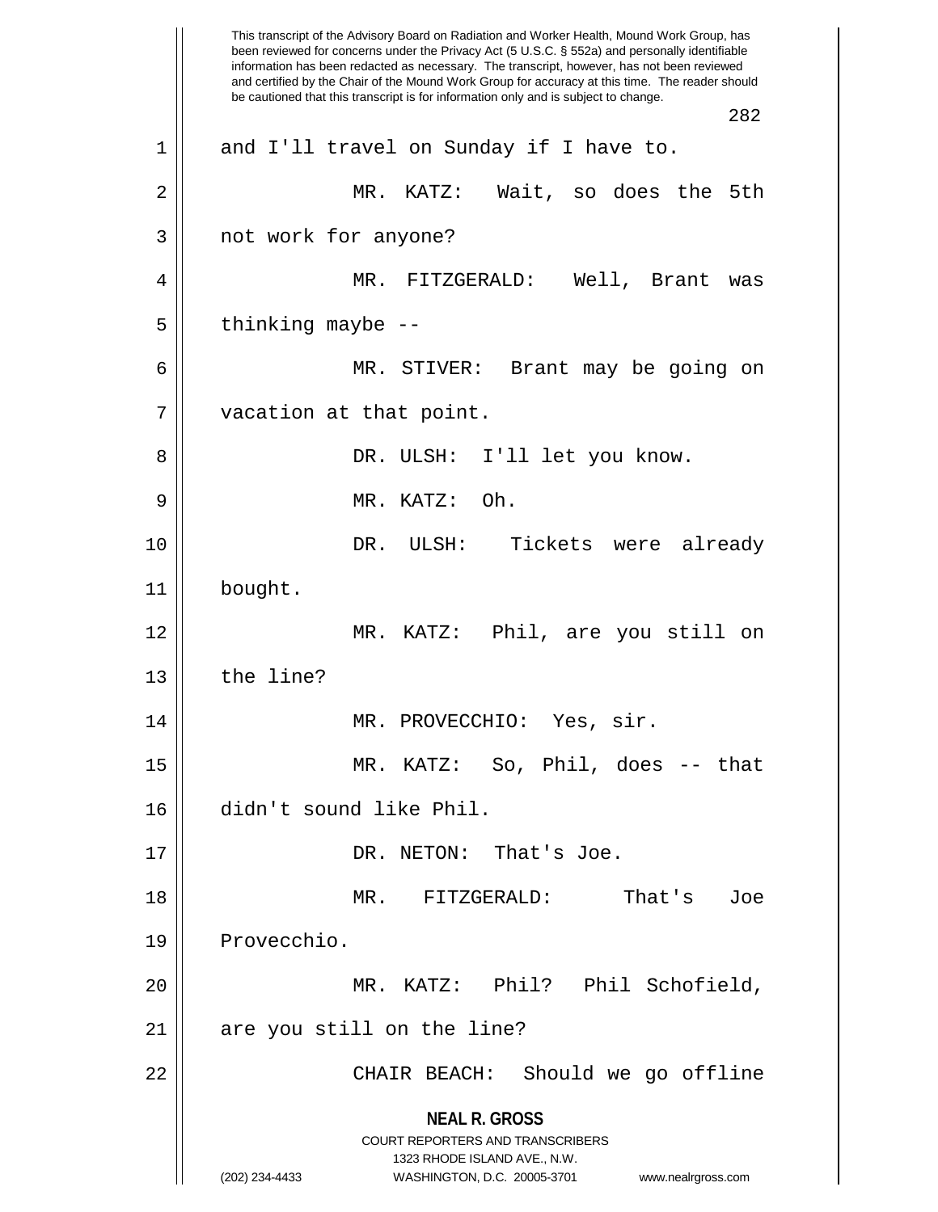and I'll travel on Sunday if I have to.

MR. KATZ: Wait, so does the 5th not work for anyone?

MR. FITZGERALD: Well, Brant was thinking maybe --

MR. STIVER: Brant may be going on vacation at that point.

DR. ULSH: I'll let you know.

MR. KATZ: Oh.

DR. ULSH: Tickets were already bought.

MR. KATZ: Phil, are you still on the line?

MR. PROVECCHIO: Yes, sir.

MR. KATZ: So, Phil, does -- that didn't sound like Phil.

DR. NETON: That's Joe.

MR. FITZGERALD: That's Joe Provecchio.

MR. KATZ: Phil? Phil Schofield, are you still on the line?

CHAIR BEACH: Should we go offline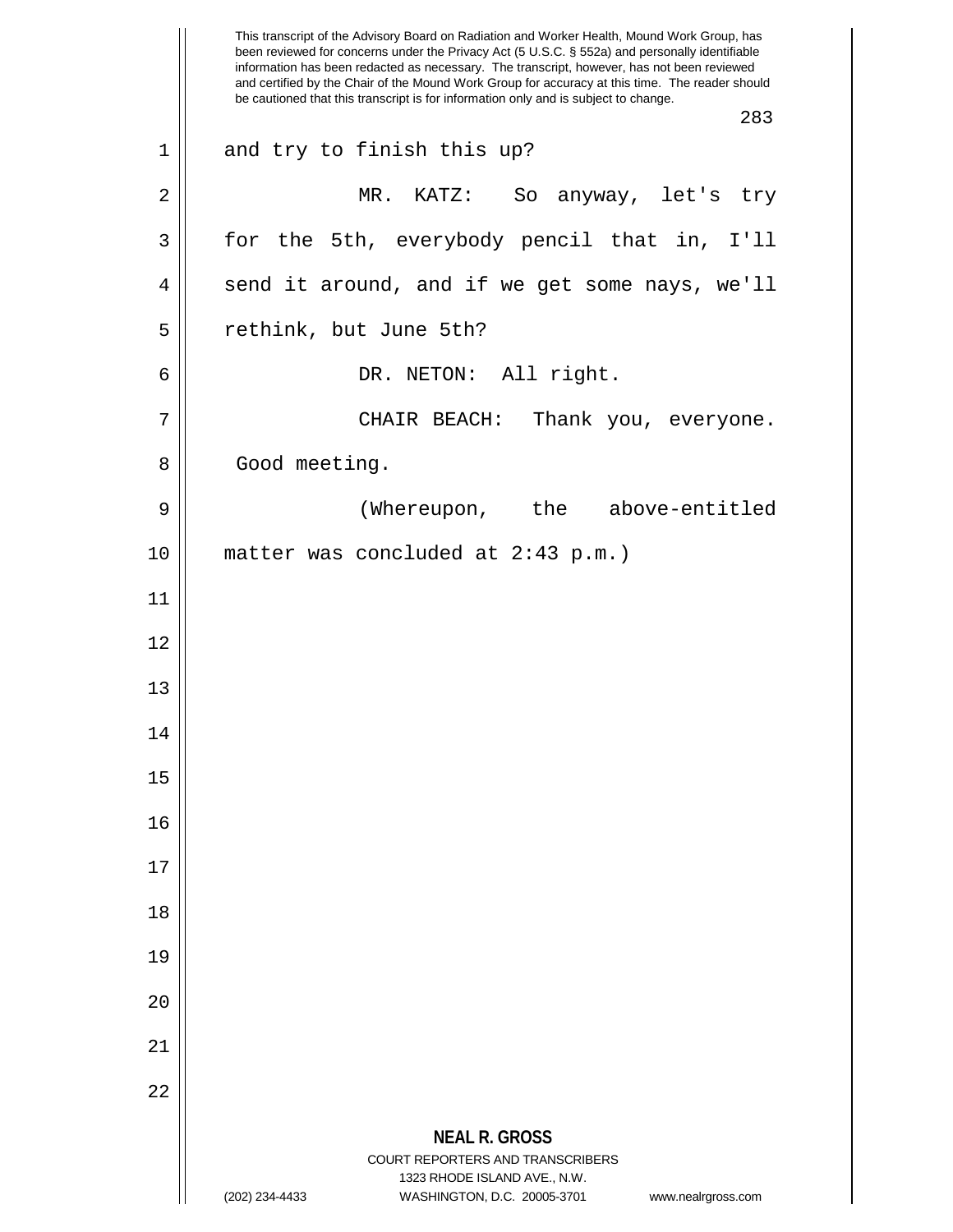and try to finish this up?

MR. KATZ: So anyway, let's try for the 5th, everybody pencil that in, I'll send it around, and if we get some nays, we'll rethink, but June 5th?

DR. NETON: All right.

CHAIR BEACH: Thank you, everyone. Good meeting.

(Whereupon, the above-entitled matter was concluded at 2:43 p.m.)